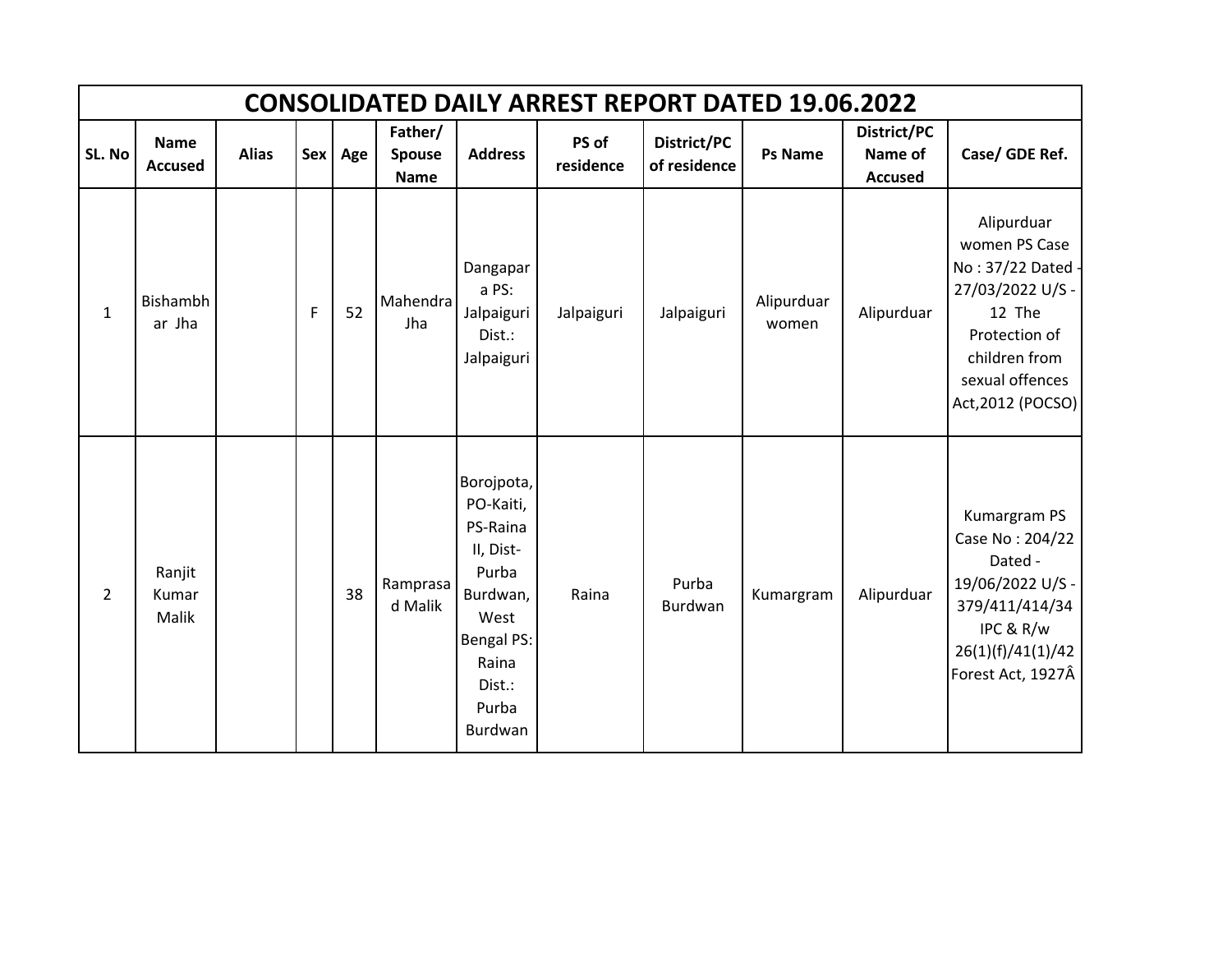| CONSOLIDATED DAILY ARREST REPORT DATED 19.06.2022 | | | | | | | | | | | |
|---|---|---|---|---|---|---|---|---|---|---|---|
| SL. No | Name Accused | Alias | Sex | Age | Father/ Spouse Name | Address | PS of residence | District/PC of residence | Ps Name | District/PC Name of Accused | Case/ GDE Ref. |
| 1 | Bishambhar Jha | | F | 52 | Mahendra Jha | Dangapara PS: Jalpaiguri Dist.: Jalpaiguri | Jalpaiguri | Jalpaiguri | Alipurduar women | Alipurduar | Alipurduar women PS Case No : 37/22 Dated - 27/03/2022 U/S - 12 The Protection of children from sexual offences Act,2012 (POCSO) |
| 2 | Ranjit Kumar Malik | | | 38 | Ramprasad Malik | Borojpota, PO-Kaiti, PS-Raina II, Dist-Purba Burdwan, West Bengal PS: Raina Dist.: Purba Burdwan | Raina | Purba Burdwan | Kumargram | Alipurduar | Kumargram PS Case No : 204/22 Dated - 19/06/2022 U/S - 379/411/414/34 IPC & R/w 26(1)(f)/41(1)/42 Forest Act, 1927Â |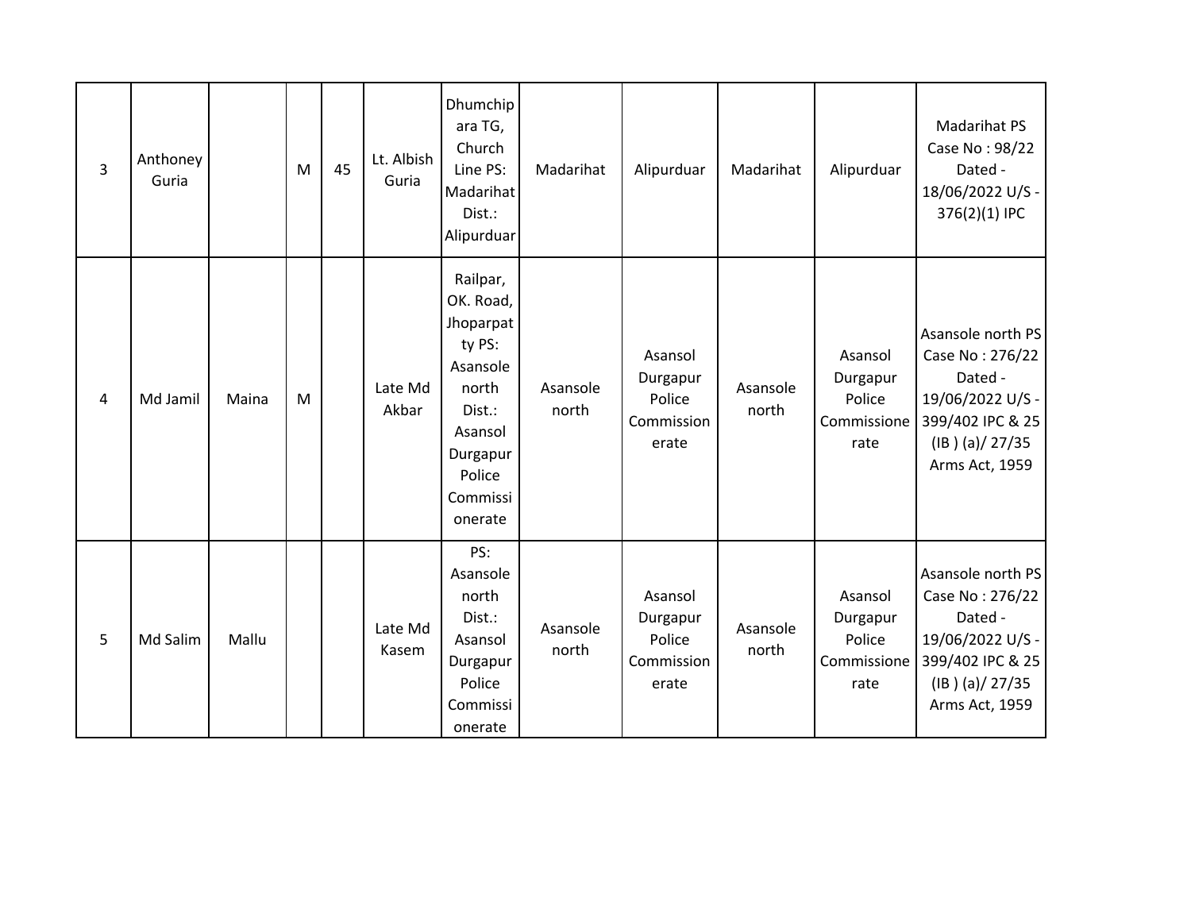| | | | | | | | | | | | |
|---|---|---|---|---|---|---|---|---|---|---|---|
| 3 | Anthoney Guria | | M | 45 | Lt. Albish Guria | Dhumchipara TG, Church Line PS: Madarihat Dist.: Alipurduar | Madarihat | Alipurduar | Madarihat | Alipurduar | Madarihat PS Case No : 98/22 Dated - 18/06/2022 U/S - 376(2)(1) IPC |
| 4 | Md Jamil | Maina | M | | Late Md Akbar | Railpar, OK. Road, Jhoparpatty PS: Asansole north Dist.: Asansol Durgapur Police Commissionerate | Asansole north | Asansol Durgapur Police Commissionerate | Asansole north | Asansol Durgapur Police Commissionerate | Asansole north PS Case No : 276/22 Dated - 19/06/2022 U/S - 399/402 IPC & 25 (IB ) (a)/ 27/35 Arms Act, 1959 |
| 5 | Md Salim | Mallu | | | Late Md Kasem | PS: Asansole north Dist.: Asansol Durgapur Police Commissionerate | Asansole north | Asansol Durgapur Police Commissionerate | Asansole north | Asansol Durgapur Police Commissionerate | Asansole north PS Case No : 276/22 Dated - 19/06/2022 U/S - 399/402 IPC & 25 (IB ) (a)/ 27/35 Arms Act, 1959 |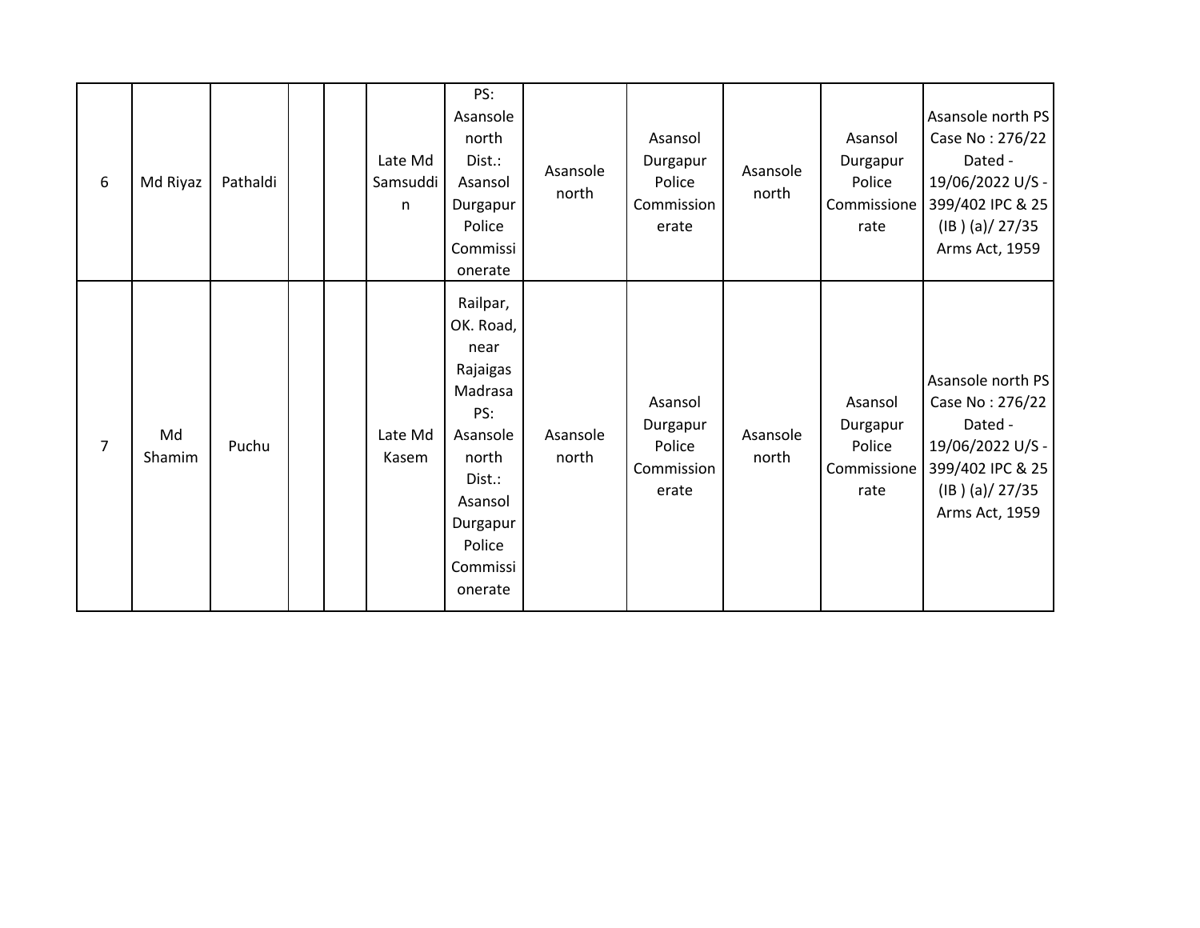| | | | | | | | | | | | |
|---|---|---|---|---|---|---|---|---|---|---|---|
| 6 | Md Riyaz | Pathaldi | | | Late Md Samsuddin | PS: Asansole north Dist.: Asansol Durgapur Police Commissionerate | Asansole north | Asansol Durgapur Police Commissionerate | Asansole north | Asansol Durgapur Police Commissionerate | Asansole north PS Case No : 276/22 Dated - 19/06/2022 U/S - 399/402 IPC & 25 (IB ) (a)/ 27/35 Arms Act, 1959 |
| 7 | Md Shamim | Puchu | | | Late Md Kasem | Railpar, OK. Road, near Rajaigas Madrasa PS: Asansole north Dist.: Asansol Durgapur Police Commissionerate | Asansole north | Asansol Durgapur Police Commissionerate | Asansole north | Asansol Durgapur Police Commissionerate | Asansole north PS Case No : 276/22 Dated - 19/06/2022 U/S - 399/402 IPC & 25 (IB ) (a)/ 27/35 Arms Act, 1959 |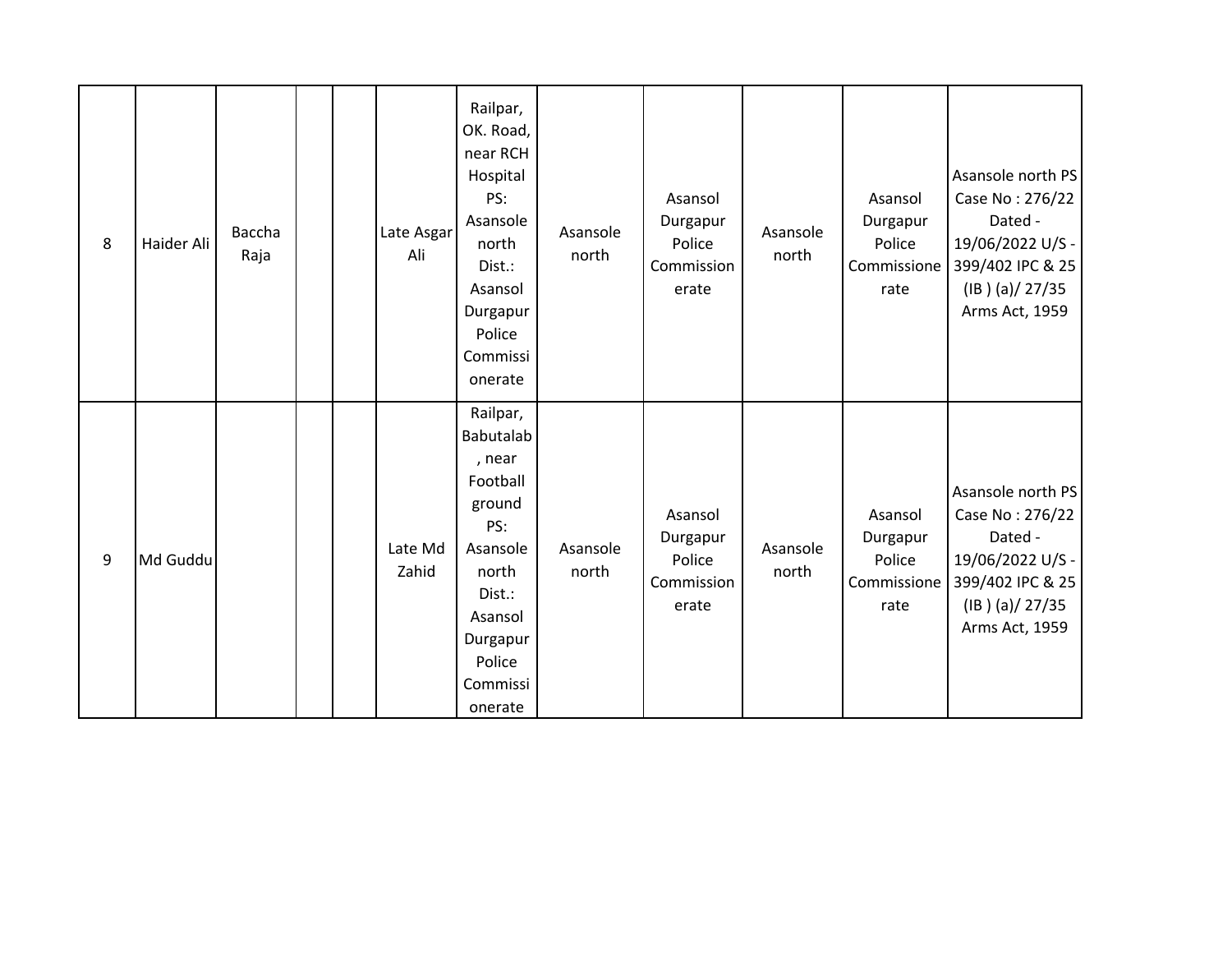| 8 | Haider Ali | Baccha Raja | | | Late Asgar Ali | Railpar, OK. Road, near RCH Hospital PS: Asansole north Dist.: Asansol Durgapur Police Commissionerate | Asansole north | Asansol Durgapur Police Commissionerate | Asansole north | Asansol Durgapur Police Commissionerate | Asansole north PS Case No : 276/22 Dated - 19/06/2022 U/S - 399/402 IPC & 25 (IB ) (a)/ 27/35 Arms Act, 1959 |
|---|---|---|---|---|---|---|---|---|---|---|---|
| 9 | Md Guddu | | | | Late Md Zahid | Railpar, Babutalab , near Football ground PS: Asansole north Dist.: Asansol Durgapur Police Commissionerate | Asansole north | Asansol Durgapur Police Commissionerate | Asansole north | Asansol Durgapur Police Commissionerate | Asansole north PS Case No : 276/22 Dated - 19/06/2022 U/S - 399/402 IPC & 25 (IB ) (a)/ 27/35 Arms Act, 1959 |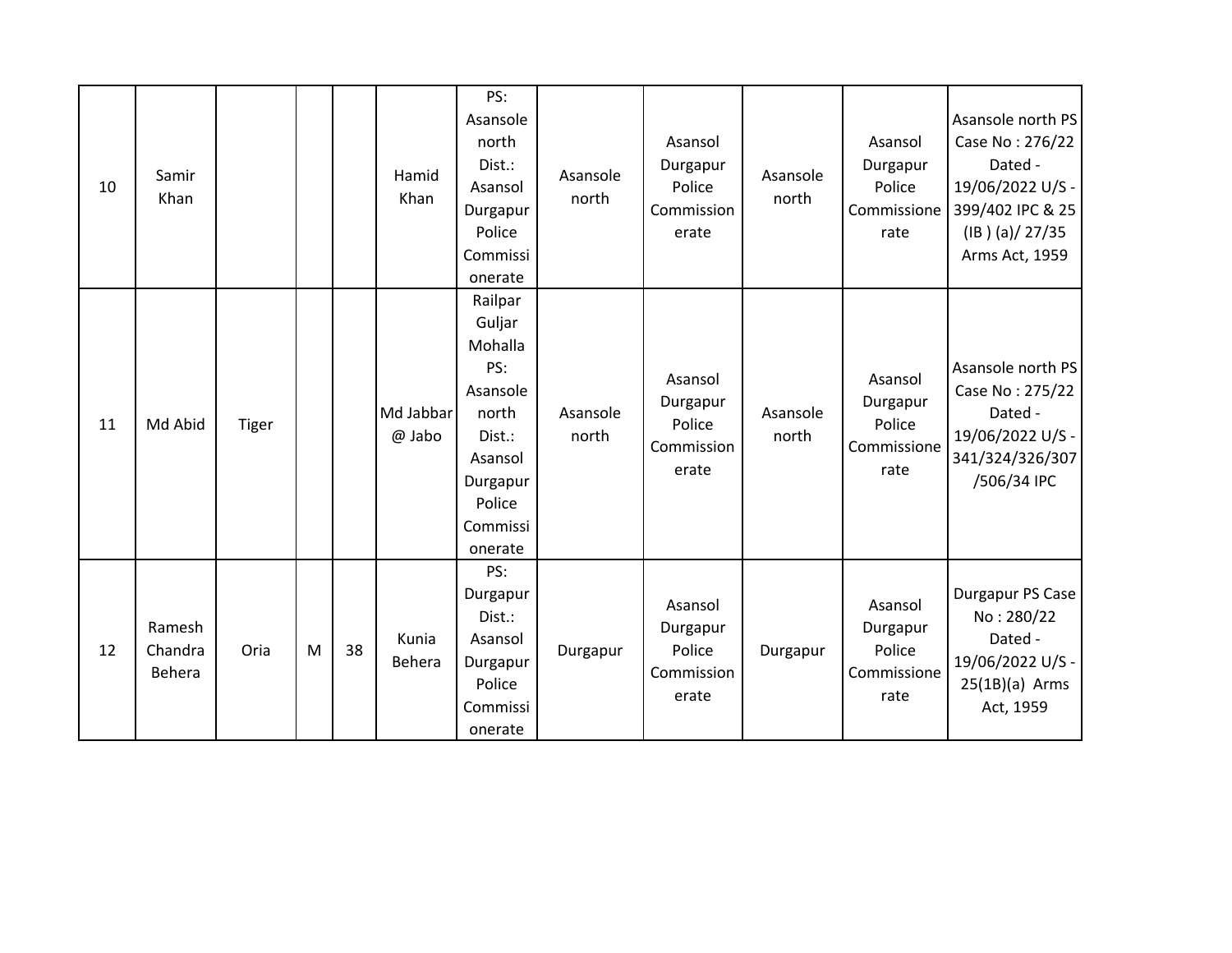| | | | | | | | | | | | |
|---|---|---|---|---|---|---|---|---|---|---|---|
| 10 | Samir Khan | | | | Hamid Khan | PS: Asansole north Dist.: Asansol Durgapur Police Commissionerate | Asansole north | Asansol Durgapur Police Commissionerate | Asansole north | Asansol Durgapur Police Commissionerate | Asansole north PS Case No : 276/22 Dated - 19/06/2022 U/S - 399/402 IPC & 25 (IB ) (a)/ 27/35 Arms Act, 1959 |
| 11 | Md Abid | Tiger | | | Md Jabbar @ Jabo | Railpar Guljar Mohalla PS: Asansole north Dist.: Asansol Durgapur Police Commissionerate | Asansole north | Asansol Durgapur Police Commissionerate | Asansole north | Asansol Durgapur Police Commissionerate | Asansole north PS Case No : 275/22 Dated - 19/06/2022 U/S - 341/324/326/307/506/34 IPC |
| 12 | Ramesh Chandra Behera | Oria | M | 38 | Kunia Behera | PS: Durgapur Dist.: Asansol Durgapur Police Commissionerate | Durgapur | Asansol Durgapur Police Commissionerate | Durgapur | Asansol Durgapur Police Commissionerate | Durgapur PS Case No : 280/22 Dated - 19/06/2022 U/S - 25(1B)(a) Arms Act, 1959 |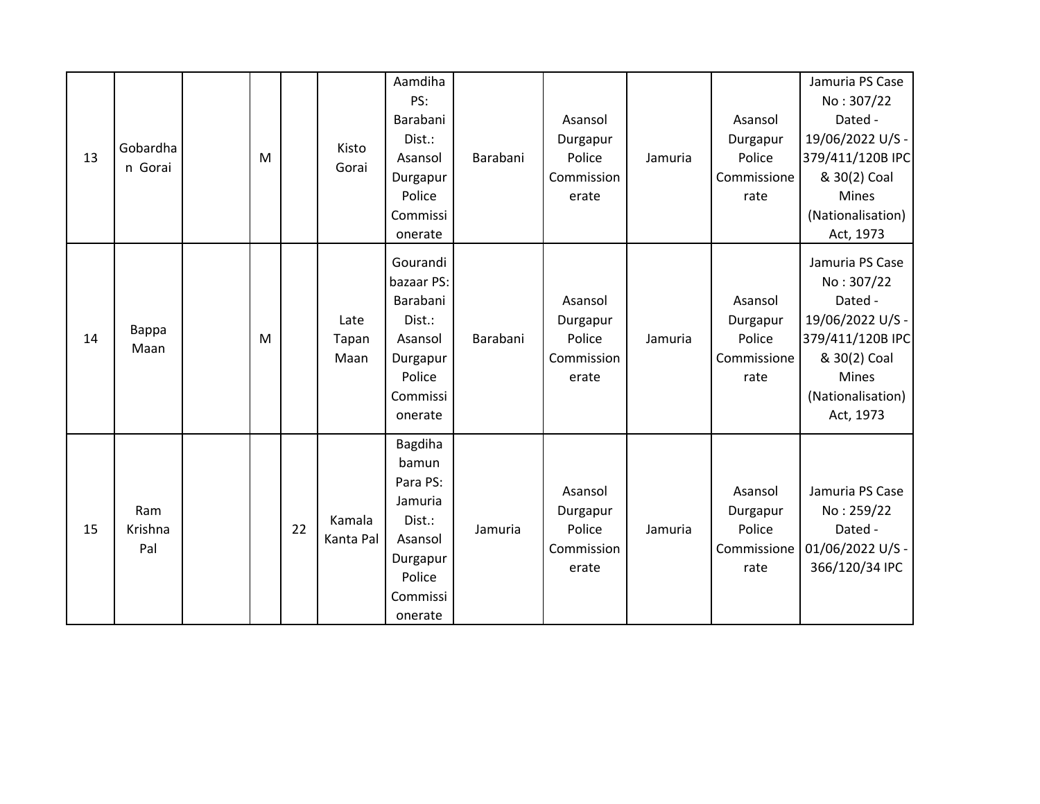| 13 | Gobardhan Gorai | | M | | Kisto Gorai | Aamdiha PS: Barabani Dist.: Asansol Durgapur Police Commissionerate | Barabani | Asansol Durgapur Police Commissionerate | Jamuria | Asansol Durgapur Police Commissionerate | Jamuria PS Case No : 307/22 Dated - 19/06/2022 U/S - 379/411/120B IPC & 30(2) Coal Mines (Nationalisation) Act, 1973 |
|---|---|---|---|---|---|---|---|---|---|---|---|
| 14 | Bappa Maan | | M | | Late Tapan Maan | Gourandi bazaar PS: Barabani Dist.: Asansol Durgapur Police Commissionerate | Barabani | Asansol Durgapur Police Commissionerate | Jamuria | Asansol Durgapur Police Commissionerate | Jamuria PS Case No : 307/22 Dated - 19/06/2022 U/S - 379/411/120B IPC & 30(2) Coal Mines (Nationalisation) Act, 1973 |
| 15 | Ram Krishna Pal | | | 22 | Kamala Kanta Pal | Bagdiha bamun Para PS: Jamuria Dist.: Asansol Durgapur Police Commissionerate | Jamuria | Asansol Durgapur Police Commissionerate | Jamuria | Asansol Durgapur Police Commissionerate | Jamuria PS Case No : 259/22 Dated - 01/06/2022 U/S - 366/120/34 IPC |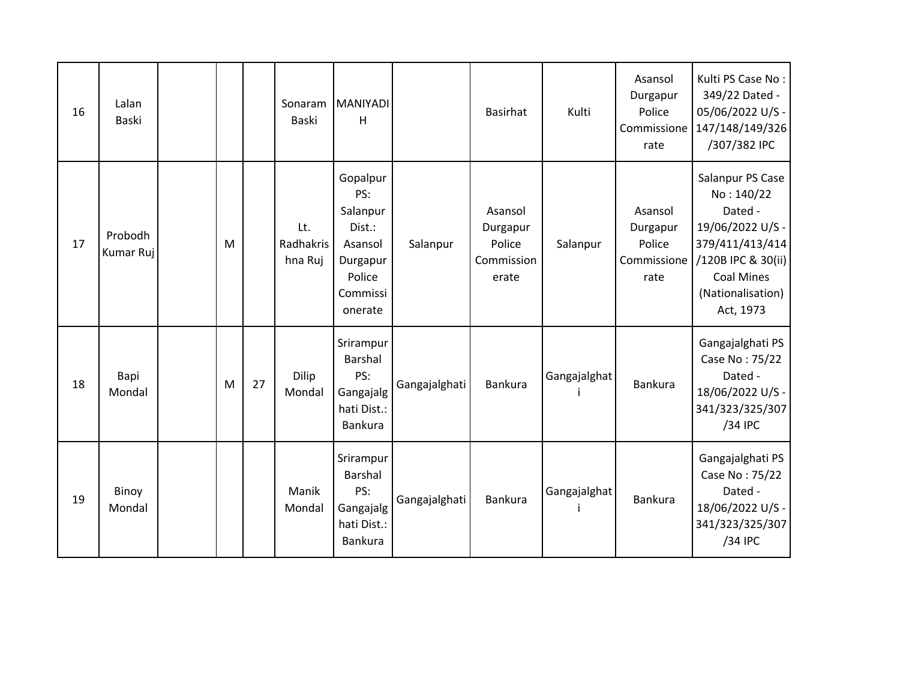| 16 | Lalan Baski | | | | Sonaram Baski | MANIYADIH | | Basirhat | Kulti | Asansol Durgapur Police Commissionerate | Kulti PS Case No : 349/22 Dated - 05/06/2022 U/S - 147/148/149/326/307/382 IPC |
|---|---|---|---|---|---|---|---|---|---|---|---|
| 17 | Probodh Kumar Ruj | | M | | Lt. Radhakrishna Ruj | Gopalpur PS: Salanpur Dist.: Asansol Durgapur Police Commissionerate | Salanpur | Asansol Durgapur Police Commissionerate | Salanpur | Asansol Durgapur Police Commissionerate | Salanpur PS Case No : 140/22 Dated - 19/06/2022 U/S - 379/411/413/414/120B IPC & 30(ii) Coal Mines (Nationalisation) Act, 1973 |
| 18 | Bapi Mondal | | M | 27 | Dilip Mondal | Srirampur Barshal PS: Gangajalghati Dist.: Bankura | Gangajalghati | Bankura | Gangajalghati | Bankura | Gangajalghati PS Case No : 75/22 Dated - 18/06/2022 U/S - 341/323/325/307/34 IPC |
| 19 | Binoy Mondal | | | | Manik Mondal | Srirampur Barshal PS: Gangajalghati Dist.: Bankura | Gangajalghati | Bankura | Gangajalghati | Bankura | Gangajalghati PS Case No : 75/22 Dated - 18/06/2022 U/S - 341/323/325/307/34 IPC |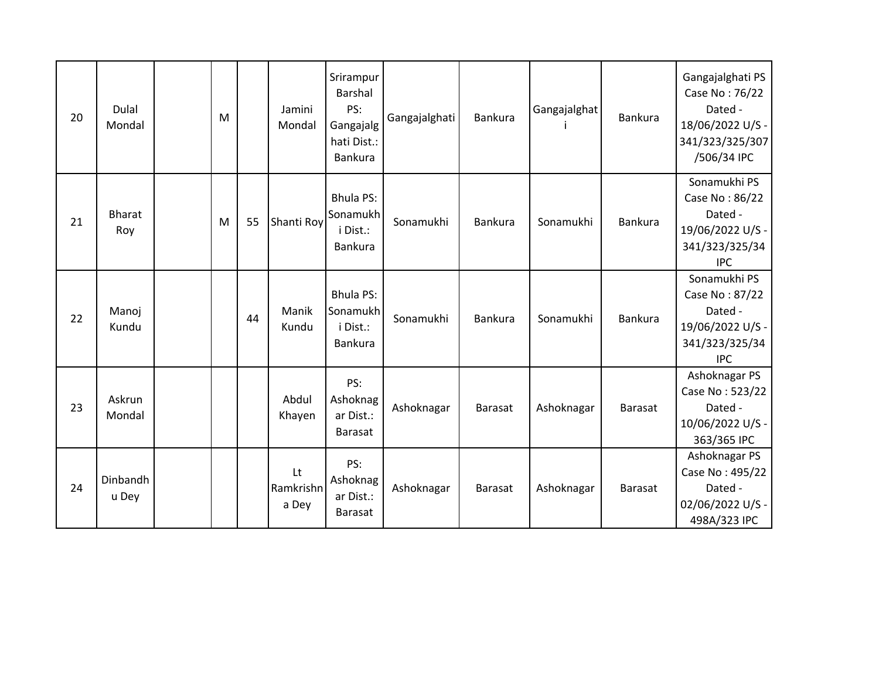| | | | | | | | | | | | |
|---|---|---|---|---|---|---|---|---|---|---|---|
| 20 | Dulal Mondal | | M | | Jamini Mondal | Srirampur Barshal PS: Gangajalghati Dist.: Bankura | Gangajalghati | Bankura | Gangajalghati | Bankura | Gangajalghati PS Case No : 76/22 Dated - 18/06/2022 U/S - 341/323/325/307/506/34 IPC |
| 21 | Bharat Roy | | M | 55 | Shanti Roy | Bhula PS: Sonamukhi Dist.: Bankura | Sonamukhi | Bankura | Sonamukhi | Bankura | Sonamukhi PS Case No : 86/22 Dated - 19/06/2022 U/S - 341/323/325/34 IPC |
| 22 | Manoj Kundu | | | 44 | Manik Kundu | Bhula PS: Sonamukhi Dist.: Bankura | Sonamukhi | Bankura | Sonamukhi | Bankura | Sonamukhi PS Case No : 87/22 Dated - 19/06/2022 U/S - 341/323/325/34 IPC |
| 23 | Askrun Mondal | | | | Abdul Khayen | PS: Ashoknagar Dist.: Barasat | Ashoknagar | Barasat | Ashoknagar | Barasat | Ashoknagar PS Case No : 523/22 Dated - 10/06/2022 U/S - 363/365 IPC |
| 24 | Dinbandhu Dey | | | | Lt Ramkrishna Dey | PS: Ashoknagar Dist.: Barasat | Ashoknagar | Barasat | Ashoknagar | Barasat | Ashoknagar PS Case No : 495/22 Dated - 02/06/2022 U/S - 498A/323 IPC |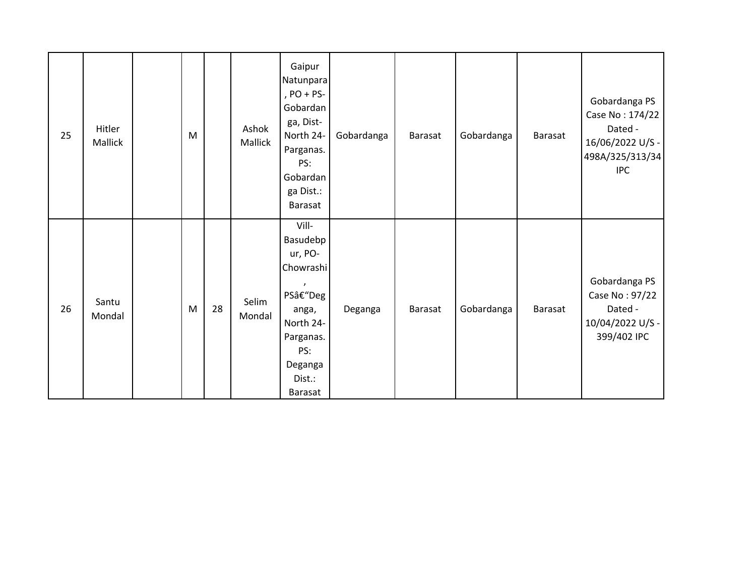| | | | | | | | | | | | |
|---|---|---|---|---|---|---|---|---|---|---|---|
| 25 | Hitler Mallick | | M | | Ashok Mallick | Gaipur Natunpara , PO + PS-Gobardan ga, Dist-North 24-Parganas. PS: Gobardan ga Dist.: Barasat | Gobardanga | Barasat | Gobardanga | Barasat | Gobardanga PS Case No : 174/22 Dated - 16/06/2022 U/S - 498A/325/313/34 IPC |
| 26 | Santu Mondal | | M | 28 | Selim Mondal | Vill-Basudebp ur, PO-Chowrashi , PSâ€"Deg anga, North 24-Parganas. PS: Deganga Dist.: Barasat | Deganga | Barasat | Gobardanga | Barasat | Gobardanga PS Case No : 97/22 Dated - 10/04/2022 U/S - 399/402 IPC |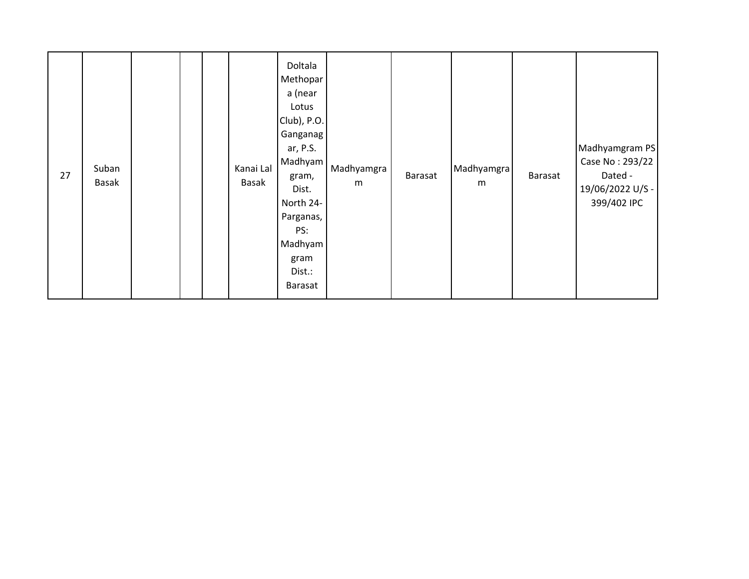| | | | | | | | | | | | |
|---|---|---|---|---|---|---|---|---|---|---|---|
| 27 | Suban Basak | | | | Kanai Lal Basak | Doltala Methopara (near Lotus Club), P.O. Ganganagar, P.S. Madhyamgram, Dist. North 24-Parganas, PS: Madhyamgram Dist.: Barasat | Madhyamgram | Barasat | Madhyamgram | Barasat | Madhyamgram PS Case No : 293/22 Dated - 19/06/2022 U/S - 399/402 IPC |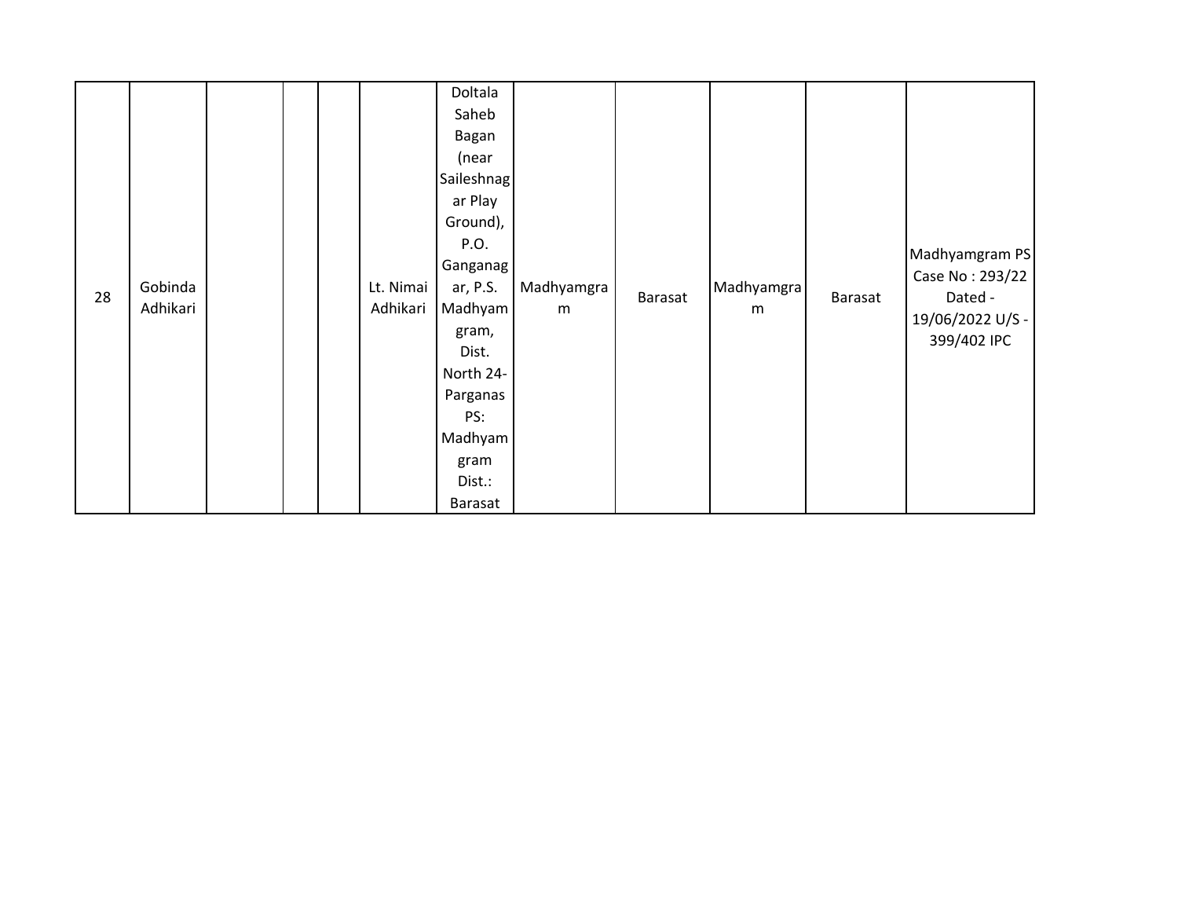| 28 | Gobinda Adhikari | | | | Lt. Nimai Adhikari | Doltala Saheb Bagan (near Saileshnagar Play Ground), P.O. Ganganagar, P.S. Madhyamgram, Dist. North 24-Parganas PS: Madhyamgram Dist.: Barasat | Madhyamgram | Barasat | Madhyamgram | Barasat | Madhyamgram PS Case No : 293/22 Dated - 19/06/2022 U/S - 399/402 IPC |
|---|---|---|---|---|---|---|---|---|---|---|---|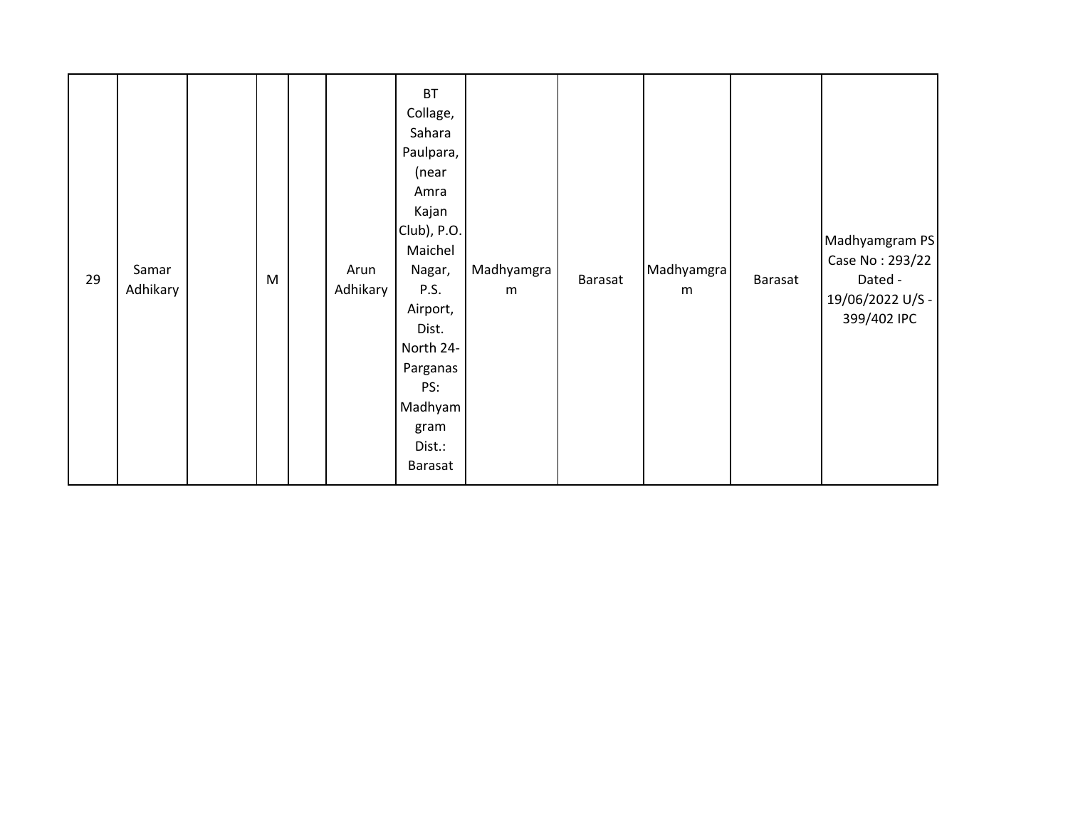| 29 | Samar Adhikary | | M | | Arun Adhikary | BT Collage, Sahara Paulpara, (near Amra Kajan Club), P.O. Maichel Nagar, P.S. Airport, Dist. North 24-Parganas PS: Madhyamgram Dist.: Barasat | Madhyamgram | Barasat | Madhyamgram | Barasat | Madhyamgram PS Case No : 293/22 Dated - 19/06/2022 U/S - 399/402 IPC |
|---|---|---|---|---|---|---|---|---|---|---|---|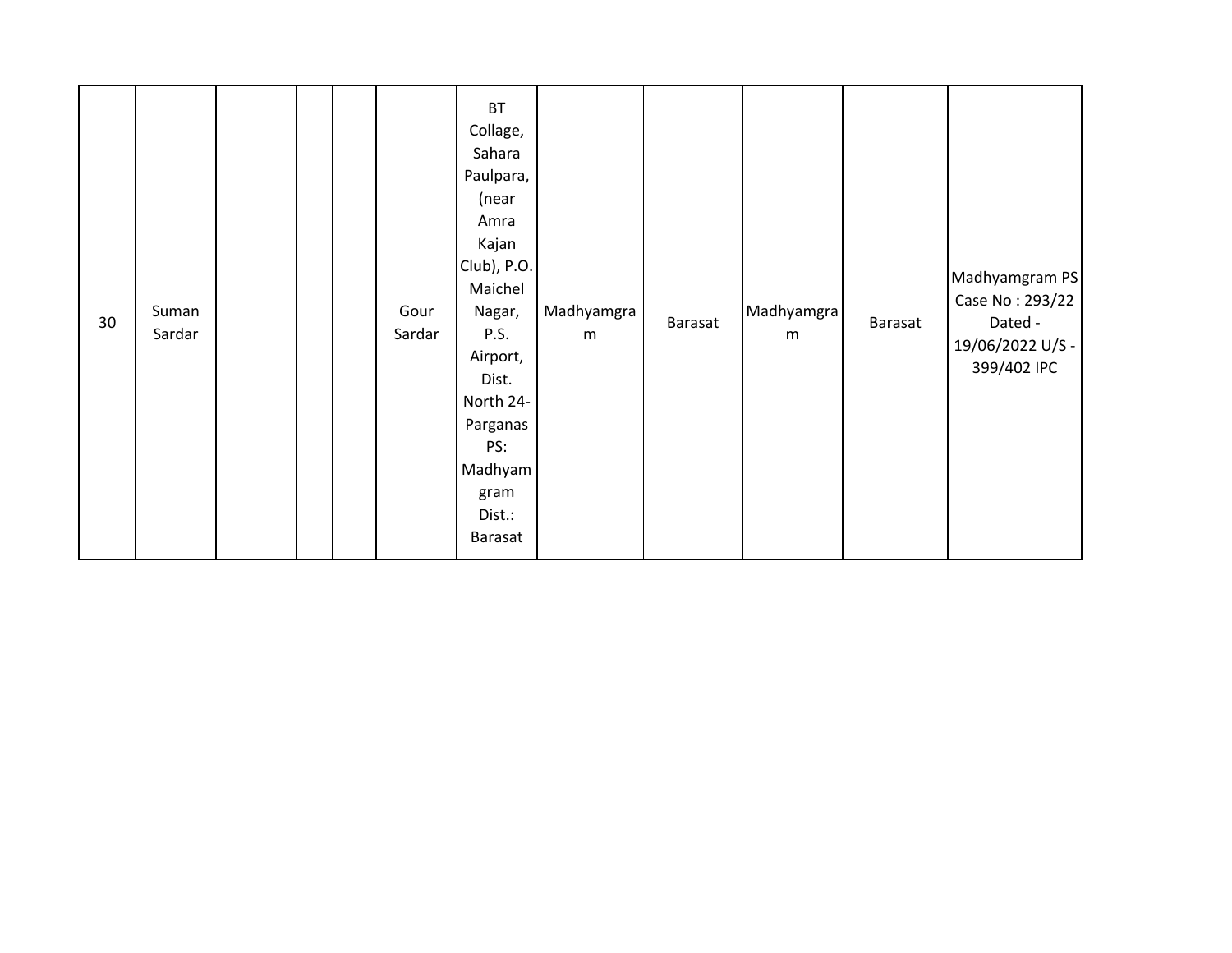| 30 | Suman Sardar | | | | Gour Sardar | BT Collage, Sahara Paulpara, (near Amra Kajan Club), P.O. Maichel Nagar, P.S. Airport, Dist. North 24-Parganas PS: Madhyamgram Dist.: Barasat | Madhyamgram | Barasat | Madhyamgram | Barasat | Madhyamgram PS Case No : 293/22 Dated - 19/06/2022 U/S - 399/402 IPC |
|---|---|---|---|---|---|---|---|---|---|---|---|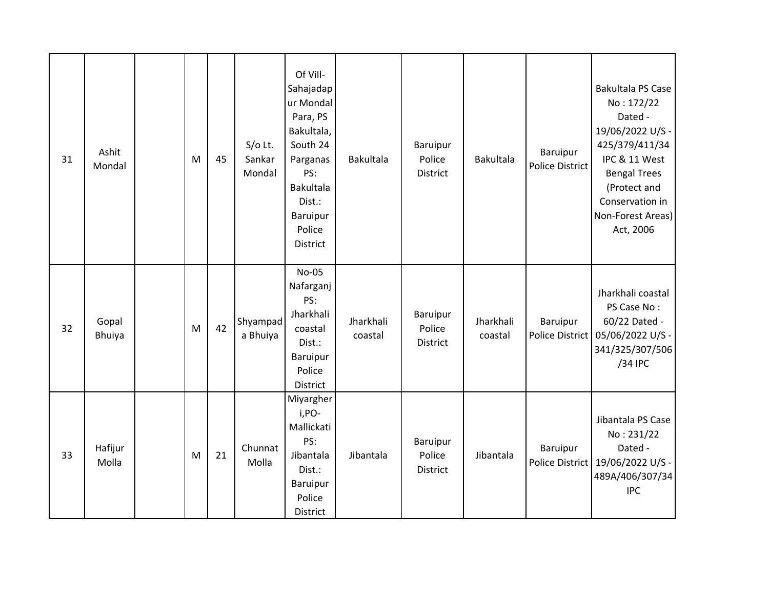| | | | | | | | | | | | |
|---|---|---|---|---|---|---|---|---|---|---|---|
| 31 | Ashit Mondal | | M | 45 | S/o Lt. Sankar Mondal | Of Vill- Sahajadapur Mondal Para, PS Bakultala, South 24 Parganas PS: Bakultala Dist.: Baruipur Police District | Bakultala | Baruipur Police District | Bakultala | Baruipur Police District | Bakultala PS Case No : 172/22 Dated - 19/06/2022 U/S - 425/379/411/34 IPC & 11 West Bengal Trees (Protect and Conservation in Non-Forest Areas) Act, 2006 |
| 32 | Gopal Bhuiya | | M | 42 | Shyampada Bhuiya | No-05 Nafarganj PS: Jharkhali coastal Dist.: Baruipur Police District | Jharkhali coastal | Baruipur Police District | Jharkhali coastal | Baruipur Police District | Jharkhali coastal PS Case No : 60/22 Dated - 05/06/2022 U/S - 341/325/307/506/34 IPC |
| 33 | Hafijur Molla | | M | 21 | Chunnat Molla | Miyargheri,PO- Mallickati PS: Jibantala Dist.: Baruipur Police District | Jibantala | Baruipur Police District | Jibantala | Baruipur Police District | Jibantala PS Case No : 231/22 Dated - 19/06/2022 U/S - 489A/406/307/34 IPC |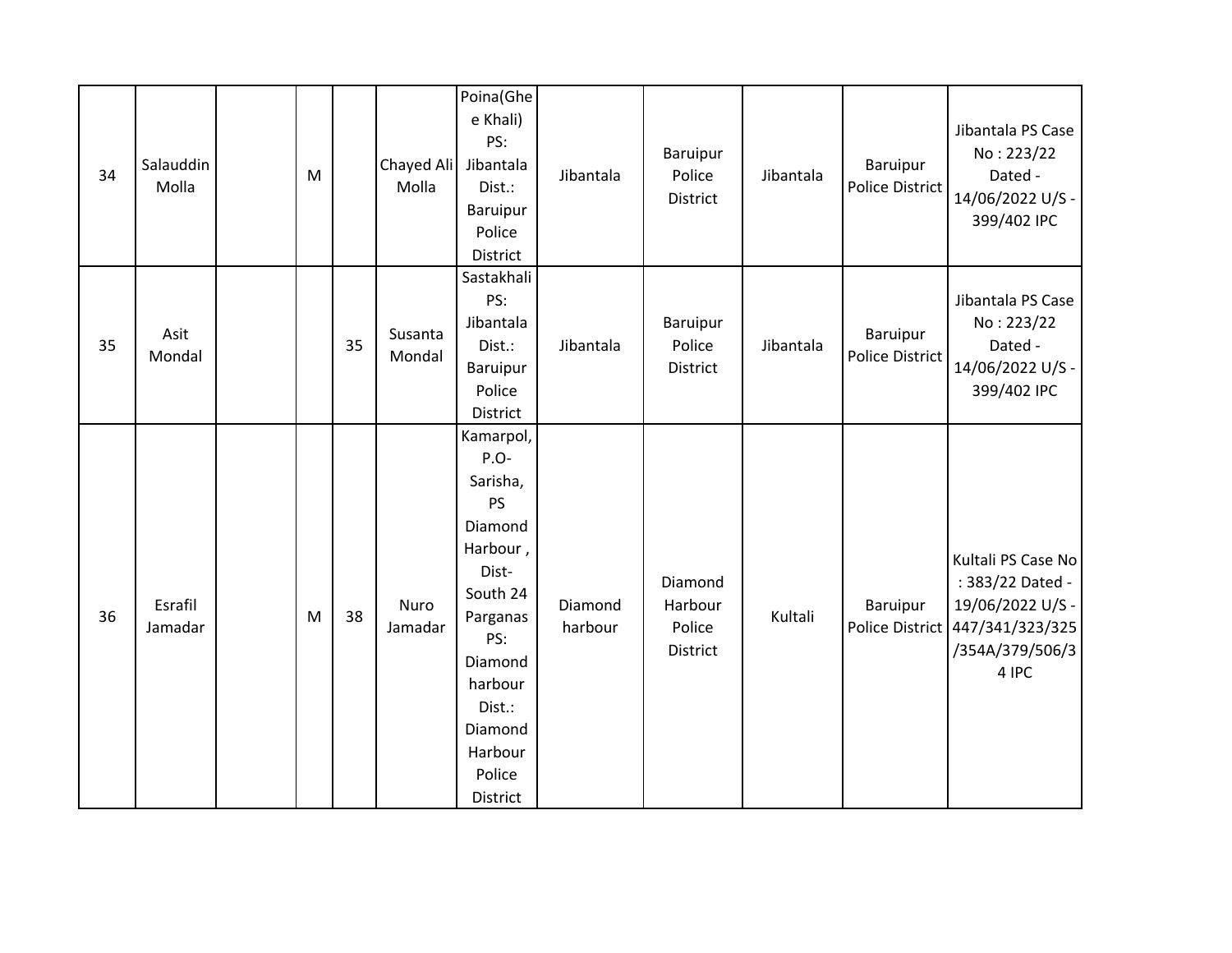| | | | | | | | | | | | |
|---|---|---|---|---|---|---|---|---|---|---|---|
| 34 | Salauddin Molla | | M | | Chayed Ali Molla | Poina(Ghee Khali) PS: Jibantala Dist.: Baruipur Police District | Jibantala | Baruipur Police District | Jibantala | Baruipur Police District | Jibantala PS Case No : 223/22 Dated - 14/06/2022 U/S - 399/402 IPC |
| 35 | Asit Mondal | | | 35 | Susanta Mondal | Sastakhali PS: Jibantala Dist.: Baruipur Police District | Jibantala | Baruipur Police District | Jibantala | Baruipur Police District | Jibantala PS Case No : 223/22 Dated - 14/06/2022 U/S - 399/402 IPC |
| 36 | Esrafil Jamadar | | M | 38 | Nuro Jamadar | Kamarpol, P.O- Sarisha, PS Diamond Harbour , Dist- South 24 Parganas PS: Diamond harbour Dist.: Diamond Harbour Police District | Diamond harbour | Diamond Harbour Police District | Kultali | Baruipur Police District | Kultali PS Case No : 383/22 Dated - 19/06/2022 U/S - 447/341/323/325 /354A/379/506/34 IPC |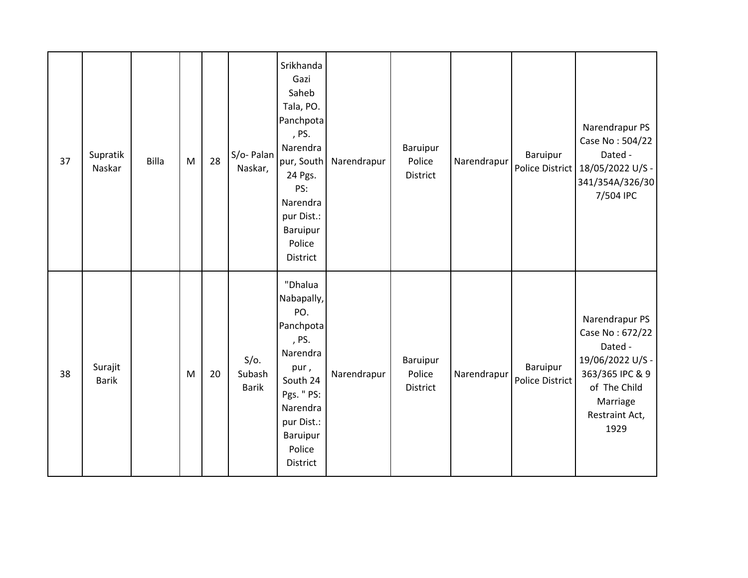| | | | | | | | | | | | |
|---|---|---|---|---|---|---|---|---|---|---|---|
| 37 | Supratik Naskar | Billa | M | 28 | S/o- Palan Naskar, | Srikhanda Gazi Saheb Tala, PO. Panchpota , PS. Narendrapur, South 24 Pgs. PS: Narendrapur Dist.: Baruipur Police District | Narendrapur | Baruipur Police District | Narendrapur | Baruipur Police District | Narendrapur PS Case No : 504/22 Dated - 18/05/2022 U/S - 341/354A/326/307/504 IPC |
| 38 | Surajit Barik | | M | 20 | S/o. Subash Barik | "Dhalua Nabapally, PO. Panchpota , PS. Narendrapur , South 24 Pgs. " PS: Narendrapur Dist.: Baruipur Police District | Narendrapur | Baruipur Police District | Narendrapur | Baruipur Police District | Narendrapur PS Case No : 672/22 Dated - 19/06/2022 U/S - 363/365 IPC & 9 of The Child Marriage Restraint Act, 1929 |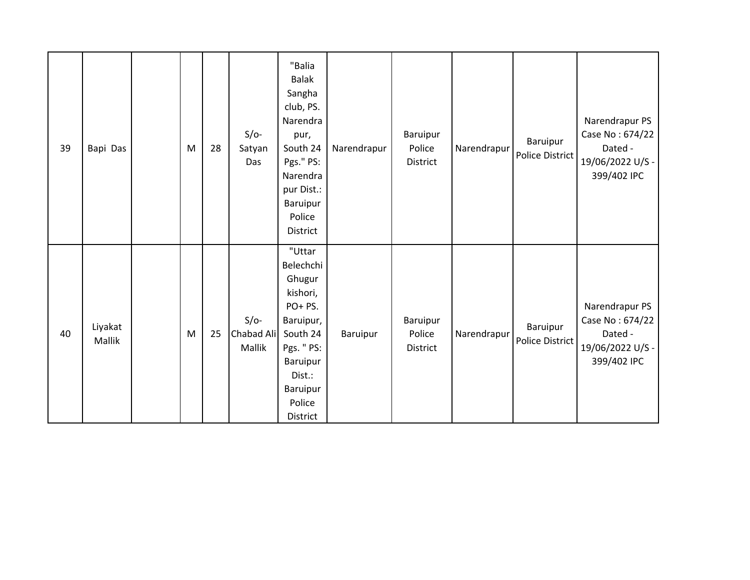| 39 | Bapi Das | | M | 28 | S/o- Satyan Das | "Balia Balak Sangha club, PS. Narendrapur, South 24 Pgs." PS: Narendrapur Dist.: Baruipur Police District | Narendrapur | Baruipur Police District | Narendrapur | Baruipur Police District | Narendrapur PS Case No : 674/22 Dated - 19/06/2022 U/S - 399/402 IPC |
|---|---|---|---|---|---|---|---|---|---|---|---|
| 40 | Liyakat Mallik | | M | 25 | S/o- Chabad Ali Mallik | "Uttar Belechchi Ghugur kishori, PO+ PS. Baruipur, South 24 Pgs. " PS: Baruipur Dist.: Baruipur Police District | Baruipur | Baruipur Police District | Narendrapur | Baruipur Police District | Narendrapur PS Case No : 674/22 Dated - 19/06/2022 U/S - 399/402 IPC |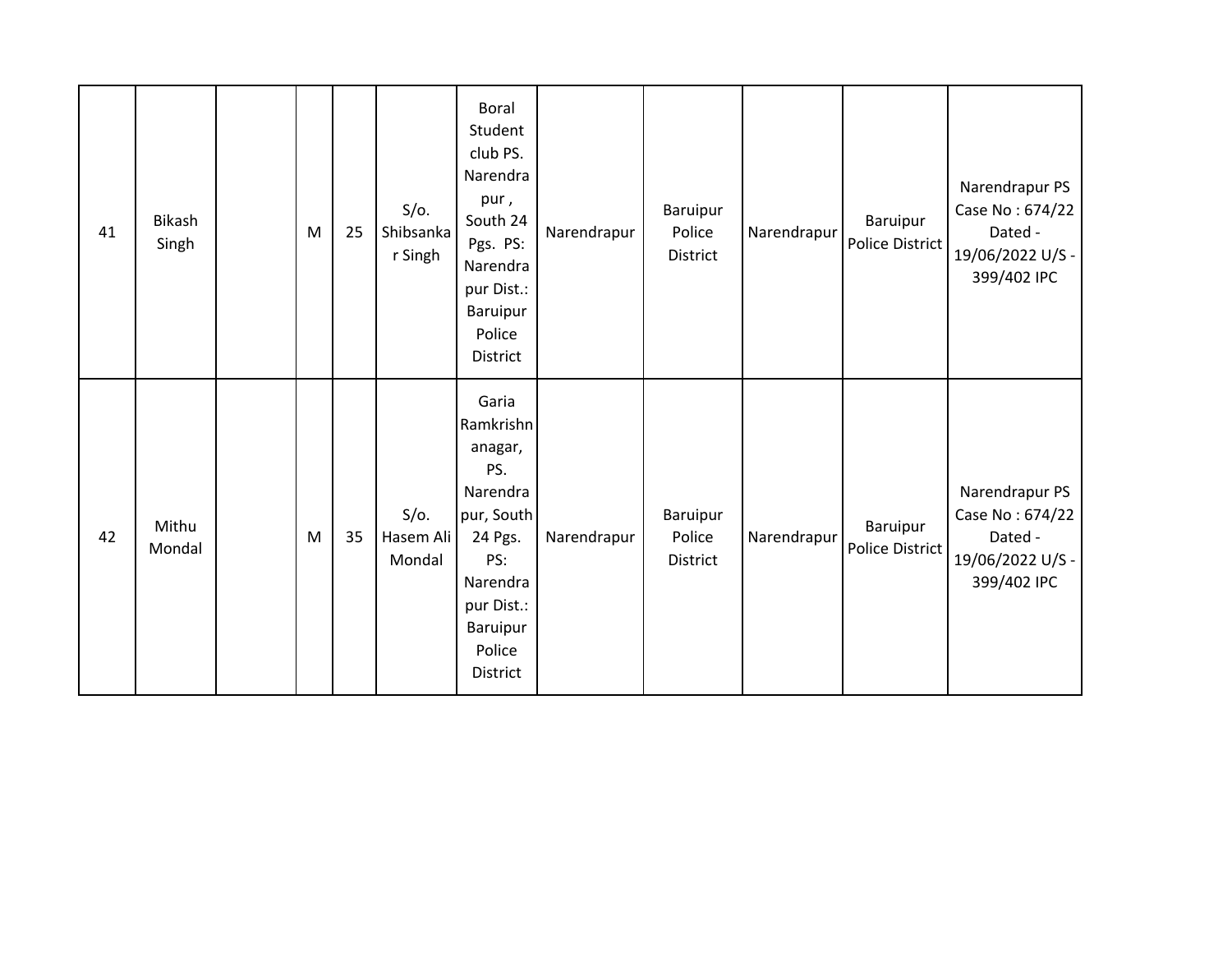| 41 | Bikash Singh | | M | 25 | S/o. Shibsankar Singh | Boral Student club PS. Narendrapur , South 24 Pgs. PS: Narendrapur Dist.: Baruipur Police District | Narendrapur | Baruipur Police District | Narendrapur | Baruipur Police District | Narendrapur PS Case No : 674/22 Dated - 19/06/2022 U/S - 399/402 IPC |
|---|---|---|---|---|---|---|---|---|---|---|---|
| 42 | Mithu Mondal | | M | 35 | S/o. Hasem Ali Mondal | Garia Ramkrishnanagar, PS. Narendrapur, South 24 Pgs. PS: Narendrapur Dist.: Baruipur Police District | Narendrapur | Baruipur Police District | Narendrapur | Baruipur Police District | Narendrapur PS Case No : 674/22 Dated - 19/06/2022 U/S - 399/402 IPC |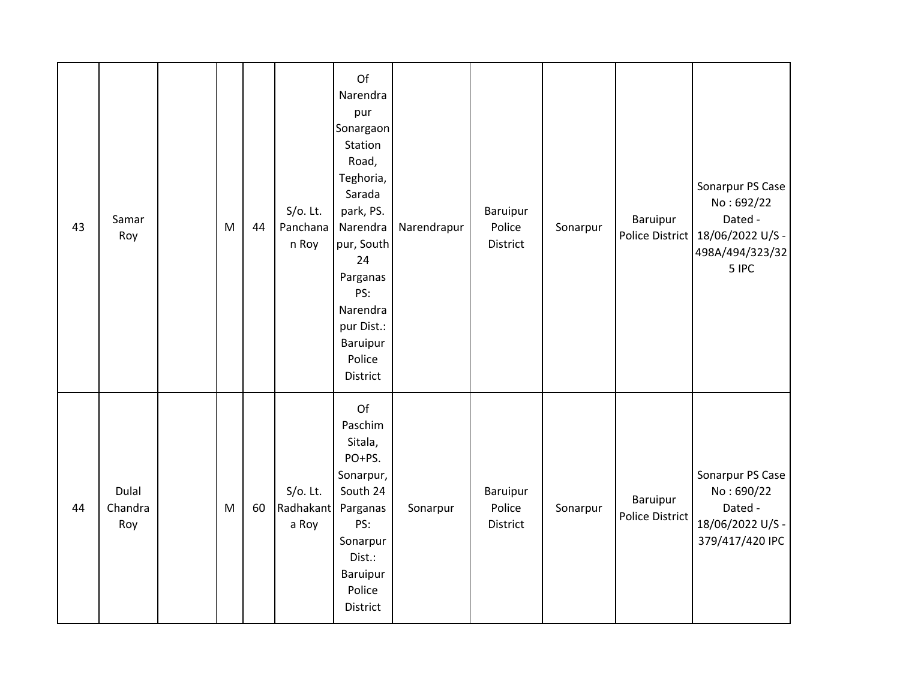| 43 | Samar Roy | | M | 44 | S/o. Lt. Panchanan Roy | Of Narendrapur Sonargaon Station Road, Teghoria, Sarada park, PS. Narendrapur, South 24 Parganas PS: Narendrapur Dist.: Baruipur Police District | Narendrapur | Baruipur Police District | Sonarpur | Baruipur Police District | Sonarpur PS Case No : 692/22 Dated - 18/06/2022 U/S - 498A/494/323/325 IPC |
|---|---|---|---|---|---|---|---|---|---|---|---|
| 44 | Dulal Chandra Roy | | M | 60 | S/o. Lt. Radhakanta Roy | Of Paschim Sitala, PO+PS. Sonarpur, South 24 Parganas PS: Sonarpur Dist.: Baruipur Police District | Sonarpur | Baruipur Police District | Sonarpur | Baruipur Police District | Sonarpur PS Case No : 690/22 Dated - 18/06/2022 U/S - 379/417/420 IPC |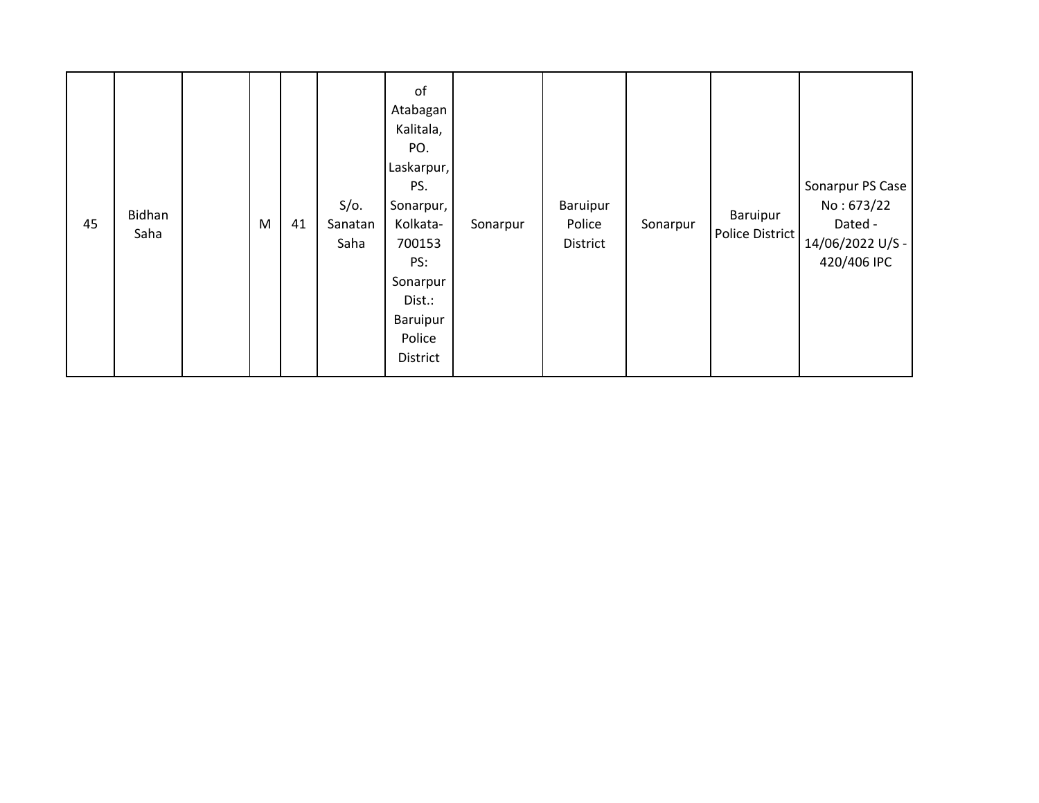| | | | | | | | | | | | |
|---|---|---|---|---|---|---|---|---|---|---|---|
| 45 | Bidhan Saha | | M | 41 | S/o. Sanatan Saha | of Atabagan Kalitala, PO. Laskarpur, PS. Sonarpur, Kolkata-700153 PS: Sonarpur Dist.: Baruipur Police District | Sonarpur | Baruipur Police District | Sonarpur | Baruipur Police District | Sonarpur PS Case No : 673/22 Dated - 14/06/2022 U/S - 420/406 IPC |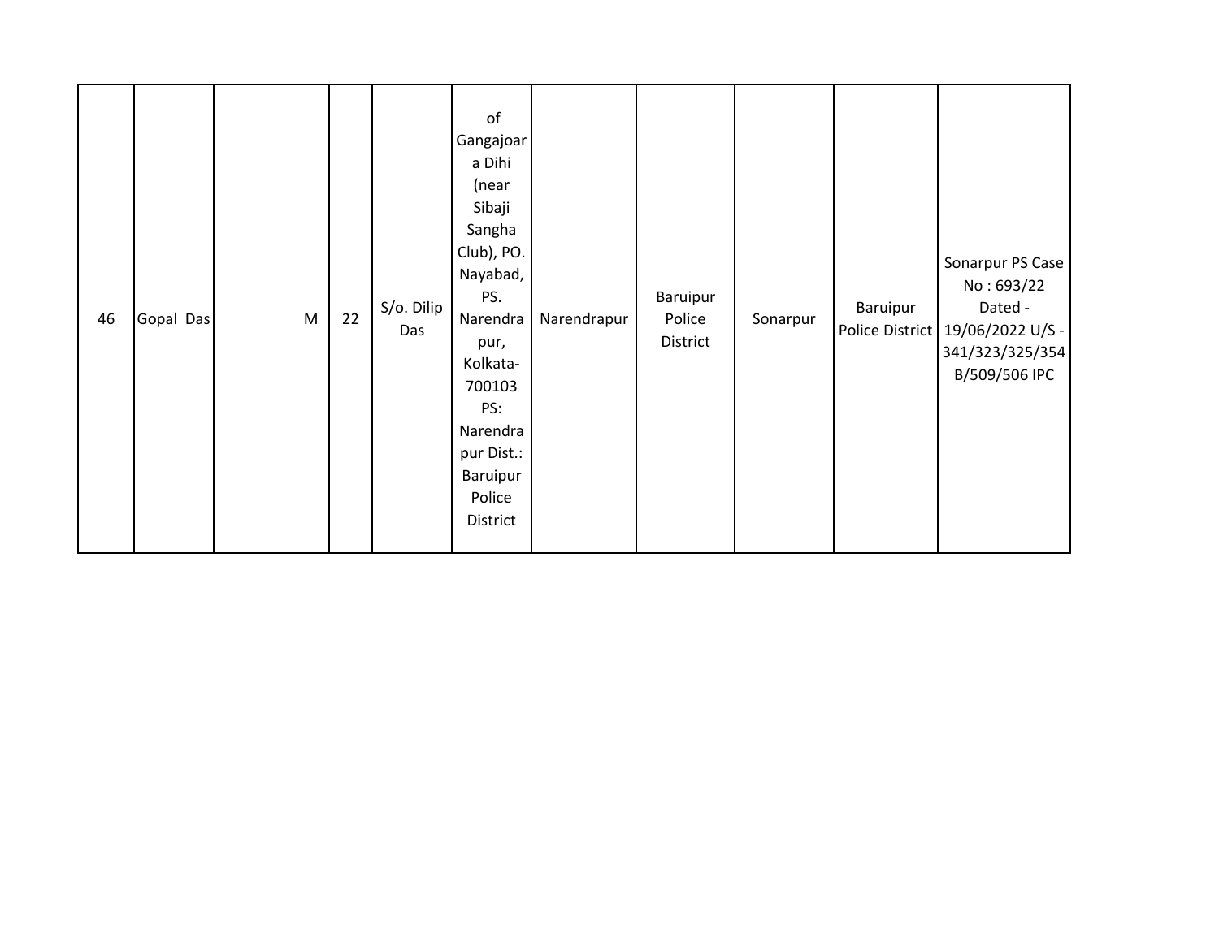| 46 | Gopal Das | | M | 22 | S/o. Dilip Das | of Gangajoara Dihi (near Sibaji Sangha Club), PO. Nayabad, PS. Narendrapur, Kolkata-700103 PS: Narendrapur Dist.: Baruipur Police District | Narendrapur | Baruipur Police District | Sonarpur | Baruipur Police District | Sonarpur PS Case No : 693/22 Dated - 19/06/2022 U/S - 341/323/325/354B/509/506 IPC |
|---|---|---|---|---|---|---|---|---|---|---|---|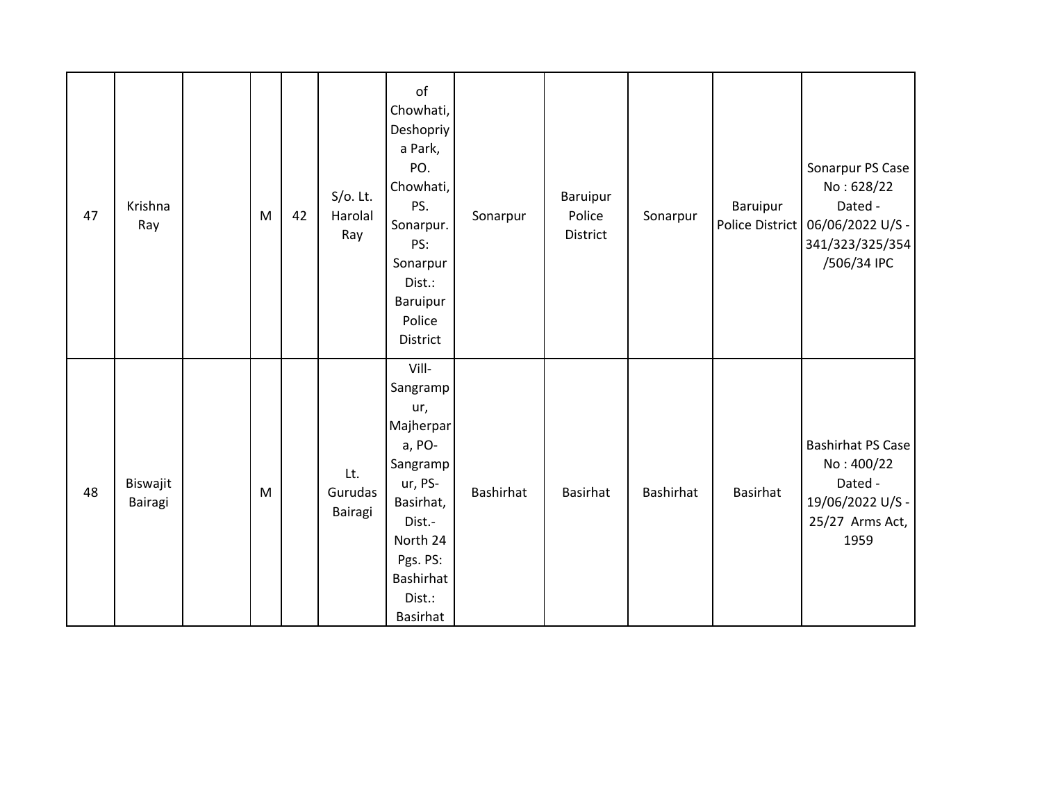| 47 | Krishna Ray | | M | 42 | S/o. Lt. Harolal Ray | of Chowhati, Deshopriya Park, PO. Chowhati, PS. Sonarpur. PS: Sonarpur Dist.: Baruipur Police District | Sonarpur | Baruipur Police District | Sonarpur | Baruipur Police District | Sonarpur PS Case No : 628/22 Dated - 06/06/2022 U/S - 341/323/325/354/506/34 IPC |
|---|---|---|---|---|---|---|---|---|---|---|---|
| 48 | Biswajit Bairagi | | M | | Lt. Gurudas Bairagi | Vill- Sangrampur, Majherpara, PO- Sangrampur, PS- Basirhat, Dist.- North 24 Pgs. PS: Bashirhat Dist.: Basirhat | Bashirhat | Basirhat | Bashirhat | Basirhat | Bashirhat PS Case No : 400/22 Dated - 19/06/2022 U/S - 25/27 Arms Act, 1959 |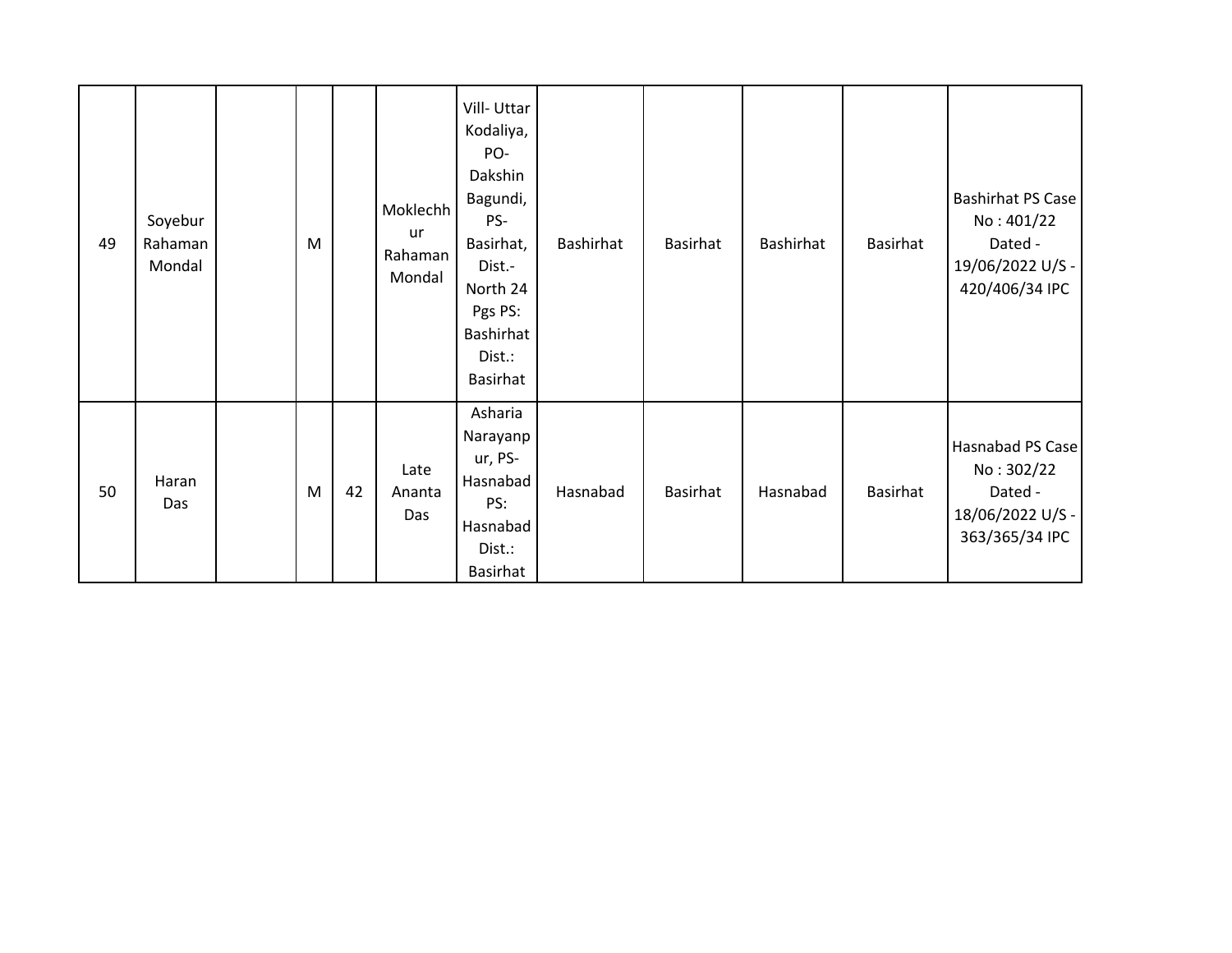| | | | | | | | | | | | |
|---|---|---|---|---|---|---|---|---|---|---|---|
| 49 | Soyebur Rahaman Mondal | | M | | Moklechhur Rahaman Mondal | Vill- Uttar Kodaliya, PO- Dakshin Bagundi, PS- Basirhat, Dist.- North 24 Pgs PS: Bashirhat Dist.: Basirhat | Bashirhat | Basirhat | Bashirhat | Basirhat | Bashirhat PS Case No : 401/22 Dated - 19/06/2022 U/S - 420/406/34 IPC |
| 50 | Haran Das | | M | 42 | Late Ananta Das | Asharia Narayanpur, PS- Hasnabad PS: Hasnabad Dist.: Basirhat | Hasnabad | Basirhat | Hasnabad | Basirhat | Hasnabad PS Case No : 302/22 Dated - 18/06/2022 U/S - 363/365/34 IPC |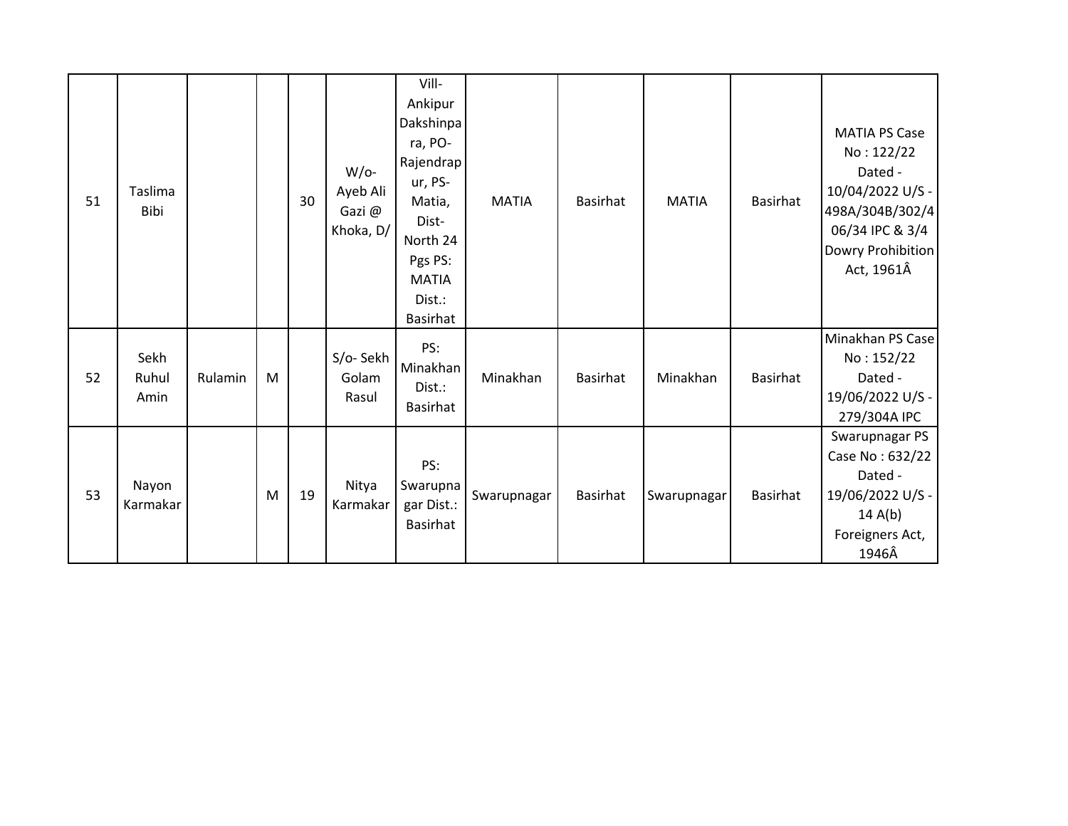| 51 | Taslima Bibi | | | 30 | W/o- Ayeb Ali Gazi @ Khoka, D/ | Vill- Ankipur Dakshinpara, PO- Rajendrapur, PS- Matia, Dist- North 24 Pgs PS: MATIA Dist.: Basirhat | MATIA | Basirhat | MATIA | Basirhat | MATIA PS Case No : 122/22 Dated - 10/04/2022 U/S - 498A/304B/302/406/34 IPC & 3/4 Dowry Prohibition Act, 1961Â |
|---|---|---|---|---|---|---|---|---|---|---|---|
| 52 | Sekh Ruhul Amin | Rulamin | M | | S/o- Sekh Golam Rasul | PS: Minakhan Dist.: Basirhat | Minakhan | Basirhat | Minakhan | Basirhat | Minakhan PS Case No : 152/22 Dated - 19/06/2022 U/S - 279/304A IPC |
| 53 | Nayon Karmakar | | M | 19 | Nitya Karmakar | PS: Swarupnagar Dist.: Basirhat | Swarupnagar | Basirhat | Swarupnagar | Basirhat | Swarupnagar PS Case No : 632/22 Dated - 19/06/2022 U/S - 14 A(b) Foreigners Act, 1946Â |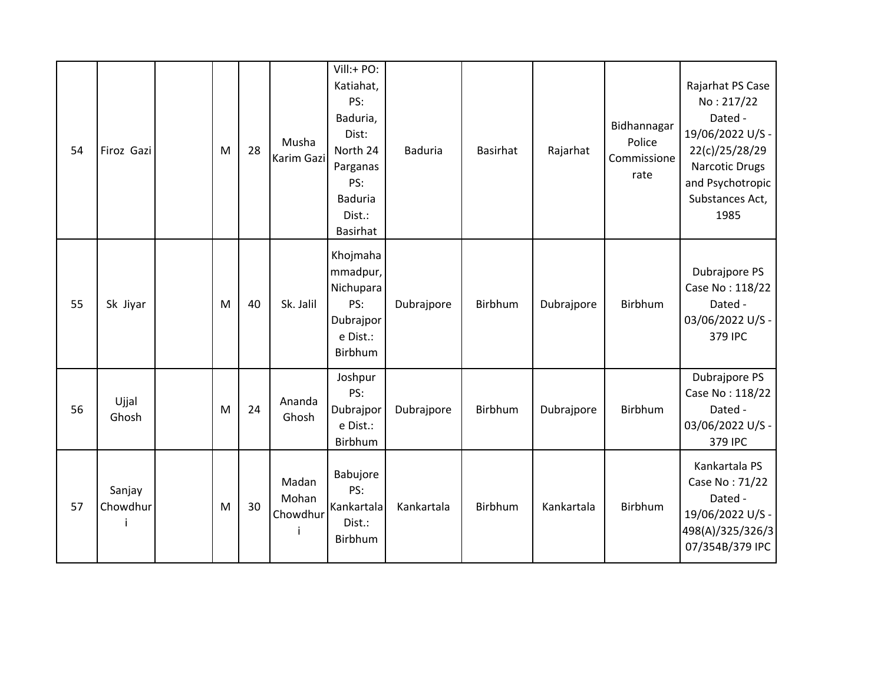| 54 | Firoz Gazi | | M | 28 | Musha Karim Gazi | Vill:+ PO: Katiahat, PS: Baduria, Dist: North 24 Parganas PS: Baduria Dist.: Basirhat | Baduria | Basirhat | Rajarhat | Bidhannagar Police Commissionerate | Rajarhat PS Case No : 217/22 Dated - 19/06/2022 U/S - 22(c)/25/28/29 Narcotic Drugs and Psychotropic Substances Act, 1985 |
|---|---|---|---|---|---|---|---|---|---|---|---|
| 55 | Sk Jiyar | | M | 40 | Sk. Jalil | Khojmahammadpur, Nichupara PS: Dubrajpore Dist.: Birbhum | Dubrajpore | Birbhum | Dubrajpore | Birbhum | Dubrajpore PS Case No : 118/22 Dated - 03/06/2022 U/S - 379 IPC |
| 56 | Ujjal Ghosh | | M | 24 | Ananda Ghosh | Joshpur PS: Dubrajpore Dist.: Birbhum | Dubrajpore | Birbhum | Dubrajpore | Birbhum | Dubrajpore PS Case No : 118/22 Dated - 03/06/2022 U/S - 379 IPC |
| 57 | Sanjay Chowdhuri | | M | 30 | Madan Mohan Chowdhuri | Babujore PS: Kankartala Dist.: Birbhum | Kankartala | Birbhum | Kankartala | Birbhum | Kankartala PS Case No : 71/22 Dated - 19/06/2022 U/S - 498(A)/325/326/307/354B/379 IPC |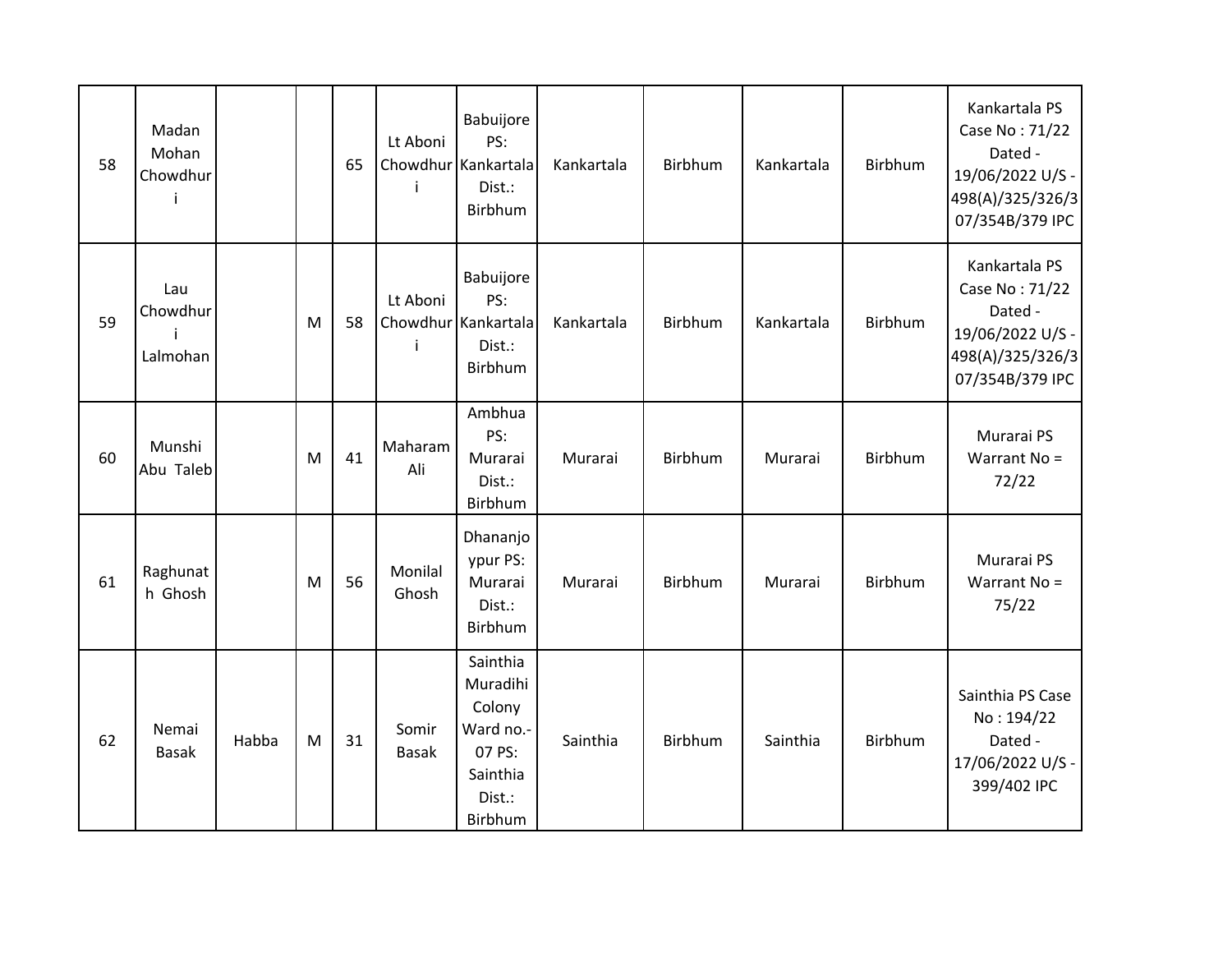| 58 | Madan Mohan Chowdhuri | | | 65 | Lt Aboni Chowdhuri | Babuijore PS: Kankartala Dist.: Birbhum | Kankartala | Birbhum | Kankartala | Birbhum | Kankartala PS Case No : 71/22 Dated - 19/06/2022 U/S - 498(A)/325/326/307/354B/379 IPC |
|---|---|---|---|---|---|---|---|---|---|---|---|
| 59 | Lau Chowdhuri Lalmohan | | M | 58 | Lt Aboni Chowdhuri | Babuijore PS: Kankartala Dist.: Birbhum | Kankartala | Birbhum | Kankartala | Birbhum | Kankartala PS Case No : 71/22 Dated - 19/06/2022 U/S - 498(A)/325/326/307/354B/379 IPC |
| 60 | Munshi Abu Taleb | | M | 41 | Maharam Ali | Ambhua PS: Murarai Dist.: Birbhum | Murarai | Birbhum | Murarai | Birbhum | Murarai PS Warrant No = 72/22 |
| 61 | Raghunath Ghosh | | M | 56 | Monilal Ghosh | Dhananjoypur PS: Murarai Dist.: Birbhum | Murarai | Birbhum | Murarai | Birbhum | Murarai PS Warrant No = 75/22 |
| 62 | Nemai Basak | Habba | M | 31 | Somir Basak | Sainthia Muradihi Colony Ward no.-07 PS: Sainthia Dist.: Birbhum | Sainthia | Birbhum | Sainthia | Birbhum | Sainthia PS Case No : 194/22 Dated - 17/06/2022 U/S - 399/402 IPC |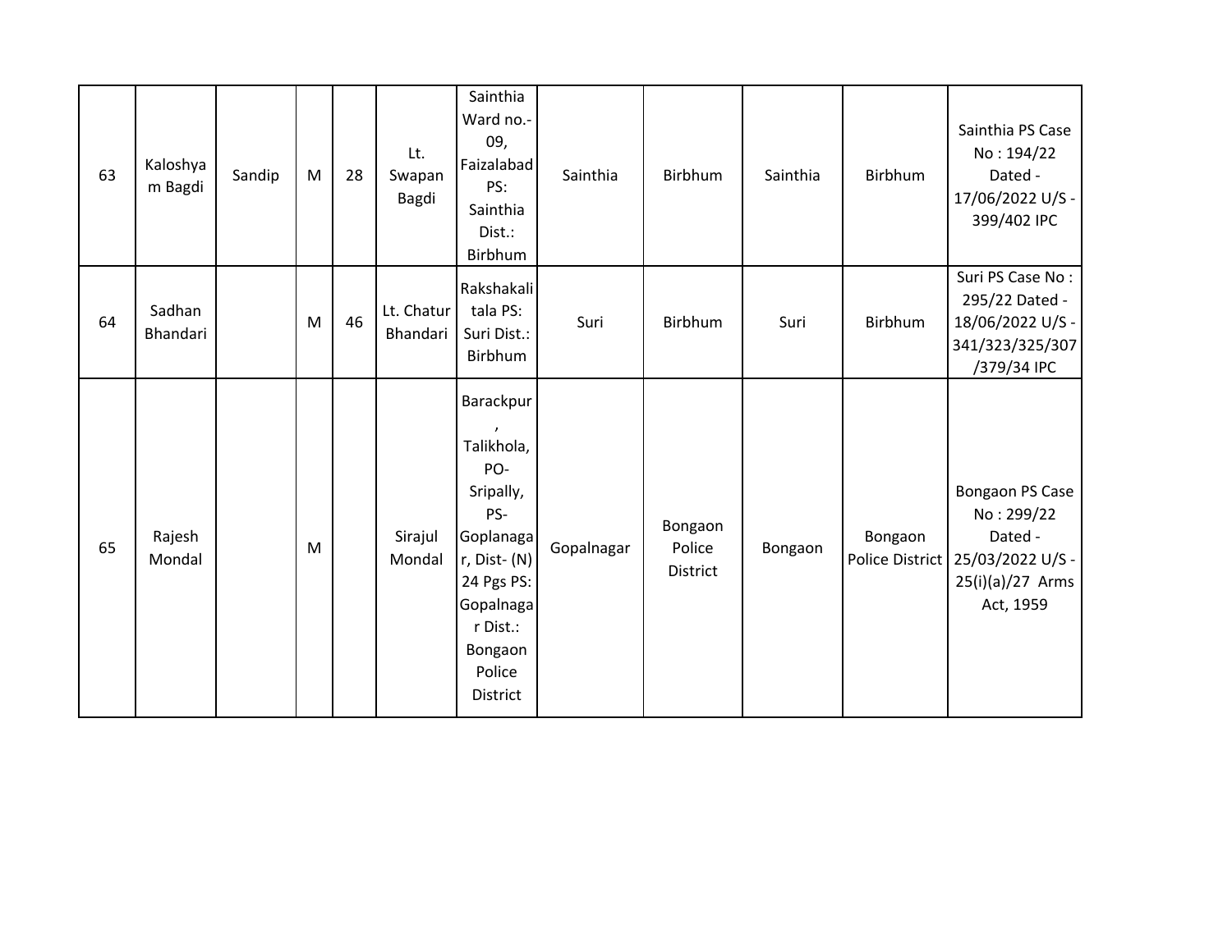| 63 | Kaloshyam Bagdi | Sandip | M | 28 | Lt. Swapan Bagdi | Sainthia Ward no.-09, Faizalabad PS: Sainthia Dist.: Birbhum | Sainthia | Birbhum | Sainthia | Birbhum | Sainthia PS Case No : 194/22 Dated - 17/06/2022 U/S - 399/402 IPC |
|---|---|---|---|---|---|---|---|---|---|---|---|
| 64 | Sadhan Bhandari | | M | 46 | Lt. Chatur Bhandari | Rakshakalitala PS: Suri Dist.: Birbhum | Suri | Birbhum | Suri | Birbhum | Suri PS Case No : 295/22 Dated - 18/06/2022 U/S - 341/323/325/307/379/34 IPC |
| 65 | Rajesh Mondal | | M | | Sirajul Mondal | Barackpur, Talikhola, PO- Sripally, PS- Goplanagar, Dist- (N) 24 Pgs PS: Gopalnagar Dist.: Bongaon Police District | Gopalnagar | Bongaon Police District | Bongaon | Bongaon Police District | Bongaon PS Case No : 299/22 Dated - 25/03/2022 U/S - 25(i)(a)/27 Arms Act, 1959 |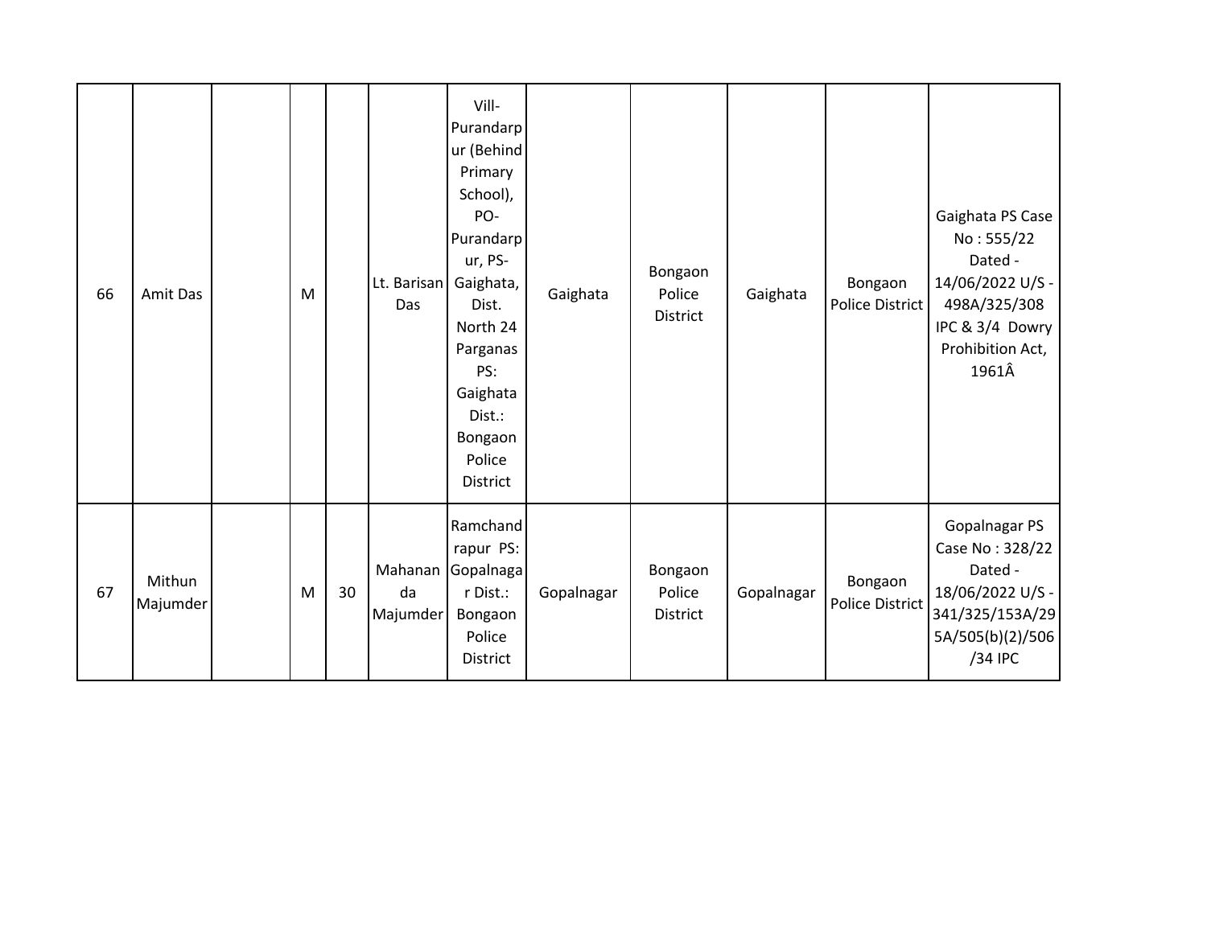| | | | | | | | | | | | |
|---|---|---|---|---|---|---|---|---|---|---|---|
| 66 | Amit Das | | M | | Lt. Barisan Das | Vill-Purandarpur (Behind Primary School), PO-Purandarpur, PS-Gaighata, Dist. North 24 Parganas PS: Gaighata Dist.: Bongaon Police District | Gaighata | Bongaon Police District | Gaighata | Bongaon Police District | Gaighata PS Case No : 555/22 Dated - 14/06/2022 U/S - 498A/325/308 IPC & 3/4 Dowry Prohibition Act, 1961Â |
| 67 | Mithun Majumder | | M | 30 | Mahananda Majumder | Ramchandrapur PS: Gopalnagar Dist.: Bongaon Police District | Gopalnagar | Bongaon Police District | Gopalnagar | Bongaon Police District | Gopalnagar PS Case No : 328/22 Dated - 18/06/2022 U/S - 341/325/153A/295A/505(b)(2)/506/34 IPC |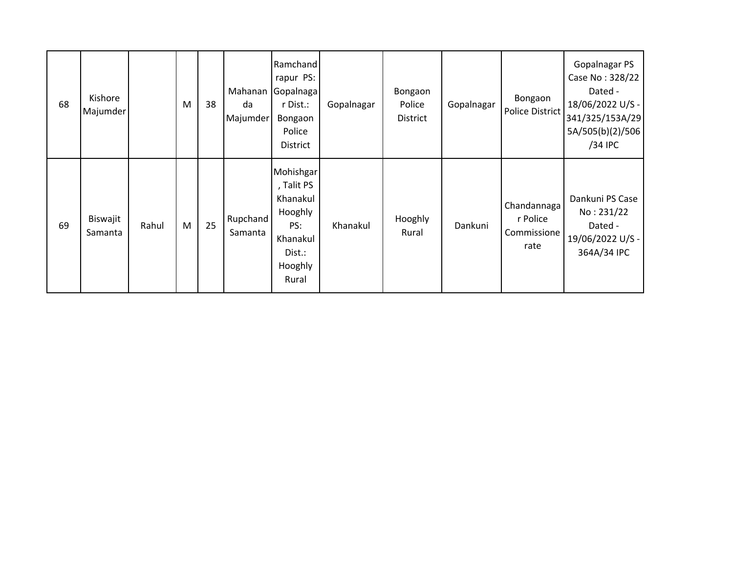| 68 | Kishore Majumder | | M | 38 | Mahananda Majumder | Ramchandrapur PS: Gopalnagar Dist.: Bongaon Police District | Gopalnagar | Bongaon Police District | Gopalnagar | Bongaon Police District | Gopalnagar PS Case No : 328/22 Dated - 18/06/2022 U/S - 341/325/153A/295A/505(b)(2)/506/34 IPC |
|---|---|---|---|---|---|---|---|---|---|---|---|
| 69 | Biswajit Samanta | Rahul | M | 25 | Rupchand Samanta | Mohishgar, Talit PS Khanakul Hooghly PS: Khanakul Dist.: Hooghly Rural | Khanakul | Hooghly Rural | Dankuni | Chandannagar Police Commissionerate | Dankuni PS Case No : 231/22 Dated - 19/06/2022 U/S - 364A/34 IPC |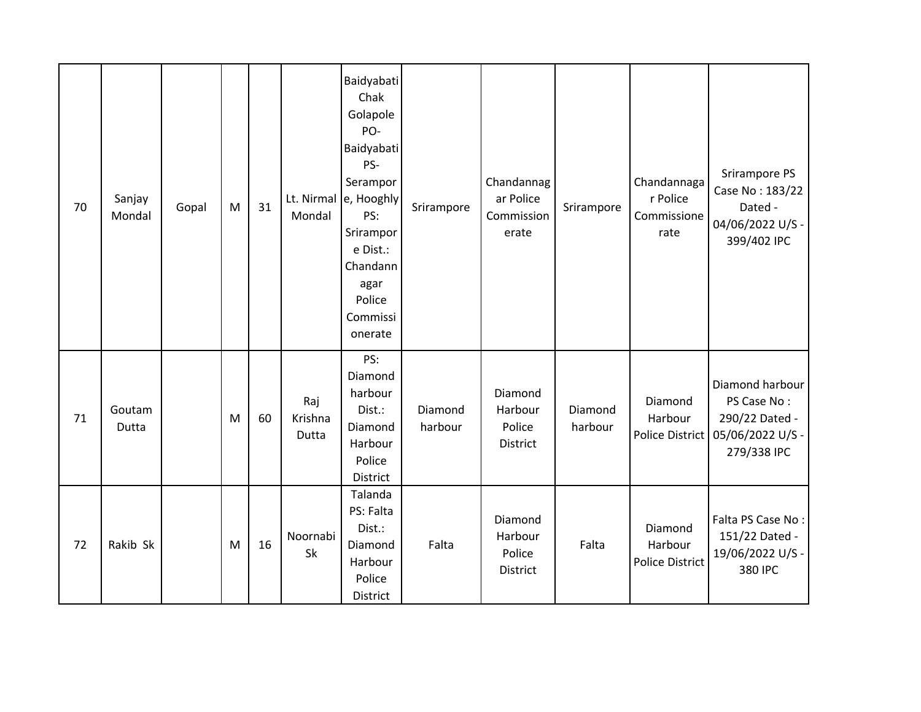| 70 | Sanjay Mondal | Gopal | M | 31 | Lt. Nirmal Mondal | Baidyabati Chak Golapole PO- Baidyabati PS- Serampore, Hooghly PS: Srirampore Dist.: Chandannagar Police Commissionerate | Srirampore | Chandannagar Police Commissionerate | Srirampore | Chandannagar Police Commissionerate | Srirampore PS Case No : 183/22 Dated - 04/06/2022 U/S - 399/402 IPC |
|---|---|---|---|---|---|---|---|---|---|---|---|
| 71 | Goutam Dutta | | M | 60 | Raj Krishna Dutta | PS: Diamond harbour Dist.: Diamond Harbour Police District | Diamond harbour | Diamond Harbour Police District | Diamond harbour | Diamond Harbour Police District | Diamond harbour PS Case No : 290/22 Dated - 05/06/2022 U/S - 279/338 IPC |
| 72 | Rakib Sk | | M | 16 | Noornabi Sk | Talanda PS: Falta Dist.: Diamond Harbour Police District | Falta | Diamond Harbour Police District | Falta | Diamond Harbour Police District | Falta PS Case No : 151/22 Dated - 19/06/2022 U/S - 380 IPC |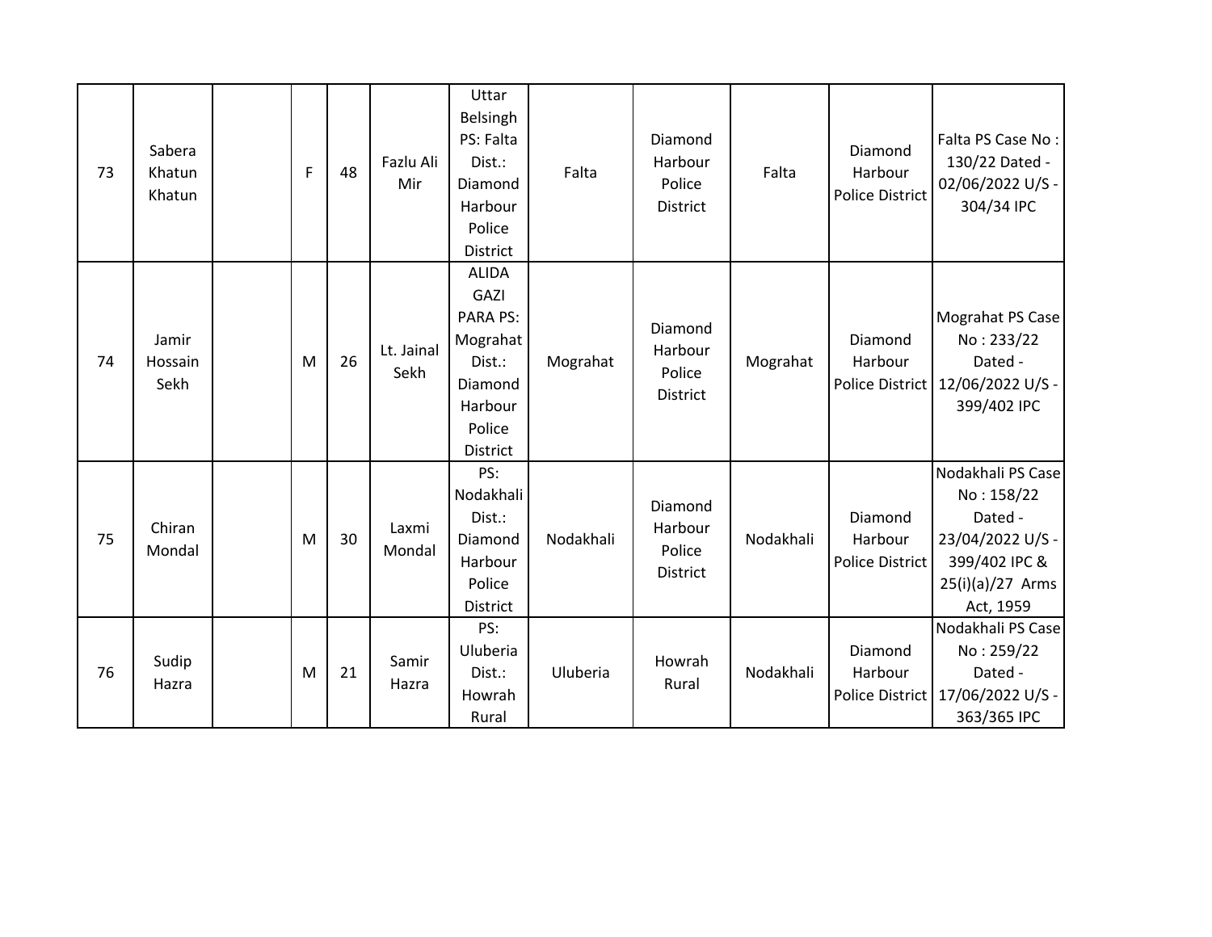|  |  |  |  |  |  |  |  |  |  |  |
|---|---|---|---|---|---|---|---|---|---|---|
| 73 | Sabera Khatun Khatun |  | F | 48 | Fazlu Ali Mir | Uttar Belsingh PS: Falta Dist.: Diamond Harbour Police District | Falta | Diamond Harbour Police District | Falta | Diamond Harbour Police District | Falta PS Case No : 130/22 Dated - 02/06/2022 U/S - 304/34 IPC |
| 74 | Jamir Hossain Sekh |  | M | 26 | Lt. Jainal Sekh | ALIDA GAZI PARA PS: Mograhat Dist.: Diamond Harbour Police District | Mograhat | Diamond Harbour Police District | Mograhat | Diamond Harbour Police District | Mograhat PS Case No : 233/22 Dated - 12/06/2022 U/S - 399/402 IPC |
| 75 | Chiran Mondal |  | M | 30 | Laxmi Mondal | PS: Nodakhali Dist.: Diamond Harbour Police District | Nodakhali | Diamond Harbour Police District | Nodakhali | Diamond Harbour Police District | Nodakhali PS Case No : 158/22 Dated - 23/04/2022 U/S - 399/402 IPC & 25(i)(a)/27 Arms Act, 1959 |
| 76 | Sudip Hazra |  | M | 21 | Samir Hazra | PS: Uluberia Dist.: Howrah Rural | Uluberia | Howrah Rural | Nodakhali | Diamond Harbour Police District | Nodakhali PS Case No : 259/22 Dated - 17/06/2022 U/S - 363/365 IPC |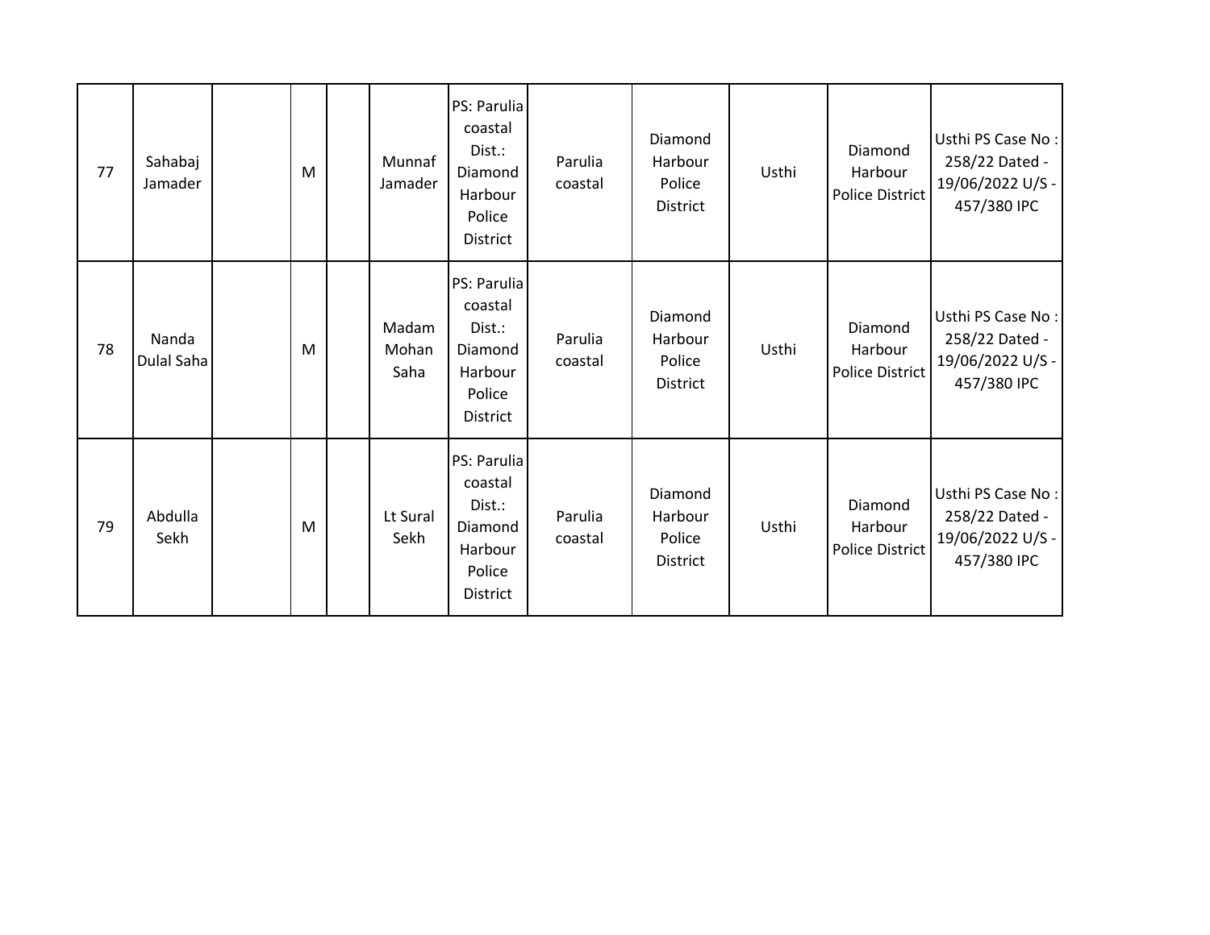| | | | | | | | | | | | |
|---|---|---|---|---|---|---|---|---|---|---|---|
| 77 | Sahabaj Jamader | | M | | Munnaf Jamader | PS: Parulia coastal Dist.: Diamond Harbour Police District | Parulia coastal | Diamond Harbour Police District | Usthi | Diamond Harbour Police District | Usthi PS Case No : 258/22 Dated - 19/06/2022 U/S - 457/380 IPC |
| 78 | Nanda Dulal Saha | | M | | Madam Mohan Saha | PS: Parulia coastal Dist.: Diamond Harbour Police District | Parulia coastal | Diamond Harbour Police District | Usthi | Diamond Harbour Police District | Usthi PS Case No : 258/22 Dated - 19/06/2022 U/S - 457/380 IPC |
| 79 | Abdulla Sekh | | M | | Lt Sural Sekh | PS: Parulia coastal Dist.: Diamond Harbour Police District | Parulia coastal | Diamond Harbour Police District | Usthi | Diamond Harbour Police District | Usthi PS Case No : 258/22 Dated - 19/06/2022 U/S - 457/380 IPC |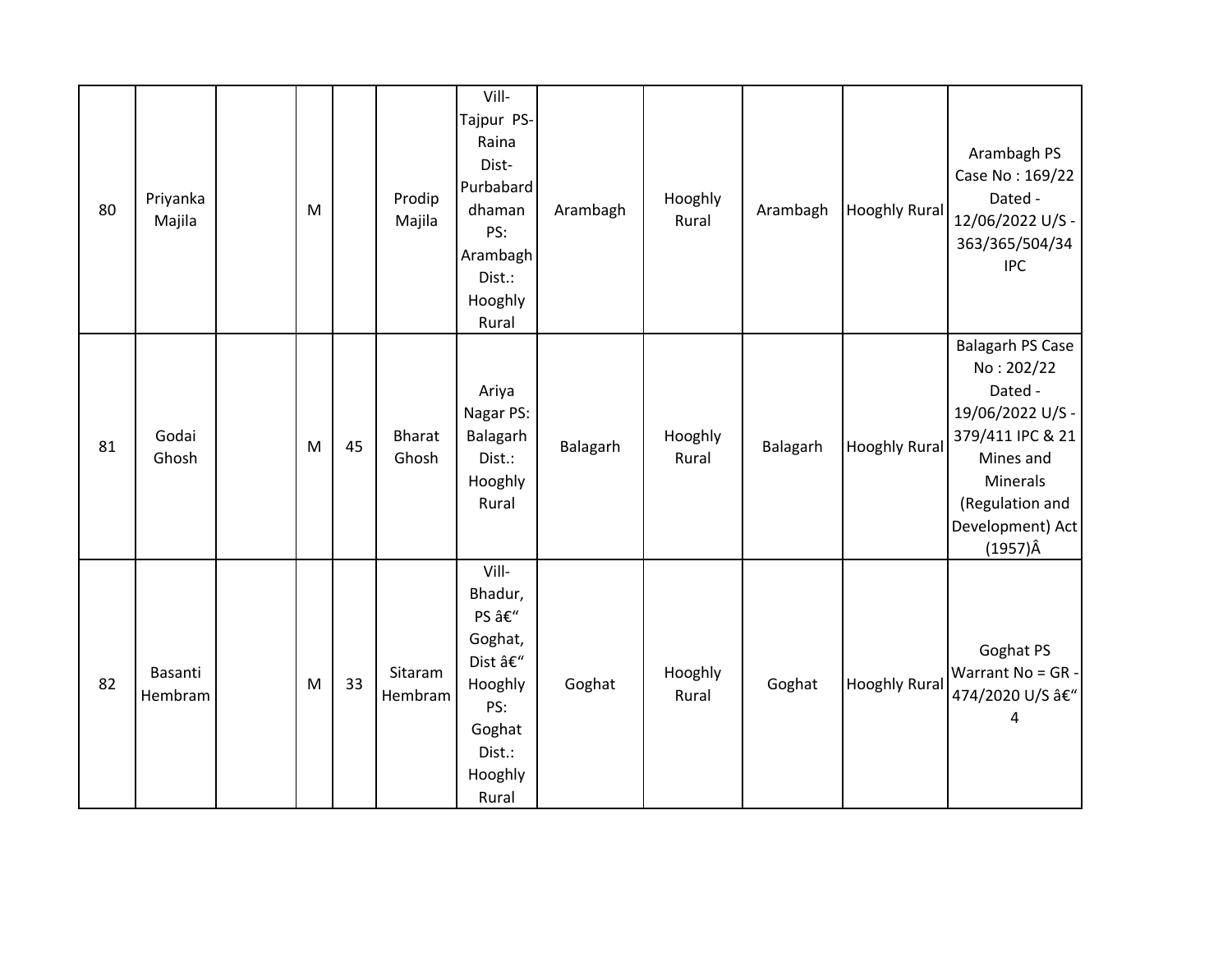| 80 | Priyanka Majila | | M | | Prodip Majila | Vill-Tajpur PS-Raina Dist-Purbabardhaman PS: Arambagh Dist.: Hooghly Rural | Arambagh | Hooghly Rural | Arambagh | Hooghly Rural | Arambagh PS Case No : 169/22 Dated - 12/06/2022 U/S - 363/365/504/34 IPC |
|---|---|---|---|---|---|---|---|---|---|---|---|
| 81 | Godai Ghosh | | M | 45 | Bharat Ghosh | Ariya Nagar PS: Balagarh Dist.: Hooghly Rural | Balagarh | Hooghly Rural | Balagarh | Hooghly Rural | Balagarh PS Case No : 202/22 Dated - 19/06/2022 U/S - 379/411 IPC & 21 Mines and Minerals (Regulation and Development) Act (1957)Â |
| 82 | Basanti Hembram | | M | 33 | Sitaram Hembram | Vill-Bhadur, PS â€" Goghat, Dist â€" Hooghly PS: Goghat Dist.: Hooghly Rural | Goghat | Hooghly Rural | Goghat | Hooghly Rural | Goghat PS Warrant No = GR - 474/2020 U/S â€" 4 |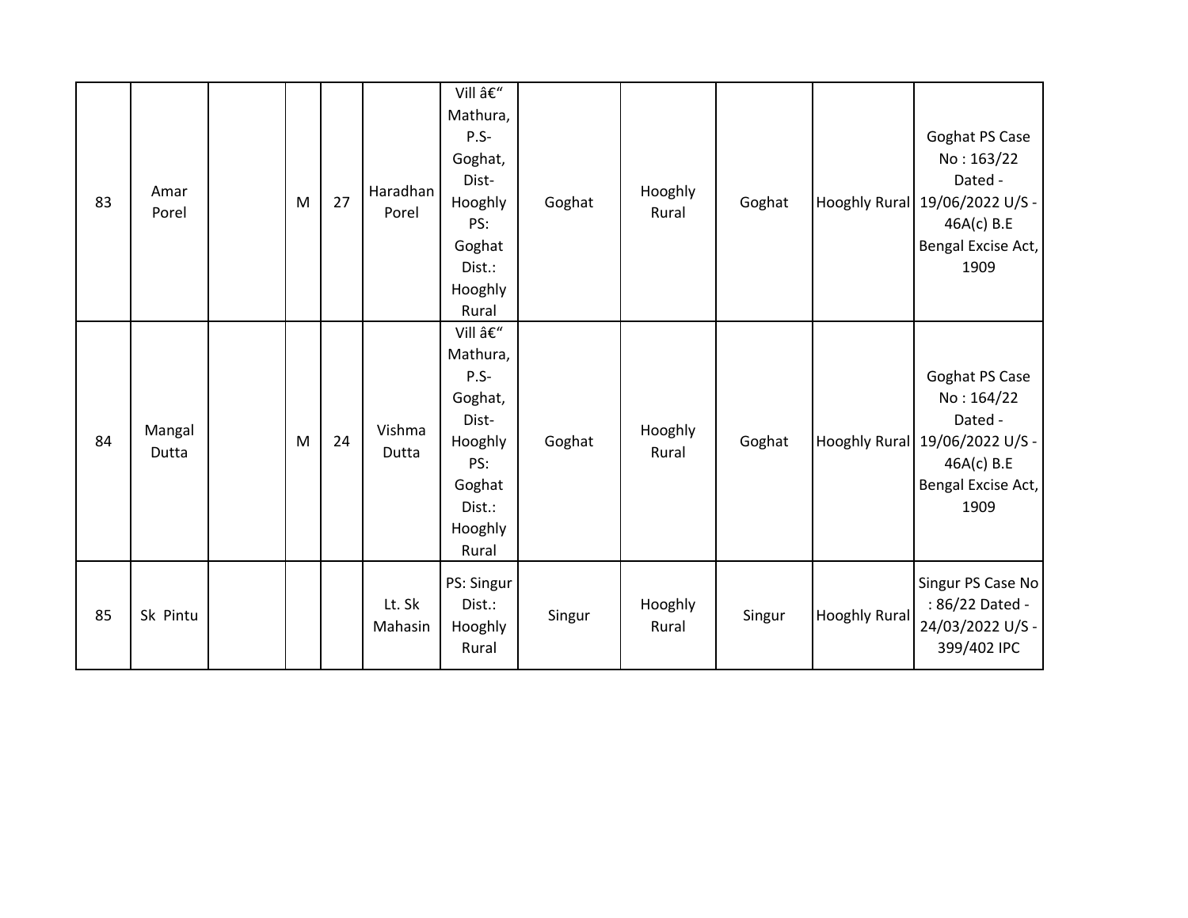| 83 | Amar Porel | | M | 27 | Haradhan Porel | Vill â€“ Mathura, P.S- Goghat, Dist- Hooghly PS: Goghat Dist.: Hooghly Rural | Goghat | Hooghly Rural | Goghat | Hooghly Rural | Goghat PS Case No : 163/22 Dated - 19/06/2022 U/S - 46A(c) B.E Bengal Excise Act, 1909 |
|---|---|---|---|---|---|---|---|---|---|---|---|
| 84 | Mangal Dutta | | M | 24 | Vishma Dutta | Vill â€“ Mathura, P.S- Goghat, Dist- Hooghly PS: Goghat Dist.: Hooghly Rural | Goghat | Hooghly Rural | Goghat | Hooghly Rural | Goghat PS Case No : 164/22 Dated - 19/06/2022 U/S - 46A(c) B.E Bengal Excise Act, 1909 |
| 85 | Sk Pintu | | | | Lt. Sk Mahasin | PS: Singur Dist.: Hooghly Rural | Singur | Hooghly Rural | Singur | Hooghly Rural | Singur PS Case No : 86/22 Dated - 24/03/2022 U/S - 399/402 IPC |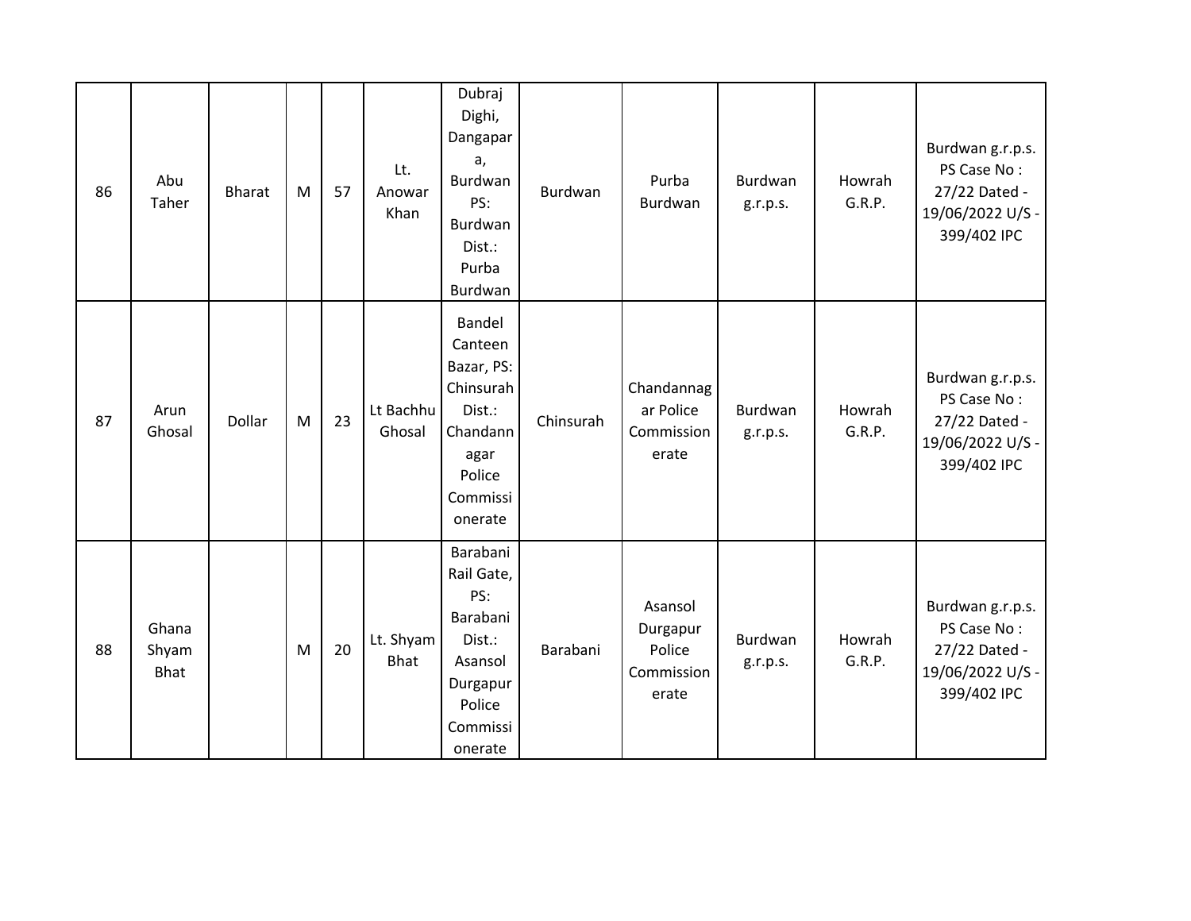| | | | | | | | | | | | |
|---|---|---|---|---|---|---|---|---|---|---|---|
| 86 | Abu Taher | Bharat | M | 57 | Lt. Anowar Khan | Dubraj Dighi, Dangapara, Burdwan PS: Burdwan Dist.: Purba Burdwan | Burdwan | Purba Burdwan | Burdwan g.r.p.s. | Howrah G.R.P. | Burdwan g.r.p.s. PS Case No : 27/22 Dated - 19/06/2022 U/S - 399/402 IPC |
| 87 | Arun Ghosal | Dollar | M | 23 | Lt Bachhu Ghosal | Bandel Canteen Bazar, PS: Chinsurah Dist.: Chandannagar Police Commissionerate | Chinsurah | Chandannagar Police Commissionerate | Burdwan g.r.p.s. | Howrah G.R.P. | Burdwan g.r.p.s. PS Case No : 27/22 Dated - 19/06/2022 U/S - 399/402 IPC |
| 88 | Ghana Shyam Bhat | | M | 20 | Lt. Shyam Bhat | Barabani Rail Gate, PS: Barabani Dist.: Asansol Durgapur Police Commissionerate | Barabani | Asansol Durgapur Police Commissionerate | Burdwan g.r.p.s. | Howrah G.R.P. | Burdwan g.r.p.s. PS Case No : 27/22 Dated - 19/06/2022 U/S - 399/402 IPC |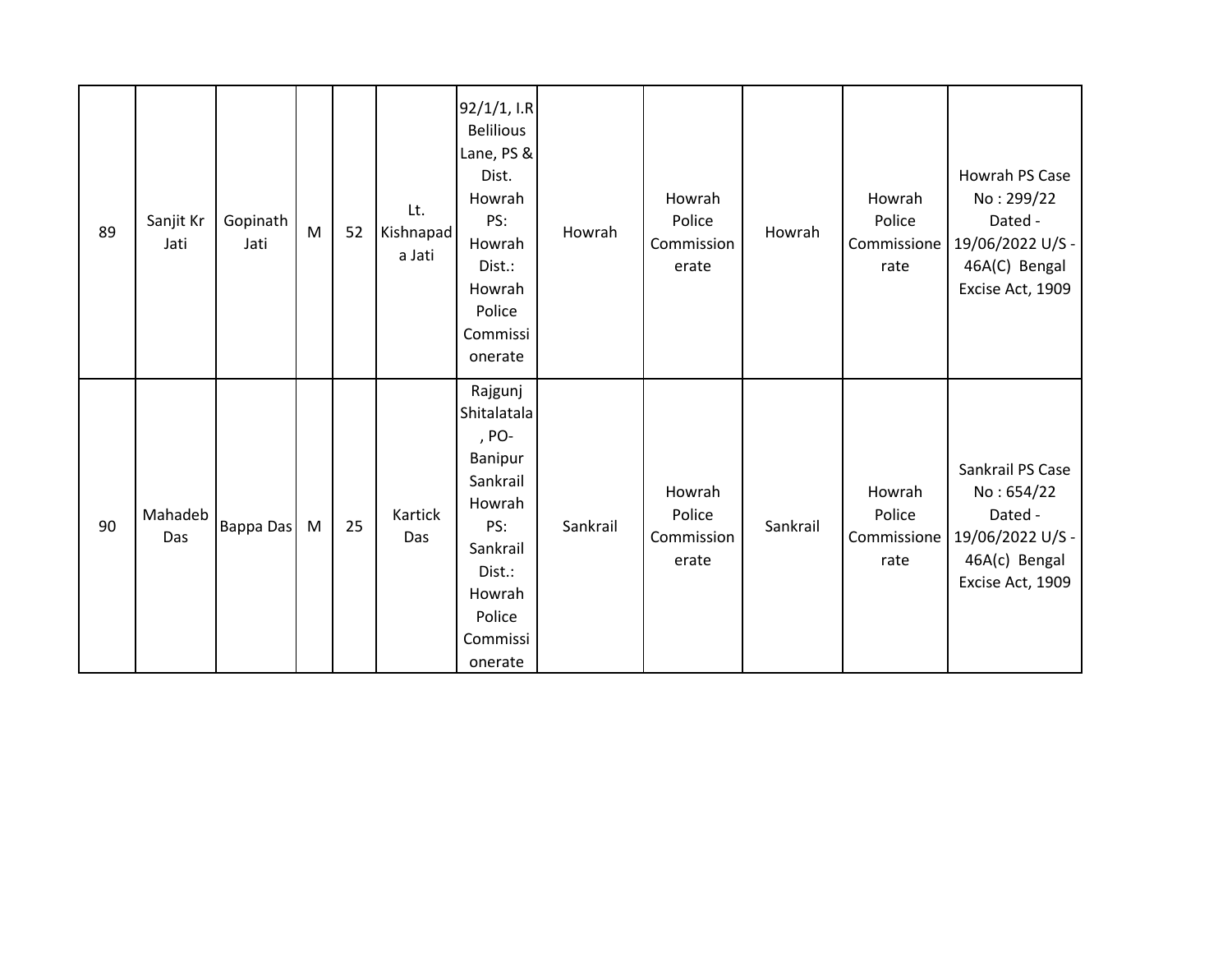| | | | | | | | | | | | |
|---|---|---|---|---|---|---|---|---|---|---|---|
| 89 | Sanjit Kr Jati | Gopinath Jati | M | 52 | Lt. Kishnapada Jati | 92/1/1, I.R Belilious Lane, PS & Dist. Howrah PS: Howrah Dist.: Howrah Police Commissionerate | Howrah | Howrah Police Commissionerate | Howrah | Howrah Police Commissionerate | Howrah PS Case No : 299/22 Dated - 19/06/2022 U/S - 46A(C) Bengal Excise Act, 1909 |
| 90 | Mahadeb Das | Bappa Das | M | 25 | Kartick Das | Rajgunj Shitalatala, PO- Banipur Sankrail Howrah PS: Sankrail Dist.: Howrah Police Commissionerate | Sankrail | Howrah Police Commissionerate | Sankrail | Howrah Police Commissionerate | Sankrail PS Case No : 654/22 Dated - 19/06/2022 U/S - 46A(c) Bengal Excise Act, 1909 |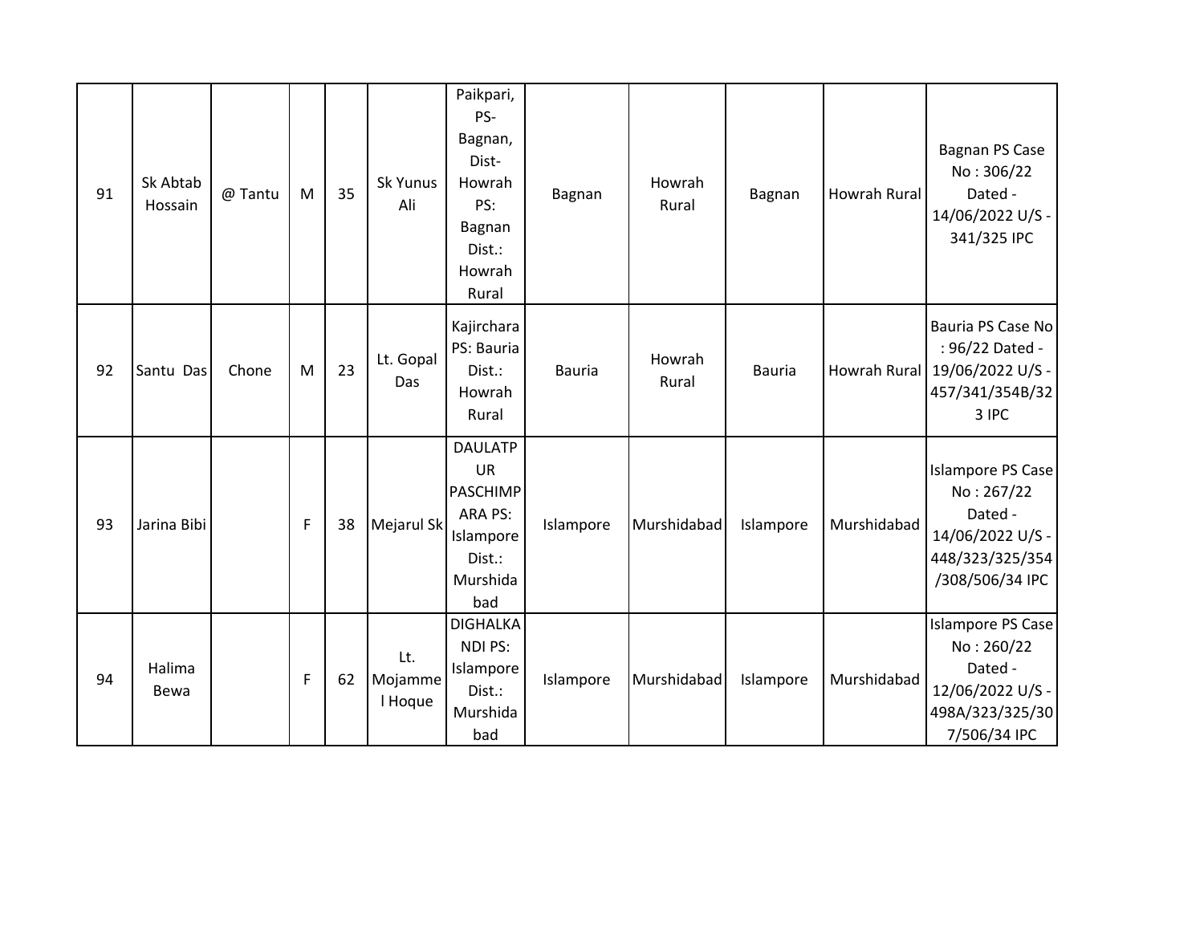| 91 | Sk Abtab Hossain | @ Tantu | M | 35 | Sk Yunus Ali | Paikpari, PS- Bagnan, Dist- Howrah PS: Bagnan Dist.: Howrah Rural | Bagnan | Howrah Rural | Bagnan | Howrah Rural | Bagnan PS Case No : 306/22 Dated - 14/06/2022 U/S - 341/325 IPC |
|---|---|---|---|---|---|---|---|---|---|---|---|
| 92 | Santu Das | Chone | M | 23 | Lt. Gopal Das | Kajirchara PS: Bauria Dist.: Howrah Rural | Bauria | Howrah Rural | Bauria | Howrah Rural | Bauria PS Case No : 96/22 Dated - 19/06/2022 U/S - 457/341/354B/323 IPC |
| 93 | Jarina Bibi | | F | 38 | Mejarul Sk | DAULATPUR PASCHIMPARA PS: Islampore Dist.: Murshidabad | Islampore | Murshidabad | Islampore | Murshidabad | Islampore PS Case No : 267/22 Dated - 14/06/2022 U/S - 448/323/325/354/308/506/34 IPC |
| 94 | Halima Bewa | | F | 62 | Lt. Mojammel Hoque | DIGHALKANDI PS: Islampore Dist.: Murshidabad | Islampore | Murshidabad | Islampore | Murshidabad | Islampore PS Case No : 260/22 Dated - 12/06/2022 U/S - 498A/323/325/307/506/34 IPC |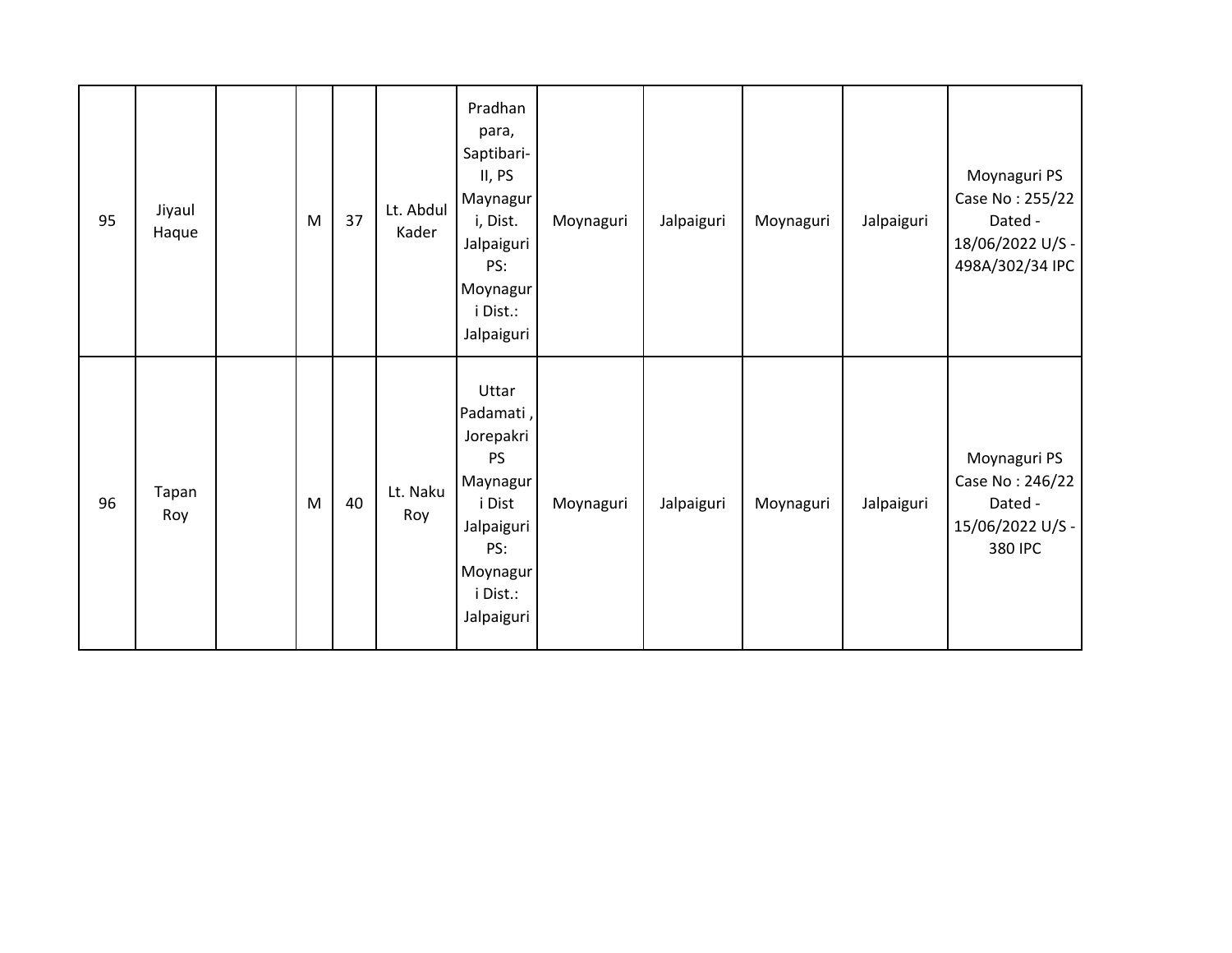| 95 | Jiyaul Haque | | M | 37 | Lt. Abdul Kader | Pradhan para, Saptibari-II, PS Maynaguri, Dist. Jalpaiguri PS: Moynaguri Dist.: Jalpaiguri | Moynaguri | Jalpaiguri | Moynaguri | Jalpaiguri | Moynaguri PS Case No : 255/22 Dated - 18/06/2022 U/S - 498A/302/34 IPC |
|---|---|---|---|---|---|---|---|---|---|---|---|
| 96 | Tapan Roy | | M | 40 | Lt. Naku Roy | Uttar Padamati , Jorepakri PS Maynaguri Dist Jalpaiguri PS: Moynaguri Dist.: Jalpaiguri | Moynaguri | Jalpaiguri | Moynaguri | Jalpaiguri | Moynaguri PS Case No : 246/22 Dated - 15/06/2022 U/S - 380 IPC |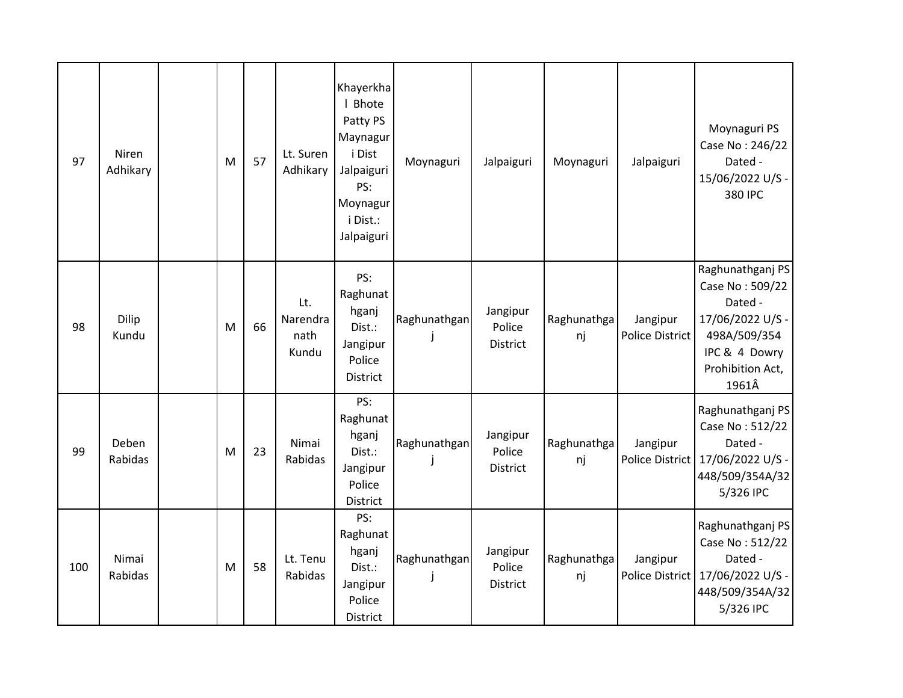| 97 | Niren Adhikary | | M | 57 | Lt. Suren Adhikary | Khayerkhal Bhote Patty PS Maynaguri Dist Jalpaiguri PS: Moynaguri Dist.: Jalpaiguri | Moynaguri | Jalpaiguri | Moynaguri | Jalpaiguri | Moynaguri PS Case No : 246/22 Dated - 15/06/2022 U/S - 380 IPC |
|---|---|---|---|---|---|---|---|---|---|---|---|
| 98 | Dilip Kundu | | M | 66 | Lt. Narendranath Kundu | PS: Raghunathganj Dist.: Jangipur Police District | Raghunathganj | Jangipur Police District | Raghunathganj | Jangipur Police District | Raghunathganj PS Case No : 509/22 Dated - 17/06/2022 U/S - 498A/509/354 IPC & 4 Dowry Prohibition Act, 1961Â |
| 99 | Deben Rabidas | | M | 23 | Nimai Rabidas | PS: Raghunathganj Dist.: Jangipur Police District | Raghunathganj | Jangipur Police District | Raghunathganj | Jangipur Police District | Raghunathganj PS Case No : 512/22 Dated - 17/06/2022 U/S - 448/509/354A/325/326 IPC |
| 100 | Nimai Rabidas | | M | 58 | Lt. Tenu Rabidas | PS: Raghunathganj Dist.: Jangipur Police District | Raghunathganj | Jangipur Police District | Raghunathganj | Jangipur Police District | Raghunathganj PS Case No : 512/22 Dated - 17/06/2022 U/S - 448/509/354A/325/326 IPC |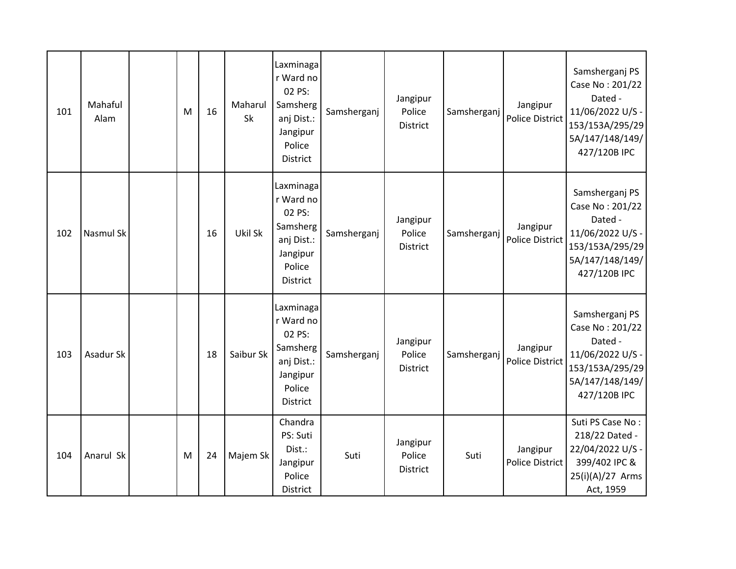| 101 | Mahaful Alam | | M | 16 | Maharul Sk | Laxminagar Ward no 02 PS: Samsherganj Dist.: Jangipur Police District | Samsherganj | Jangipur Police District | Samsherganj | Jangipur Police District | Samsherganj PS Case No : 201/22 Dated - 11/06/2022 U/S - 153/153A/295/295A/147/148/149/427/120B IPC |
|---|---|---|---|---|---|---|---|---|---|---|---|
| 102 | Nasmul Sk | | | 16 | Ukil Sk | Laxminagar Ward no 02 PS: Samsherganj Dist.: Jangipur Police District | Samsherganj | Jangipur Police District | Samsherganj | Jangipur Police District | Samsherganj PS Case No : 201/22 Dated - 11/06/2022 U/S - 153/153A/295/295A/147/148/149/427/120B IPC |
| 103 | Asadur Sk | | | 18 | Saibur Sk | Laxminagar Ward no 02 PS: Samsherganj Dist.: Jangipur Police District | Samsherganj | Jangipur Police District | Samsherganj | Jangipur Police District | Samsherganj PS Case No : 201/22 Dated - 11/06/2022 U/S - 153/153A/295/295A/147/148/149/427/120B IPC |
| 104 | Anarul Sk | | M | 24 | Majem Sk | Chandra PS: Suti Dist.: Jangipur Police District | Suti | Jangipur Police District | Suti | Jangipur Police District | Suti PS Case No : 218/22 Dated - 22/04/2022 U/S - 399/402 IPC & 25(i)(A)/27 Arms Act, 1959 |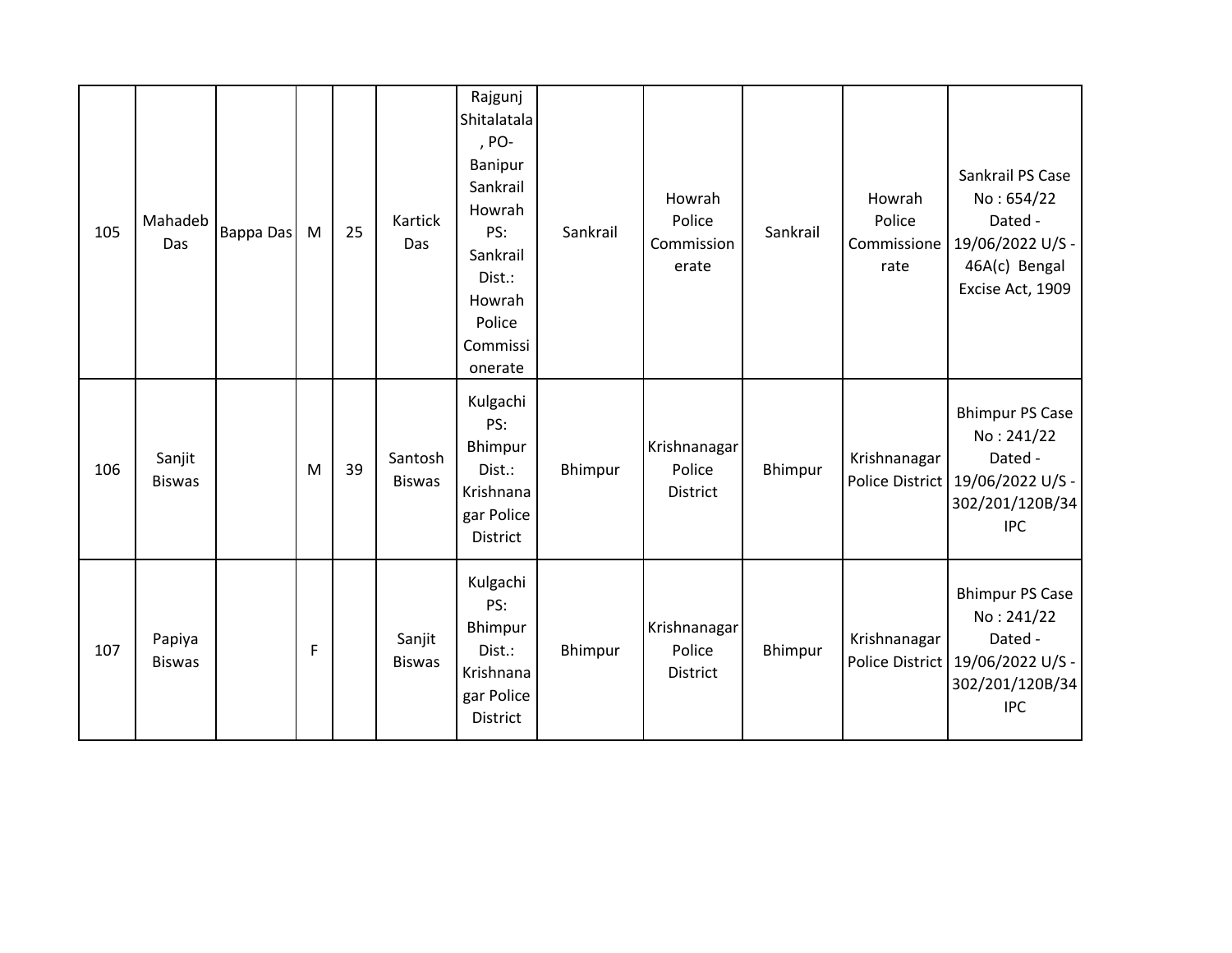| 105 | Mahadeb Das | Bappa Das | M | 25 | Kartick Das | Rajgunj Shitalatala, PO- Banipur Sankrail Howrah PS: Sankrail Dist.: Howrah Police Commissionerate | Sankrail | Howrah Police Commissionerate | Sankrail | Howrah Police Commissionerate | Sankrail PS Case No : 654/22 Dated - 19/06/2022 U/S - 46A(c) Bengal Excise Act, 1909 |
|---|---|---|---|---|---|---|---|---|---|---|---|
| 106 | Sanjit Biswas | | M | 39 | Santosh Biswas | Kulgachi PS: Bhimpur Dist.: Krishnanagar Police District | Bhimpur | Krishnanagar Police District | Bhimpur | Krishnanagar Police District | Bhimpur PS Case No : 241/22 Dated - 19/06/2022 U/S - 302/201/120B/34 IPC |
| 107 | Papiya Biswas | | F | | Sanjit Biswas | Kulgachi PS: Bhimpur Dist.: Krishnanagar Police District | Bhimpur | Krishnanagar Police District | Bhimpur | Krishnanagar Police District | Bhimpur PS Case No : 241/22 Dated - 19/06/2022 U/S - 302/201/120B/34 IPC |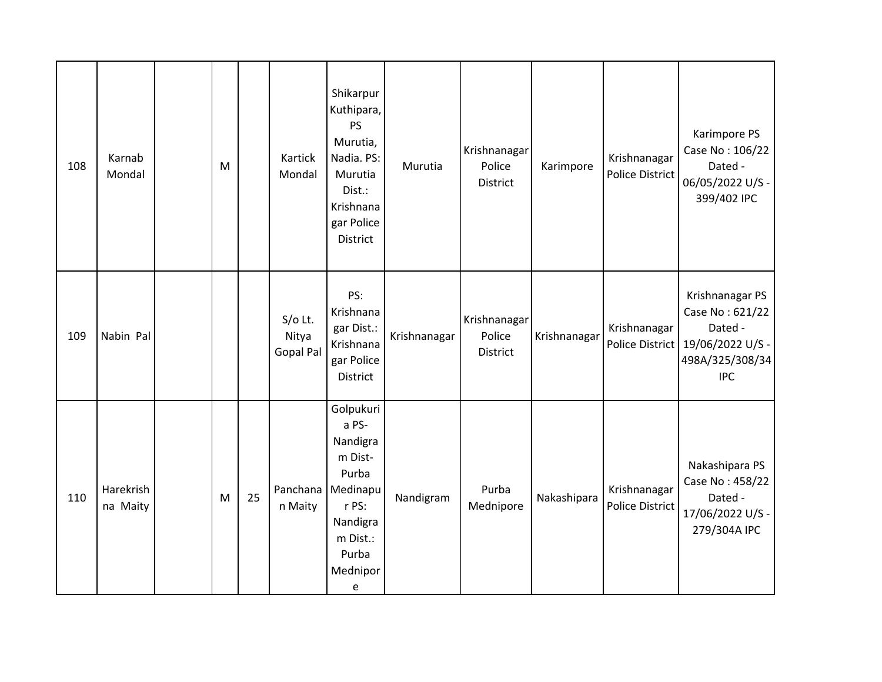| | | | | | | | | | | | |
|---|---|---|---|---|---|---|---|---|---|---|---|
| 108 | Karnab Mondal | | M | | Kartick Mondal | Shikarpur Kuthipara, PS Murutia, Nadia. PS: Murutia Dist.: Krishnanagar Police District | Murutia | Krishnanagar Police District | Karimpore | Krishnanagar Police District | Karimpore PS Case No : 106/22 Dated - 06/05/2022 U/S - 399/402 IPC |
| 109 | Nabin Pal | | | | S/o Lt. Nitya Gopal Pal | PS: Krishnanagar Dist.: Krishnanagar Police District | Krishnanagar | Krishnanagar Police District | Krishnanagar | Krishnanagar Police District | Krishnanagar PS Case No : 621/22 Dated - 19/06/2022 U/S - 498A/325/308/34 IPC |
| 110 | Harekrishna Maity | | M | 25 | Panchanan Maity | Golpukuria PS- Nandigram Dist- Purba Medinapur PS: Nandigram Dist.: Purba Mednipore | Nandigram | Purba Mednipore | Nakashipara | Krishnanagar Police District | Nakashipara PS Case No : 458/22 Dated - 17/06/2022 U/S - 279/304A IPC |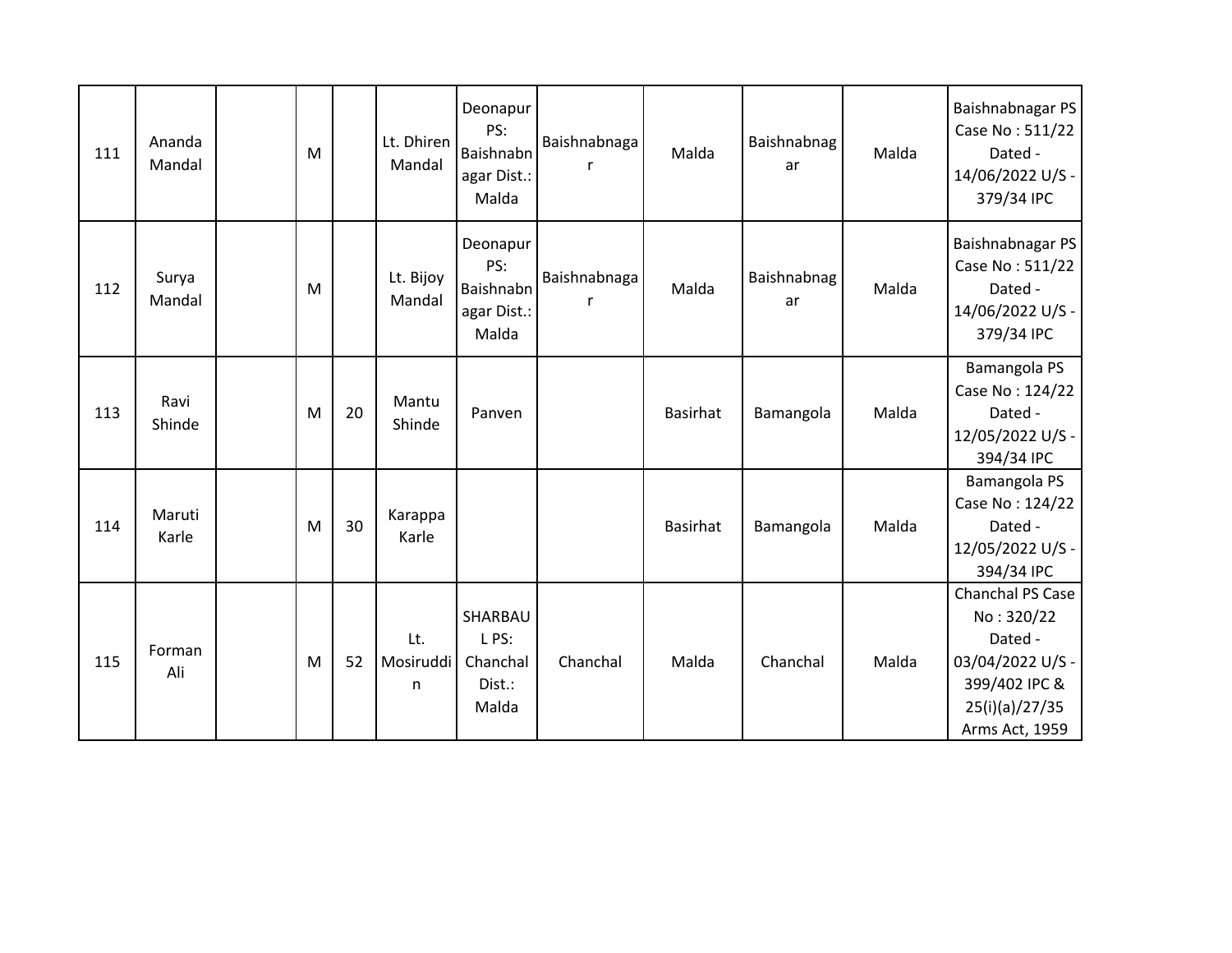| 111 | Ananda Mandal | | M | | Lt. Dhiren Mandal | Deonapur PS: Baishnabnagar Dist.: Malda | Baishnabnagar | Malda | Baishnabnagar | Malda | Baishnabnagar PS Case No : 511/22 Dated - 14/06/2022 U/S - 379/34 IPC |
|---|---|---|---|---|---|---|---|---|---|---|---|
| 112 | Surya Mandal | | M | | Lt. Bijoy Mandal | Deonapur PS: Baishnabnagar Dist.: Malda | Baishnabnagar | Malda | Baishnabnagar | Malda | Baishnabnagar PS Case No : 511/22 Dated - 14/06/2022 U/S - 379/34 IPC |
| 113 | Ravi Shinde | | M | 20 | Mantu Shinde | Panven | | Basirhat | Bamangola | Malda | Bamangola PS Case No : 124/22 Dated - 12/05/2022 U/S - 394/34 IPC |
| 114 | Maruti Karle | | M | 30 | Karappa Karle | | | Basirhat | Bamangola | Malda | Bamangola PS Case No : 124/22 Dated - 12/05/2022 U/S - 394/34 IPC |
| 115 | Forman Ali | | M | 52 | Lt. Mosiruddin | SHARBAUL PS: Chanchal Dist.: Malda | Chanchal | Malda | Chanchal | Malda | Chanchal PS Case No : 320/22 Dated - 03/04/2022 U/S - 399/402 IPC & 25(i)(a)/27/35 Arms Act, 1959 |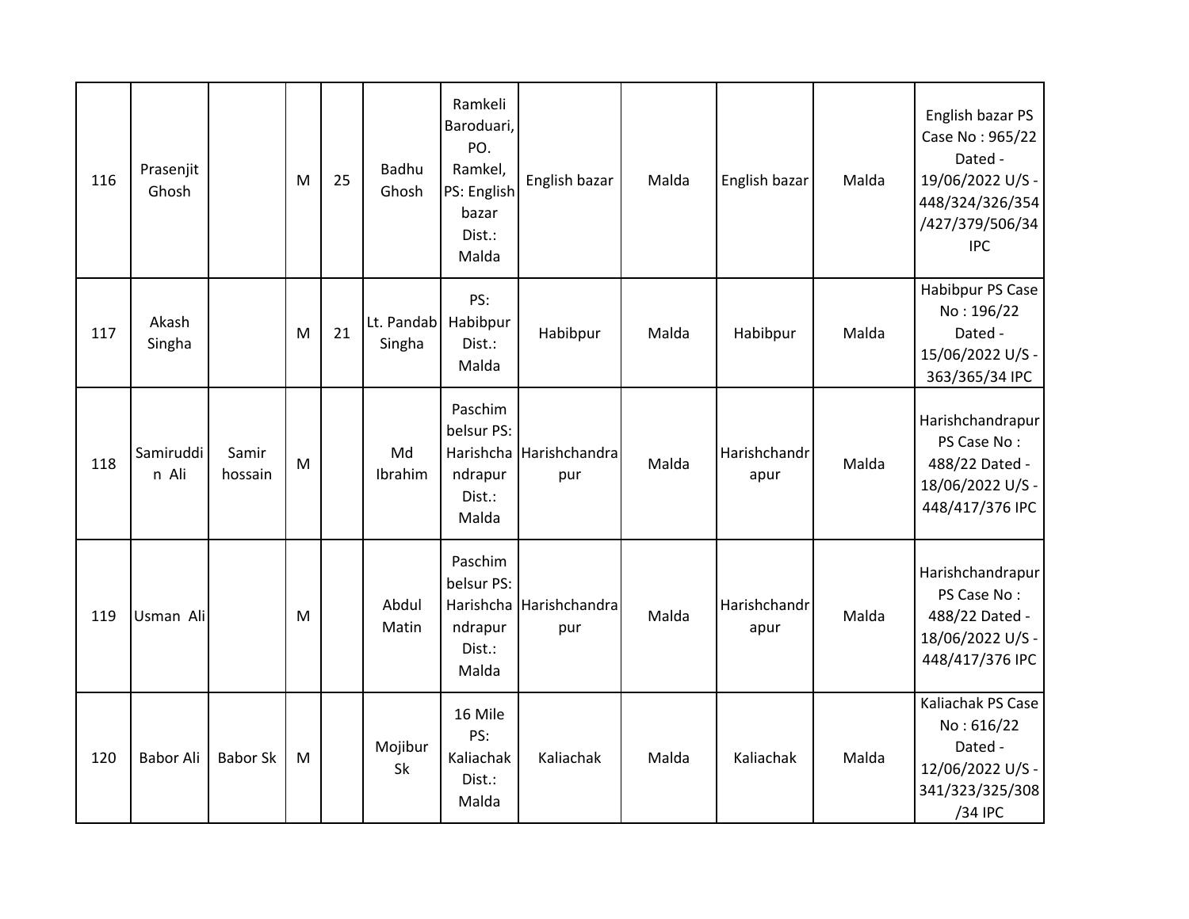| | | | | | | | | | | | |
|---|---|---|---|---|---|---|---|---|---|---|---|
| 116 | Prasenjit Ghosh | | M | 25 | Badhu Ghosh | Ramkeli Baroduari, PO. Ramkel, PS: English bazar Dist.: Malda | English bazar | Malda | English bazar | Malda | English bazar PS Case No : 965/22 Dated - 19/06/2022 U/S - 448/324/326/354/427/379/506/34 IPC |
| 117 | Akash Singha | | M | 21 | Lt. Pandab Singha | PS: Habibpur Dist.: Malda | Habibpur | Malda | Habibpur | Malda | Habibpur PS Case No : 196/22 Dated - 15/06/2022 U/S - 363/365/34 IPC |
| 118 | Samiruddin Ali | Samir hossain | M | | Md Ibrahim | Paschim belsur PS: Harishchandrapur Dist.: Malda | Harishchandrapur | Malda | Harishchandrapur | Malda | Harishchandrapur PS Case No : 488/22 Dated - 18/06/2022 U/S - 448/417/376 IPC |
| 119 | Usman Ali | | M | | Abdul Matin | Paschim belsur PS: Harishchandrapur Dist.: Malda | Harishchandrapur | Malda | Harishchandrapur | Malda | Harishchandrapur PS Case No : 488/22 Dated - 18/06/2022 U/S - 448/417/376 IPC |
| 120 | Babor Ali | Babor Sk | M | | Mojibur Sk | 16 Mile PS: Kaliachak Dist.: Malda | Kaliachak | Malda | Kaliachak | Malda | Kaliachak PS Case No : 616/22 Dated - 12/06/2022 U/S - 341/323/325/308/34 IPC |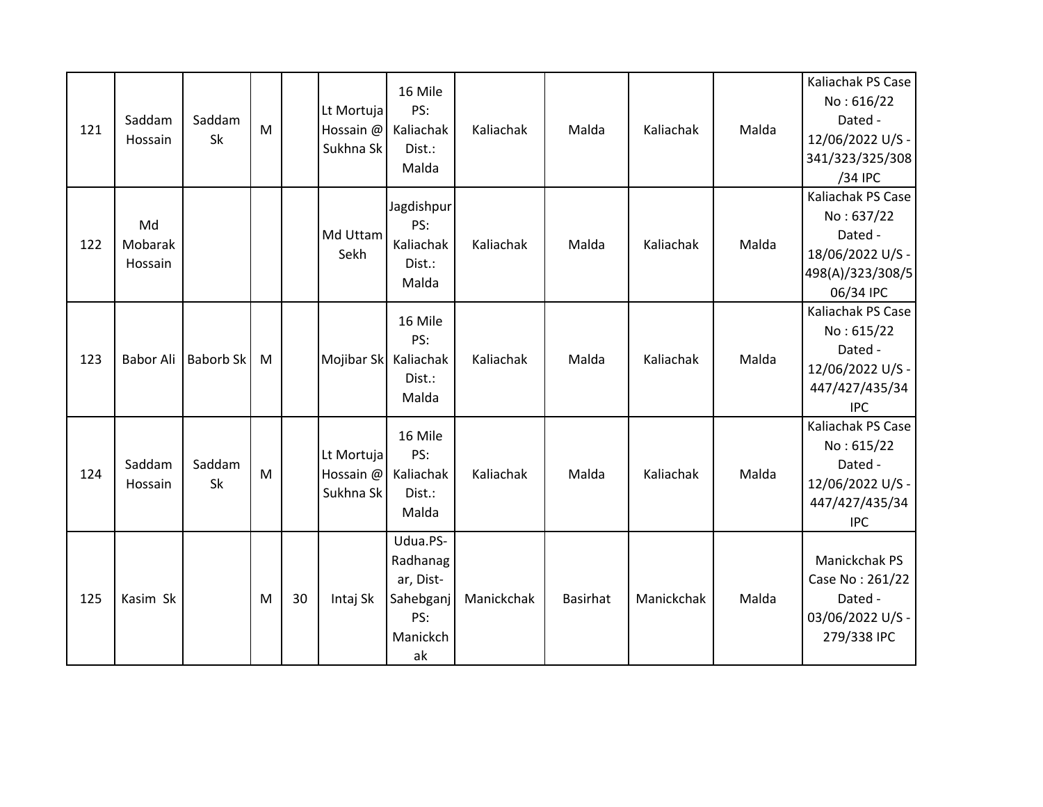| 121 | Saddam Hossain | Saddam Sk | M | | Lt Mortuja Hossain @ Sukhna Sk | 16 Mile PS: Kaliachak Dist.: Malda | Kaliachak | Malda | Kaliachak | Malda | Kaliachak PS Case No : 616/22 Dated - 12/06/2022 U/S - 341/323/325/308/34 IPC |
|---|---|---|---|---|---|---|---|---|---|---|---|
| 122 | Md Mobarak Hossain | | | | Md Uttam Sekh | Jagdishpur PS: Kaliachak Dist.: Malda | Kaliachak | Malda | Kaliachak | Malda | Kaliachak PS Case No : 637/22 Dated - 18/06/2022 U/S - 498(A)/323/308/506/34 IPC |
| 123 | Babor Ali | Baborb Sk | M | | Mojibar Sk | 16 Mile PS: Kaliachak Dist.: Malda | Kaliachak | Malda | Kaliachak | Malda | Kaliachak PS Case No : 615/22 Dated - 12/06/2022 U/S - 447/427/435/34 IPC |
| 124 | Saddam Hossain | Saddam Sk | M | | Lt Mortuja Hossain @ Sukhna Sk | 16 Mile PS: Kaliachak Dist.: Malda | Kaliachak | Malda | Kaliachak | Malda | Kaliachak PS Case No : 615/22 Dated - 12/06/2022 U/S - 447/427/435/34 IPC |
| 125 | Kasim Sk | | M | 30 | Intaj Sk | Udua.PS-Radhanagar, Dist-Sahebganj PS: Manickchak | Manickchak | Basirhat | Manickchak | Malda | Manickchak PS Case No : 261/22 Dated - 03/06/2022 U/S - 279/338 IPC |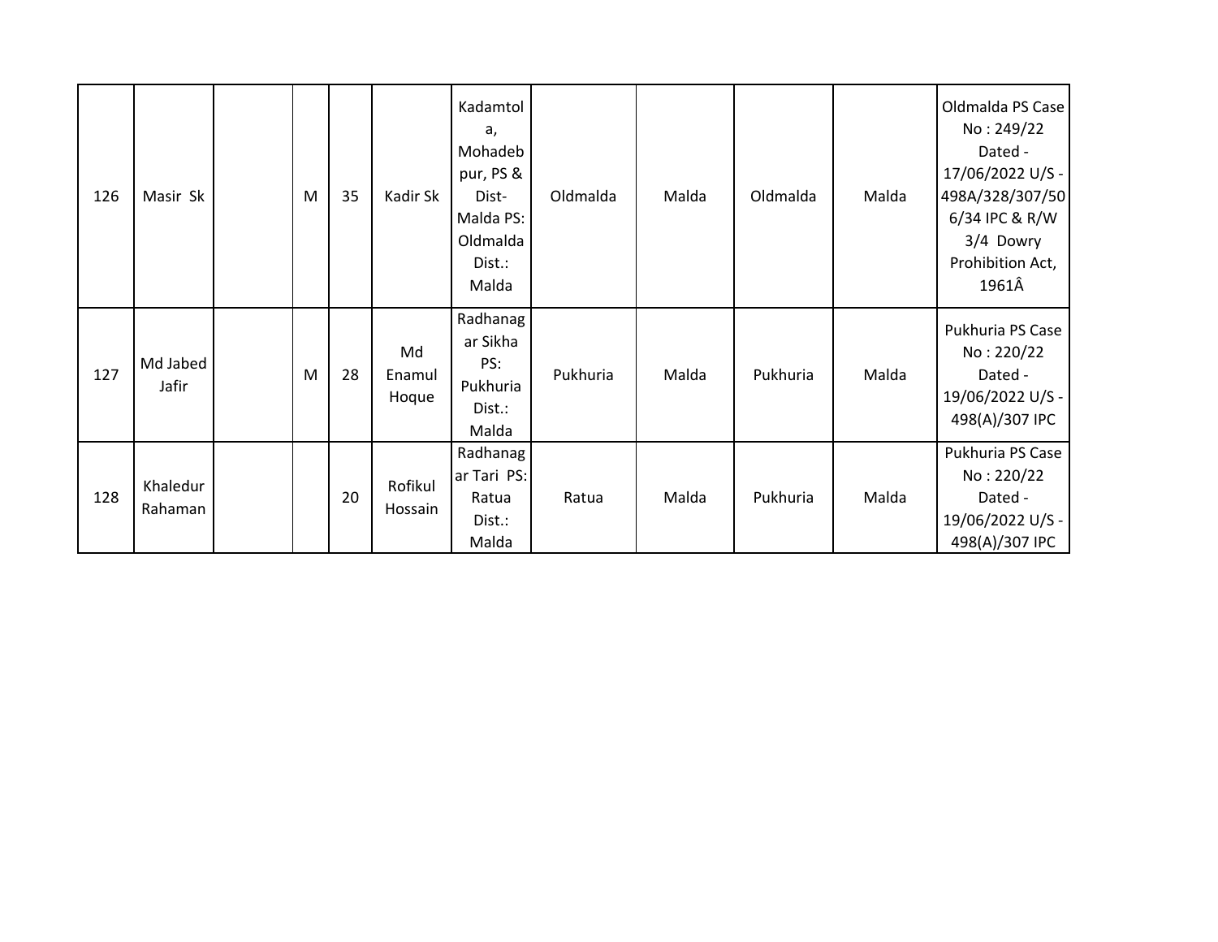| 126 | Masir Sk | | M | 35 | Kadir Sk | Kadamtola, Mohadebpur, PS & Dist- Malda PS: Oldmalda Dist.: Malda | Oldmalda | Malda | Oldmalda | Malda | Oldmalda PS Case No : 249/22 Dated - 17/06/2022 U/S - 498A/328/307/506/34 IPC & R/W 3/4 Dowry Prohibition Act, 1961Â |
|---|---|---|---|---|---|---|---|---|---|---|---|
| 127 | Md Jabed Jafir | | M | 28 | Md Enamul Hoque | Radhanagar Sikha PS: Pukhuria Dist.: Malda | Pukhuria | Malda | Pukhuria | Malda | Pukhuria PS Case No : 220/22 Dated - 19/06/2022 U/S - 498(A)/307 IPC |
| 128 | Khaledur Rahaman | | | 20 | Rofikul Hossain | Radhanagar Tari PS: Ratua Dist.: Malda | Ratua | Malda | Pukhuria | Malda | Pukhuria PS Case No : 220/22 Dated - 19/06/2022 U/S - 498(A)/307 IPC |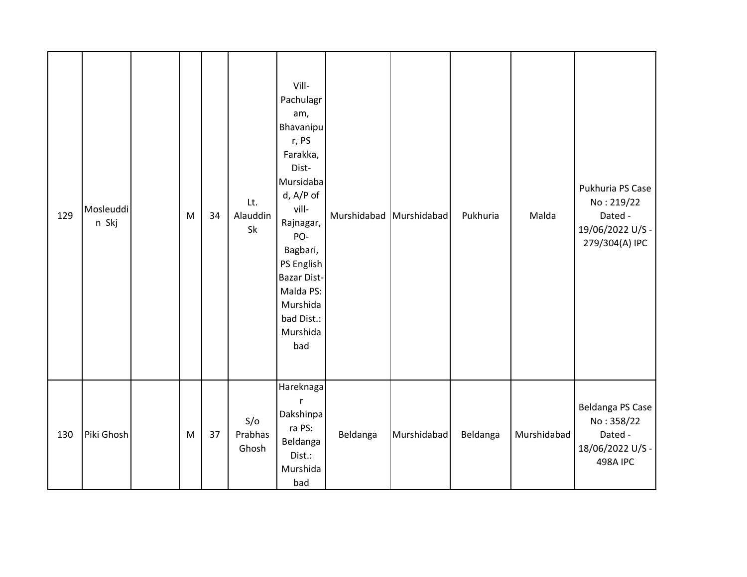| 129 | Mosleuddin Skj | | M | 34 | Lt. Alauddin Sk | Vill-Pachulagram, Bhavanipur, PS Farakka, Dist-Mursidabad, A/P of vill-Rajnagar, PO-Bagbari, PS English Bazar Dist-Malda PS: Murshidabad Dist.: Murshidabad | Murshidabad | Murshidabad | Pukhuria | Malda | Pukhuria PS Case No : 219/22 Dated - 19/06/2022 U/S - 279/304(A) IPC |
|---|---|---|---|---|---|---|---|---|---|---|---|
| 130 | Piki Ghosh | | M | 37 | S/o Prabhas Ghosh | Hareknagar Dakshinpara PS: Beldanga Dist.: Murshidabad | Beldanga | Murshidabad | Beldanga | Murshidabad | Beldanga PS Case No : 358/22 Dated - 18/06/2022 U/S - 498A IPC |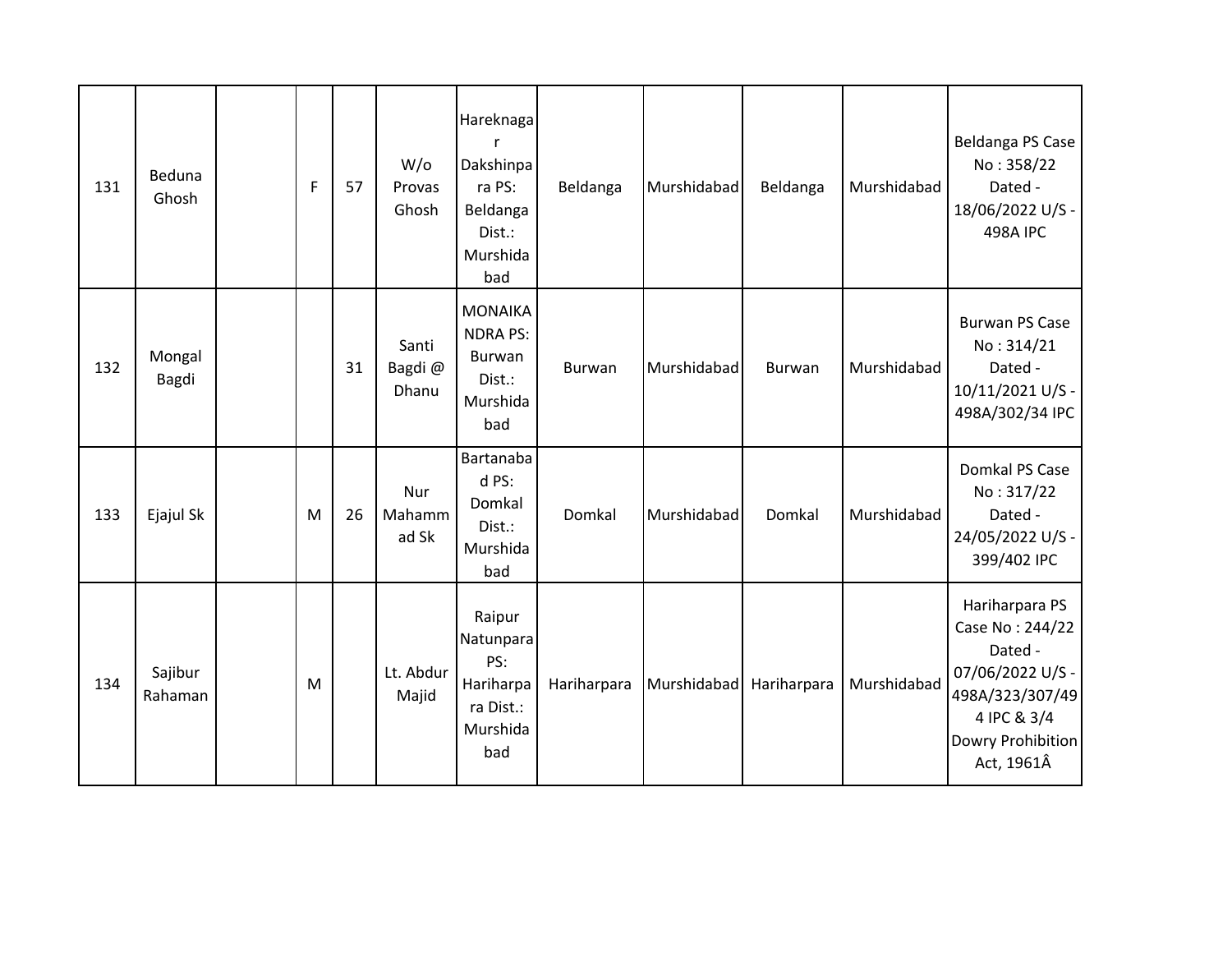| | | | | | | | | | | | |
|---|---|---|---|---|---|---|---|---|---|---|---|
| 131 | Beduna Ghosh | | F | 57 | W/o Provas Ghosh | Hareknagar Dakshinpara PS: Beldanga Dist.: Murshidabad | Beldanga | Murshidabad | Beldanga | Murshidabad | Beldanga PS Case No : 358/22 Dated - 18/06/2022 U/S - 498A IPC |
| 132 | Mongal Bagdi | | | 31 | Santi Bagdi @ Dhanu | MONAIKANDRA PS: Burwan Dist.: Murshidabad | Burwan | Murshidabad | Burwan | Murshidabad | Burwan PS Case No : 314/21 Dated - 10/11/2021 U/S - 498A/302/34 IPC |
| 133 | Ejajul Sk | | M | 26 | Nur Mahammad Sk | Bartanabad PS: Domkal Dist.: Murshidabad | Domkal | Murshidabad | Domkal | Murshidabad | Domkal PS Case No : 317/22 Dated - 24/05/2022 U/S - 399/402 IPC |
| 134 | Sajibur Rahaman | | M | | Lt. Abdur Majid | Raipur Natunpara PS: Hariharpara Dist.: Murshidabad | Hariharpara | Murshidabad | Hariharpara | Murshidabad | Hariharpara PS Case No : 244/22 Dated - 07/06/2022 U/S - 498A/323/307/494 IPC & 3/4 Dowry Prohibition Act, 1961Â |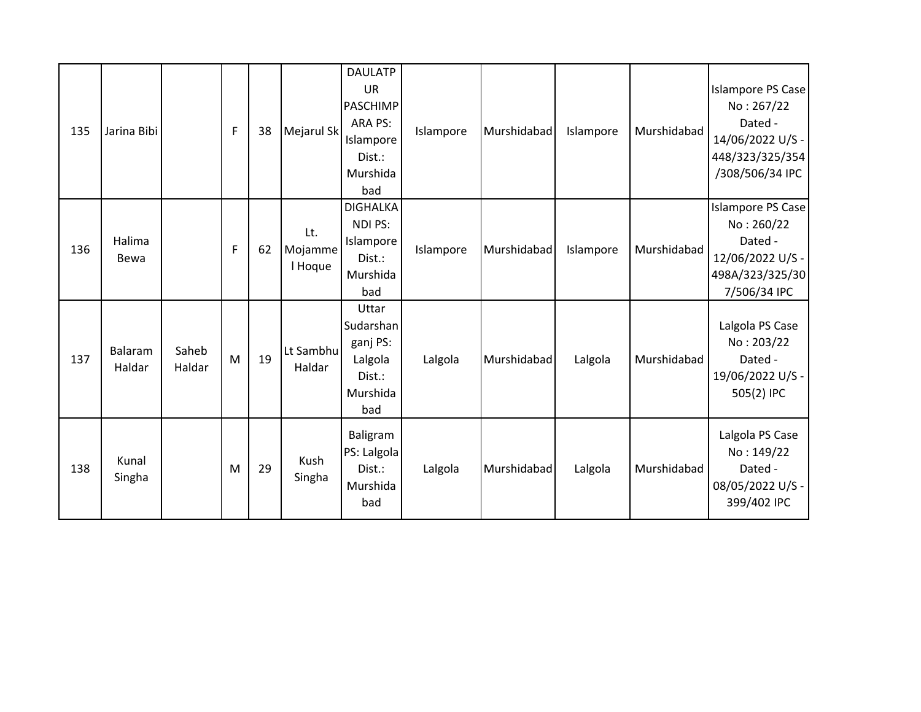| 135 | Jarina Bibi | | F | 38 | Mejarul Sk | DAULATPUR PASCHIMPARA PS: Islampore Dist.: Murshidabad | Islampore | Murshidabad | Islampore | Murshidabad | Islampore PS Case No : 267/22 Dated - 14/06/2022 U/S - 448/323/325/354/308/506/34 IPC |
|---|---|---|---|---|---|---|---|---|---|---|---|
| 136 | Halima Bewa | | F | 62 | Lt. Mojammel Hoque | DIGHALKANDI PS: Islampore Dist.: Murshidabad | Islampore | Murshidabad | Islampore | Murshidabad | Islampore PS Case No : 260/22 Dated - 12/06/2022 U/S - 498A/323/325/307/506/34 IPC |
| 137 | Balaram Haldar | Saheb Haldar | M | 19 | Lt Sambhu Haldar | Uttar Sudarshanganj PS: Lalgola Dist.: Murshidabad | Lalgola | Murshidabad | Lalgola | Murshidabad | Lalgola PS Case No : 203/22 Dated - 19/06/2022 U/S - 505(2) IPC |
| 138 | Kunal Singha | | M | 29 | Kush Singha | Baligram PS: Lalgola Dist.: Murshidabad | Lalgola | Murshidabad | Lalgola | Murshidabad | Lalgola PS Case No : 149/22 Dated - 08/05/2022 U/S - 399/402 IPC |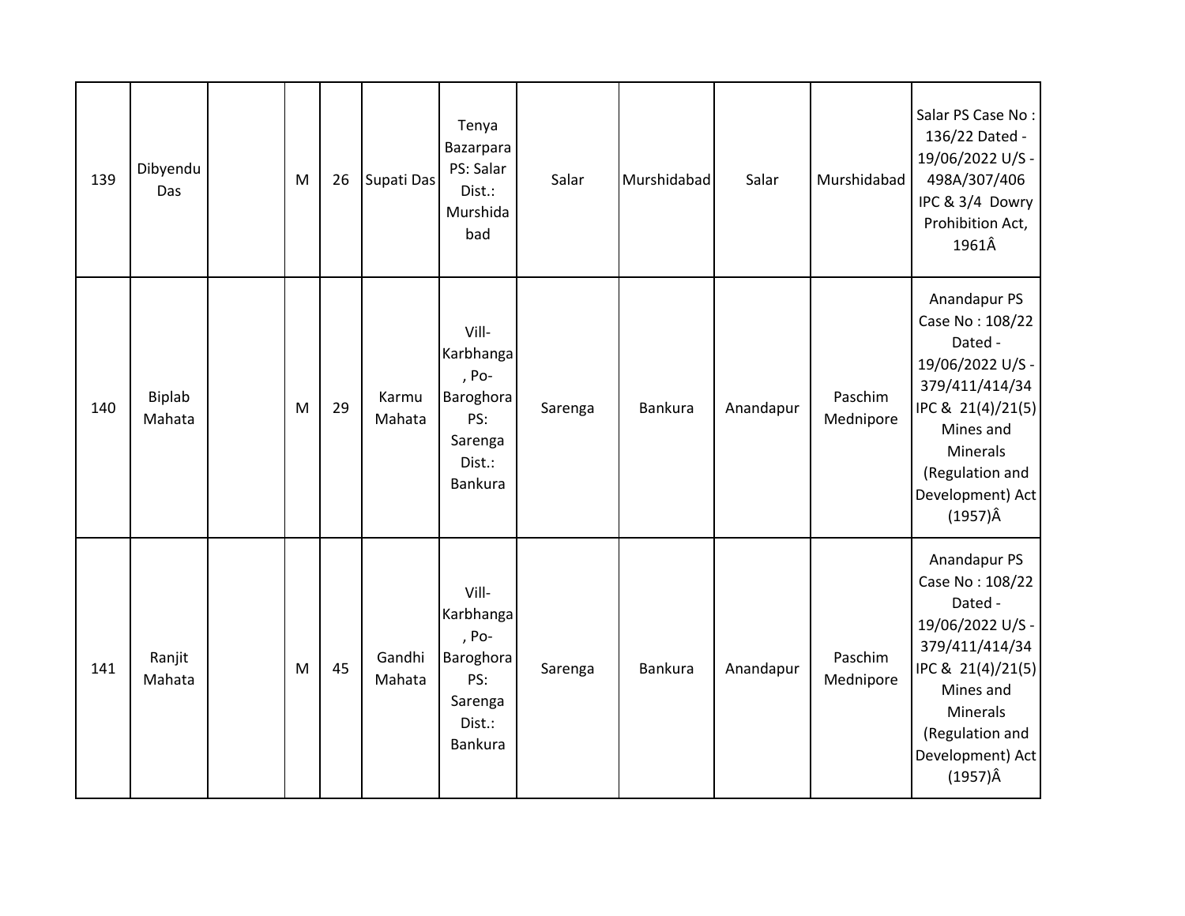| | | | | | | | | | | | |
|---|---|---|---|---|---|---|---|---|---|---|---|
| 139 | Dibyendu Das | | M | 26 | Supati Das | Tenya Bazarpara PS: Salar Dist.: Murshidabad | Salar | Murshidabad | Salar | Murshidabad | Salar PS Case No : 136/22 Dated - 19/06/2022 U/S - 498A/307/406 IPC & 3/4 Dowry Prohibition Act, 1961Â |
| 140 | Biplab Mahata | | M | 29 | Karmu Mahata | Vill-Karbhanga, Po-Baroghora PS: Sarenga Dist.: Bankura | Sarenga | Bankura | Anandapur | Paschim Mednipore | Anandapur PS Case No : 108/22 Dated - 19/06/2022 U/S - 379/411/414/34 IPC & 21(4)/21(5) Mines and Minerals (Regulation and Development) Act (1957)Â |
| 141 | Ranjit Mahata | | M | 45 | Gandhi Mahata | Vill-Karbhanga, Po-Baroghora PS: Sarenga Dist.: Bankura | Sarenga | Bankura | Anandapur | Paschim Mednipore | Anandapur PS Case No : 108/22 Dated - 19/06/2022 U/S - 379/411/414/34 IPC & 21(4)/21(5) Mines and Minerals (Regulation and Development) Act (1957)Â |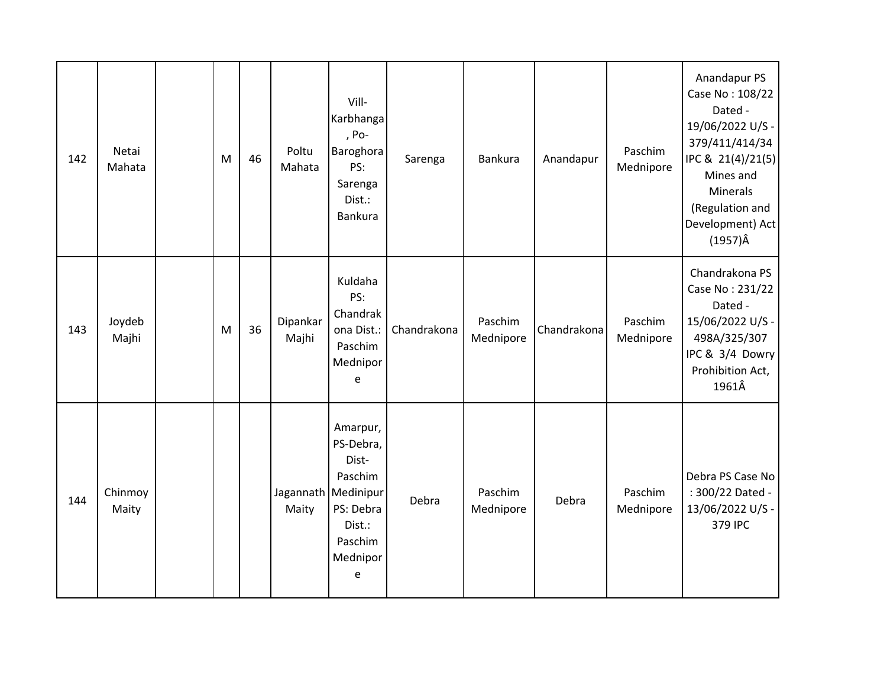| 142 | Netai Mahata | | M | 46 | Poltu Mahata | Vill-Karbhanga, Po-Baroghora PS: Sarenga Dist.: Bankura | Sarenga | Bankura | Anandapur | Paschim Mednipore | Anandapur PS Case No : 108/22 Dated - 19/06/2022 U/S - 379/411/414/34 IPC & 21(4)/21(5) Mines and Minerals (Regulation and Development) Act (1957)Â |
|---|---|---|---|---|---|---|---|---|---|---|---|
| 143 | Joydeb Majhi | | M | 36 | Dipankar Majhi | Kuldaha PS: Chandrakona Dist.: Paschim Mednipore | Chandrakona | Paschim Mednipore | Chandrakona | Paschim Mednipore | Chandrakona PS Case No : 231/22 Dated - 15/06/2022 U/S - 498A/325/307 IPC & 3/4 Dowry Prohibition Act, 1961Â |
| 144 | Chinmoy Maity | | | | Jagannath Maity | Amarpur, PS-Debra, Dist-Paschim Medinipur PS: Debra Dist.: Paschim Mednipore | Debra | Paschim Mednipore | Debra | Paschim Mednipore | Debra PS Case No : 300/22 Dated - 13/06/2022 U/S - 379 IPC |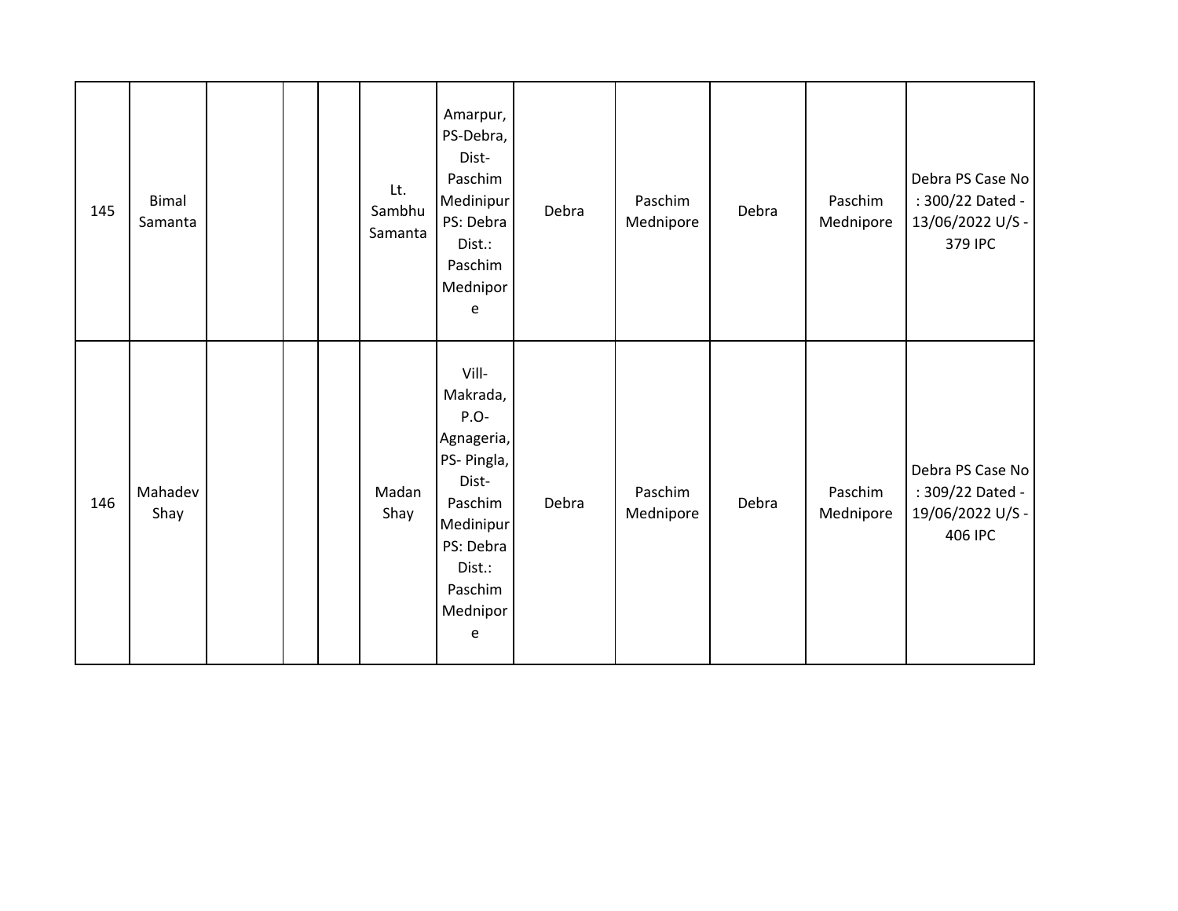| | | | | | | | | | | | |
|---|---|---|---|---|---|---|---|---|---|---|---|
| 145 | Bimal Samanta | | | | Lt. Sambhu Samanta | Amarpur, PS-Debra, Dist- Paschim Medinipur PS: Debra Dist.: Paschim Mednipore | Debra | Paschim Mednipore | Debra | Paschim Mednipore | Debra PS Case No : 300/22 Dated - 13/06/2022 U/S - 379 IPC |
| 146 | Mahadev Shay | | | | Madan Shay | Vill- Makrada, P.O- Agnageria, PS- Pingla, Dist- Paschim Medinipur PS: Debra Dist.: Paschim Mednipore | Debra | Paschim Mednipore | Debra | Paschim Mednipore | Debra PS Case No : 309/22 Dated - 19/06/2022 U/S - 406 IPC |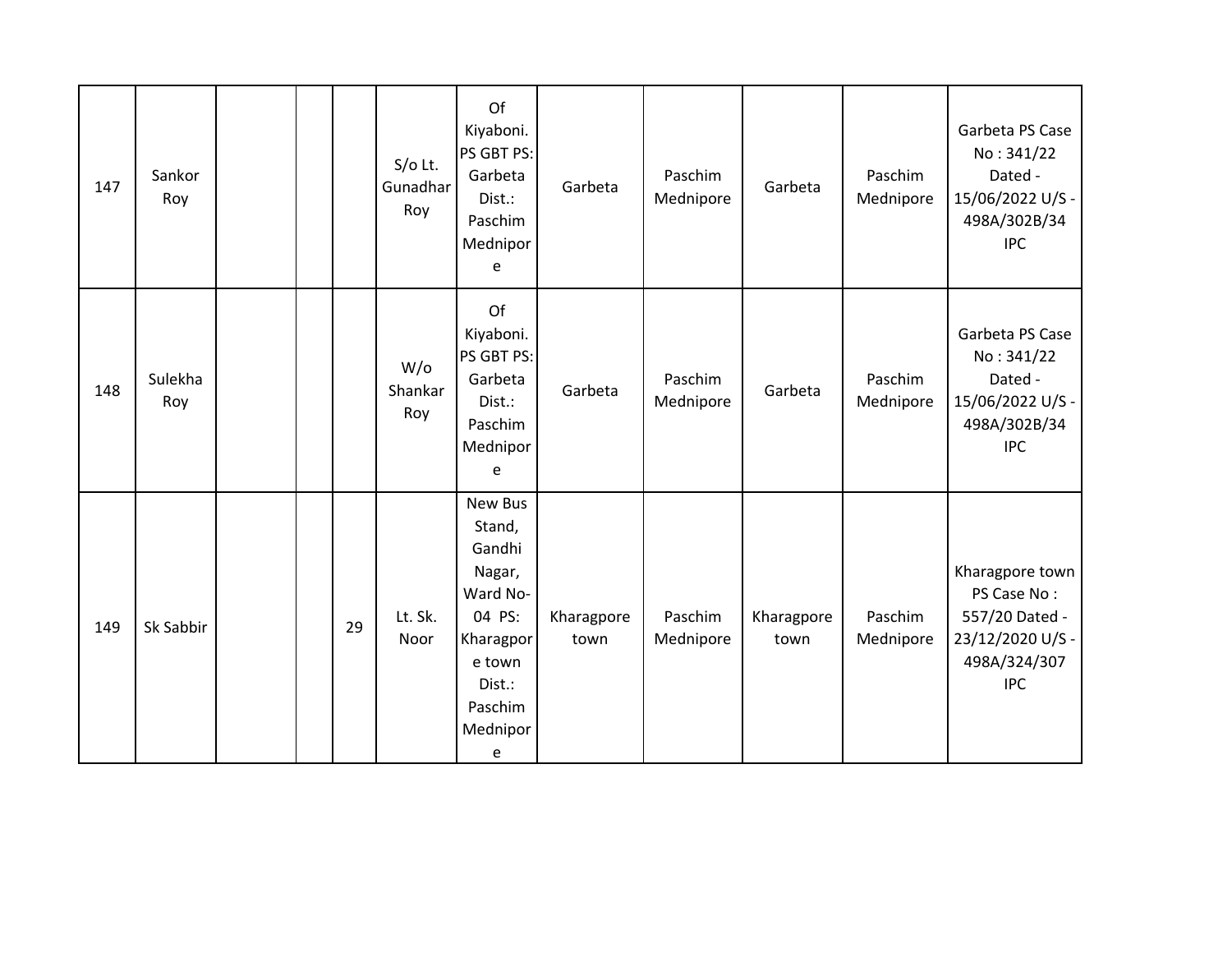| 147 | Sankor Roy | | | | S/o Lt. Gunadhar Roy | Of Kiyaboni. PS GBT PS: Garbeta Dist.: Paschim Mednipore | Garbeta | Paschim Mednipore | Garbeta | Paschim Mednipore | Garbeta PS Case No : 341/22 Dated - 15/06/2022 U/S - 498A/302B/34 IPC |
|---|---|---|---|---|---|---|---|---|---|---|---|
| 148 | Sulekha Roy | | | | W/o Shankar Roy | Of Kiyaboni. PS GBT PS: Garbeta Dist.: Paschim Mednipore | Garbeta | Paschim Mednipore | Garbeta | Paschim Mednipore | Garbeta PS Case No : 341/22 Dated - 15/06/2022 U/S - 498A/302B/34 IPC |
| 149 | Sk Sabbir | | | 29 | Lt. Sk. Noor | New Bus Stand, Gandhi Nagar, Ward No- 04 PS: Kharagpore town Dist.: Paschim Mednipore | Kharagpore town | Paschim Mednipore | Kharagpore town | Paschim Mednipore | Kharagpore town PS Case No : 557/20 Dated - 23/12/2020 U/S - 498A/324/307 IPC |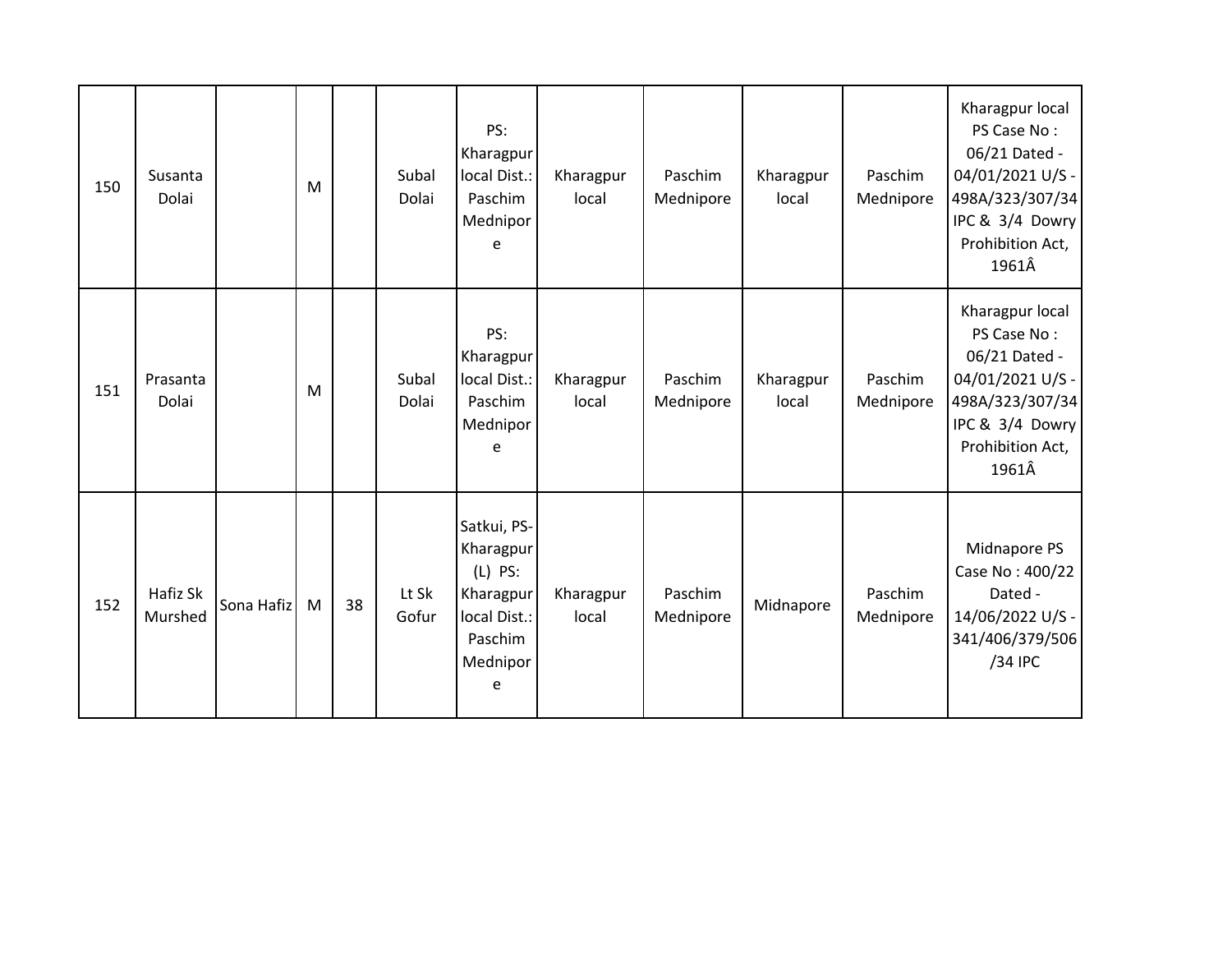| 150 | Susanta Dolai | | M | | Subal Dolai | PS: Kharagpur local Dist.: Paschim Mednipore | Kharagpur local | Paschim Mednipore | Kharagpur local | Paschim Mednipore | Kharagpur local PS Case No : 06/21 Dated - 04/01/2021 U/S - 498A/323/307/34 IPC & 3/4 Dowry Prohibition Act, 1961Â |
|---|---|---|---|---|---|---|---|---|---|---|---|
| 151 | Prasanta Dolai | | M | | Subal Dolai | PS: Kharagpur local Dist.: Paschim Mednipore | Kharagpur local | Paschim Mednipore | Kharagpur local | Paschim Mednipore | Kharagpur local PS Case No : 06/21 Dated - 04/01/2021 U/S - 498A/323/307/34 IPC & 3/4 Dowry Prohibition Act, 1961Â |
| 152 | Hafiz Sk Murshed | Sona Hafiz | M | 38 | Lt Sk Gofur | Satkui, PS-Kharagpur (L) PS: Kharagpur local Dist.: Paschim Mednipore | Kharagpur local | Paschim Mednipore | Midnapore | Paschim Mednipore | Midnapore PS Case No : 400/22 Dated - 14/06/2022 U/S - 341/406/379/506 /34 IPC |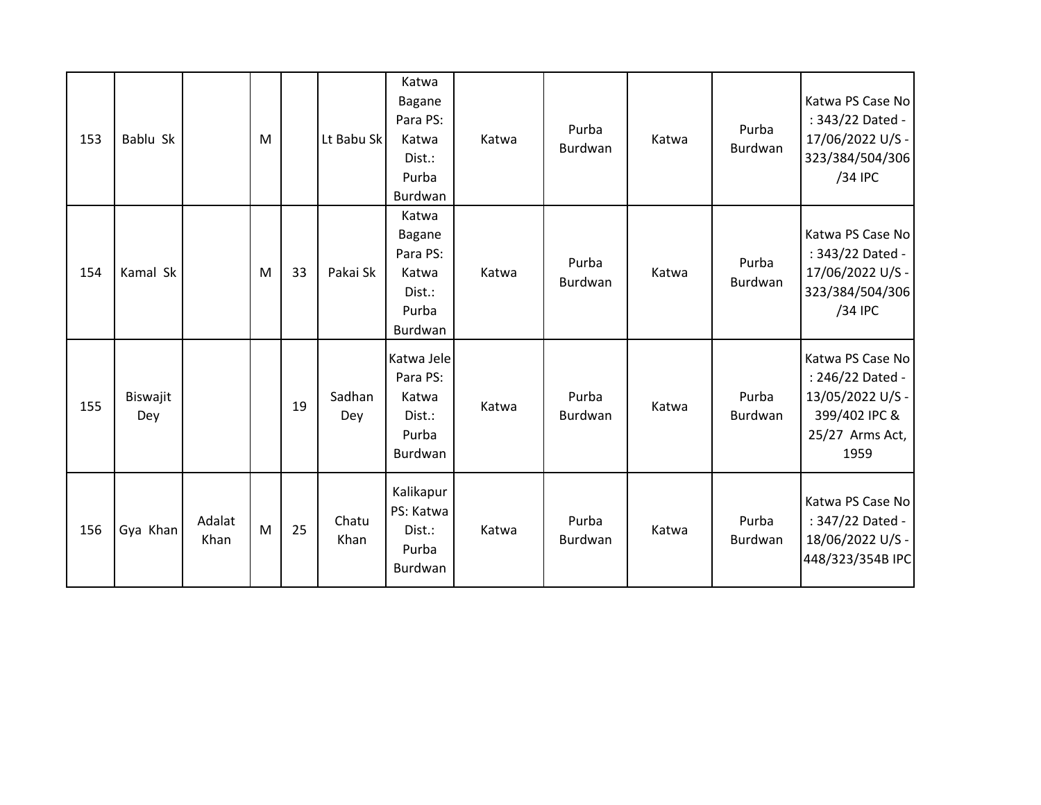| 153 | Bablu Sk | | M | | Lt Babu Sk | Katwa Bagane Para PS: Katwa Dist.: Purba Burdwan | Katwa | Purba Burdwan | Katwa | Purba Burdwan | Katwa PS Case No : 343/22 Dated - 17/06/2022 U/S - 323/384/504/306 /34 IPC |
|---|---|---|---|---|---|---|---|---|---|---|---|
| 154 | Kamal Sk | | M | 33 | Pakai Sk | Katwa Bagane Para PS: Katwa Dist.: Purba Burdwan | Katwa | Purba Burdwan | Katwa | Purba Burdwan | Katwa PS Case No : 343/22 Dated - 17/06/2022 U/S - 323/384/504/306 /34 IPC |
| 155 | Biswajit Dey | | | 19 | Sadhan Dey | Katwa Jele Para PS: Katwa Dist.: Purba Burdwan | Katwa | Purba Burdwan | Katwa | Purba Burdwan | Katwa PS Case No : 246/22 Dated - 13/05/2022 U/S - 399/402 IPC & 25/27 Arms Act, 1959 |
| 156 | Gya Khan | Adalat Khan | M | 25 | Chatu Khan | Kalikapur PS: Katwa Dist.: Purba Burdwan | Katwa | Purba Burdwan | Katwa | Purba Burdwan | Katwa PS Case No : 347/22 Dated - 18/06/2022 U/S - 448/323/354B IPC |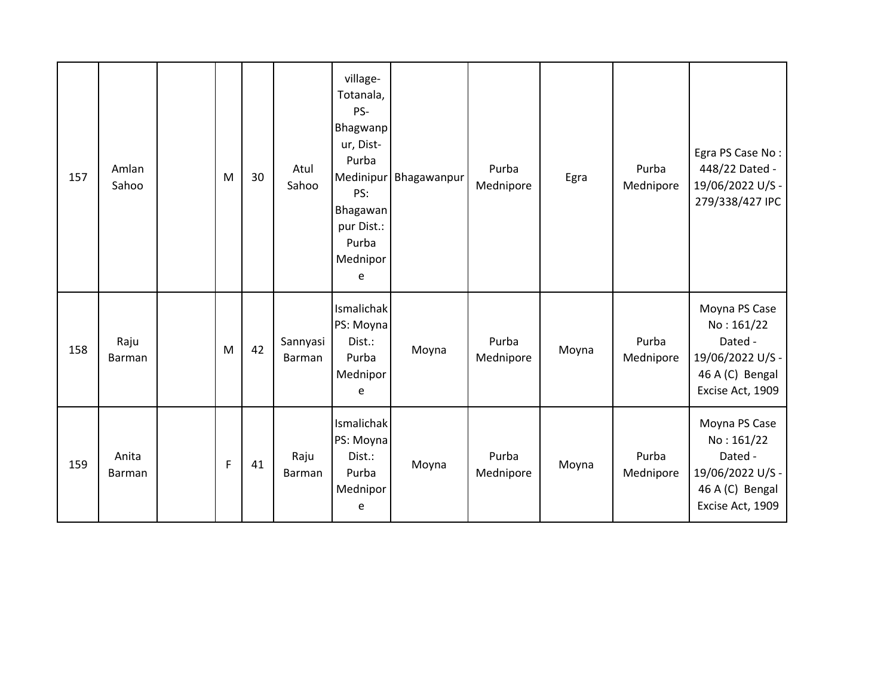| 157 | Amlan Sahoo | | M | 30 | Atul Sahoo | village-Totanala, PS-Bhagwanpur, Dist-Purba Medinipur PS: Bhagawanpur Dist.: Purba Mednipore | Bhagawanpur | Purba Mednipore | Egra | Purba Mednipore | Egra PS Case No : 448/22 Dated - 19/06/2022 U/S - 279/338/427 IPC |
|---|---|---|---|---|---|---|---|---|---|---|---|
| 158 | Raju Barman | | M | 42 | Sannyasi Barman | Ismalichak PS: Moyna Dist.: Purba Mednipore | Moyna | Purba Mednipore | Moyna | Purba Mednipore | Moyna PS Case No : 161/22 Dated - 19/06/2022 U/S - 46 A (C) Bengal Excise Act, 1909 |
| 159 | Anita Barman | | F | 41 | Raju Barman | Ismalichak PS: Moyna Dist.: Purba Mednipore | Moyna | Purba Mednipore | Moyna | Purba Mednipore | Moyna PS Case No : 161/22 Dated - 19/06/2022 U/S - 46 A (C) Bengal Excise Act, 1909 |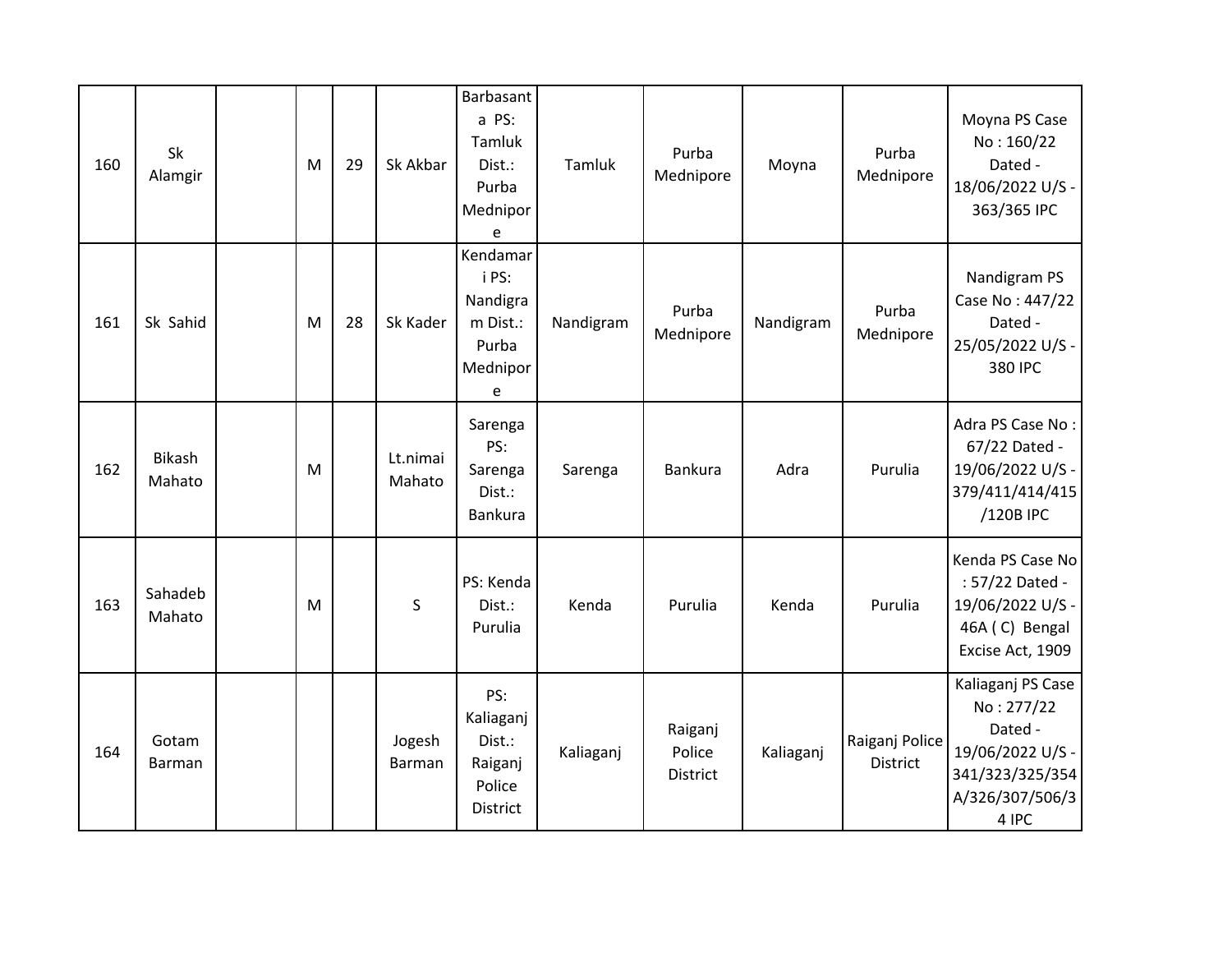| 160 | Sk Alamgir | | M | 29 | Sk Akbar | Barbasanta PS: Tamluk Dist.: Purba Mednipore | Tamluk | Purba Mednipore | Moyna | Purba Mednipore | Moyna PS Case No : 160/22 Dated - 18/06/2022 U/S - 363/365 IPC |
|---|---|---|---|---|---|---|---|---|---|---|---|
| 161 | Sk Sahid | | M | 28 | Sk Kader | Kendamari PS: Nandigram Dist.: Purba Mednipore | Nandigram | Purba Mednipore | Nandigram | Purba Mednipore | Nandigram PS Case No : 447/22 Dated - 25/05/2022 U/S - 380 IPC |
| 162 | Bikash Mahato | | M | | Lt.nimai Mahato | Sarenga PS: Sarenga Dist.: Bankura | Sarenga | Bankura | Adra | Purulia | Adra PS Case No : 67/22 Dated - 19/06/2022 U/S - 379/411/414/415/120B IPC |
| 163 | Sahadeb Mahato | | M | | S | PS: Kenda Dist.: Purulia | Kenda | Purulia | Kenda | Purulia | Kenda PS Case No : 57/22 Dated - 19/06/2022 U/S - 46A ( C) Bengal Excise Act, 1909 |
| 164 | Gotam Barman | | | | Jogesh Barman | PS: Kaliaganj Dist.: Raiganj Police District | Kaliaganj | Raiganj Police District | Kaliaganj | Raiganj Police District | Kaliaganj PS Case No : 277/22 Dated - 19/06/2022 U/S - 341/323/325/354A/326/307/506/34 IPC |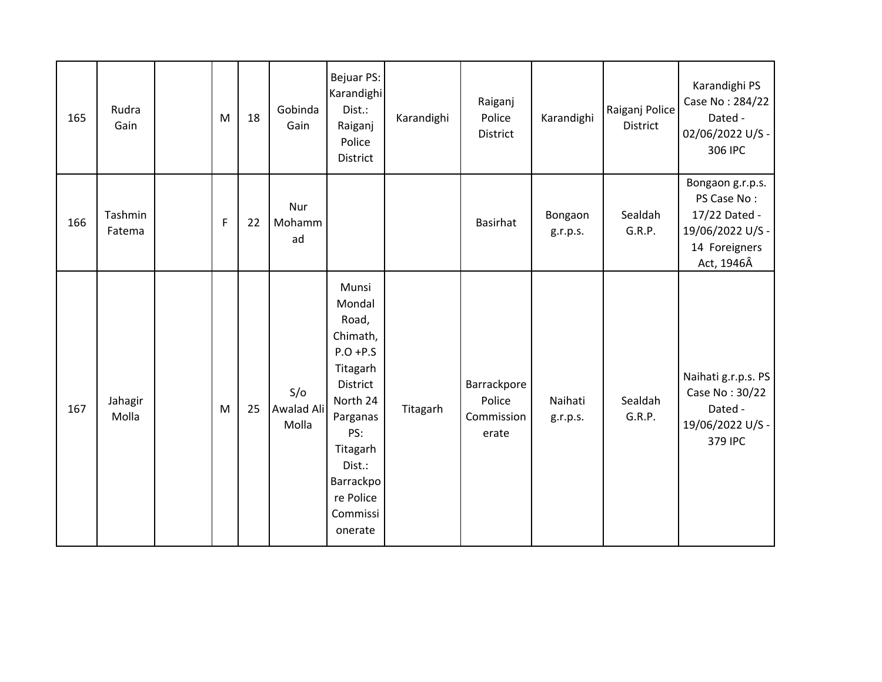| 165 | Rudra Gain | | M | 18 | Gobinda Gain | Bejuar PS: Karandighi Dist.: Raiganj Police District | Karandighi | Raiganj Police District | Karandighi | Raiganj Police District | Karandighi PS Case No : 284/22 Dated - 02/06/2022 U/S - 306 IPC |
|---|---|---|---|---|---|---|---|---|---|---|---|
| 166 | Tashmin Fatema | | F | 22 | Nur Mohammad | | | Basirhat | Bongaon g.r.p.s. | Sealdah G.R.P. | Bongaon g.r.p.s. PS Case No : 17/22 Dated - 19/06/2022 U/S - 14 Foreigners Act, 1946Â |
| 167 | Jahagir Molla | | M | 25 | S/o Awalad Ali Molla | Munsi Mondal Road, Chimath, P.O +P.S Titagarh District North 24 Parganas PS: Titagarh Dist.: Barrackpore Police Commissionerate | Titagarh | Barrackpore Police Commissionerate | Naihati g.r.p.s. | Sealdah G.R.P. | Naihati g.r.p.s. PS Case No : 30/22 Dated - 19/06/2022 U/S - 379 IPC |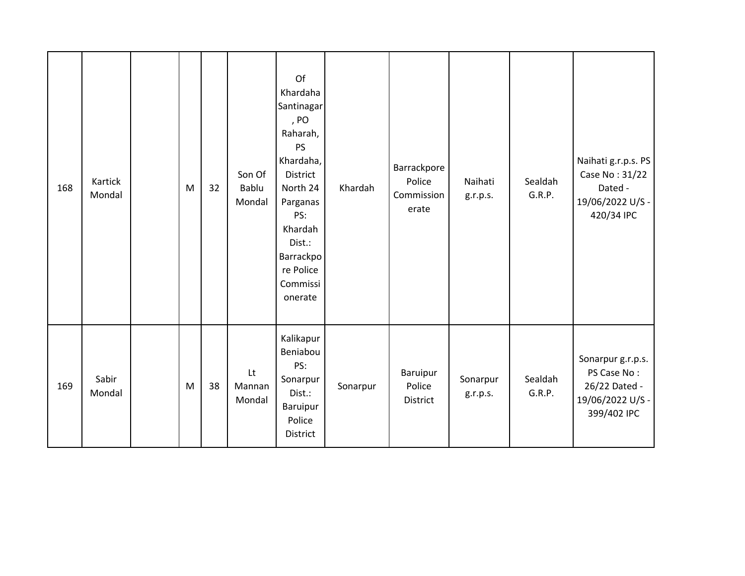| 168 | Kartick Mondal | | M | 32 | Son Of Bablu Mondal | Of Khardaha Santinagar , PO Raharah, PS Khardaha, District North 24 Parganas PS: Khardah Dist.: Barrackpore Police Commissionerate | Khardah | Barrackpore Police Commissionerate | Naihati g.r.p.s. | Sealdah G.R.P. | Naihati g.r.p.s. PS Case No : 31/22 Dated - 19/06/2022 U/S - 420/34 IPC |
|---|---|---|---|---|---|---|---|---|---|---|---|
| 169 | Sabir Mondal | | M | 38 | Lt Mannan Mondal | Kalikapur Beniabou PS: Sonarpur Dist.: Baruipur Police District | Sonarpur | Baruipur Police District | Sonarpur g.r.p.s. | Sealdah G.R.P. | Sonarpur g.r.p.s. PS Case No : 26/22 Dated - 19/06/2022 U/S - 399/402 IPC |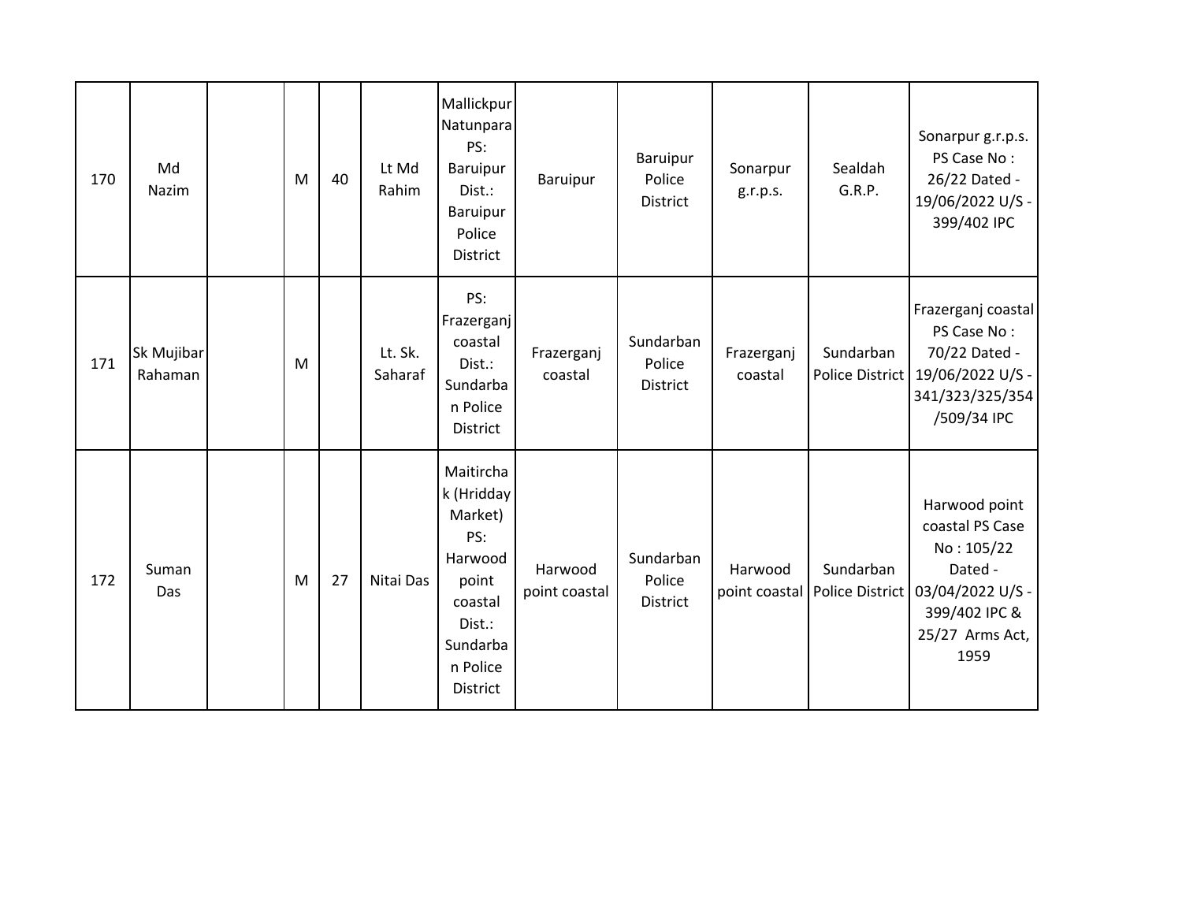| 170 | Md Nazim | | M | 40 | Lt Md Rahim | Mallickpur Natunpara PS: Baruipur Dist.: Baruipur Police District | Baruipur | Baruipur Police District | Sonarpur g.r.p.s. | Sealdah G.R.P. | Sonarpur g.r.p.s. PS Case No : 26/22 Dated - 19/06/2022 U/S - 399/402 IPC |
|---|---|---|---|---|---|---|---|---|---|---|---|
| 171 | Sk Mujibar Rahaman | | M | | Lt. Sk. Saharaf | PS: Frazerganj coastal Dist.: Sundarban Police District | Frazerganj coastal | Sundarban Police District | Frazerganj coastal | Sundarban Police District | Frazerganj coastal PS Case No : 70/22 Dated - 19/06/2022 U/S - 341/323/325/354/509/34 IPC |
| 172 | Suman Das | | M | 27 | Nitai Das | Maitirchak (Hridday Market) PS: Harwood point coastal Dist.: Sundarban Police District | Harwood point coastal | Sundarban Police District | Harwood point coastal | Sundarban Police District | Harwood point coastal PS Case No : 105/22 Dated - 03/04/2022 U/S - 399/402 IPC & 25/27 Arms Act, 1959 |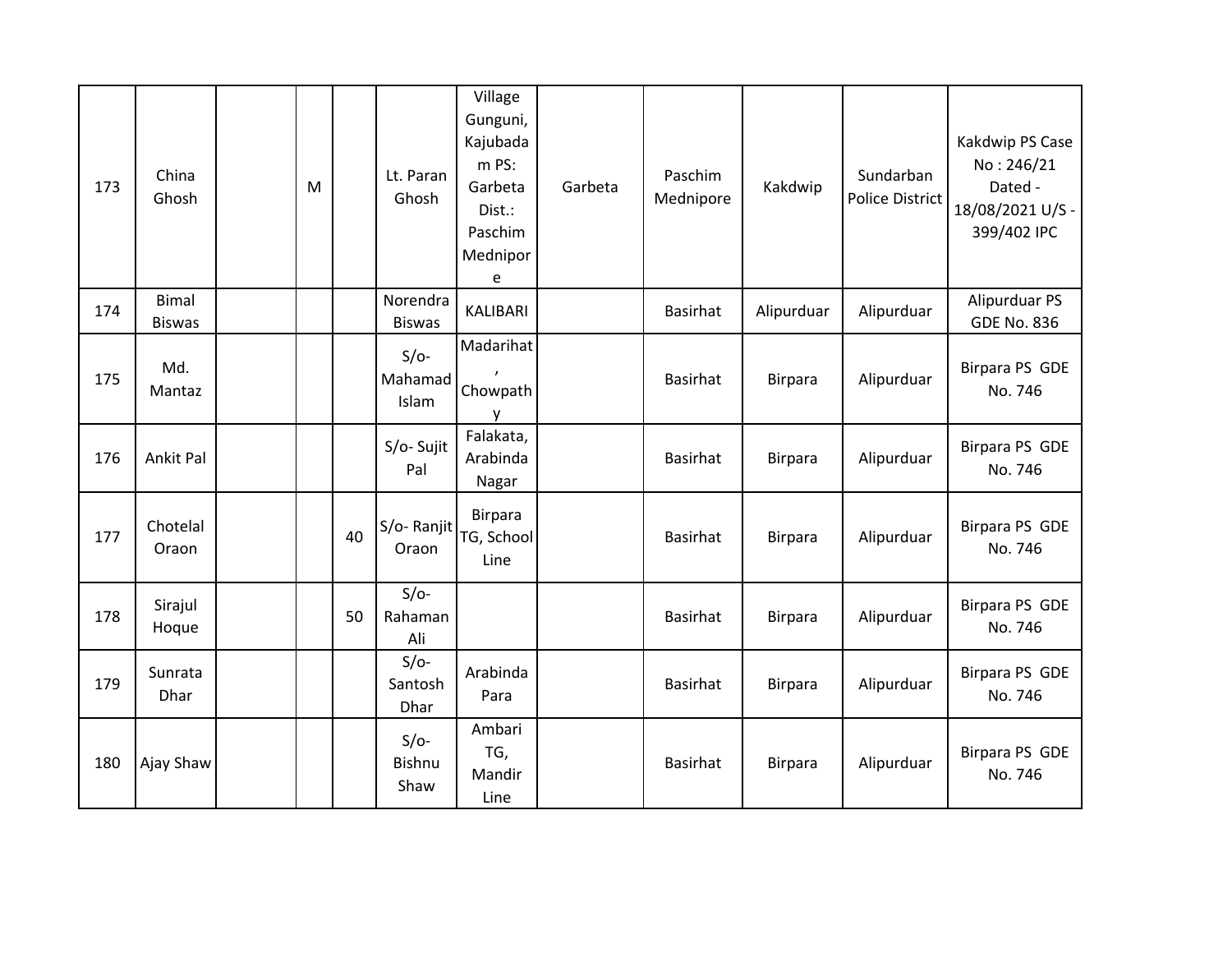| 173 | China Ghosh | | M | | Lt. Paran Ghosh | Village Gunguni, Kajubadam PS: Garbeta Dist.: Paschim Mednipore | Garbeta | Paschim Mednipore | Kakdwip | Sundarban Police District | Kakdwip PS Case No : 246/21 Dated - 18/08/2021 U/S - 399/402 IPC |
|---|---|---|---|---|---|---|---|---|---|---|---|
| 174 | Bimal Biswas | | | | Norendra Biswas | KALIBARI | | Basirhat | Alipurduar | Alipurduar | Alipurduar PS GDE No. 836 |
| 175 | Md. Mantaz | | | | S/o- Mahamad Islam | Madarihat, Chowpathy | | Basirhat | Birpara | Alipurduar | Birpara PS GDE No. 746 |
| 176 | Ankit Pal | | | | S/o- Sujit Pal | Falakata, Arabinda Nagar | | Basirhat | Birpara | Alipurduar | Birpara PS GDE No. 746 |
| 177 | Chotelal Oraon | | | 40 | S/o- Ranjit Oraon | Birpara TG, School Line | | Basirhat | Birpara | Alipurduar | Birpara PS GDE No. 746 |
| 178 | Sirajul Hoque | | | 50 | S/o- Rahaman Ali | | | Basirhat | Birpara | Alipurduar | Birpara PS GDE No. 746 |
| 179 | Sunrata Dhar | | | | S/o- Santosh Dhar | Arabinda Para | | Basirhat | Birpara | Alipurduar | Birpara PS GDE No. 746 |
| 180 | Ajay Shaw | | | | S/o- Bishnu Shaw | Ambari TG, Mandir Line | | Basirhat | Birpara | Alipurduar | Birpara PS GDE No. 746 |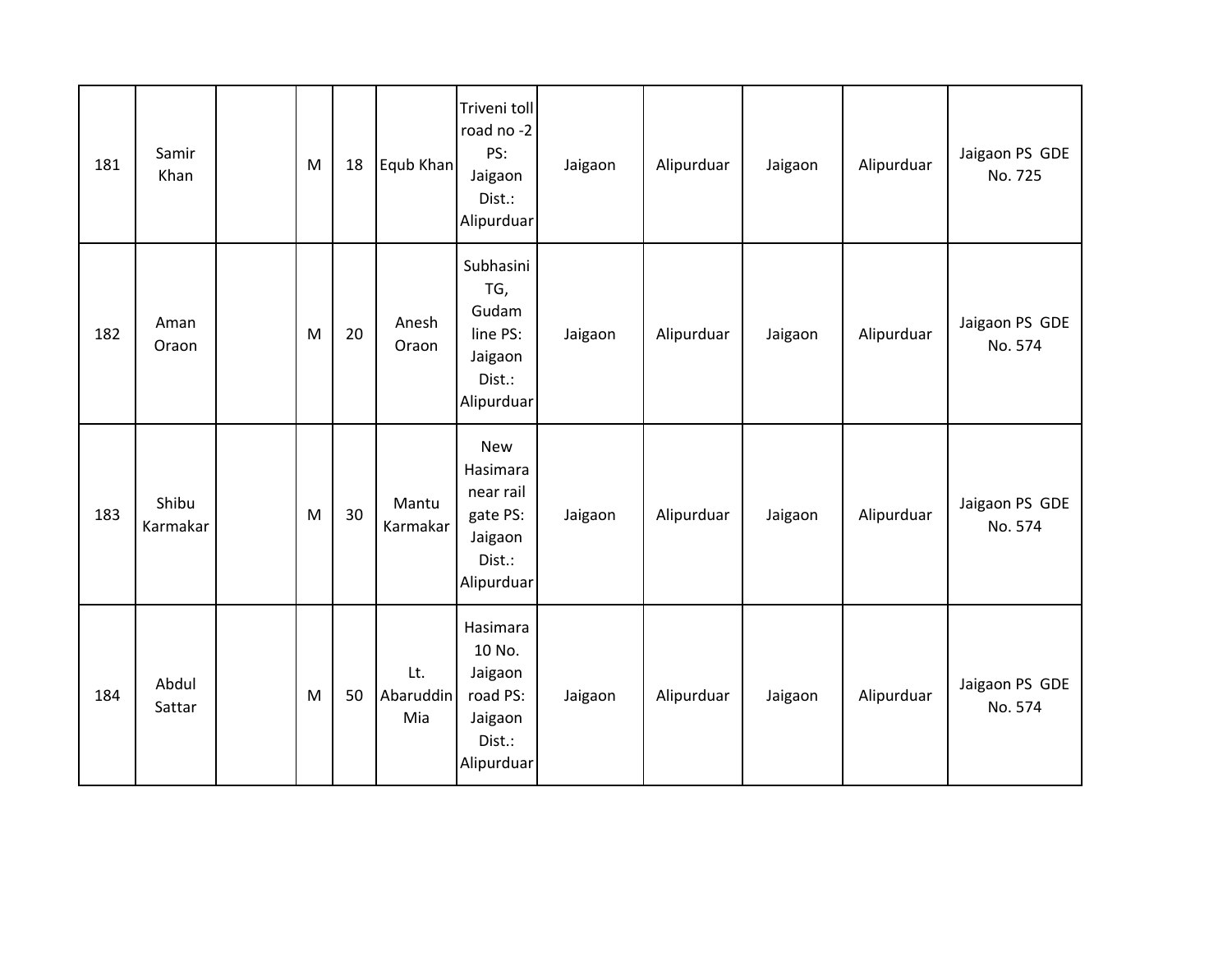| 181 | Samir Khan | | M | 18 | Equb Khan | Triveni toll road no -2 PS: Jaigaon Dist.: Alipurduar | Jaigaon | Alipurduar | Jaigaon | Alipurduar | Jaigaon PS GDE No. 725 |
|---|---|---|---|---|---|---|---|---|---|---|---|
| 182 | Aman Oraon | | M | 20 | Anesh Oraon | Subhasini TG, Gudam line PS: Jaigaon Dist.: Alipurduar | Jaigaon | Alipurduar | Jaigaon | Alipurduar | Jaigaon PS GDE No. 574 |
| 183 | Shibu Karmakar | | M | 30 | Mantu Karmakar | New Hasimara near rail gate PS: Jaigaon Dist.: Alipurduar | Jaigaon | Alipurduar | Jaigaon | Alipurduar | Jaigaon PS GDE No. 574 |
| 184 | Abdul Sattar | | M | 50 | Lt. Abaruddin Mia | Hasimara 10 No. Jaigaon road PS: Jaigaon Dist.: Alipurduar | Jaigaon | Alipurduar | Jaigaon | Alipurduar | Jaigaon PS GDE No. 574 |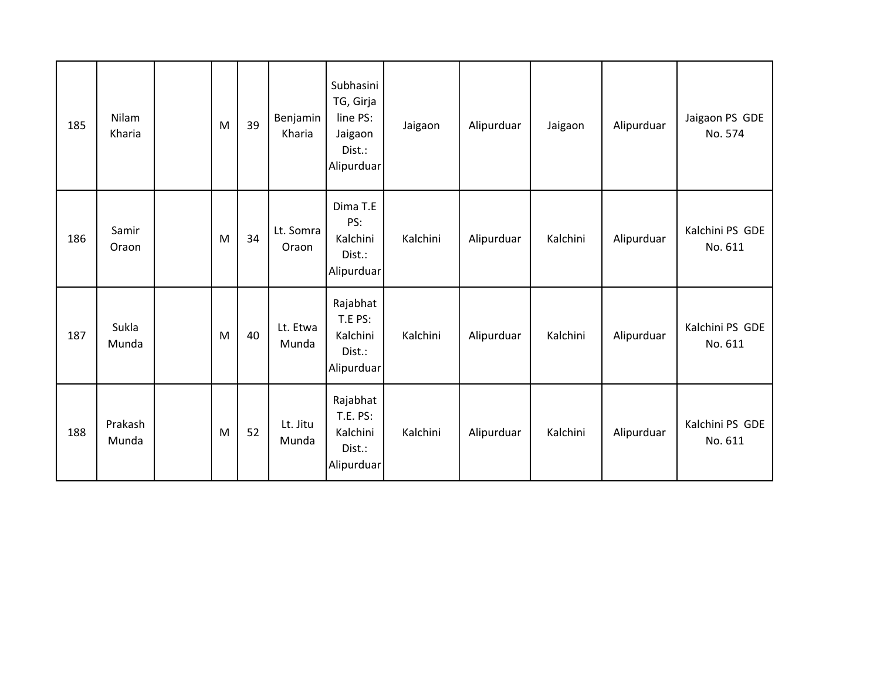| | | | | | | | | | | | |
|---|---|---|---|---|---|---|---|---|---|---|---|
| 185 | Nilam Kharia | | M | 39 | Benjamin Kharia | Subhasini TG, Girja line PS: Jaigaon Dist.: Alipurduar | Jaigaon | Alipurduar | Jaigaon | Alipurduar | Jaigaon PS GDE No. 574 |
| 186 | Samir Oraon | | M | 34 | Lt. Somra Oraon | Dima T.E PS: Kalchini Dist.: Alipurduar | Kalchini | Alipurduar | Kalchini | Alipurduar | Kalchini PS GDE No. 611 |
| 187 | Sukla Munda | | M | 40 | Lt. Etwa Munda | Rajabhat T.E PS: Kalchini Dist.: Alipurduar | Kalchini | Alipurduar | Kalchini | Alipurduar | Kalchini PS GDE No. 611 |
| 188 | Prakash Munda | | M | 52 | Lt. Jitu Munda | Rajabhat T.E. PS: Kalchini Dist.: Alipurduar | Kalchini | Alipurduar | Kalchini | Alipurduar | Kalchini PS GDE No. 611 |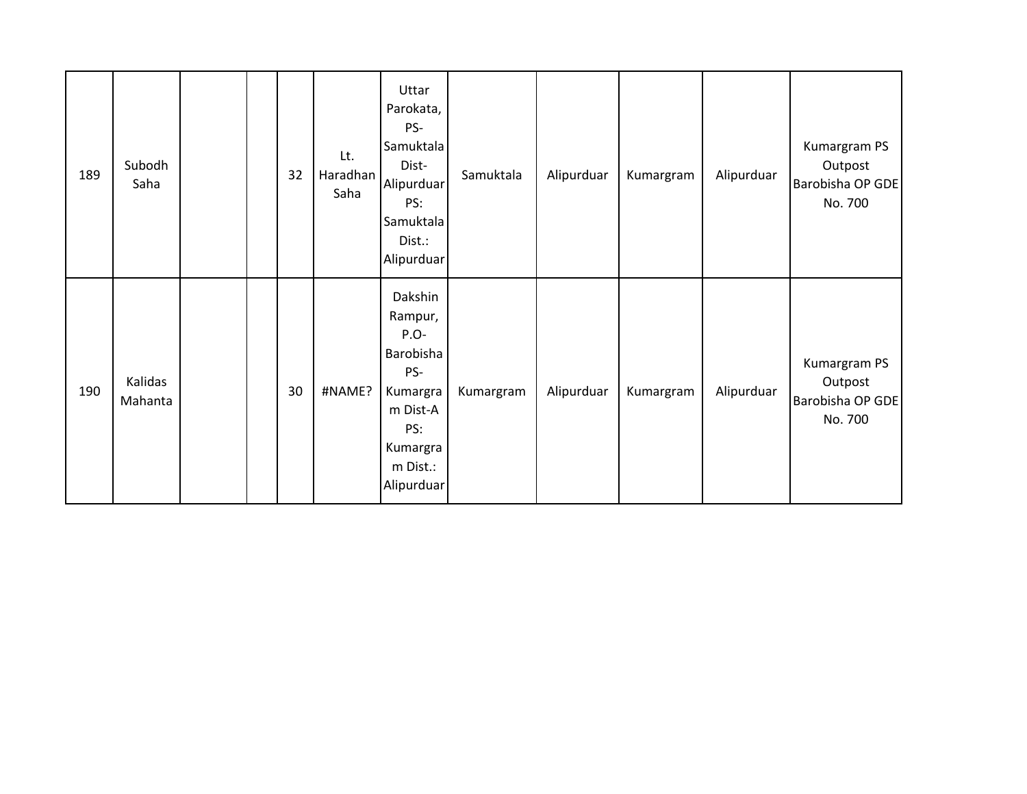| 189 | Subodh Saha | | | 32 | Lt. Haradhan Saha | Uttar Parokata, PS- Samuktala Dist- Alipurduar PS: Samuktala Dist.: Alipurduar | Samuktala | Alipurduar | Kumargram | Alipurduar | Kumargram PS Outpost Barobisha OP GDE No. 700 |
|---|---|---|---|---|---|---|---|---|---|---|---|
| 190 | Kalidas Mahanta | | | 30 | #NAME? | Dakshin Rampur, P.O- Barobisha PS- Kumargram Dist-A PS: Kumargram Dist.: Alipurduar | Kumargram | Alipurduar | Kumargram | Alipurduar | Kumargram PS Outpost Barobisha OP GDE No. 700 |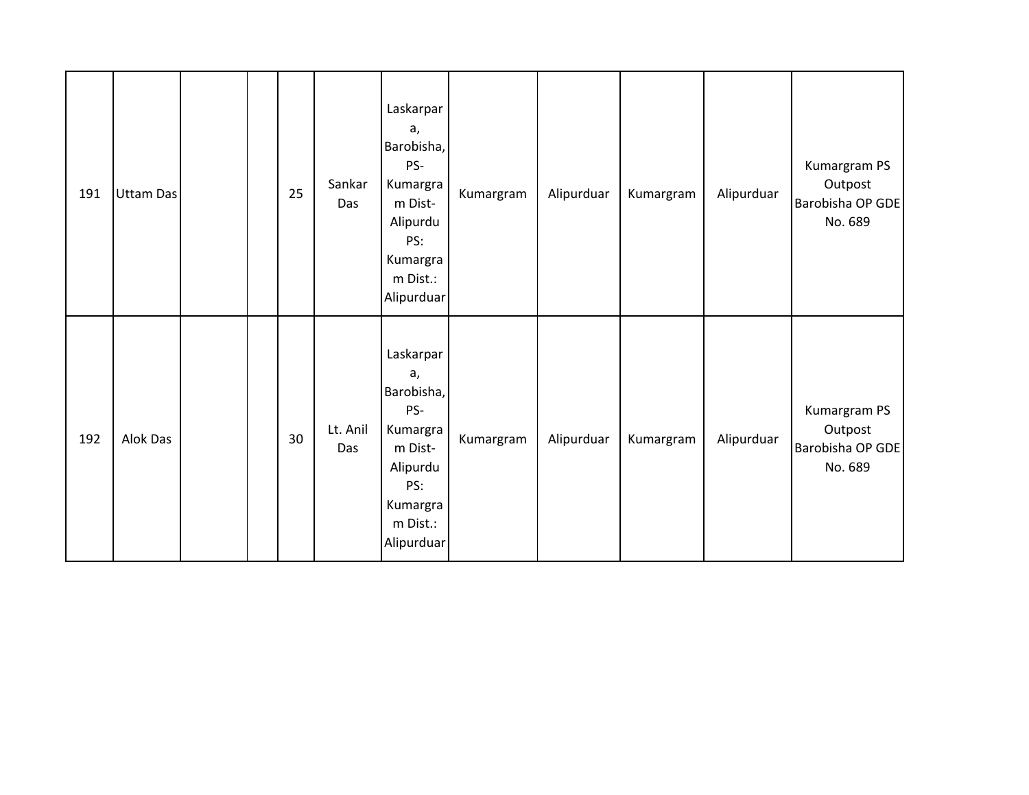| | | | | | | | | | | | |
|---|---|---|---|---|---|---|---|---|---|---|---|
| 191 | Uttam Das | | | 25 | Sankar Das | Laskarpara, Barobisha, PS-Kumargram Dist-Alipurdu PS: Kumargram Dist.: Alipurduar | Kumargram | Alipurduar | Kumargram | Alipurduar | Kumargram PS Outpost Barobisha OP GDE No. 689 |
| 192 | Alok Das | | | 30 | Lt. Anil Das | Laskarpara, Barobisha, PS-Kumargram Dist-Alipurdu PS: Kumargram Dist.: Alipurduar | Kumargram | Alipurduar | Kumargram | Alipurduar | Kumargram PS Outpost Barobisha OP GDE No. 689 |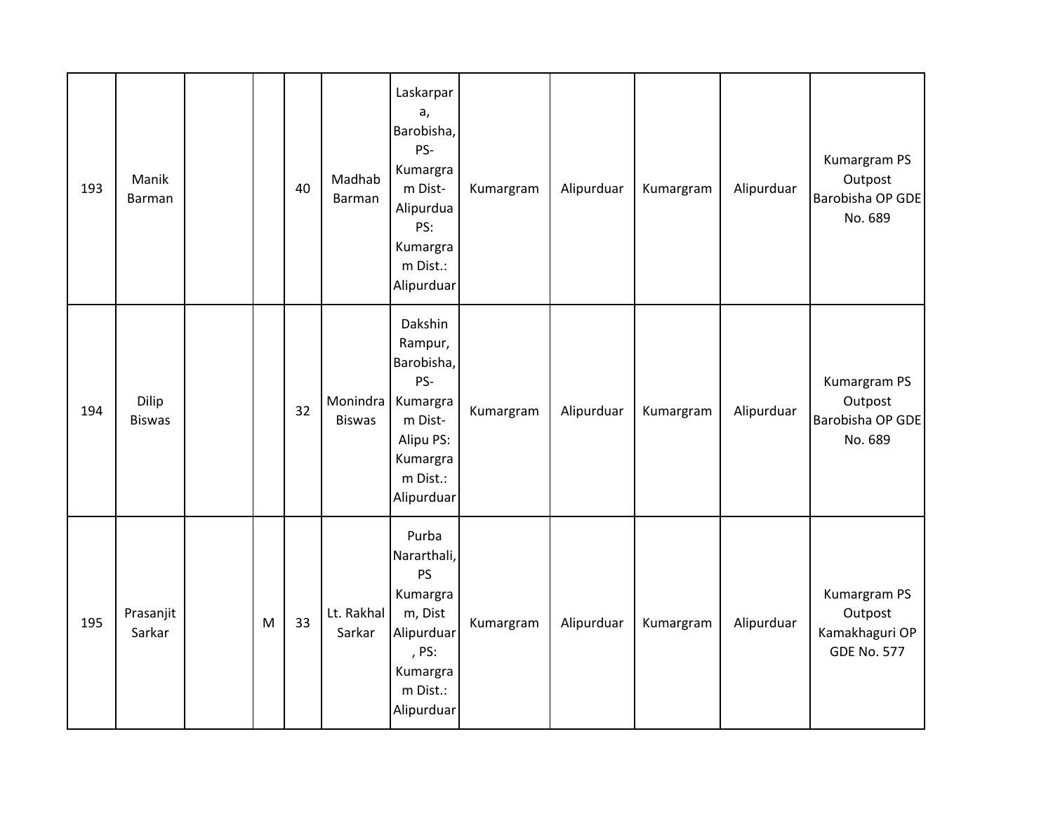| 193 | Manik Barman | | | 40 | Madhab Barman | Laskarpara, Barobisha, PS-Kumargram Dist-Alipurdua PS: Kumargram Dist.: Alipurduar | Kumargram | Alipurduar | Kumargram | Alipurduar | Kumargram PS Outpost Barobisha OP GDE No. 689 |
|---|---|---|---|---|---|---|---|---|---|---|---|
| 194 | Dilip Biswas | | | 32 | Monindra Biswas | Dakshin Rampur, Barobisha, PS-Kumargram Dist-Alipu PS: Kumargram Dist.: Alipurduar | Kumargram | Alipurduar | Kumargram | Alipurduar | Kumargram PS Outpost Barobisha OP GDE No. 689 |
| 195 | Prasanjit Sarkar | | M | 33 | Lt. Rakhal Sarkar | Purba Nararthali, PS Kumargram, Dist Alipurduar, PS: Kumargram Dist.: Alipurduar | Kumargram | Alipurduar | Kumargram | Alipurduar | Kumargram PS Outpost Kamakhaguri OP GDE No. 577 |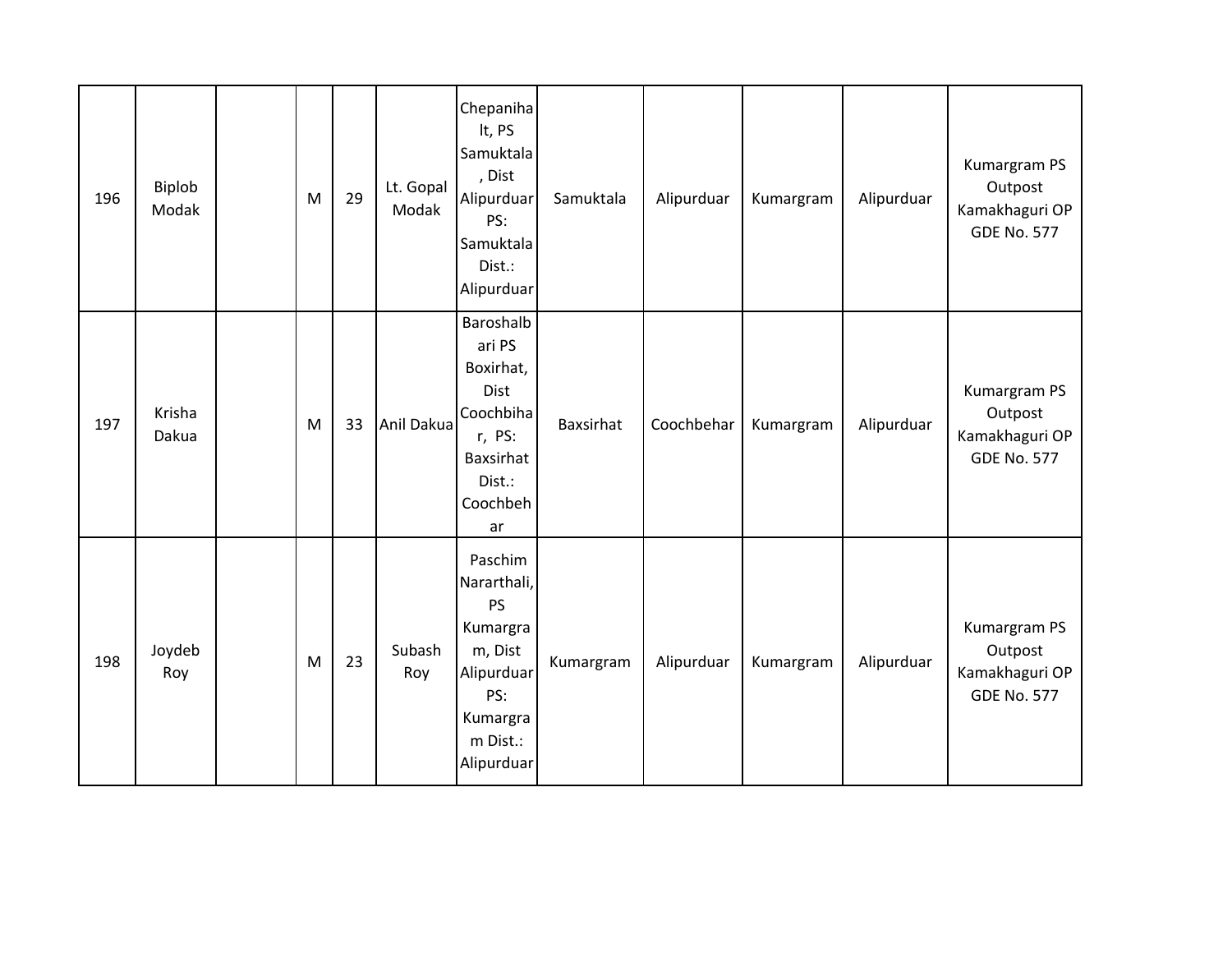| | | | | | | | | | | | |
|---|---|---|---|---|---|---|---|---|---|---|---|
| 196 | Biplob Modak | | M | 29 | Lt. Gopal Modak | Chepanihalt, PS Samuktala, Dist Alipurduar PS: Samuktala Dist.: Alipurduar | Samuktala | Alipurduar | Kumargram | Alipurduar | Kumargram PS Outpost Kamakhaguri OP GDE No. 577 |
| 197 | Krisha Dakua | | M | 33 | Anil Dakua | Baroshalbari PS Boxirhat, Dist Coochbihar, PS: Baxsirhat Dist.: Coochbehar | Baxsirhat | Coochbehar | Kumargram | Alipurduar | Kumargram PS Outpost Kamakhaguri OP GDE No. 577 |
| 198 | Joydeb Roy | | M | 23 | Subash Roy | Paschim Nararthali, PS Kumargram, Dist Alipurduar PS: Kumargram Dist.: Alipurduar | Kumargram | Alipurduar | Kumargram | Alipurduar | Kumargram PS Outpost Kamakhaguri OP GDE No. 577 |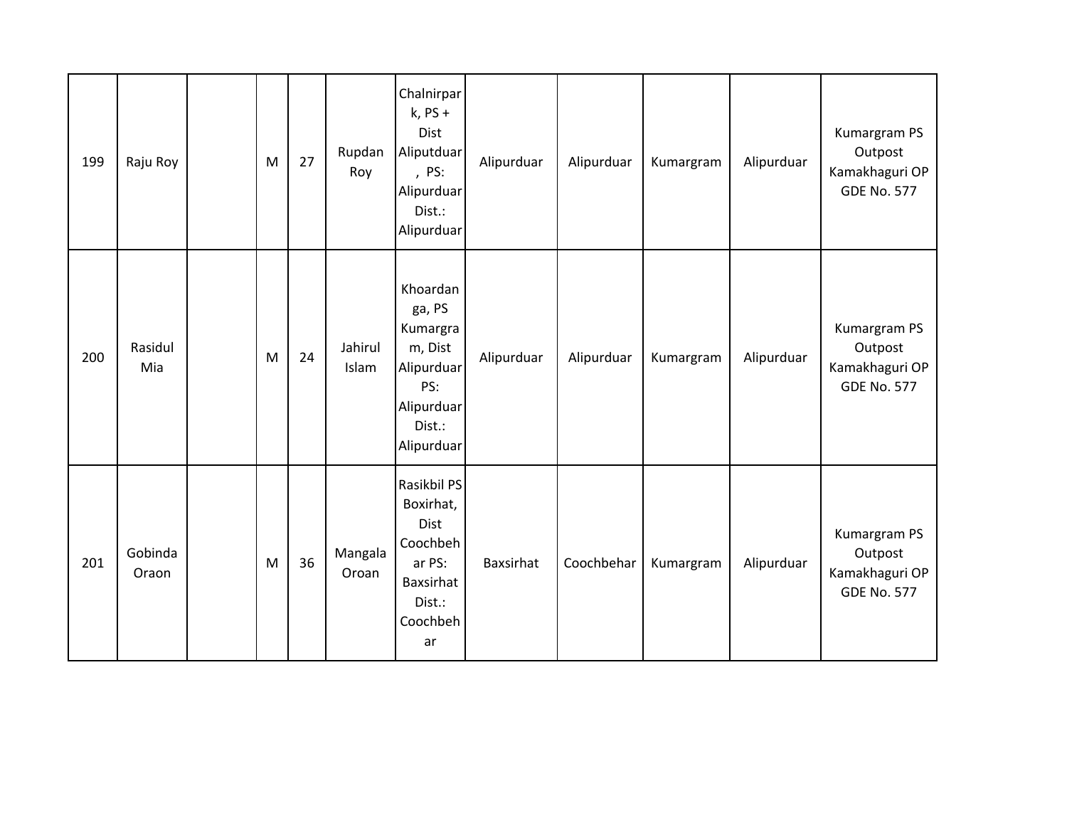| | | | | | | | | | | | |
|---|---|---|---|---|---|---|---|---|---|---|---|
| 199 | Raju Roy | | M | 27 | Rupdan Roy | Chalnirpark, PS + Dist Aliputduar , PS: Alipurduar Dist.: Alipurduar | Alipurduar | Alipurduar | Kumargram | Alipurduar | Kumargram PS Outpost Kamakhaguri OP GDE No. 577 |
| 200 | Rasidul Mia | | M | 24 | Jahirul Islam | Khoardanga, PS Kumargram, Dist Alipurduar PS: Alipurduar Dist.: Alipurduar | Alipurduar | Alipurduar | Kumargram | Alipurduar | Kumargram PS Outpost Kamakhaguri OP GDE No. 577 |
| 201 | Gobinda Oraon | | M | 36 | Mangala Oroan | Rasikbil PS Boxirhat, Dist Coochbehar PS: Baxsirhat Dist.: Coochbehar | Baxsirhat | Coochbehar | Kumargram | Alipurduar | Kumargram PS Outpost Kamakhaguri OP GDE No. 577 |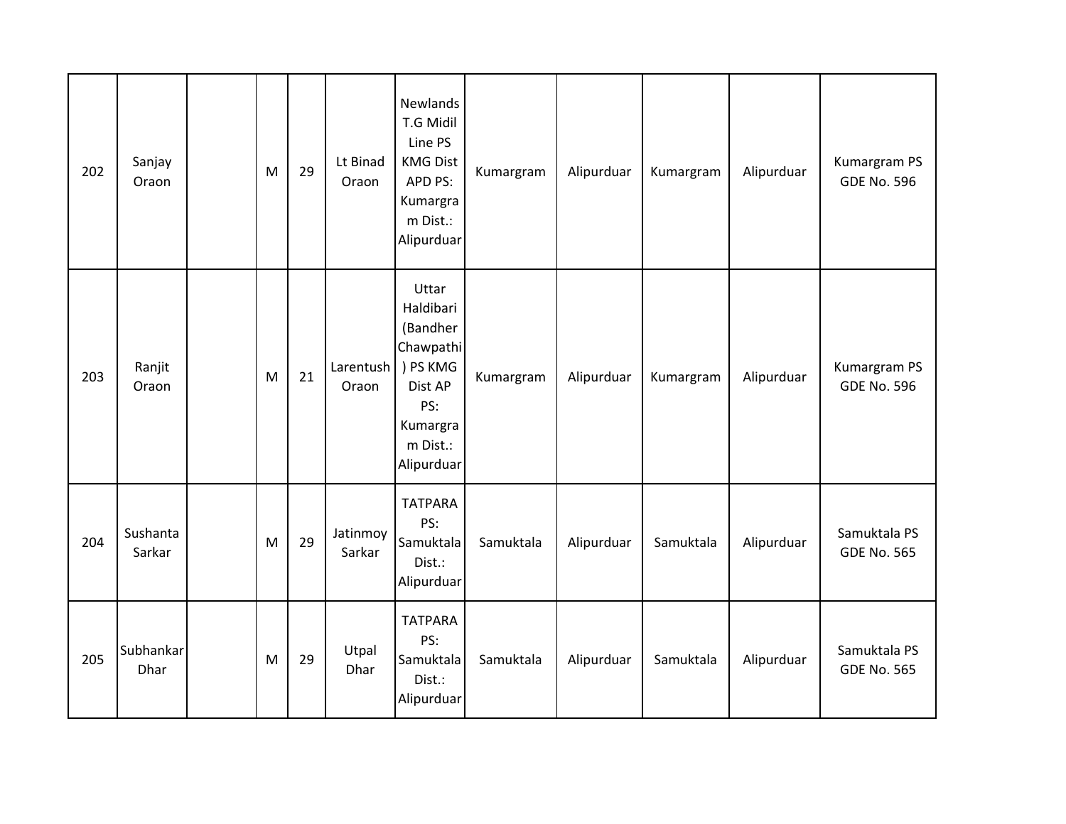| 202 | Sanjay Oraon | | M | 29 | Lt Binad Oraon | Newlands T.G Midil Line PS KMG Dist APD PS: Kumargram Dist.: Alipurduar | Kumargram | Alipurduar | Kumargram | Alipurduar | Kumargram PS GDE No. 596 |
|---|---|---|---|---|---|---|---|---|---|---|---|
| 203 | Ranjit Oraon | | M | 21 | Larentush Oraon | Uttar Haldibari (Bandher Chawpathi) PS KMG Dist AP PS: Kumargram Dist.: Alipurduar | Kumargram | Alipurduar | Kumargram | Alipurduar | Kumargram PS GDE No. 596 |
| 204 | Sushanta Sarkar | | M | 29 | Jatinmoy Sarkar | TATPARA PS: Samuktala Dist.: Alipurduar | Samuktala | Alipurduar | Samuktala | Alipurduar | Samuktala PS GDE No. 565 |
| 205 | Subhankar Dhar | | M | 29 | Utpal Dhar | TATPARA PS: Samuktala Dist.: Alipurduar | Samuktala | Alipurduar | Samuktala | Alipurduar | Samuktala PS GDE No. 565 |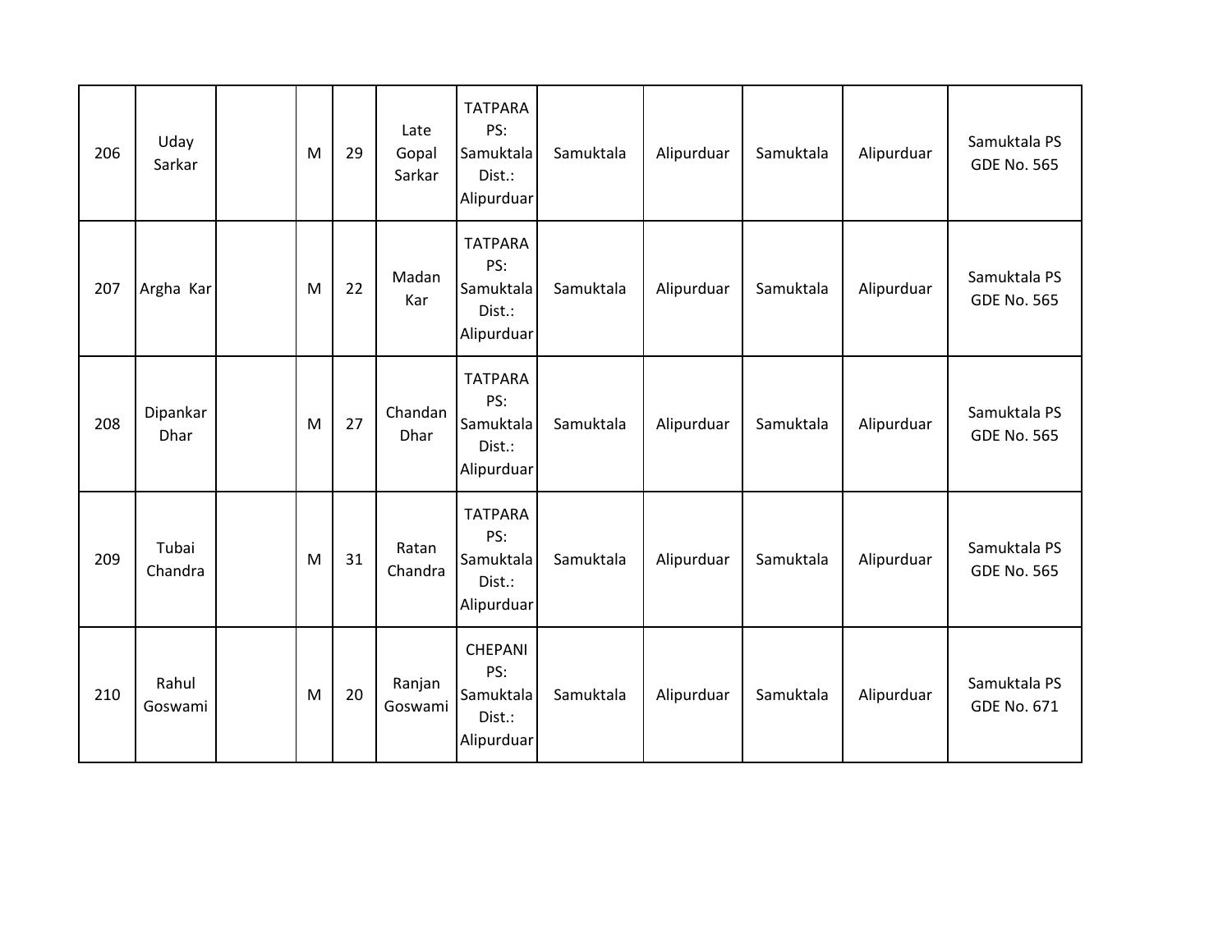| | | | | | | | | | | | |
|---|---|---|---|---|---|---|---|---|---|---|---|
| 206 | Uday Sarkar | | M | 29 | Late Gopal Sarkar | TATPARA PS: Samuktala Dist.: Alipurduar | Samuktala | Alipurduar | Samuktala | Alipurduar | Samuktala PS GDE No. 565 |
| 207 | Argha Kar | | M | 22 | Madan Kar | TATPARA PS: Samuktala Dist.: Alipurduar | Samuktala | Alipurduar | Samuktala | Alipurduar | Samuktala PS GDE No. 565 |
| 208 | Dipankar Dhar | | M | 27 | Chandan Dhar | TATPARA PS: Samuktala Dist.: Alipurduar | Samuktala | Alipurduar | Samuktala | Alipurduar | Samuktala PS GDE No. 565 |
| 209 | Tubai Chandra | | M | 31 | Ratan Chandra | TATPARA PS: Samuktala Dist.: Alipurduar | Samuktala | Alipurduar | Samuktala | Alipurduar | Samuktala PS GDE No. 565 |
| 210 | Rahul Goswami | | M | 20 | Ranjan Goswami | CHEPANI PS: Samuktala Dist.: Alipurduar | Samuktala | Alipurduar | Samuktala | Alipurduar | Samuktala PS GDE No. 671 |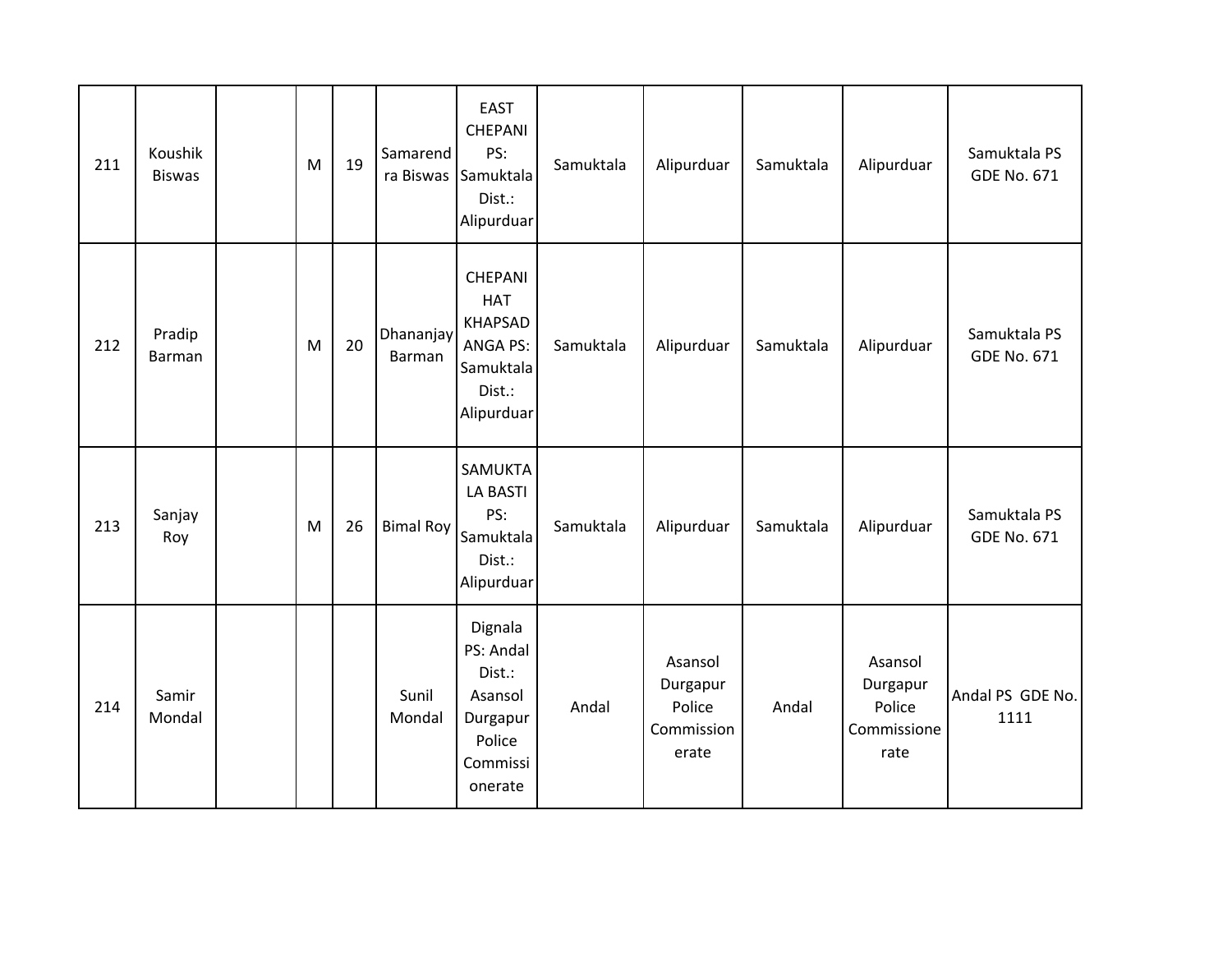| | | | | | | | | | | | |
|---|---|---|---|---|---|---|---|---|---|---|---|
| 211 | Koushik Biswas | | M | 19 | Samarendra Biswas | EAST CHEPANI PS: Samuktala Dist.: Alipurduar | Samuktala | Alipurduar | Samuktala | Alipurduar | Samuktala PS GDE No. 671 |
| 212 | Pradip Barman | | M | 20 | Dhananjay Barman | CHEPANI HAT KHAPSADANGA PS: Samuktala Dist.: Alipurduar | Samuktala | Alipurduar | Samuktala | Alipurduar | Samuktala PS GDE No. 671 |
| 213 | Sanjay Roy | | M | 26 | Bimal Roy | SAMUKTALA BASTI PS: Samuktala Dist.: Alipurduar | Samuktala | Alipurduar | Samuktala | Alipurduar | Samuktala PS GDE No. 671 |
| 214 | Samir Mondal | | | | Sunil Mondal | Dignala PS: Andal Dist.: Asansol Durgapur Police Commissionerate | Andal | Asansol Durgapur Police Commissionerate | Andal | Asansol Durgapur Police Commissionerate | Andal PS GDE No. 1111 |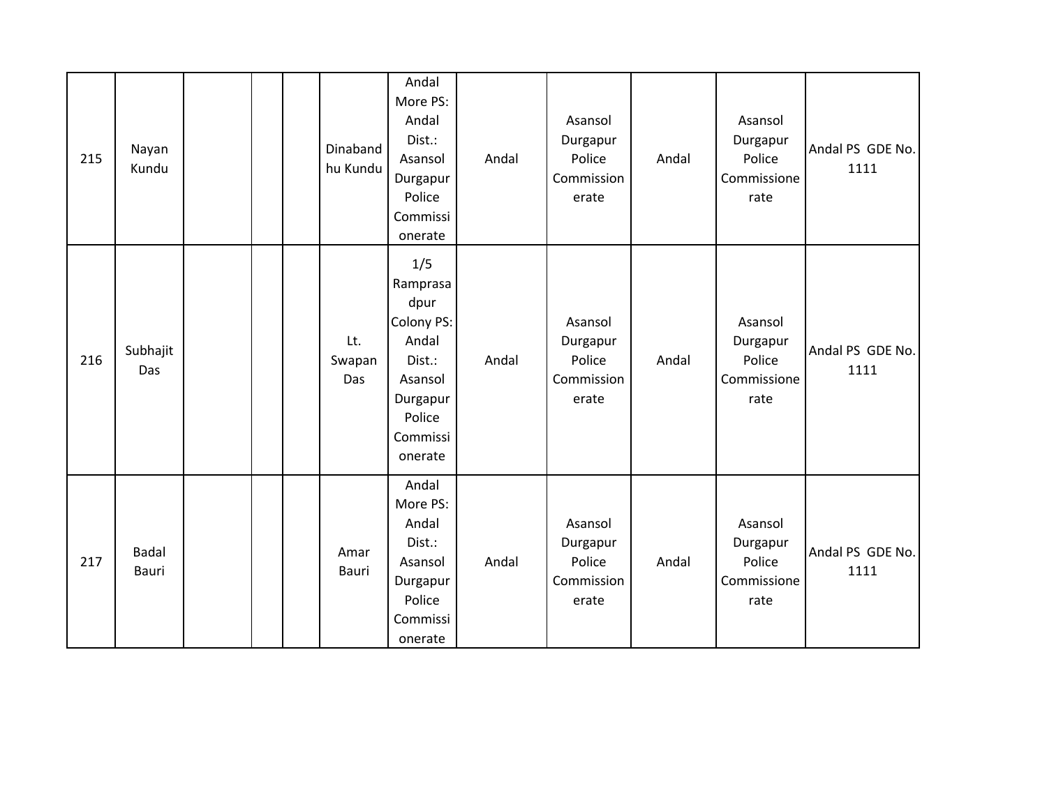|  |  |  |  |  |  |  |  |  |  |  |  |
|---|---|---|---|---|---|---|---|---|---|---|---|
| 215 | Nayan Kundu |  |  |  | Dinabandhu Kundu | Andal More PS: Andal Dist.: Asansol Durgapur Police Commissionerate | Andal | Asansol Durgapur Police Commissionerate | Andal | Asansol Durgapur Police Commissionerate | Andal PS GDE No. 1111 |
| 216 | Subhajit Das |  |  |  | Lt. Swapan Das | 1/5 Ramprasadpur Colony PS: Andal Dist.: Asansol Durgapur Police Commissionerate | Andal | Asansol Durgapur Police Commissionerate | Andal | Asansol Durgapur Police Commissionerate | Andal PS GDE No. 1111 |
| 217 | Badal Bauri |  |  |  | Amar Bauri | Andal More PS: Andal Dist.: Asansol Durgapur Police Commissionerate | Andal | Asansol Durgapur Police Commissionerate | Andal | Asansol Durgapur Police Commissionerate | Andal PS GDE No. 1111 |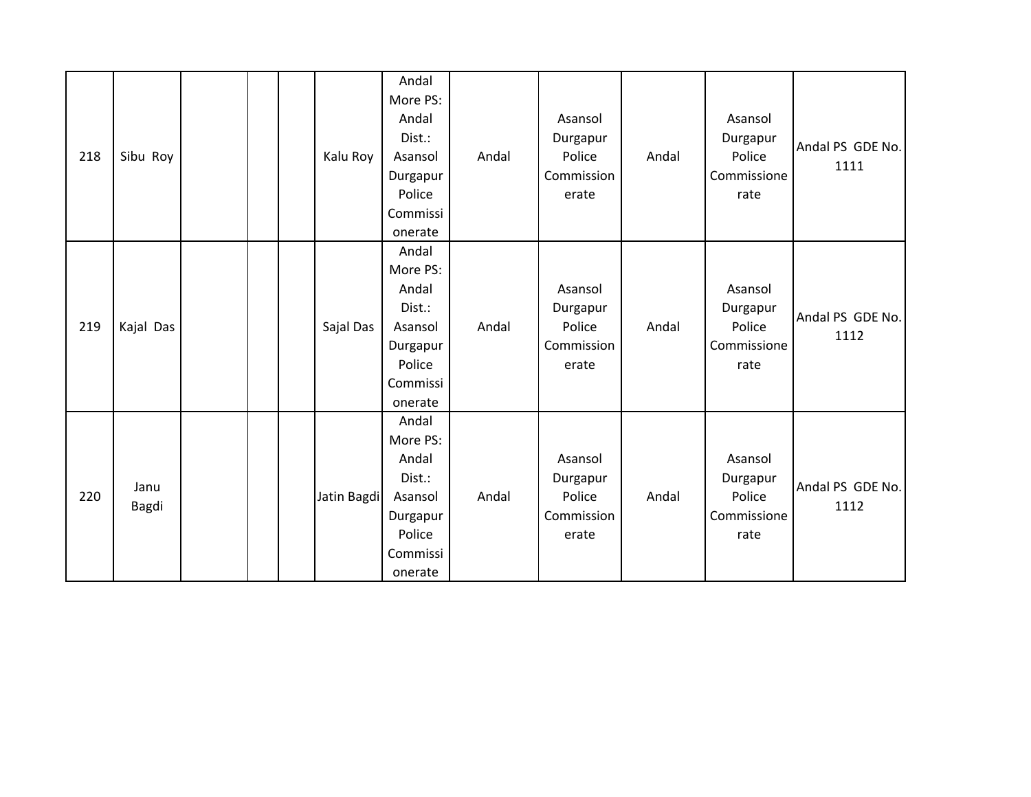| | | | | | | | | | | | |
|---|---|---|---|---|---|---|---|---|---|---|---|
| 218 | Sibu Roy | | | | Kalu Roy | Andal More PS: Andal Dist.: Asansol Durgapur Police Commissionerate | Andal | Asansol Durgapur Police Commissionerate | Andal | Asansol Durgapur Police Commissionerate | Andal PS GDE No. 1111 |
| 219 | Kajal Das | | | | Sajal Das | Andal More PS: Andal Dist.: Asansol Durgapur Police Commissionerate | Andal | Asansol Durgapur Police Commissionerate | Andal | Asansol Durgapur Police Commissionerate | Andal PS GDE No. 1112 |
| 220 | Janu Bagdi | | | | Jatin Bagdi | Andal More PS: Andal Dist.: Asansol Durgapur Police Commissionerate | Andal | Asansol Durgapur Police Commissionerate | Andal | Asansol Durgapur Police Commissionerate | Andal PS GDE No. 1112 |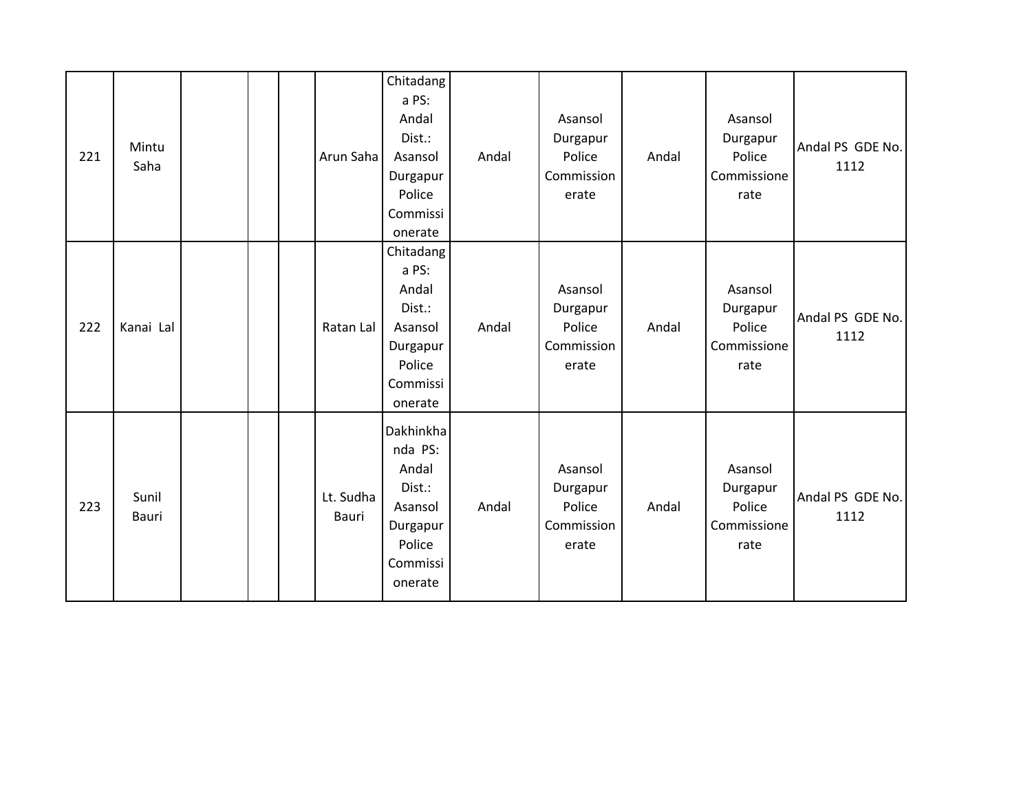| | | | | | | | | | | | |
|---|---|---|---|---|---|---|---|---|---|---|---|
| 221 | Mintu Saha | | | | Arun Saha | Chitadanga PS: Andal Dist.: Asansol Durgapur Police Commissionerate | Andal | Asansol Durgapur Police Commissionerate | Andal | Asansol Durgapur Police Commissionerate | Andal PS GDE No. 1112 |
| 222 | Kanai Lal | | | | Ratan Lal | Chitadanga PS: Andal Dist.: Asansol Durgapur Police Commissionerate | Andal | Asansol Durgapur Police Commissionerate | Andal | Asansol Durgapur Police Commissionerate | Andal PS GDE No. 1112 |
| 223 | Sunil Bauri | | | | Lt. Sudha Bauri | Dakhinkhanda PS: Andal Dist.: Asansol Durgapur Police Commissionerate | Andal | Asansol Durgapur Police Commissionerate | Andal | Asansol Durgapur Police Commissionerate | Andal PS GDE No. 1112 |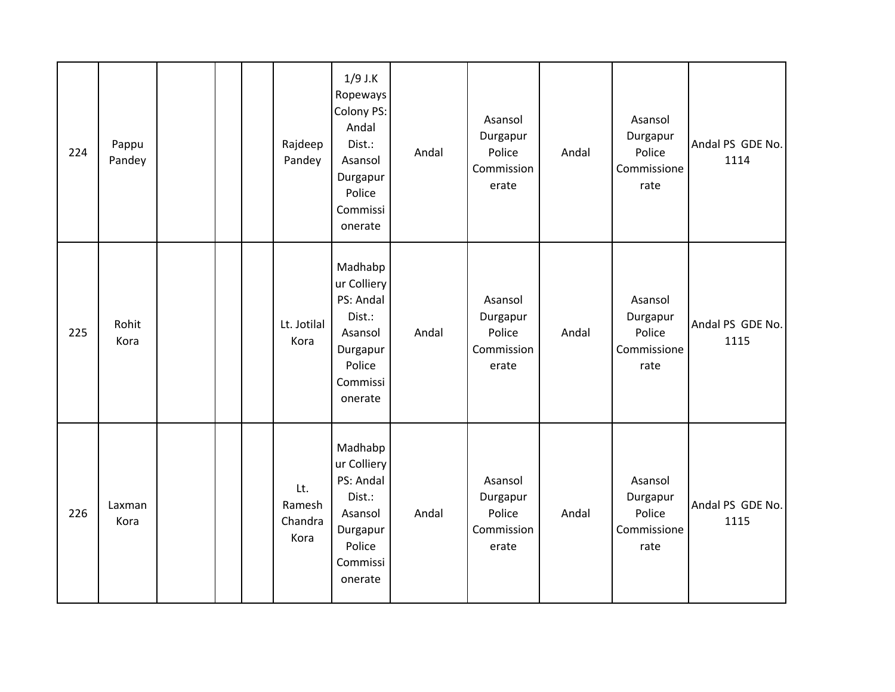| 224 | Pappu Pandey | | | | Rajdeep Pandey | 1/9 J.K Ropeways Colony PS: Andal Dist.: Asansol Durgapur Police Commissionerate | Andal | Asansol Durgapur Police Commissionerate | Andal | Asansol Durgapur Police Commissionerate | Andal PS GDE No. 1114 |
|---|---|---|---|---|---|---|---|---|---|---|---|
| 225 | Rohit Kora | | | | Lt. Jotilal Kora | Madhabpur Colliery PS: Andal Dist.: Asansol Durgapur Police Commissionerate | Andal | Asansol Durgapur Police Commissionerate | Andal | Asansol Durgapur Police Commissionerate | Andal PS GDE No. 1115 |
| 226 | Laxman Kora | | | | Lt. Ramesh Chandra Kora | Madhabpur Colliery PS: Andal Dist.: Asansol Durgapur Police Commissionerate | Andal | Asansol Durgapur Police Commissionerate | Andal | Asansol Durgapur Police Commissionerate | Andal PS GDE No. 1115 |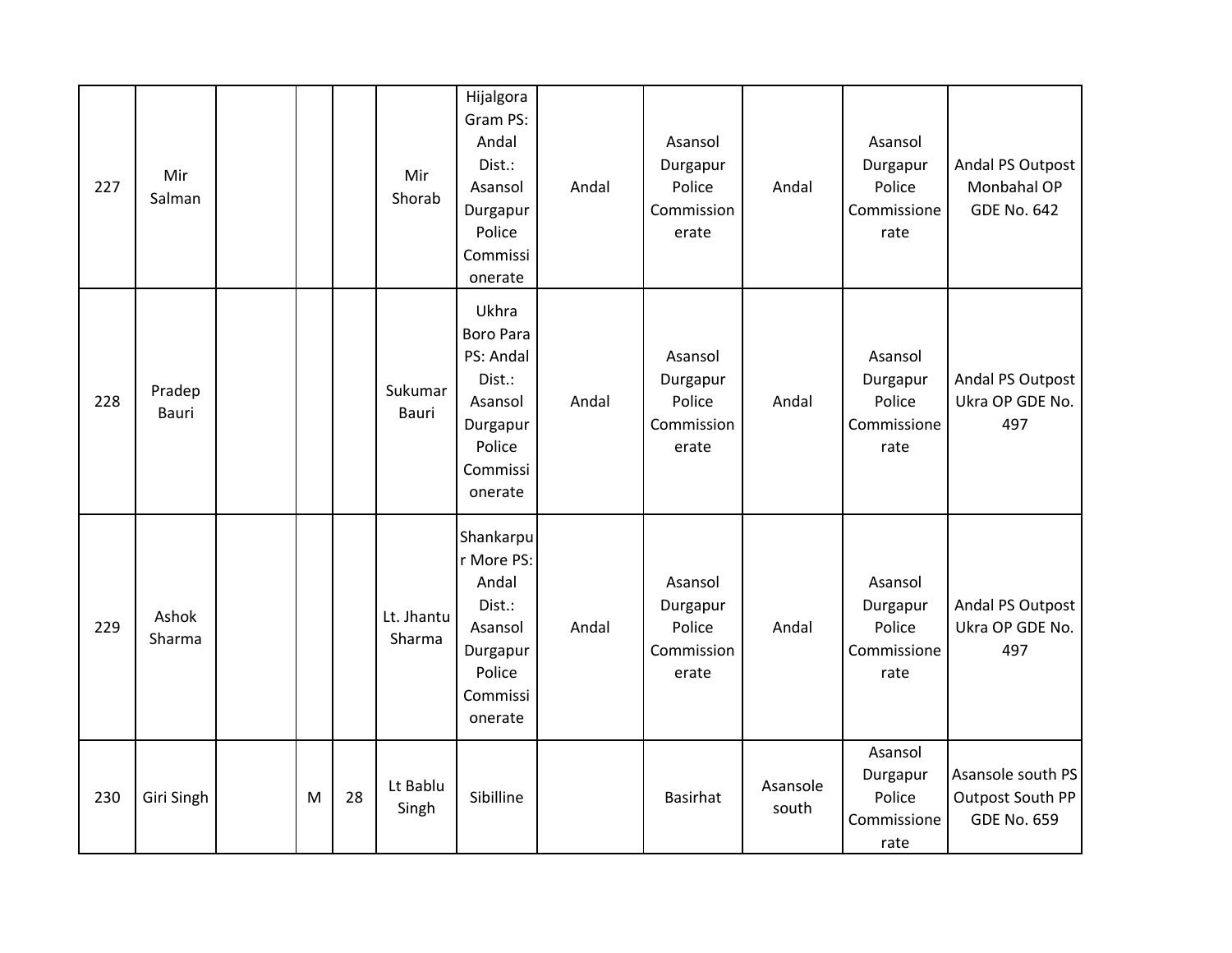| 227 | Mir Salman | | | | Mir Shorab | Hijalgora Gram PS: Andal Dist.: Asansol Durgapur Police Commissionerate | Andal | Asansol Durgapur Police Commissionerate | Andal | Asansol Durgapur Police Commissionerate | Andal PS Outpost Monbahal OP GDE No. 642 |
|---|---|---|---|---|---|---|---|---|---|---|---|
| 228 | Pradep Bauri | | | | Sukumar Bauri | Ukhra Boro Para PS: Andal Dist.: Asansol Durgapur Police Commissionerate | Andal | Asansol Durgapur Police Commissionerate | Andal | Asansol Durgapur Police Commissionerate | Andal PS Outpost Ukra OP GDE No. 497 |
| 229 | Ashok Sharma | | | | Lt. Jhantu Sharma | Shankarpur More PS: Andal Dist.: Asansol Durgapur Police Commissionerate | Andal | Asansol Durgapur Police Commissionerate | Andal | Asansol Durgapur Police Commissionerate | Andal PS Outpost Ukra OP GDE No. 497 |
| 230 | Giri Singh | | M | 28 | Lt Bablu Singh | Sibilline | | Basirhat | Asansole south | Asansol Durgapur Police Commissionerate | Asansole south PS Outpost South PP GDE No. 659 |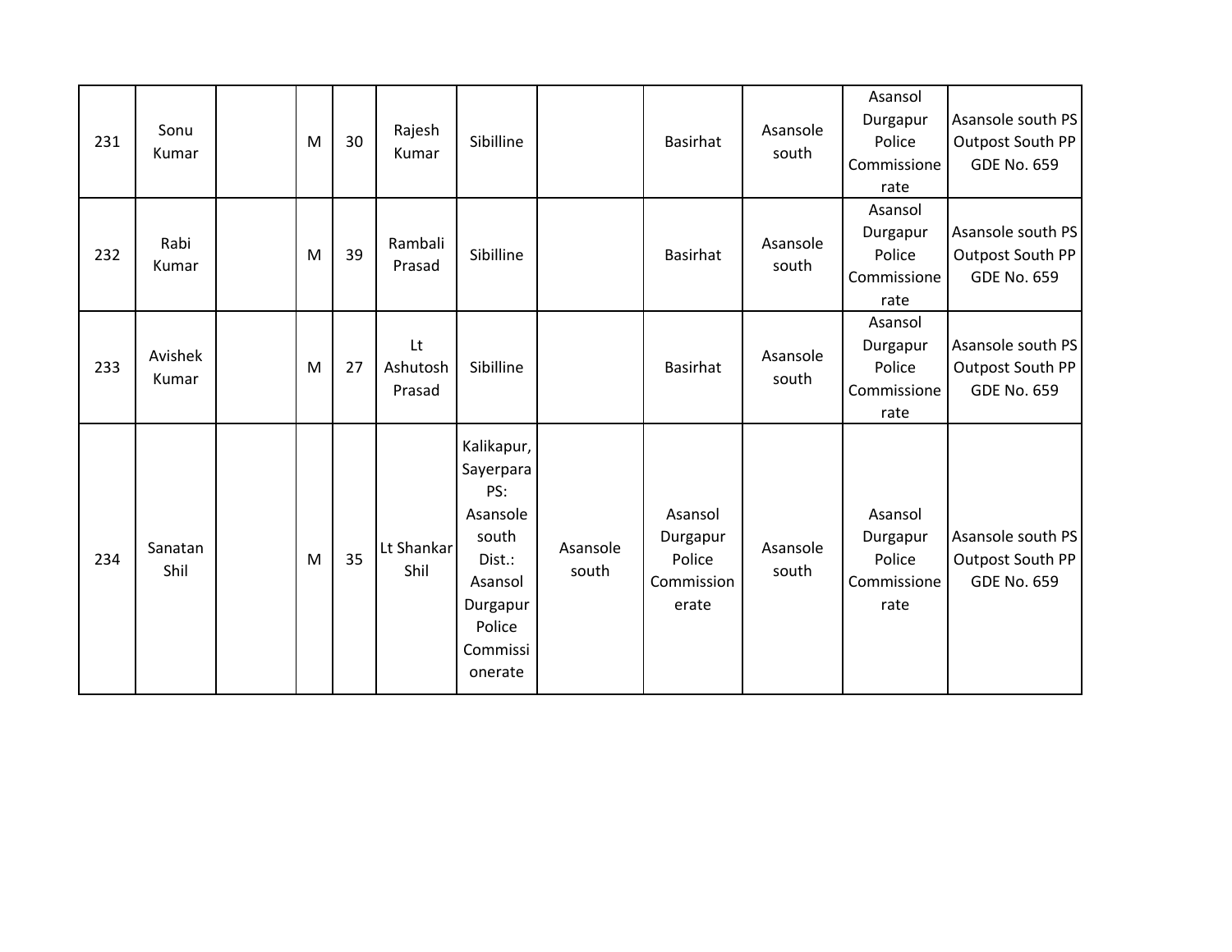| 231 | Sonu Kumar | | M | 30 | Rajesh Kumar | Sibilline | | Basirhat | Asansole south | Asansol Durgapur Police Commissionerate | Asansole south PS Outpost South PP GDE No. 659 |
|---|---|---|---|---|---|---|---|---|---|---|---|
| 232 | Rabi Kumar | | M | 39 | Rambali Prasad | Sibilline | | Basirhat | Asansole south | Asansol Durgapur Police Commissionerate | Asansole south PS Outpost South PP GDE No. 659 |
| 233 | Avishek Kumar | | M | 27 | Lt Ashutosh Prasad | Sibilline | | Basirhat | Asansole south | Asansol Durgapur Police Commissionerate | Asansole south PS Outpost South PP GDE No. 659 |
| 234 | Sanatan Shil | | M | 35 | Lt Shankar Shil | Kalikapur, Sayerpara PS: Asansole south Dist.: Asansol Durgapur Police Commissionerate | Asansole south | Asansol Durgapur Police Commissionerate | Asansole south | Asansol Durgapur Police Commissionerate | Asansole south PS Outpost South PP GDE No. 659 |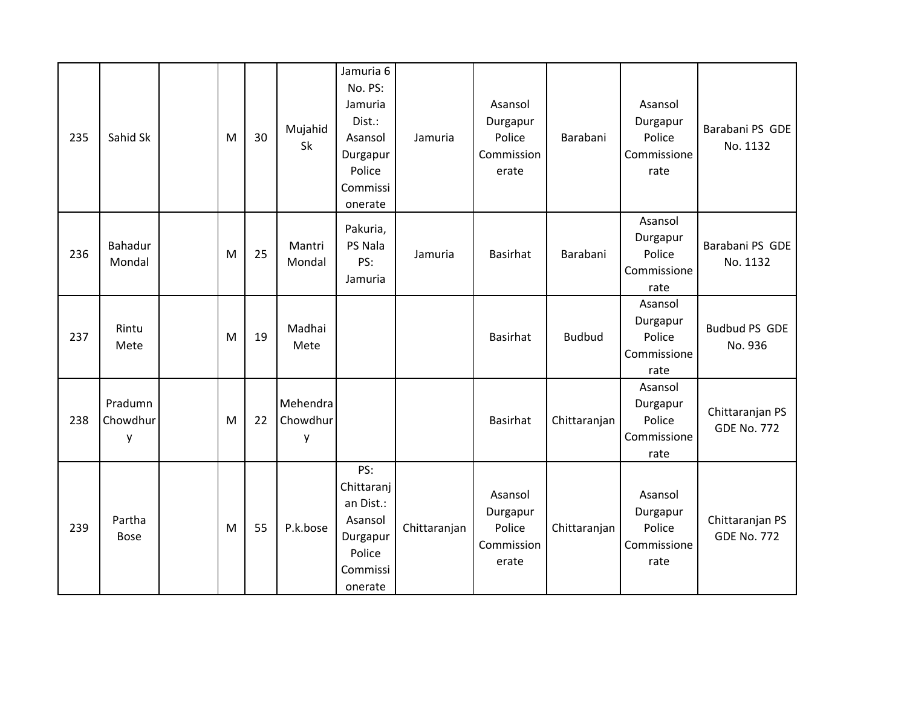| | | | | | | | | | | | |
|---|---|---|---|---|---|---|---|---|---|---|---|
| 235 | Sahid Sk | | M | 30 | Mujahid Sk | Jamuria 6 No. PS: Jamuria Dist.: Asansol Durgapur Police Commissionerate | Jamuria | Asansol Durgapur Police Commissionerate | Barabani | Asansol Durgapur Police Commissionerate | Barabani PS GDE No. 1132 |
| 236 | Bahadur Mondal | | M | 25 | Mantri Mondal | Pakuria, PS Nala PS: Jamuria | Jamuria | Basirhat | Barabani | Asansol Durgapur Police Commissionerate | Barabani PS GDE No. 1132 |
| 237 | Rintu Mete | | M | 19 | Madhai Mete | | | Basirhat | Budbud | Asansol Durgapur Police Commissionerate | Budbud PS GDE No. 936 |
| 238 | Pradumn Chowdhury | | M | 22 | Mehendra Chowdhury | | | Basirhat | Chittaranjan | Asansol Durgapur Police Commissionerate | Chittaranjan PS GDE No. 772 |
| 239 | Partha Bose | | M | 55 | P.k.bose | PS: Chittaranjan Dist.: Asansol Durgapur Police Commissionerate | Chittaranjan | Asansol Durgapur Police Commissionerate | Chittaranjan | Asansol Durgapur Police Commissionerate | Chittaranjan PS GDE No. 772 |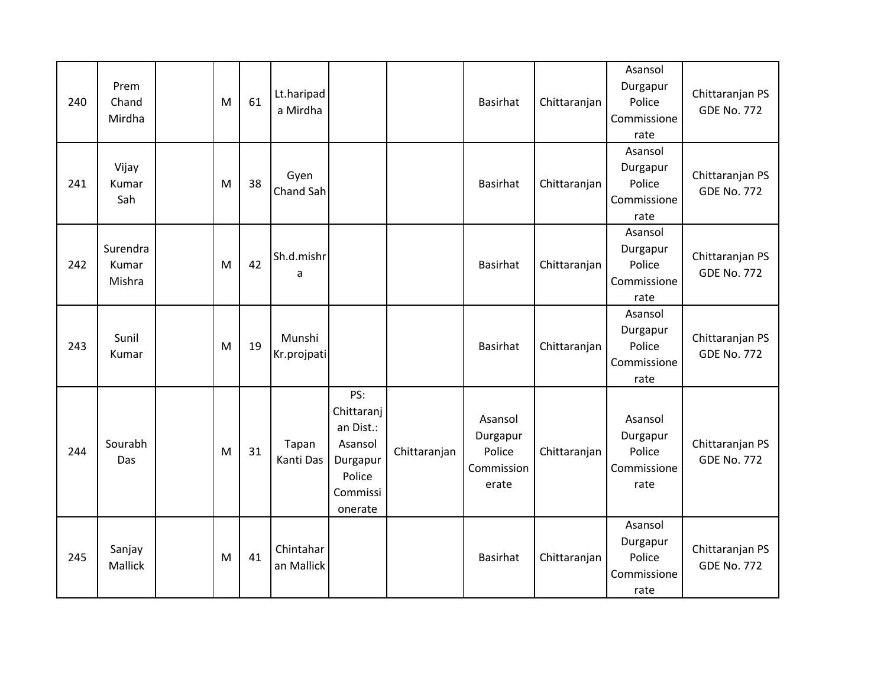| 240 | Prem Chand Mirdha | | M | 61 | Lt.haripada Mirdha | | | Basirhat | Chittaranjan | Asansol Durgapur Police Commissionerate | Chittaranjan PS GDE No. 772 |
|---|---|---|---|---|---|---|---|---|---|---|---|
| 241 | Vijay Kumar Sah | | M | 38 | Gyen Chand Sah | | | Basirhat | Chittaranjan | Asansol Durgapur Police Commissionerate | Chittaranjan PS GDE No. 772 |
| 242 | Surendra Kumar Mishra | | M | 42 | Sh.d.mishra | | | Basirhat | Chittaranjan | Asansol Durgapur Police Commissionerate | Chittaranjan PS GDE No. 772 |
| 243 | Sunil Kumar | | M | 19 | Munshi Kr.projpati | | | Basirhat | Chittaranjan | Asansol Durgapur Police Commissionerate | Chittaranjan PS GDE No. 772 |
| 244 | Sourabh Das | | M | 31 | Tapan Kanti Das | PS: Chittaranjan Dist.: Asansol Durgapur Police Commissionerate | Chittaranjan | Asansol Durgapur Police Commissionerate | Chittaranjan | Asansol Durgapur Police Commissionerate | Chittaranjan PS GDE No. 772 |
| 245 | Sanjay Mallick | | M | 41 | Chintaharan Mallick | | | Basirhat | Chittaranjan | Asansol Durgapur Police Commissionerate | Chittaranjan PS GDE No. 772 |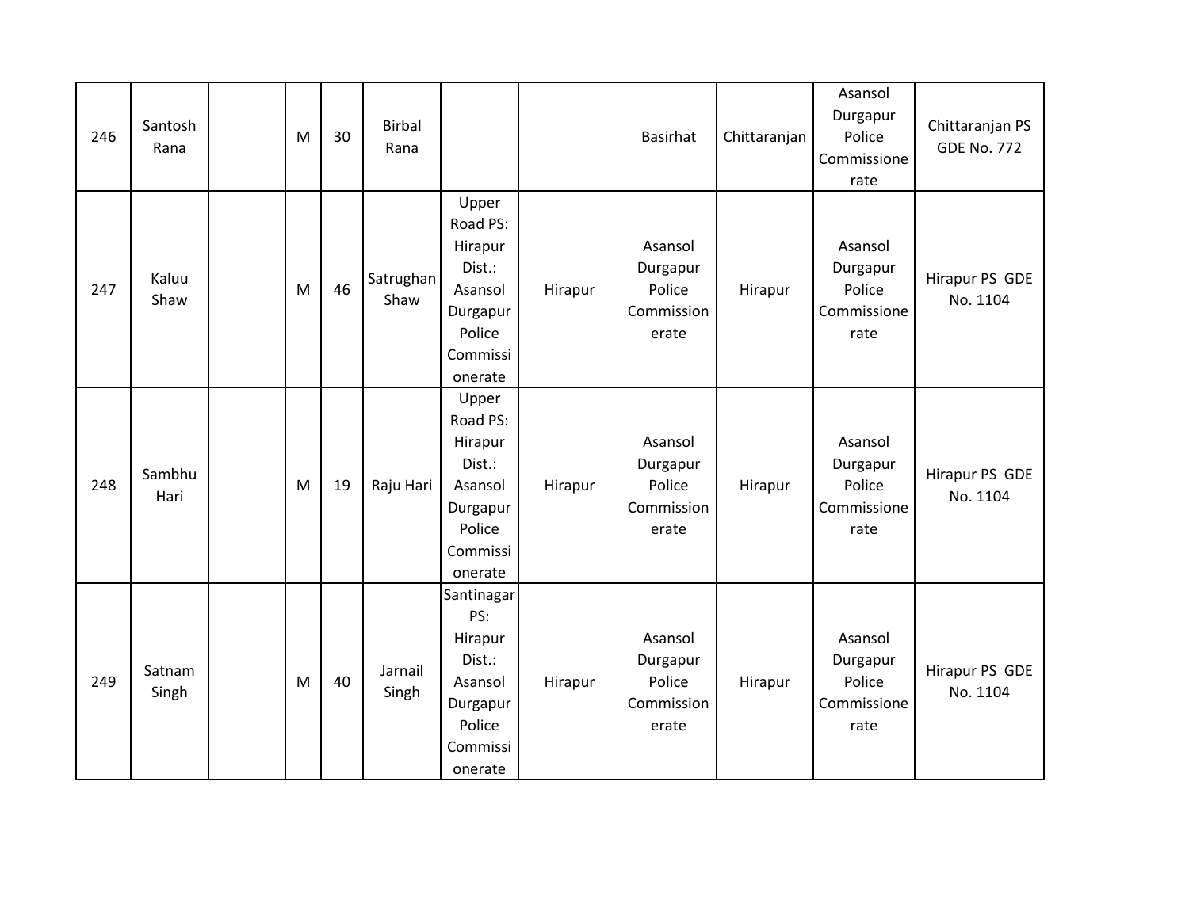| | | | | | | | | | | | |
|---|---|---|---|---|---|---|---|---|---|---|---|
| 246 | Santosh Rana | | M | 30 | Birbal Rana | | | Basirhat | Chittaranjan | Asansol Durgapur Police Commissionerate | Chittaranjan PS GDE No. 772 |
| 247 | Kaluu Shaw | | M | 46 | Satrughan Shaw | Upper Road PS: Hirapur Dist.: Asansol Durgapur Police Commissionerate | Hirapur | Asansol Durgapur Police Commissionerate | Hirapur | Asansol Durgapur Police Commissionerate | Hirapur PS GDE No. 1104 |
| 248 | Sambhu Hari | | M | 19 | Raju Hari | Upper Road PS: Hirapur Dist.: Asansol Durgapur Police Commissionerate | Hirapur | Asansol Durgapur Police Commissionerate | Hirapur | Asansol Durgapur Police Commissionerate | Hirapur PS GDE No. 1104 |
| 249 | Satnam Singh | | M | 40 | Jarnail Singh | Santinagar PS: Hirapur Dist.: Asansol Durgapur Police Commissionerate | Hirapur | Asansol Durgapur Police Commissionerate | Hirapur | Asansol Durgapur Police Commissionerate | Hirapur PS GDE No. 1104 |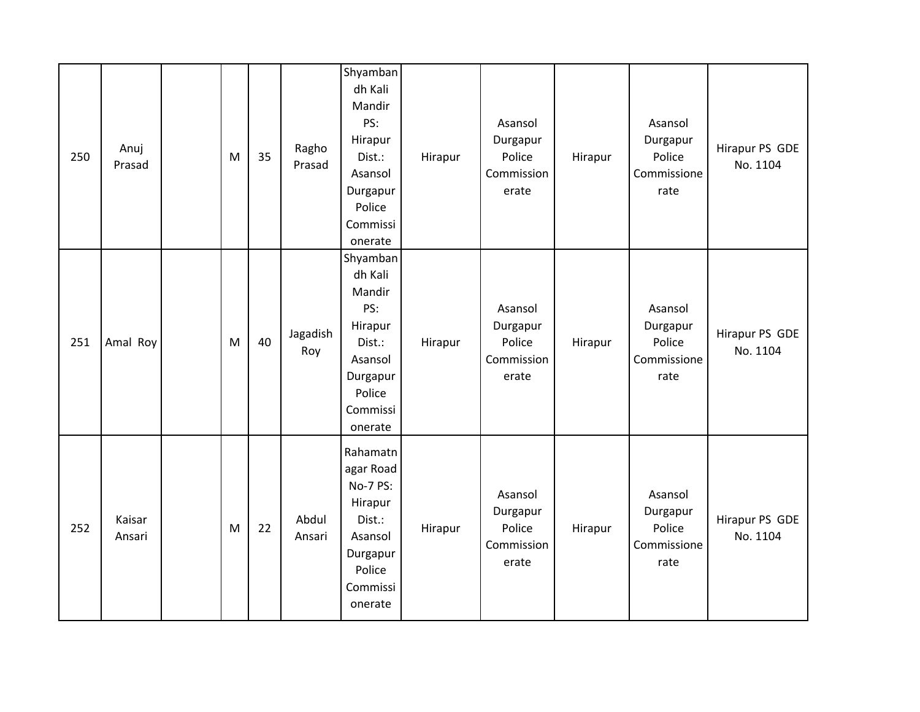| | | | | | | | | | | | |
|---|---|---|---|---|---|---|---|---|---|---|---|
| 250 | Anuj Prasad | | M | 35 | Ragho Prasad | Shyambandh Kali Mandir PS: Hirapur Dist.: Asansol Durgapur Police Commissionerate | Hirapur | Asansol Durgapur Police Commissionerate | Hirapur | Asansol Durgapur Police Commissionerate | Hirapur PS GDE No. 1104 |
| 251 | Amal Roy | | M | 40 | Jagadish Roy | Shyambandh Kali Mandir PS: Hirapur Dist.: Asansol Durgapur Police Commissionerate | Hirapur | Asansol Durgapur Police Commissionerate | Hirapur | Asansol Durgapur Police Commissionerate | Hirapur PS GDE No. 1104 |
| 252 | Kaisar Ansari | | M | 22 | Abdul Ansari | Rahamatnagar Road No-7 PS: Hirapur Dist.: Asansol Durgapur Police Commissionerate | Hirapur | Asansol Durgapur Police Commissionerate | Hirapur | Asansol Durgapur Police Commissionerate | Hirapur PS GDE No. 1104 |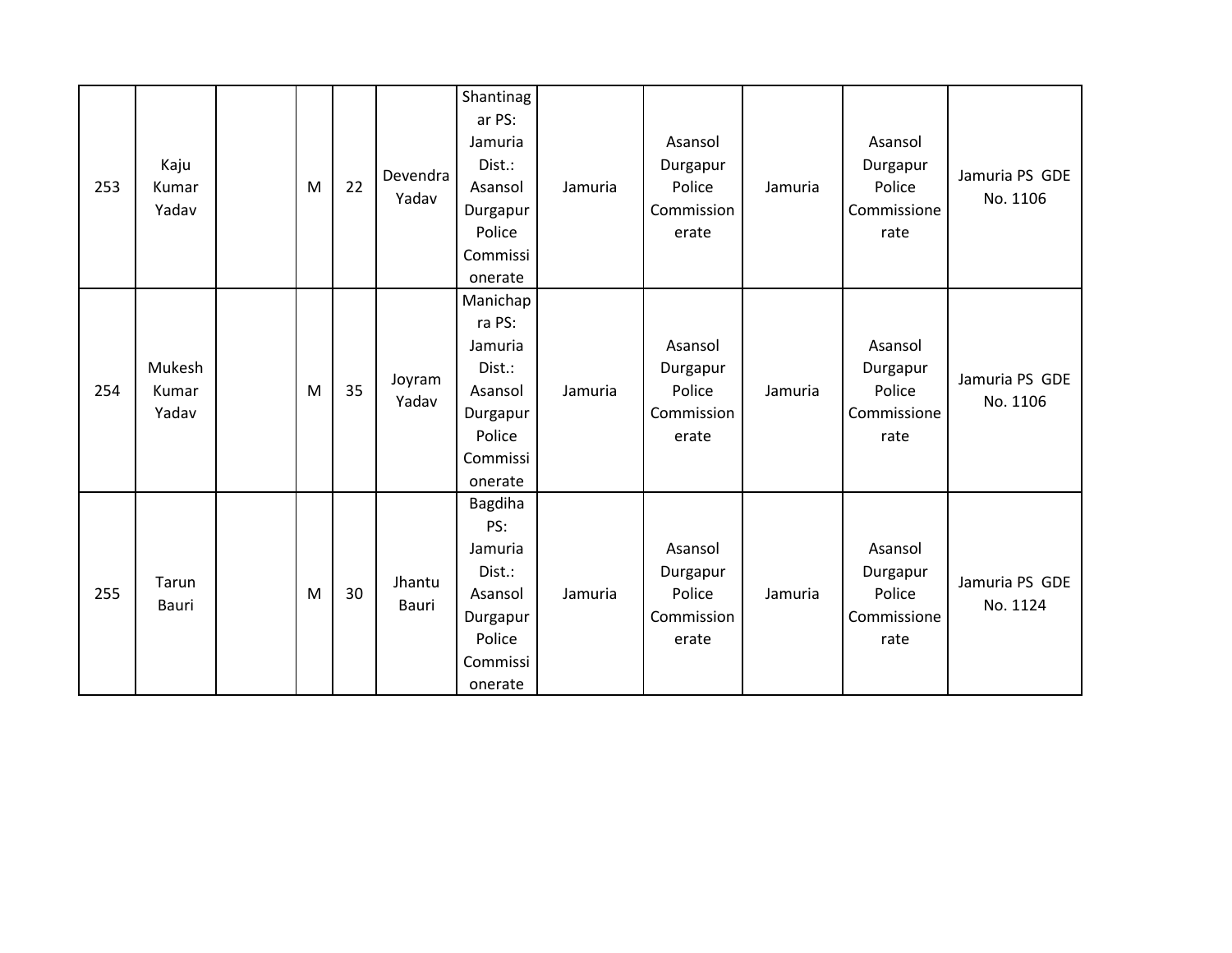| 253 | Kaju Kumar Yadav | | M | 22 | Devendra Yadav | Shantinagar PS: Jamuria Dist.: Asansol Durgapur Police Commissionerate | Jamuria | Asansol Durgapur Police Commissionerate | Jamuria | Asansol Durgapur Police Commissionerate | Jamuria PS GDE No. 1106 |
|---|---|---|---|---|---|---|---|---|---|---|---|
| 254 | Mukesh Kumar Yadav | | M | 35 | Joyram Yadav | Manichapra PS: Jamuria Dist.: Asansol Durgapur Police Commissionerate | Jamuria | Asansol Durgapur Police Commissionerate | Jamuria | Asansol Durgapur Police Commissionerate | Jamuria PS GDE No. 1106 |
| 255 | Tarun Bauri | | M | 30 | Jhantu Bauri | Bagdiha PS: Jamuria Dist.: Asansol Durgapur Police Commissionerate | Jamuria | Asansol Durgapur Police Commissionerate | Jamuria | Asansol Durgapur Police Commissionerate | Jamuria PS GDE No. 1124 |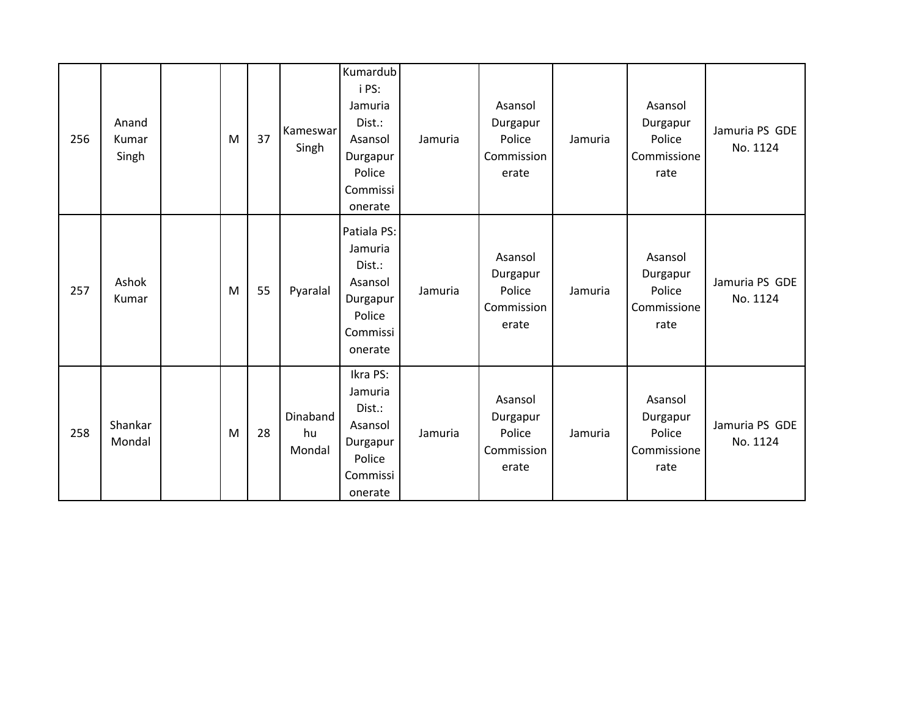| | | | | | | | | | | | |
|---|---|---|---|---|---|---|---|---|---|---|---|
| 256 | Anand Kumar Singh | | M | 37 | Kameswar Singh | Kumardubi PS: Jamuria Dist.: Asansol Durgapur Police Commissionerate | Jamuria | Asansol Durgapur Police Commissionerate | Jamuria | Asansol Durgapur Police Commissionerate | Jamuria PS GDE No. 1124 |
| 257 | Ashok Kumar | | M | 55 | Pyaralal | Patiala PS: Jamuria Dist.: Asansol Durgapur Police Commissionerate | Jamuria | Asansol Durgapur Police Commissionerate | Jamuria | Asansol Durgapur Police Commissionerate | Jamuria PS GDE No. 1124 |
| 258 | Shankar Mondal | | M | 28 | Dinabandhu Mondal | Ikra PS: Jamuria Dist.: Asansol Durgapur Police Commissionerate | Jamuria | Asansol Durgapur Police Commissionerate | Jamuria | Asansol Durgapur Police Commissionerate | Jamuria PS GDE No. 1124 |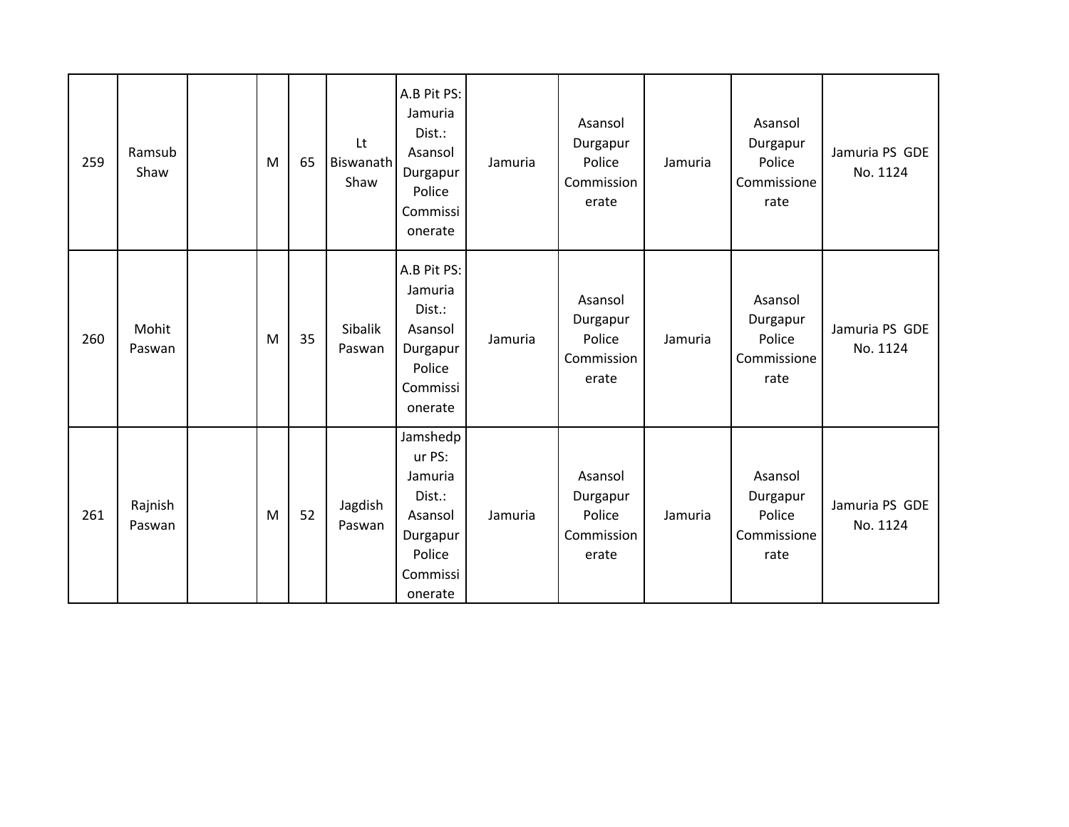| 259 | Ramsub Shaw | | M | 65 | Lt Biswanath Shaw | A.B Pit PS: Jamuria Dist.: Asansol Durgapur Police Commissionerate | Jamuria | Asansol Durgapur Police Commissionerate | Jamuria | Asansol Durgapur Police Commissionerate | Jamuria PS GDE No. 1124 |
|---|---|---|---|---|---|---|---|---|---|---|---|
| 260 | Mohit Paswan | | M | 35 | Sibalik Paswan | A.B Pit PS: Jamuria Dist.: Asansol Durgapur Police Commissionerate | Jamuria | Asansol Durgapur Police Commissionerate | Jamuria | Asansol Durgapur Police Commissionerate | Jamuria PS GDE No. 1124 |
| 261 | Rajnish Paswan | | M | 52 | Jagdish Paswan | Jamshedpur PS: Jamuria Dist.: Asansol Durgapur Police Commissionerate | Jamuria | Asansol Durgapur Police Commissionerate | Jamuria | Asansol Durgapur Police Commissionerate | Jamuria PS GDE No. 1124 |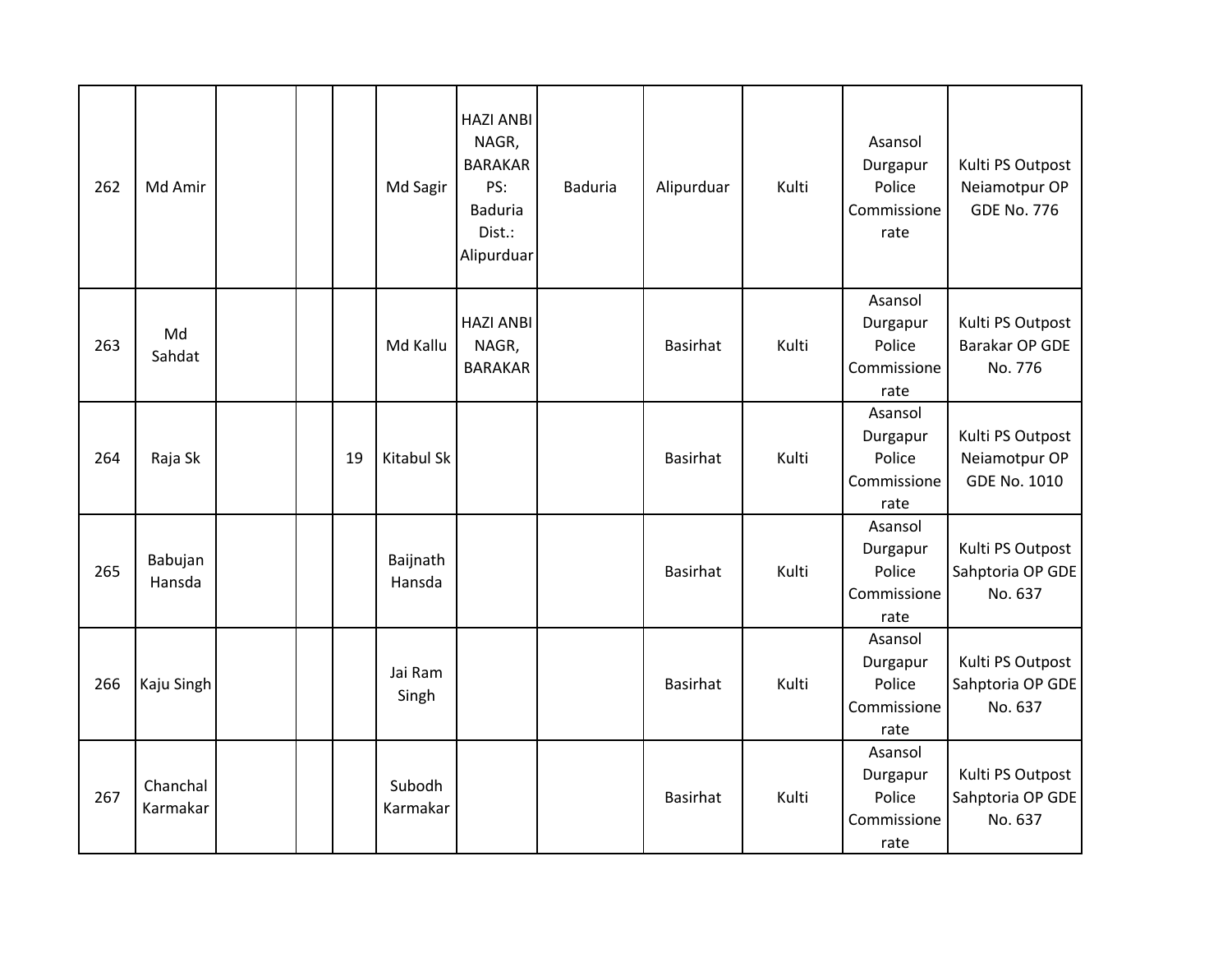| | | | | | | | | | | | |
|---|---|---|---|---|---|---|---|---|---|---|---|
| 262 | Md Amir | | | | Md Sagir | HAZI ANBI NAGR, BARAKAR PS: Baduria Dist.: Alipurduar | Baduria | Alipurduar | Kulti | Asansol Durgapur Police Commissionerate | Kulti PS Outpost Neiamotpur OP GDE No. 776 |
| 263 | Md Sahdat | | | | Md Kallu | HAZI ANBI NAGR, BARAKAR | | Basirhat | Kulti | Asansol Durgapur Police Commissionerate | Kulti PS Outpost Barakar OP GDE No. 776 |
| 264 | Raja Sk | | | 19 | Kitabul Sk | | | Basirhat | Kulti | Asansol Durgapur Police Commissionerate | Kulti PS Outpost Neiamotpur OP GDE No. 1010 |
| 265 | Babujan Hansda | | | | Baijnath Hansda | | | Basirhat | Kulti | Asansol Durgapur Police Commissionerate | Kulti PS Outpost Sahptoria OP GDE No. 637 |
| 266 | Kaju Singh | | | | Jai Ram Singh | | | Basirhat | Kulti | Asansol Durgapur Police Commissionerate | Kulti PS Outpost Sahptoria OP GDE No. 637 |
| 267 | Chanchal Karmakar | | | | Subodh Karmakar | | | Basirhat | Kulti | Asansol Durgapur Police Commissionerate | Kulti PS Outpost Sahptoria OP GDE No. 637 |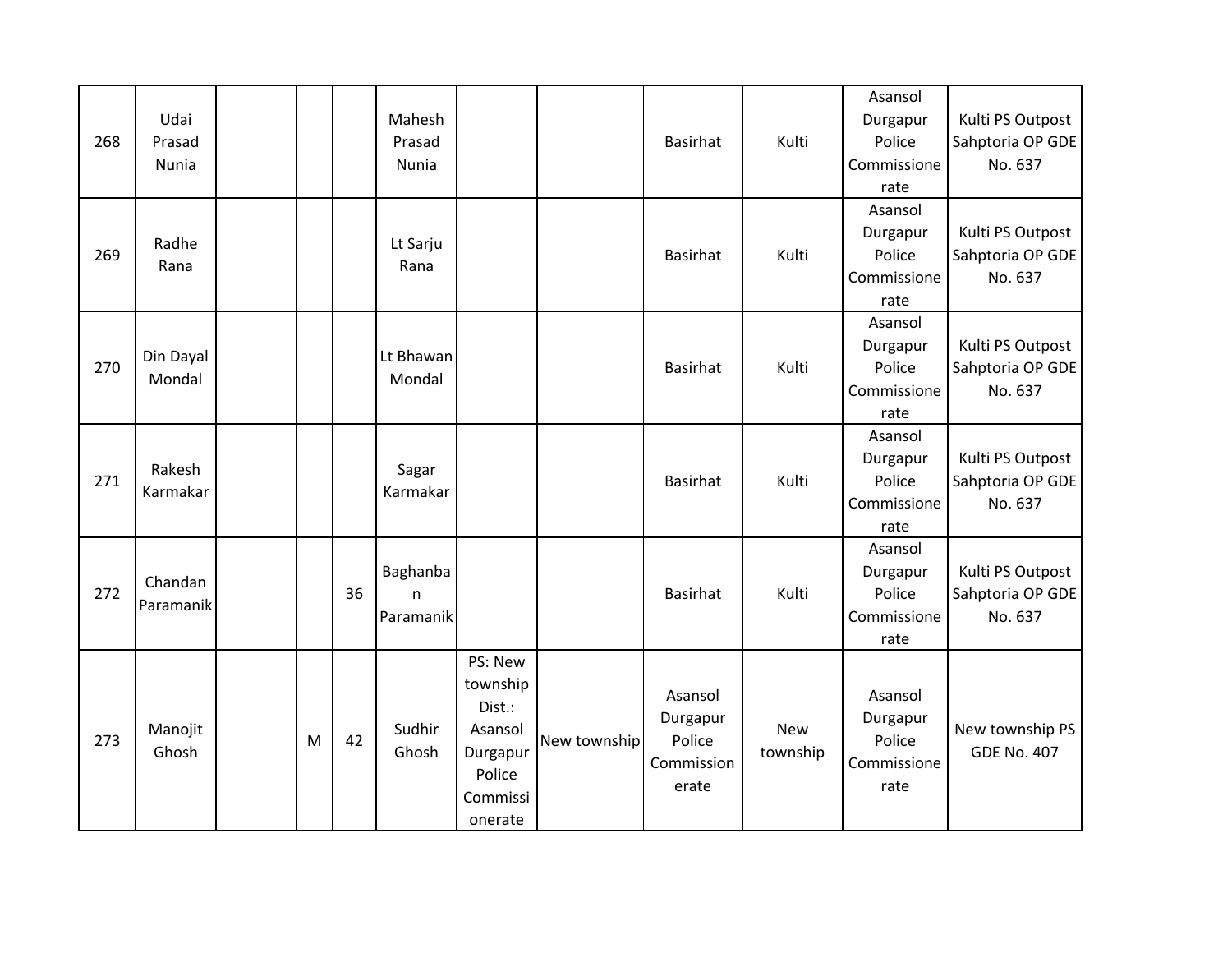| | | | | | | | | | | | |
|---|---|---|---|---|---|---|---|---|---|---|---|
| 268 | Udai Prasad Nunia | | | | Mahesh Prasad Nunia | | | Basirhat | Kulti | Asansol Durgapur Police Commissionerate | Kulti PS Outpost Sahptoria OP GDE No. 637 |
| 269 | Radhe Rana | | | | Lt Sarju Rana | | | Basirhat | Kulti | Asansol Durgapur Police Commissionerate | Kulti PS Outpost Sahptoria OP GDE No. 637 |
| 270 | Din Dayal Mondal | | | | Lt Bhawan Mondal | | | Basirhat | Kulti | Asansol Durgapur Police Commissionerate | Kulti PS Outpost Sahptoria OP GDE No. 637 |
| 271 | Rakesh Karmakar | | | | Sagar Karmakar | | | Basirhat | Kulti | Asansol Durgapur Police Commissionerate | Kulti PS Outpost Sahptoria OP GDE No. 637 |
| 272 | Chandan Paramanik | | | 36 | Baghanban Paramanik | | | Basirhat | Kulti | Asansol Durgapur Police Commissionerate | Kulti PS Outpost Sahptoria OP GDE No. 637 |
| 273 | Manojit Ghosh | | M | 42 | Sudhir Ghosh | PS: New township Dist.: Asansol Durgapur Police Commissionerate | New township | Asansol Durgapur Police Commissionerate | New township | Asansol Durgapur Police Commissionerate | New township PS GDE No. 407 |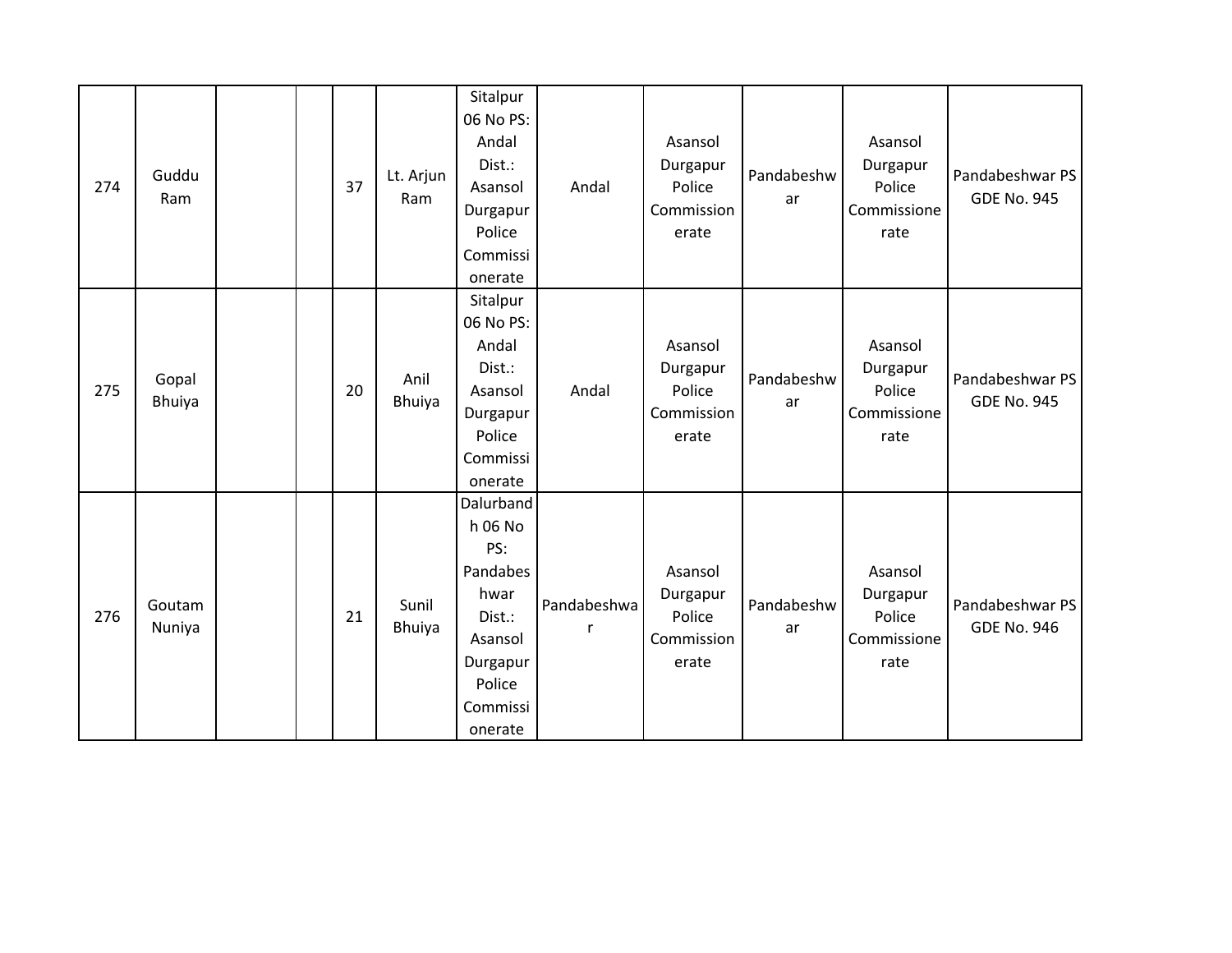| 274 | Guddu Ram | | | 37 | Lt. Arjun Ram | Sitalpur 06 No PS: Andal Dist.: Asansol Durgapur Police Commissionerate | Andal | Asansol Durgapur Police Commissionerate | Pandabeshwar | Asansol Durgapur Police Commissionerate | Pandabeshwar PS GDE No. 945 |
|---|---|---|---|---|---|---|---|---|---|---|---|
| 275 | Gopal Bhuiya | | | 20 | Anil Bhuiya | Sitalpur 06 No PS: Andal Dist.: Asansol Durgapur Police Commissionerate | Andal | Asansol Durgapur Police Commissionerate | Pandabeshwar | Asansol Durgapur Police Commissionerate | Pandabeshwar PS GDE No. 945 |
| 276 | Goutam Nuniya | | | 21 | Sunil Bhuiya | Dalurbandh 06 No PS: Pandabeshwar Dist.: Asansol Durgapur Police Commissionerate | Pandabeshwar | Asansol Durgapur Police Commissionerate | Pandabeshwar | Asansol Durgapur Police Commissionerate | Pandabeshwar PS GDE No. 946 |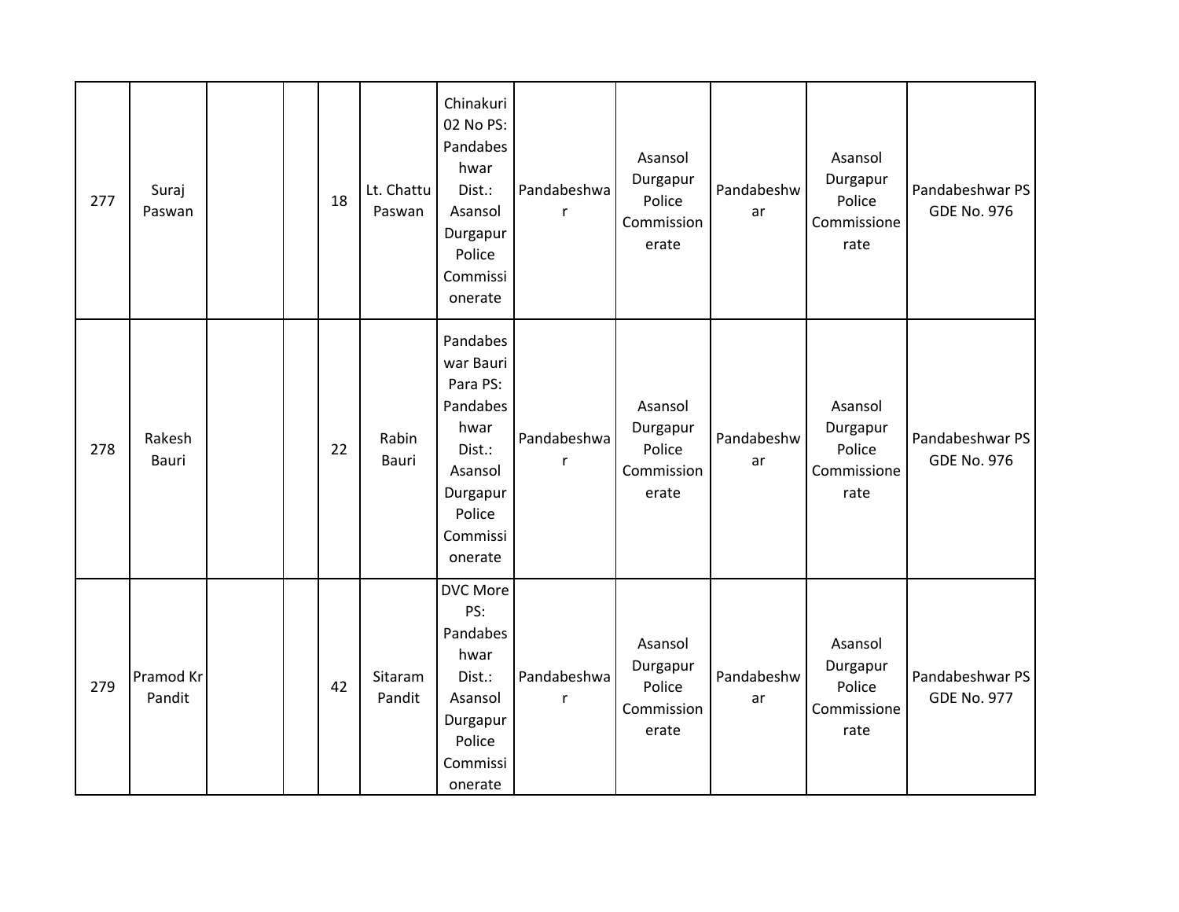| | | | | | | | | | | | |
|---|---|---|---|---|---|---|---|---|---|---|---|
| 277 | Suraj Paswan | | | 18 | Lt. Chattu Paswan | Chinakuri 02 No PS: Pandabeshwar Dist.: Asansol Durgapur Police Commissionerate | Pandabeshwar | Asansol Durgapur Police Commissionerate | Pandabeshwar | Asansol Durgapur Police Commissionerate | Pandabeshwar PS GDE No. 976 |
| 278 | Rakesh Bauri | | | 22 | Rabin Bauri | Pandabeswar Bauri Para PS: Pandabeshwar Dist.: Asansol Durgapur Police Commissionerate | Pandabeshwar | Asansol Durgapur Police Commissionerate | Pandabeshwar | Asansol Durgapur Police Commissionerate | Pandabeshwar PS GDE No. 976 |
| 279 | Pramod Kr Pandit | | | 42 | Sitaram Pandit | DVC More PS: Pandabeshwar Dist.: Asansol Durgapur Police Commissionerate | Pandabeshwar | Asansol Durgapur Police Commissionerate | Pandabeshwar | Asansol Durgapur Police Commissionerate | Pandabeshwar PS GDE No. 977 |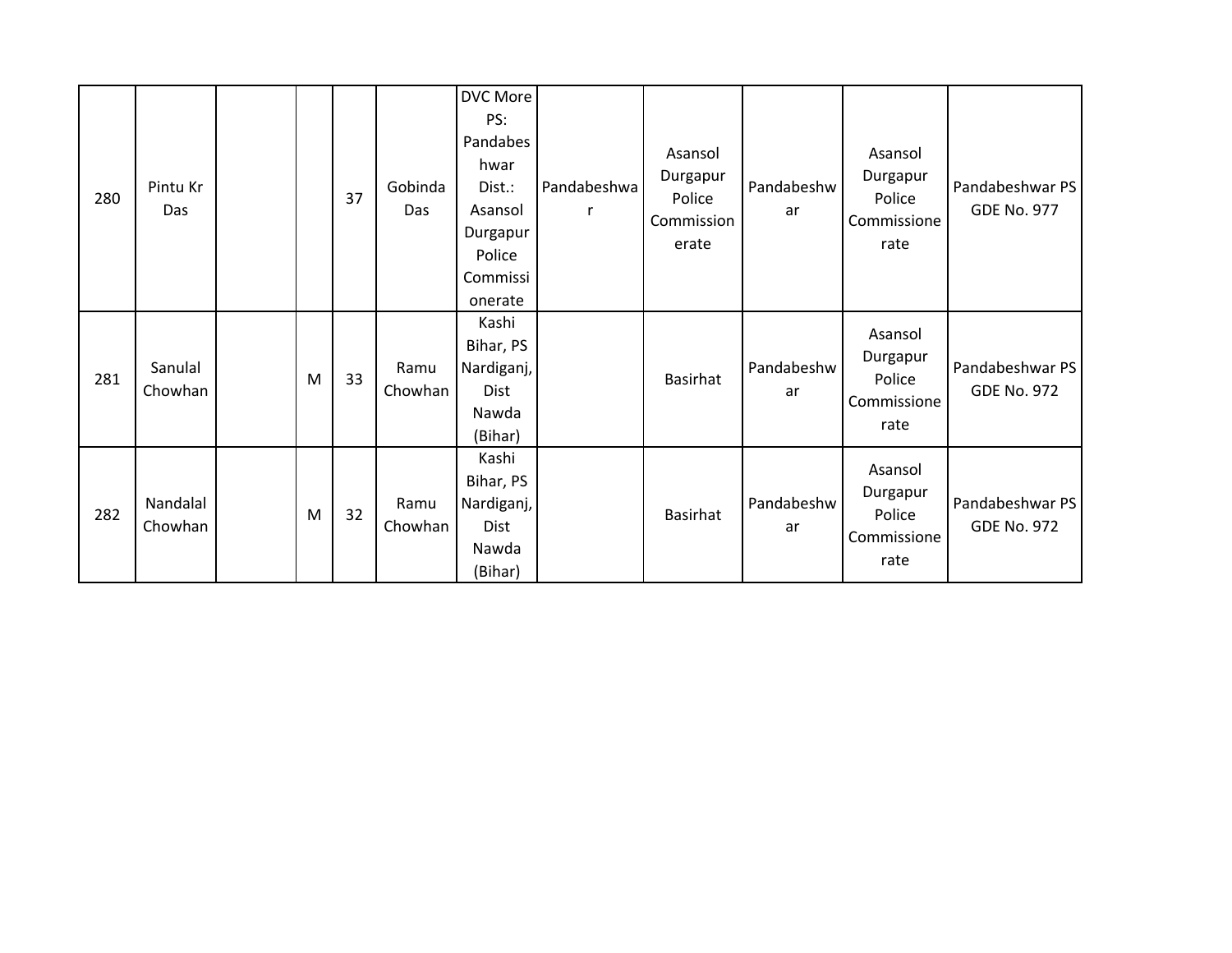| 280 | Pintu Kr Das | | | 37 | Gobinda Das | DVC More PS: Pandabeshwar Dist.: Asansol Durgapur Police Commissionerate | Pandabeshwar | Asansol Durgapur Police Commissionerate | Pandabeshwar | Asansol Durgapur Police Commissionerate | Pandabeshwar PS GDE No. 977 |
|---|---|---|---|---|---|---|---|---|---|---|---|
| 281 | Sanulal Chowhan | | M | 33 | Ramu Chowhan | Kashi Bihar, PS Nardiganj, Dist Nawda (Bihar) | | Basirhat | Pandabeshwar | Asansol Durgapur Police Commissionerate | Pandabeshwar PS GDE No. 972 |
| 282 | Nandalal Chowhan | | M | 32 | Ramu Chowhan | Kashi Bihar, PS Nardiganj, Dist Nawda (Bihar) | | Basirhat | Pandabeshwar | Asansol Durgapur Police Commissionerate | Pandabeshwar PS GDE No. 972 |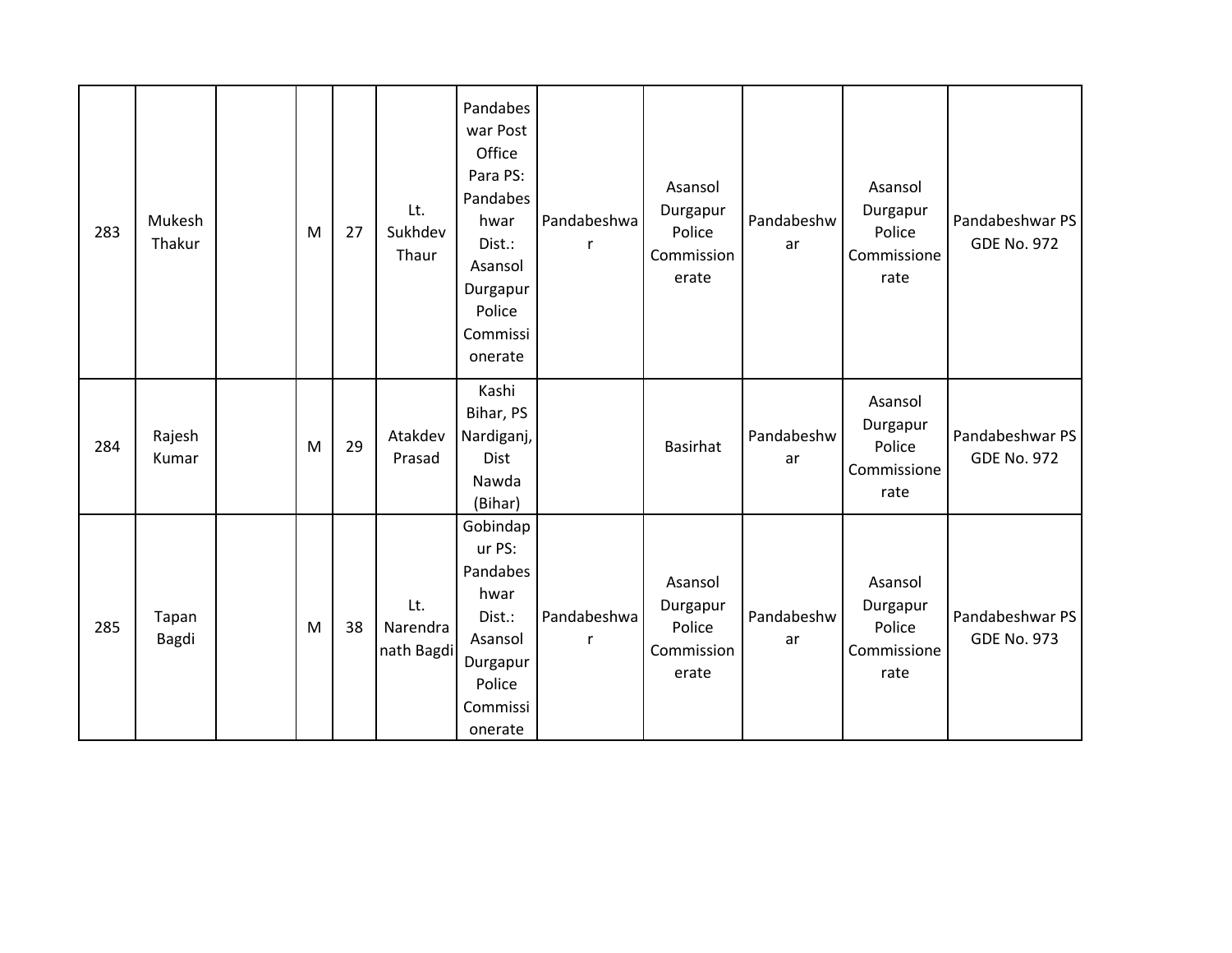| 283 | Mukesh Thakur | | M | 27 | Lt. Sukhdev Thaur | Pandabeswar Post Office Para PS: Pandabeshwar Dist.: Asansol Durgapur Police Commissionerate | Pandabeshwar | Asansol Durgapur Police Commissionerate | Pandabeshwar | Asansol Durgapur Police Commissionerate | Pandabeshwar PS GDE No. 972 |
|---|---|---|---|---|---|---|---|---|---|---|---|
| 284 | Rajesh Kumar | | M | 29 | Atakdev Prasad | Kashi Bihar, PS Nardiganj, Dist Nawda (Bihar) | | Basirhat | Pandabeshwar | Asansol Durgapur Police Commissionerate | Pandabeshwar PS GDE No. 972 |
| 285 | Tapan Bagdi | | M | 38 | Lt. Narendranath Bagdi | Gobindapur PS: Pandabeshwar Dist.: Asansol Durgapur Police Commissionerate | Pandabeshwar | Asansol Durgapur Police Commissionerate | Pandabeshwar | Asansol Durgapur Police Commissionerate | Pandabeshwar PS GDE No. 973 |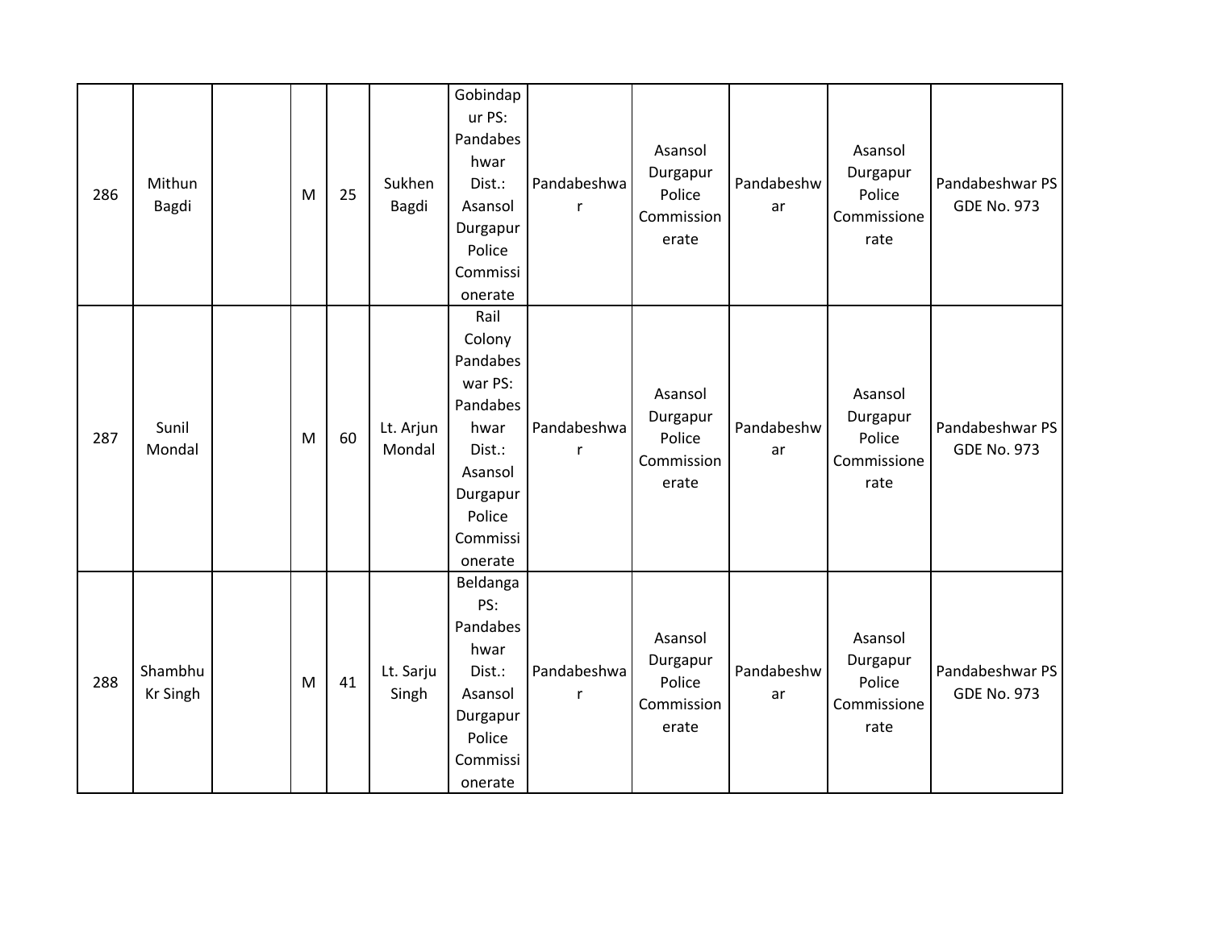| 286 | Mithun Bagdi | | M | 25 | Sukhen Bagdi | Gobindapur PS: Pandabeshwar Dist.: Asansol Durgapur Police Commissionerate | Pandabeshwar | Asansol Durgapur Police Commissionerate | Pandabeshwar | Asansol Durgapur Police Commissionerate | Pandabeshwar PS GDE No. 973 |
|---|---|---|---|---|---|---|---|---|---|---|---|
| 287 | Sunil Mondal | | M | 60 | Lt. Arjun Mondal | Rail Colony Pandabeswar PS: Pandabeshwar Dist.: Asansol Durgapur Police Commissionerate | Pandabeshwar | Asansol Durgapur Police Commissionerate | Pandabeshwar | Asansol Durgapur Police Commissionerate | Pandabeshwar PS GDE No. 973 |
| 288 | Shambhu Kr Singh | | M | 41 | Lt. Sarju Singh | Beldanga PS: Pandabeshwar Dist.: Asansol Durgapur Police Commissionerate | Pandabeshwar | Asansol Durgapur Police Commissionerate | Pandabeshwar | Asansol Durgapur Police Commissionerate | Pandabeshwar PS GDE No. 973 |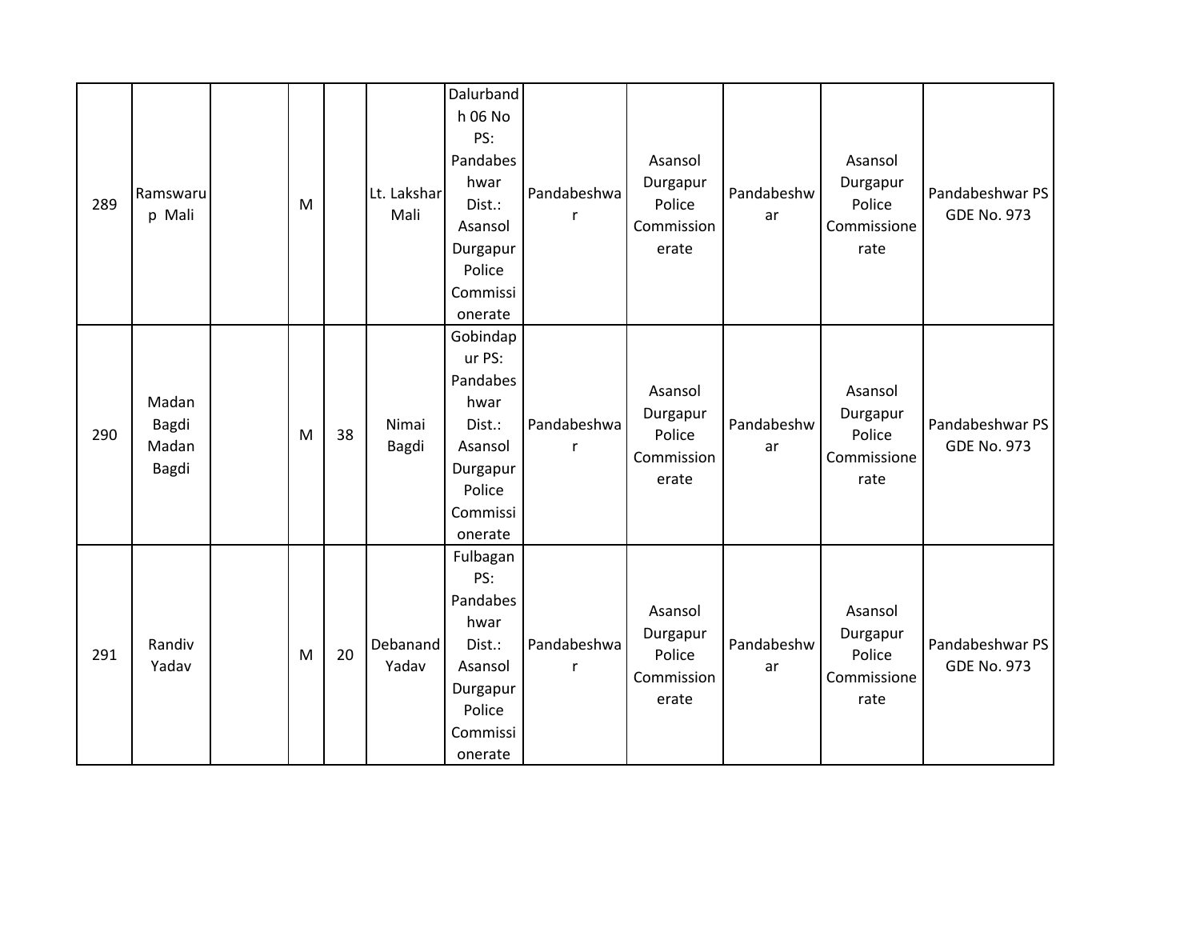| | | | | | | | | | | | |
|---|---|---|---|---|---|---|---|---|---|---|---|
| 289 | Ramswarup Mali | | M | | Lt. Lakshar Mali | Dalurbandh 06 No PS: Pandabeshwar Dist.: Asansol Durgapur Police Commissionerate | Pandabeshwar | Asansol Durgapur Police Commissionerate | Pandabeshwar | Asansol Durgapur Police Commissionerate | Pandabeshwar PS GDE No. 973 |
| 290 | Madan Bagdi Madan Bagdi | | M | 38 | Nimai Bagdi | Gobindapur PS: Pandabeshwar Dist.: Asansol Durgapur Police Commissionerate | Pandabeshwar | Asansol Durgapur Police Commissionerate | Pandabeshwar | Asansol Durgapur Police Commissionerate | Pandabeshwar PS GDE No. 973 |
| 291 | Randiv Yadav | | M | 20 | Debanand Yadav | Fulbagan PS: Pandabeshwar Dist.: Asansol Durgapur Police Commissionerate | Pandabeshwar | Asansol Durgapur Police Commissionerate | Pandabeshwar | Asansol Durgapur Police Commissionerate | Pandabeshwar PS GDE No. 973 |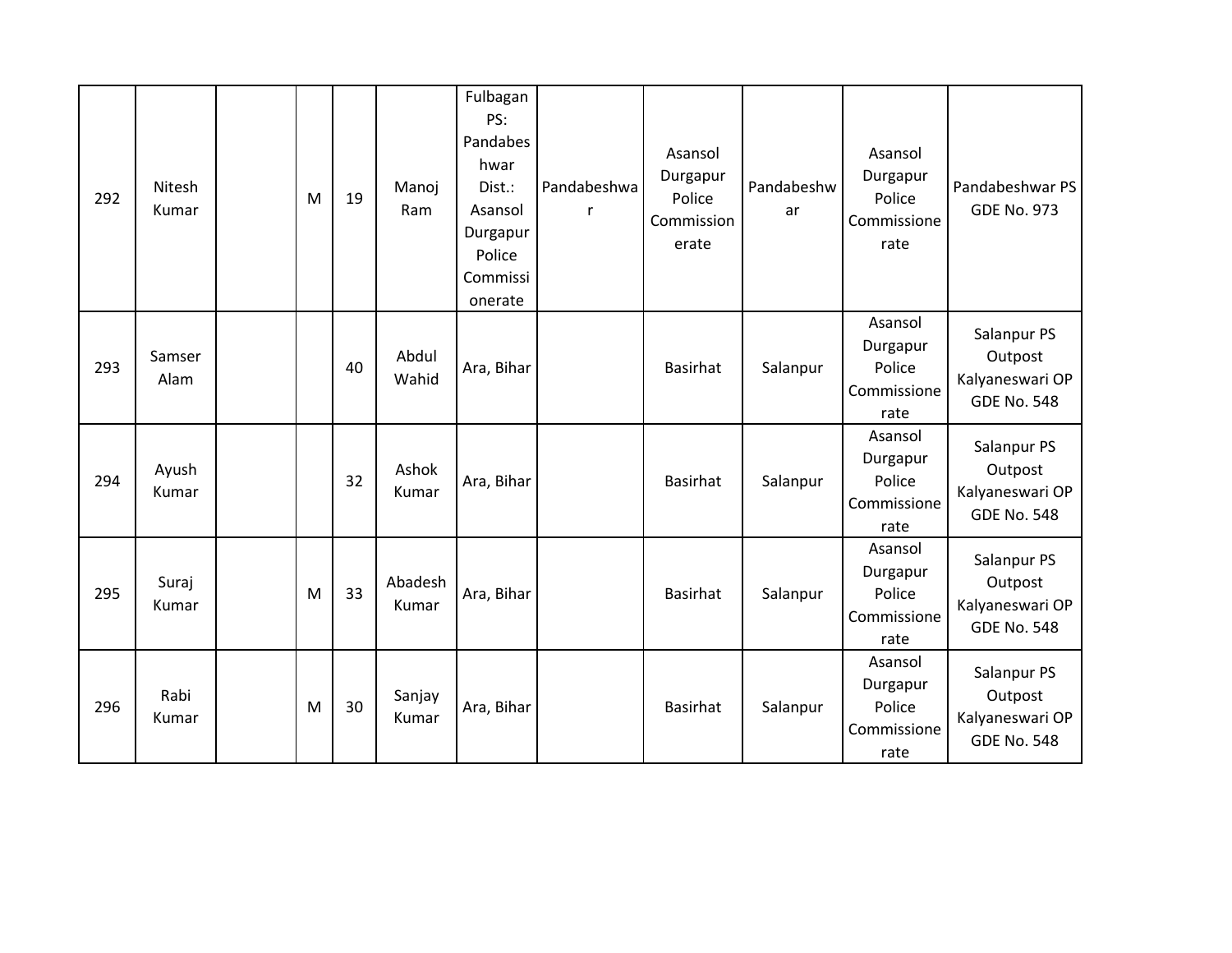| | | | | | | | | | | | |
|---|---|---|---|---|---|---|---|---|---|---|---|
| 292 | Nitesh Kumar | | M | 19 | Manoj Ram | Fulbagan PS: Pandabeshwar Dist.: Asansol Durgapur Police Commissionerate | Pandabeshwar | Asansol Durgapur Police Commissionerate | Pandabeshwar | Asansol Durgapur Police Commissionerate | Pandabeshwar PS GDE No. 973 |
| 293 | Samser Alam | | | 40 | Abdul Wahid | Ara, Bihar | | Basirhat | Salanpur | Asansol Durgapur Police Commissionerate | Salanpur PS Outpost Kalyaneswari OP GDE No. 548 |
| 294 | Ayush Kumar | | | 32 | Ashok Kumar | Ara, Bihar | | Basirhat | Salanpur | Asansol Durgapur Police Commissionerate | Salanpur PS Outpost Kalyaneswari OP GDE No. 548 |
| 295 | Suraj Kumar | | M | 33 | Abadesh Kumar | Ara, Bihar | | Basirhat | Salanpur | Asansol Durgapur Police Commissionerate | Salanpur PS Outpost Kalyaneswari OP GDE No. 548 |
| 296 | Rabi Kumar | | M | 30 | Sanjay Kumar | Ara, Bihar | | Basirhat | Salanpur | Asansol Durgapur Police Commissionerate | Salanpur PS Outpost Kalyaneswari OP GDE No. 548 |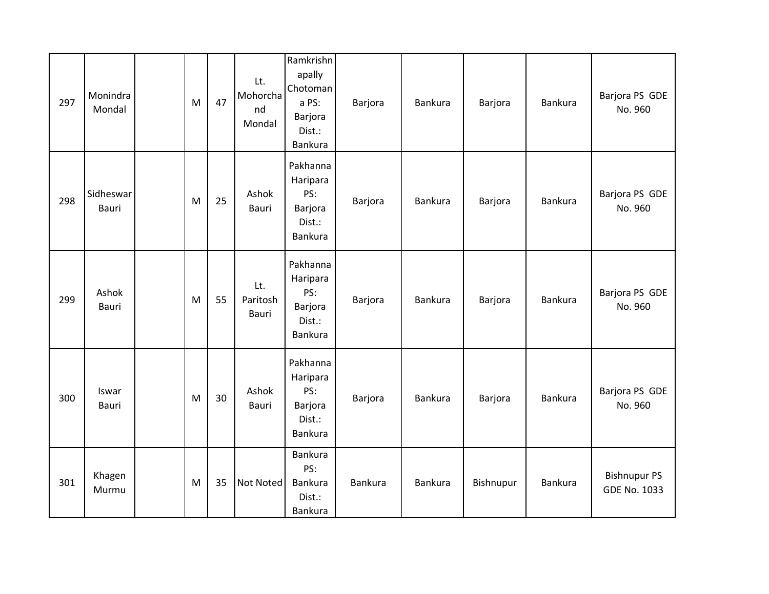| 297 | Monindra Mondal | | M | 47 | Lt. Mohorchand Mondal | Ramkrishnapally Chotomana PS: Barjora Dist.: Bankura | Barjora | Bankura | Barjora | Bankura | Barjora PS GDE No. 960 |
|---|---|---|---|---|---|---|---|---|---|---|---|
| 298 | Sidheswar Bauri | | M | 25 | Ashok Bauri | Pakhanna Haripara PS: Barjora Dist.: Bankura | Barjora | Bankura | Barjora | Bankura | Barjora PS GDE No. 960 |
| 299 | Ashok Bauri | | M | 55 | Lt. Paritosh Bauri | Pakhanna Haripara PS: Barjora Dist.: Bankura | Barjora | Bankura | Barjora | Bankura | Barjora PS GDE No. 960 |
| 300 | Iswar Bauri | | M | 30 | Ashok Bauri | Pakhanna Haripara PS: Barjora Dist.: Bankura | Barjora | Bankura | Barjora | Bankura | Barjora PS GDE No. 960 |
| 301 | Khagen Murmu | | M | 35 | Not Noted | Bankura PS: Bankura Dist.: Bankura | Bankura | Bankura | Bishnupur | Bankura | Bishnupur PS GDE No. 1033 |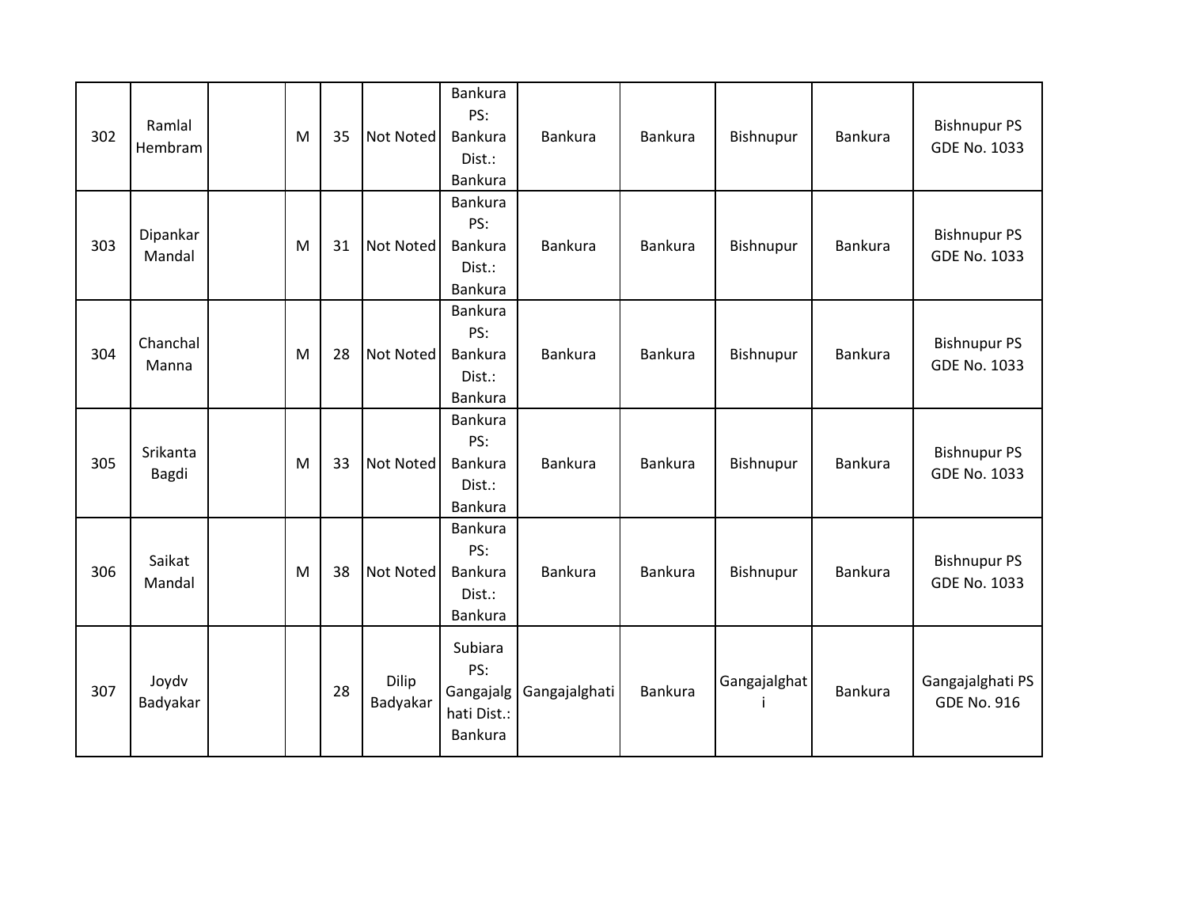| 302 | Ramlal Hembram | | M | 35 | Not Noted | Bankura PS: Bankura Dist.: Bankura | Bankura | Bankura | Bishnupur | Bankura | Bishnupur PS GDE No. 1033 |
|---|---|---|---|---|---|---|---|---|---|---|---|
| 303 | Dipankar Mandal | | M | 31 | Not Noted | Bankura PS: Bankura Dist.: Bankura | Bankura | Bankura | Bishnupur | Bankura | Bishnupur PS GDE No. 1033 |
| 304 | Chanchal Manna | | M | 28 | Not Noted | Bankura PS: Bankura Dist.: Bankura | Bankura | Bankura | Bishnupur | Bankura | Bishnupur PS GDE No. 1033 |
| 305 | Srikanta Bagdi | | M | 33 | Not Noted | Bankura PS: Bankura Dist.: Bankura | Bankura | Bankura | Bishnupur | Bankura | Bishnupur PS GDE No. 1033 |
| 306 | Saikat Mandal | | M | 38 | Not Noted | Bankura PS: Bankura Dist.: Bankura | Bankura | Bankura | Bishnupur | Bankura | Bishnupur PS GDE No. 1033 |
| 307 | Joydv Badyakar | | | 28 | Dilip Badyakar | Subiara PS: Gangajalghati Dist.: Bankura | Gangajalghati | Bankura | Gangajalghati | Bankura | Gangajalghati PS GDE No. 916 |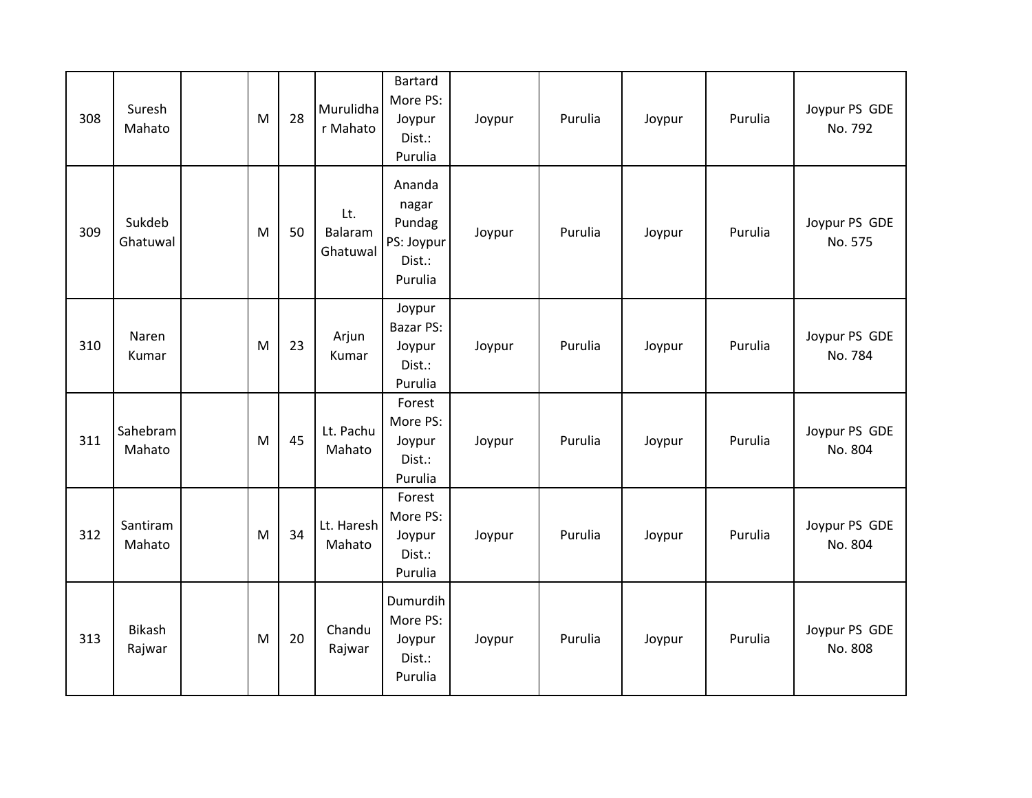| 308 | Suresh Mahato | | M | 28 | Murulidhar Mahato | Bartard More PS: Joypur Dist.: Purulia | Joypur | Purulia | Joypur | Purulia | Joypur PS GDE No. 792 |
|---|---|---|---|---|---|---|---|---|---|---|---|
| 309 | Sukdeb Ghatuwal | | M | 50 | Lt. Balaram Ghatuwal | Ananda nagar Pundag PS: Joypur Dist.: Purulia | Joypur | Purulia | Joypur | Purulia | Joypur PS GDE No. 575 |
| 310 | Naren Kumar | | M | 23 | Arjun Kumar | Joypur Bazar PS: Joypur Dist.: Purulia | Joypur | Purulia | Joypur | Purulia | Joypur PS GDE No. 784 |
| 311 | Sahebram Mahato | | M | 45 | Lt. Pachu Mahato | Forest More PS: Joypur Dist.: Purulia | Joypur | Purulia | Joypur | Purulia | Joypur PS GDE No. 804 |
| 312 | Santiram Mahato | | M | 34 | Lt. Haresh Mahato | Forest More PS: Joypur Dist.: Purulia | Joypur | Purulia | Joypur | Purulia | Joypur PS GDE No. 804 |
| 313 | Bikash Rajwar | | M | 20 | Chandu Rajwar | Dumurdih More PS: Joypur Dist.: Purulia | Joypur | Purulia | Joypur | Purulia | Joypur PS GDE No. 808 |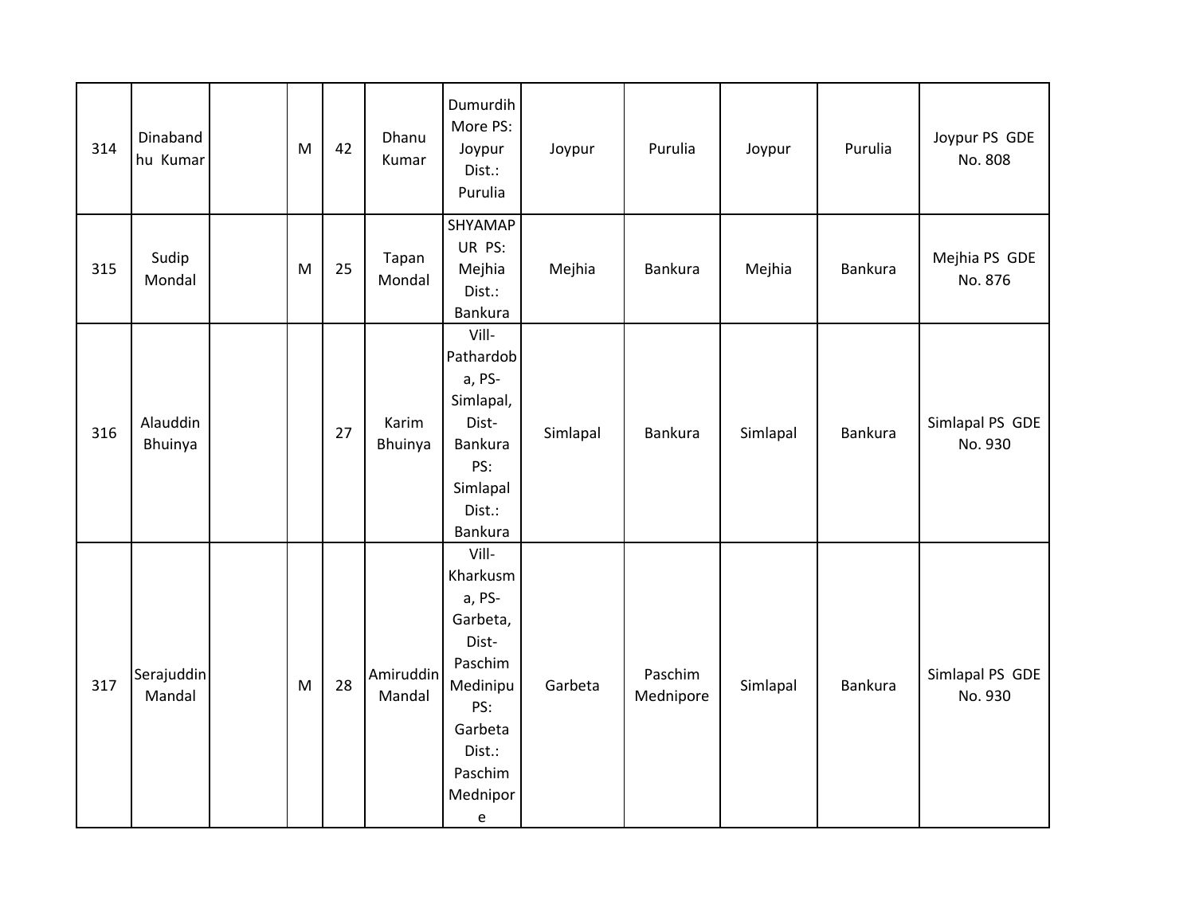| 314 | Dinabandhu Kumar | | M | 42 | Dhanu Kumar | Dumurdih More PS: Joypur Dist.: Purulia | Joypur | Purulia | Joypur | Purulia | Joypur PS GDE No. 808 |
|---|---|---|---|---|---|---|---|---|---|---|---|
| 315 | Sudip Mondal | | M | 25 | Tapan Mondal | SHYAMAPUR PS: Mejhia Dist.: Bankura | Mejhia | Bankura | Mejhia | Bankura | Mejhia PS GDE No. 876 |
| 316 | Alauddin Bhuinya | | | 27 | Karim Bhuinya | Vill-Pathardoba, PS-Simlapal, Dist-Bankura PS: Simlapal Dist.: Bankura | Simlapal | Bankura | Simlapal | Bankura | Simlapal PS GDE No. 930 |
| 317 | Serajuddin Mandal | | M | 28 | Amiruddin Mandal | Vill-Kharkusma, PS-Garbeta, Dist-Paschim Medinipu PS: Garbeta Dist.: Paschim Mednipore | Garbeta | Paschim Mednipore | Simlapal | Bankura | Simlapal PS GDE No. 930 |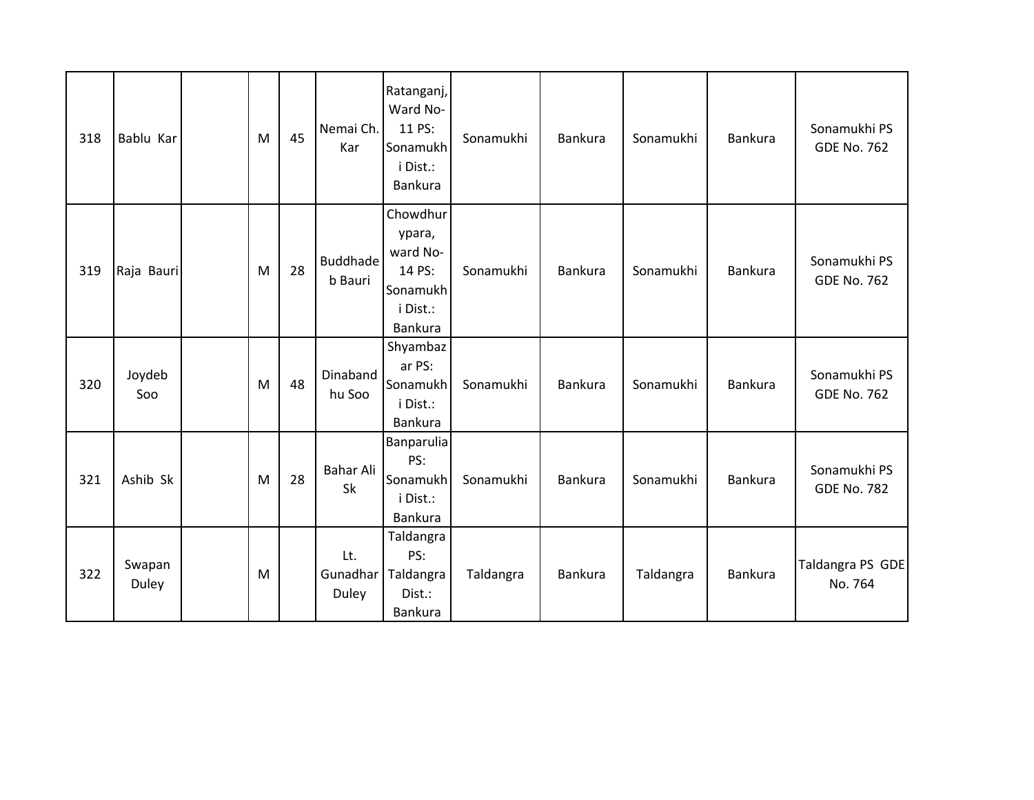| 318 | Bablu Kar | | M | 45 | Nemai Ch. Kar | Ratanganj, Ward No-11 PS: Sonamukhi Dist.: Bankura | Sonamukhi | Bankura | Sonamukhi | Bankura | Sonamukhi PS GDE No. 762 |
|---|---|---|---|---|---|---|---|---|---|---|---|
| 319 | Raja Bauri | | M | 28 | Buddhadeb Bauri | Chowdhurypara, ward No-14 PS: Sonamukhi Dist.: Bankura | Sonamukhi | Bankura | Sonamukhi | Bankura | Sonamukhi PS GDE No. 762 |
| 320 | Joydeb Soo | | M | 48 | Dinabandhu Soo | Shyambazar PS: Sonamukhi Dist.: Bankura | Sonamukhi | Bankura | Sonamukhi | Bankura | Sonamukhi PS GDE No. 762 |
| 321 | Ashib Sk | | M | 28 | Bahar Ali Sk | Banparulia PS: Sonamukhi Dist.: Bankura | Sonamukhi | Bankura | Sonamukhi | Bankura | Sonamukhi PS GDE No. 782 |
| 322 | Swapan Duley | | M | | Lt. Gunadhar Duley | Taldangra PS: Taldangra Dist.: Bankura | Taldangra | Bankura | Taldangra | Bankura | Taldangra PS GDE No. 764 |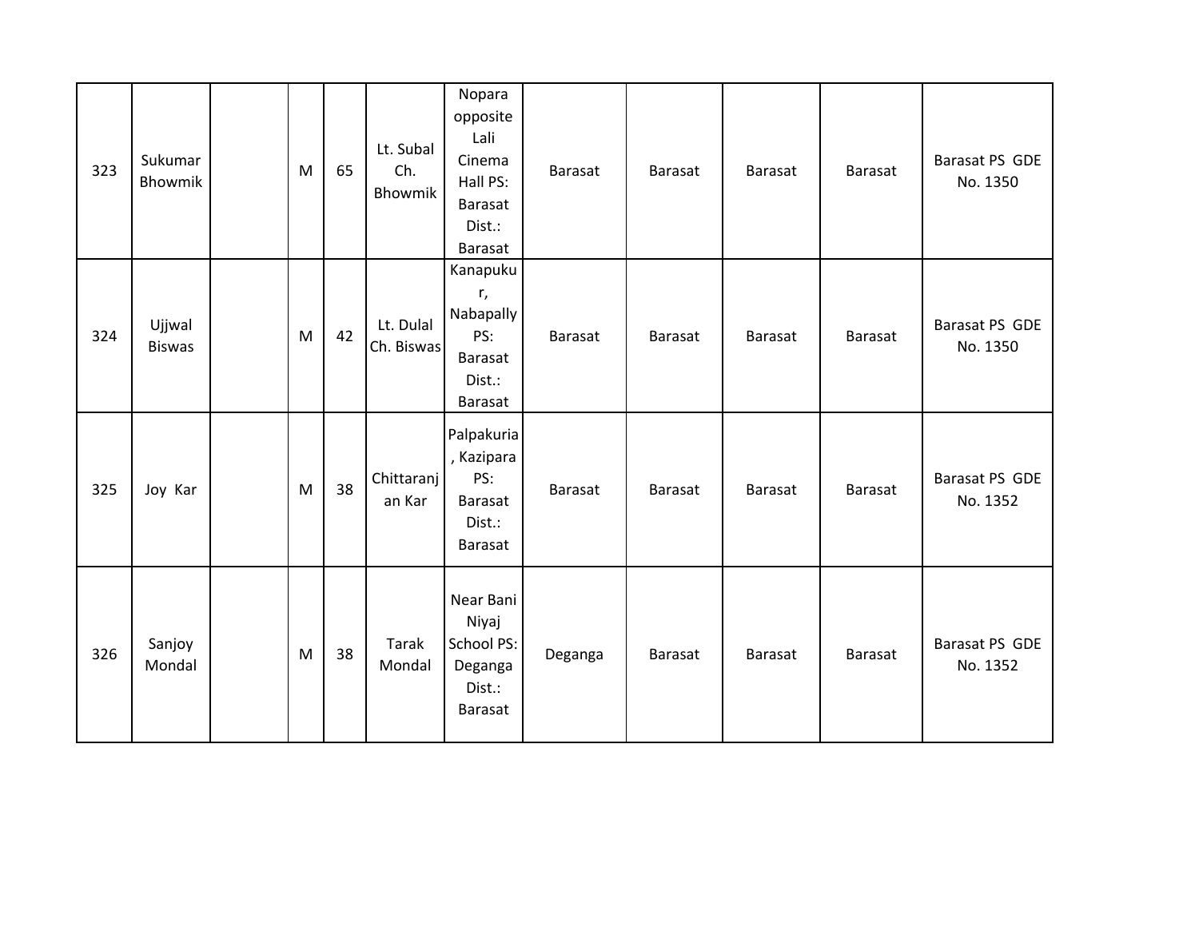| 323 | Sukumar Bhowmik | | M | 65 | Lt. Subal Ch. Bhowmik | Nopara opposite Lali Cinema Hall PS: Barasat Dist.: Barasat | Barasat | Barasat | Barasat | Barasat | Barasat PS GDE No. 1350 |
|---|---|---|---|---|---|---|---|---|---|---|---|
| 324 | Ujjwal Biswas | | M | 42 | Lt. Dulal Ch. Biswas | Kanapukur, Nabapally PS: Barasat Dist.: Barasat | Barasat | Barasat | Barasat | Barasat | Barasat PS GDE No. 1350 |
| 325 | Joy Kar | | M | 38 | Chittaranjan Kar | Palpakuria, Kazipara PS: Barasat Dist.: Barasat | Barasat | Barasat | Barasat | Barasat | Barasat PS GDE No. 1352 |
| 326 | Sanjoy Mondal | | M | 38 | Tarak Mondal | Near Bani Niyaj School PS: Deganga Dist.: Barasat | Deganga | Barasat | Barasat | Barasat | Barasat PS GDE No. 1352 |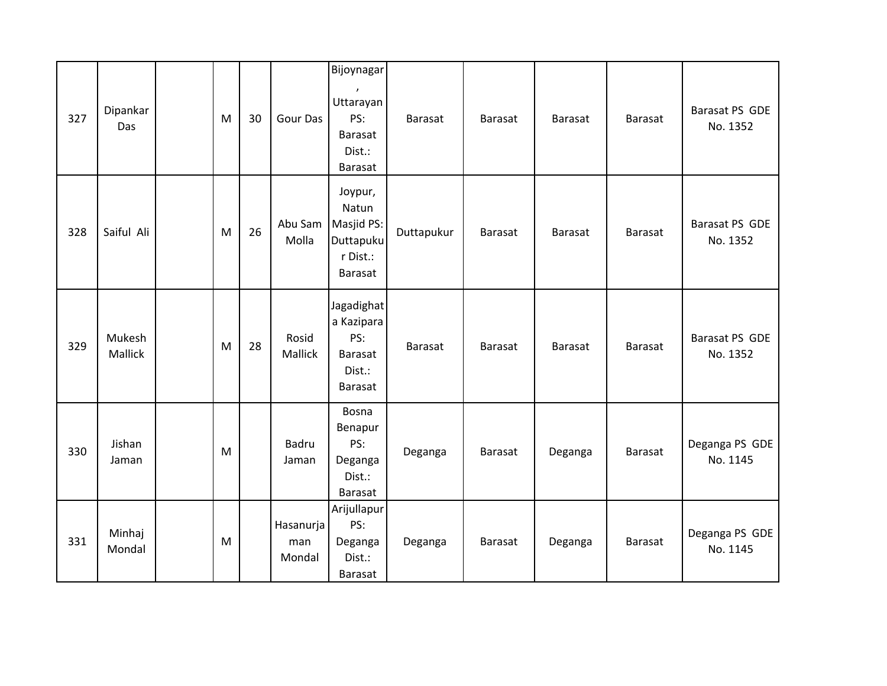| 327 | Dipankar Das | | M | 30 | Gour Das | Bijoynagar , Uttarayan PS: Barasat Dist.: Barasat | Barasat | Barasat | Barasat | Barasat | Barasat PS GDE No. 1352 |
|---|---|---|---|---|---|---|---|---|---|---|---|
| 328 | Saiful Ali | | M | 26 | Abu Sam Molla | Joypur, Natun Masjid PS: Duttapukur Dist.: Barasat | Duttapukur | Barasat | Barasat | Barasat | Barasat PS GDE No. 1352 |
| 329 | Mukesh Mallick | | M | 28 | Rosid Mallick | Jagadighata Kazipara PS: Barasat Dist.: Barasat | Barasat | Barasat | Barasat | Barasat | Barasat PS GDE No. 1352 |
| 330 | Jishan Jaman | | M | | Badru Jaman | Bosna Benapur PS: Deganga Dist.: Barasat | Deganga | Barasat | Deganga | Barasat | Deganga PS GDE No. 1145 |
| 331 | Minhaj Mondal | | M | | Hasanurjaman Mondal | Arijullapur PS: Deganga Dist.: Barasat | Deganga | Barasat | Deganga | Barasat | Deganga PS GDE No. 1145 |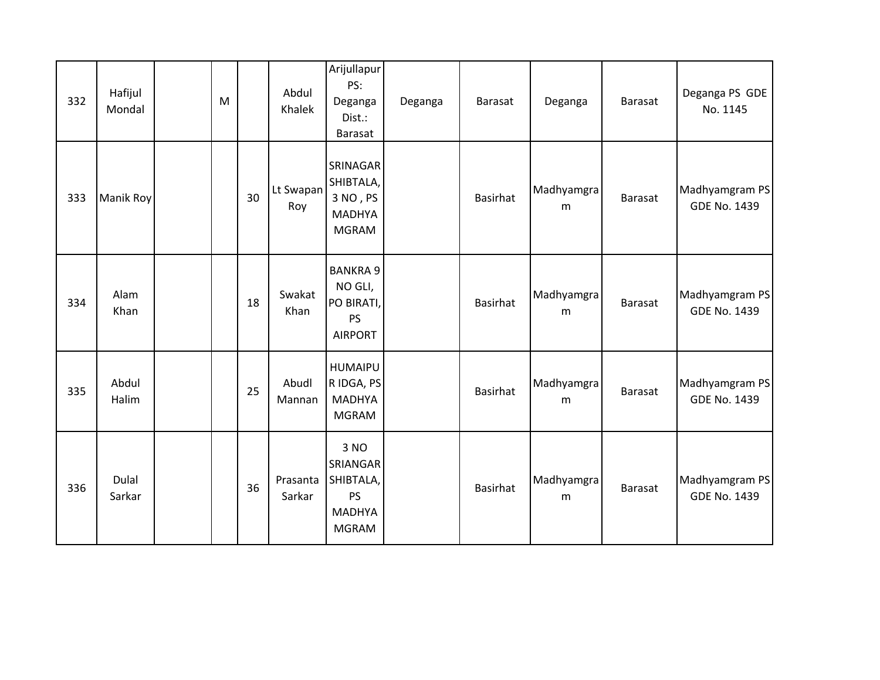| | | | | | | | | | | | |
|---|---|---|---|---|---|---|---|---|---|---|---|
| 332 | Hafijul Mondal | | M | | Abdul Khalek | Arijullapur PS: Deganga Dist.: Barasat | Deganga | Barasat | Deganga | Barasat | Deganga PS GDE No. 1145 |
| 333 | Manik Roy | | | 30 | Lt Swapan Roy | SRINAGAR SHIBTALA, 3 NO , PS MADHYA MGRAM | | Basirhat | Madhyamgram | Barasat | Madhyamgram PS GDE No. 1439 |
| 334 | Alam Khan | | | 18 | Swakat Khan | BANKRA 9 NO GLI, PO BIRATI, PS AIRPORT | | Basirhat | Madhyamgram | Barasat | Madhyamgram PS GDE No. 1439 |
| 335 | Abdul Halim | | | 25 | Abudl Mannan | HUMAIPUR IDGA, PS MADHYA MGRAM | | Basirhat | Madhyamgram | Barasat | Madhyamgram PS GDE No. 1439 |
| 336 | Dulal Sarkar | | | 36 | Prasanta Sarkar | 3 NO SRIANGAR SHIBTALA, PS MADHYA MGRAM | | Basirhat | Madhyamgram | Barasat | Madhyamgram PS GDE No. 1439 |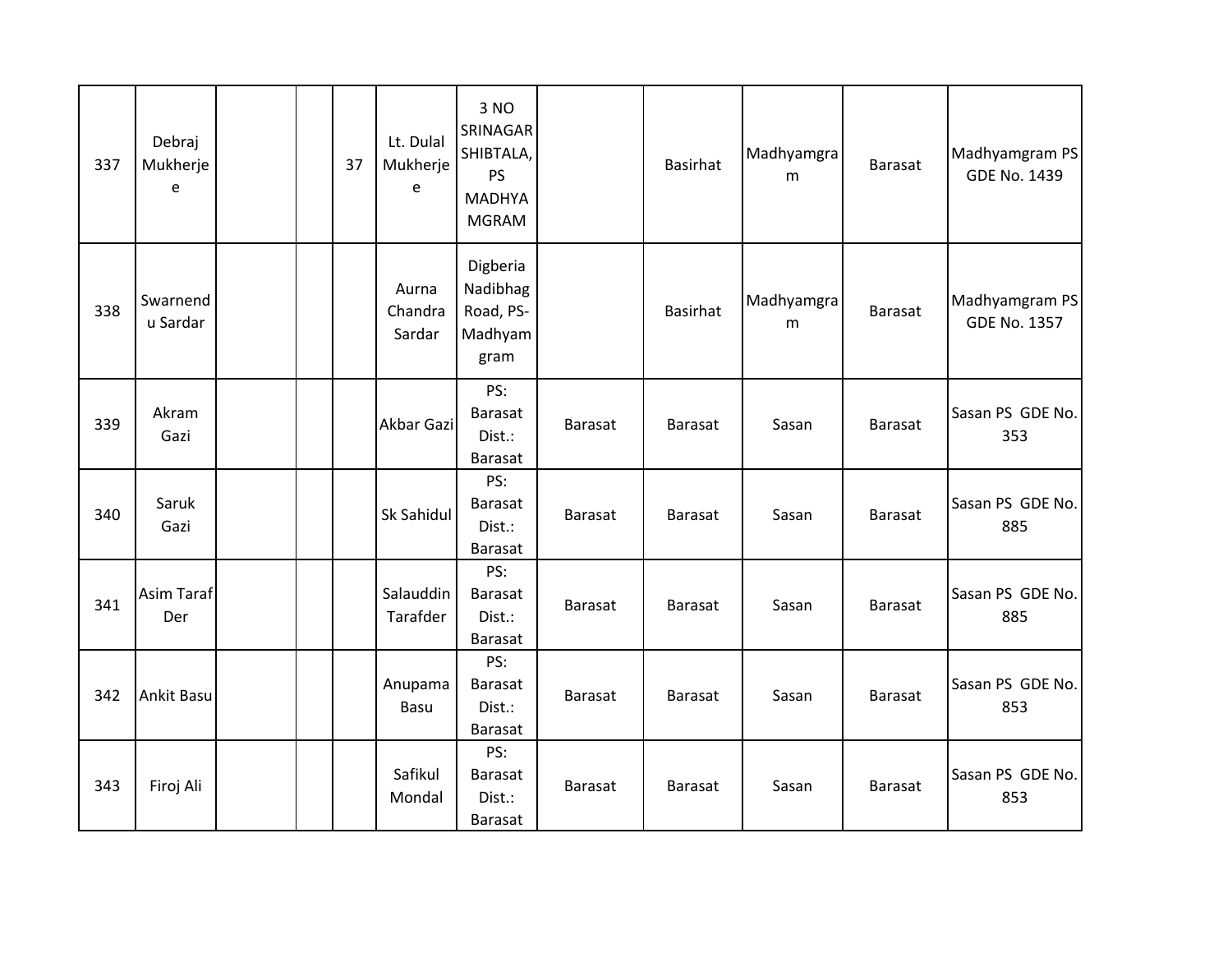| 337 | Debraj Mukherjee | | | 37 | Lt. Dulal Mukherjee | 3 NO SRINAGAR SHIBTALA, PS MADHYAMGRAM | | Basirhat | Madhyamgram | Barasat | Madhyamgram PS GDE No. 1439 |
|---|---|---|---|---|---|---|---|---|---|---|---|
| 338 | Swarnendu Sardar | | | | Aurna Chandra Sardar | Digberia Nadibhag Road, PS-Madhyamgram | | Basirhat | Madhyamgram | Barasat | Madhyamgram PS GDE No. 1357 |
| 339 | Akram Gazi | | | | Akbar Gazi | PS: Barasat Dist.: Barasat | Barasat | Barasat | Sasan | Barasat | Sasan PS GDE No. 353 |
| 340 | Saruk Gazi | | | | Sk Sahidul | PS: Barasat Dist.: Barasat | Barasat | Barasat | Sasan | Barasat | Sasan PS GDE No. 885 |
| 341 | Asim Taraf Der | | | | Salauddin Tarafder | PS: Barasat Dist.: Barasat | Barasat | Barasat | Sasan | Barasat | Sasan PS GDE No. 885 |
| 342 | Ankit Basu | | | | Anupama Basu | PS: Barasat Dist.: Barasat | Barasat | Barasat | Sasan | Barasat | Sasan PS GDE No. 853 |
| 343 | Firoj Ali | | | | Safikul Mondal | PS: Barasat Dist.: Barasat | Barasat | Barasat | Sasan | Barasat | Sasan PS GDE No. 853 |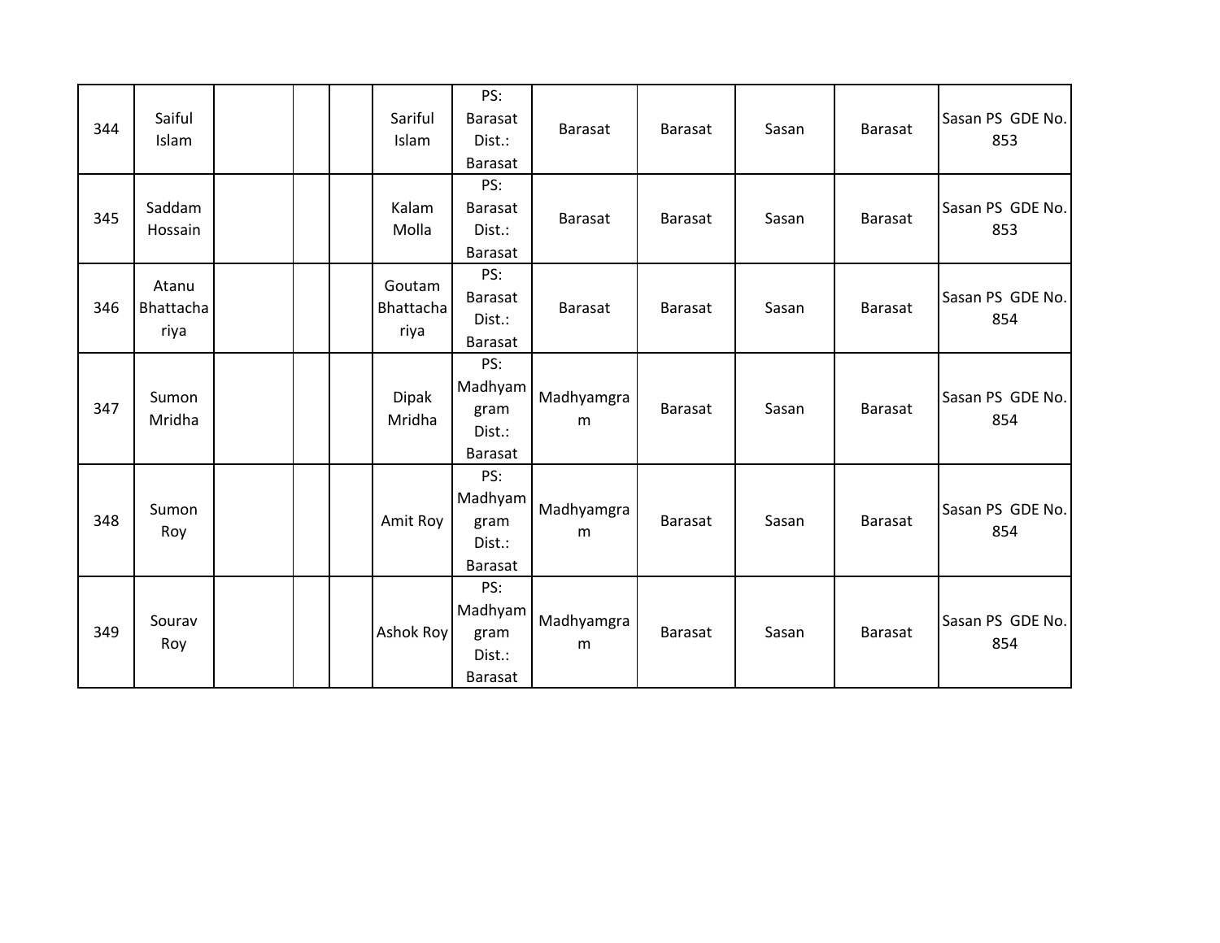| 344 | Saiful Islam | | | | Sariful Islam | PS: Barasat Dist.: Barasat | Barasat | Barasat | Sasan | Barasat | Sasan PS GDE No. 853 |
|---|---|---|---|---|---|---|---|---|---|---|---|
| 345 | Saddam Hossain | | | | Kalam Molla | PS: Barasat Dist.: Barasat | Barasat | Barasat | Sasan | Barasat | Sasan PS GDE No. 853 |
| 346 | Atanu Bhattacha riya | | | | Goutam Bhattacha riya | PS: Barasat Dist.: Barasat | Barasat | Barasat | Sasan | Barasat | Sasan PS GDE No. 854 |
| 347 | Sumon Mridha | | | | Dipak Mridha | PS: Madhyam gram Dist.: Barasat | Madhyamgra m | Barasat | Sasan | Barasat | Sasan PS GDE No. 854 |
| 348 | Sumon Roy | | | | Amit Roy | PS: Madhyam gram Dist.: Barasat | Madhyamgra m | Barasat | Sasan | Barasat | Sasan PS GDE No. 854 |
| 349 | Sourav Roy | | | | Ashok Roy | PS: Madhyam gram Dist.: Barasat | Madhyamgra m | Barasat | Sasan | Barasat | Sasan PS GDE No. 854 |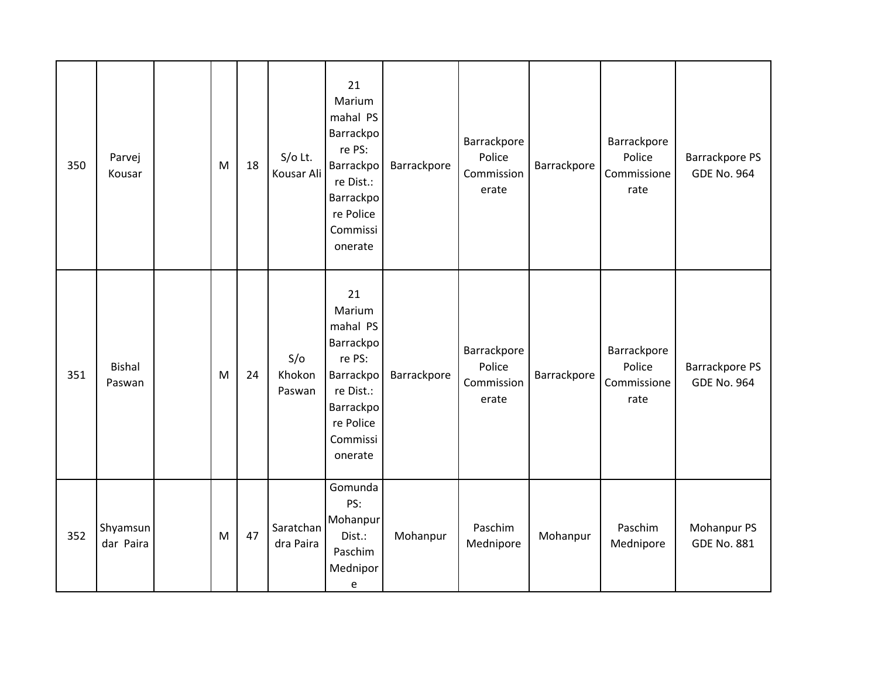| | | | | | | | | | | | |
|---|---|---|---|---|---|---|---|---|---|---|---|
| 350 | Parvej Kousar | | M | 18 | S/o Lt. Kousar Ali | 21 Marium mahal PS Barrackpore PS: Barrackpore Dist.: Barrackpore Police Commissionerate | Barrackpore | Barrackpore Police Commissionerate | Barrackpore | Barrackpore Police Commissionerate | Barrackpore PS GDE No. 964 |
| 351 | Bishal Paswan | | M | 24 | S/o Khokon Paswan | 21 Marium mahal PS Barrackpore PS: Barrackpore Dist.: Barrackpore Police Commissionerate | Barrackpore | Barrackpore Police Commissionerate | Barrackpore | Barrackpore Police Commissionerate | Barrackpore PS GDE No. 964 |
| 352 | Shyamsundar Paira | | M | 47 | Saratchandra Paira | Gomunda PS: Mohanpur Dist.: Paschim Mednipore | Mohanpur | Paschim Mednipore | Mohanpur | Paschim Mednipore | Mohanpur PS GDE No. 881 |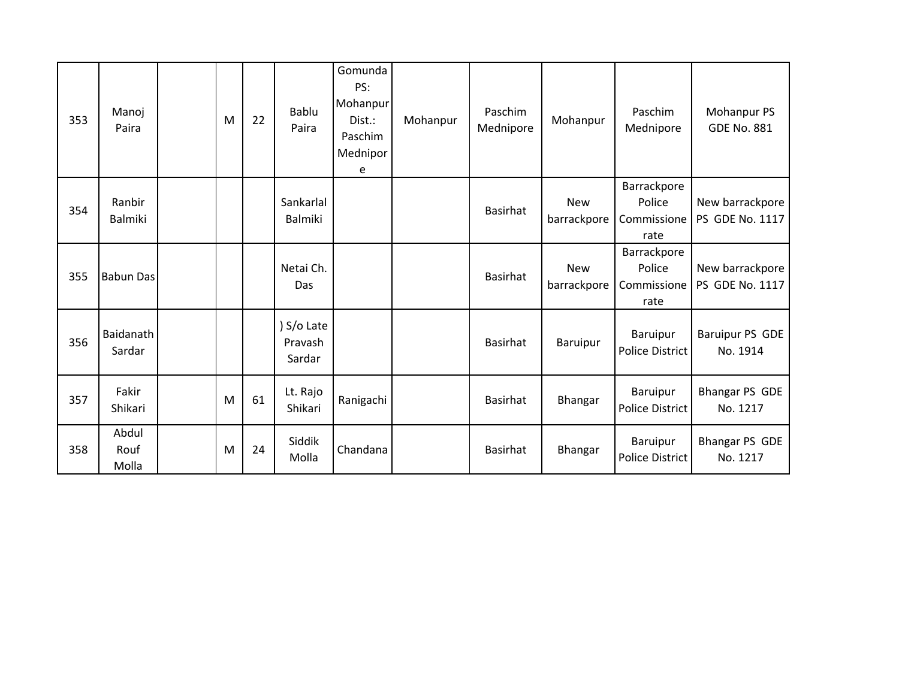| 353 | Manoj Paira | | M | 22 | Bablu Paira | Gomunda PS: Mohanpur Dist.: Paschim Mednipore | Mohanpur | Paschim Mednipore | Mohanpur | Paschim Mednipore | Mohanpur PS GDE No. 881 |
|---|---|---|---|---|---|---|---|---|---|---|---|
| 354 | Ranbir Balmiki | | | | Sankarlal Balmiki | | | Basirhat | New barrackpore | Barrackpore Police Commissionerate | New barrackpore PS GDE No. 1117 |
| 355 | Babun Das | | | | Netai Ch. Das | | | Basirhat | New barrackpore | Barrackpore Police Commissionerate | New barrackpore PS GDE No. 1117 |
| 356 | Baidanath Sardar | | | | ) S/o Late Pravash Sardar | | | Basirhat | Baruipur | Baruipur Police District | Baruipur PS GDE No. 1914 |
| 357 | Fakir Shikari | | M | 61 | Lt. Rajo Shikari | Ranigachi | | Basirhat | Bhangar | Baruipur Police District | Bhangar PS GDE No. 1217 |
| 358 | Abdul Rouf Molla | | M | 24 | Siddik Molla | Chandana | | Basirhat | Bhangar | Baruipur Police District | Bhangar PS GDE No. 1217 |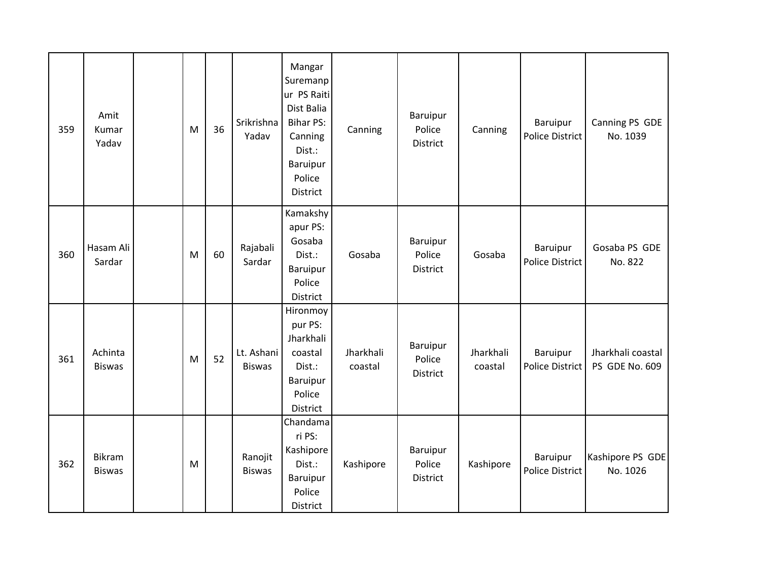| 359 | Amit Kumar Yadav | | M | 36 | Srikrishna Yadav | Mangar Suremanpur PS Raiti Dist Balia Bihar PS: Canning Dist.: Baruipur Police District | Canning | Baruipur Police District | Canning | Baruipur Police District | Canning PS GDE No. 1039 |
|---|---|---|---|---|---|---|---|---|---|---|---|
| 360 | Hasam Ali Sardar | | M | 60 | Rajabali Sardar | Kamakshyapur PS: Gosaba Dist.: Baruipur Police District | Gosaba | Baruipur Police District | Gosaba | Baruipur Police District | Gosaba PS GDE No. 822 |
| 361 | Achinta Biswas | | M | 52 | Lt. Ashani Biswas | Hironmoypur PS: Jharkhali coastal Dist.: Baruipur Police District | Jharkhali coastal | Baruipur Police District | Jharkhali coastal | Baruipur Police District | Jharkhali coastal PS GDE No. 609 |
| 362 | Bikram Biswas | | M | | Ranojit Biswas | Chandamari PS: Kashipore Dist.: Baruipur Police District | Kashipore | Baruipur Police District | Kashipore | Baruipur Police District | Kashipore PS GDE No. 1026 |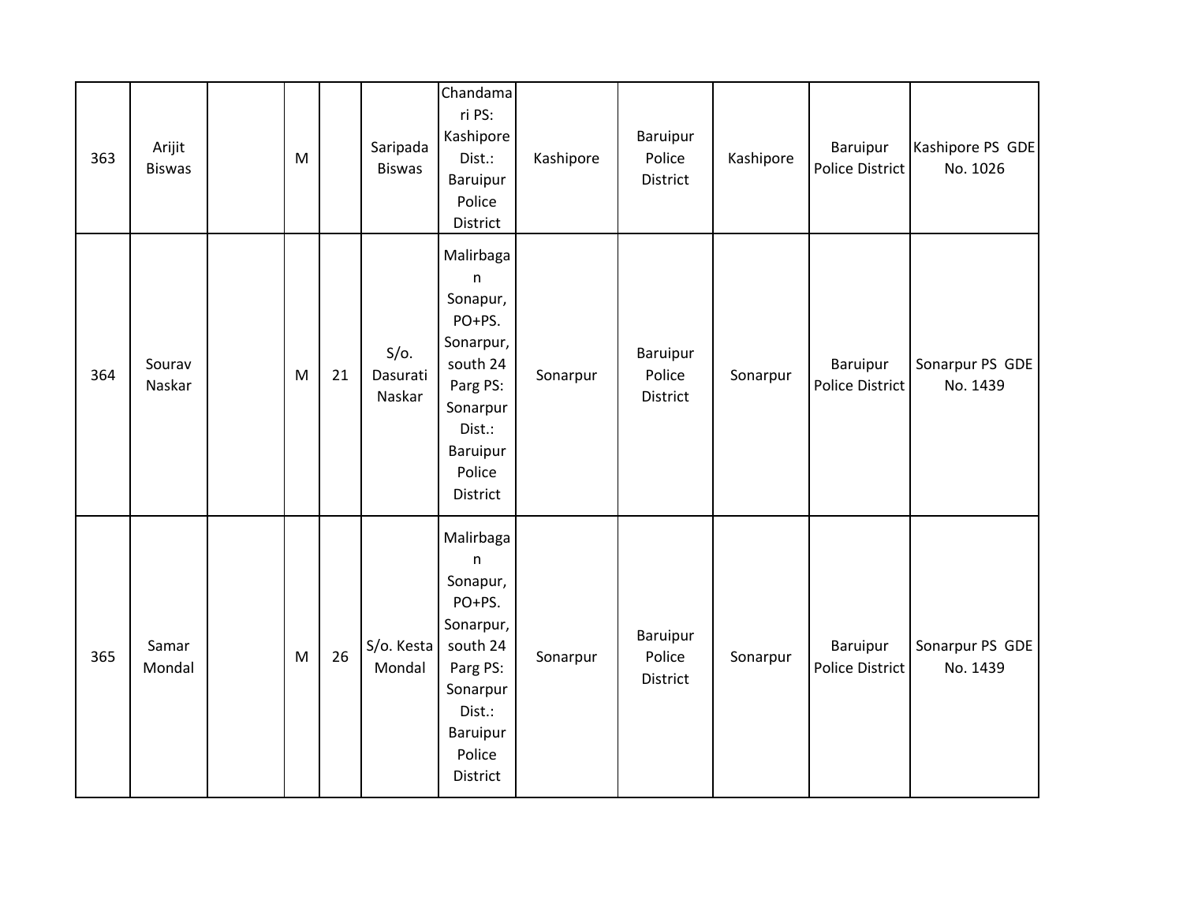| 363 | Arijit Biswas | | M | | Saripada Biswas | Chandamari PS: Kashipore Dist.: Baruipur Police District | Kashipore | Baruipur Police District | Kashipore | Baruipur Police District | Kashipore PS GDE No. 1026 |
|---|---|---|---|---|---|---|---|---|---|---|---|
| 364 | Sourav Naskar | | M | 21 | S/o. Dasurati Naskar | Malirbagan Sonapur, PO+PS. Sonarpur, south 24 Parg PS: Sonarpur Dist.: Baruipur Police District | Sonarpur | Baruipur Police District | Sonarpur | Baruipur Police District | Sonarpur PS GDE No. 1439 |
| 365 | Samar Mondal | | M | 26 | S/o. Kesta Mondal | Malirbagan Sonapur, PO+PS. Sonarpur, south 24 Parg PS: Sonarpur Dist.: Baruipur Police District | Sonarpur | Baruipur Police District | Sonarpur | Baruipur Police District | Sonarpur PS GDE No. 1439 |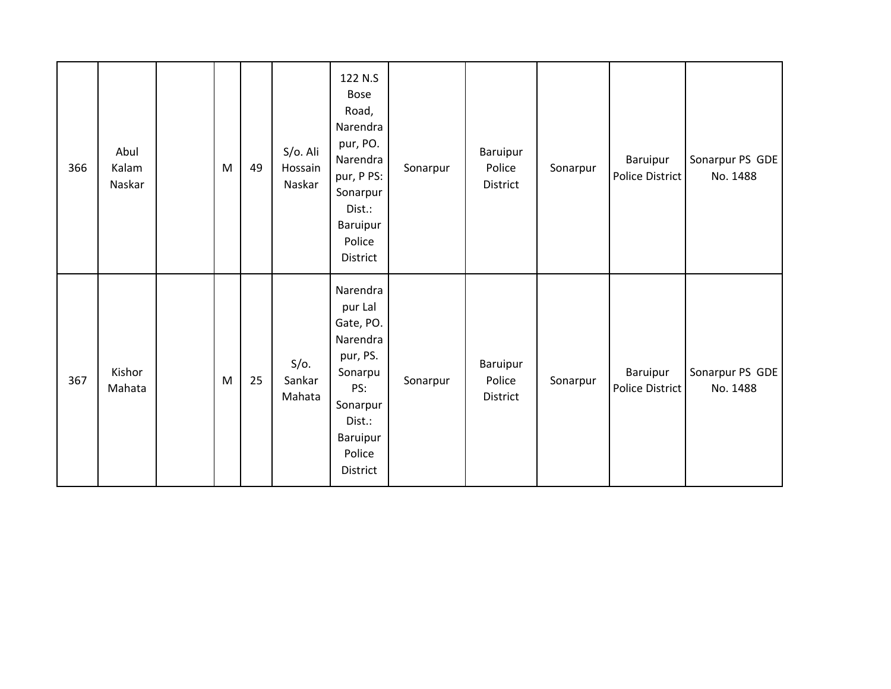| | | | | | | | | | | | |
|---|---|---|---|---|---|---|---|---|---|---|---|
| 366 | Abul Kalam Naskar | | M | 49 | S/o. Ali Hossain Naskar | 122 N.S Bose Road, Narendrapur, PO. Narendrapur, P PS: Sonarpur Dist.: Baruipur Police District | Sonarpur | Baruipur Police District | Sonarpur | Baruipur Police District | Sonarpur PS GDE No. 1488 |
| 367 | Kishor Mahata | | M | 25 | S/o. Sankar Mahata | Narendrapur Lal Gate, PO. Narendrapur, PS. Sonarpu PS: Sonarpur Dist.: Baruipur Police District | Sonarpur | Baruipur Police District | Sonarpur | Baruipur Police District | Sonarpur PS GDE No. 1488 |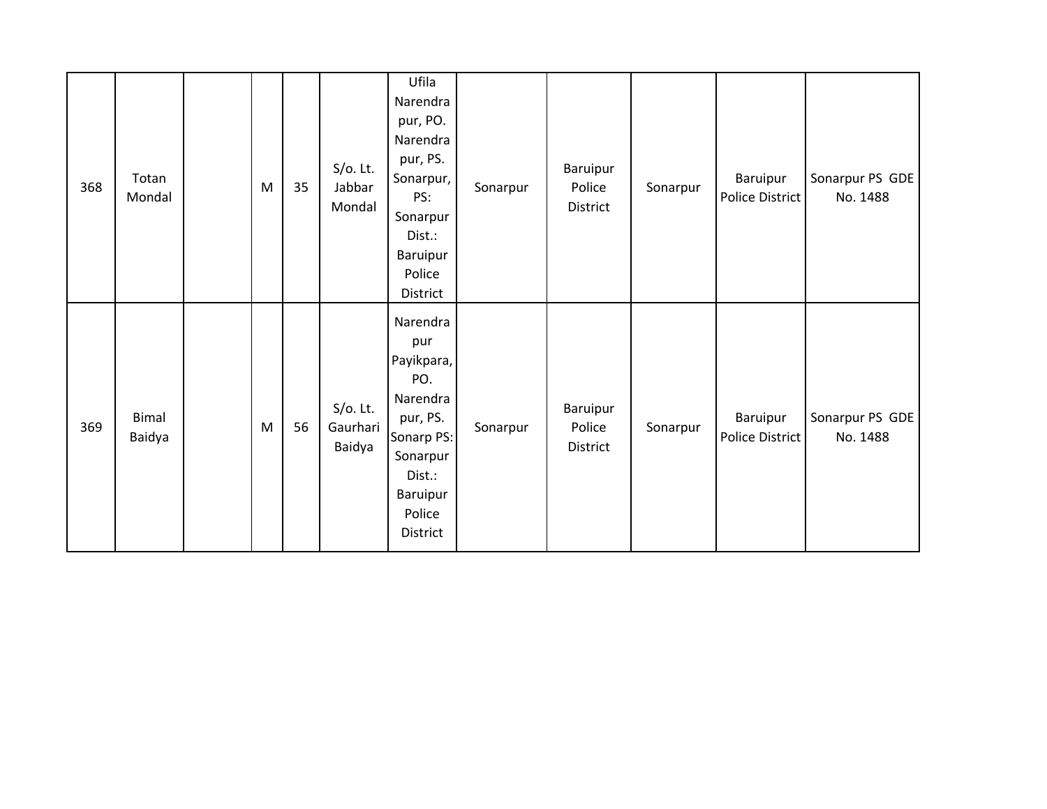| | | | | | | | | | | | |
|---|---|---|---|---|---|---|---|---|---|---|---|
| 368 | Totan Mondal | | M | 35 | S/o. Lt. Jabbar Mondal | Ufila Narendrapur, PO. Narendrapur, PS. Sonarpur, PS: Sonarpur Dist.: Baruipur Police District | Sonarpur | Baruipur Police District | Sonarpur | Baruipur Police District | Sonarpur PS GDE No. 1488 |
| 369 | Bimal Baidya | | M | 56 | S/o. Lt. Gaurhari Baidya | Narendrapur Payikpara, PO. Narendrapur, PS. Sonarp PS: Sonarpur Dist.: Baruipur Police District | Sonarpur | Baruipur Police District | Sonarpur | Baruipur Police District | Sonarpur PS GDE No. 1488 |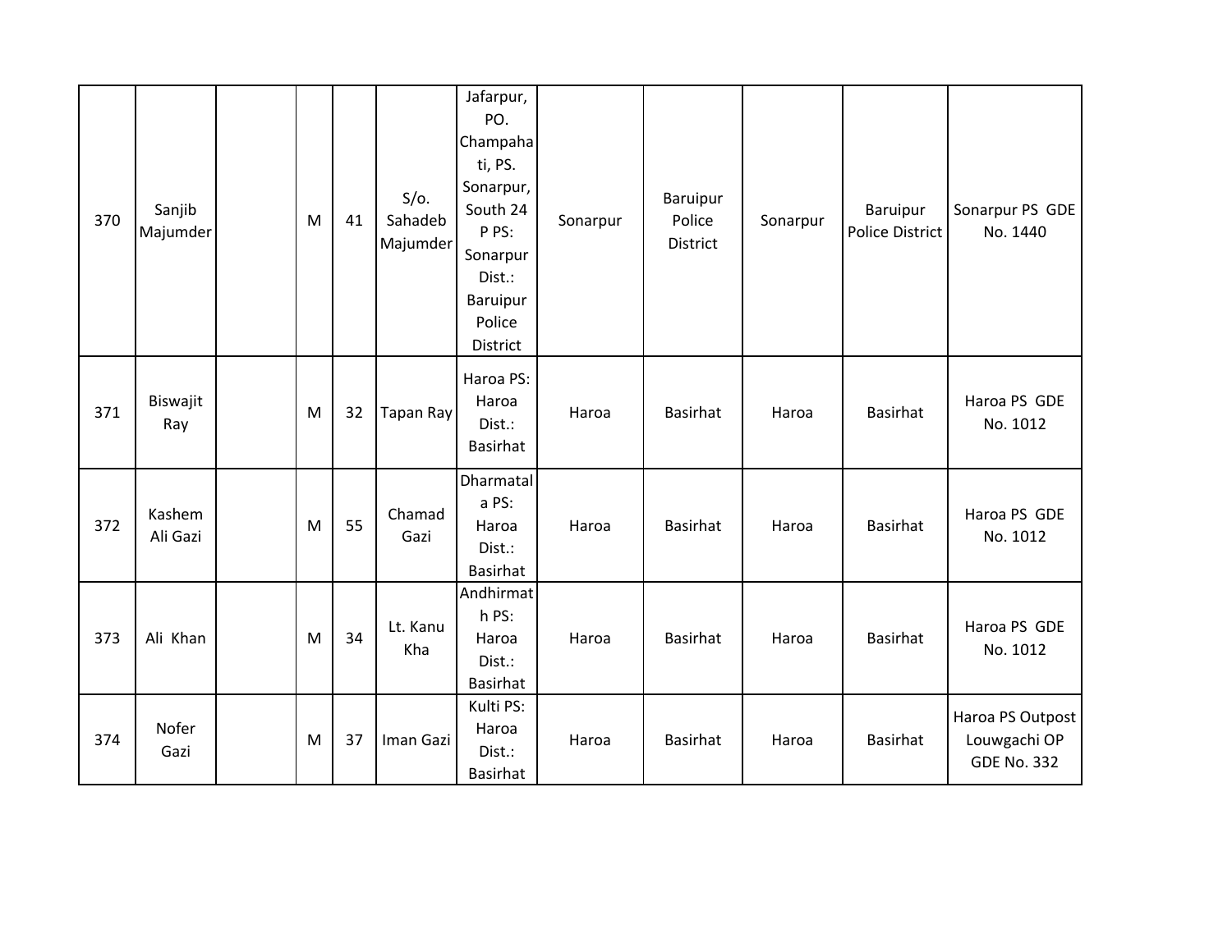| | | | | | | | | | | | |
|---|---|---|---|---|---|---|---|---|---|---|---|
| 370 | Sanjib Majumder | | M | 41 | S/o. Sahadeb Majumder | Jafarpur, PO. Champahati, PS. Sonarpur, South 24 P PS: Sonarpur Dist.: Baruipur Police District | Sonarpur | Baruipur Police District | Sonarpur | Baruipur Police District | Sonarpur PS GDE No. 1440 |
| 371 | Biswajit Ray | | M | 32 | Tapan Ray | Haroa PS: Haroa Dist.: Basirhat | Haroa | Basirhat | Haroa | Basirhat | Haroa PS GDE No. 1012 |
| 372 | Kashem Ali Gazi | | M | 55 | Chamad Gazi | Dharmatala PS: Haroa Dist.: Basirhat | Haroa | Basirhat | Haroa | Basirhat | Haroa PS GDE No. 1012 |
| 373 | Ali Khan | | M | 34 | Lt. Kanu Kha | Andhirmath PS: Haroa Dist.: Basirhat | Haroa | Basirhat | Haroa | Basirhat | Haroa PS GDE No. 1012 |
| 374 | Nofer Gazi | | M | 37 | Iman Gazi | Kulti PS: Haroa Dist.: Basirhat | Haroa | Basirhat | Haroa | Basirhat | Haroa PS Outpost Louwgachi OP GDE No. 332 |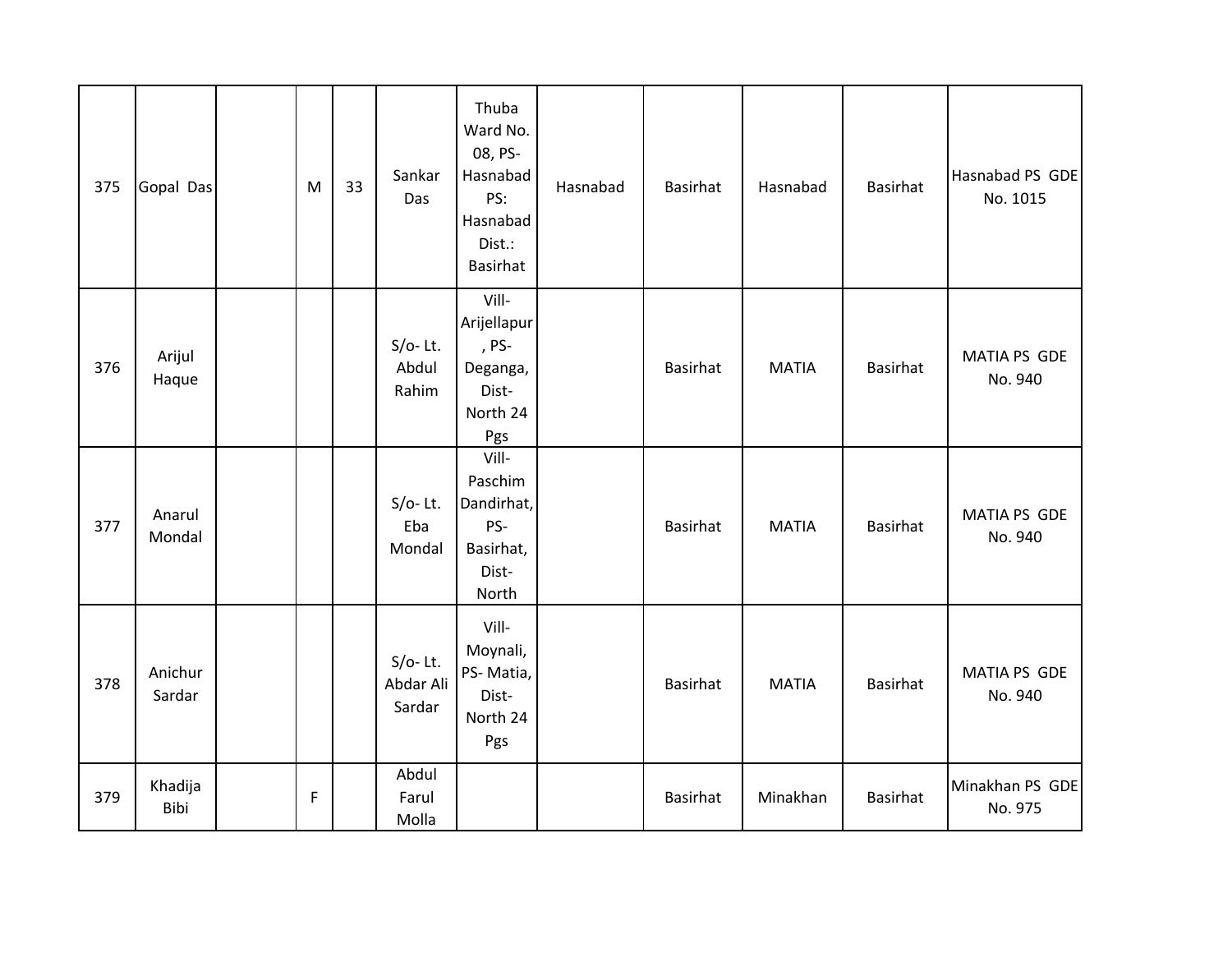| 375 | Gopal Das | | M | 33 | Sankar Das | Thuba Ward No. 08, PS- Hasnabad PS: Hasnabad Dist.: Basirhat | Hasnabad | Basirhat | Hasnabad | Basirhat | Hasnabad PS GDE No. 1015 |
|---|---|---|---|---|---|---|---|---|---|---|---|
| 376 | Arijul Haque | | | | S/o- Lt. Abdul Rahim | Vill- Arijellapur , PS- Deganga, Dist- North 24 Pgs | | Basirhat | MATIA | Basirhat | MATIA PS GDE No. 940 |
| 377 | Anarul Mondal | | | | S/o- Lt. Eba Mondal | Vill- Paschim Dandirhat, PS- Basirhat, Dist- North | | Basirhat | MATIA | Basirhat | MATIA PS GDE No. 940 |
| 378 | Anichur Sardar | | | | S/o- Lt. Abdar Ali Sardar | Vill- Moynali, PS- Matia, Dist- North 24 Pgs | | Basirhat | MATIA | Basirhat | MATIA PS GDE No. 940 |
| 379 | Khadija Bibi | | F | | Abdul Farul Molla | | | Basirhat | Minakhan | Basirhat | Minakhan PS GDE No. 975 |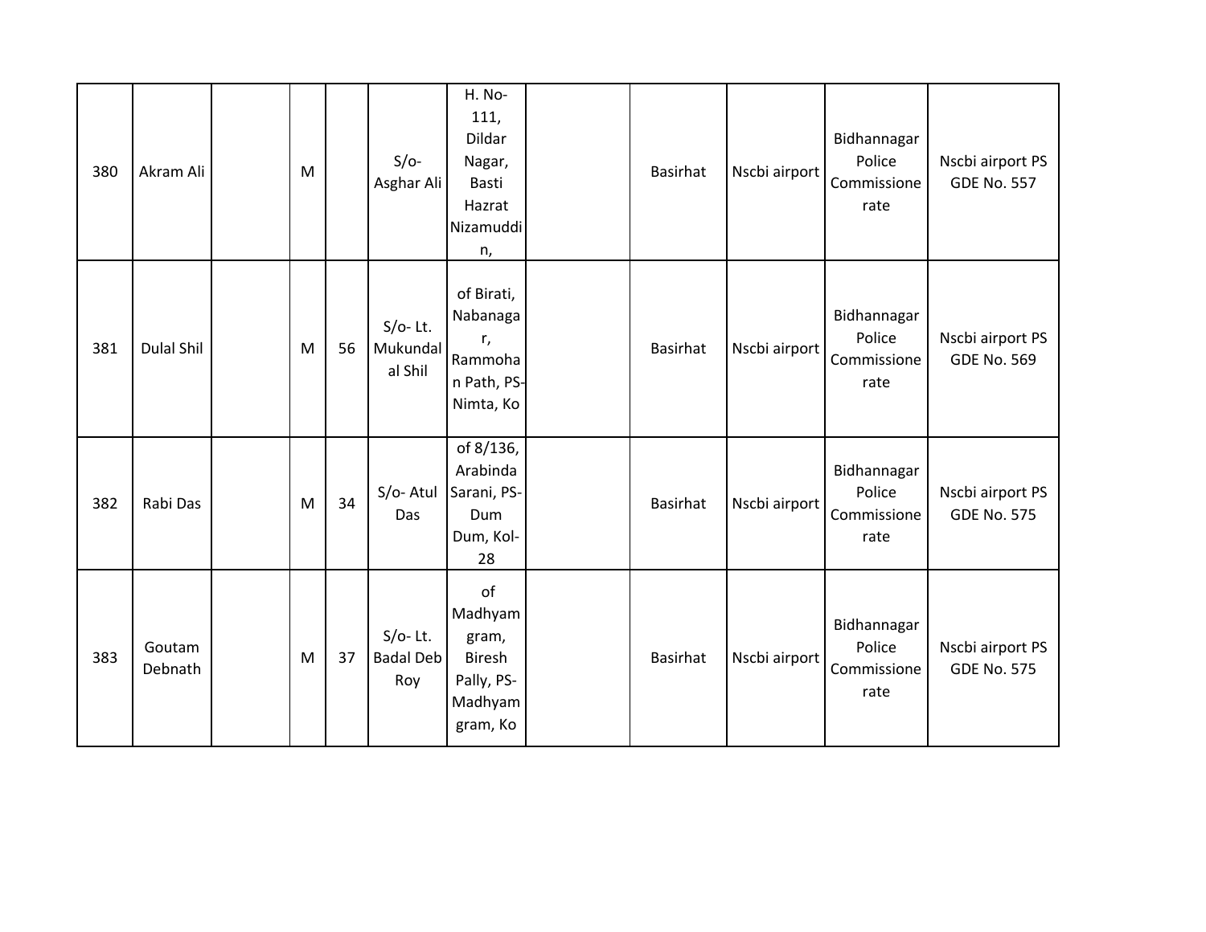| | | | | | | | | | | | |
|---|---|---|---|---|---|---|---|---|---|---|---|
| 380 | Akram Ali | | M | | S/o- Asghar Ali | H. No- 111, Dildar Nagar, Basti Hazrat Nizamuddin, | | Basirhat | Nscbi airport | Bidhannagar Police Commissionerate | Nscbi airport PS GDE No. 557 |
| 381 | Dulal Shil | | M | 56 | S/o- Lt. Mukundal al Shil | of Birati, Nabanagar, Rammohan Path, PS- Nimta, Ko | | Basirhat | Nscbi airport | Bidhannagar Police Commissionerate | Nscbi airport PS GDE No. 569 |
| 382 | Rabi Das | | M | 34 | S/o- Atul Das | of 8/136, Arabinda Sarani, PS- Dum Dum, Kol-28 | | Basirhat | Nscbi airport | Bidhannagar Police Commissionerate | Nscbi airport PS GDE No. 575 |
| 383 | Goutam Debnath | | M | 37 | S/o- Lt. Badal Deb Roy | of Madhyamgram, Biresh Pally, PS- Madhyamgram, Ko | | Basirhat | Nscbi airport | Bidhannagar Police Commissionerate | Nscbi airport PS GDE No. 575 |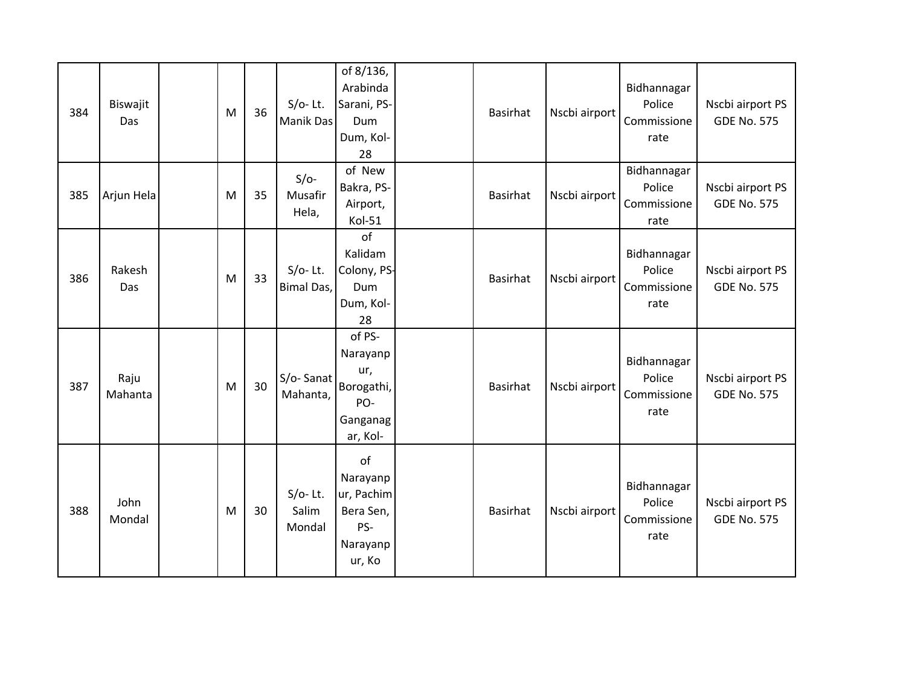| 384 | Biswajit Das | | M | 36 | S/o- Lt. Manik Das | of 8/136, Arabinda Sarani, PS- Dum Dum, Kol-28 | | Basirhat | Nscbi airport | Bidhannagar Police Commissionerate | Nscbi airport PS GDE No. 575 |
|---|---|---|---|---|---|---|---|---|---|---|---|
| 385 | Arjun Hela | | M | 35 | S/o- Musafir Hela, | of New Bakra, PS- Airport, Kol-51 | | Basirhat | Nscbi airport | Bidhannagar Police Commissionerate | Nscbi airport PS GDE No. 575 |
| 386 | Rakesh Das | | M | 33 | S/o- Lt. Bimal Das, | of Kalidam Colony, PS- Dum Dum, Kol-28 | | Basirhat | Nscbi airport | Bidhannagar Police Commissionerate | Nscbi airport PS GDE No. 575 |
| 387 | Raju Mahanta | | M | 30 | S/o- Sanat Mahanta, | of PS- Narayanpur, Borogathi, PO- Ganganagar, Kol- | | Basirhat | Nscbi airport | Bidhannagar Police Commissionerate | Nscbi airport PS GDE No. 575 |
| 388 | John Mondal | | M | 30 | S/o- Lt. Salim Mondal | of Narayanpur, Pachim Bera Sen, PS- Narayanpur, Ko | | Basirhat | Nscbi airport | Bidhannagar Police Commissionerate | Nscbi airport PS GDE No. 575 |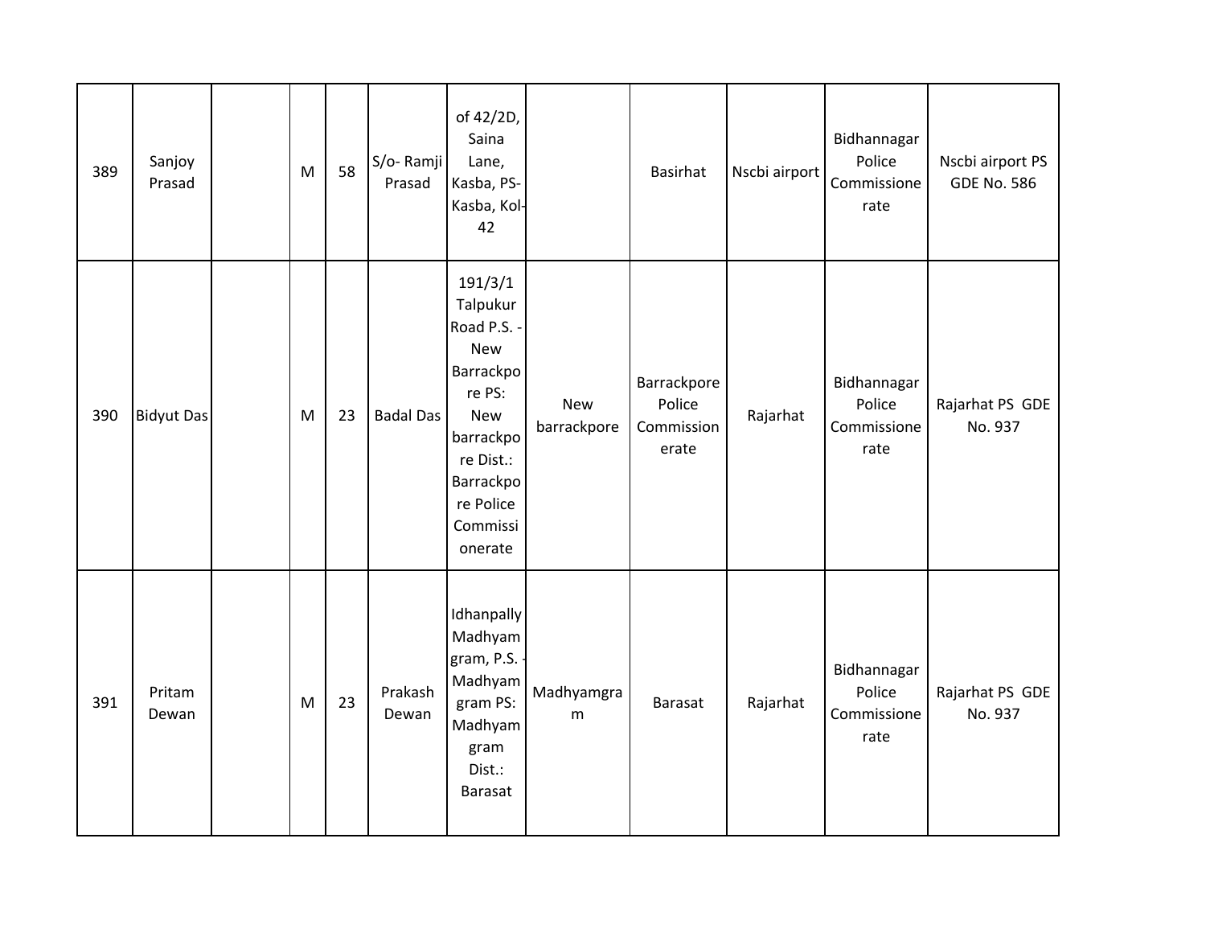| | | | | | | | | | | | |
|---|---|---|---|---|---|---|---|---|---|---|---|
| 389 | Sanjoy Prasad | | M | 58 | S/o- Ramji Prasad | of 42/2D, Saina Lane, Kasba, PS- Kasba, Kol-42 | | Basirhat | Nscbi airport | Bidhannagar Police Commissionerate | Nscbi airport PS GDE No. 586 |
| 390 | Bidyut Das | | M | 23 | Badal Das | 191/3/1 Talpukur Road P.S. - New Barrackpore PS: New barrackpore Dist.: Barrackpore Police Commissionerate | New barrackpore | Barrackpore Police Commissionerate | Rajarhat | Bidhannagar Police Commissionerate | Rajarhat PS GDE No. 937 |
| 391 | Pritam Dewan | | M | 23 | Prakash Dewan | Idhanpally Madhyamgram, P.S. - Madhyamgram PS: Madhyamgram Dist.: Barasat | Madhyamgram | Barasat | Rajarhat | Bidhannagar Police Commissionerate | Rajarhat PS GDE No. 937 |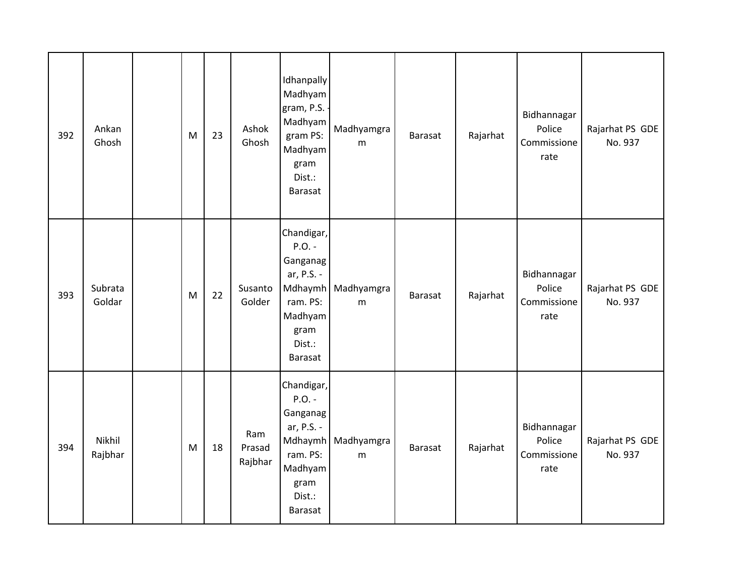| 392 | Ankan Ghosh | | M | 23 | Ashok Ghosh | Idhanpally Madhyamgram, P.S. - Madhyamgram PS: Madhyamgram Dist.: Barasat | Madhyamgram | Barasat | Rajarhat | Bidhannagar Police Commissionerate | Rajarhat PS GDE No. 937 |
|---|---|---|---|---|---|---|---|---|---|---|---|
| 393 | Subrata Goldar | | M | 22 | Susanto Golder | Chandigar, P.O. - Ganganagar, P.S. - Mdhaymhram. PS: Madhyamgram Dist.: Barasat | Madhyamgram | Barasat | Rajarhat | Bidhannagar Police Commissionerate | Rajarhat PS GDE No. 937 |
| 394 | Nikhil Rajbhar | | M | 18 | Ram Prasad Rajbhar | Chandigar, P.O. - Ganganagar, P.S. - Mdhaymhram. PS: Madhyamgram Dist.: Barasat | Madhyamgram | Barasat | Rajarhat | Bidhannagar Police Commissionerate | Rajarhat PS GDE No. 937 |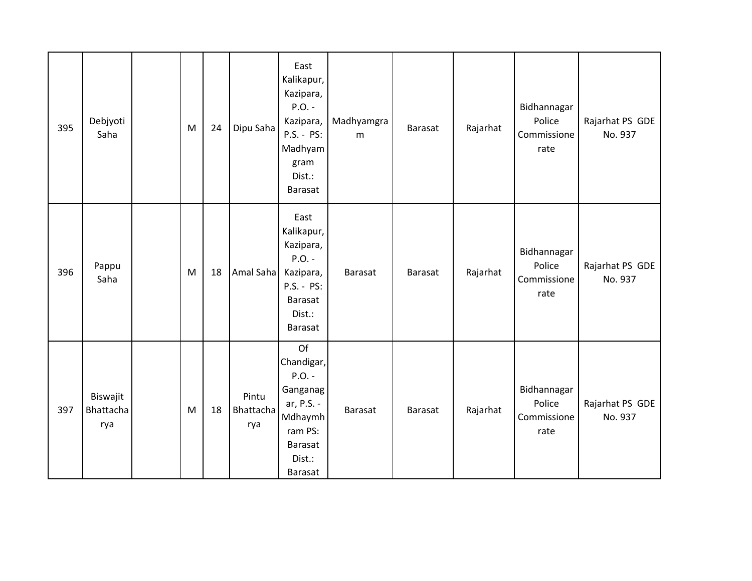| | | | | | | | | | | | |
|---|---|---|---|---|---|---|---|---|---|---|---|
| 395 | Debjyoti Saha | | M | 24 | Dipu Saha | East Kalikapur, Kazipara, P.O. - Kazipara, P.S. - PS: Madhyamgram Dist.: Barasat | Madhyamgram | Barasat | Rajarhat | Bidhannagar Police Commissionerate | Rajarhat PS GDE No. 937 |
| 396 | Pappu Saha | | M | 18 | Amal Saha | East Kalikapur, Kazipara, P.O. - Kazipara, P.S. - PS: Barasat Dist.: Barasat | Barasat | Barasat | Rajarhat | Bidhannagar Police Commissionerate | Rajarhat PS GDE No. 937 |
| 397 | Biswajit Bhattacharya | | M | 18 | Pintu Bhattacharya | Of Chandigar, P.O. - Ganganagar, P.S. - Mdhaymhram PS: Barasat Dist.: Barasat | Barasat | Barasat | Rajarhat | Bidhannagar Police Commissionerate | Rajarhat PS GDE No. 937 |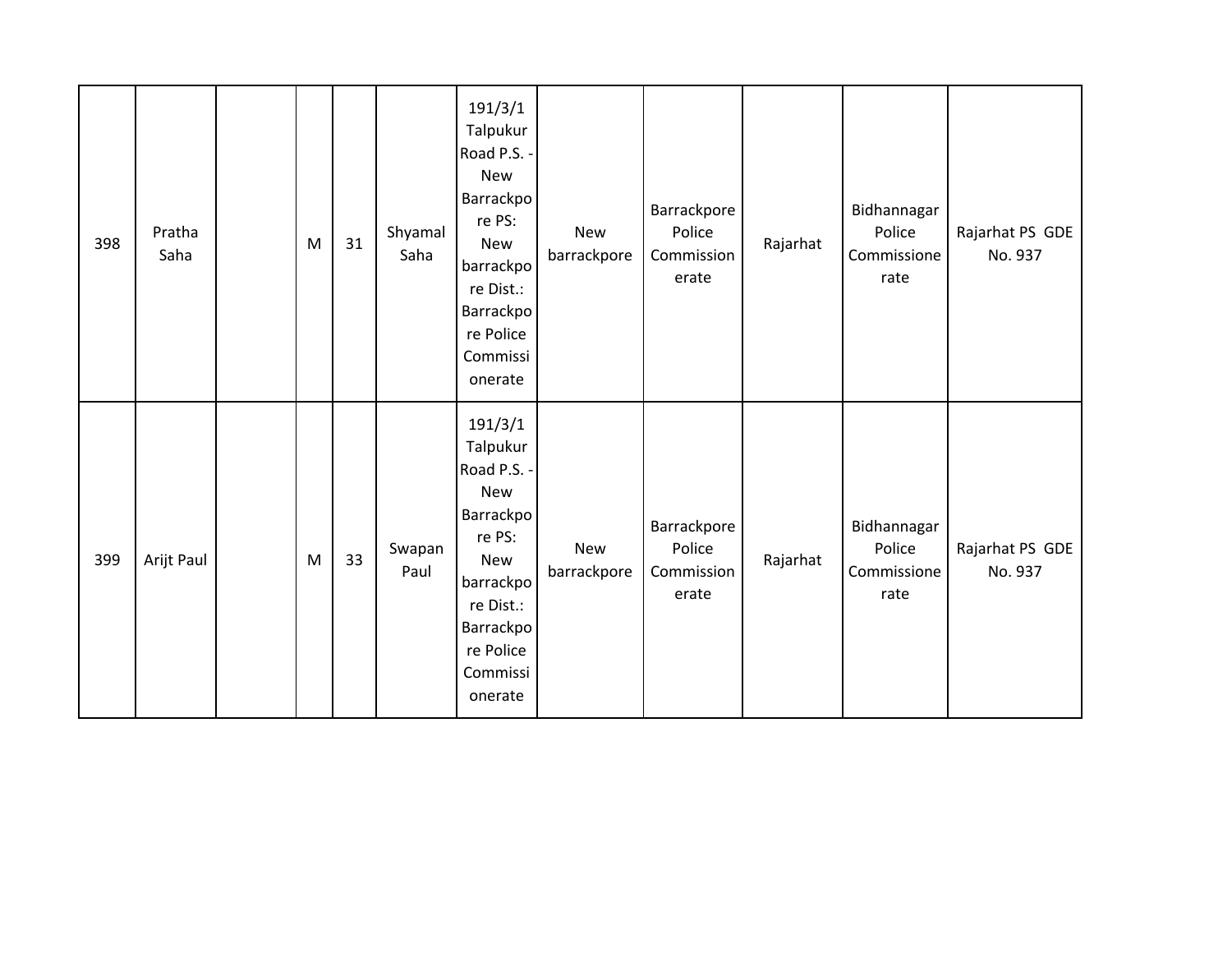| | | | | | | | | | | | |
|---|---|---|---|---|---|---|---|---|---|---|---|
| 398 | Pratha Saha | | M | 31 | Shyamal Saha | 191/3/1 Talpukur Road P.S. - New Barrackpore PS: New barrackpore Dist.: Barrackpore Police Commissionerate | New barrackpore | Barrackpore Police Commissionerate | Rajarhat | Bidhannagar Police Commissionerate | Rajarhat PS GDE No. 937 |
| 399 | Arijt Paul | | M | 33 | Swapan Paul | 191/3/1 Talpukur Road P.S. - New Barrackpore PS: New barrackpore Dist.: Barrackpore Police Commissionerate | New barrackpore | Barrackpore Police Commissionerate | Rajarhat | Bidhannagar Police Commissionerate | Rajarhat PS GDE No. 937 |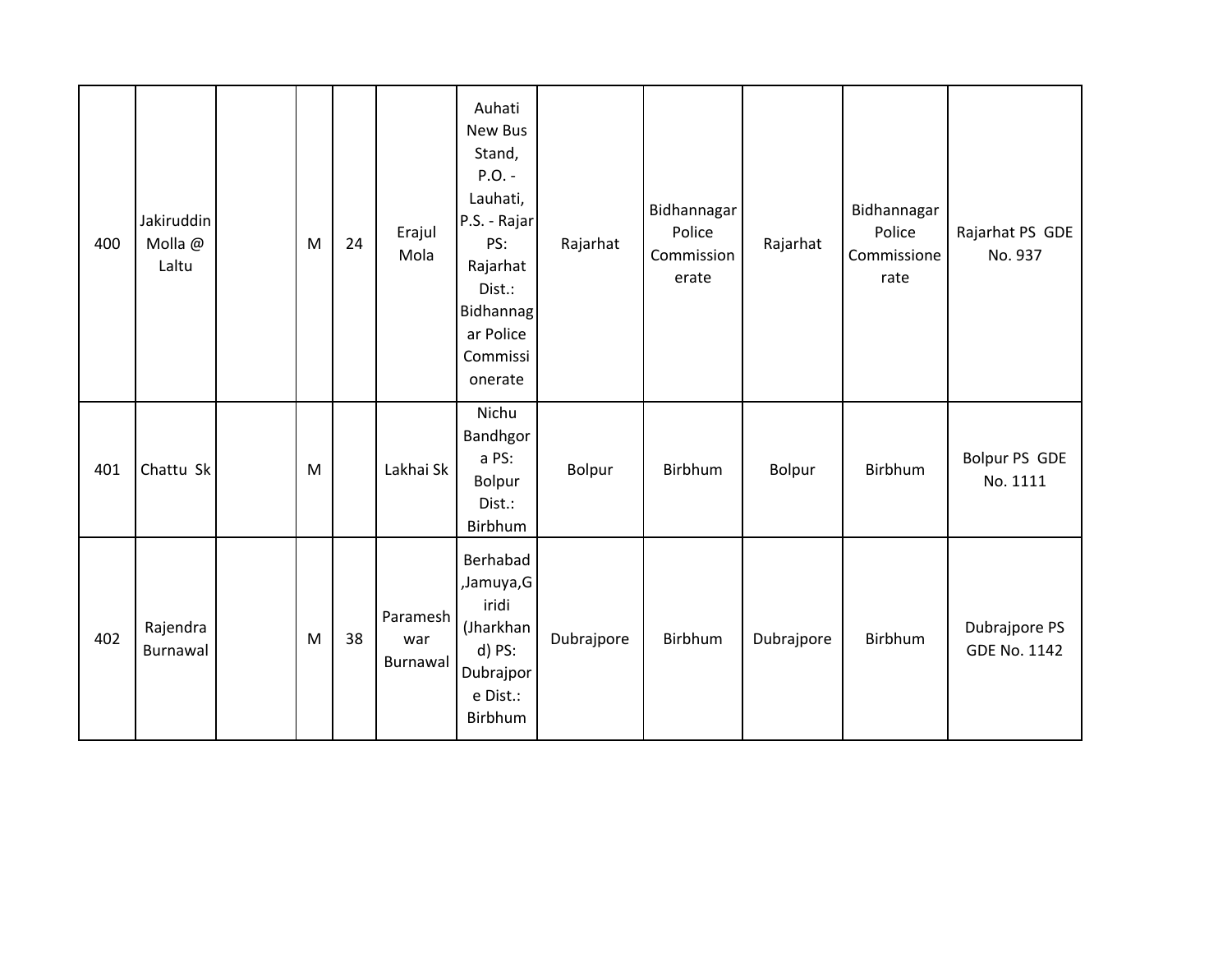| 400 | Jakiruddin Molla @ Laltu | | M | 24 | Erajul Mola | Auhati New Bus Stand, P.O. - Lauhati, P.S. - Rajar PS: Rajarhat Dist.: Bidhannagar Police Commissionerate | Rajarhat | Bidhannagar Police Commissionerate | Rajarhat | Bidhannagar Police Commissionerate | Rajarhat PS GDE No. 937 |
|---|---|---|---|---|---|---|---|---|---|---|---|
| 401 | Chattu Sk | | M | | Lakhai Sk | Nichu Bandhgora PS: Bolpur Dist.: Birbhum | Bolpur | Birbhum | Bolpur | Birbhum | Bolpur PS GDE No. 1111 |
| 402 | Rajendra Burnawal | | M | 38 | Parameshwar Burnawal | Berhabad ,Jamuya,Giridi (Jharkhand) PS: Dubrajpore Dist.: Birbhum | Dubrajpore | Birbhum | Dubrajpore | Birbhum | Dubrajpore PS GDE No. 1142 |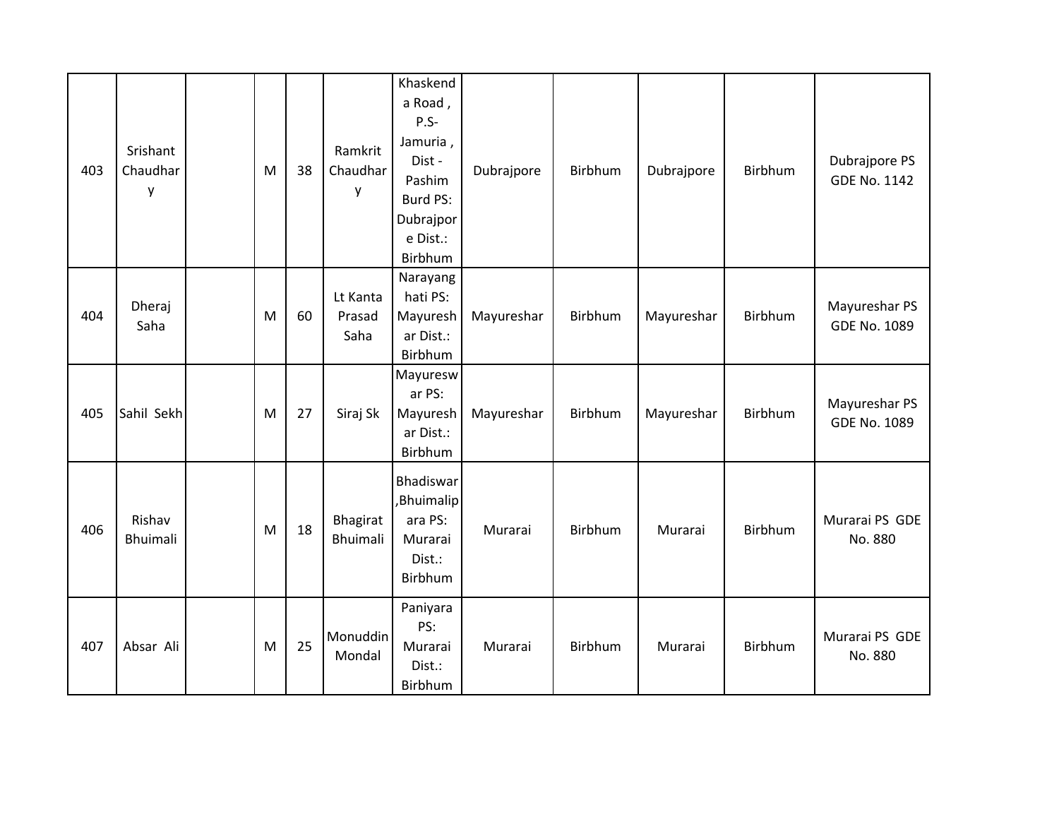| 403 | Srishant Chaudhary | | M | 38 | Ramkrit Chaudhary | Khaskenda Road , P.S- Jamuria , Dist - Pashim Burd PS: Dubrajpore Dist.: Birbhum | Dubrajpore | Birbhum | Dubrajpore | Birbhum | Dubrajpore PS GDE No. 1142 |
|---|---|---|---|---|---|---|---|---|---|---|---|
| 404 | Dheraj Saha | | M | 60 | Lt Kanta Prasad Saha | Narayanghati PS: Mayureshar Dist.: Birbhum | Mayureshar | Birbhum | Mayureshar | Birbhum | Mayureshar PS GDE No. 1089 |
| 405 | Sahil Sekh | | M | 27 | Siraj Sk | Mayureswar PS: Mayureshar Dist.: Birbhum | Mayureshar | Birbhum | Mayureshar | Birbhum | Mayureshar PS GDE No. 1089 |
| 406 | Rishav Bhuimali | | M | 18 | Bhagirat Bhuimali | Bhadiswar ,Bhuimalipara PS: Murarai Dist.: Birbhum | Murarai | Birbhum | Murarai | Birbhum | Murarai PS GDE No. 880 |
| 407 | Absar Ali | | M | 25 | Monuddin Mondal | Paniyara PS: Murarai Dist.: Birbhum | Murarai | Birbhum | Murarai | Birbhum | Murarai PS GDE No. 880 |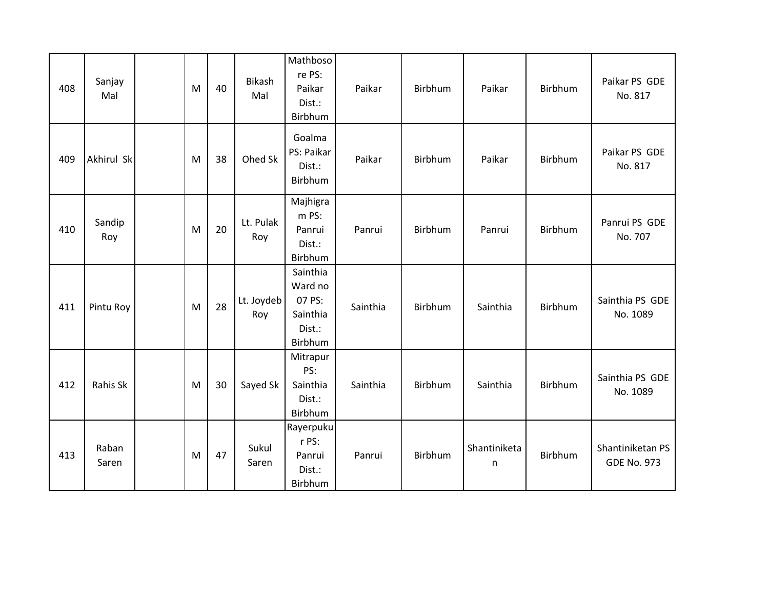| 408 | Sanjay Mal | | M | 40 | Bikash Mal | Mathbosore PS: Paikar Dist.: Birbhum | Paikar | Birbhum | Paikar | Birbhum | Paikar PS GDE No. 817 |
|---|---|---|---|---|---|---|---|---|---|---|---|
| 409 | Akhirul Sk | | M | 38 | Ohed Sk | Goalma PS: Paikar Dist.: Birbhum | Paikar | Birbhum | Paikar | Birbhum | Paikar PS GDE No. 817 |
| 410 | Sandip Roy | | M | 20 | Lt. Pulak Roy | Majhigram PS: Panrui Dist.: Birbhum | Panrui | Birbhum | Panrui | Birbhum | Panrui PS GDE No. 707 |
| 411 | Pintu Roy | | M | 28 | Lt. Joydeb Roy | Sainthia Ward no 07 PS: Sainthia Dist.: Birbhum | Sainthia | Birbhum | Sainthia | Birbhum | Sainthia PS GDE No. 1089 |
| 412 | Rahis Sk | | M | 30 | Sayed Sk | Mitrapur PS: Sainthia Dist.: Birbhum | Sainthia | Birbhum | Sainthia | Birbhum | Sainthia PS GDE No. 1089 |
| 413 | Raban Saren | | M | 47 | Sukul Saren | Rayerpukur PS: Panrui Dist.: Birbhum | Panrui | Birbhum | Shantiniketan | Birbhum | Shantiniketan PS GDE No. 973 |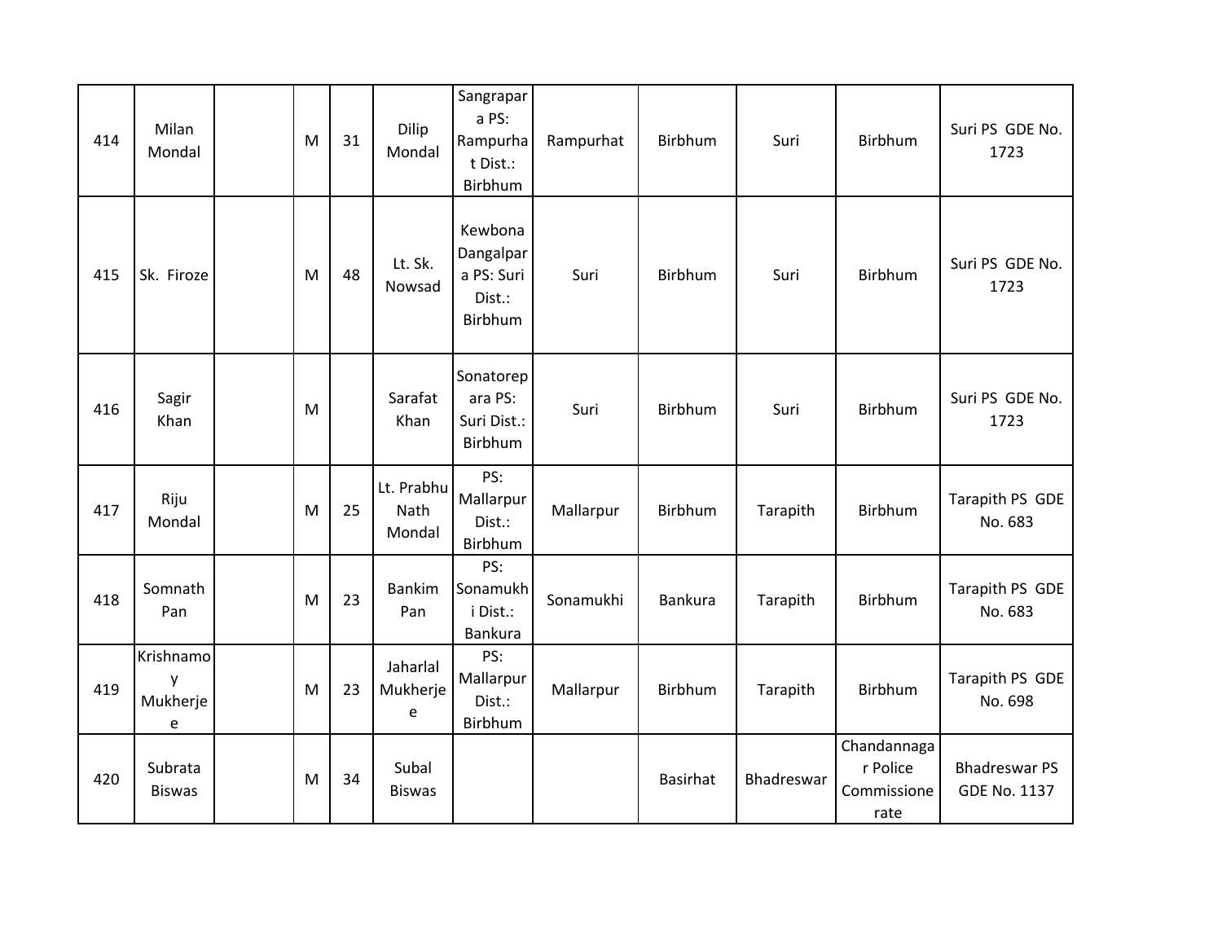| 414 | Milan Mondal | | M | 31 | Dilip Mondal | Sangrapara PS: Rampurhat Dist.: Birbhum | Rampurhat | Birbhum | Suri | Birbhum | Suri PS GDE No. 1723 |
|---|---|---|---|---|---|---|---|---|---|---|---|
| 415 | Sk. Firoze | | M | 48 | Lt. Sk. Nowsad | Kewbona Dangalpara PS: Suri Dist.: Birbhum | Suri | Birbhum | Suri | Birbhum | Suri PS GDE No. 1723 |
| 416 | Sagir Khan | | M | | Sarafat Khan | Sonatorepara PS: Suri Dist.: Birbhum | Suri | Birbhum | Suri | Birbhum | Suri PS GDE No. 1723 |
| 417 | Riju Mondal | | M | 25 | Lt. Prabhu Nath Mondal | PS: Mallarpur Dist.: Birbhum | Mallarpur | Birbhum | Tarapith | Birbhum | Tarapith PS GDE No. 683 |
| 418 | Somnath Pan | | M | 23 | Bankim Pan | PS: Sonamukhi Dist.: Bankura | Sonamukhi | Bankura | Tarapith | Birbhum | Tarapith PS GDE No. 683 |
| 419 | Krishnamoy Mukherjee | | M | 23 | Jaharlal Mukherjee | PS: Mallarpur Dist.: Birbhum | Mallarpur | Birbhum | Tarapith | Birbhum | Tarapith PS GDE No. 698 |
| 420 | Subrata Biswas | | M | 34 | Subal Biswas | | | Basirhat | Bhadreswar | Chandannagar Police Commissionerate | Bhadreswar PS GDE No. 1137 |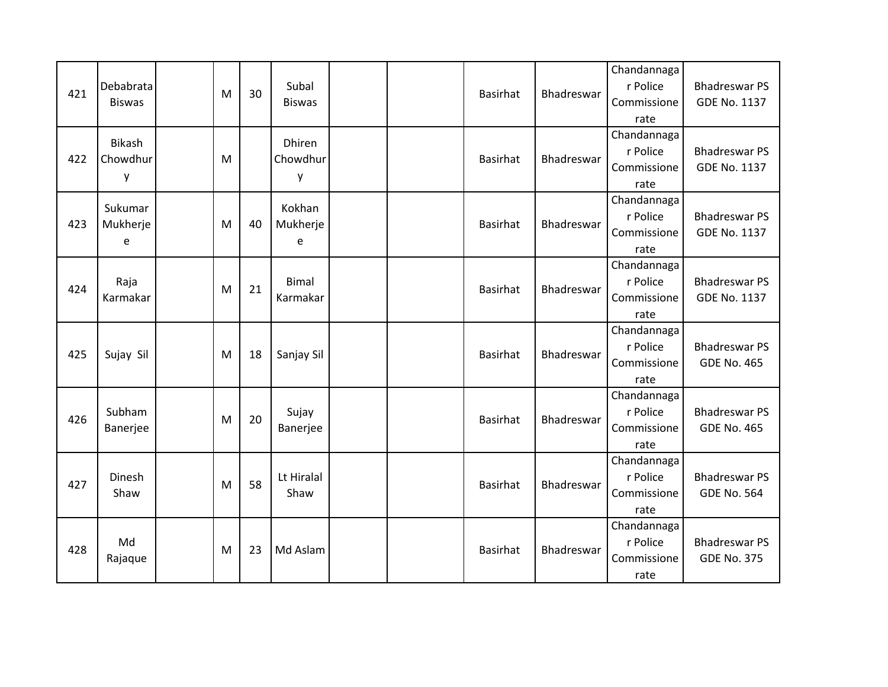| | | | | | | | | | | | |
|---|---|---|---|---|---|---|---|---|---|---|---|
| 421 | Debabrata Biswas | | M | 30 | Subal Biswas | | | Basirhat | Bhadreswar | Chandannagar Police Commissionerate | Bhadreswar PS GDE No. 1137 |
| 422 | Bikash Chowdhury | | M | | Dhiren Chowdhury | | | Basirhat | Bhadreswar | Chandannagar Police Commissionerate | Bhadreswar PS GDE No. 1137 |
| 423 | Sukumar Mukherjee | | M | 40 | Kokhan Mukherjee | | | Basirhat | Bhadreswar | Chandannagar Police Commissionerate | Bhadreswar PS GDE No. 1137 |
| 424 | Raja Karmakar | | M | 21 | Bimal Karmakar | | | Basirhat | Bhadreswar | Chandannagar Police Commissionerate | Bhadreswar PS GDE No. 1137 |
| 425 | Sujay Sil | | M | 18 | Sanjay Sil | | | Basirhat | Bhadreswar | Chandannagar Police Commissionerate | Bhadreswar PS GDE No. 465 |
| 426 | Subham Banerjee | | M | 20 | Sujay Banerjee | | | Basirhat | Bhadreswar | Chandannagar Police Commissionerate | Bhadreswar PS GDE No. 465 |
| 427 | Dinesh Shaw | | M | 58 | Lt Hiralal Shaw | | | Basirhat | Bhadreswar | Chandannagar Police Commissionerate | Bhadreswar PS GDE No. 564 |
| 428 | Md Rajaque | | M | 23 | Md Aslam | | | Basirhat | Bhadreswar | Chandannagar Police Commissionerate | Bhadreswar PS GDE No. 375 |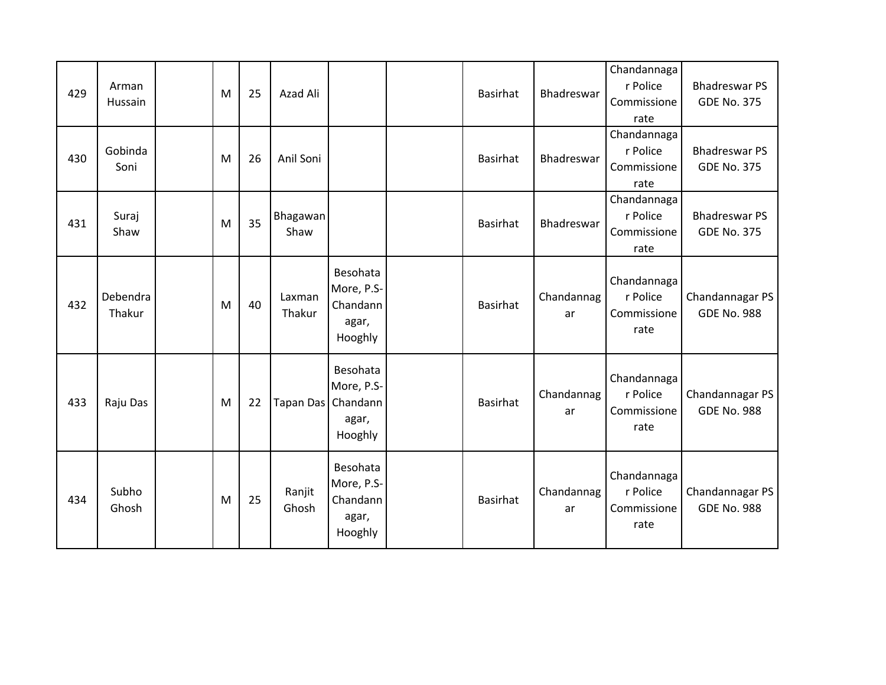| 429 | Arman Hussain | | M | 25 | Azad Ali | | | Basirhat | Bhadreswar | Chandannagar Police Commissionerate | Bhadreswar PS GDE No. 375 |
|---|---|---|---|---|---|---|---|---|---|---|---|
| 430 | Gobinda Soni | | M | 26 | Anil Soni | | | Basirhat | Bhadreswar | Chandannagar Police Commissionerate | Bhadreswar PS GDE No. 375 |
| 431 | Suraj Shaw | | M | 35 | Bhagawan Shaw | | | Basirhat | Bhadreswar | Chandannagar Police Commissionerate | Bhadreswar PS GDE No. 375 |
| 432 | Debendra Thakur | | M | 40 | Laxman Thakur | Besohata More, P.S-Chandannagar, Hooghly | | Basirhat | Chandannagar | Chandannagar Police Commissionerate | Chandannagar PS GDE No. 988 |
| 433 | Raju Das | | M | 22 | Tapan Das | Besohata More, P.S-Chandannagar, Hooghly | | Basirhat | Chandannagar | Chandannagar Police Commissionerate | Chandannagar PS GDE No. 988 |
| 434 | Subho Ghosh | | M | 25 | Ranjit Ghosh | Besohata More, P.S-Chandannagar, Hooghly | | Basirhat | Chandannagar | Chandannagar Police Commissionerate | Chandannagar PS GDE No. 988 |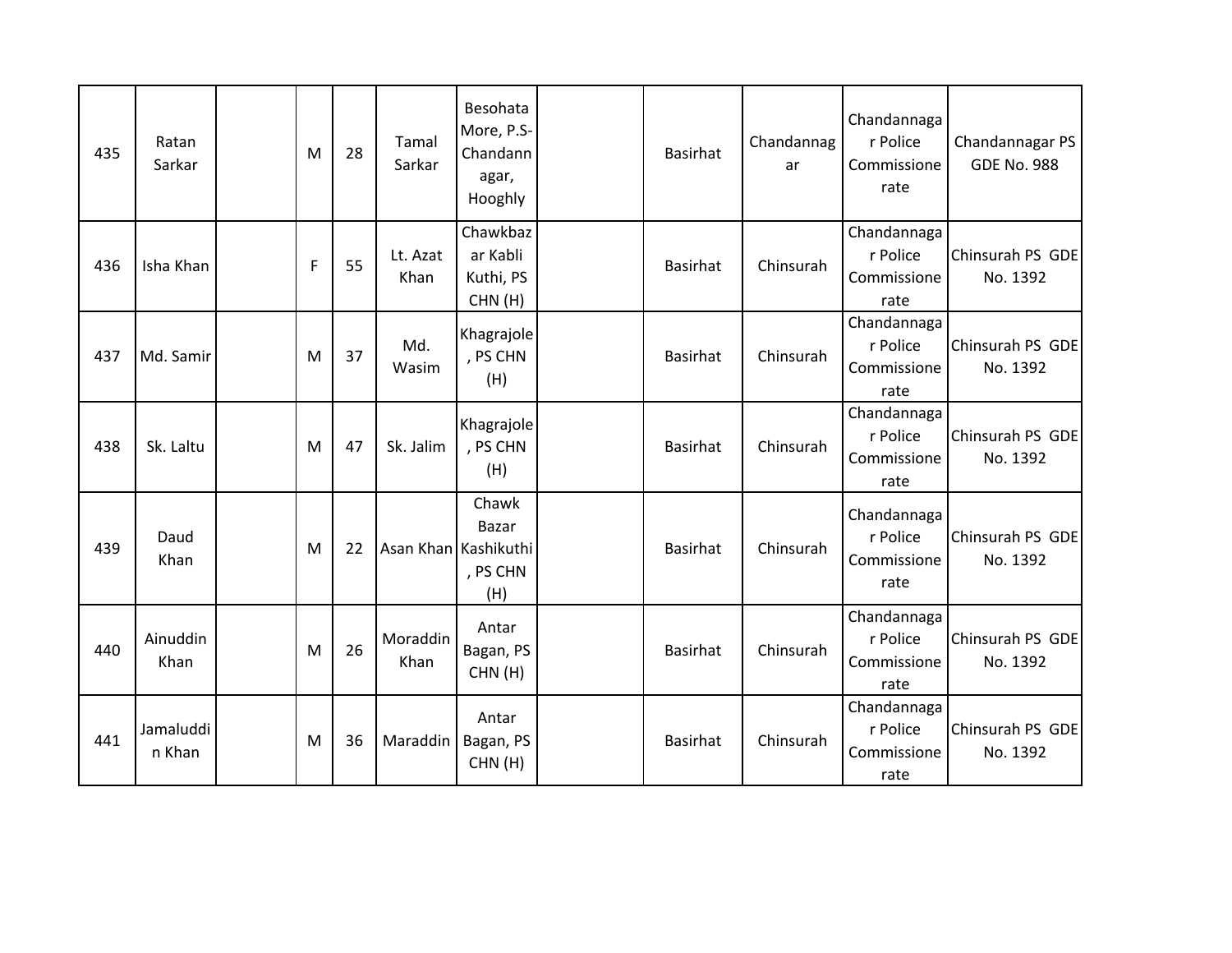| 435 | Ratan Sarkar | | M | 28 | Tamal Sarkar | Besohata More, P.S- Chandannagar, Hooghly | | Basirhat | Chandannagar | Chandannagar Police Commissionerate | Chandannagar PS GDE No. 988 |
|---|---|---|---|---|---|---|---|---|---|---|---|
| 436 | Isha Khan | | F | 55 | Lt. Azat Khan | Chawkbazar Kabli Kuthi, PS CHN (H) | | Basirhat | Chinsurah | Chandannagar Police Commissionerate | Chinsurah PS GDE No. 1392 |
| 437 | Md. Samir | | M | 37 | Md. Wasim | Khagrajole, PS CHN (H) | | Basirhat | Chinsurah | Chandannagar Police Commissionerate | Chinsurah PS GDE No. 1392 |
| 438 | Sk. Laltu | | M | 47 | Sk. Jalim | Khagrajole, PS CHN (H) | | Basirhat | Chinsurah | Chandannagar Police Commissionerate | Chinsurah PS GDE No. 1392 |
| 439 | Daud Khan | | M | 22 | Asan Khan | Chawk Bazar Kashikuthi, PS CHN (H) | | Basirhat | Chinsurah | Chandannagar Police Commissionerate | Chinsurah PS GDE No. 1392 |
| 440 | Ainuddin Khan | | M | 26 | Moraddin Khan | Antar Bagan, PS CHN (H) | | Basirhat | Chinsurah | Chandannagar Police Commissionerate | Chinsurah PS GDE No. 1392 |
| 441 | Jamaluddin Khan | | M | 36 | Maraddin | Antar Bagan, PS CHN (H) | | Basirhat | Chinsurah | Chandannagar Police Commissionerate | Chinsurah PS GDE No. 1392 |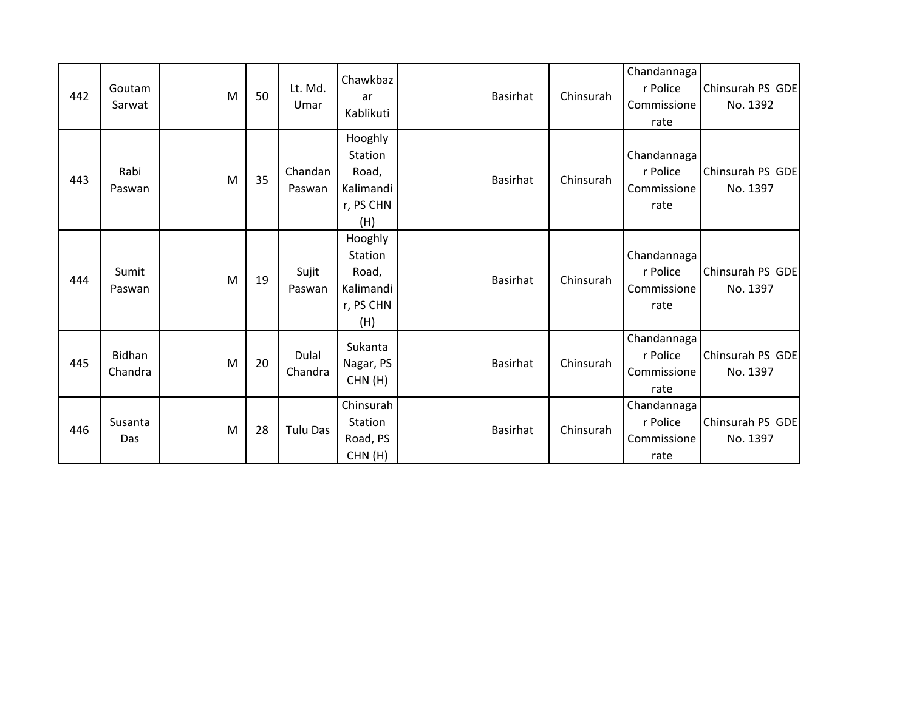| 442 | Goutam Sarwat | | M | 50 | Lt. Md. Umar | Chawkbazar Kablikuti | | Basirhat | Chinsurah | Chandannagar Police Commissionerate | Chinsurah PS GDE No. 1392 |
|---|---|---|---|---|---|---|---|---|---|---|---|
| 443 | Rabi Paswan | | M | 35 | Chandan Paswan | Hooghly Station Road, Kalimandir, PS CHN (H) | | Basirhat | Chinsurah | Chandannagar Police Commissionerate | Chinsurah PS GDE No. 1397 |
| 444 | Sumit Paswan | | M | 19 | Sujit Paswan | Hooghly Station Road, Kalimandir, PS CHN (H) | | Basirhat | Chinsurah | Chandannagar Police Commissionerate | Chinsurah PS GDE No. 1397 |
| 445 | Bidhan Chandra | | M | 20 | Dulal Chandra | Sukanta Nagar, PS CHN (H) | | Basirhat | Chinsurah | Chandannagar Police Commissionerate | Chinsurah PS GDE No. 1397 |
| 446 | Susanta Das | | M | 28 | Tulu Das | Chinsurah Station Road, PS CHN (H) | | Basirhat | Chinsurah | Chandannagar Police Commissionerate | Chinsurah PS GDE No. 1397 |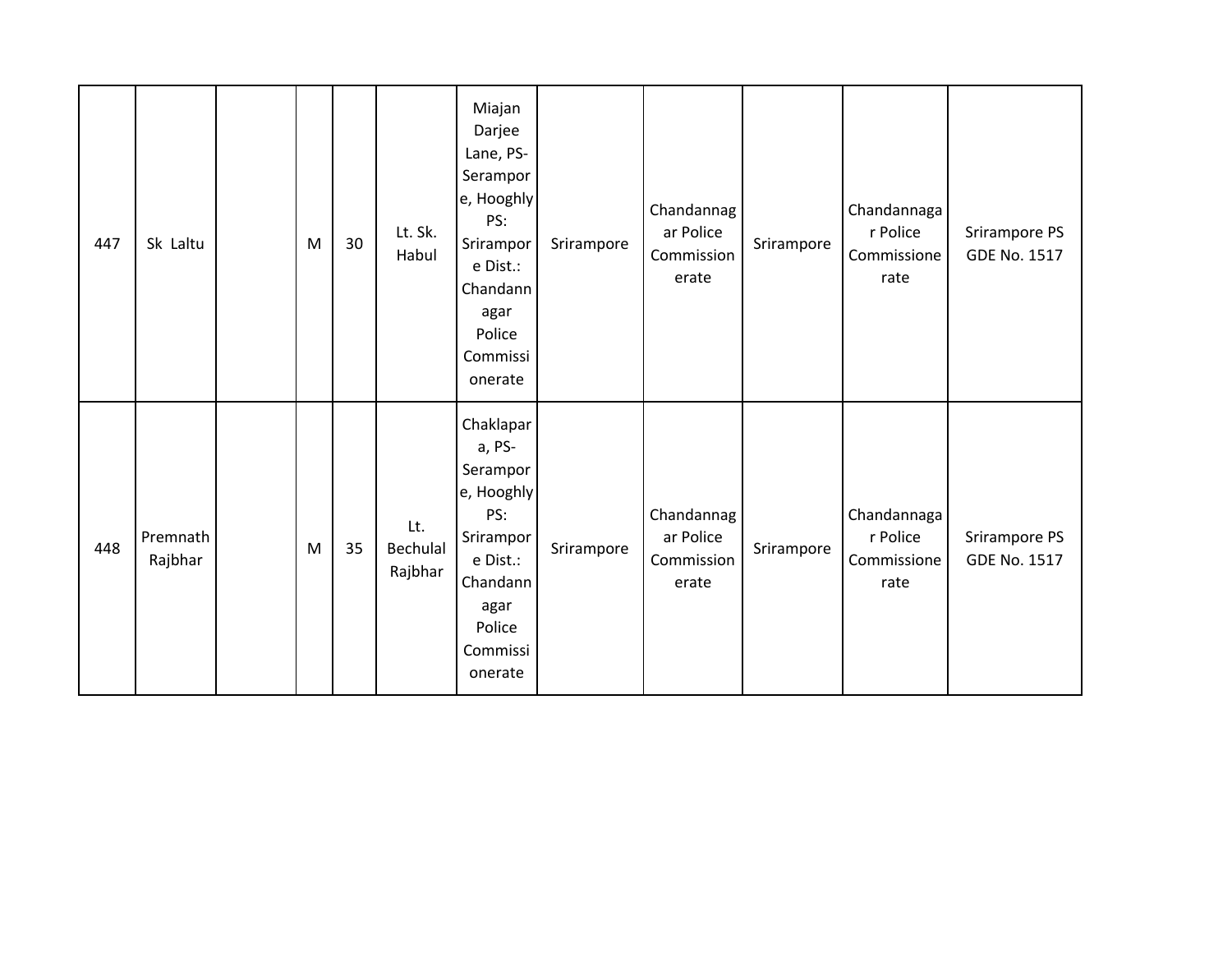| | | | | | | | | | | | |
|---|---|---|---|---|---|---|---|---|---|---|---|
| 447 | Sk Laltu | | M | 30 | Lt. Sk. Habul | Miajan Darjee Lane, PS- Serampore, Hooghly PS: Srirampore Dist.: Chandannagar Police Commissionerate | Srirampore | Chandannagar Police Commissionerate | Srirampore | Chandannagar Police Commissionerate | Srirampore PS GDE No. 1517 |
| 448 | Premnath Rajbhar | | M | 35 | Lt. Bechulal Rajbhar | Chaklapara, PS- Serampore, Hooghly PS: Srirampore Dist.: Chandannagar Police Commissionerate | Srirampore | Chandannagar Police Commissionerate | Srirampore | Chandannagar Police Commissionerate | Srirampore PS GDE No. 1517 |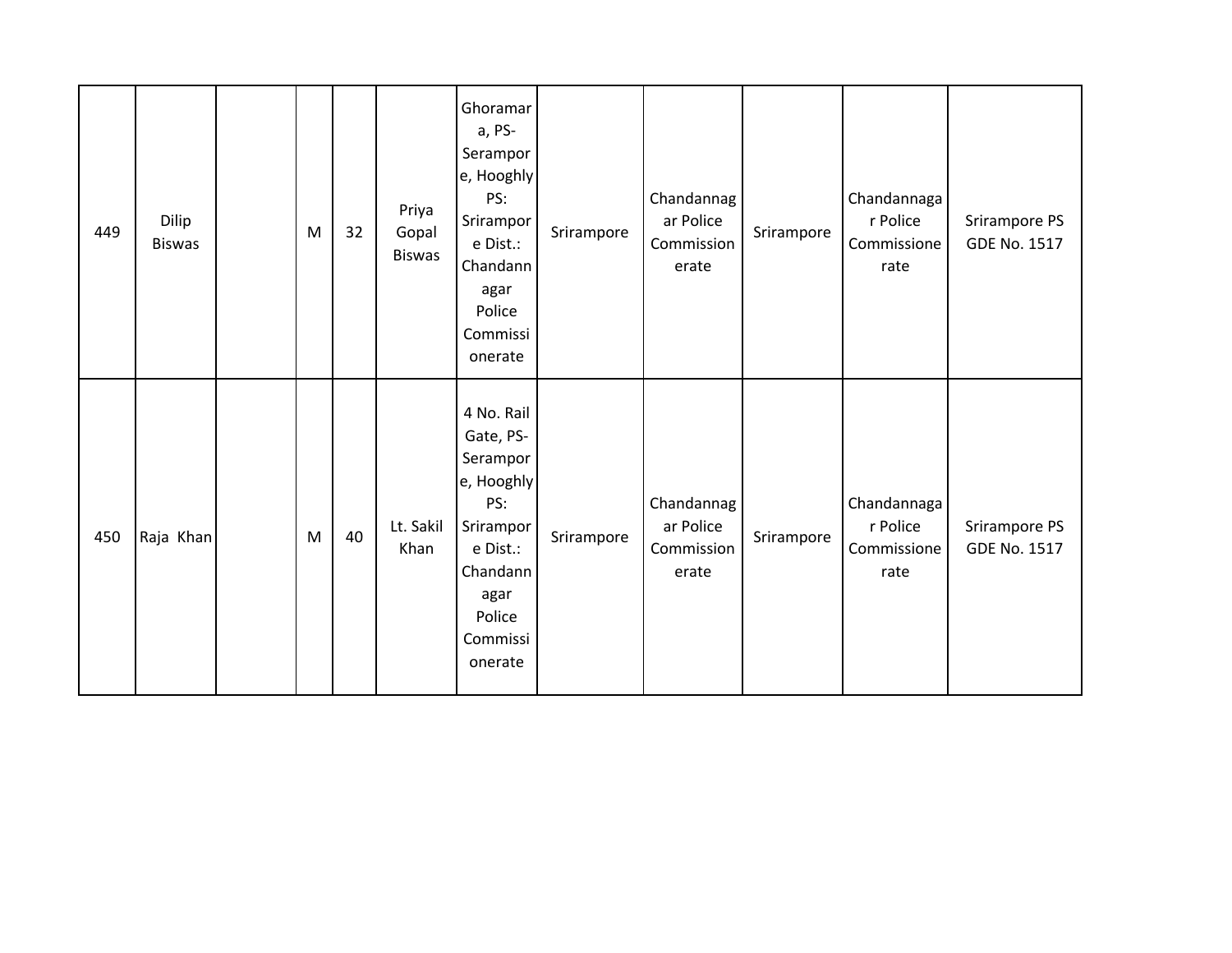| | | | | | | | | | | | |
|---|---|---|---|---|---|---|---|---|---|---|---|
| 449 | Dilip Biswas | | M | 32 | Priya Gopal Biswas | Ghoramara, PS-Serampore, Hooghly PS: Srirampore Dist.: Chandannagar Police Commissionerate | Srirampore | Chandannagar Police Commissionerate | Srirampore | Chandannagar Police Commissionerate | Srirampore PS GDE No. 1517 |
| 450 | Raja Khan | | M | 40 | Lt. Sakil Khan | 4 No. Rail Gate, PS-Serampore, Hooghly PS: Srirampore Dist.: Chandannagar Police Commissionerate | Srirampore | Chandannagar Police Commissionerate | Srirampore | Chandannagar Police Commissionerate | Srirampore PS GDE No. 1517 |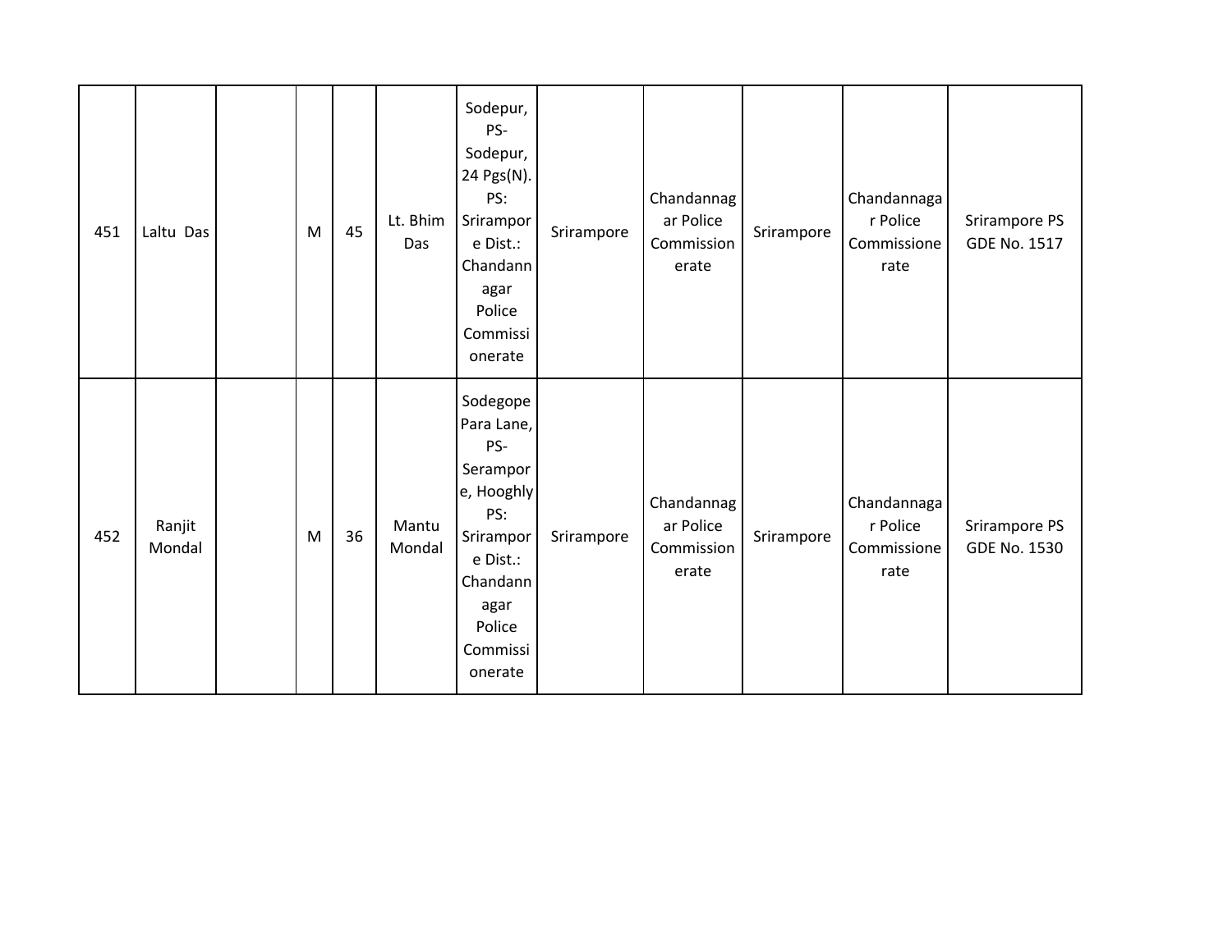| | | | | | | | | | | | |
|---|---|---|---|---|---|---|---|---|---|---|---|
| 451 | Laltu Das | | M | 45 | Lt. Bhim Das | Sodepur, PS- Sodepur, 24 Pgs(N). PS: Srirampore Dist.: Chandannagar Police Commissionerate | Srirampore | Chandannagar Police Commissionerate | Srirampore | Chandannagar Police Commissionerate | Srirampore PS GDE No. 1517 |
| 452 | Ranjit Mondal | | M | 36 | Mantu Mondal | Sodegope Para Lane, PS- Serampore, Hooghly PS: Srirampore Dist.: Chandannagar Police Commissionerate | Srirampore | Chandannagar Police Commissionerate | Srirampore | Chandannagar Police Commissionerate | Srirampore PS GDE No. 1530 |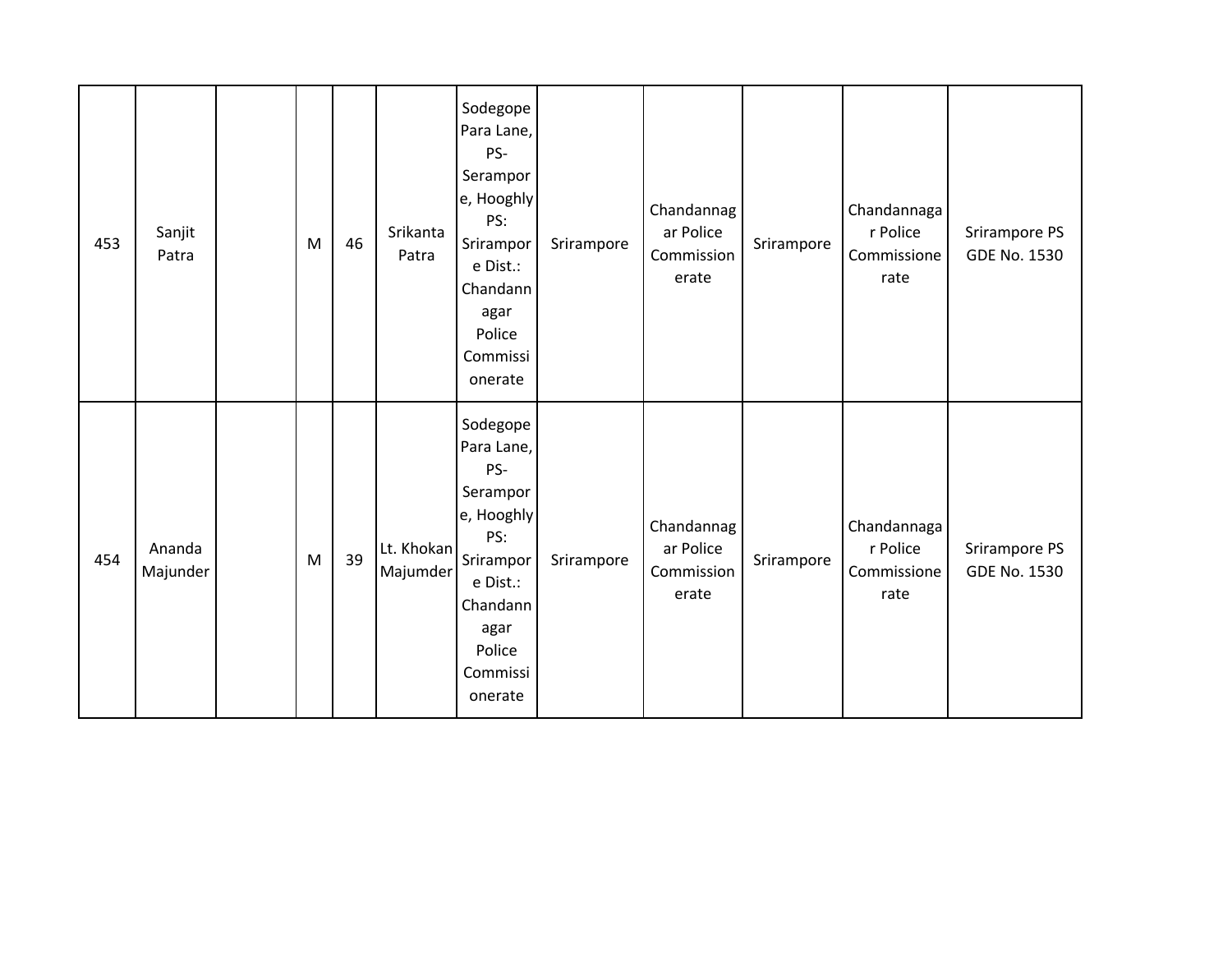| 453 | Sanjit Patra | | M | 46 | Srikanta Patra | Sodegope Para Lane, PS- Serampore, Hooghly PS: Srirampore Dist.: Chandannagar Police Commissionerate | Srirampore | Chandannagar Police Commissionerate | Srirampore | Chandannagar Police Commissionerate | Srirampore PS GDE No. 1530 |
|---|---|---|---|---|---|---|---|---|---|---|---|
| 454 | Ananda Majunder | | M | 39 | Lt. Khokan Majumder | Sodegope Para Lane, PS- Serampore, Hooghly PS: Srirampore Dist.: Chandannagar Police Commissionerate | Srirampore | Chandannagar Police Commissionerate | Srirampore | Chandannagar Police Commissionerate | Srirampore PS GDE No. 1530 |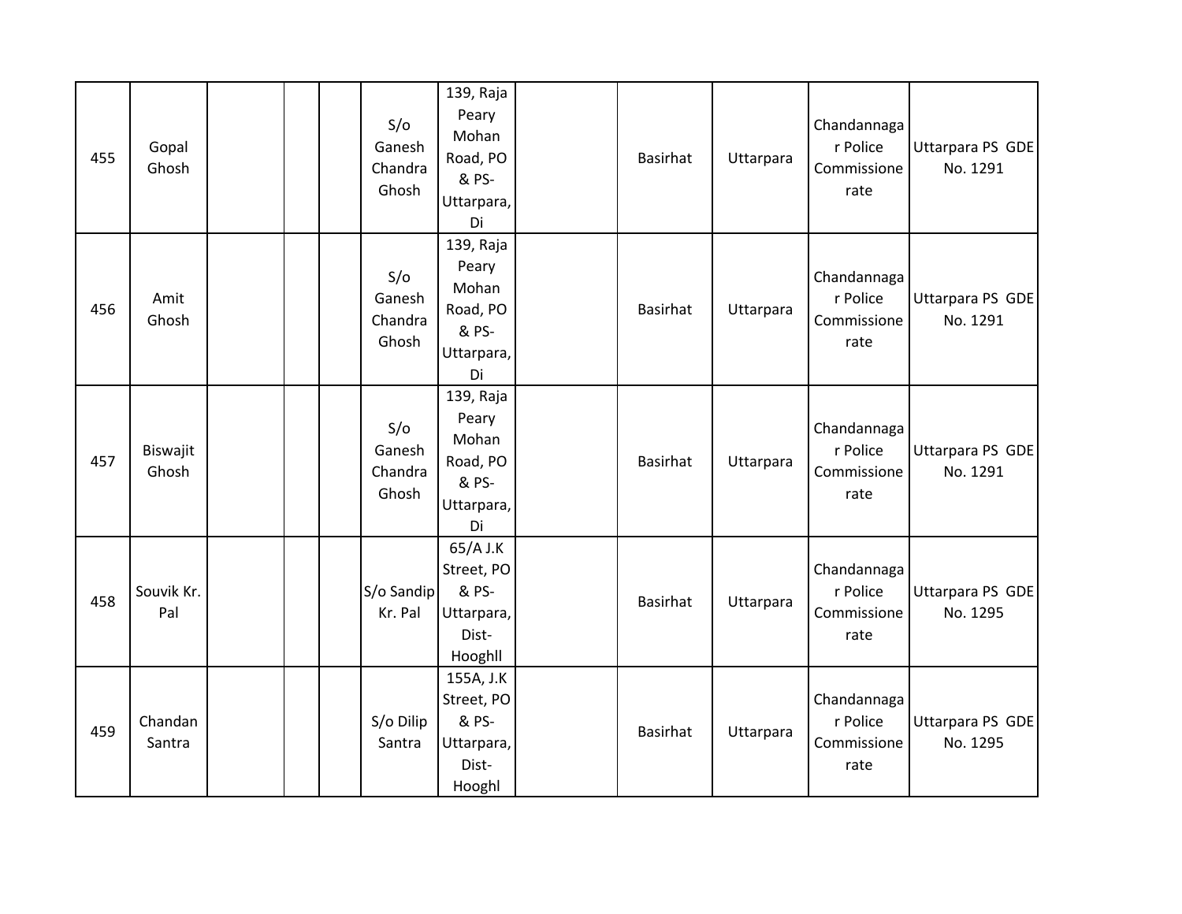| 455 | Gopal Ghosh | | | | S/o Ganesh Chandra Ghosh | 139, Raja Peary Mohan Road, PO & PS-Uttarpara, Di | | Basirhat | Uttarpara | Chandannagar Police Commissionerate | Uttarpara PS GDE No. 1291 |
|---|---|---|---|---|---|---|---|---|---|---|---|
| 456 | Amit Ghosh | | | | S/o Ganesh Chandra Ghosh | 139, Raja Peary Mohan Road, PO & PS-Uttarpara, Di | | Basirhat | Uttarpara | Chandannagar Police Commissionerate | Uttarpara PS GDE No. 1291 |
| 457 | Biswajit Ghosh | | | | S/o Ganesh Chandra Ghosh | 139, Raja Peary Mohan Road, PO & PS-Uttarpara, Di | | Basirhat | Uttarpara | Chandannagar Police Commissionerate | Uttarpara PS GDE No. 1291 |
| 458 | Souvik Kr. Pal | | | | S/o Sandip Kr. Pal | 65/A J.K Street, PO & PS-Uttarpara, Dist-Hooghll | | Basirhat | Uttarpara | Chandannagar Police Commissionerate | Uttarpara PS GDE No. 1295 |
| 459 | Chandan Santra | | | | S/o Dilip Santra | 155A, J.K Street, PO & PS-Uttarpara, Dist-Hooghl | | Basirhat | Uttarpara | Chandannagar Police Commissionerate | Uttarpara PS GDE No. 1295 |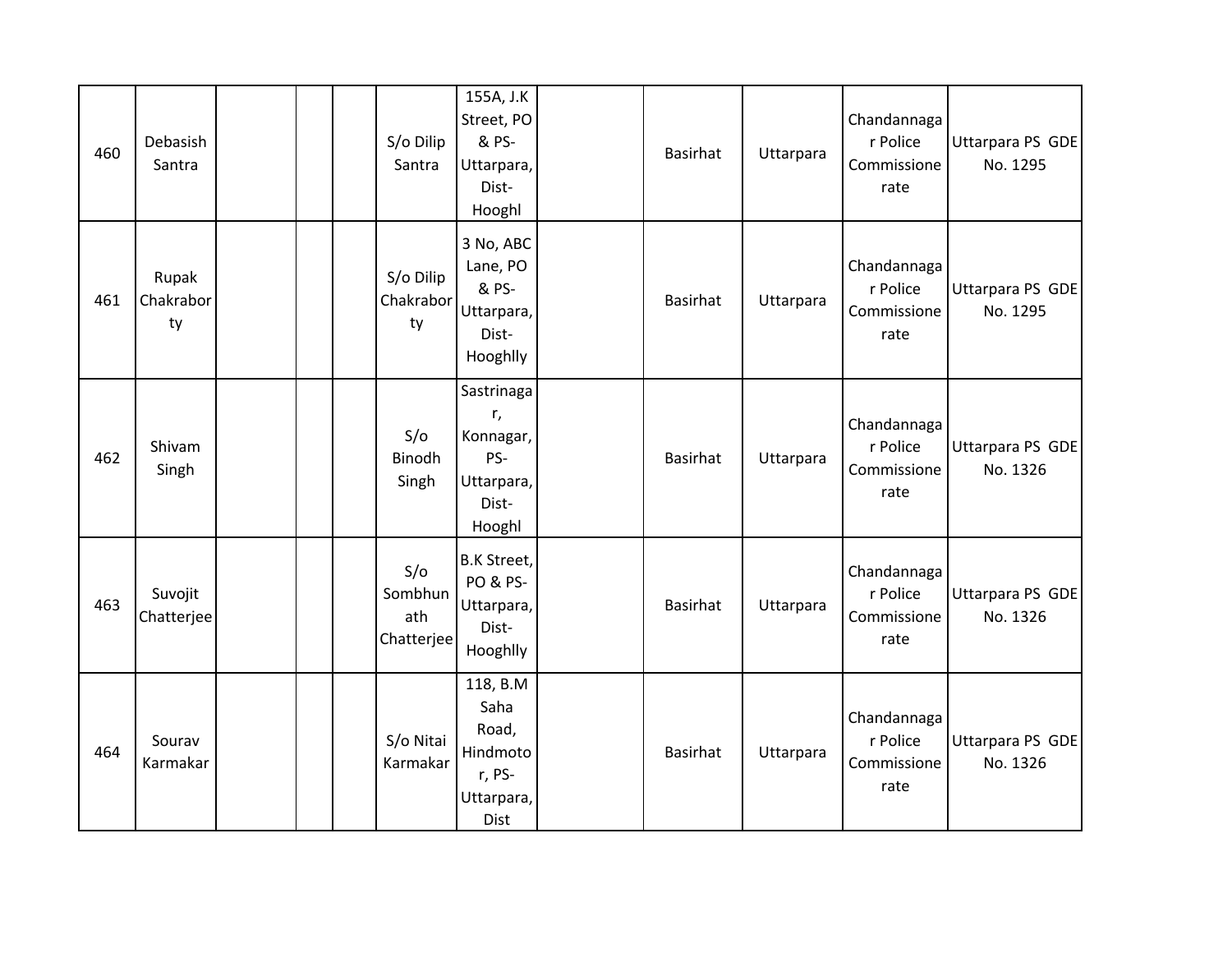| | | | | | | | | | | | |
|---|---|---|---|---|---|---|---|---|---|---|---|
| 460 | Debasish Santra | | | | S/o Dilip Santra | 155A, J.K Street, PO & PS- Uttarpara, Dist- Hooghl | | Basirhat | Uttarpara | Chandannagar Police Commissionerate | Uttarpara PS GDE No. 1295 |
| 461 | Rupak Chakraborty | | | | S/o Dilip Chakraborty | 3 No, ABC Lane, PO & PS- Uttarpara, Dist- Hooghlly | | Basirhat | Uttarpara | Chandannagar Police Commissionerate | Uttarpara PS GDE No. 1295 |
| 462 | Shivam Singh | | | | S/o Binodh Singh | Sastrinagar, Konnagar, PS- Uttarpara, Dist- Hooghl | | Basirhat | Uttarpara | Chandannagar Police Commissionerate | Uttarpara PS GDE No. 1326 |
| 463 | Suvojit Chatterjee | | | | S/o Sombhunath Chatterjee | B.K Street, PO & PS- Uttarpara, Dist- Hooghlly | | Basirhat | Uttarpara | Chandannagar Police Commissionerate | Uttarpara PS GDE No. 1326 |
| 464 | Sourav Karmakar | | | | S/o Nitai Karmakar | 118, B.M Saha Road, Hindmotor, PS- Uttarpara, Dist | | Basirhat | Uttarpara | Chandannagar Police Commissionerate | Uttarpara PS GDE No. 1326 |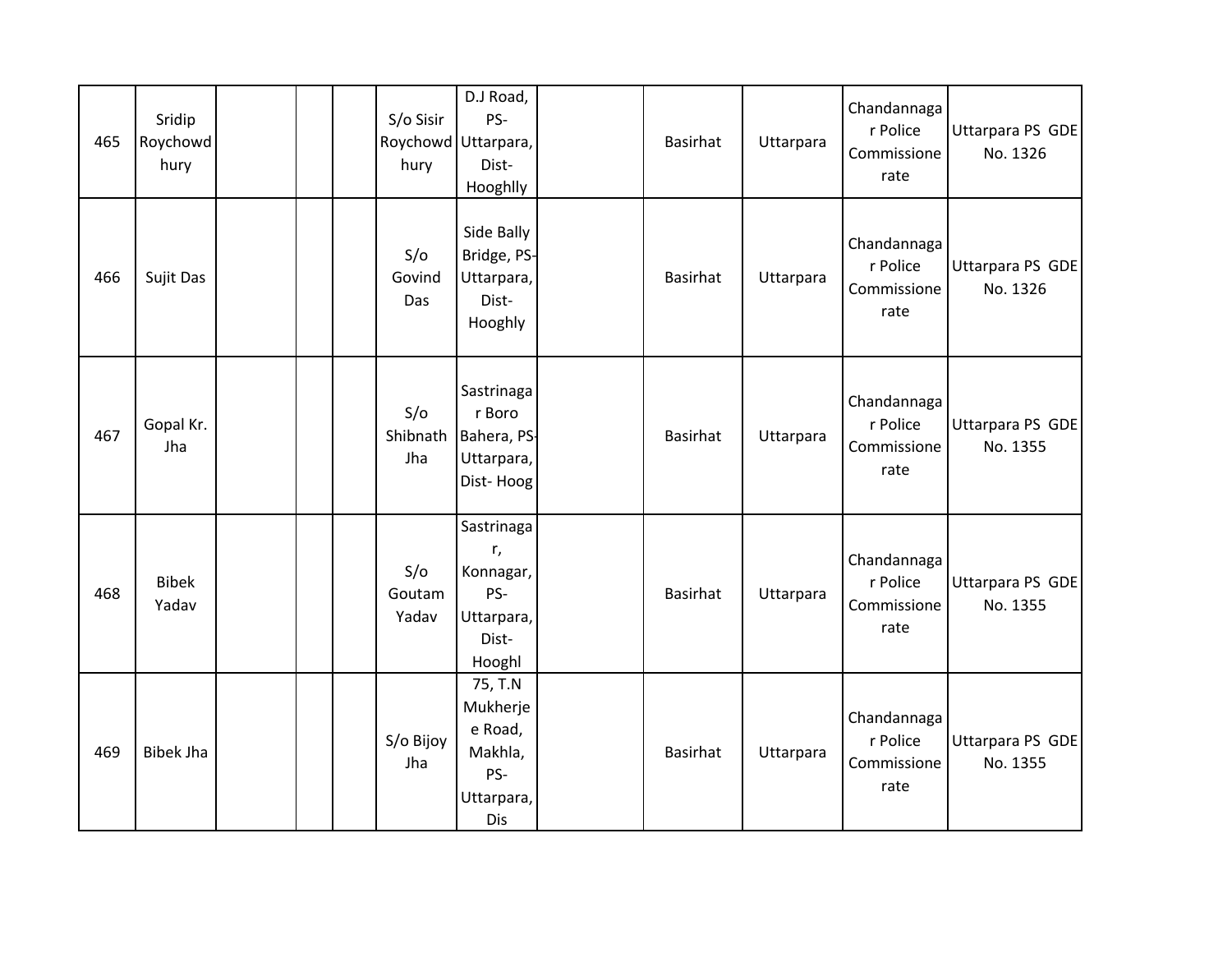| 465 | Sridip Roychowdhury | | | | S/o Sisir Roychowdhury | D.J Road, PS- Uttarpara, Dist- Hooghlly | | Basirhat | Uttarpara | Chandannagar Police Commissionerate | Uttarpara PS GDE No. 1326 |
|---|---|---|---|---|---|---|---|---|---|---|---|
| 466 | Sujit Das | | | | S/o Govind Das | Side Bally Bridge, PS- Uttarpara, Dist- Hooghly | | Basirhat | Uttarpara | Chandannagar Police Commissionerate | Uttarpara PS GDE No. 1326 |
| 467 | Gopal Kr. Jha | | | | S/o Shibnath Jha | Sastrinagar Boro Bahera, PS- Uttarpara, Dist- Hoog | | Basirhat | Uttarpara | Chandannagar Police Commissionerate | Uttarpara PS GDE No. 1355 |
| 468 | Bibek Yadav | | | | S/o Goutam Yadav | Sastrinagar, Konnagar, PS- Uttarpara, Dist- Hooghl | | Basirhat | Uttarpara | Chandannagar Police Commissionerate | Uttarpara PS GDE No. 1355 |
| 469 | Bibek Jha | | | | S/o Bijoy Jha | 75, T.N Mukherjee Road, Makhla, PS- Uttarpara, Dis | | Basirhat | Uttarpara | Chandannagar Police Commissionerate | Uttarpara PS GDE No. 1355 |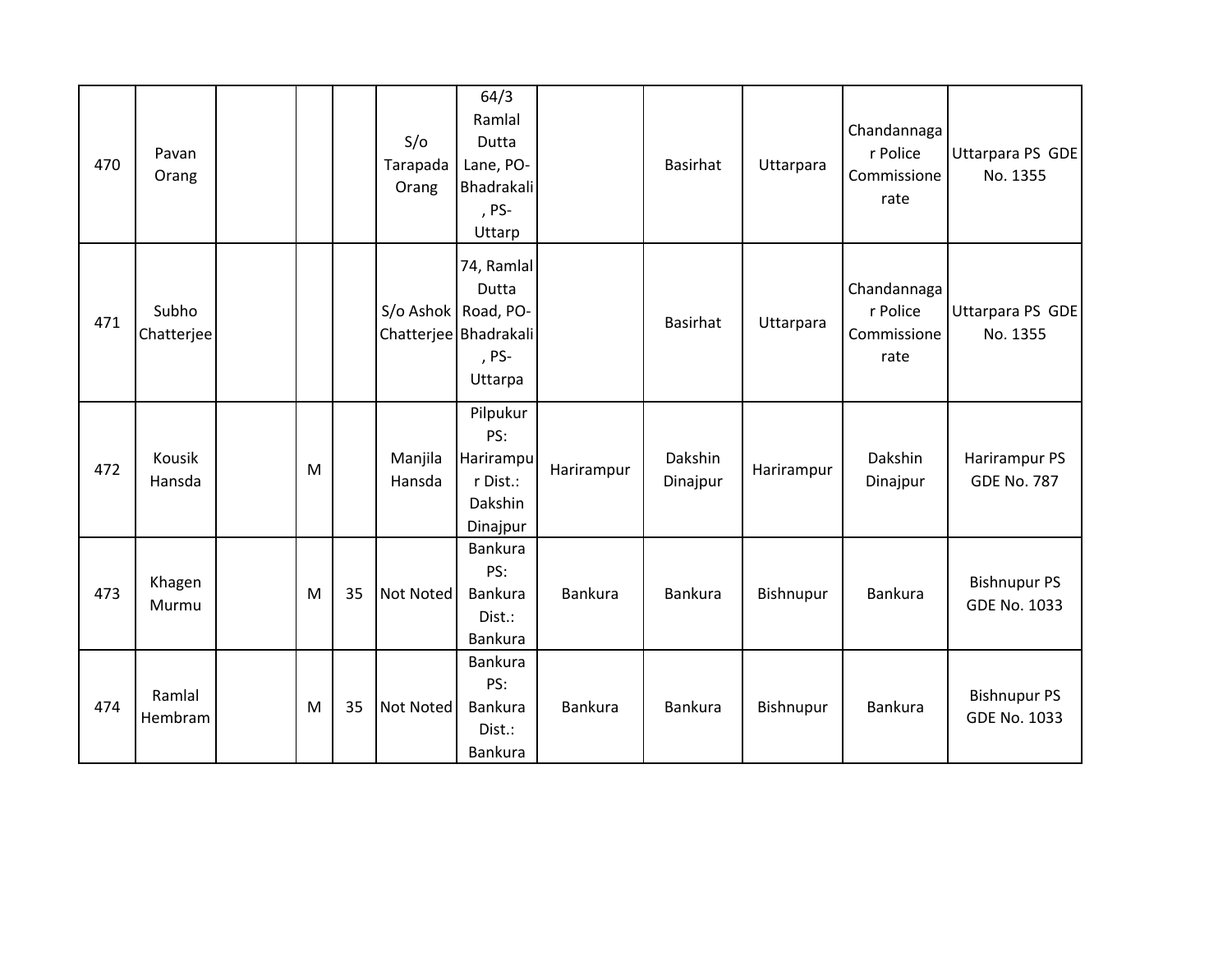| 470 | Pavan Orang | | | | S/o Tarapada Orang | 64/3 Ramlal Dutta Lane, PO-Bhadrakali, PS-Uttarp | | Basirhat | Uttarpara | Chandannagar Police Commissionerate | Uttarpara PS GDE No. 1355 |
|---|---|---|---|---|---|---|---|---|---|---|---|
| 471 | Subho Chatterjee | | | | S/o Ashok Chatterjee | 74, Ramlal Dutta Road, PO-Bhadrakali, PS-Uttarpa | | Basirhat | Uttarpara | Chandannagar Police Commissionerate | Uttarpara PS GDE No. 1355 |
| 472 | Kousik Hansda | | M | | Manjila Hansda | Pilpukur PS: Harirampur Dist.: Dakshin Dinajpur | Harirampur | Dakshin Dinajpur | Harirampur | Dakshin Dinajpur | Harirampur PS GDE No. 787 |
| 473 | Khagen Murmu | | M | 35 | Not Noted | Bankura PS: Bankura Dist.: Bankura | Bankura | Bankura | Bishnupur | Bankura | Bishnupur PS GDE No. 1033 |
| 474 | Ramlal Hembram | | M | 35 | Not Noted | Bankura PS: Bankura Dist.: Bankura | Bankura | Bankura | Bishnupur | Bankura | Bishnupur PS GDE No. 1033 |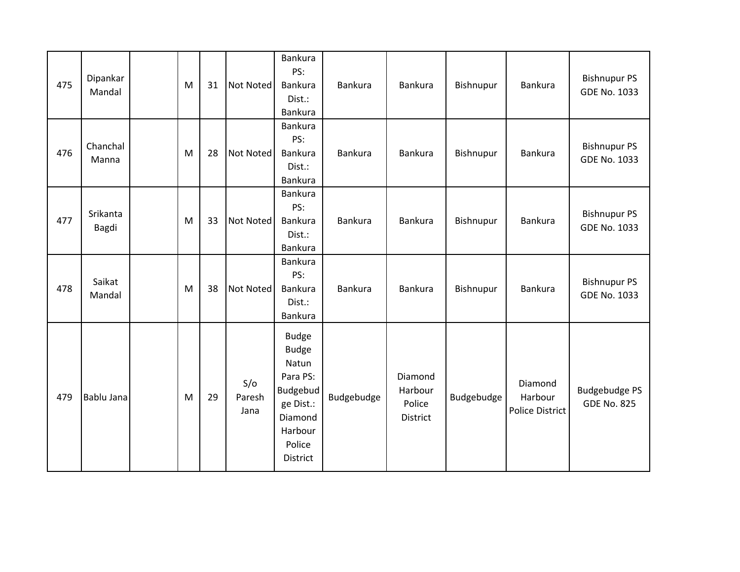| 475 | Dipankar Mandal | | M | 31 | Not Noted | Bankura PS: Bankura Dist.: Bankura | Bankura | Bankura | Bishnupur | Bankura | Bishnupur PS GDE No. 1033 |
|---|---|---|---|---|---|---|---|---|---|---|---|
| 476 | Chanchal Manna | | M | 28 | Not Noted | Bankura PS: Bankura Dist.: Bankura | Bankura | Bankura | Bishnupur | Bankura | Bishnupur PS GDE No. 1033 |
| 477 | Srikanta Bagdi | | M | 33 | Not Noted | Bankura PS: Bankura Dist.: Bankura | Bankura | Bankura | Bishnupur | Bankura | Bishnupur PS GDE No. 1033 |
| 478 | Saikat Mandal | | M | 38 | Not Noted | Bankura PS: Bankura Dist.: Bankura | Bankura | Bankura | Bishnupur | Bankura | Bishnupur PS GDE No. 1033 |
| 479 | Bablu Jana | | M | 29 | S/o Paresh Jana | Budge Budge Natun Para PS: Budgebudge Dist.: Diamond Harbour Police District | Budgebudge | Diamond Harbour Police District | Budgebudge | Diamond Harbour Police District | Budgebudge PS GDE No. 825 |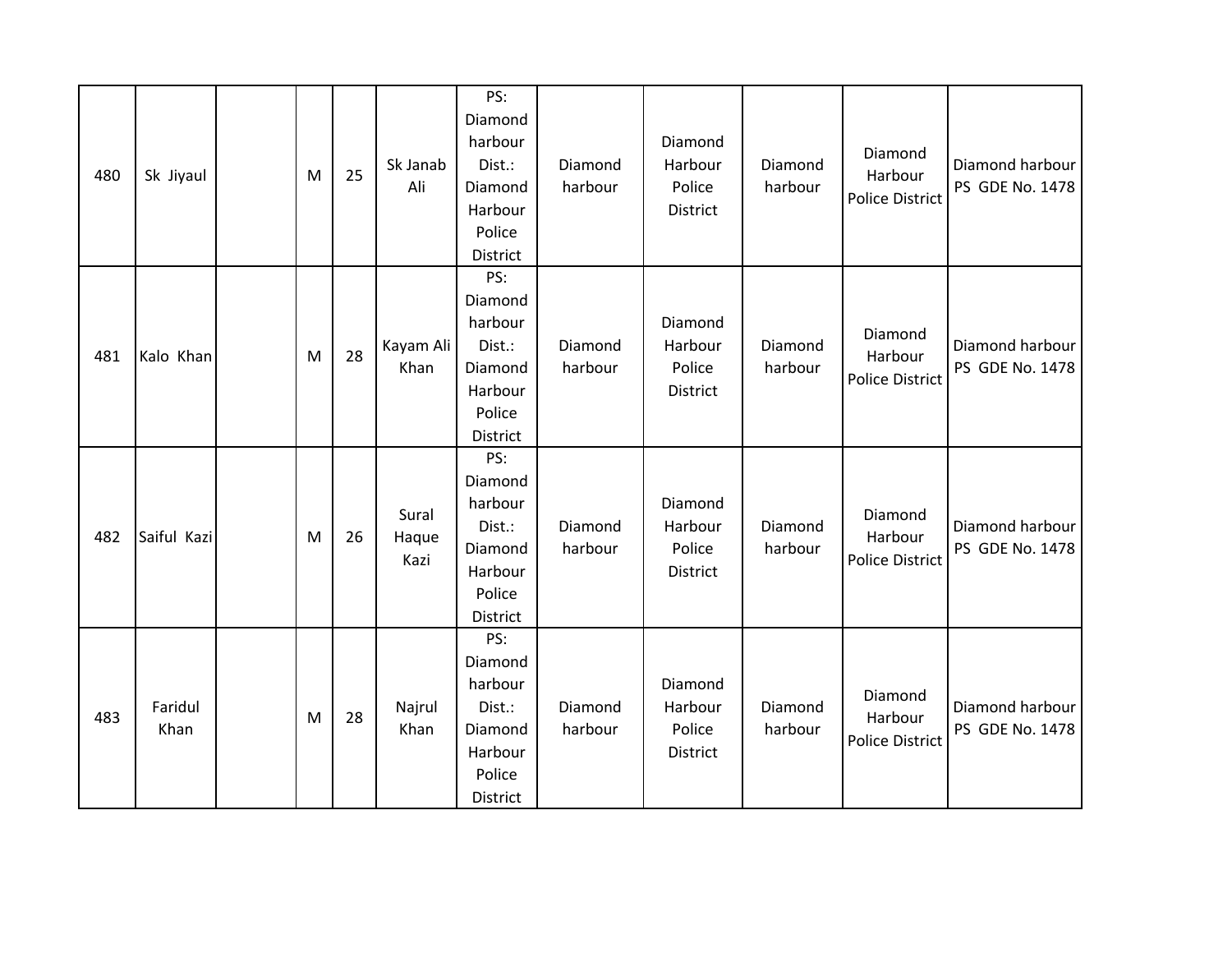| 480 | Sk Jiyaul | | M | 25 | Sk Janab Ali | PS: Diamond harbour Dist.: Diamond Harbour Police District | Diamond harbour | Diamond Harbour Police District | Diamond harbour | Diamond Harbour Police District | Diamond harbour PS GDE No. 1478 |
|---|---|---|---|---|---|---|---|---|---|---|---|
| 481 | Kalo Khan | | M | 28 | Kayam Ali Khan | PS: Diamond harbour Dist.: Diamond Harbour Police District | Diamond harbour | Diamond Harbour Police District | Diamond harbour | Diamond Harbour Police District | Diamond harbour PS GDE No. 1478 |
| 482 | Saiful Kazi | | M | 26 | Sural Haque Kazi | PS: Diamond harbour Dist.: Diamond Harbour Police District | Diamond harbour | Diamond Harbour Police District | Diamond harbour | Diamond Harbour Police District | Diamond harbour PS GDE No. 1478 |
| 483 | Faridul Khan | | M | 28 | Najrul Khan | PS: Diamond harbour Dist.: Diamond Harbour Police District | Diamond harbour | Diamond Harbour Police District | Diamond harbour | Diamond Harbour Police District | Diamond harbour PS GDE No. 1478 |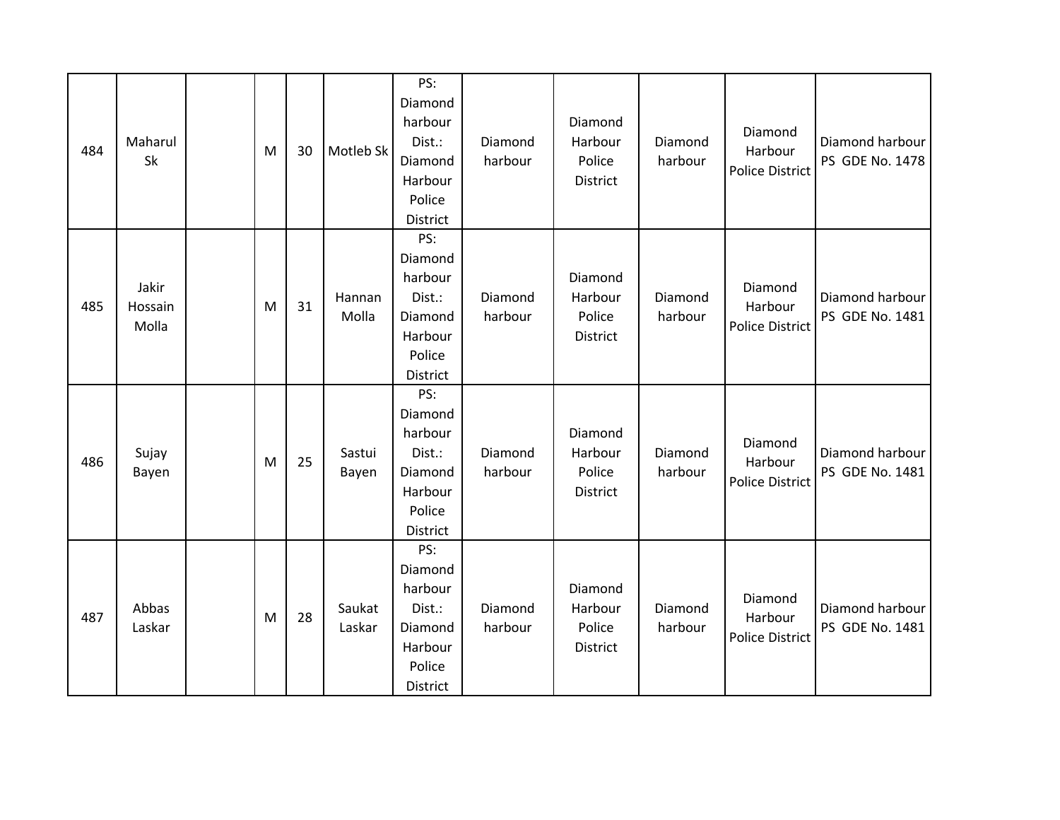| 484 | Maharul Sk | | M | 30 | Motleb Sk | PS: Diamond harbour Dist.: Diamond Harbour Police District | Diamond harbour | Diamond Harbour Police District | Diamond harbour | Diamond Harbour Police District | Diamond harbour PS GDE No. 1478 |
|---|---|---|---|---|---|---|---|---|---|---|---|
| 485 | Jakir Hossain Molla | | M | 31 | Hannan Molla | PS: Diamond harbour Dist.: Diamond Harbour Police District | Diamond harbour | Diamond Harbour Police District | Diamond harbour | Diamond Harbour Police District | Diamond harbour PS GDE No. 1481 |
| 486 | Sujay Bayen | | M | 25 | Sastui Bayen | PS: Diamond harbour Dist.: Diamond Harbour Police District | Diamond harbour | Diamond Harbour Police District | Diamond harbour | Diamond Harbour Police District | Diamond harbour PS GDE No. 1481 |
| 487 | Abbas Laskar | | M | 28 | Saukat Laskar | PS: Diamond harbour Dist.: Diamond Harbour Police District | Diamond harbour | Diamond Harbour Police District | Diamond harbour | Diamond Harbour Police District | Diamond harbour PS GDE No. 1481 |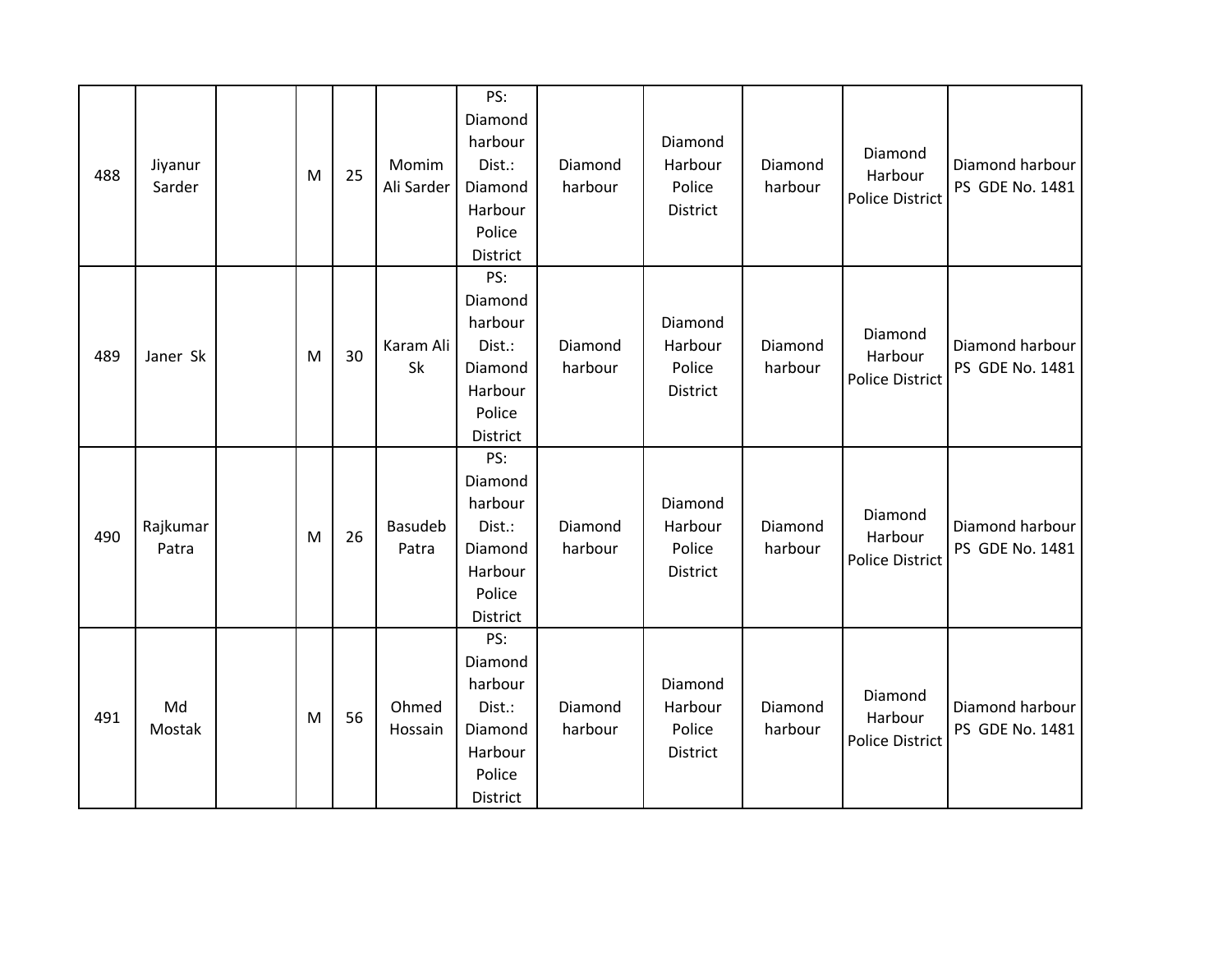| 488 | Jiyanur Sarder | | M | 25 | Momim Ali Sarder | PS: Diamond harbour Dist.: Diamond Harbour Police District | Diamond harbour | Diamond Harbour Police District | Diamond harbour | Diamond Harbour Police District | Diamond harbour PS GDE No. 1481 |
|---|---|---|---|---|---|---|---|---|---|---|---|
| 489 | Janer Sk | | M | 30 | Karam Ali Sk | PS: Diamond harbour Dist.: Diamond Harbour Police District | Diamond harbour | Diamond Harbour Police District | Diamond harbour | Diamond Harbour Police District | Diamond harbour PS GDE No. 1481 |
| 490 | Rajkumar Patra | | M | 26 | Basudeb Patra | PS: Diamond harbour Dist.: Diamond Harbour Police District | Diamond harbour | Diamond Harbour Police District | Diamond harbour | Diamond Harbour Police District | Diamond harbour PS GDE No. 1481 |
| 491 | Md Mostak | | M | 56 | Ohmed Hossain | PS: Diamond harbour Dist.: Diamond Harbour Police District | Diamond harbour | Diamond Harbour Police District | Diamond harbour | Diamond Harbour Police District | Diamond harbour PS GDE No. 1481 |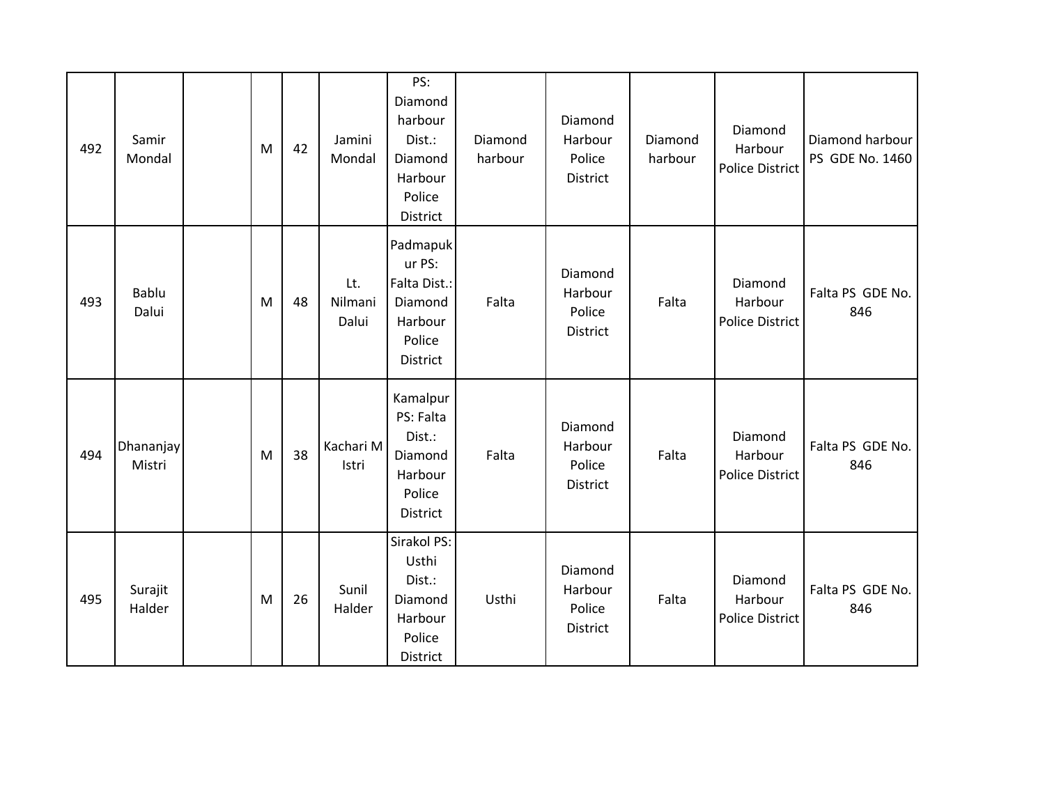| 492 | Samir Mondal | | M | 42 | Jamini Mondal | PS: Diamond harbour Dist.: Diamond Harbour Police District | Diamond harbour | Diamond Harbour Police District | Diamond harbour | Diamond Harbour Police District | Diamond harbour PS GDE No. 1460 |
|---|---|---|---|---|---|---|---|---|---|---|---|
| 493 | Bablu Dalui | | M | 48 | Lt. Nilmani Dalui | Padmapukur PS: Falta Dist.: Diamond Harbour Police District | Falta | Diamond Harbour Police District | Falta | Diamond Harbour Police District | Falta PS GDE No. 846 |
| 494 | Dhananjay Mistri | | M | 38 | Kachari M Istri | Kamalpur PS: Falta Dist.: Diamond Harbour Police District | Falta | Diamond Harbour Police District | Falta | Diamond Harbour Police District | Falta PS GDE No. 846 |
| 495 | Surajit Halder | | M | 26 | Sunil Halder | Sirakol PS: Usthi Dist.: Diamond Harbour Police District | Usthi | Diamond Harbour Police District | Falta | Diamond Harbour Police District | Falta PS GDE No. 846 |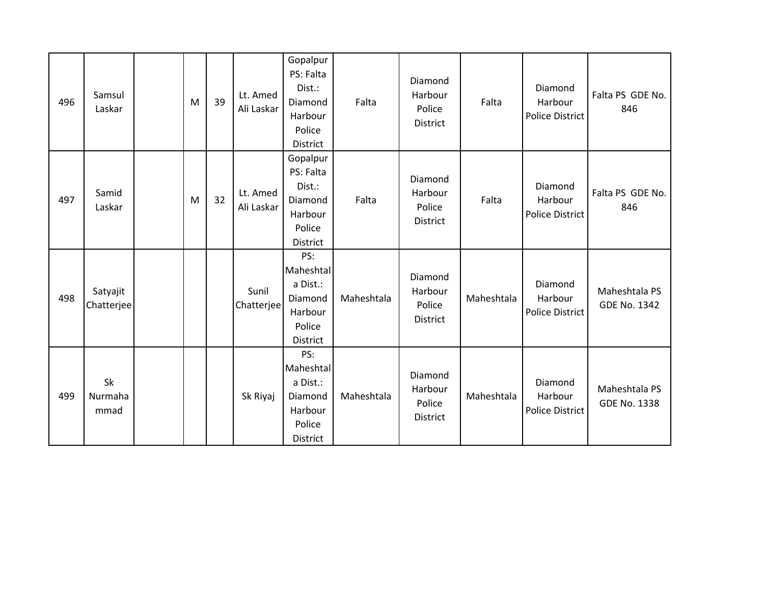| 496 | Samsul Laskar | | M | 39 | Lt. Amed Ali Laskar | Gopalpur PS: Falta Dist.: Diamond Harbour Police District | Falta | Diamond Harbour Police District | Falta | Diamond Harbour Police District | Falta PS GDE No. 846 |
|---|---|---|---|---|---|---|---|---|---|---|---|
| 497 | Samid Laskar | | M | 32 | Lt. Amed Ali Laskar | Gopalpur PS: Falta Dist.: Diamond Harbour Police District | Falta | Diamond Harbour Police District | Falta | Diamond Harbour Police District | Falta PS GDE No. 846 |
| 498 | Satyajit Chatterjee | | | | Sunil Chatterjee | PS: Maheshtala Dist.: Diamond Harbour Police District | Maheshtala | Diamond Harbour Police District | Maheshtala | Diamond Harbour Police District | Maheshtala PS GDE No. 1342 |
| 499 | Sk Nurmahammad | | | | Sk Riyaj | PS: Maheshtala Dist.: Diamond Harbour Police District | Maheshtala | Diamond Harbour Police District | Maheshtala | Diamond Harbour Police District | Maheshtala PS GDE No. 1338 |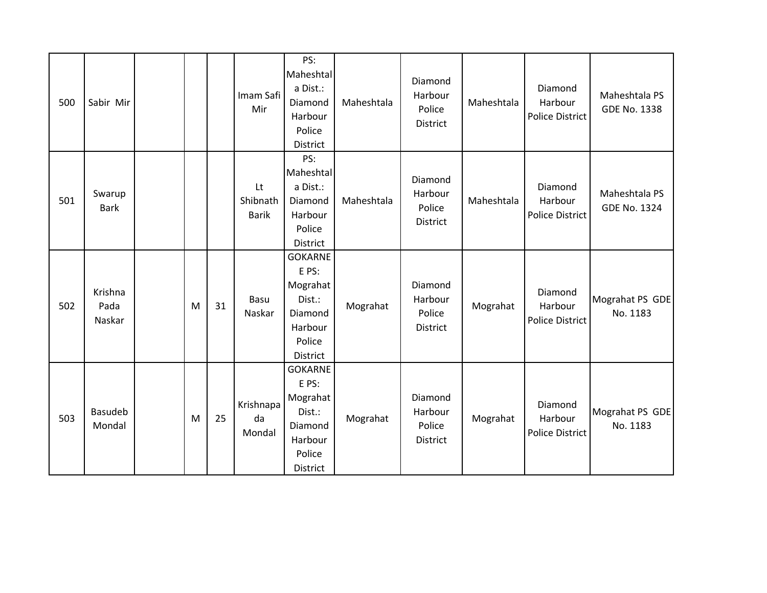|  |  |  |  |  |  |  |  |  |  |  |  |
|---|---|---|---|---|---|---|---|---|---|---|---|
| 500 | Sabir Mir |  |  |  | Imam Safi Mir | PS: Maheshtala Dist.: Diamond Harbour Police District | Maheshtala | Diamond Harbour Police District | Maheshtala | Diamond Harbour Police District | Maheshtala PS GDE No. 1338 |
| 501 | Swarup Bark |  |  |  | Lt Shibnath Barik | PS: Maheshtala Dist.: Diamond Harbour Police District | Maheshtala | Diamond Harbour Police District | Maheshtala | Diamond Harbour Police District | Maheshtala PS GDE No. 1324 |
| 502 | Krishna Pada Naskar |  | M | 31 | Basu Naskar | GOKARNEE PS: Mograhat Dist.: Diamond Harbour Police District | Mograhat | Diamond Harbour Police District | Mograhat | Diamond Harbour Police District | Mograhat PS GDE No. 1183 |
| 503 | Basudeb Mondal |  | M | 25 | Krishnapada Mondal | GOKARNEE PS: Mograhat Dist.: Diamond Harbour Police District | Mograhat | Diamond Harbour Police District | Mograhat | Diamond Harbour Police District | Mograhat PS GDE No. 1183 |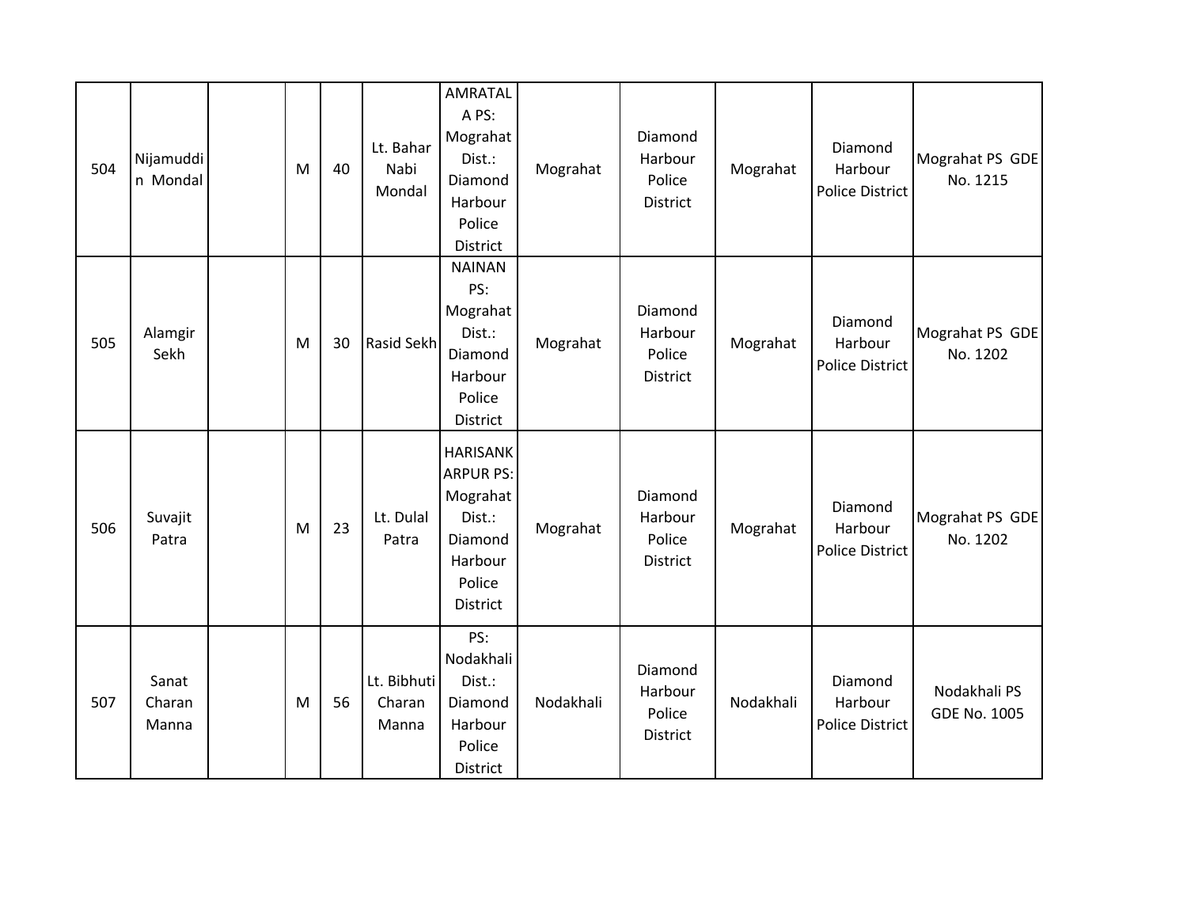| | | | | | | | | | | | |
|---|---|---|---|---|---|---|---|---|---|---|---|
| 504 | Nijamuddin Mondal | | M | 40 | Lt. Bahar Nabi Mondal | AMRATALA PS: Mograhat Dist.: Diamond Harbour Police District | Mograhat | Diamond Harbour Police District | Mograhat | Diamond Harbour Police District | Mograhat PS GDE No. 1215 |
| 505 | Alamgir Sekh | | M | 30 | Rasid Sekh | NAINAN PS: Mograhat Dist.: Diamond Harbour Police District | Mograhat | Diamond Harbour Police District | Mograhat | Diamond Harbour Police District | Mograhat PS GDE No. 1202 |
| 506 | Suvajit Patra | | M | 23 | Lt. Dulal Patra | HARISANKARPUR PS: Mograhat Dist.: Diamond Harbour Police District | Mograhat | Diamond Harbour Police District | Mograhat | Diamond Harbour Police District | Mograhat PS GDE No. 1202 |
| 507 | Sanat Charan Manna | | M | 56 | Lt. Bibhuti Charan Manna | PS: Nodakhali Dist.: Diamond Harbour Police District | Nodakhali | Diamond Harbour Police District | Nodakhali | Diamond Harbour Police District | Nodakhali PS GDE No. 1005 |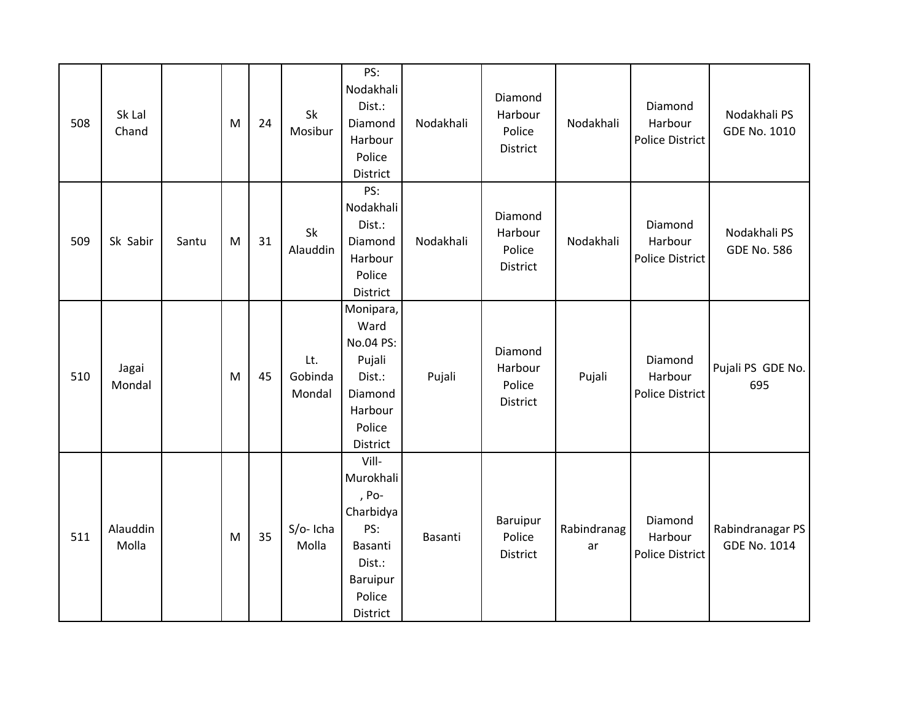| 508 | Sk Lal Chand | | M | 24 | Sk Mosibur | PS: Nodakhali Dist.: Diamond Harbour Police District | Nodakhali | Diamond Harbour Police District | Nodakhali | Diamond Harbour Police District | Nodakhali PS GDE No. 1010 |
|---|---|---|---|---|---|---|---|---|---|---|---|
| 509 | Sk Sabir | Santu | M | 31 | Sk Alauddin | PS: Nodakhali Dist.: Diamond Harbour Police District | Nodakhali | Diamond Harbour Police District | Nodakhali | Diamond Harbour Police District | Nodakhali PS GDE No. 586 |
| 510 | Jagai Mondal | | M | 45 | Lt. Gobinda Mondal | Monipara, Ward No.04 PS: Pujali Dist.: Diamond Harbour Police District | Pujali | Diamond Harbour Police District | Pujali | Diamond Harbour Police District | Pujali PS GDE No. 695 |
| 511 | Alauddin Molla | | M | 35 | S/o- Icha Molla | Vill-Murokhali, Po-Charbidya PS: Basanti Dist.: Baruipur Police District | Basanti | Baruipur Police District | Rabindranagar | Diamond Harbour Police District | Rabindranagar PS GDE No. 1014 |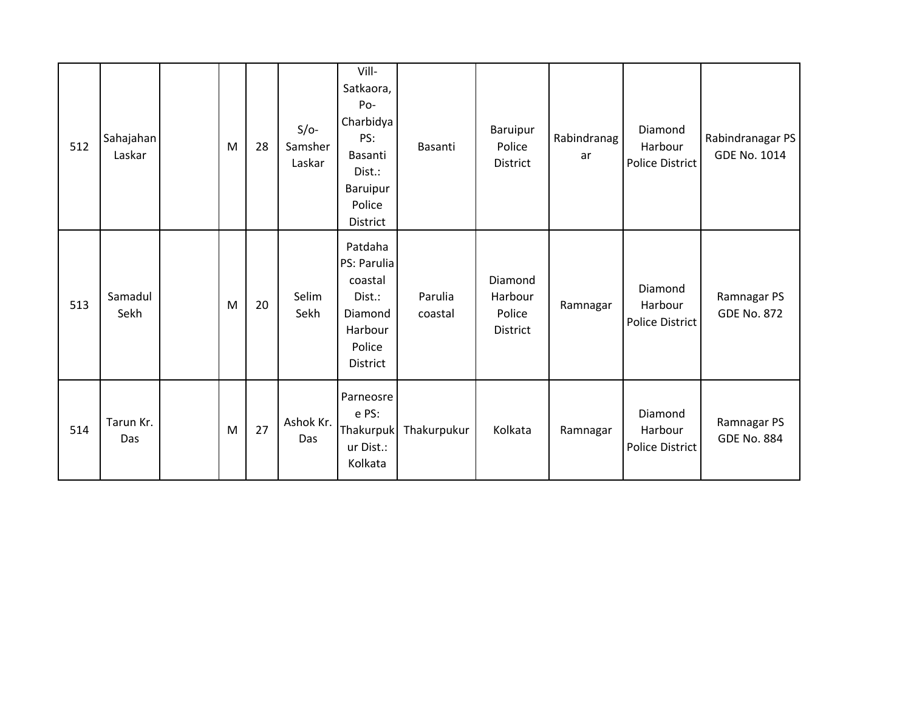| 512 | Sahajahan Laskar | | M | 28 | S/o- Samsher Laskar | Vill- Satkaora, Po- Charbidya PS: Basanti Dist.: Baruipur Police District | Basanti | Baruipur Police District | Rabindranagar | Diamond Harbour Police District | Rabindranagar PS GDE No. 1014 |
|---|---|---|---|---|---|---|---|---|---|---|---|
| 513 | Samadul Sekh | | M | 20 | Selim Sekh | Patdaha PS: Parulia coastal Dist.: Diamond Harbour Police District | Parulia coastal | Diamond Harbour Police District | Ramnagar | Diamond Harbour Police District | Ramnagar PS GDE No. 872 |
| 514 | Tarun Kr. Das | | M | 27 | Ashok Kr. Das | Parneosree PS: Thakurpukur Dist.: Kolkata | Thakurpukur | Kolkata | Ramnagar | Diamond Harbour Police District | Ramnagar PS GDE No. 884 |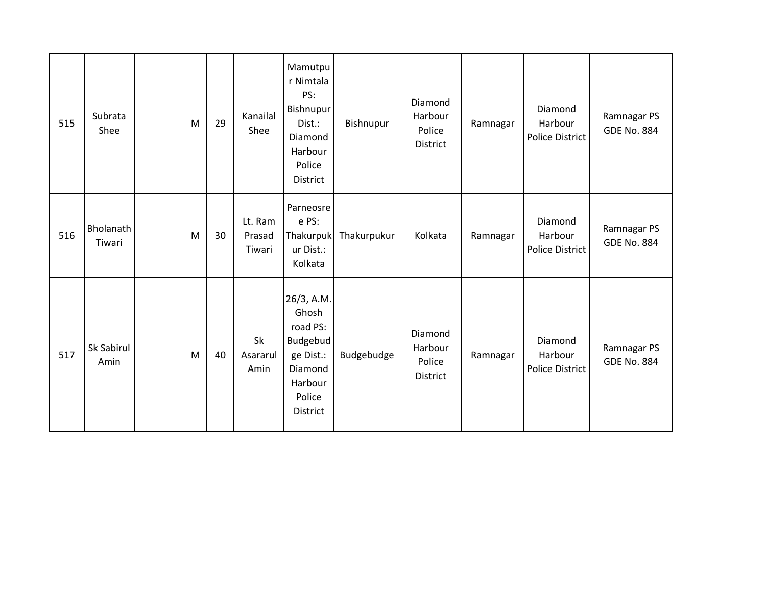| | | | | | | | | | | | |
|---|---|---|---|---|---|---|---|---|---|---|---|
| 515 | Subrata Shee | | M | 29 | Kanailal Shee | Mamutpur Nimtala PS: Bishnupur Dist.: Diamond Harbour Police District | Bishnupur | Diamond Harbour Police District | Ramnagar | Diamond Harbour Police District | Ramnagar PS GDE No. 884 |
| 516 | Bholanath Tiwari | | M | 30 | Lt. Ram Prasad Tiwari | Parneosree PS: Thakurpukur Dist.: Kolkata | Thakurpukur | Kolkata | Ramnagar | Diamond Harbour Police District | Ramnagar PS GDE No. 884 |
| 517 | Sk Sabirul Amin | | M | 40 | Sk Asararul Amin | 26/3, A.M. Ghosh road PS: Budgebudge Dist.: Diamond Harbour Police District | Budgebudge | Diamond Harbour Police District | Ramnagar | Diamond Harbour Police District | Ramnagar PS GDE No. 884 |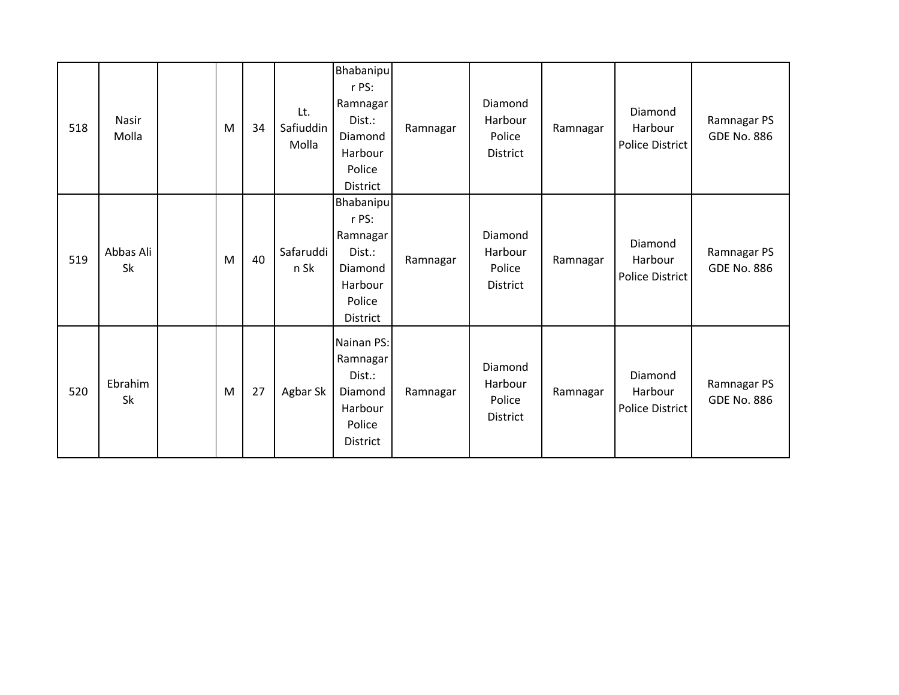| 518 | Nasir Molla | | M | 34 | Lt. Safiuddin Molla | Bhabanipur PS: Ramnagar Dist.: Diamond Harbour Police District | Ramnagar | Diamond Harbour Police District | Ramnagar | Diamond Harbour Police District | Ramnagar PS GDE No. 886 |
|---|---|---|---|---|---|---|---|---|---|---|---|
| 519 | Abbas Ali Sk | | M | 40 | Safaruddin Sk | Bhabanipur PS: Ramnagar Dist.: Diamond Harbour Police District | Ramnagar | Diamond Harbour Police District | Ramnagar | Diamond Harbour Police District | Ramnagar PS GDE No. 886 |
| 520 | Ebrahim Sk | | M | 27 | Agbar Sk | Nainan PS: Ramnagar Dist.: Diamond Harbour Police District | Ramnagar | Diamond Harbour Police District | Ramnagar | Diamond Harbour Police District | Ramnagar PS GDE No. 886 |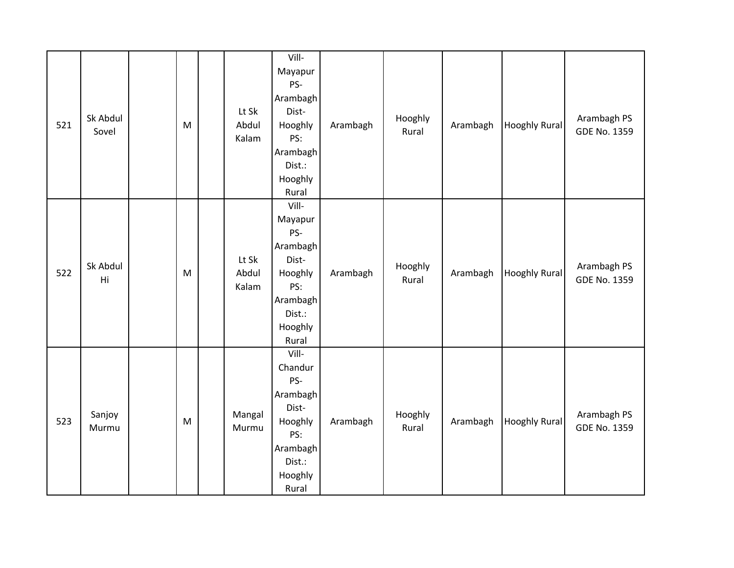| | | | | | | | | | | | |
|---|---|---|---|---|---|---|---|---|---|---|---|
| 521 | Sk Abdul Sovel | | M | | Lt Sk Abdul Kalam | Vill-Mayapur PS-Arambagh Dist-Hooghly PS: Arambagh Dist.: Hooghly Rural | Arambagh | Hooghly Rural | Arambagh | Hooghly Rural | Arambagh PS GDE No. 1359 |
| 522 | Sk Abdul Hi | | M | | Lt Sk Abdul Kalam | Vill-Mayapur PS-Arambagh Dist-Hooghly PS: Arambagh Dist.: Hooghly Rural | Arambagh | Hooghly Rural | Arambagh | Hooghly Rural | Arambagh PS GDE No. 1359 |
| 523 | Sanjoy Murmu | | M | | Mangal Murmu | Vill-Chandur PS-Arambagh Dist-Hooghly PS: Arambagh Dist.: Hooghly Rural | Arambagh | Hooghly Rural | Arambagh | Hooghly Rural | Arambagh PS GDE No. 1359 |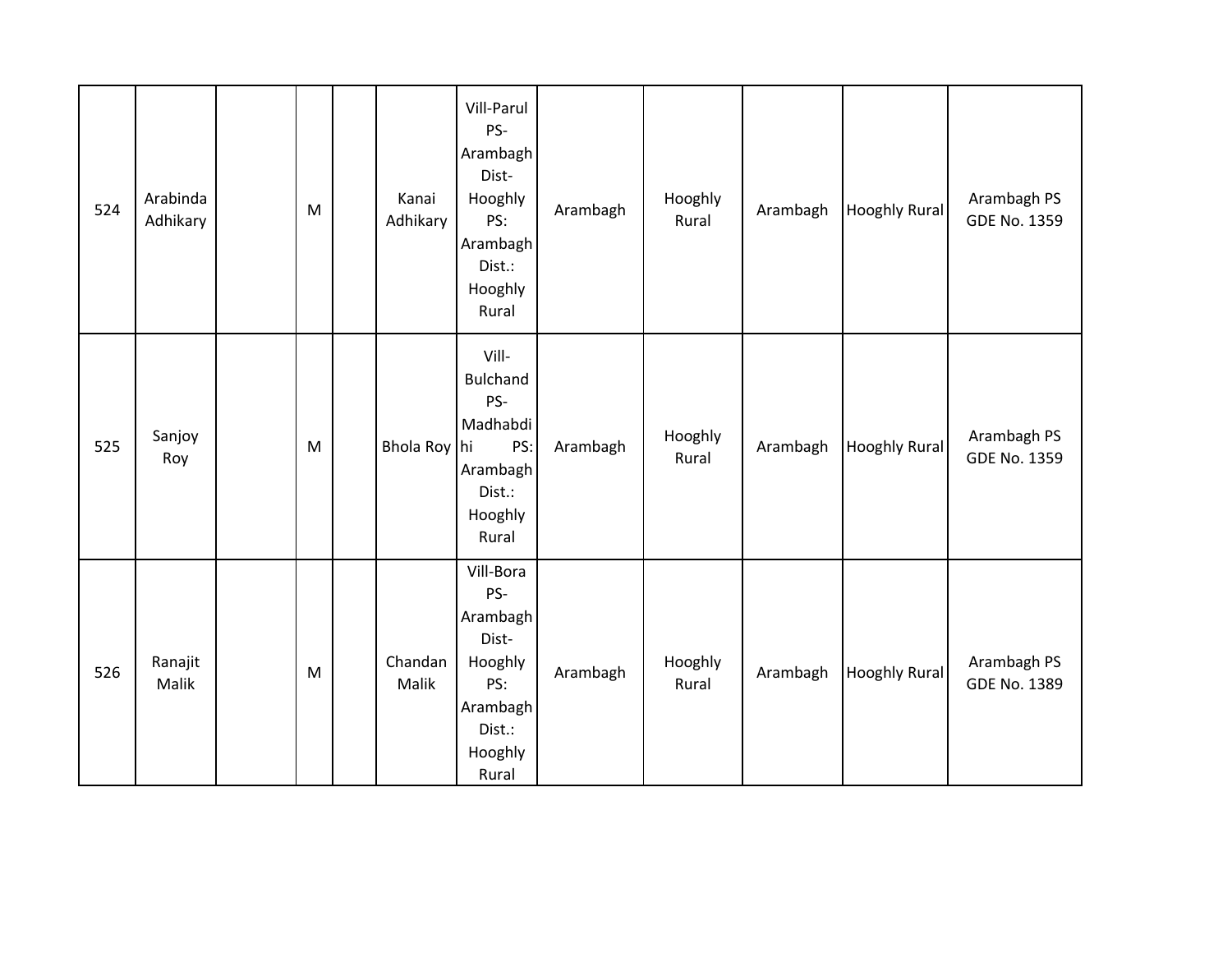| 524 | Arabinda Adhikary | | M | | Kanai Adhikary | Vill-Parul PS-Arambagh Dist-Hooghly PS: Arambagh Dist.: Hooghly Rural | Arambagh | Hooghly Rural | Arambagh | Hooghly Rural | Arambagh PS GDE No. 1359 |
|---|---|---|---|---|---|---|---|---|---|---|---|
| 525 | Sanjoy Roy | | M | | Bhola Roy | Vill-Bulchand PS-Madhabdihi PS: Arambagh Dist.: Hooghly Rural | Arambagh | Hooghly Rural | Arambagh | Hooghly Rural | Arambagh PS GDE No. 1359 |
| 526 | Ranajit Malik | | M | | Chandan Malik | Vill-Bora PS-Arambagh Dist-Hooghly PS: Arambagh Dist.: Hooghly Rural | Arambagh | Hooghly Rural | Arambagh | Hooghly Rural | Arambagh PS GDE No. 1389 |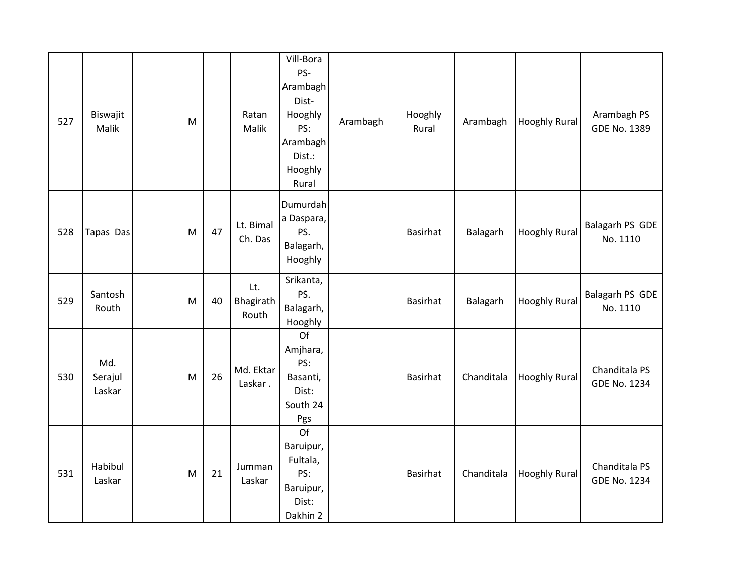| | | | | | | | | | | | |
|---|---|---|---|---|---|---|---|---|---|---|---|
| 527 | Biswajit Malik | | M | | Ratan Malik | Vill-Bora PS- Arambagh Dist- Hooghly PS: Arambagh Dist.: Hooghly Rural | Arambagh | Hooghly Rural | Arambagh | Hooghly Rural | Arambagh PS GDE No. 1389 |
| 528 | Tapas Das | | M | 47 | Lt. Bimal Ch. Das | Dumurdaha Daspara, PS. Balagarh, Hooghly | | Basirhat | Balagarh | Hooghly Rural | Balagarh PS GDE No. 1110 |
| 529 | Santosh Routh | | M | 40 | Lt. Bhagirath Routh | Srikanta, PS. Balagarh, Hooghly | | Basirhat | Balagarh | Hooghly Rural | Balagarh PS GDE No. 1110 |
| 530 | Md. Serajul Laskar | | M | 26 | Md. Ektar Laskar . | Of Amjhara, PS: Basanti, Dist: South 24 Pgs | | Basirhat | Chanditala | Hooghly Rural | Chanditala PS GDE No. 1234 |
| 531 | Habibul Laskar | | M | 21 | Jumman Laskar | Of Baruipur, Fultala, PS: Baruipur, Dist: Dakhin 2 | | Basirhat | Chanditala | Hooghly Rural | Chanditala PS GDE No. 1234 |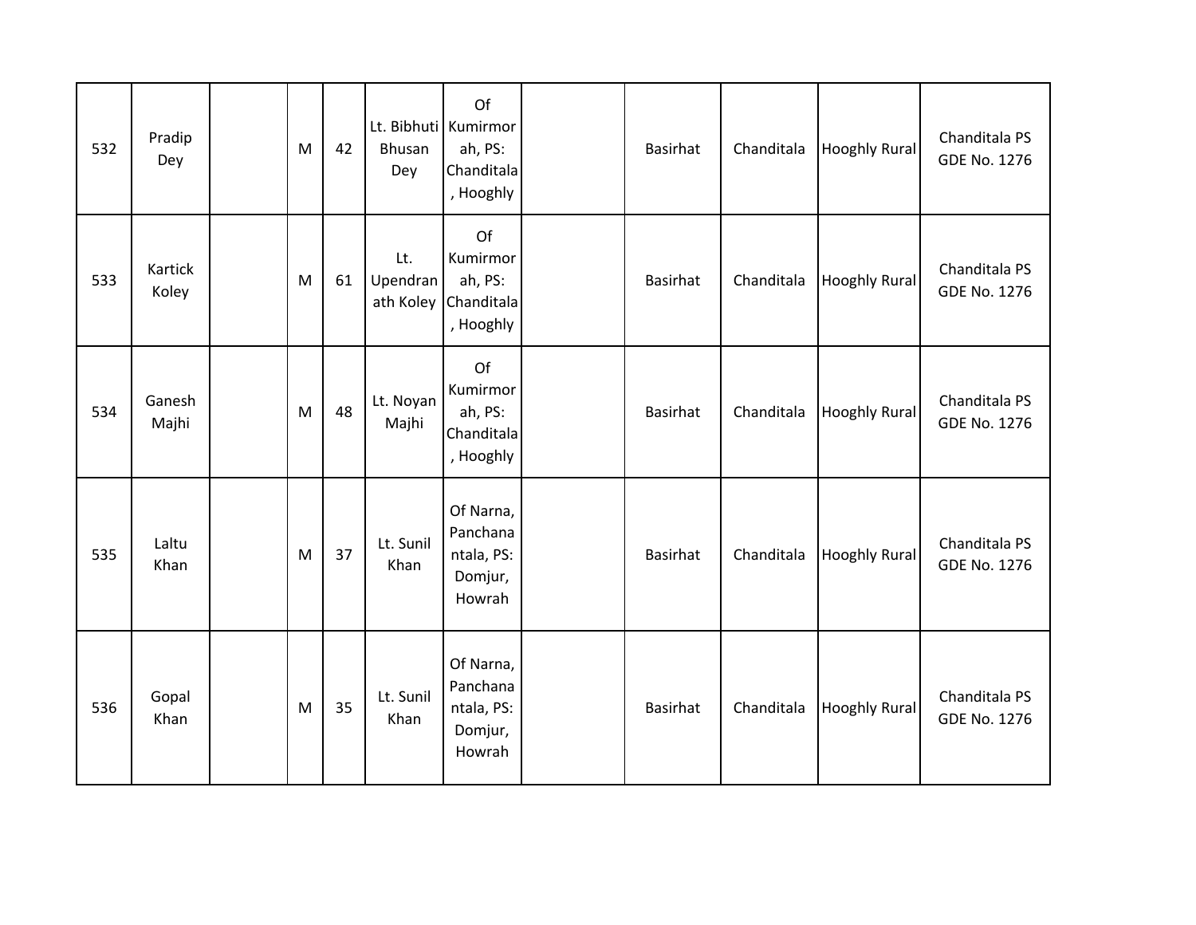| 532 | Pradip Dey | | M | 42 | Lt. Bibhuti Bhusan Dey | Of Kumirmorah, PS: Chanditala, Hooghly | | Basirhat | Chanditala | Hooghly Rural | Chanditala PS GDE No. 1276 |
|---|---|---|---|---|---|---|---|---|---|---|---|
| 533 | Kartick Koley | | M | 61 | Lt. Upendranath Koley | Of Kumirmorah, PS: Chanditala, Hooghly | | Basirhat | Chanditala | Hooghly Rural | Chanditala PS GDE No. 1276 |
| 534 | Ganesh Majhi | | M | 48 | Lt. Noyan Majhi | Of Kumirmorah, PS: Chanditala, Hooghly | | Basirhat | Chanditala | Hooghly Rural | Chanditala PS GDE No. 1276 |
| 535 | Laltu Khan | | M | 37 | Lt. Sunil Khan | Of Narna, Panchanantala, PS: Domjur, Howrah | | Basirhat | Chanditala | Hooghly Rural | Chanditala PS GDE No. 1276 |
| 536 | Gopal Khan | | M | 35 | Lt. Sunil Khan | Of Narna, Panchanantala, PS: Domjur, Howrah | | Basirhat | Chanditala | Hooghly Rural | Chanditala PS GDE No. 1276 |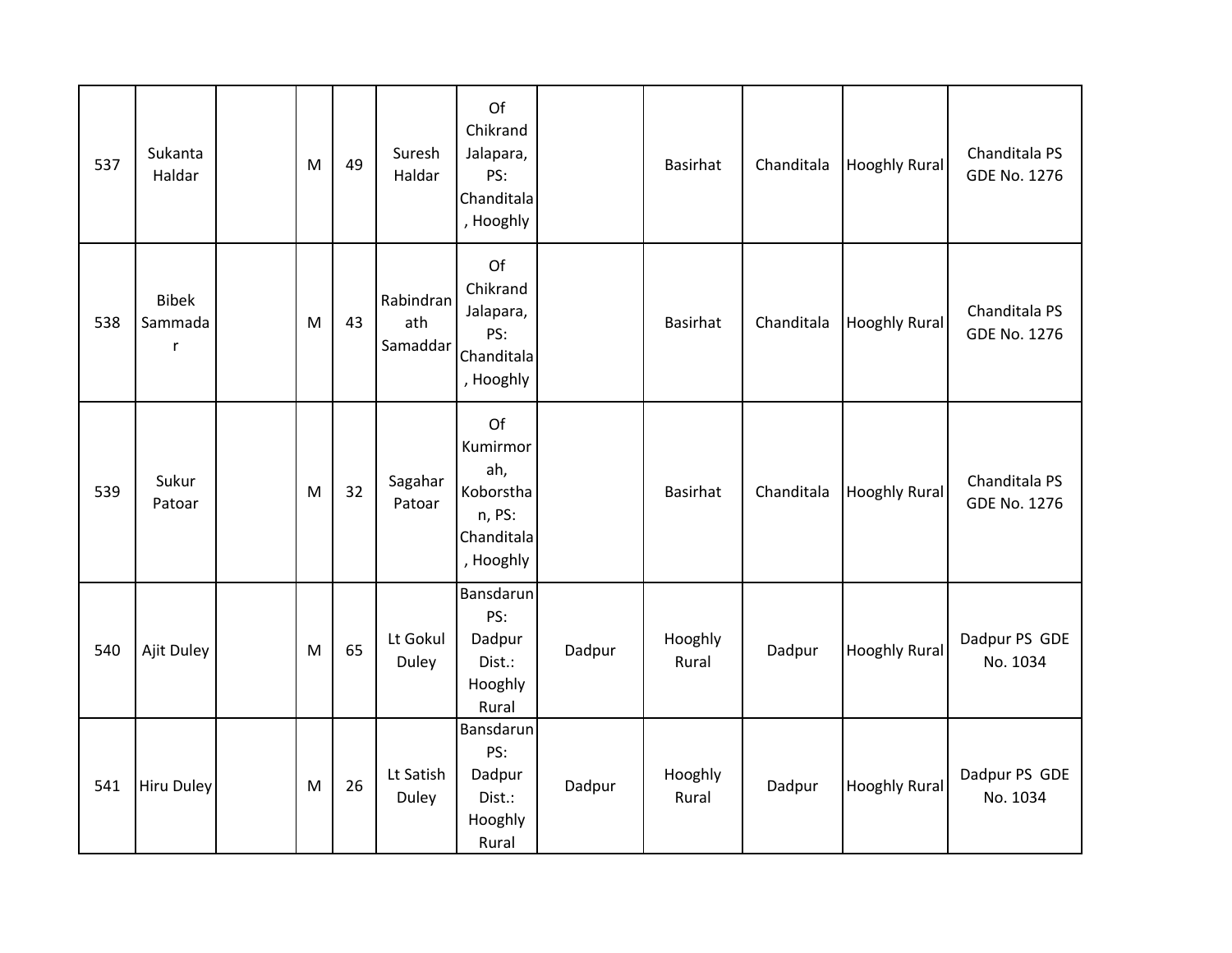| | | | | | | | | | | | |
|---|---|---|---|---|---|---|---|---|---|---|---|
| 537 | Sukanta Haldar | | M | 49 | Suresh Haldar | Of Chikrand Jalapara, PS: Chanditala, Hooghly | | Basirhat | Chanditala | Hooghly Rural | Chanditala PS GDE No. 1276 |
| 538 | Bibek Sammadar | | M | 43 | Rabindranath Samaddar | Of Chikrand Jalapara, PS: Chanditala, Hooghly | | Basirhat | Chanditala | Hooghly Rural | Chanditala PS GDE No. 1276 |
| 539 | Sukur Patoar | | M | 32 | Sagahar Patoar | Of Kumirmorah, Koborsthan, PS: Chanditala, Hooghly | | Basirhat | Chanditala | Hooghly Rural | Chanditala PS GDE No. 1276 |
| 540 | Ajit Duley | | M | 65 | Lt Gokul Duley | Bansdarun PS: Dadpur Dist.: Hooghly Rural | Dadpur | Hooghly Rural | Dadpur | Hooghly Rural | Dadpur PS GDE No. 1034 |
| 541 | Hiru Duley | | M | 26 | Lt Satish Duley | Bansdarun PS: Dadpur Dist.: Hooghly Rural | Dadpur | Hooghly Rural | Dadpur | Hooghly Rural | Dadpur PS GDE No. 1034 |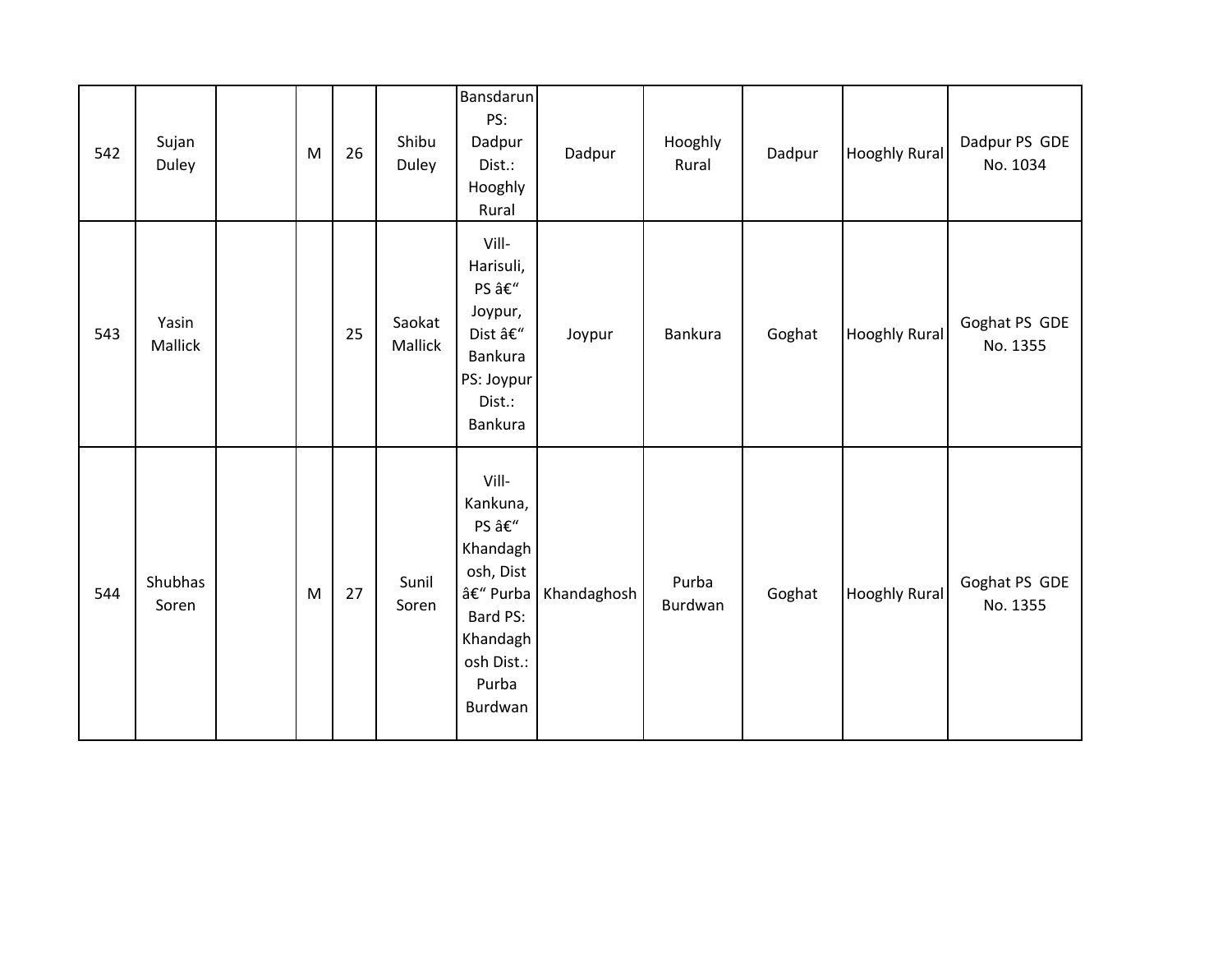| 542 | Sujan Duley | | M | 26 | Shibu Duley | Bansdarun PS: Dadpur Dist.: Hooghly Rural | Dadpur | Hooghly Rural | Dadpur | Hooghly Rural | Dadpur PS GDE No. 1034 |
|---|---|---|---|---|---|---|---|---|---|---|---|
| 543 | Yasin Mallick | | | 25 | Saokat Mallick | Vill- Harisuli, PS â€“ Joypur, Dist â€“ Bankura PS: Joypur Dist.: Bankura | Joypur | Bankura | Goghat | Hooghly Rural | Goghat PS GDE No. 1355 |
| 544 | Shubhas Soren | | M | 27 | Sunil Soren | Vill- Kankuna, PS â€“ Khandaghosh, Dist â€“ Purba Bard PS: Khandaghosh Dist.: Purba Burdwan | Khandaghosh | Purba Burdwan | Goghat | Hooghly Rural | Goghat PS GDE No. 1355 |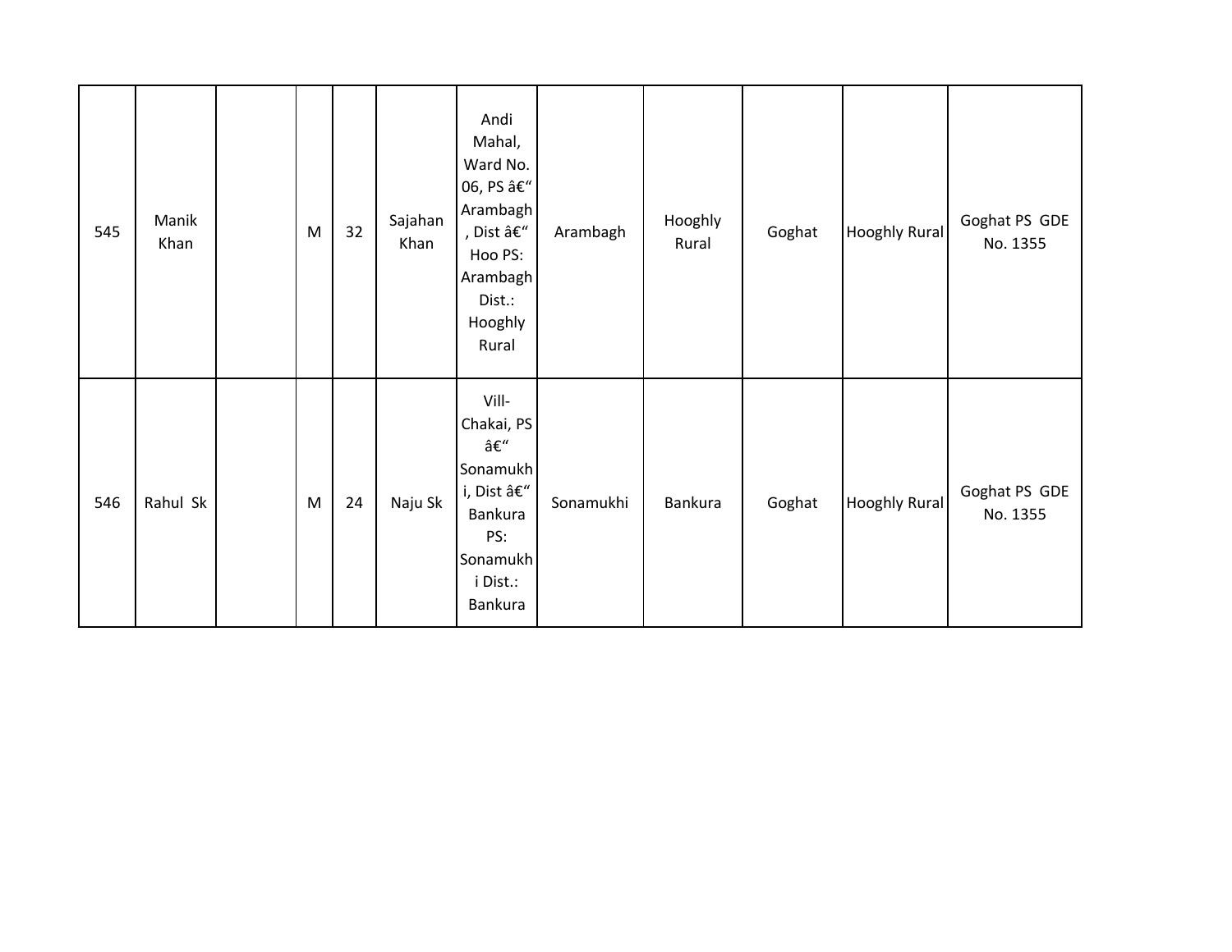| 545 | Manik Khan | | M | 32 | Sajahan Khan | Andi Mahal, Ward No. 06, PS â€" Arambagh, Dist â€" Hoo PS: Arambagh Dist.: Hooghly Rural | Arambagh | Hooghly Rural | Goghat | Hooghly Rural | Goghat PS GDE No. 1355 |
|---|---|---|---|---|---|---|---|---|---|---|---|
| 546 | Rahul Sk | | M | 24 | Naju Sk | Vill- Chakai, PS â€" Sonamukhi, Dist â€" Bankura PS: Sonamukhi Dist.: Bankura | Sonamukhi | Bankura | Goghat | Hooghly Rural | Goghat PS GDE No. 1355 |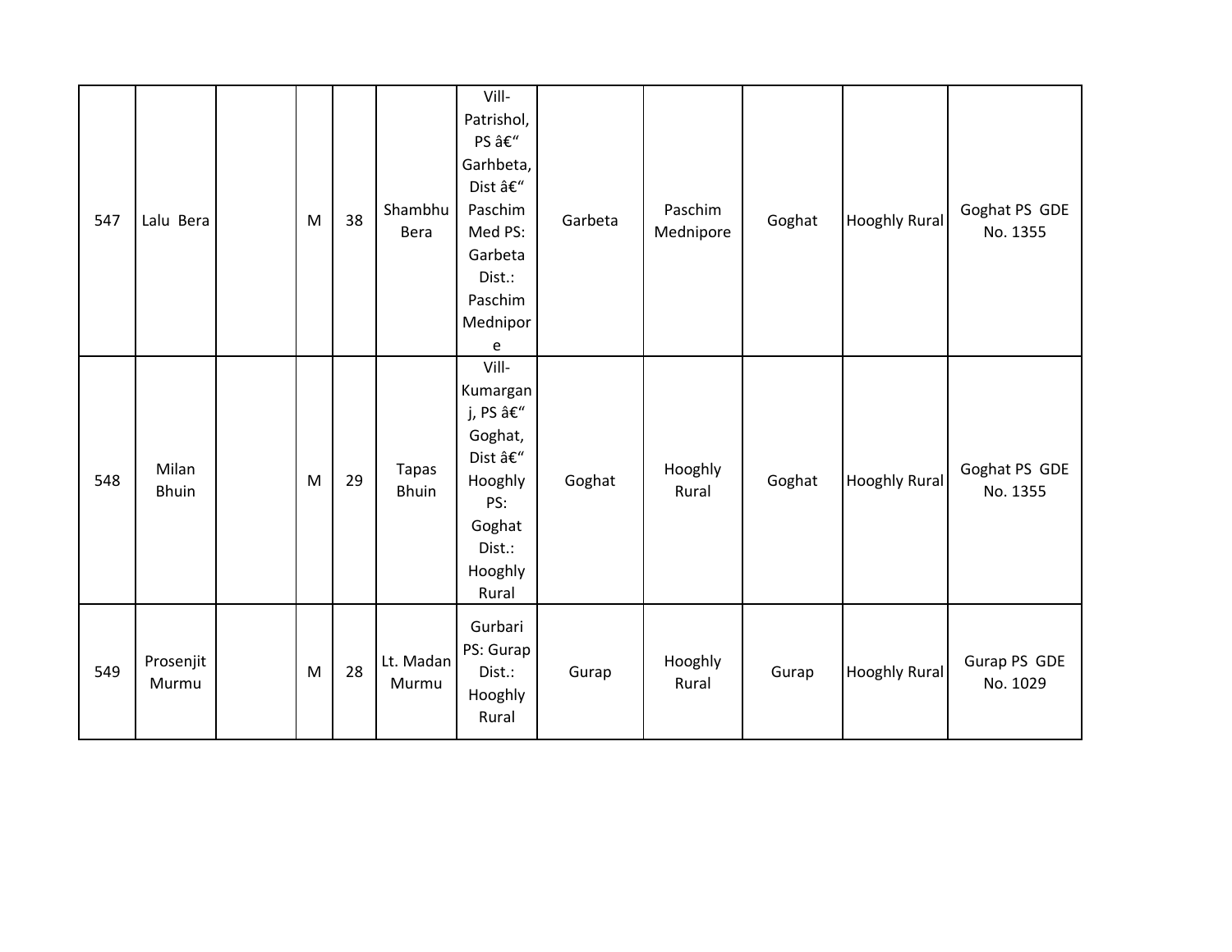| 547 | Lalu Bera | | M | 38 | Shambhu Bera | Vill- Patrishol, PS â€“ Garhbeta, Dist â€“ Paschim Med PS: Garbeta Dist.: Paschim Mednipore | Garbeta | Paschim Mednipore | Goghat | Hooghly Rural | Goghat PS GDE No. 1355 |
|---|---|---|---|---|---|---|---|---|---|---|---|
| 548 | Milan Bhuin | | M | 29 | Tapas Bhuin | Vill- Kumarganj, PS â€“ Goghat, Dist â€“ Hooghly PS: Goghat Dist.: Hooghly Rural | Goghat | Hooghly Rural | Goghat | Hooghly Rural | Goghat PS GDE No. 1355 |
| 549 | Prosenjit Murmu | | M | 28 | Lt. Madan Murmu | Gurbari PS: Gurap Dist.: Hooghly Rural | Gurap | Hooghly Rural | Gurap | Hooghly Rural | Gurap PS GDE No. 1029 |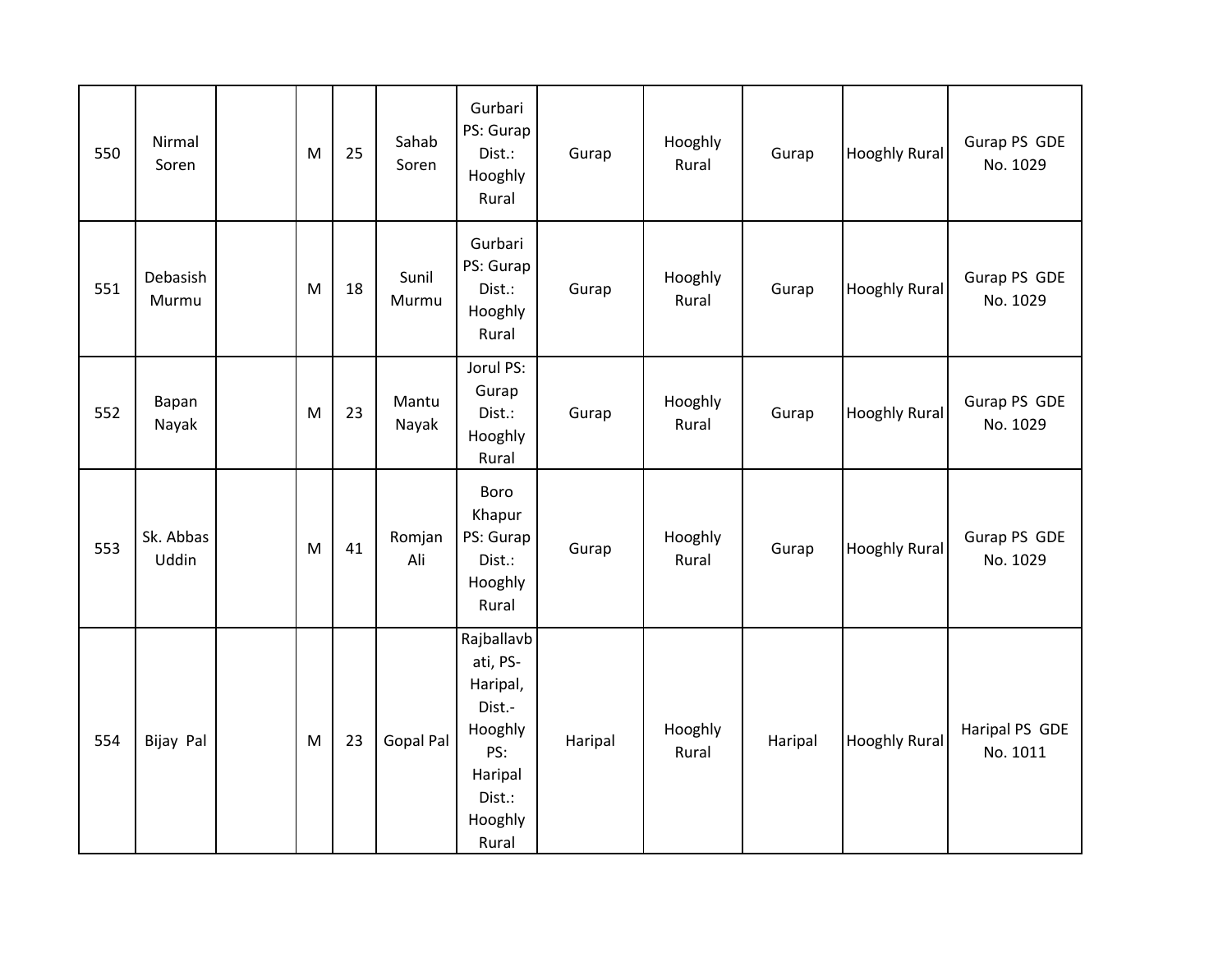| 550 | Nirmal Soren | | M | 25 | Sahab Soren | Gurbari PS: Gurap Dist.: Hooghly Rural | Gurap | Hooghly Rural | Gurap | Hooghly Rural | Gurap PS GDE No. 1029 |
|---|---|---|---|---|---|---|---|---|---|---|---|
| 551 | Debasish Murmu | | M | 18 | Sunil Murmu | Gurbari PS: Gurap Dist.: Hooghly Rural | Gurap | Hooghly Rural | Gurap | Hooghly Rural | Gurap PS GDE No. 1029 |
| 552 | Bapan Nayak | | M | 23 | Mantu Nayak | Jorul PS: Gurap Dist.: Hooghly Rural | Gurap | Hooghly Rural | Gurap | Hooghly Rural | Gurap PS GDE No. 1029 |
| 553 | Sk. Abbas Uddin | | M | 41 | Romjan Ali | Boro Khapur PS: Gurap Dist.: Hooghly Rural | Gurap | Hooghly Rural | Gurap | Hooghly Rural | Gurap PS GDE No. 1029 |
| 554 | Bijay Pal | | M | 23 | Gopal Pal | Rajballavbati, PS-Haripal, Dist.-Hooghly PS: Haripal Dist.: Hooghly Rural | Haripal | Hooghly Rural | Haripal | Hooghly Rural | Haripal PS GDE No. 1011 |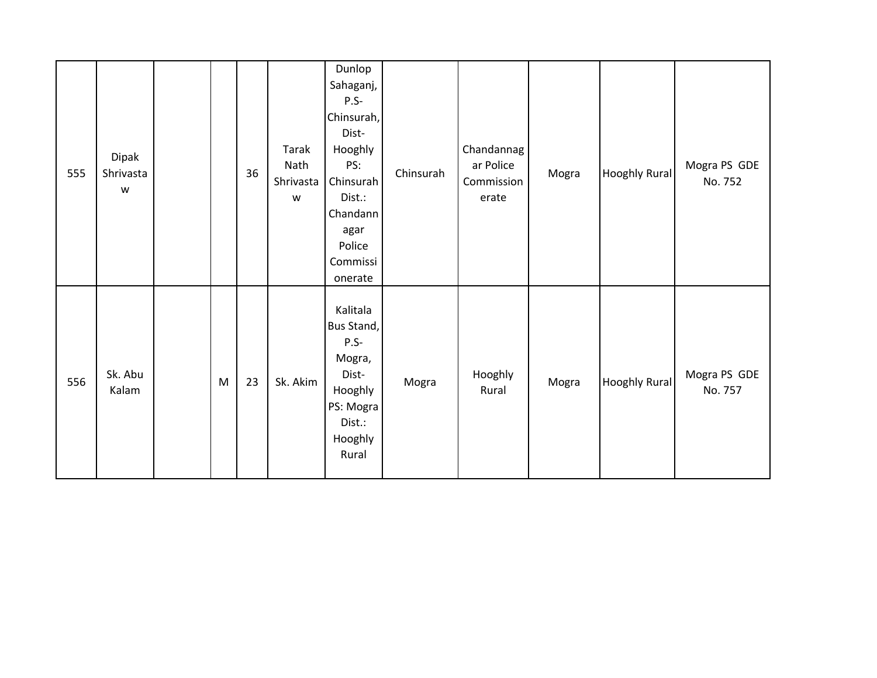| | | | | | | | | | | | |
|---|---|---|---|---|---|---|---|---|---|---|---|
| 555 | Dipak Shrivastaw | | | 36 | Tarak Nath Shrivastaw | Dunlop Sahaganj, P.S-Chinsurah, Dist-Hooghly PS: Chinsurah Dist.: Chandannagar Police Commissionerate | Chinsurah | Chandannagar Police Commissionerate | Mogra | Hooghly Rural | Mogra PS GDE No. 752 |
| 556 | Sk. Abu Kalam | | M | 23 | Sk. Akim | Kalitala Bus Stand, P.S-Mogra, Dist-Hooghly PS: Mogra Dist.: Hooghly Rural | Mogra | Hooghly Rural | Mogra | Hooghly Rural | Mogra PS GDE No. 757 |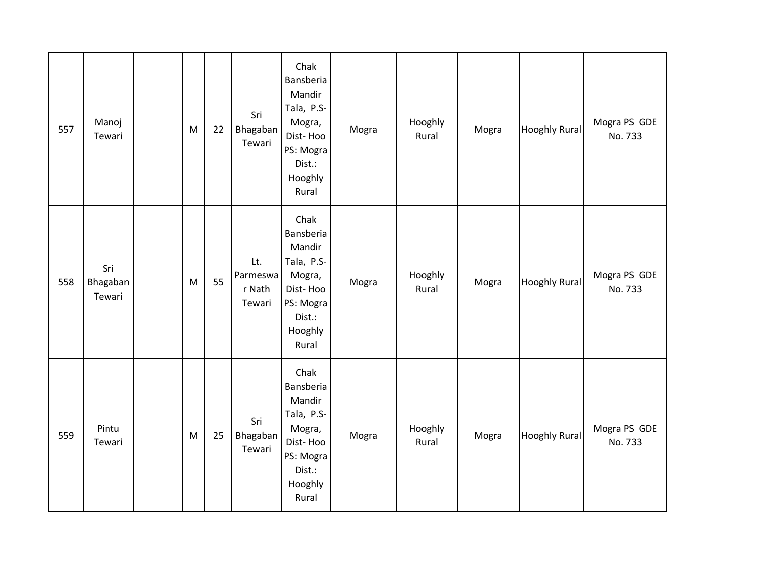| | | | | | | | | | | | |
|---|---|---|---|---|---|---|---|---|---|---|---|
| 557 | Manoj Tewari | | M | 22 | Sri Bhagaban Tewari | Chak Bansberia Mandir Tala, P.S- Mogra, Dist- Hoo PS: Mogra Dist.: Hooghly Rural | Mogra | Hooghly Rural | Mogra | Hooghly Rural | Mogra PS GDE No. 733 |
| 558 | Sri Bhagaban Tewari | | M | 55 | Lt. Parmeswar Nath Tewari | Chak Bansberia Mandir Tala, P.S- Mogra, Dist- Hoo PS: Mogra Dist.: Hooghly Rural | Mogra | Hooghly Rural | Mogra | Hooghly Rural | Mogra PS GDE No. 733 |
| 559 | Pintu Tewari | | M | 25 | Sri Bhagaban Tewari | Chak Bansberia Mandir Tala, P.S- Mogra, Dist- Hoo PS: Mogra Dist.: Hooghly Rural | Mogra | Hooghly Rural | Mogra | Hooghly Rural | Mogra PS GDE No. 733 |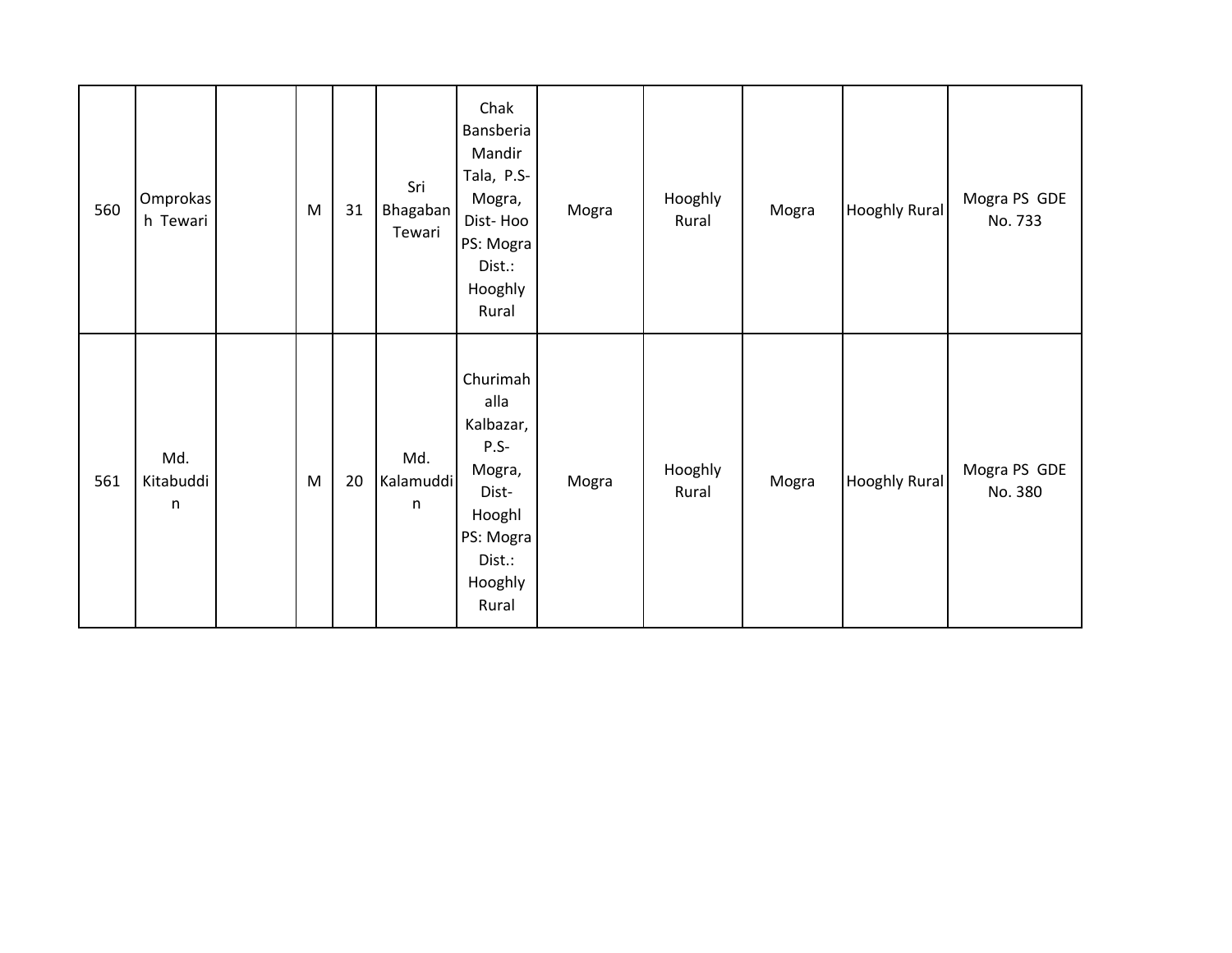| 560 | Omprokash Tewari | | M | 31 | Sri Bhagaban Tewari | Chak Bansberia Mandir Tala, P.S- Mogra, Dist- Hoo PS: Mogra Dist.: Hooghly Rural | Mogra | Hooghly Rural | Mogra | Hooghly Rural | Mogra PS GDE No. 733 |
|---|---|---|---|---|---|---|---|---|---|---|---|
| 561 | Md. Kitabuddin | | M | 20 | Md. Kalamuddin | Churimahalla Kalbazar, P.S- Mogra, Dist- Hooghl PS: Mogra Dist.: Hooghly Rural | Mogra | Hooghly Rural | Mogra | Hooghly Rural | Mogra PS GDE No. 380 |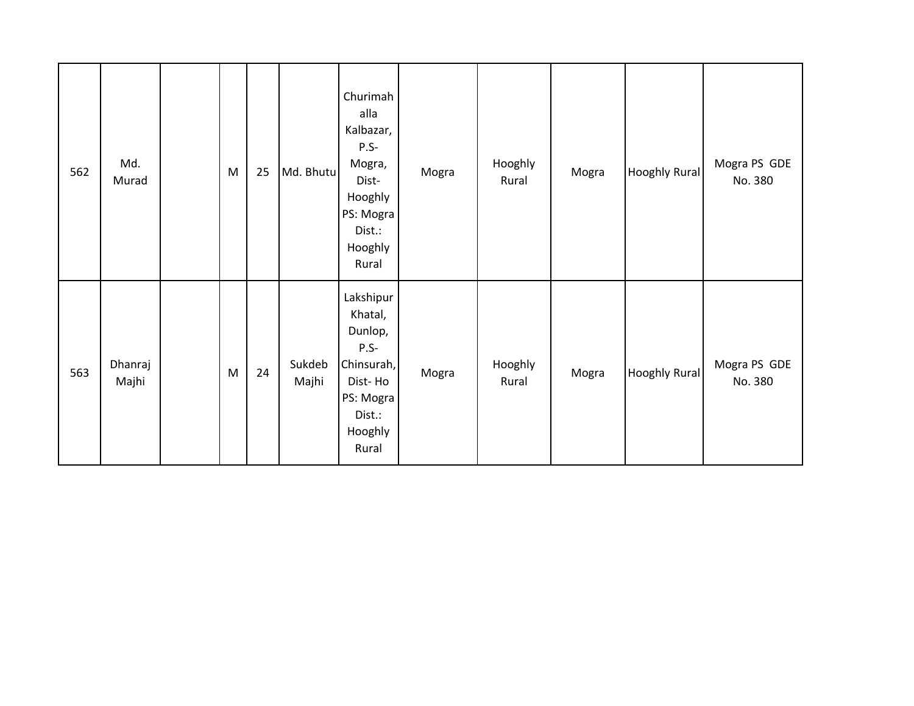| | | | | | | | | | | | |
|---|---|---|---|---|---|---|---|---|---|---|---|
| 562 | Md. Murad | | M | 25 | Md. Bhutu | Churimahalla Kalbazar, P.S- Mogra, Dist- Hooghly PS: Mogra Dist.: Hooghly Rural | Mogra | Hooghly Rural | Mogra | Hooghly Rural | Mogra PS GDE No. 380 |
| 563 | Dhanraj Majhi | | M | 24 | Sukdeb Majhi | Lakshipur Khatal, Dunlop, P.S- Chinsurah, Dist- Ho PS: Mogra Dist.: Hooghly Rural | Mogra | Hooghly Rural | Mogra | Hooghly Rural | Mogra PS GDE No. 380 |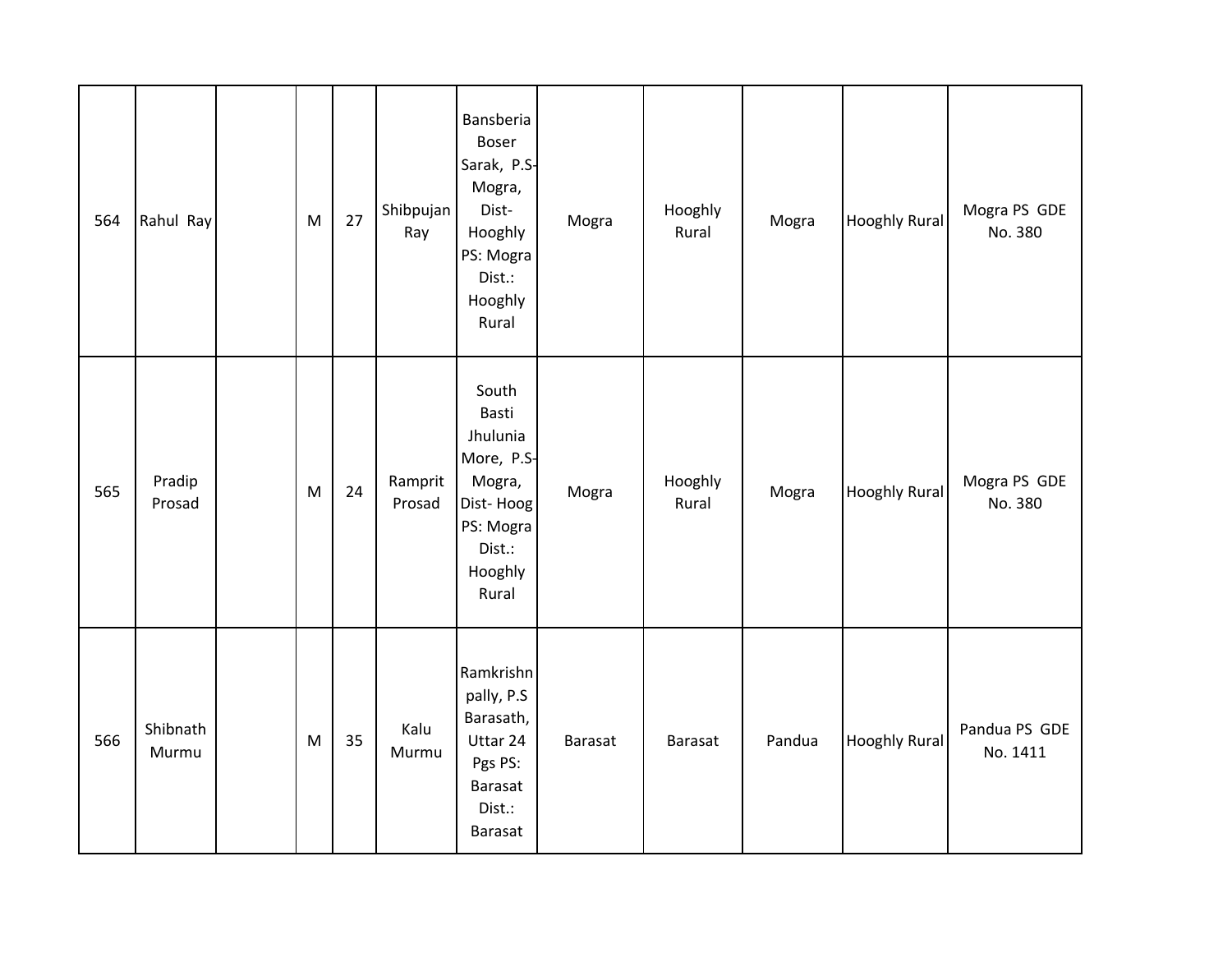| 564 | Rahul Ray | | M | 27 | Shibpujan Ray | Bansberia Boser Sarak, P.S- Mogra, Dist- Hooghly PS: Mogra Dist.: Hooghly Rural | Mogra | Hooghly Rural | Mogra | Hooghly Rural | Mogra PS GDE No. 380 |
|---|---|---|---|---|---|---|---|---|---|---|---|
| 565 | Pradip Prosad | | M | 24 | Ramprit Prosad | South Basti Jhulunia More, P.S- Mogra, Dist- Hoog PS: Mogra Dist.: Hooghly Rural | Mogra | Hooghly Rural | Mogra | Hooghly Rural | Mogra PS GDE No. 380 |
| 566 | Shibnath Murmu | | M | 35 | Kalu Murmu | Ramkrishn pally, P.S Barasath, Uttar 24 Pgs PS: Barasat Dist.: Barasat | Barasat | Barasat | Pandua | Hooghly Rural | Pandua PS GDE No. 1411 |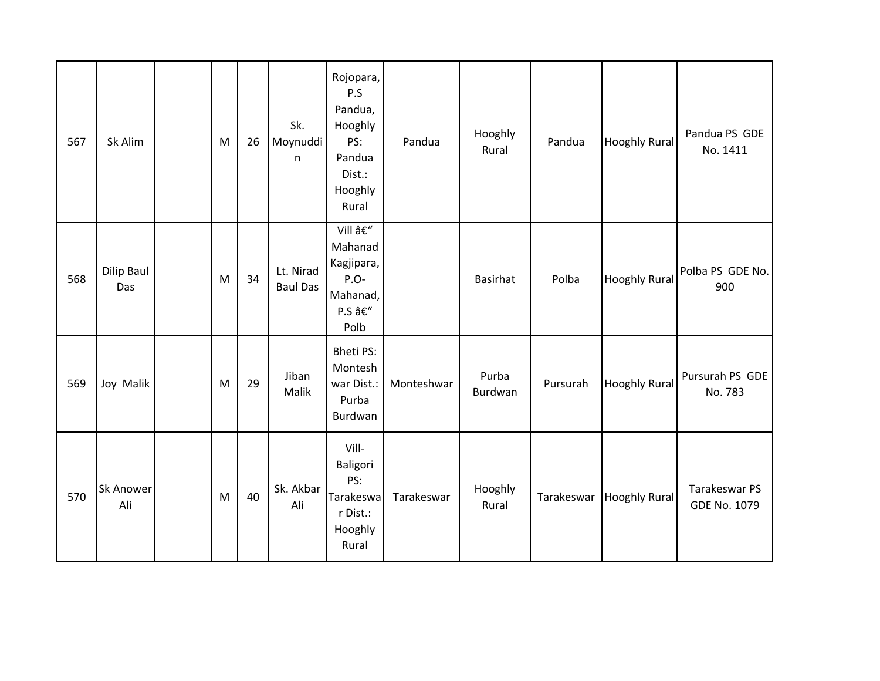| 567 | Sk Alim | | M | 26 | Sk. Moynuddin | Rojopara, P.S Pandua, Hooghly PS: Pandua Dist.: Hooghly Rural | Pandua | Hooghly Rural | Pandua | Hooghly Rural | Pandua PS GDE No. 1411 |
|---|---|---|---|---|---|---|---|---|---|---|---|
| 568 | Dilip Baul Das | | M | 34 | Lt. Nirad Baul Das | Vill â€" Mahanad Kagjipara, P.O- Mahanad, P.S â€" Polb | | Basirhat | Polba | Hooghly Rural | Polba PS GDE No. 900 |
| 569 | Joy Malik | | M | 29 | Jiban Malik | Bheti PS: Monteshwar Dist.: Purba Burdwan | Monteshwar | Purba Burdwan | Pursurah | Hooghly Rural | Pursurah PS GDE No. 783 |
| 570 | Sk Anower Ali | | M | 40 | Sk. Akbar Ali | Vill- Baligori PS: Tarakeswar Dist.: Hooghly Rural | Tarakeswar | Hooghly Rural | Tarakeswar | Hooghly Rural | Tarakeswar PS GDE No. 1079 |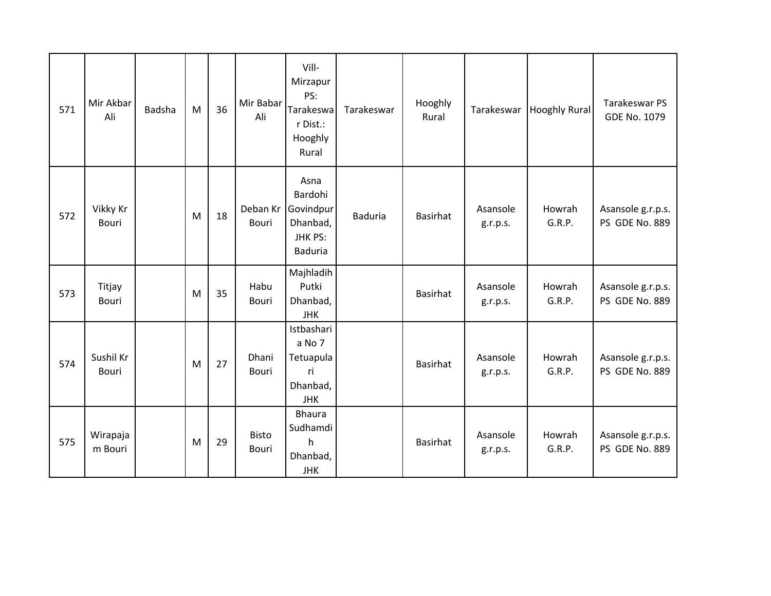| 571 | Mir Akbar Ali | Badsha | M | 36 | Mir Babar Ali | Vill- Mirzapur PS: Tarakeswar Dist.: Hooghly Rural | Tarakeswar | Hooghly Rural | Tarakeswar | Hooghly Rural | Tarakeswar PS GDE No. 1079 |
|---|---|---|---|---|---|---|---|---|---|---|---|
| 572 | Vikky Kr Bouri | | M | 18 | Deban Kr Bouri | Asna Bardohi Govindpur Dhanbad, JHK PS: Baduria | Baduria | Basirhat | Asansole g.r.p.s. | Howrah G.R.P. | Asansole g.r.p.s. PS GDE No. 889 |
| 573 | Titjay Bouri | | M | 35 | Habu Bouri | Majhladih Putki Dhanbad, JHK | | Basirhat | Asansole g.r.p.s. | Howrah G.R.P. | Asansole g.r.p.s. PS GDE No. 889 |
| 574 | Sushil Kr Bouri | | M | 27 | Dhani Bouri | Istbasharia No 7 Tetuapulari Dhanbad, JHK | | Basirhat | Asansole g.r.p.s. | Howrah G.R.P. | Asansole g.r.p.s. PS GDE No. 889 |
| 575 | Wirapajam Bouri | | M | 29 | Bisto Bouri | Bhaura Sudhamdih Dhanbad, JHK | | Basirhat | Asansole g.r.p.s. | Howrah G.R.P. | Asansole g.r.p.s. PS GDE No. 889 |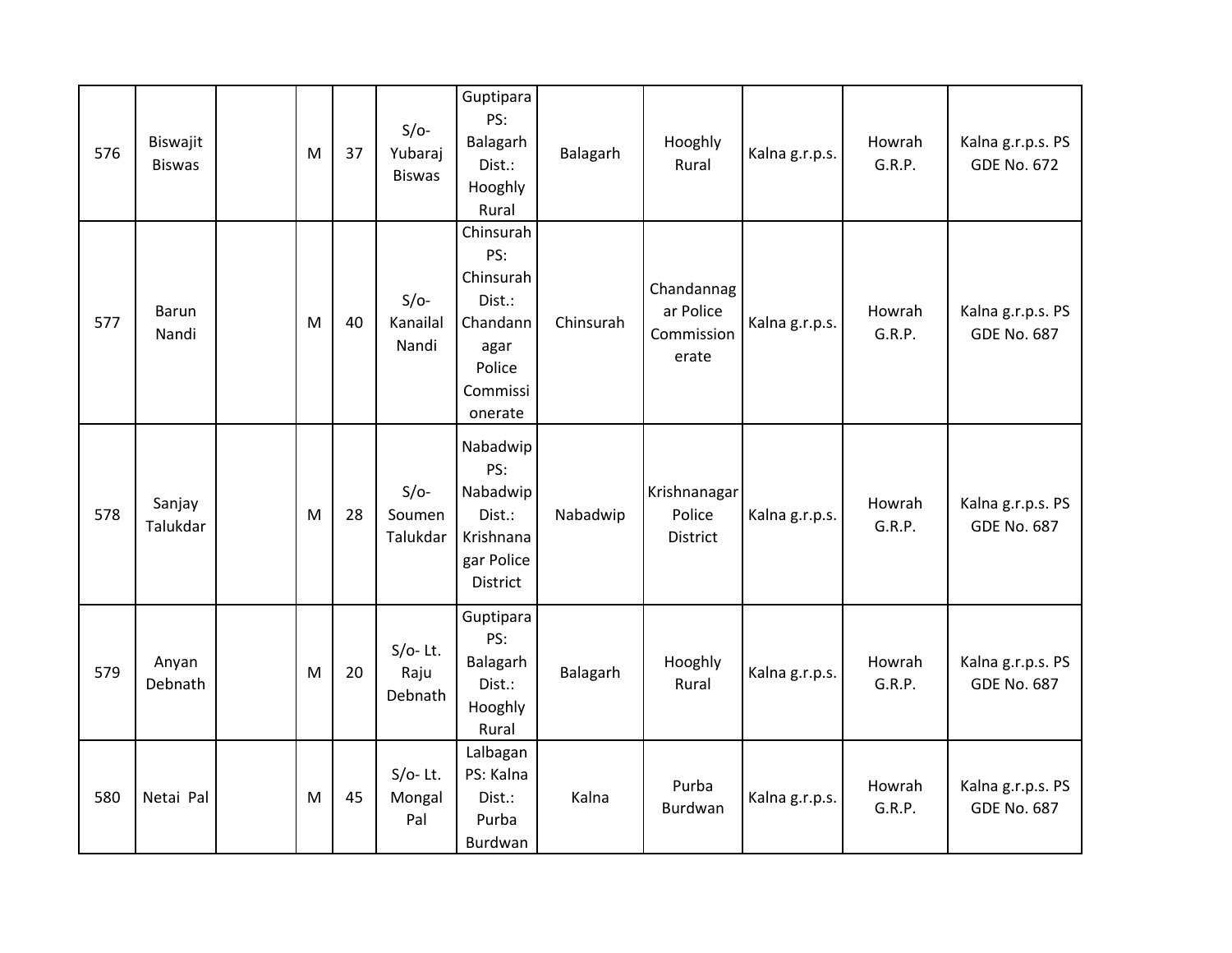| 576 | Biswajit Biswas | | M | 37 | S/o- Yubaraj Biswas | Guptipara PS: Balagarh Dist.: Hooghly Rural | Balagarh | Hooghly Rural | Kalna g.r.p.s. | Howrah G.R.P. | Kalna g.r.p.s. PS GDE No. 672 |
|---|---|---|---|---|---|---|---|---|---|---|---|
| 577 | Barun Nandi | | M | 40 | S/o- Kanailal Nandi | Chinsurah PS: Chinsurah Dist.: Chandannagar Police Commissionerate | Chinsurah | Chandannagar Police Commissionerate | Kalna g.r.p.s. | Howrah G.R.P. | Kalna g.r.p.s. PS GDE No. 687 |
| 578 | Sanjay Talukdar | | M | 28 | S/o- Soumen Talukdar | Nabadwip PS: Nabadwip Dist.: Krishnanagar Police District | Nabadwip | Krishnanagar Police District | Kalna g.r.p.s. | Howrah G.R.P. | Kalna g.r.p.s. PS GDE No. 687 |
| 579 | Anyan Debnath | | M | 20 | S/o- Lt. Raju Debnath | Guptipara PS: Balagarh Dist.: Hooghly Rural | Balagarh | Hooghly Rural | Kalna g.r.p.s. | Howrah G.R.P. | Kalna g.r.p.s. PS GDE No. 687 |
| 580 | Netai Pal | | M | 45 | S/o- Lt. Mongal Pal | Lalbagan PS: Kalna Dist.: Purba Burdwan | Kalna | Purba Burdwan | Kalna g.r.p.s. | Howrah G.R.P. | Kalna g.r.p.s. PS GDE No. 687 |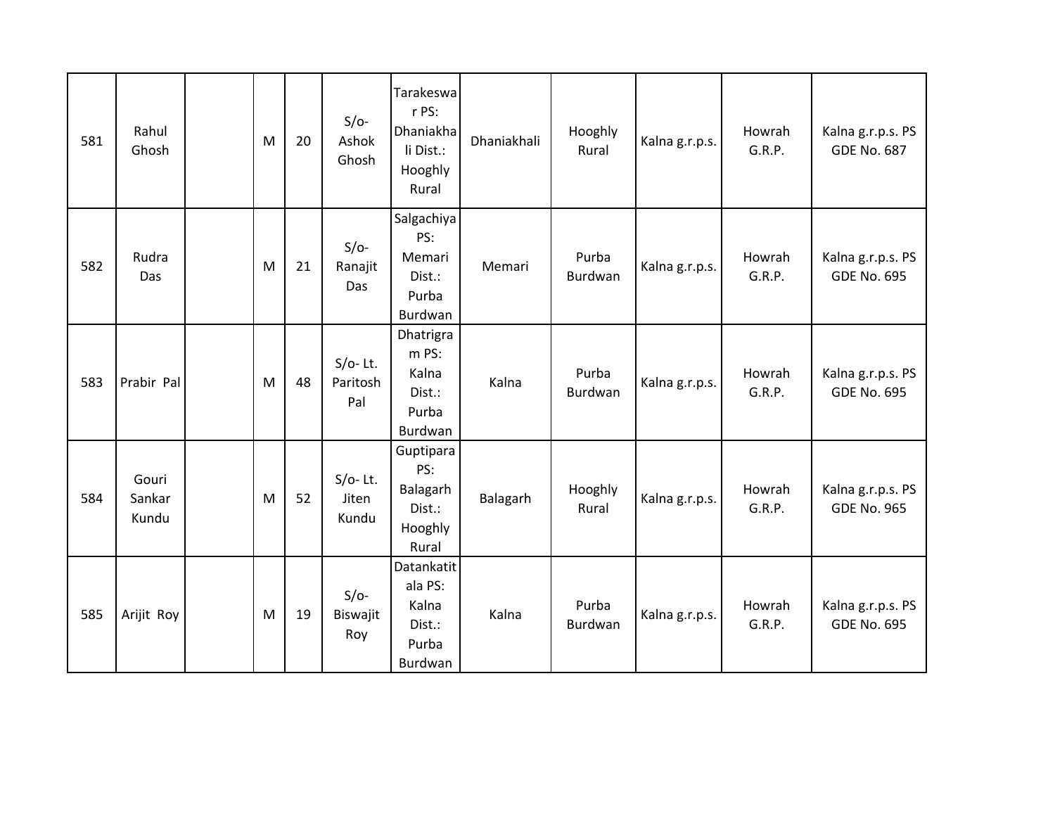| 581 | Rahul Ghosh | | M | 20 | S/o- Ashok Ghosh | Tarakeswar PS: Dhaniakhali Dist.: Hooghly Rural | Dhaniakhali | Hooghly Rural | Kalna g.r.p.s. | Howrah G.R.P. | Kalna g.r.p.s. PS GDE No. 687 |
|---|---|---|---|---|---|---|---|---|---|---|---|
| 582 | Rudra Das | | M | 21 | S/o- Ranajit Das | Salgachiya PS: Memari Dist.: Purba Burdwan | Memari | Purba Burdwan | Kalna g.r.p.s. | Howrah G.R.P. | Kalna g.r.p.s. PS GDE No. 695 |
| 583 | Prabir Pal | | M | 48 | S/o- Lt. Paritosh Pal | Dhatrigram PS: Kalna Dist.: Purba Burdwan | Kalna | Purba Burdwan | Kalna g.r.p.s. | Howrah G.R.P. | Kalna g.r.p.s. PS GDE No. 695 |
| 584 | Gouri Sankar Kundu | | M | 52 | S/o- Lt. Jiten Kundu | Guptipara PS: Balagarh Dist.: Hooghly Rural | Balagarh | Hooghly Rural | Kalna g.r.p.s. | Howrah G.R.P. | Kalna g.r.p.s. PS GDE No. 965 |
| 585 | Arijit Roy | | M | 19 | S/o- Biswajit Roy | Datankatitala PS: Kalna Dist.: Purba Burdwan | Kalna | Purba Burdwan | Kalna g.r.p.s. | Howrah G.R.P. | Kalna g.r.p.s. PS GDE No. 695 |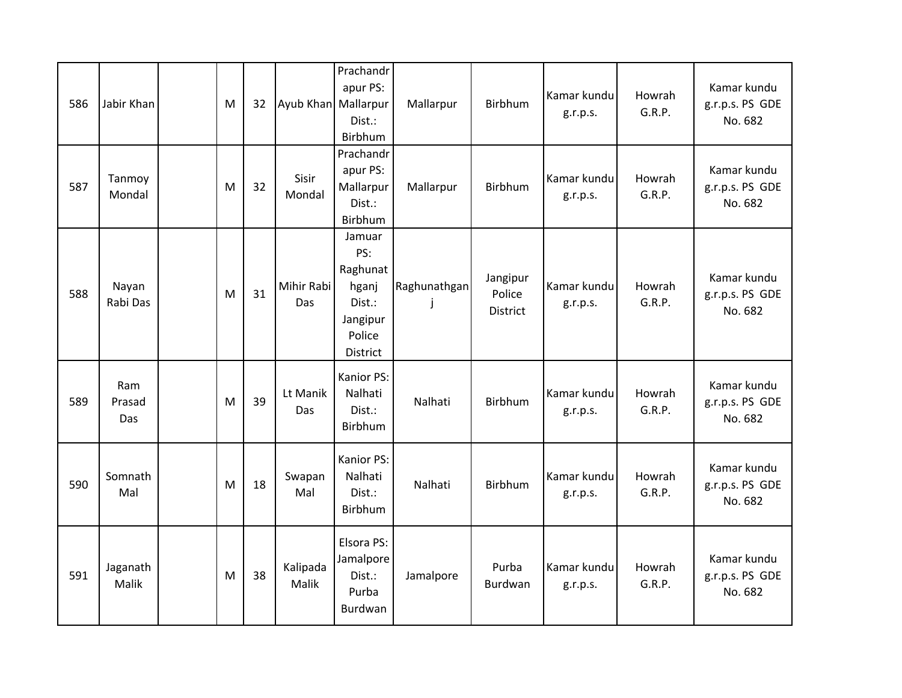| 586 | Jabir Khan | | M | 32 | Ayub Khan | Prachandrapur PS: Mallarpur Dist.: Birbhum | Mallarpur | Birbhum | Kamar kundu g.r.p.s. | Howrah G.R.P. | Kamar kundu g.r.p.s. PS GDE No. 682 |
|---|---|---|---|---|---|---|---|---|---|---|---|
| 587 | Tanmoy Mondal | | M | 32 | Sisir Mondal | Prachandrapur PS: Mallarpur Dist.: Birbhum | Mallarpur | Birbhum | Kamar kundu g.r.p.s. | Howrah G.R.P. | Kamar kundu g.r.p.s. PS GDE No. 682 |
| 588 | Nayan Rabi Das | | M | 31 | Mihir Rabi Das | Jamuar PS: Raghunathganj Dist.: Jangipur Police District | Raghunathganj | Jangipur Police District | Kamar kundu g.r.p.s. | Howrah G.R.P. | Kamar kundu g.r.p.s. PS GDE No. 682 |
| 589 | Ram Prasad Das | | M | 39 | Lt Manik Das | Kanior PS: Nalhati Dist.: Birbhum | Nalhati | Birbhum | Kamar kundu g.r.p.s. | Howrah G.R.P. | Kamar kundu g.r.p.s. PS GDE No. 682 |
| 590 | Somnath Mal | | M | 18 | Swapan Mal | Kanior PS: Nalhati Dist.: Birbhum | Nalhati | Birbhum | Kamar kundu g.r.p.s. | Howrah G.R.P. | Kamar kundu g.r.p.s. PS GDE No. 682 |
| 591 | Jaganath Malik | | M | 38 | Kalipada Malik | Elsora PS: Jamalpore Dist.: Purba Burdwan | Jamalpore | Purba Burdwan | Kamar kundu g.r.p.s. | Howrah G.R.P. | Kamar kundu g.r.p.s. PS GDE No. 682 |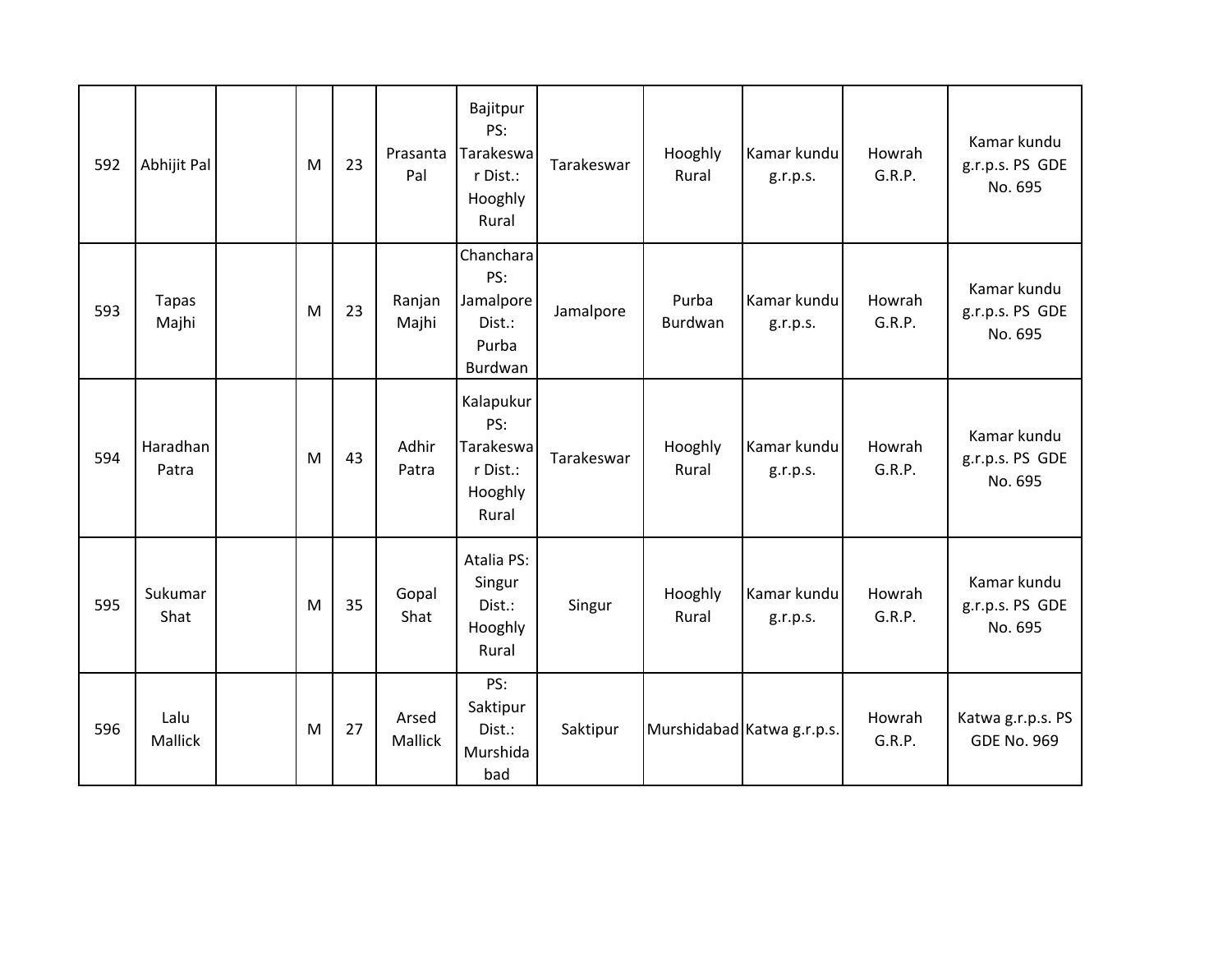| | | | | | | | | | | | |
|---|---|---|---|---|---|---|---|---|---|---|---|
| 592 | Abhijit Pal | | M | 23 | Prasanta Pal | Bajitpur PS: Tarakeswar Dist.: Hooghly Rural | Tarakeswar | Hooghly Rural | Kamar kundu g.r.p.s. | Howrah G.R.P. | Kamar kundu g.r.p.s. PS GDE No. 695 |
| 593 | Tapas Majhi | | M | 23 | Ranjan Majhi | Chanchara PS: Jamalpore Dist.: Purba Burdwan | Jamalpore | Purba Burdwan | Kamar kundu g.r.p.s. | Howrah G.R.P. | Kamar kundu g.r.p.s. PS GDE No. 695 |
| 594 | Haradhan Patra | | M | 43 | Adhir Patra | Kalapukur PS: Tarakeswar Dist.: Hooghly Rural | Tarakeswar | Hooghly Rural | Kamar kundu g.r.p.s. | Howrah G.R.P. | Kamar kundu g.r.p.s. PS GDE No. 695 |
| 595 | Sukumar Shat | | M | 35 | Gopal Shat | Atalia PS: Singur Dist.: Hooghly Rural | Singur | Hooghly Rural | Kamar kundu g.r.p.s. | Howrah G.R.P. | Kamar kundu g.r.p.s. PS GDE No. 695 |
| 596 | Lalu Mallick | | M | 27 | Arsed Mallick | PS: Saktipur Dist.: Murshidabad | Saktipur | Murshidabad | Katwa g.r.p.s. | Howrah G.R.P. | Katwa g.r.p.s. PS GDE No. 969 |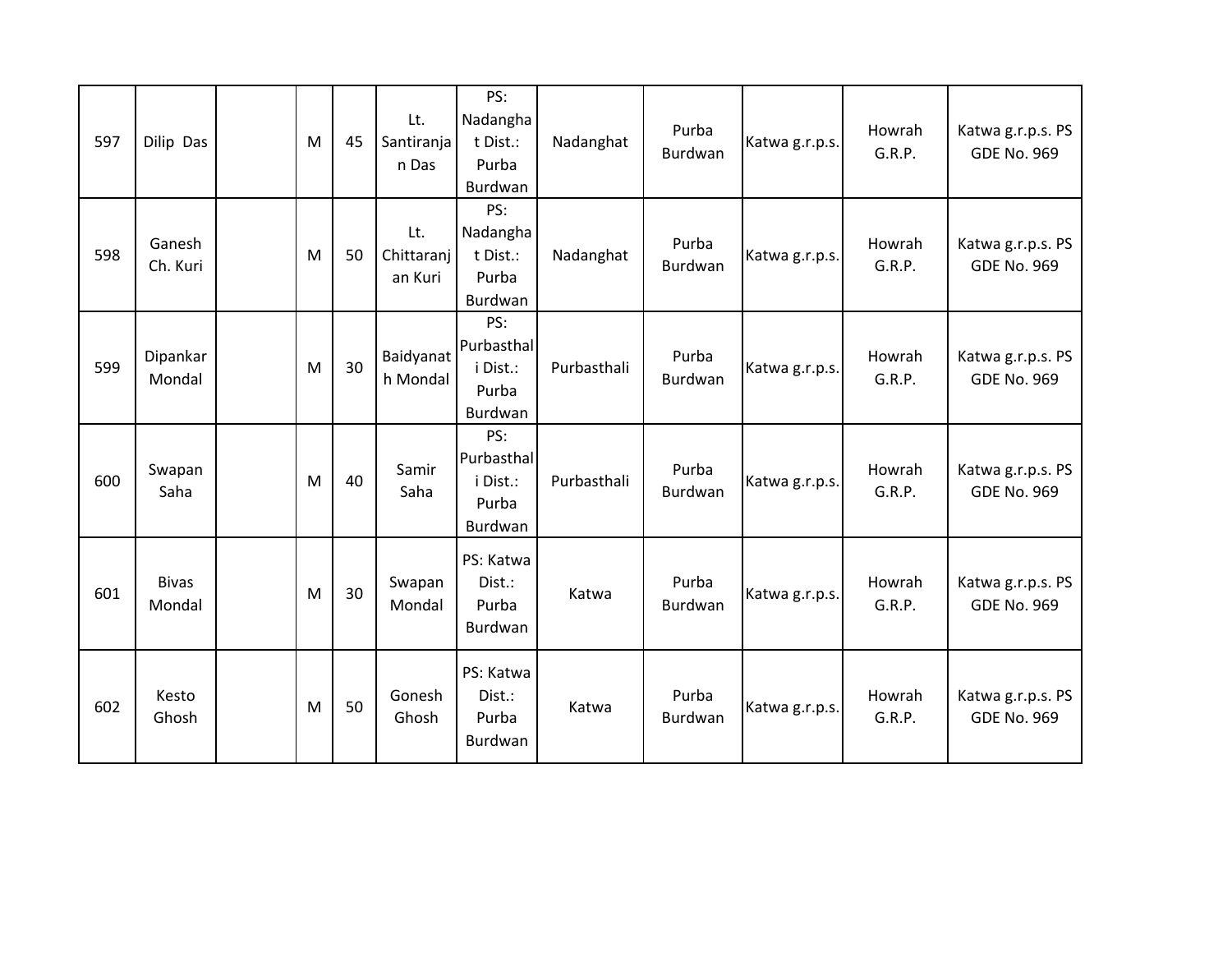| 597 | Dilip Das | | M | 45 | Lt. Santiranjan Das | PS: Nadanghat Dist.: Purba Burdwan | Nadanghat | Purba Burdwan | Katwa g.r.p.s. | Howrah G.R.P. | Katwa g.r.p.s. PS GDE No. 969 |
|---|---|---|---|---|---|---|---|---|---|---|---|
| 598 | Ganesh Ch. Kuri | | M | 50 | Lt. Chittaranjan Kuri | PS: Nadanghat Dist.: Purba Burdwan | Nadanghat | Purba Burdwan | Katwa g.r.p.s. | Howrah G.R.P. | Katwa g.r.p.s. PS GDE No. 969 |
| 599 | Dipankar Mondal | | M | 30 | Baidyanath Mondal | PS: Purbasthali Dist.: Purba Burdwan | Purbasthali | Purba Burdwan | Katwa g.r.p.s. | Howrah G.R.P. | Katwa g.r.p.s. PS GDE No. 969 |
| 600 | Swapan Saha | | M | 40 | Samir Saha | PS: Purbasthali Dist.: Purba Burdwan | Purbasthali | Purba Burdwan | Katwa g.r.p.s. | Howrah G.R.P. | Katwa g.r.p.s. PS GDE No. 969 |
| 601 | Bivas Mondal | | M | 30 | Swapan Mondal | PS: Katwa Dist.: Purba Burdwan | Katwa | Purba Burdwan | Katwa g.r.p.s. | Howrah G.R.P. | Katwa g.r.p.s. PS GDE No. 969 |
| 602 | Kesto Ghosh | | M | 50 | Gonesh Ghosh | PS: Katwa Dist.: Purba Burdwan | Katwa | Purba Burdwan | Katwa g.r.p.s. | Howrah G.R.P. | Katwa g.r.p.s. PS GDE No. 969 |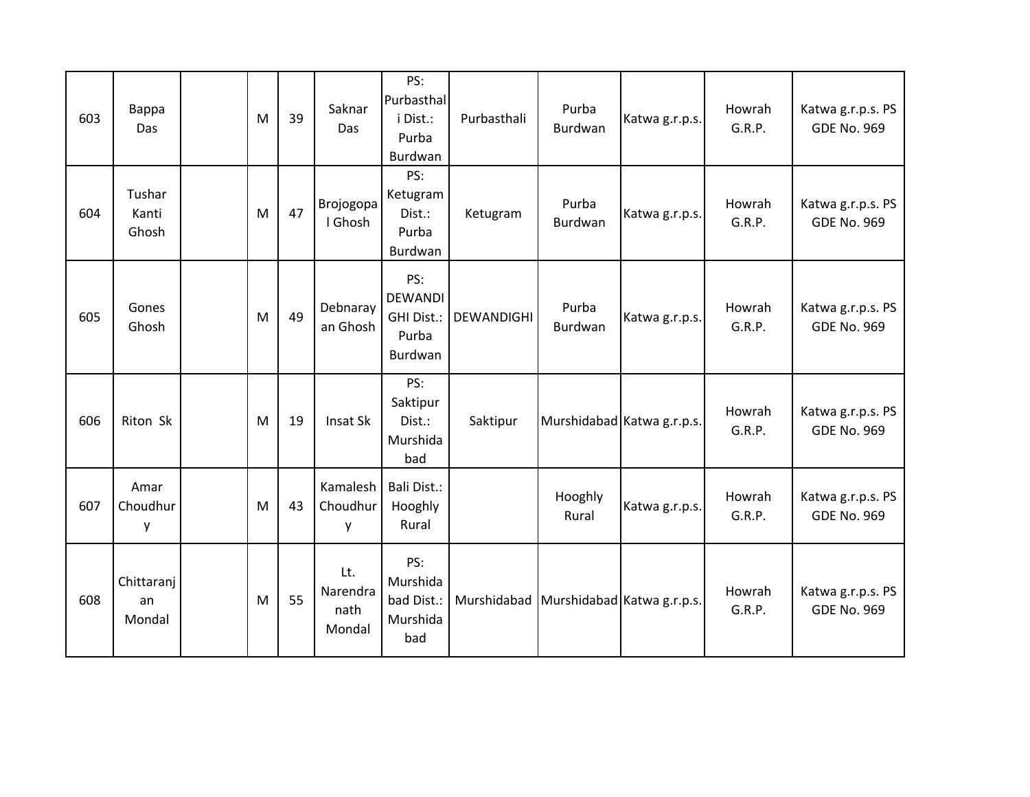| | | | | | | | | | | | |
|---|---|---|---|---|---|---|---|---|---|---|---|
| 603 | Bappa Das | | M | 39 | Saknar Das | PS: Purbasthali Dist.: Purba Burdwan | Purbasthali | Purba Burdwan | Katwa g.r.p.s. | Howrah G.R.P. | Katwa g.r.p.s. PS GDE No. 969 |
| 604 | Tushar Kanti Ghosh | | M | 47 | Brojogopal Ghosh | PS: Ketugram Dist.: Purba Burdwan | Ketugram | Purba Burdwan | Katwa g.r.p.s. | Howrah G.R.P. | Katwa g.r.p.s. PS GDE No. 969 |
| 605 | Gones Ghosh | | M | 49 | Debnarayan Ghosh | PS: DEWANDIGHI Dist.: Purba Burdwan | DEWANDIGHI | Purba Burdwan | Katwa g.r.p.s. | Howrah G.R.P. | Katwa g.r.p.s. PS GDE No. 969 |
| 606 | Riton Sk | | M | 19 | Insat Sk | PS: Saktipur Dist.: Murshidabad | Saktipur | Murshidabad | Katwa g.r.p.s. | Howrah G.R.P. | Katwa g.r.p.s. PS GDE No. 969 |
| 607 | Amar Choudhury | | M | 43 | Kamalesh Choudhury | Bali Dist.: Hooghly Rural | | Hooghly Rural | Katwa g.r.p.s. | Howrah G.R.P. | Katwa g.r.p.s. PS GDE No. 969 |
| 608 | Chittaranjan Mondal | | M | 55 | Lt. Narendranath Mondal | PS: Murshidabad Dist.: Murshidabad | Murshidabad | Murshidabad | Katwa g.r.p.s. | Howrah G.R.P. | Katwa g.r.p.s. PS GDE No. 969 |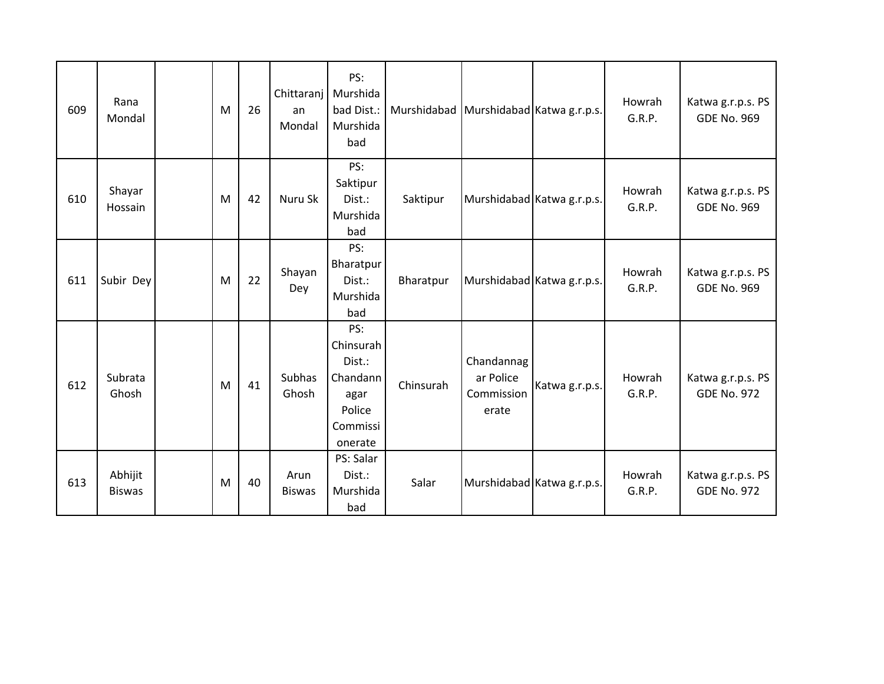| 609 | Rana Mondal | | M | 26 | Chittaranjan Mondal | PS: Murshidabad Dist.: Murshidabad | Murshidabad | Murshidabad | Katwa g.r.p.s. | Howrah G.R.P. | Katwa g.r.p.s. PS GDE No. 969 |
|---|---|---|---|---|---|---|---|---|---|---|---|
| 610 | Shayar Hossain | | M | 42 | Nuru Sk | PS: Saktipur Dist.: Murshidabad | Saktipur | Murshidabad | Katwa g.r.p.s. | Howrah G.R.P. | Katwa g.r.p.s. PS GDE No. 969 |
| 611 | Subir Dey | | M | 22 | Shayan Dey | PS: Bharatpur Dist.: Murshidabad | Bharatpur | Murshidabad | Katwa g.r.p.s. | Howrah G.R.P. | Katwa g.r.p.s. PS GDE No. 969 |
| 612 | Subrata Ghosh | | M | 41 | Subhas Ghosh | PS: Chinsurah Dist.: Chandannagar Police Commissionerate | Chinsurah | Chandannagar Police Commissionerate | Katwa g.r.p.s. | Howrah G.R.P. | Katwa g.r.p.s. PS GDE No. 972 |
| 613 | Abhijit Biswas | | M | 40 | Arun Biswas | PS: Salar Dist.: Murshidabad | Salar | Murshidabad | Katwa g.r.p.s. | Howrah G.R.P. | Katwa g.r.p.s. PS GDE No. 972 |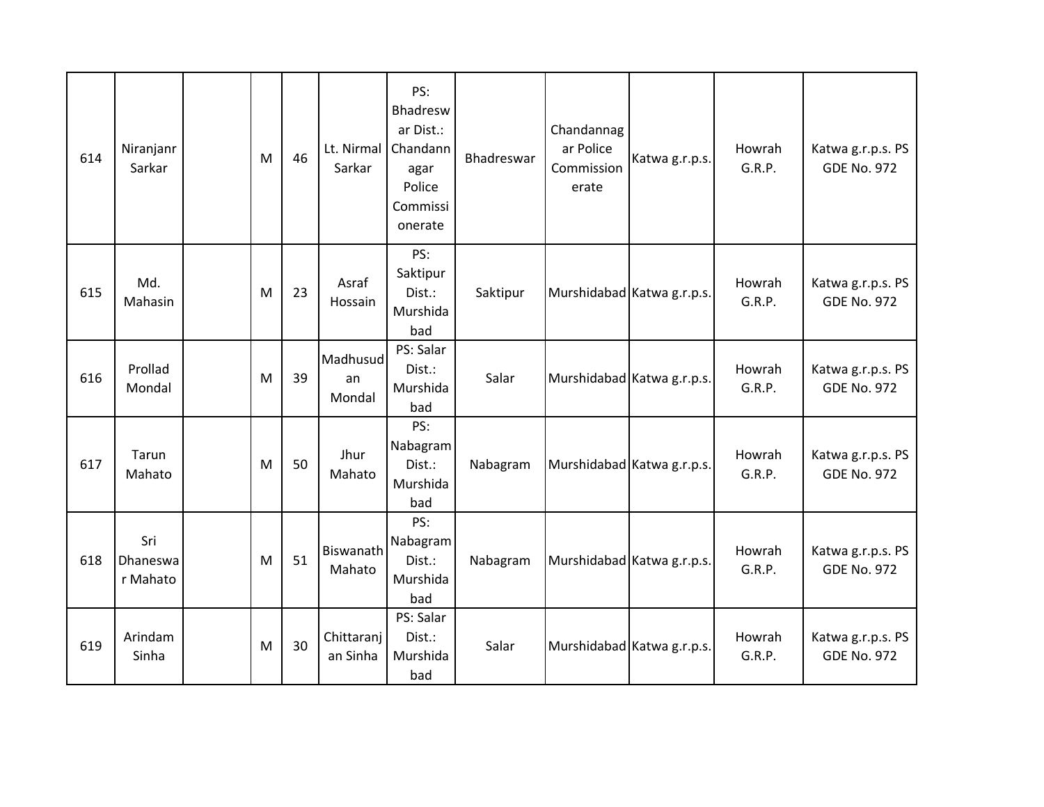| | | | | | | | | | | | |
|---|---|---|---|---|---|---|---|---|---|---|---|
| 614 | Niranjanr Sarkar | | M | 46 | Lt. Nirmal Sarkar | PS: Bhadreswar Dist.: Chandannagar Police Commissionerate | Bhadreswar | Chandannagar Police Commissionerate | Katwa g.r.p.s. | Howrah G.R.P. | Katwa g.r.p.s. PS GDE No. 972 |
| 615 | Md. Mahasin | | M | 23 | Asraf Hossain | PS: Saktipur Dist.: Murshidabad | Saktipur | Murshidabad | Katwa g.r.p.s. | Howrah G.R.P. | Katwa g.r.p.s. PS GDE No. 972 |
| 616 | Prollad Mondal | | M | 39 | Madhusudan Mondal | PS: Salar Dist.: Murshidabad | Salar | Murshidabad | Katwa g.r.p.s. | Howrah G.R.P. | Katwa g.r.p.s. PS GDE No. 972 |
| 617 | Tarun Mahato | | M | 50 | Jhur Mahato | PS: Nabagram Dist.: Murshidabad | Nabagram | Murshidabad | Katwa g.r.p.s. | Howrah G.R.P. | Katwa g.r.p.s. PS GDE No. 972 |
| 618 | Sri Dhaneswar Mahato | | M | 51 | Biswanath Mahato | PS: Nabagram Dist.: Murshidabad | Nabagram | Murshidabad | Katwa g.r.p.s. | Howrah G.R.P. | Katwa g.r.p.s. PS GDE No. 972 |
| 619 | Arindam Sinha | | M | 30 | Chittaranjan Sinha | PS: Salar Dist.: Murshidabad | Salar | Murshidabad | Katwa g.r.p.s. | Howrah G.R.P. | Katwa g.r.p.s. PS GDE No. 972 |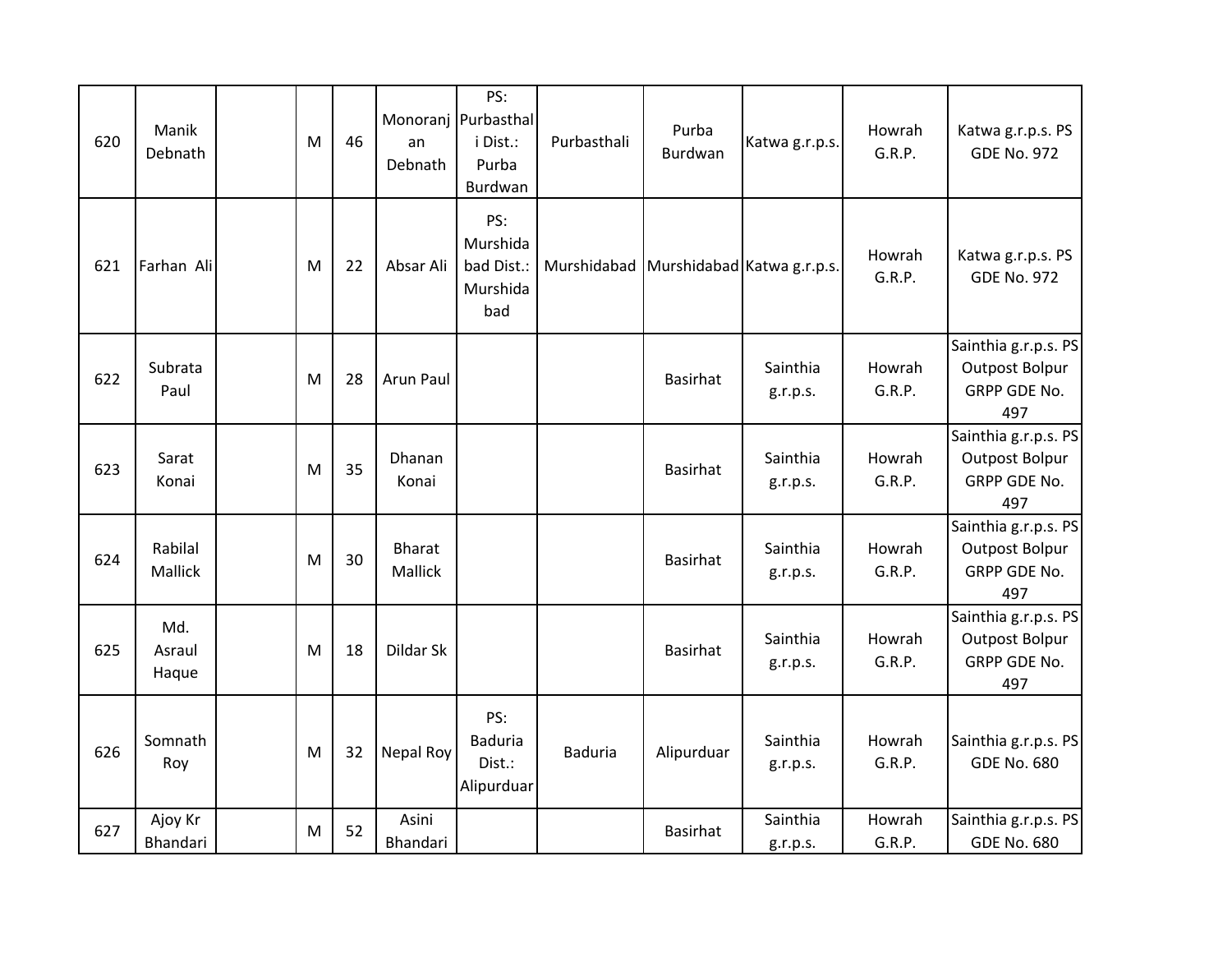| 620 | Manik Debnath | | M | 46 | Monoranjan Debnath | PS: Purbasthali Dist.: Purba Burdwan | Purbasthali | Purba Burdwan | Katwa g.r.p.s. | Howrah G.R.P. | Katwa g.r.p.s. PS GDE No. 972 |
|---|---|---|---|---|---|---|---|---|---|---|---|
| 621 | Farhan Ali | | M | 22 | Absar Ali | PS: Murshidabad Dist.: Murshidabad | Murshidabad | Murshidabad | Katwa g.r.p.s. | Howrah G.R.P. | Katwa g.r.p.s. PS GDE No. 972 |
| 622 | Subrata Paul | | M | 28 | Arun Paul | | | Basirhat | Sainthia g.r.p.s. | Howrah G.R.P. | Sainthia g.r.p.s. PS Outpost Bolpur GRPP GDE No. 497 |
| 623 | Sarat Konai | | M | 35 | Dhanan Konai | | | Basirhat | Sainthia g.r.p.s. | Howrah G.R.P. | Sainthia g.r.p.s. PS Outpost Bolpur GRPP GDE No. 497 |
| 624 | Rabilal Mallick | | M | 30 | Bharat Mallick | | | Basirhat | Sainthia g.r.p.s. | Howrah G.R.P. | Sainthia g.r.p.s. PS Outpost Bolpur GRPP GDE No. 497 |
| 625 | Md. Asraul Haque | | M | 18 | Dildar Sk | | | Basirhat | Sainthia g.r.p.s. | Howrah G.R.P. | Sainthia g.r.p.s. PS Outpost Bolpur GRPP GDE No. 497 |
| 626 | Somnath Roy | | M | 32 | Nepal Roy | PS: Baduria Dist.: Alipurduar | Baduria | Alipurduar | Sainthia g.r.p.s. | Howrah G.R.P. | Sainthia g.r.p.s. PS GDE No. 680 |
| 627 | Ajoy Kr Bhandari | | M | 52 | Asini Bhandari | | | Basirhat | Sainthia g.r.p.s. | Howrah G.R.P. | Sainthia g.r.p.s. PS GDE No. 680 |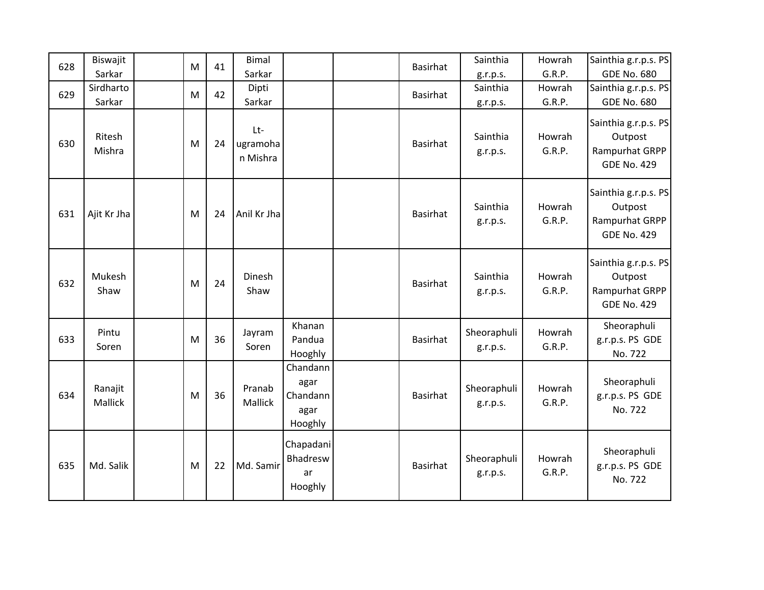| | | | | | | | | | | | |
|---|---|---|---|---|---|---|---|---|---|---|---|
| 628 | Biswajit Sarkar | | M | 41 | Bimal Sarkar | | | Basirhat | Sainthia g.r.p.s. | Howrah G.R.P. | Sainthia g.r.p.s. PS GDE No. 680 |
| 629 | Sirdharto Sarkar | | M | 42 | Dipti Sarkar | | | Basirhat | Sainthia g.r.p.s. | Howrah G.R.P. | Sainthia g.r.p.s. PS GDE No. 680 |
| 630 | Ritesh Mishra | | M | 24 | Lt-ugramohan Mishra | | | Basirhat | Sainthia g.r.p.s. | Howrah G.R.P. | Sainthia g.r.p.s. PS Outpost Rampurhat GRPP GDE No. 429 |
| 631 | Ajit Kr Jha | | M | 24 | Anil Kr Jha | | | Basirhat | Sainthia g.r.p.s. | Howrah G.R.P. | Sainthia g.r.p.s. PS Outpost Rampurhat GRPP GDE No. 429 |
| 632 | Mukesh Shaw | | M | 24 | Dinesh Shaw | | | Basirhat | Sainthia g.r.p.s. | Howrah G.R.P. | Sainthia g.r.p.s. PS Outpost Rampurhat GRPP GDE No. 429 |
| 633 | Pintu Soren | | M | 36 | Jayram Soren | Khanan Pandua Hooghly | | Basirhat | Sheoraphuli g.r.p.s. | Howrah G.R.P. | Sheoraphuli g.r.p.s. PS GDE No. 722 |
| 634 | Ranajit Mallick | | M | 36 | Pranab Mallick | Chandannagar Chandannagar Hooghly | | Basirhat | Sheoraphuli g.r.p.s. | Howrah G.R.P. | Sheoraphuli g.r.p.s. PS GDE No. 722 |
| 635 | Md. Salik | | M | 22 | Md. Samir | Chapadani Bhadreswar Hooghly | | Basirhat | Sheoraphuli g.r.p.s. | Howrah G.R.P. | Sheoraphuli g.r.p.s. PS GDE No. 722 |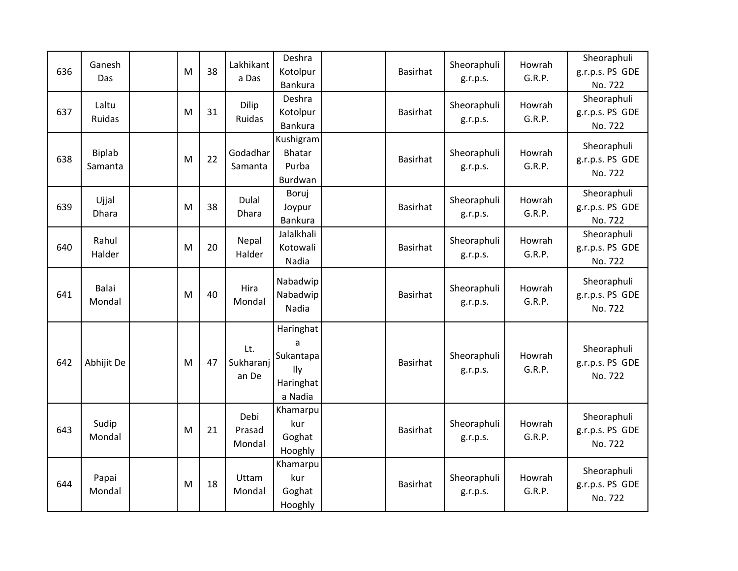| | | | | | | | | | | | |
|---|---|---|---|---|---|---|---|---|---|---|---|
| 636 | Ganesh Das | | M | 38 | Lakhikanta Das | Deshra Kotolpur Bankura | | Basirhat | Sheoraphuli g.r.p.s. | Howrah G.R.P. | Sheoraphuli g.r.p.s. PS GDE No. 722 |
| 637 | Laltu Ruidas | | M | 31 | Dilip Ruidas | Deshra Kotolpur Bankura | | Basirhat | Sheoraphuli g.r.p.s. | Howrah G.R.P. | Sheoraphuli g.r.p.s. PS GDE No. 722 |
| 638 | Biplab Samanta | | M | 22 | Godadhar Samanta | Kushigram Bhatar Purba Burdwan | | Basirhat | Sheoraphuli g.r.p.s. | Howrah G.R.P. | Sheoraphuli g.r.p.s. PS GDE No. 722 |
| 639 | Ujjal Dhara | | M | 38 | Dulal Dhara | Boruj Joypur Bankura | | Basirhat | Sheoraphuli g.r.p.s. | Howrah G.R.P. | Sheoraphuli g.r.p.s. PS GDE No. 722 |
| 640 | Rahul Halder | | M | 20 | Nepal Halder | Jalalkhali Kotowali Nadia | | Basirhat | Sheoraphuli g.r.p.s. | Howrah G.R.P. | Sheoraphuli g.r.p.s. PS GDE No. 722 |
| 641 | Balai Mondal | | M | 40 | Hira Mondal | Nabadwip Nabadwip Nadia | | Basirhat | Sheoraphuli g.r.p.s. | Howrah G.R.P. | Sheoraphuli g.r.p.s. PS GDE No. 722 |
| 642 | Abhijit De | | M | 47 | Lt. Sukharanjan De | Haringhata Sukantapally Haringhata Nadia | | Basirhat | Sheoraphuli g.r.p.s. | Howrah G.R.P. | Sheoraphuli g.r.p.s. PS GDE No. 722 |
| 643 | Sudip Mondal | | M | 21 | Debi Prasad Mondal | Khamarpukur Goghat Hooghly | | Basirhat | Sheoraphuli g.r.p.s. | Howrah G.R.P. | Sheoraphuli g.r.p.s. PS GDE No. 722 |
| 644 | Papai Mondal | | M | 18 | Uttam Mondal | Khamarpukur Goghat Hooghly | | Basirhat | Sheoraphuli g.r.p.s. | Howrah G.R.P. | Sheoraphuli g.r.p.s. PS GDE No. 722 |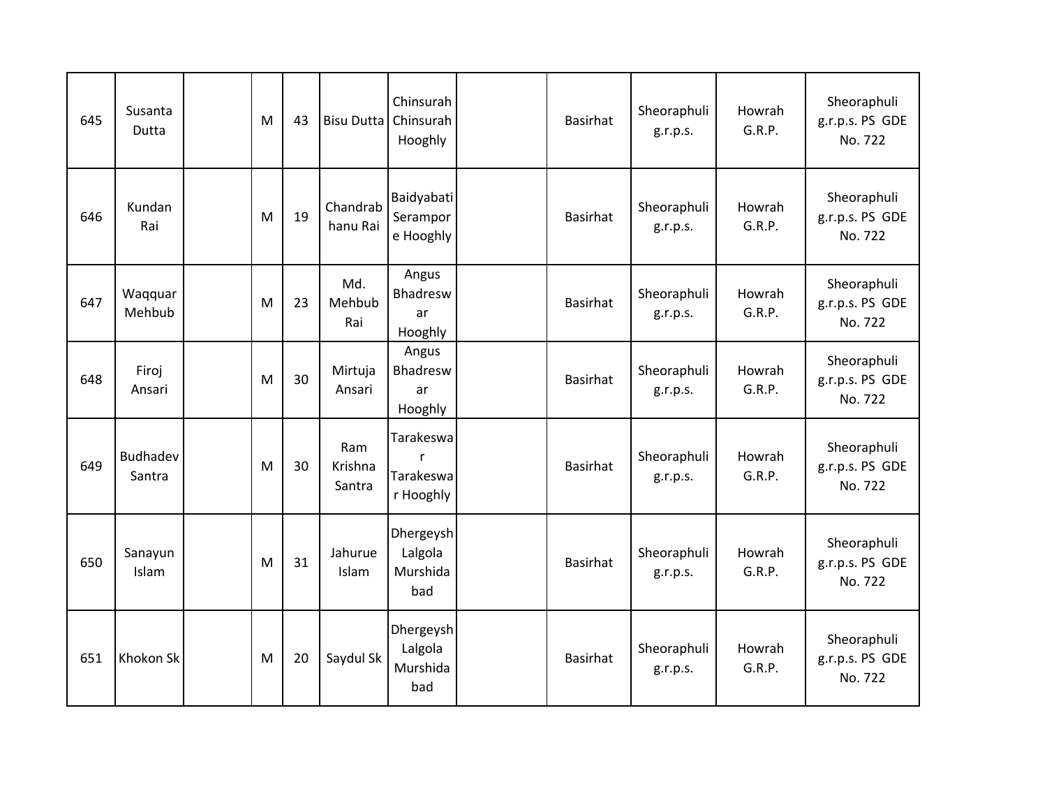| 645 | Susanta Dutta | | M | 43 | Bisu Dutta | Chinsurah Chinsurah Hooghly | | Basirhat | Sheoraphuli g.r.p.s. | Howrah G.R.P. | Sheoraphuli g.r.p.s. PS GDE No. 722 |
|---|---|---|---|---|---|---|---|---|---|---|---|
| 646 | Kundan Rai | | M | 19 | Chandrabhanu Rai | Baidyabati Serampore Hooghly | | Basirhat | Sheoraphuli g.r.p.s. | Howrah G.R.P. | Sheoraphuli g.r.p.s. PS GDE No. 722 |
| 647 | Waqquar Mehbub | | M | 23 | Md. Mehbub Rai | Angus Bhadreswar Hooghly | | Basirhat | Sheoraphuli g.r.p.s. | Howrah G.R.P. | Sheoraphuli g.r.p.s. PS GDE No. 722 |
| 648 | Firoj Ansari | | M | 30 | Mirtuja Ansari | Angus Bhadreswar Hooghly | | Basirhat | Sheoraphuli g.r.p.s. | Howrah G.R.P. | Sheoraphuli g.r.p.s. PS GDE No. 722 |
| 649 | Budhadev Santra | | M | 30 | Ram Krishna Santra | Tarakeswar Tarakeswar Hooghly | | Basirhat | Sheoraphuli g.r.p.s. | Howrah G.R.P. | Sheoraphuli g.r.p.s. PS GDE No. 722 |
| 650 | Sanayun Islam | | M | 31 | Jahurue Islam | Dhergeysh Lalgola Murshidabad | | Basirhat | Sheoraphuli g.r.p.s. | Howrah G.R.P. | Sheoraphuli g.r.p.s. PS GDE No. 722 |
| 651 | Khokon Sk | | M | 20 | Saydul Sk | Dhergeysh Lalgola Murshidabad | | Basirhat | Sheoraphuli g.r.p.s. | Howrah G.R.P. | Sheoraphuli g.r.p.s. PS GDE No. 722 |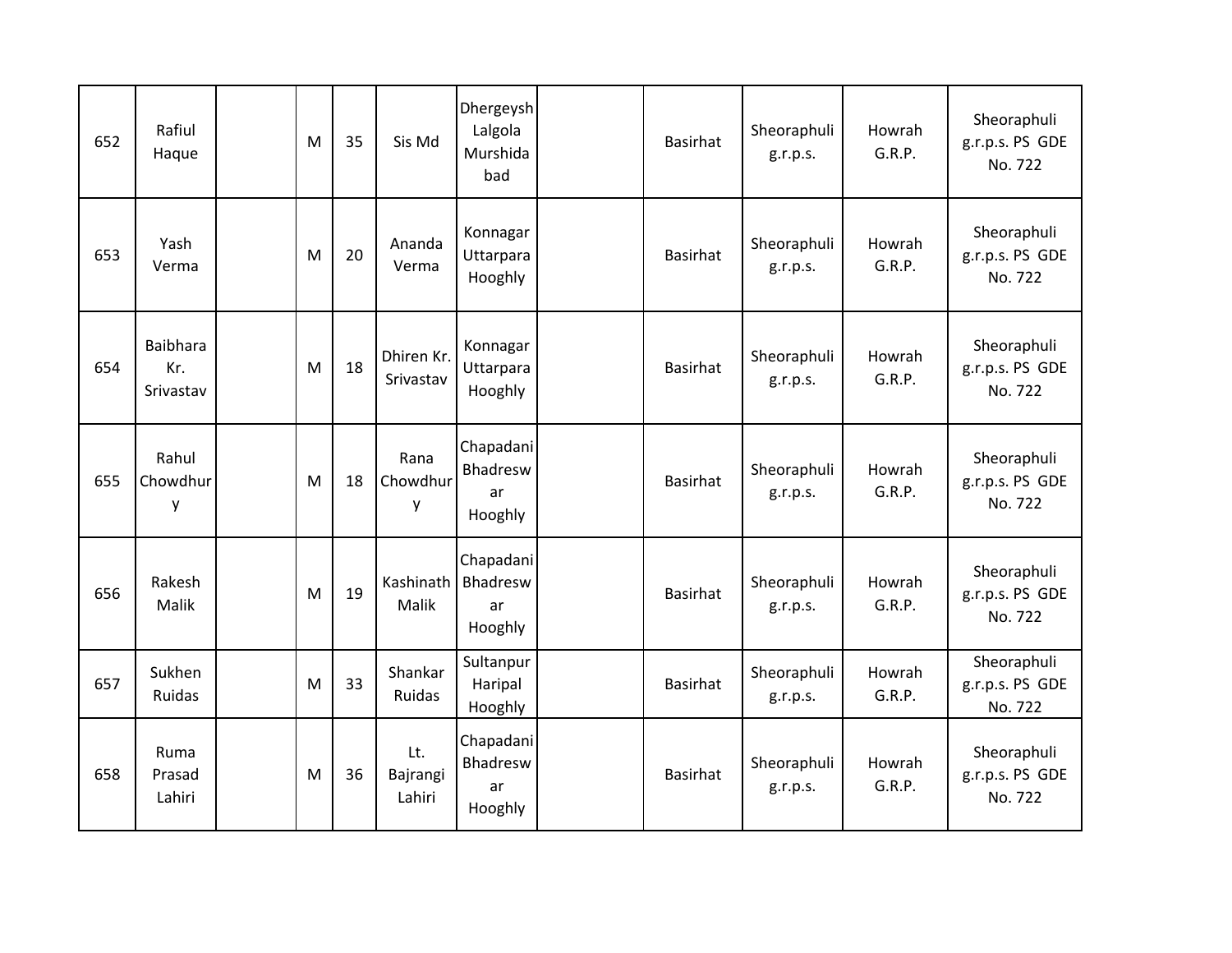| | | | | | | | | | | | |
|---|---|---|---|---|---|---|---|---|---|---|---|
| 652 | Rafiul Haque | | M | 35 | Sis Md | Dhergeysh Lalgola Murshidabad | | Basirhat | Sheoraphuli g.r.p.s. | Howrah G.R.P. | Sheoraphuli g.r.p.s. PS GDE No. 722 |
| 653 | Yash Verma | | M | 20 | Ananda Verma | Konnagar Uttarpara Hooghly | | Basirhat | Sheoraphuli g.r.p.s. | Howrah G.R.P. | Sheoraphuli g.r.p.s. PS GDE No. 722 |
| 654 | Baibhara Kr. Srivastav | | M | 18 | Dhiren Kr. Srivastav | Konnagar Uttarpara Hooghly | | Basirhat | Sheoraphuli g.r.p.s. | Howrah G.R.P. | Sheoraphuli g.r.p.s. PS GDE No. 722 |
| 655 | Rahul Chowdhury | | M | 18 | Rana Chowdhury | Chapadani Bhadreswar Hooghly | | Basirhat | Sheoraphuli g.r.p.s. | Howrah G.R.P. | Sheoraphuli g.r.p.s. PS GDE No. 722 |
| 656 | Rakesh Malik | | M | 19 | Kashinath Malik | Chapadani Bhadreswar Hooghly | | Basirhat | Sheoraphuli g.r.p.s. | Howrah G.R.P. | Sheoraphuli g.r.p.s. PS GDE No. 722 |
| 657 | Sukhen Ruidas | | M | 33 | Shankar Ruidas | Sultanpur Haripal Hooghly | | Basirhat | Sheoraphuli g.r.p.s. | Howrah G.R.P. | Sheoraphuli g.r.p.s. PS GDE No. 722 |
| 658 | Ruma Prasad Lahiri | | M | 36 | Lt. Bajrangi Lahiri | Chapadani Bhadreswar Hooghly | | Basirhat | Sheoraphuli g.r.p.s. | Howrah G.R.P. | Sheoraphuli g.r.p.s. PS GDE No. 722 |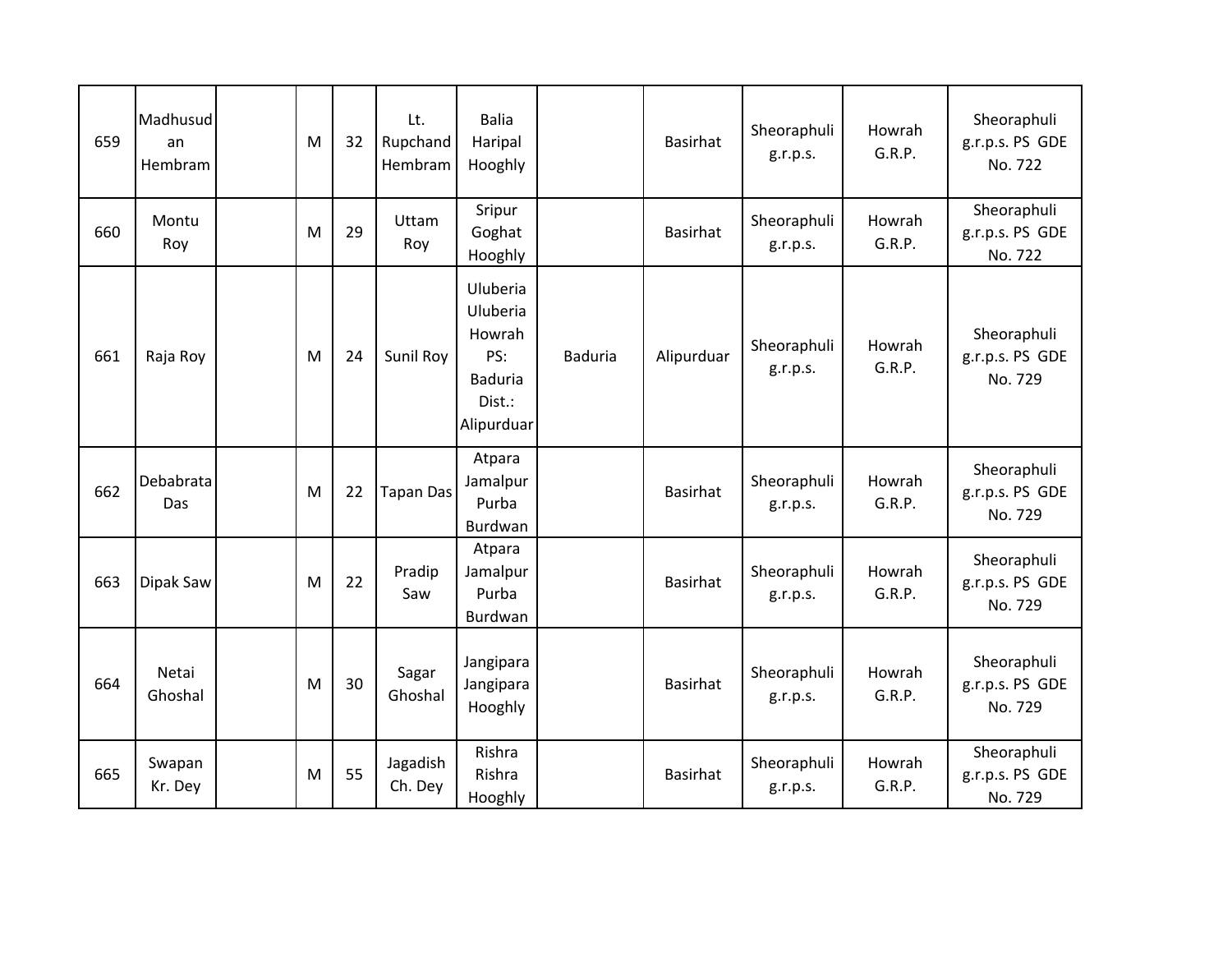| | | | | | | | | | | | |
|---|---|---|---|---|---|---|---|---|---|---|---|
| 659 | Madhusudan Hembram | | M | 32 | Lt. Rupchand Hembram | Balia Haripal Hooghly | | Basirhat | Sheoraphuli g.r.p.s. | Howrah G.R.P. | Sheoraphuli g.r.p.s. PS GDE No. 722 |
| 660 | Montu Roy | | M | 29 | Uttam Roy | Sripur Goghat Hooghly | | Basirhat | Sheoraphuli g.r.p.s. | Howrah G.R.P. | Sheoraphuli g.r.p.s. PS GDE No. 722 |
| 661 | Raja Roy | | M | 24 | Sunil Roy | Uluberia Uluberia Howrah PS: Baduria Dist.: Alipurduar | Baduria | Alipurduar | Sheoraphuli g.r.p.s. | Howrah G.R.P. | Sheoraphuli g.r.p.s. PS GDE No. 729 |
| 662 | Debabrata Das | | M | 22 | Tapan Das | Atpara Jamalpur Purba Burdwan | | Basirhat | Sheoraphuli g.r.p.s. | Howrah G.R.P. | Sheoraphuli g.r.p.s. PS GDE No. 729 |
| 663 | Dipak Saw | | M | 22 | Pradip Saw | Atpara Jamalpur Purba Burdwan | | Basirhat | Sheoraphuli g.r.p.s. | Howrah G.R.P. | Sheoraphuli g.r.p.s. PS GDE No. 729 |
| 664 | Netai Ghoshal | | M | 30 | Sagar Ghoshal | Jangipara Jangipara Hooghly | | Basirhat | Sheoraphuli g.r.p.s. | Howrah G.R.P. | Sheoraphuli g.r.p.s. PS GDE No. 729 |
| 665 | Swapan Kr. Dey | | M | 55 | Jagadish Ch. Dey | Rishra Rishra Hooghly | | Basirhat | Sheoraphuli g.r.p.s. | Howrah G.R.P. | Sheoraphuli g.r.p.s. PS GDE No. 729 |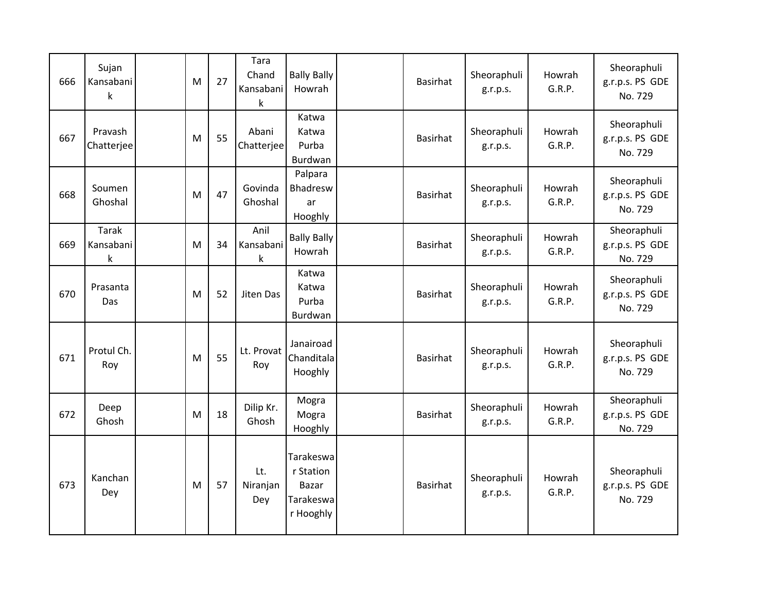| 666 | Sujan Kansabanik | | M | 27 | Tara Chand Kansabanik | Bally Bally Howrah | | Basirhat | Sheoraphuli g.r.p.s. | Howrah G.R.P. | Sheoraphuli g.r.p.s. PS GDE No. 729 |
|---|---|---|---|---|---|---|---|---|---|---|---|
| 667 | Pravash Chatterjee | | M | 55 | Abani Chatterjee | Katwa Katwa Purba Burdwan | | Basirhat | Sheoraphuli g.r.p.s. | Howrah G.R.P. | Sheoraphuli g.r.p.s. PS GDE No. 729 |
| 668 | Soumen Ghoshal | | M | 47 | Govinda Ghoshal | Palpara Bhadreswar Hooghly | | Basirhat | Sheoraphuli g.r.p.s. | Howrah G.R.P. | Sheoraphuli g.r.p.s. PS GDE No. 729 |
| 669 | Tarak Kansabanik | | M | 34 | Anil Kansabanik | Bally Bally Howrah | | Basirhat | Sheoraphuli g.r.p.s. | Howrah G.R.P. | Sheoraphuli g.r.p.s. PS GDE No. 729 |
| 670 | Prasanta Das | | M | 52 | Jiten Das | Katwa Katwa Purba Burdwan | | Basirhat | Sheoraphuli g.r.p.s. | Howrah G.R.P. | Sheoraphuli g.r.p.s. PS GDE No. 729 |
| 671 | Protul Ch. Roy | | M | 55 | Lt. Provat Roy | Janairoad Chanditala Hooghly | | Basirhat | Sheoraphuli g.r.p.s. | Howrah G.R.P. | Sheoraphuli g.r.p.s. PS GDE No. 729 |
| 672 | Deep Ghosh | | M | 18 | Dilip Kr. Ghosh | Mogra Mogra Hooghly | | Basirhat | Sheoraphuli g.r.p.s. | Howrah G.R.P. | Sheoraphuli g.r.p.s. PS GDE No. 729 |
| 673 | Kanchan Dey | | M | 57 | Lt. Niranjan Dey | Tarakeswar Station Bazar Tarakeswar Hooghly | | Basirhat | Sheoraphuli g.r.p.s. | Howrah G.R.P. | Sheoraphuli g.r.p.s. PS GDE No. 729 |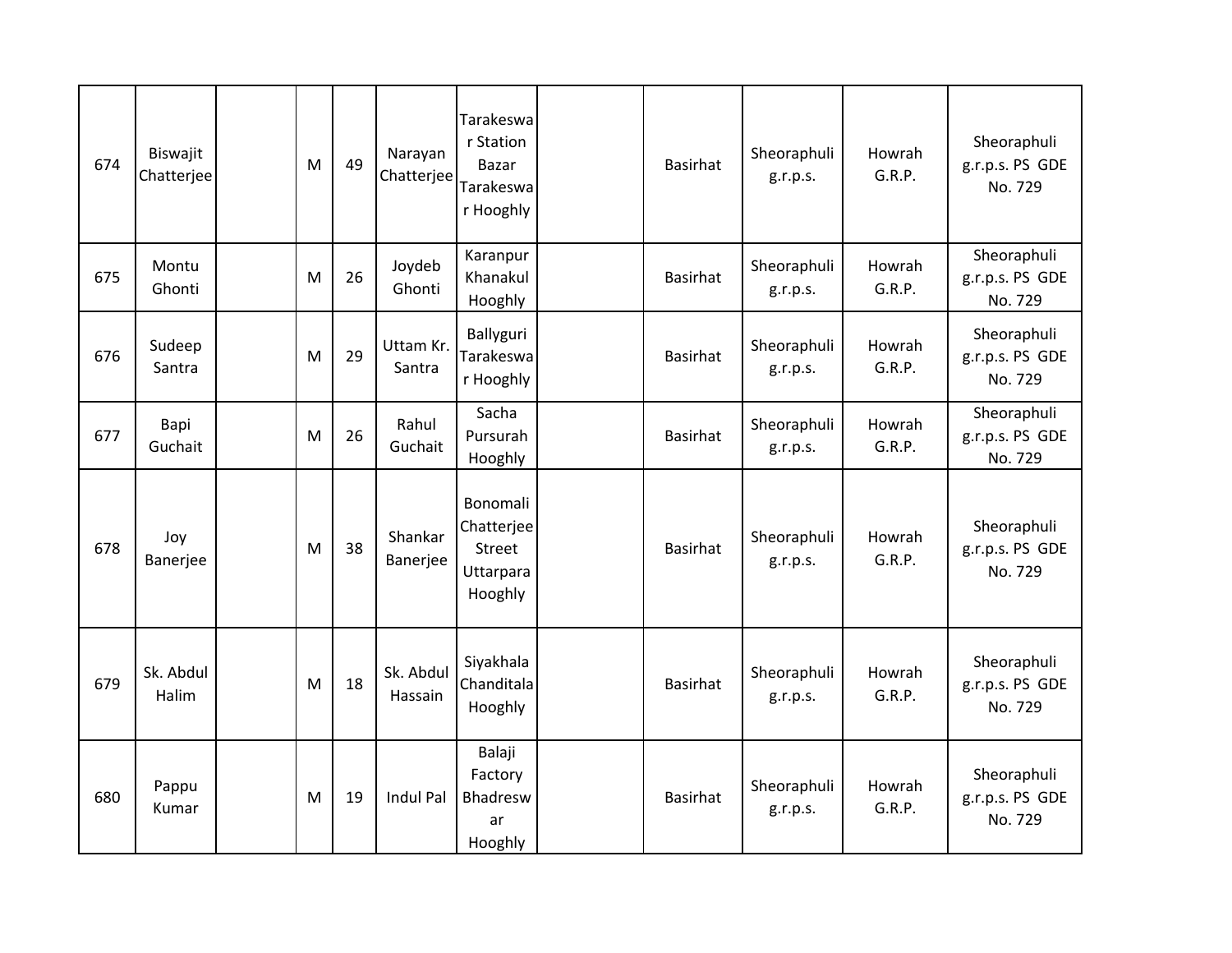| | | | | | | | | | | | |
|---|---|---|---|---|---|---|---|---|---|---|---|
| 674 | Biswajit Chatterjee | | M | 49 | Narayan Chatterjee | Tarakeswar Station Bazar Tarakeswar Hooghly | | Basirhat | Sheoraphuli g.r.p.s. | Howrah G.R.P. | Sheoraphuli g.r.p.s. PS GDE No. 729 |
| 675 | Montu Ghonti | | M | 26 | Joydeb Ghonti | Karanpur Khanakul Hooghly | | Basirhat | Sheoraphuli g.r.p.s. | Howrah G.R.P. | Sheoraphuli g.r.p.s. PS GDE No. 729 |
| 676 | Sudeep Santra | | M | 29 | Uttam Kr. Santra | Ballyguri Tarakeswar Hooghly | | Basirhat | Sheoraphuli g.r.p.s. | Howrah G.R.P. | Sheoraphuli g.r.p.s. PS GDE No. 729 |
| 677 | Bapi Guchait | | M | 26 | Rahul Guchait | Sacha Pursurah Hooghly | | Basirhat | Sheoraphuli g.r.p.s. | Howrah G.R.P. | Sheoraphuli g.r.p.s. PS GDE No. 729 |
| 678 | Joy Banerjee | | M | 38 | Shankar Banerjee | Bonomali Chatterjee Street Uttarpara Hooghly | | Basirhat | Sheoraphuli g.r.p.s. | Howrah G.R.P. | Sheoraphuli g.r.p.s. PS GDE No. 729 |
| 679 | Sk. Abdul Halim | | M | 18 | Sk. Abdul Hassain | Siyakhala Chanditala Hooghly | | Basirhat | Sheoraphuli g.r.p.s. | Howrah G.R.P. | Sheoraphuli g.r.p.s. PS GDE No. 729 |
| 680 | Pappu Kumar | | M | 19 | Indul Pal | Balaji Factory Bhadreswar Hooghly | | Basirhat | Sheoraphuli g.r.p.s. | Howrah G.R.P. | Sheoraphuli g.r.p.s. PS GDE No. 729 |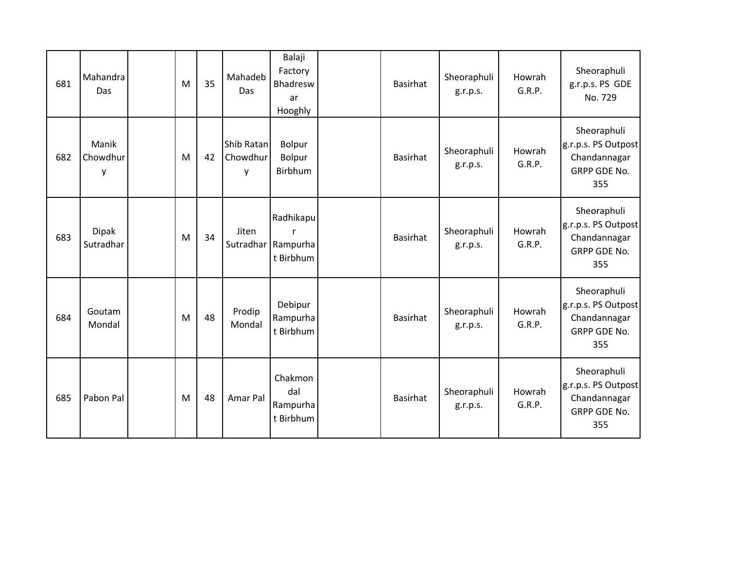| | | | | | | | | | | | |
|---|---|---|---|---|---|---|---|---|---|---|---|
| 681 | Mahandra Das | | M | 35 | Mahadeb Das | Balaji Factory Bhadreswar Hooghly | | Basirhat | Sheoraphuli g.r.p.s. | Howrah G.R.P. | Sheoraphuli g.r.p.s. PS GDE No. 729 |
| 682 | Manik Chowdhury | | M | 42 | Shib Ratan Chowdhury | Bolpur Bolpur Birbhum | | Basirhat | Sheoraphuli g.r.p.s. | Howrah G.R.P. | Sheoraphuli g.r.p.s. PS Outpost Chandannagar GRPP GDE No. 355 |
| 683 | Dipak Sutradhar | | M | 34 | Jiten Sutradhar | Radhikapur Rampurhat Birbhum | | Basirhat | Sheoraphuli g.r.p.s. | Howrah G.R.P. | Sheoraphuli g.r.p.s. PS Outpost Chandannagar GRPP GDE No. 355 |
| 684 | Goutam Mondal | | M | 48 | Prodip Mondal | Debipur Rampurhat Birbhum | | Basirhat | Sheoraphuli g.r.p.s. | Howrah G.R.P. | Sheoraphuli g.r.p.s. PS Outpost Chandannagar GRPP GDE No. 355 |
| 685 | Pabon Pal | | M | 48 | Amar Pal | Chakmondal Rampurhat Birbhum | | Basirhat | Sheoraphuli g.r.p.s. | Howrah G.R.P. | Sheoraphuli g.r.p.s. PS Outpost Chandannagar GRPP GDE No. 355 |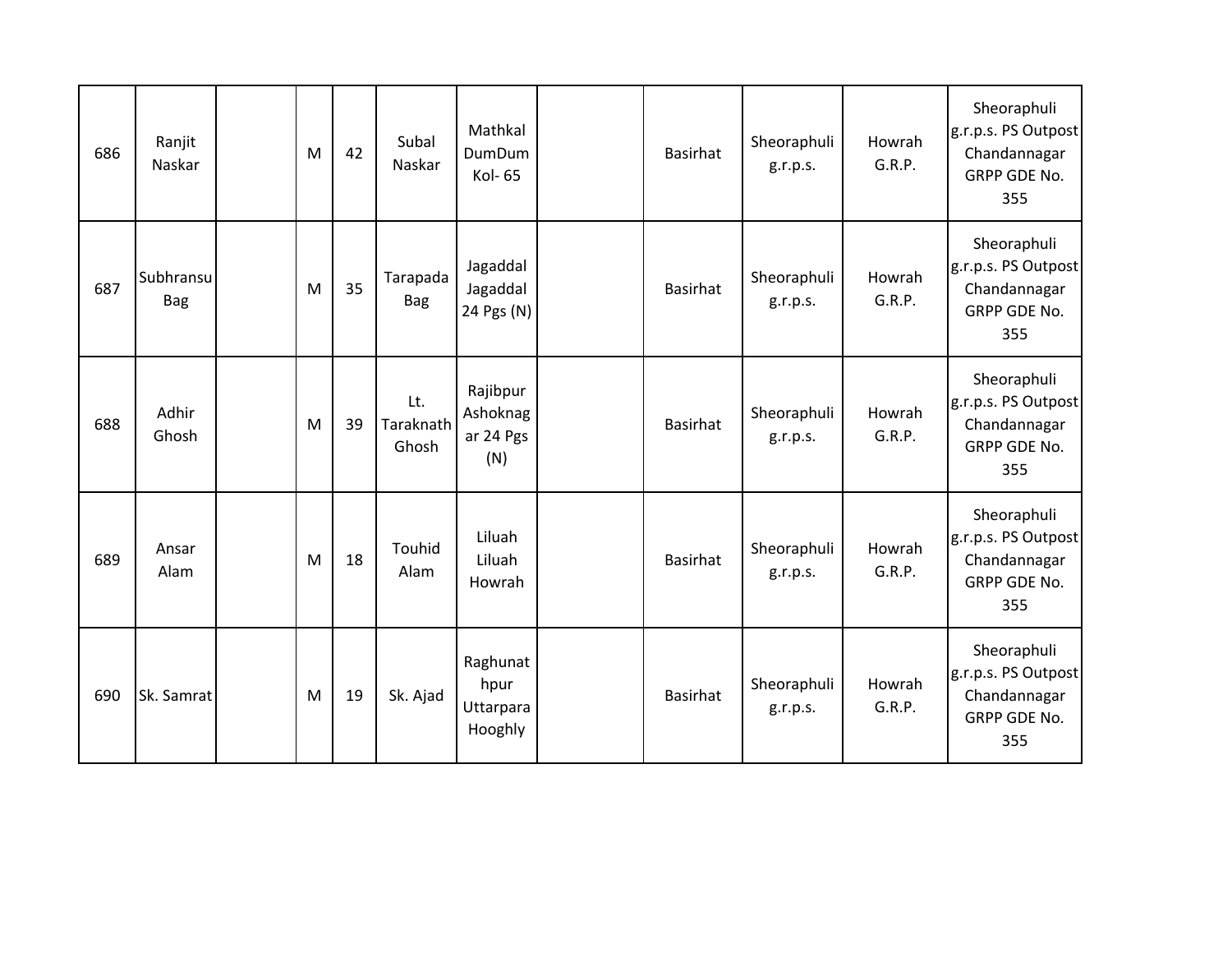| 686 | Ranjit Naskar | | M | 42 | Subal Naskar | Mathkal DumDum Kol- 65 | | Basirhat | Sheoraphuli g.r.p.s. | Howrah G.R.P. | Sheoraphuli g.r.p.s. PS Outpost Chandannagar GRPP GDE No. 355 |
|---|---|---|---|---|---|---|---|---|---|---|---|
| 687 | Subhransu Bag | | M | 35 | Tarapada Bag | Jagaddal Jagaddal 24 Pgs (N) | | Basirhat | Sheoraphuli g.r.p.s. | Howrah G.R.P. | Sheoraphuli g.r.p.s. PS Outpost Chandannagar GRPP GDE No. 355 |
| 688 | Adhir Ghosh | | M | 39 | Lt. Taraknath Ghosh | Rajibpur Ashoknagar 24 Pgs (N) | | Basirhat | Sheoraphuli g.r.p.s. | Howrah G.R.P. | Sheoraphuli g.r.p.s. PS Outpost Chandannagar GRPP GDE No. 355 |
| 689 | Ansar Alam | | M | 18 | Touhid Alam | Liluah Liluah Howrah | | Basirhat | Sheoraphuli g.r.p.s. | Howrah G.R.P. | Sheoraphuli g.r.p.s. PS Outpost Chandannagar GRPP GDE No. 355 |
| 690 | Sk. Samrat | | M | 19 | Sk. Ajad | Raghunathpur Uttarpara Hooghly | | Basirhat | Sheoraphuli g.r.p.s. | Howrah G.R.P. | Sheoraphuli g.r.p.s. PS Outpost Chandannagar GRPP GDE No. 355 |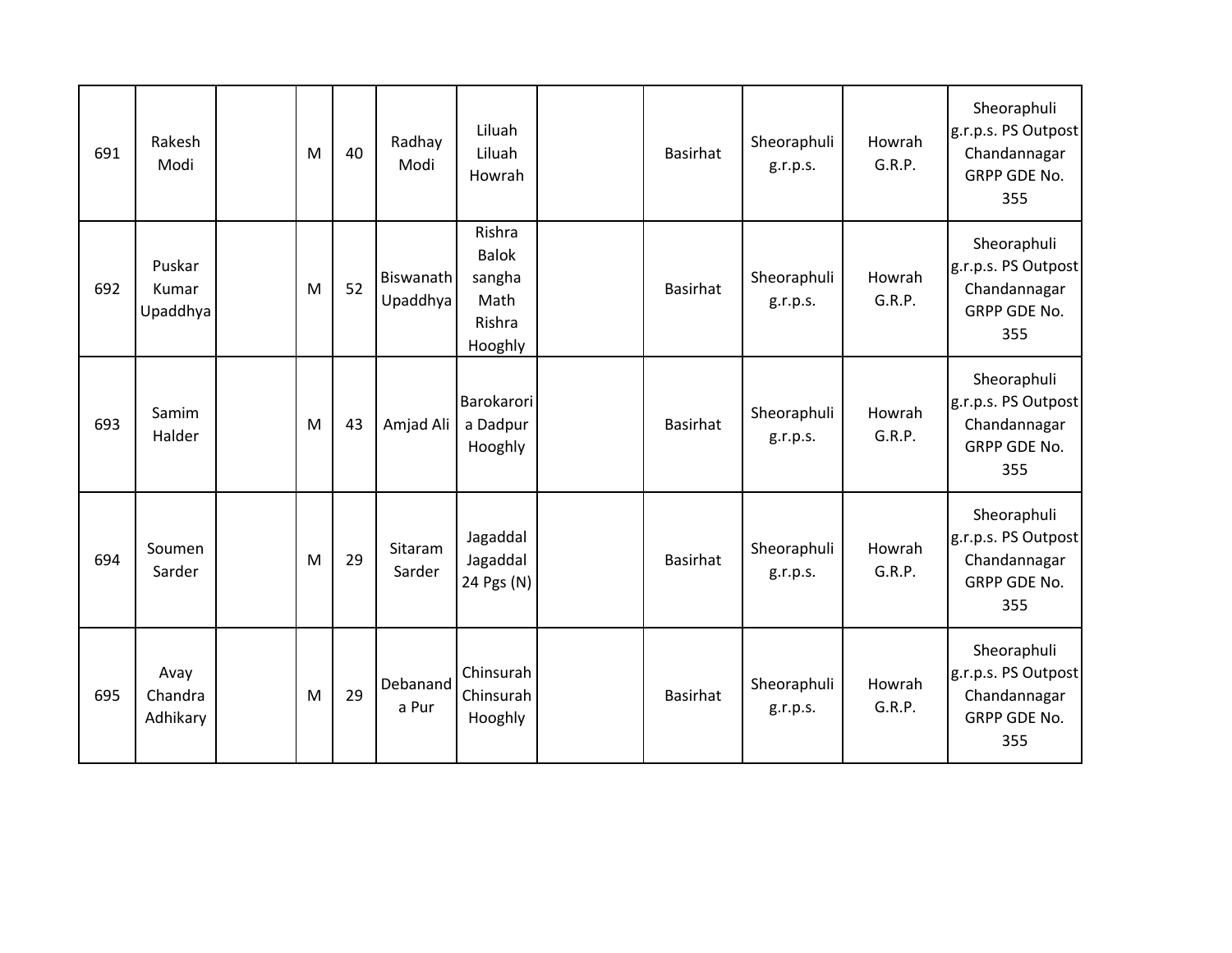| | | | | | | | | | | | |
|---|---|---|---|---|---|---|---|---|---|---|---|
| 691 | Rakesh Modi | | M | 40 | Radhay Modi | Liluah Liluah Howrah | | Basirhat | Sheoraphuli g.r.p.s. | Howrah G.R.P. | Sheoraphuli g.r.p.s. PS Outpost Chandannagar GRPP GDE No. 355 |
| 692 | Puskar Kumar Upaddhya | | M | 52 | Biswanath Upaddhya | Rishra Balok sangha Math Rishra Hooghly | | Basirhat | Sheoraphuli g.r.p.s. | Howrah G.R.P. | Sheoraphuli g.r.p.s. PS Outpost Chandannagar GRPP GDE No. 355 |
| 693 | Samim Halder | | M | 43 | Amjad Ali | Barokarori a Dadpur Hooghly | | Basirhat | Sheoraphuli g.r.p.s. | Howrah G.R.P. | Sheoraphuli g.r.p.s. PS Outpost Chandannagar GRPP GDE No. 355 |
| 694 | Soumen Sarder | | M | 29 | Sitaram Sarder | Jagaddal Jagaddal 24 Pgs (N) | | Basirhat | Sheoraphuli g.r.p.s. | Howrah G.R.P. | Sheoraphuli g.r.p.s. PS Outpost Chandannagar GRPP GDE No. 355 |
| 695 | Avay Chandra Adhikary | | M | 29 | Debananda Pur | Chinsurah Chinsurah Hooghly | | Basirhat | Sheoraphuli g.r.p.s. | Howrah G.R.P. | Sheoraphuli g.r.p.s. PS Outpost Chandannagar GRPP GDE No. 355 |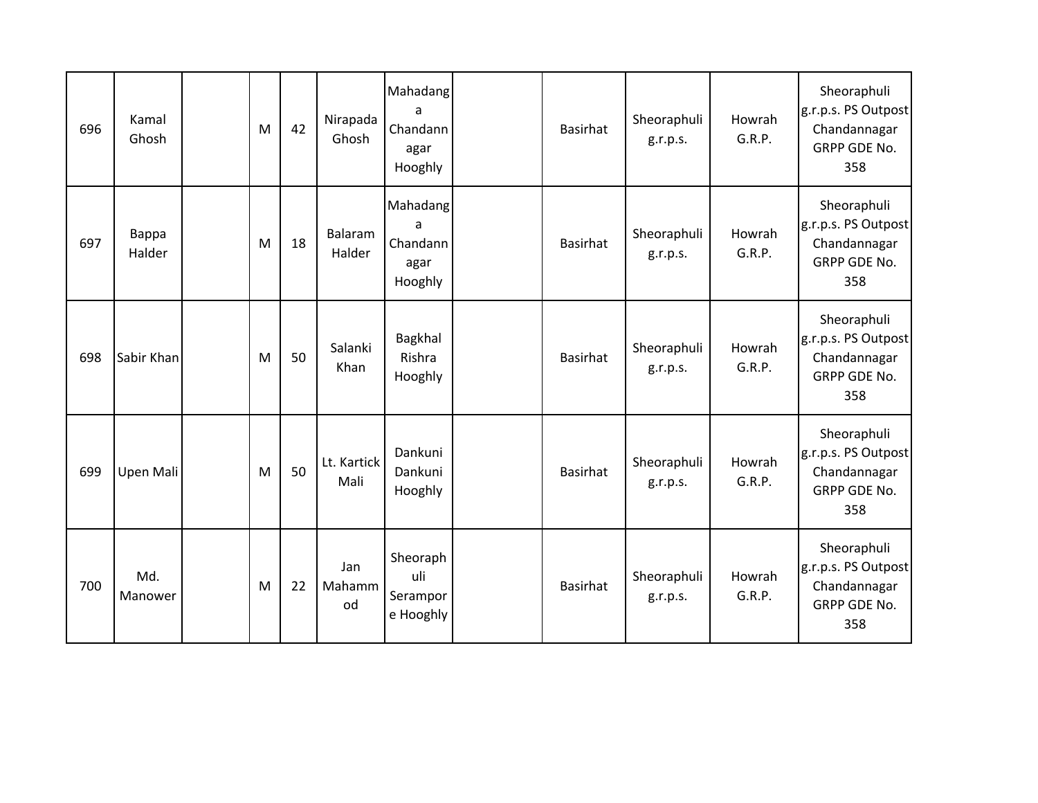| | | | | | | | | | | | |
|---|---|---|---|---|---|---|---|---|---|---|---|
| 696 | Kamal Ghosh | | M | 42 | Nirapada Ghosh | Mahadanga Chandannagar Hooghly | | Basirhat | Sheoraphuli g.r.p.s. | Howrah G.R.P. | Sheoraphuli g.r.p.s. PS Outpost Chandannagar GRPP GDE No. 358 |
| 697 | Bappa Halder | | M | 18 | Balaram Halder | Mahadanga Chandannagar Hooghly | | Basirhat | Sheoraphuli g.r.p.s. | Howrah G.R.P. | Sheoraphuli g.r.p.s. PS Outpost Chandannagar GRPP GDE No. 358 |
| 698 | Sabir Khan | | M | 50 | Salanki Khan | Bagkhal Rishra Hooghly | | Basirhat | Sheoraphuli g.r.p.s. | Howrah G.R.P. | Sheoraphuli g.r.p.s. PS Outpost Chandannagar GRPP GDE No. 358 |
| 699 | Upen Mali | | M | 50 | Lt. Kartick Mali | Dankuni Dankuni Hooghly | | Basirhat | Sheoraphuli g.r.p.s. | Howrah G.R.P. | Sheoraphuli g.r.p.s. PS Outpost Chandannagar GRPP GDE No. 358 |
| 700 | Md. Manower | | M | 22 | Jan Mahammod | Sheoraphuli Serampore Hooghly | | Basirhat | Sheoraphuli g.r.p.s. | Howrah G.R.P. | Sheoraphuli g.r.p.s. PS Outpost Chandannagar GRPP GDE No. 358 |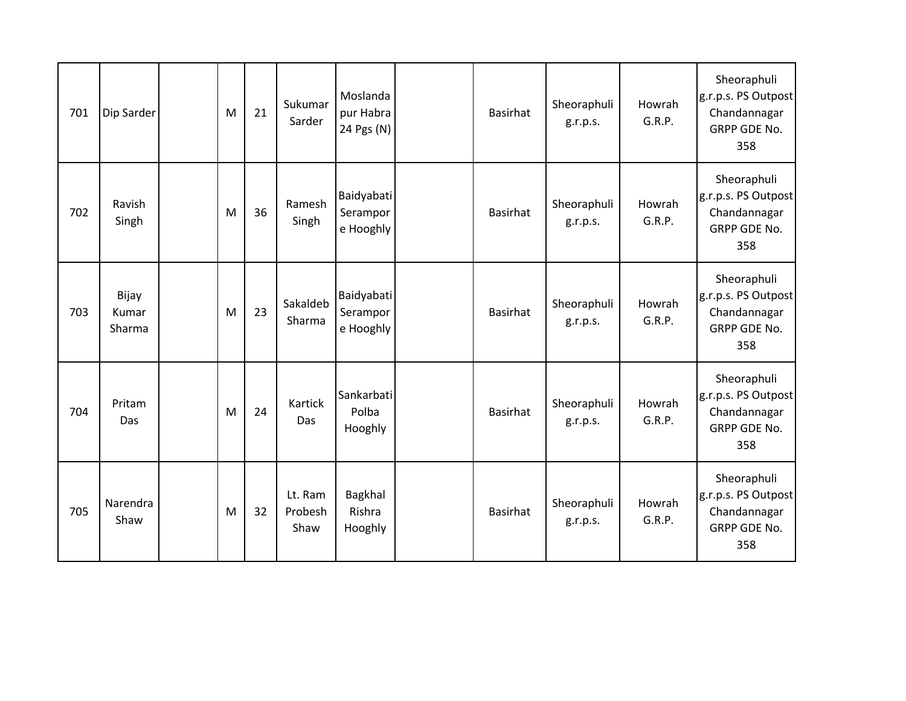| 701 | Dip Sarder | | M | 21 | Sukumar Sarder | Moslandapur Habra 24 Pgs (N) | | Basirhat | Sheoraphuli g.r.p.s. | Howrah G.R.P. | Sheoraphuli g.r.p.s. PS Outpost Chandannagar GRPP GDE No. 358 |
|---|---|---|---|---|---|---|---|---|---|---|---|
| 702 | Ravish Singh | | M | 36 | Ramesh Singh | Baidyabati Serampore Hooghly | | Basirhat | Sheoraphuli g.r.p.s. | Howrah G.R.P. | Sheoraphuli g.r.p.s. PS Outpost Chandannagar GRPP GDE No. 358 |
| 703 | Bijay Kumar Sharma | | M | 23 | Sakaldeb Sharma | Baidyabati Serampore Hooghly | | Basirhat | Sheoraphuli g.r.p.s. | Howrah G.R.P. | Sheoraphuli g.r.p.s. PS Outpost Chandannagar GRPP GDE No. 358 |
| 704 | Pritam Das | | M | 24 | Kartick Das | Sankarbati Polba Hooghly | | Basirhat | Sheoraphuli g.r.p.s. | Howrah G.R.P. | Sheoraphuli g.r.p.s. PS Outpost Chandannagar GRPP GDE No. 358 |
| 705 | Narendra Shaw | | M | 32 | Lt. Ram Probesh Shaw | Bagkhal Rishra Hooghly | | Basirhat | Sheoraphuli g.r.p.s. | Howrah G.R.P. | Sheoraphuli g.r.p.s. PS Outpost Chandannagar GRPP GDE No. 358 |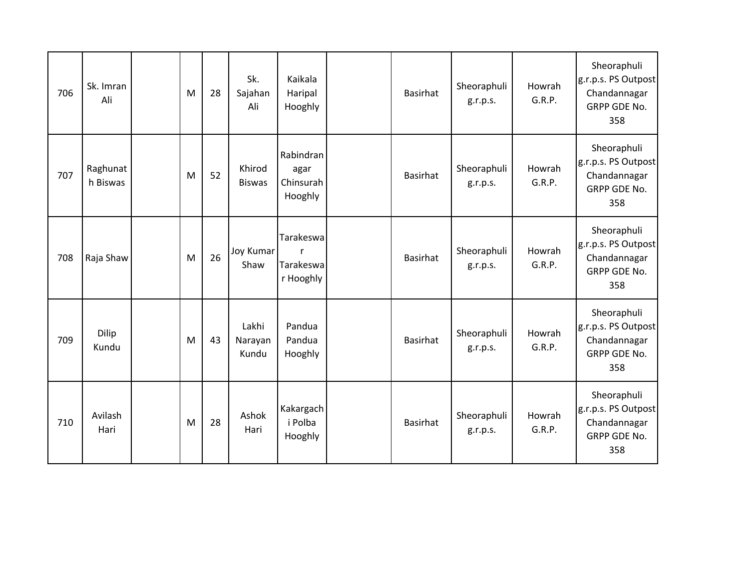| 706 | Sk. Imran Ali | | M | 28 | Sk. Sajahan Ali | Kaikala Haripal Hooghly | | Basirhat | Sheoraphuli g.r.p.s. | Howrah G.R.P. | Sheoraphuli g.r.p.s. PS Outpost Chandannagar GRPP GDE No. 358 |
|---|---|---|---|---|---|---|---|---|---|---|---|
| 707 | Raghunath Biswas | | M | 52 | Khirod Biswas | Rabindranagar Chinsurah Hooghly | | Basirhat | Sheoraphuli g.r.p.s. | Howrah G.R.P. | Sheoraphuli g.r.p.s. PS Outpost Chandannagar GRPP GDE No. 358 |
| 708 | Raja Shaw | | M | 26 | Joy Kumar Shaw | Tarakeswar Tarakeswar Hooghly | | Basirhat | Sheoraphuli g.r.p.s. | Howrah G.R.P. | Sheoraphuli g.r.p.s. PS Outpost Chandannagar GRPP GDE No. 358 |
| 709 | Dilip Kundu | | M | 43 | Lakhi Narayan Kundu | Pandua Pandua Hooghly | | Basirhat | Sheoraphuli g.r.p.s. | Howrah G.R.P. | Sheoraphuli g.r.p.s. PS Outpost Chandannagar GRPP GDE No. 358 |
| 710 | Avilash Hari | | M | 28 | Ashok Hari | Kakargachi Polba Hooghly | | Basirhat | Sheoraphuli g.r.p.s. | Howrah G.R.P. | Sheoraphuli g.r.p.s. PS Outpost Chandannagar GRPP GDE No. 358 |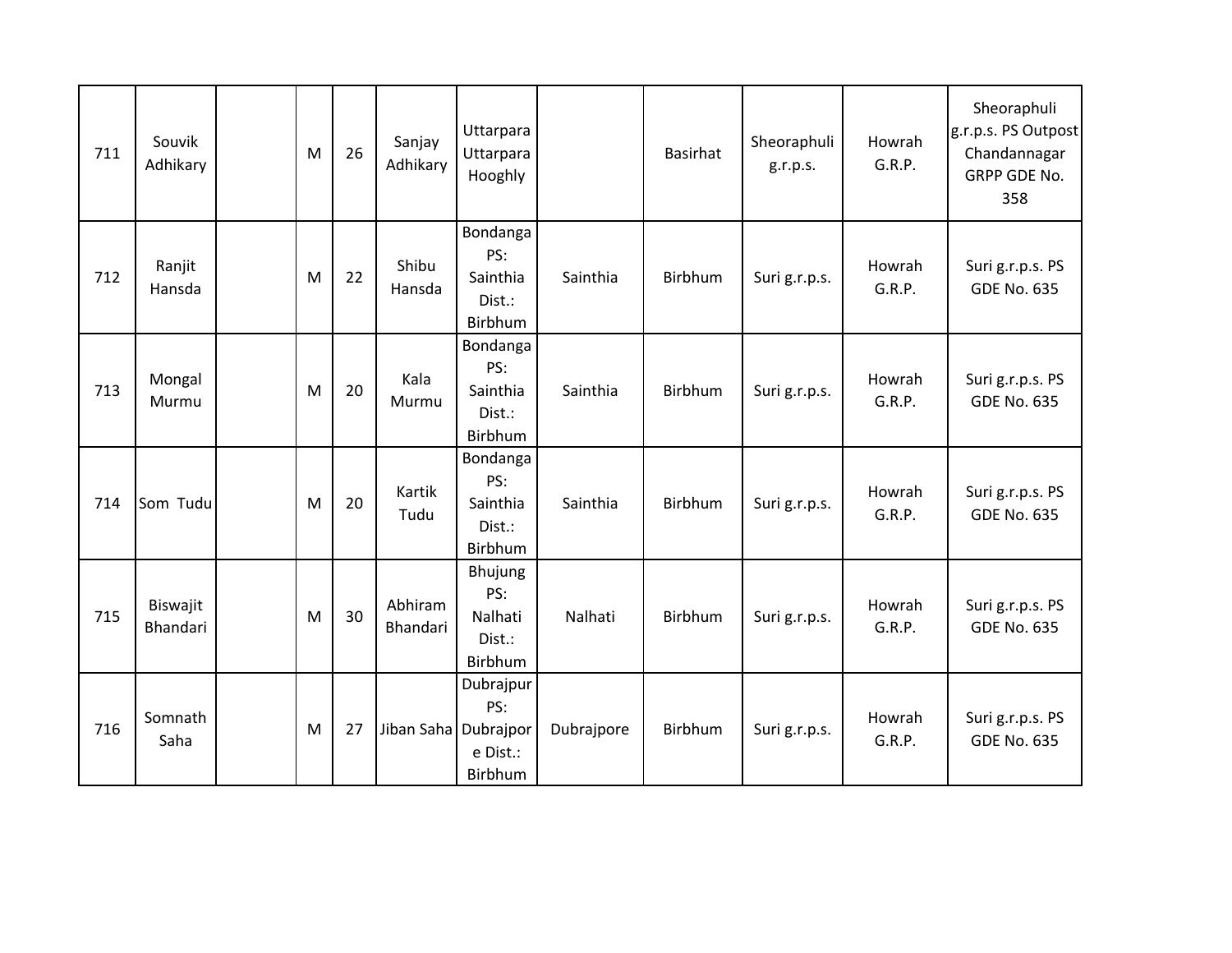| | | | | | | | | | | | |
|---|---|---|---|---|---|---|---|---|---|---|---|
| 711 | Souvik Adhikary | | M | 26 | Sanjay Adhikary | Uttarpara Uttarpara Hooghly | | Basirhat | Sheoraphuli g.r.p.s. | Howrah G.R.P. | Sheoraphuli g.r.p.s. PS Outpost Chandannagar GRPP GDE No. 358 |
| 712 | Ranjit Hansda | | M | 22 | Shibu Hansda | Bondanga PS: Sainthia Dist.: Birbhum | Sainthia | Birbhum | Suri g.r.p.s. | Howrah G.R.P. | Suri g.r.p.s. PS GDE No. 635 |
| 713 | Mongal Murmu | | M | 20 | Kala Murmu | Bondanga PS: Sainthia Dist.: Birbhum | Sainthia | Birbhum | Suri g.r.p.s. | Howrah G.R.P. | Suri g.r.p.s. PS GDE No. 635 |
| 714 | Som Tudu | | M | 20 | Kartik Tudu | Bondanga PS: Sainthia Dist.: Birbhum | Sainthia | Birbhum | Suri g.r.p.s. | Howrah G.R.P. | Suri g.r.p.s. PS GDE No. 635 |
| 715 | Biswajit Bhandari | | M | 30 | Abhiram Bhandari | Bhujung PS: Nalhati Dist.: Birbhum | Nalhati | Birbhum | Suri g.r.p.s. | Howrah G.R.P. | Suri g.r.p.s. PS GDE No. 635 |
| 716 | Somnath Saha | | M | 27 | Jiban Saha | Dubrajpur PS: Dubrajpore Dist.: Birbhum | Dubrajpore | Birbhum | Suri g.r.p.s. | Howrah G.R.P. | Suri g.r.p.s. PS GDE No. 635 |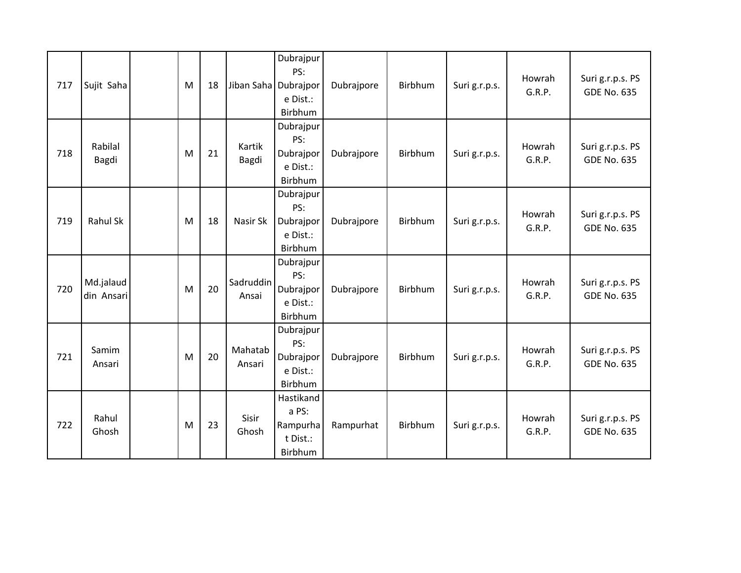| | | | | | | | | | | | |
|---|---|---|---|---|---|---|---|---|---|---|---|
| 717 | Sujit Saha | | M | 18 | Jiban Saha | Dubrajpur PS: Dubrajpore Dist.: Birbhum | Dubrajpore | Birbhum | Suri g.r.p.s. | Howrah G.R.P. | Suri g.r.p.s. PS GDE No. 635 |
| 718 | Rabilal Bagdi | | M | 21 | Kartik Bagdi | Dubrajpur PS: Dubrajpore Dist.: Birbhum | Dubrajpore | Birbhum | Suri g.r.p.s. | Howrah G.R.P. | Suri g.r.p.s. PS GDE No. 635 |
| 719 | Rahul Sk | | M | 18 | Nasir Sk | Dubrajpur PS: Dubrajpore Dist.: Birbhum | Dubrajpore | Birbhum | Suri g.r.p.s. | Howrah G.R.P. | Suri g.r.p.s. PS GDE No. 635 |
| 720 | Md.jalauddin Ansari | | M | 20 | Sadruddin Ansai | Dubrajpur PS: Dubrajpore Dist.: Birbhum | Dubrajpore | Birbhum | Suri g.r.p.s. | Howrah G.R.P. | Suri g.r.p.s. PS GDE No. 635 |
| 721 | Samim Ansari | | M | 20 | Mahatab Ansari | Dubrajpur PS: Dubrajpore Dist.: Birbhum | Dubrajpore | Birbhum | Suri g.r.p.s. | Howrah G.R.P. | Suri g.r.p.s. PS GDE No. 635 |
| 722 | Rahul Ghosh | | M | 23 | Sisir Ghosh | Hastikanda PS: Rampurhat Dist.: Birbhum | Rampurhat | Birbhum | Suri g.r.p.s. | Howrah G.R.P. | Suri g.r.p.s. PS GDE No. 635 |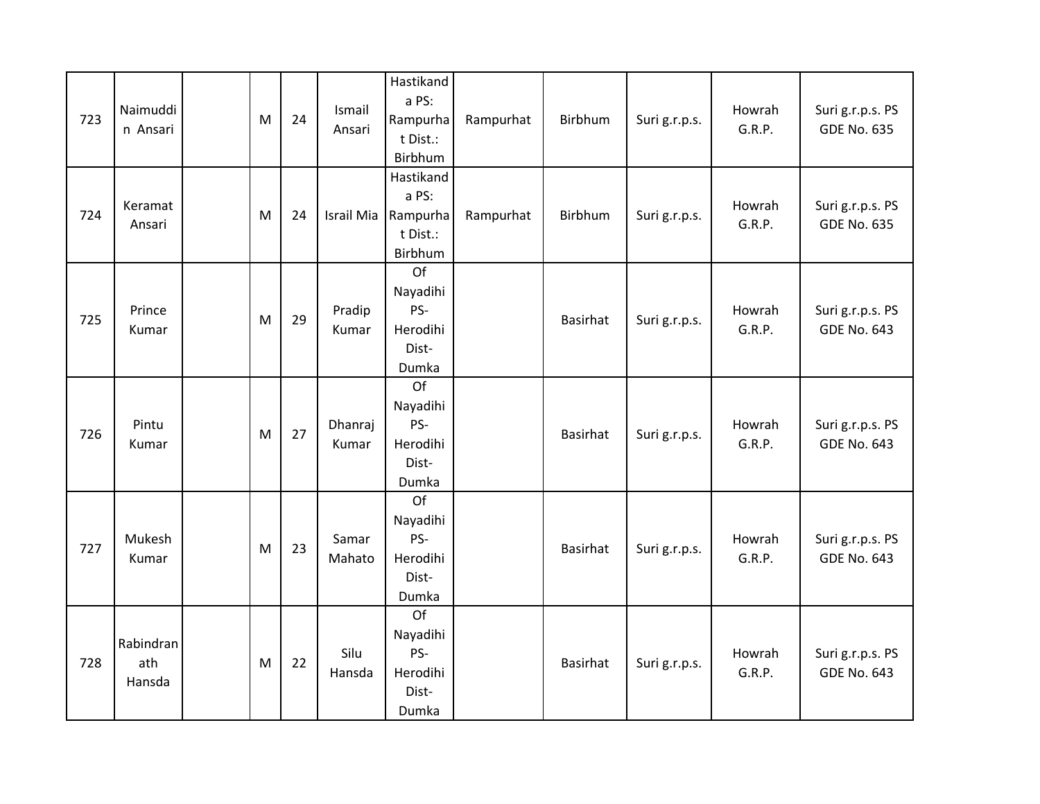| | | | | | | | | | | | |
|---|---|---|---|---|---|---|---|---|---|---|---|
| 723 | Naimuddin Ansari | | M | 24 | Ismail Ansari | Hastikanda PS: Rampurhat Dist.: Birbhum | Rampurhat | Birbhum | Suri g.r.p.s. | Howrah G.R.P. | Suri g.r.p.s. PS GDE No. 635 |
| 724 | Keramat Ansari | | M | 24 | Israil Mia | Hastikanda PS: Rampurhat Dist.: Birbhum | Rampurhat | Birbhum | Suri g.r.p.s. | Howrah G.R.P. | Suri g.r.p.s. PS GDE No. 635 |
| 725 | Prince Kumar | | M | 29 | Pradip Kumar | Of Nayadihi PS- Herodihi Dist- Dumka | | Basirhat | Suri g.r.p.s. | Howrah G.R.P. | Suri g.r.p.s. PS GDE No. 643 |
| 726 | Pintu Kumar | | M | 27 | Dhanraj Kumar | Of Nayadihi PS- Herodihi Dist- Dumka | | Basirhat | Suri g.r.p.s. | Howrah G.R.P. | Suri g.r.p.s. PS GDE No. 643 |
| 727 | Mukesh Kumar | | M | 23 | Samar Mahato | Of Nayadihi PS- Herodihi Dist- Dumka | | Basirhat | Suri g.r.p.s. | Howrah G.R.P. | Suri g.r.p.s. PS GDE No. 643 |
| 728 | Rabindranath Hansda | | M | 22 | Silu Hansda | Of Nayadihi PS- Herodihi Dist- Dumka | | Basirhat | Suri g.r.p.s. | Howrah G.R.P. | Suri g.r.p.s. PS GDE No. 643 |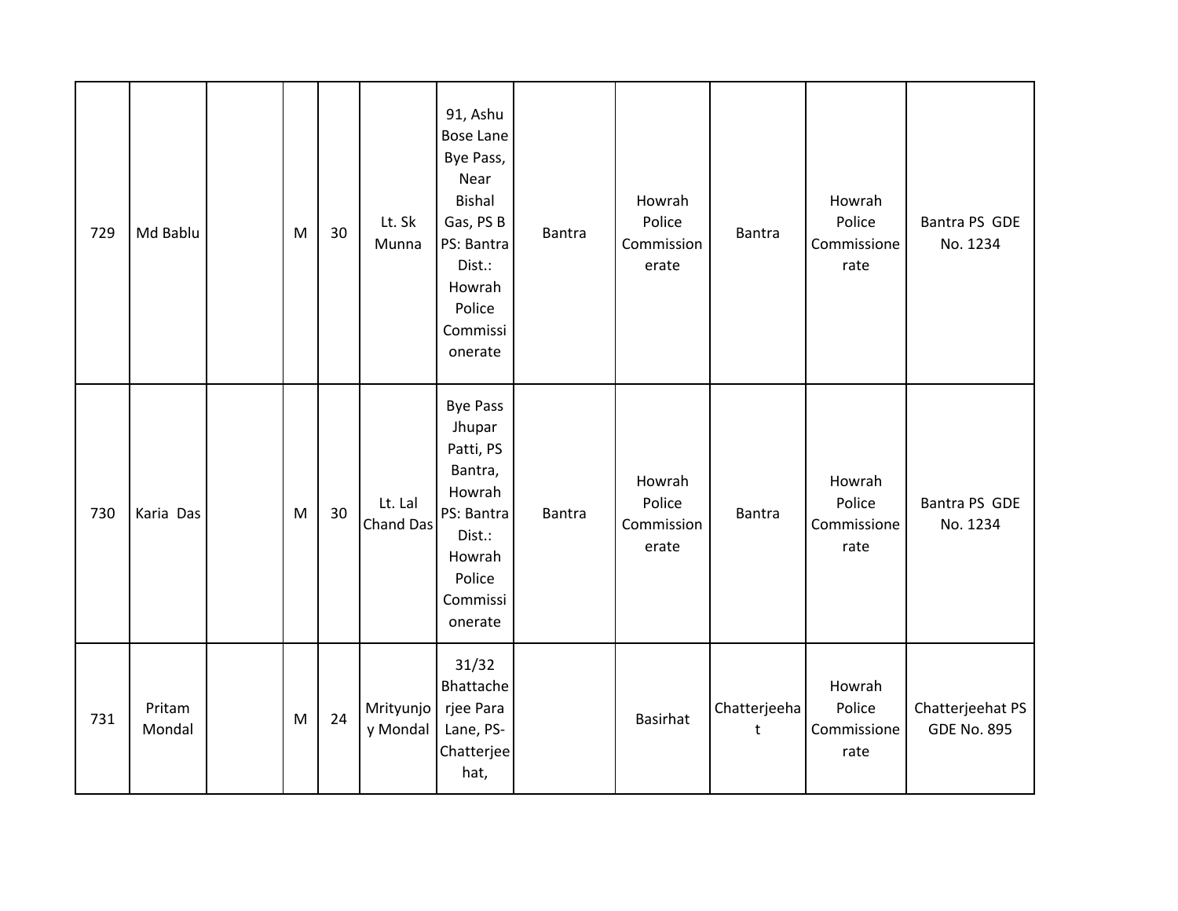| 729 | Md Bablu | | M | 30 | Lt. Sk Munna | 91, Ashu Bose Lane Bye Pass, Near Bishal Gas, PS B PS: Bantra Dist.: Howrah Police Commissionerate | Bantra | Howrah Police Commissionerate | Bantra | Howrah Police Commissionerate | Bantra PS GDE No. 1234 |
|---|---|---|---|---|---|---|---|---|---|---|---|
| 730 | Karia Das | | M | 30 | Lt. Lal Chand Das | Bye Pass Jhupar Patti, PS Bantra, Howrah PS: Bantra Dist.: Howrah Police Commissionerate | Bantra | Howrah Police Commissionerate | Bantra | Howrah Police Commissionerate | Bantra PS GDE No. 1234 |
| 731 | Pritam Mondal | | M | 24 | Mrityunjoy Mondal | 31/32 Bhattacherjee Para Lane, PS-Chatterjeehat, | | Basirhat | Chatterjeehat | Howrah Police Commissionerate | Chatterjeehat PS GDE No. 895 |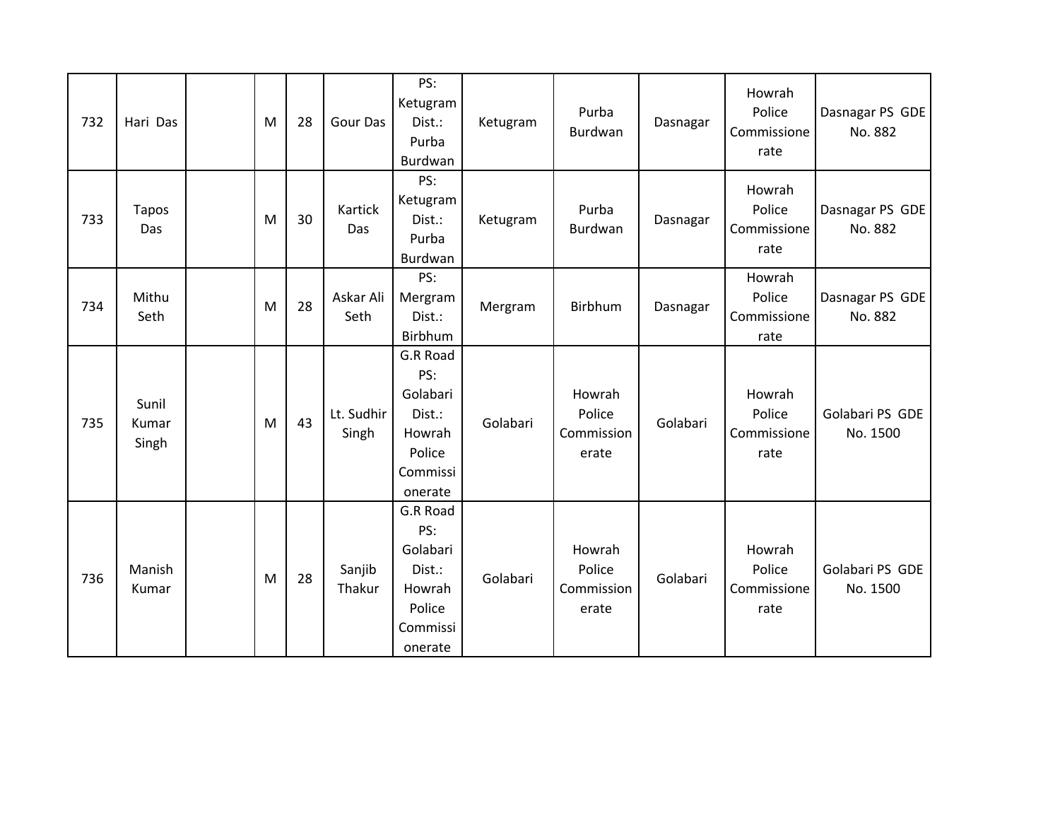| 732 | Hari Das | | M | 28 | Gour Das | PS: Ketugram Dist.: Purba Burdwan | Ketugram | Purba Burdwan | Dasnagar | Howrah Police Commissionerate | Dasnagar PS GDE No. 882 |
|---|---|---|---|---|---|---|---|---|---|---|---|
| 733 | Tapos Das | | M | 30 | Kartick Das | PS: Ketugram Dist.: Purba Burdwan | Ketugram | Purba Burdwan | Dasnagar | Howrah Police Commissionerate | Dasnagar PS GDE No. 882 |
| 734 | Mithu Seth | | M | 28 | Askar Ali Seth | PS: Mergram Dist.: Birbhum | Mergram | Birbhum | Dasnagar | Howrah Police Commissionerate | Dasnagar PS GDE No. 882 |
| 735 | Sunil Kumar Singh | | M | 43 | Lt. Sudhir Singh | G.R Road PS: Golabari Dist.: Howrah Police Commissionerate | Golabari | Howrah Police Commissionerate | Golabari | Howrah Police Commissionerate | Golabari PS GDE No. 1500 |
| 736 | Manish Kumar | | M | 28 | Sanjib Thakur | G.R Road PS: Golabari Dist.: Howrah Police Commissionerate | Golabari | Howrah Police Commissionerate | Golabari | Howrah Police Commissionerate | Golabari PS GDE No. 1500 |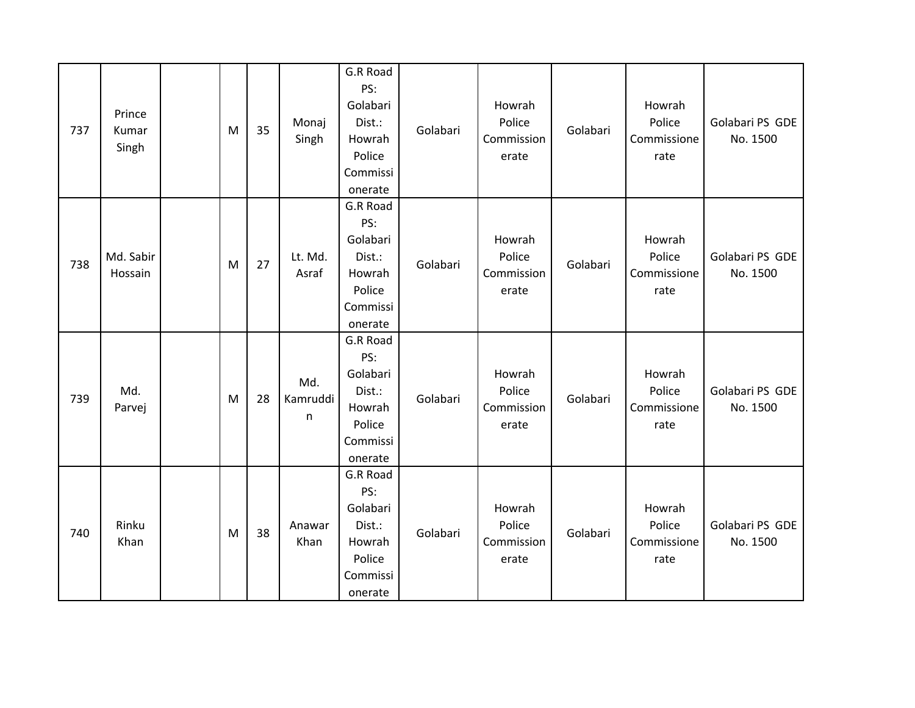| 737 | Prince Kumar Singh | | M | 35 | Monaj Singh | G.R Road PS: Golabari Dist.: Howrah Police Commissionerate | Golabari | Howrah Police Commissionerate | Golabari | Howrah Police Commissionerate | Golabari PS GDE No. 1500 |
|---|---|---|---|---|---|---|---|---|---|---|---|
| 738 | Md. Sabir Hossain | | M | 27 | Lt. Md. Asraf | G.R Road PS: Golabari Dist.: Howrah Police Commissionerate | Golabari | Howrah Police Commissionerate | Golabari | Howrah Police Commissionerate | Golabari PS GDE No. 1500 |
| 739 | Md. Parvej | | M | 28 | Md. Kamruddin | G.R Road PS: Golabari Dist.: Howrah Police Commissionerate | Golabari | Howrah Police Commissionerate | Golabari | Howrah Police Commissionerate | Golabari PS GDE No. 1500 |
| 740 | Rinku Khan | | M | 38 | Anawar Khan | G.R Road PS: Golabari Dist.: Howrah Police Commissionerate | Golabari | Howrah Police Commissionerate | Golabari | Howrah Police Commissionerate | Golabari PS GDE No. 1500 |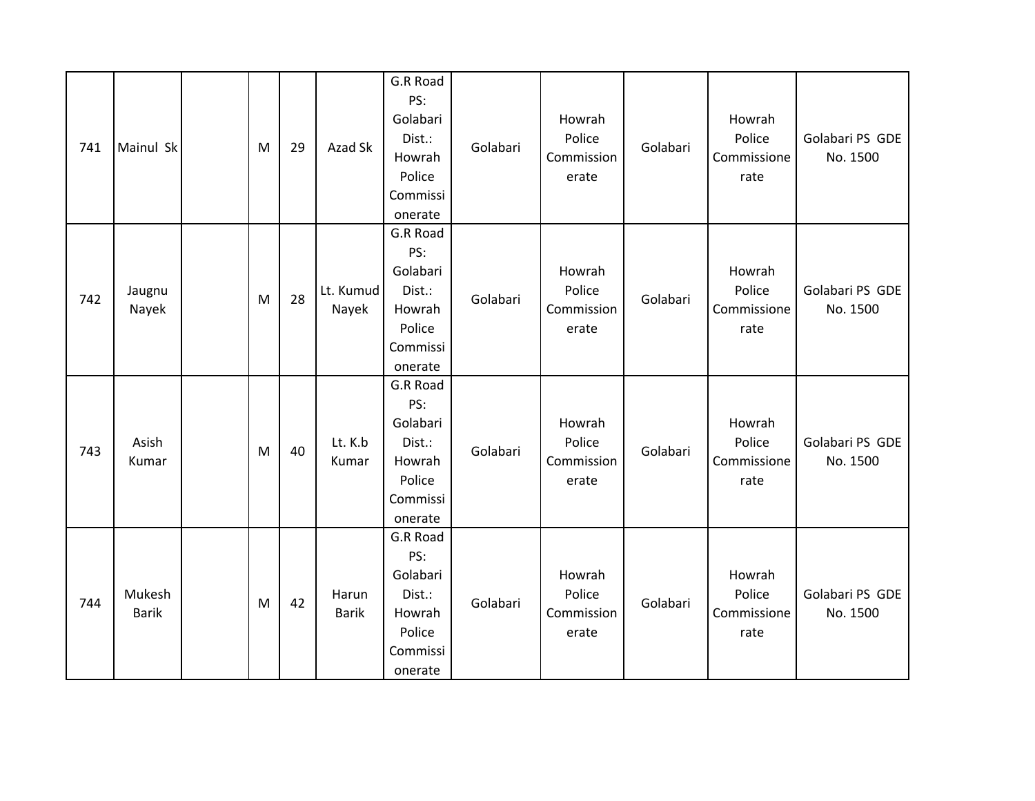| 741 | Mainul Sk | | M | 29 | Azad Sk | G.R Road PS: Golabari Dist.: Howrah Police Commissionerate | Golabari | Howrah Police Commissionerate | Golabari | Howrah Police Commissionerate | Golabari PS GDE No. 1500 |
|---|---|---|---|---|---|---|---|---|---|---|---|
| 742 | Jaugnu Nayek | | M | 28 | Lt. Kumud Nayek | G.R Road PS: Golabari Dist.: Howrah Police Commissionerate | Golabari | Howrah Police Commissionerate | Golabari | Howrah Police Commissionerate | Golabari PS GDE No. 1500 |
| 743 | Asish Kumar | | M | 40 | Lt. K.b Kumar | G.R Road PS: Golabari Dist.: Howrah Police Commissionerate | Golabari | Howrah Police Commissionerate | Golabari | Howrah Police Commissionerate | Golabari PS GDE No. 1500 |
| 744 | Mukesh Barik | | M | 42 | Harun Barik | G.R Road PS: Golabari Dist.: Howrah Police Commissionerate | Golabari | Howrah Police Commissionerate | Golabari | Howrah Police Commissionerate | Golabari PS GDE No. 1500 |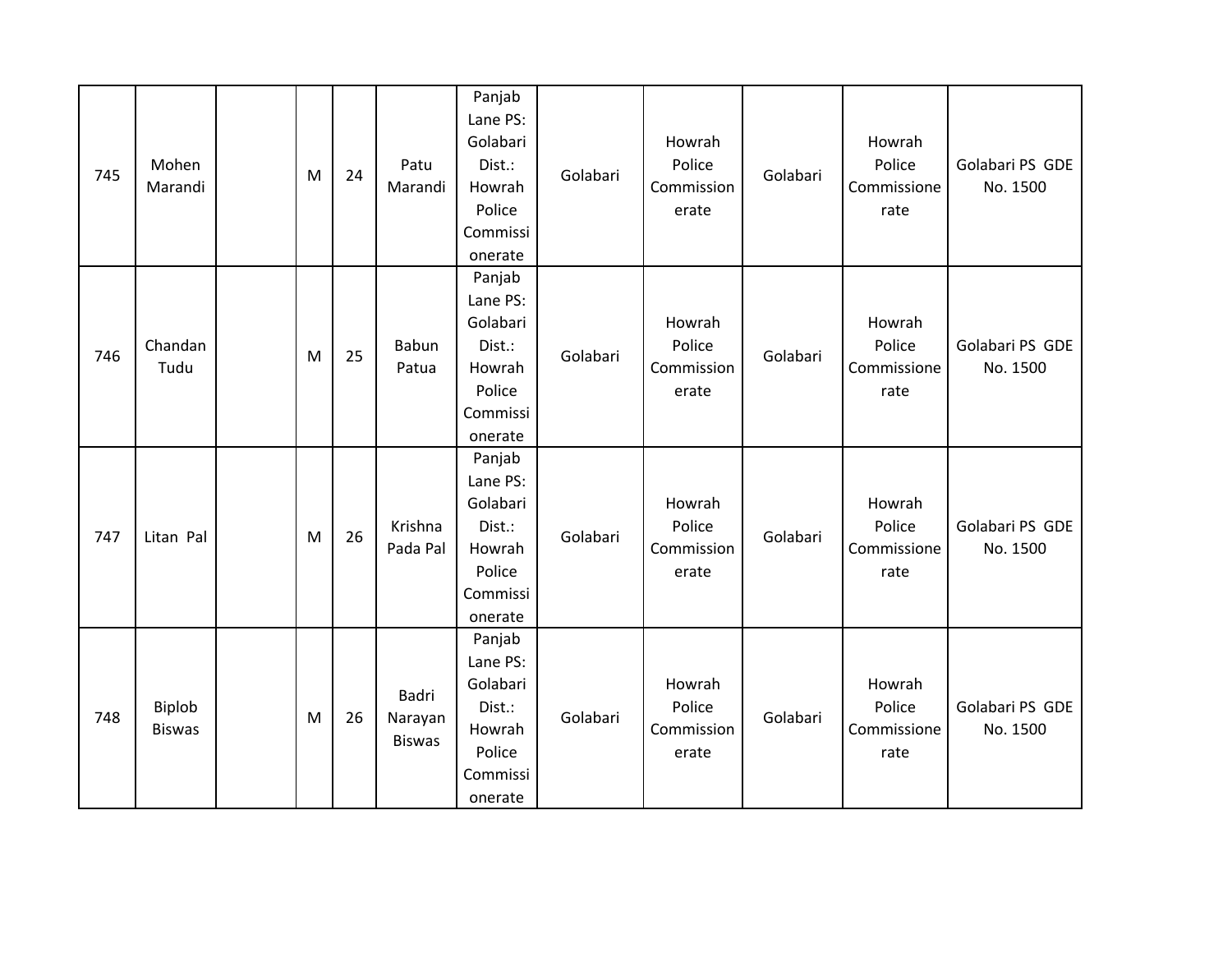| 745 | Mohen Marandi | | M | 24 | Patu Marandi | Panjab Lane PS: Golabari Dist.: Howrah Police Commissionerate | Golabari | Howrah Police Commissionerate | Golabari | Howrah Police Commissionerate | Golabari PS GDE No. 1500 |
|---|---|---|---|---|---|---|---|---|---|---|---|
| 746 | Chandan Tudu | | M | 25 | Babun Patua | Panjab Lane PS: Golabari Dist.: Howrah Police Commissionerate | Golabari | Howrah Police Commissionerate | Golabari | Howrah Police Commissionerate | Golabari PS GDE No. 1500 |
| 747 | Litan Pal | | M | 26 | Krishna Pada Pal | Panjab Lane PS: Golabari Dist.: Howrah Police Commissionerate | Golabari | Howrah Police Commissionerate | Golabari | Howrah Police Commissionerate | Golabari PS GDE No. 1500 |
| 748 | Biplob Biswas | | M | 26 | Badri Narayan Biswas | Panjab Lane PS: Golabari Dist.: Howrah Police Commissionerate | Golabari | Howrah Police Commissionerate | Golabari | Howrah Police Commissionerate | Golabari PS GDE No. 1500 |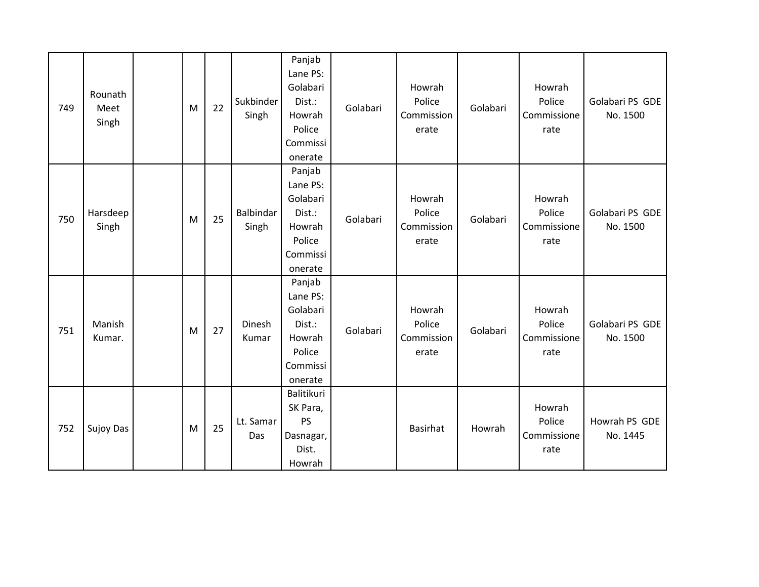| | | | | | | | | | | | |
|---|---|---|---|---|---|---|---|---|---|---|---|
| 749 | Rounath Meet Singh | | M | 22 | Sukbinder Singh | Panjab Lane PS: Golabari Dist.: Howrah Police Commissionerate | Golabari | Howrah Police Commissionerate | Golabari | Howrah Police Commissionerate | Golabari PS GDE No. 1500 |
| 750 | Harsdeep Singh | | M | 25 | Balbindar Singh | Panjab Lane PS: Golabari Dist.: Howrah Police Commissionerate | Golabari | Howrah Police Commissionerate | Golabari | Howrah Police Commissionerate | Golabari PS GDE No. 1500 |
| 751 | Manish Kumar. | | M | 27 | Dinesh Kumar | Panjab Lane PS: Golabari Dist.: Howrah Police Commissionerate | Golabari | Howrah Police Commissionerate | Golabari | Howrah Police Commissionerate | Golabari PS GDE No. 1500 |
| 752 | Sujoy Das | | M | 25 | Lt. Samar Das | Balitikuri SK Para, PS Dasnagar, Dist. Howrah | | Basirhat | Howrah | Howrah Police Commissionerate | Howrah PS GDE No. 1445 |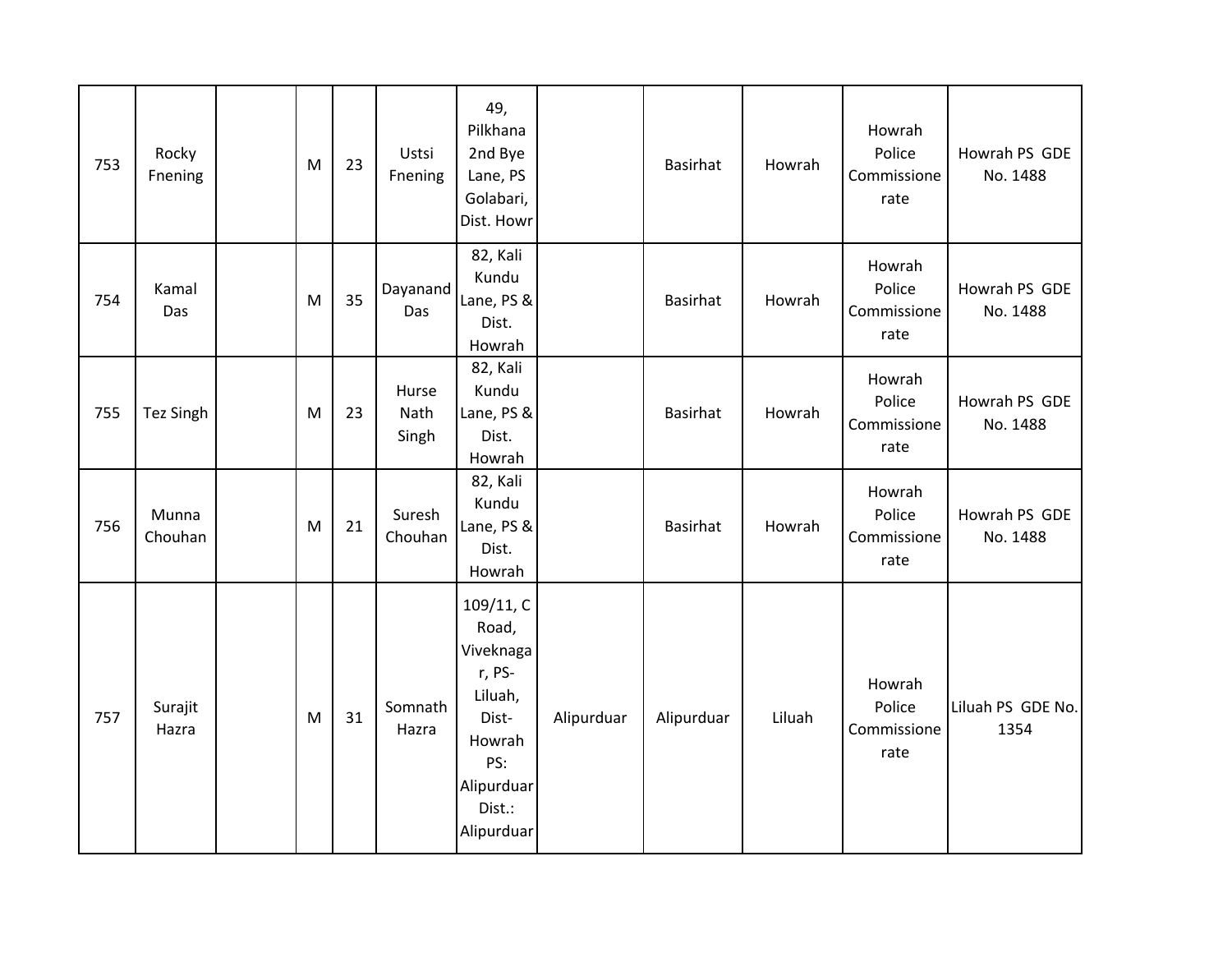| | | | | | | | | | | | |
|---|---|---|---|---|---|---|---|---|---|---|---|
| 753 | Rocky Fnening | | M | 23 | Ustsi Fnening | 49, Pilkhana 2nd Bye Lane, PS Golabari, Dist. Howr | | Basirhat | Howrah | Howrah Police Commissione rate | Howrah PS GDE No. 1488 |
| 754 | Kamal Das | | M | 35 | Dayanand Das | 82, Kali Kundu Lane, PS & Dist. Howrah | | Basirhat | Howrah | Howrah Police Commissione rate | Howrah PS GDE No. 1488 |
| 755 | Tez Singh | | M | 23 | Hurse Nath Singh | 82, Kali Kundu Lane, PS & Dist. Howrah | | Basirhat | Howrah | Howrah Police Commissione rate | Howrah PS GDE No. 1488 |
| 756 | Munna Chouhan | | M | 21 | Suresh Chouhan | 82, Kali Kundu Lane, PS & Dist. Howrah | | Basirhat | Howrah | Howrah Police Commissione rate | Howrah PS GDE No. 1488 |
| 757 | Surajit Hazra | | M | 31 | Somnath Hazra | 109/11, C Road, Viveknagar, PS- Liluah, Dist- Howrah PS: Alipurduar Dist.: Alipurduar | Alipurduar | Alipurduar | Liluah | Howrah Police Commissione rate | Liluah PS GDE No. 1354 |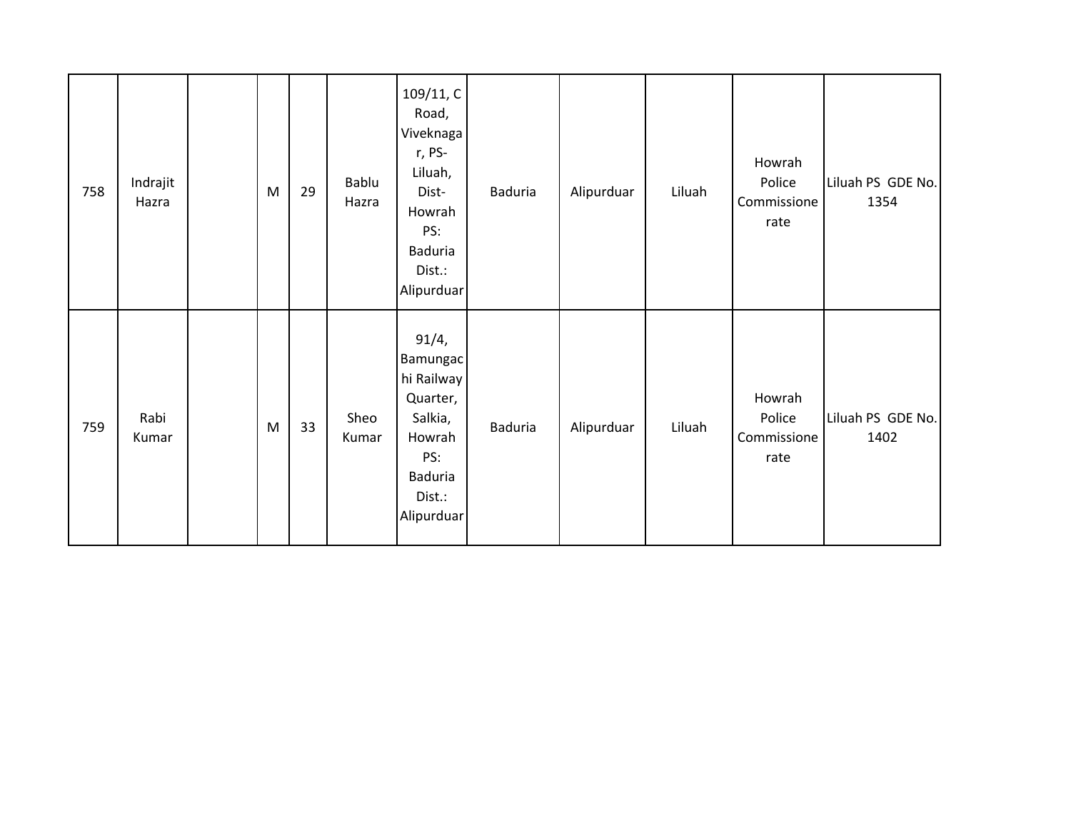| | | | | | | | | | | | |
|---|---|---|---|---|---|---|---|---|---|---|---|
| 758 | Indrajit Hazra | | M | 29 | Bablu Hazra | 109/11, C Road, Viveknagar, PS- Liluah, Dist- Howrah PS: Baduria Dist.: Alipurduar | Baduria | Alipurduar | Liluah | Howrah Police Commissionerate | Liluah PS GDE No. 1354 |
| 759 | Rabi Kumar | | M | 33 | Sheo Kumar | 91/4, Bamungachi Railway Quarter, Salkia, Howrah PS: Baduria Dist.: Alipurduar | Baduria | Alipurduar | Liluah | Howrah Police Commissionerate | Liluah PS GDE No. 1402 |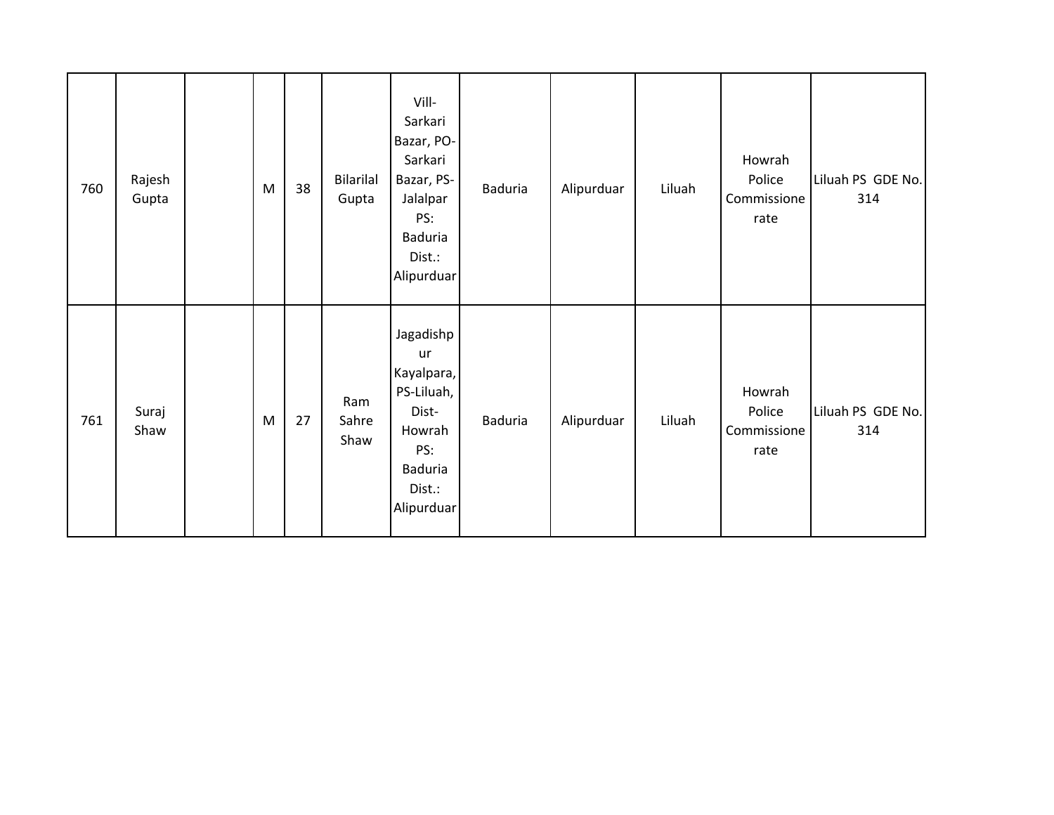| | | | | | | | | | | | |
|---|---|---|---|---|---|---|---|---|---|---|---|
| 760 | Rajesh Gupta | | M | 38 | Bilarilal Gupta | Vill-Sarkari Bazar, PO-Sarkari Bazar, PS-Jalalpar PS: Baduria Dist.: Alipurduar | Baduria | Alipurduar | Liluah | Howrah Police Commissionerate | Liluah PS GDE No. 314 |
| 761 | Suraj Shaw | | M | 27 | Ram Sahre Shaw | Jagadishpur Kayalpara, PS-Liluah, Dist-Howrah PS: Baduria Dist.: Alipurduar | Baduria | Alipurduar | Liluah | Howrah Police Commissionerate | Liluah PS GDE No. 314 |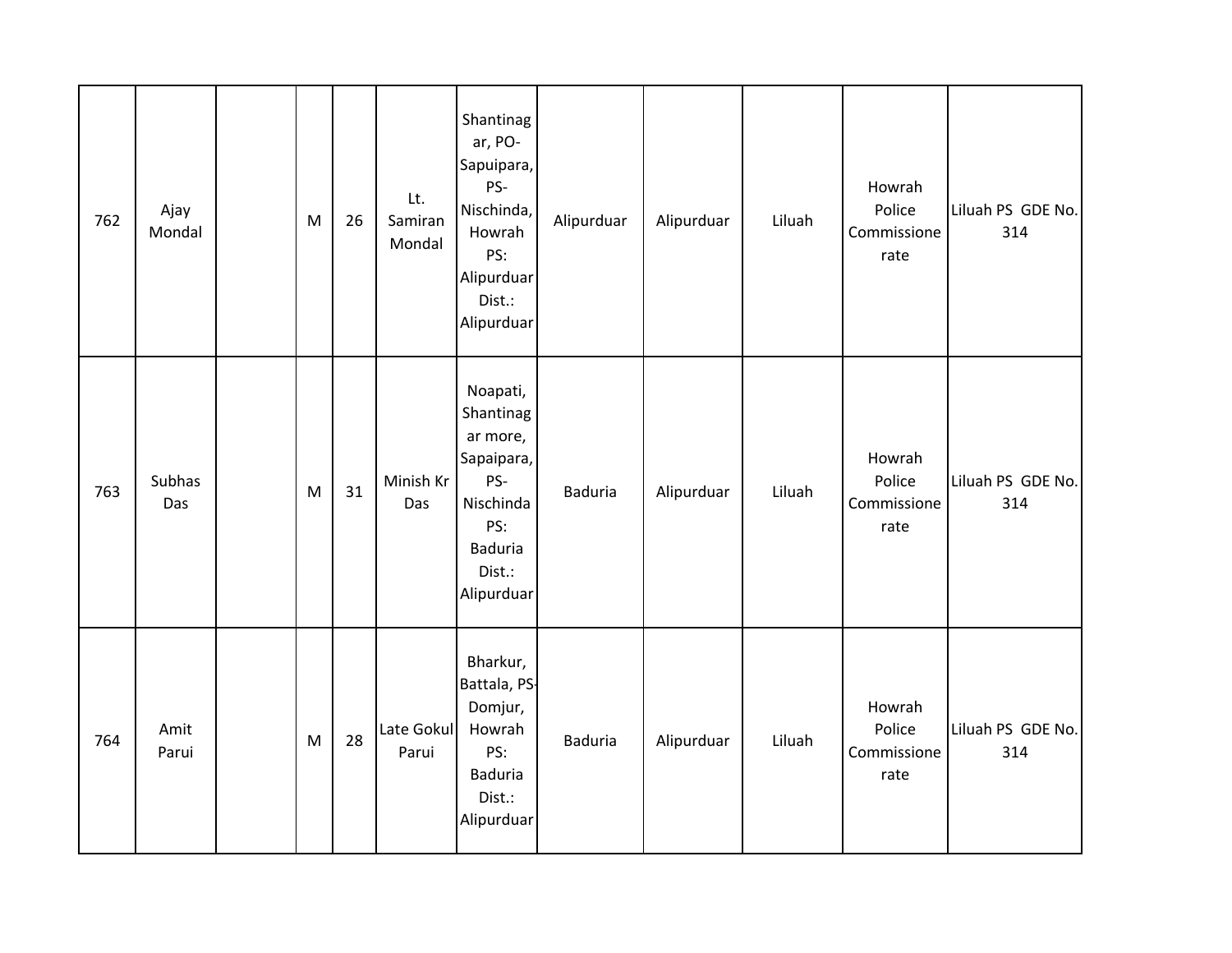| 762 | Ajay Mondal | | M | 26 | Lt. Samiran Mondal | Shantinagar, PO-Sapuipara, PS-Nischinda, Howrah PS: Alipurduar Dist.: Alipurduar | Alipurduar | Alipurduar | Liluah | Howrah Police Commissionerate | Liluah PS GDE No. 314 |
|---|---|---|---|---|---|---|---|---|---|---|---|
| 763 | Subhas Das | | M | 31 | Minish Kr Das | Noapati, Shantinagar more, Sapaipara, PS-Nischinda PS: Baduria Dist.: Alipurduar | Baduria | Alipurduar | Liluah | Howrah Police Commissionerate | Liluah PS GDE No. 314 |
| 764 | Amit Parui | | M | 28 | Late Gokul Parui | Bharkur, Battala, PS-Domjur, Howrah PS: Baduria Dist.: Alipurduar | Baduria | Alipurduar | Liluah | Howrah Police Commissionerate | Liluah PS GDE No. 314 |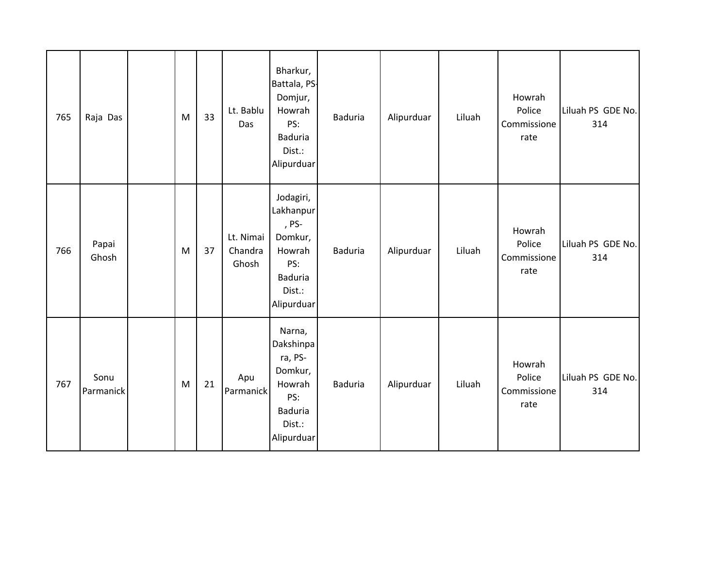| 765 | Raja Das | | M | 33 | Lt. Bablu Das | Bharkur, Battala, PS-Domjur, Howrah PS: Baduria Dist.: Alipurduar | Baduria | Alipurduar | Liluah | Howrah Police Commissionerate | Liluah PS GDE No. 314 |
|---|---|---|---|---|---|---|---|---|---|---|---|
| 766 | Papai Ghosh | | M | 37 | Lt. Nimai Chandra Ghosh | Jodagiri, Lakhanpur, PS-Domkur, Howrah PS: Baduria Dist.: Alipurduar | Baduria | Alipurduar | Liluah | Howrah Police Commissionerate | Liluah PS GDE No. 314 |
| 767 | Sonu Parmanick | | M | 21 | Apu Parmanick | Narna, Dakshinpara, PS-Domkur, Howrah PS: Baduria Dist.: Alipurduar | Baduria | Alipurduar | Liluah | Howrah Police Commissionerate | Liluah PS GDE No. 314 |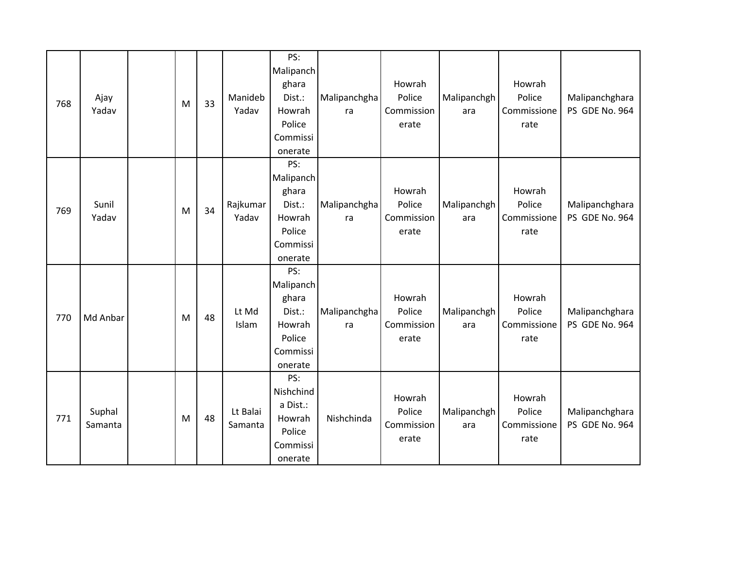| 768 | Ajay Yadav | | M | 33 | Manideb Yadav | PS: Malipanchghara Dist.: Howrah Police Commissionerate | Malipanchghara | Howrah Police Commissionerate | Malipanchghara | Howrah Police Commissionerate | Malipanchghara PS GDE No. 964 |
|---|---|---|---|---|---|---|---|---|---|---|---|
| 769 | Sunil Yadav | | M | 34 | Rajkumar Yadav | PS: Malipanchghara Dist.: Howrah Police Commissionerate | Malipanchghara | Howrah Police Commissionerate | Malipanchghara | Howrah Police Commissionerate | Malipanchghara PS GDE No. 964 |
| 770 | Md Anbar | | M | 48 | Lt Md Islam | PS: Malipanchghara Dist.: Howrah Police Commissionerate | Malipanchghara | Howrah Police Commissionerate | Malipanchghara | Howrah Police Commissionerate | Malipanchghara PS GDE No. 964 |
| 771 | Suphal Samanta | | M | 48 | Lt Balai Samanta | PS: Nishchinda Dist.: Howrah Police Commissionerate | Nishchinda | Howrah Police Commissionerate | Malipanchghara | Howrah Police Commissionerate | Malipanchghara PS GDE No. 964 |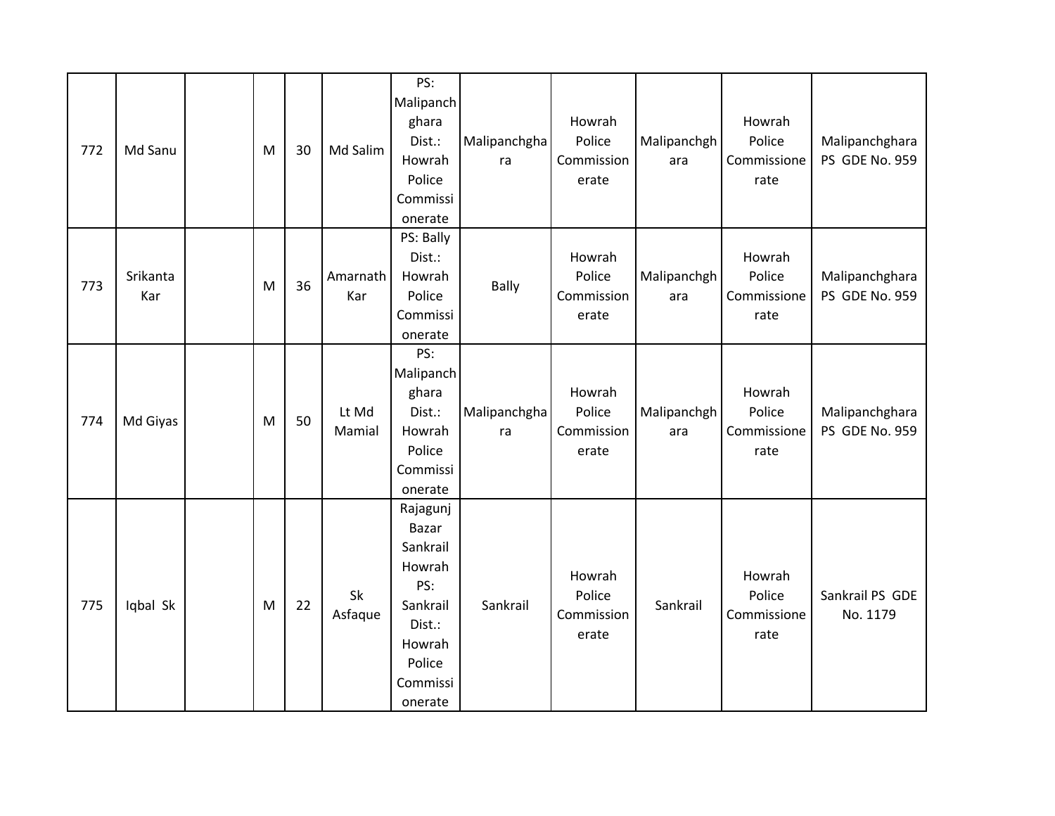| 772 | Md Sanu | | M | 30 | Md Salim | PS: Malipanchghara Dist.: Howrah Police Commissionerate | Malipanchghara | Howrah Police Commissionerate | Malipanchghara | Howrah Police Commissionerate | Malipanchghara PS GDE No. 959 |
|---|---|---|---|---|---|---|---|---|---|---|---|
| 773 | Srikanta Kar | | M | 36 | Amarnath Kar | PS: Bally Dist.: Howrah Police Commissionerate | Bally | Howrah Police Commissionerate | Malipanchghara | Howrah Police Commissionerate | Malipanchghara PS GDE No. 959 |
| 774 | Md Giyas | | M | 50 | Lt Md Mamial | PS: Malipanchghara Dist.: Howrah Police Commissionerate | Malipanchghara | Howrah Police Commissionerate | Malipanchghara | Howrah Police Commissionerate | Malipanchghara PS GDE No. 959 |
| 775 | Iqbal Sk | | M | 22 | Sk Asfaque | Rajagunj Bazar Sankrail Howrah PS: Sankrail Dist.: Howrah Police Commissionerate | Sankrail | Howrah Police Commissionerate | Sankrail | Howrah Police Commissionerate | Sankrail PS GDE No. 1179 |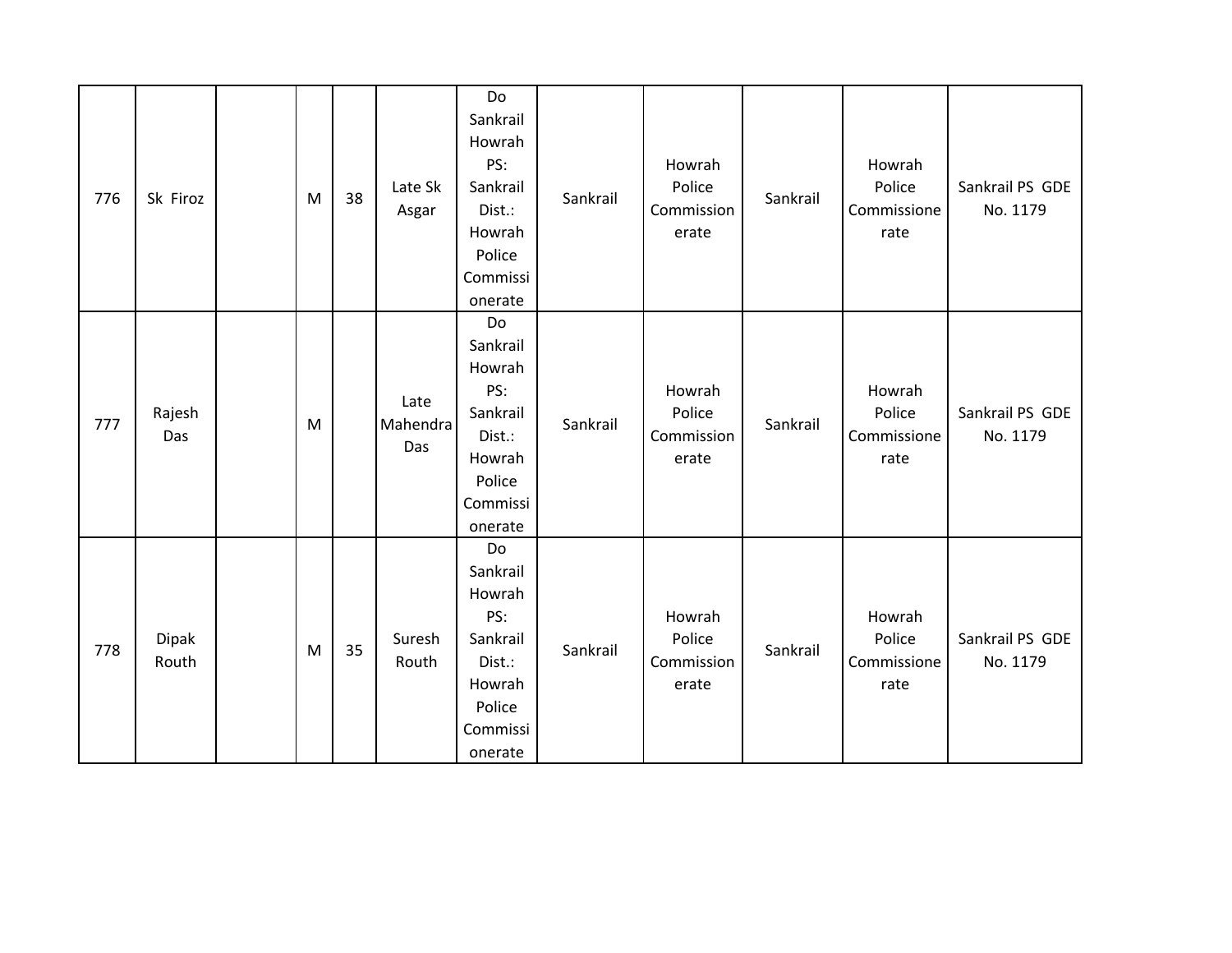| 776 | Sk Firoz | | M | 38 | Late Sk Asgar | Do Sankrail Howrah PS: Sankrail Dist.: Howrah Police Commissionerate | Sankrail | Howrah Police Commissionerate | Sankrail | Howrah Police Commissionerate | Sankrail PS GDE No. 1179 |
|---|---|---|---|---|---|---|---|---|---|---|---|
| 777 | Rajesh Das | | M | | Late Mahendra Das | Do Sankrail Howrah PS: Sankrail Dist.: Howrah Police Commissionerate | Sankrail | Howrah Police Commissionerate | Sankrail | Howrah Police Commissionerate | Sankrail PS GDE No. 1179 |
| 778 | Dipak Routh | | M | 35 | Suresh Routh | Do Sankrail Howrah PS: Sankrail Dist.: Howrah Police Commissionerate | Sankrail | Howrah Police Commissionerate | Sankrail | Howrah Police Commissionerate | Sankrail PS GDE No. 1179 |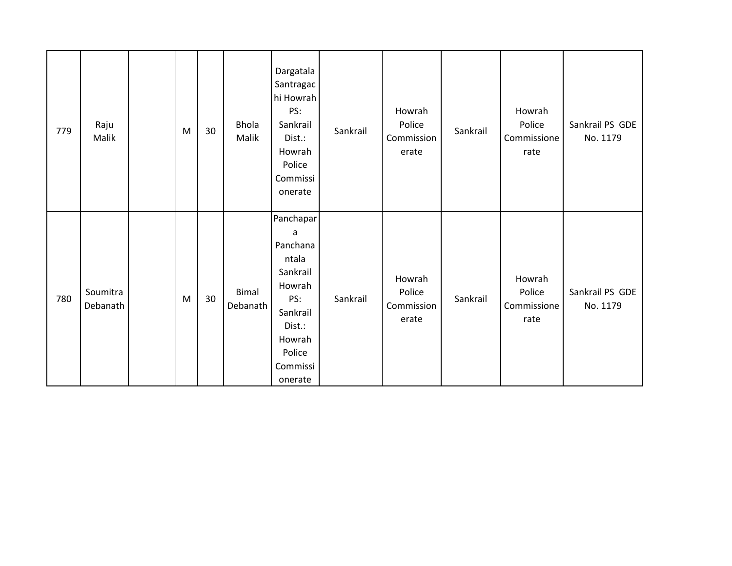| | | | | | | | | | | | |
|---|---|---|---|---|---|---|---|---|---|---|---|
| 779 | Raju Malik | | M | 30 | Bhola Malik | Dargatala Santragachi Howrah PS: Sankrail Dist.: Howrah Police Commissionerate | Sankrail | Howrah Police Commissionerate | Sankrail | Howrah Police Commissionerate | Sankrail PS GDE No. 1179 |
| 780 | Soumitra Debanath | | M | 30 | Bimal Debanath | Panchapara Panchanantala Sankrail Howrah PS: Sankrail Dist.: Howrah Police Commissionerate | Sankrail | Howrah Police Commissionerate | Sankrail | Howrah Police Commissionerate | Sankrail PS GDE No. 1179 |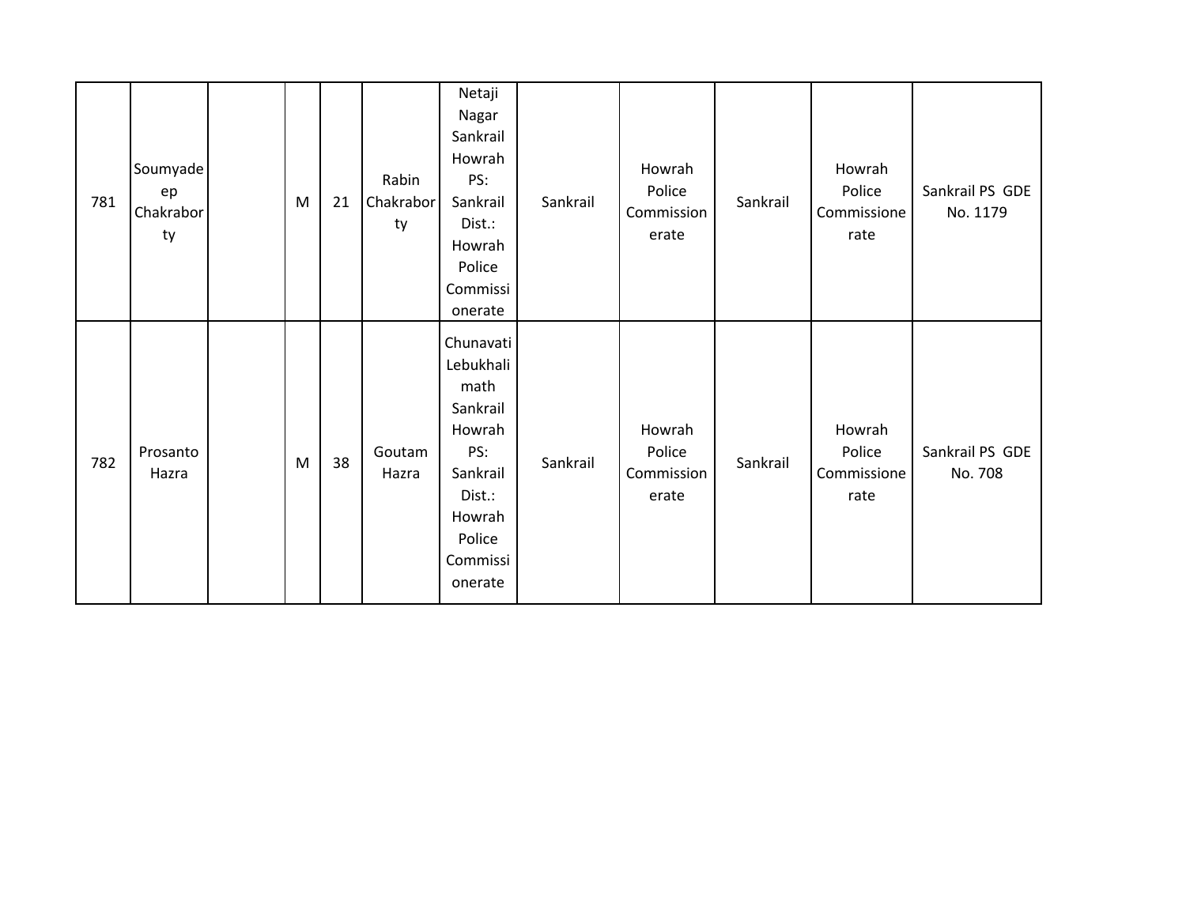| | | | | | | | | | | | |
|---|---|---|---|---|---|---|---|---|---|---|---|
| 781 | Soumyadeep Chakraborty | | M | 21 | Rabin Chakraborty | Netaji Nagar Sankrail Howrah PS: Sankrail Dist.: Howrah Police Commissionerate | Sankrail | Howrah Police Commissionerate | Sankrail | Howrah Police Commissionerate | Sankrail PS GDE No. 1179 |
| 782 | Prosanto Hazra | | M | 38 | Goutam Hazra | Chunavati Lebukhali math Sankrail Howrah PS: Sankrail Dist.: Howrah Police Commissionerate | Sankrail | Howrah Police Commissionerate | Sankrail | Howrah Police Commissionerate | Sankrail PS GDE No. 708 |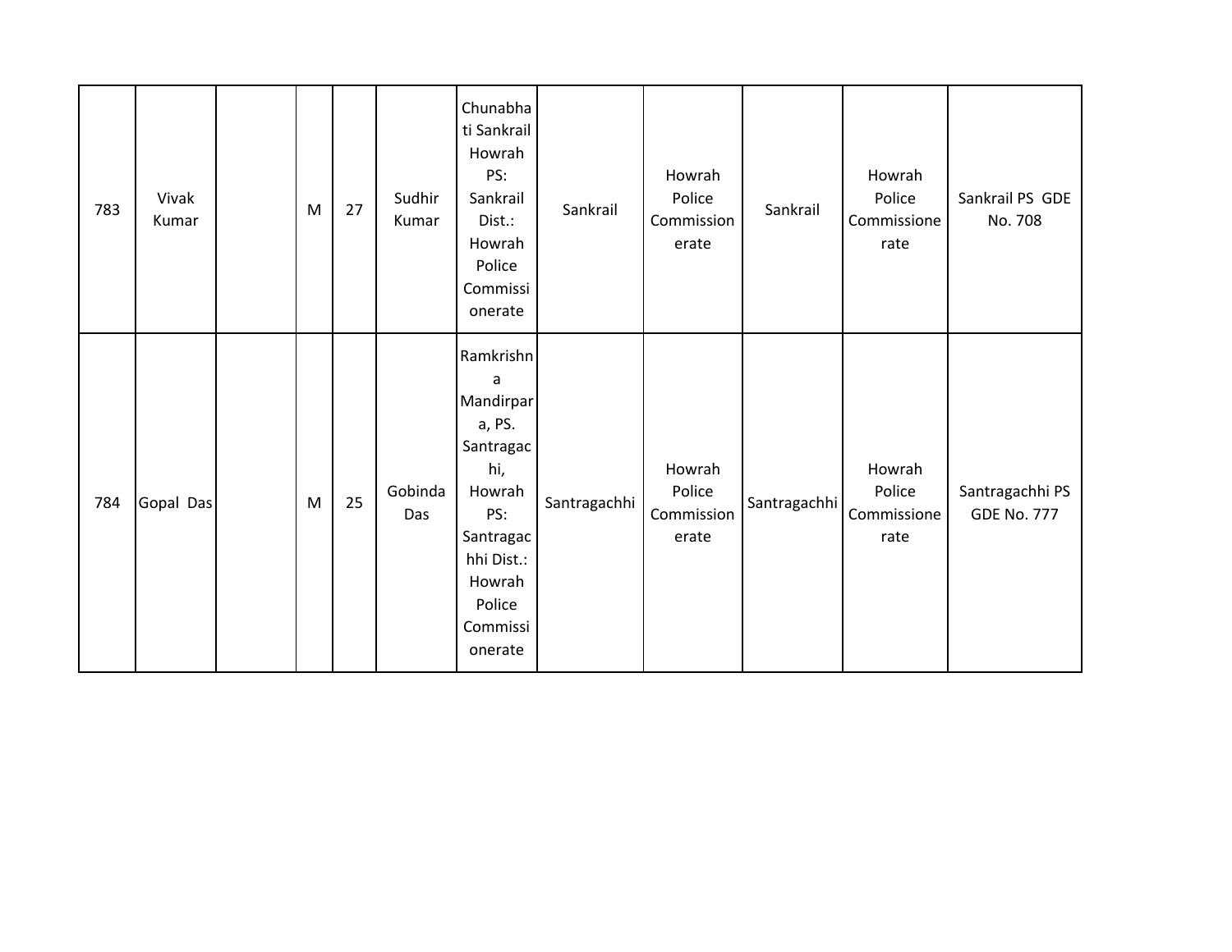| | | | | | | | | | | | |
|---|---|---|---|---|---|---|---|---|---|---|---|
| 783 | Vivak Kumar | | M | 27 | Sudhir Kumar | Chunabhati Sankrail Howrah PS: Sankrail Dist.: Howrah Police Commissionerate | Sankrail | Howrah Police Commissionerate | Sankrail | Howrah Police Commissionerate | Sankrail PS GDE No. 708 |
| 784 | Gopal Das | | M | 25 | Gobinda Das | Ramkrishna Mandirpara, PS. Santragachi, Howrah PS: Santragachhi Dist.: Howrah Police Commissionerate | Santragachhi | Howrah Police Commissionerate | Santragachhi | Howrah Police Commissionerate | Santragachhi PS GDE No. 777 |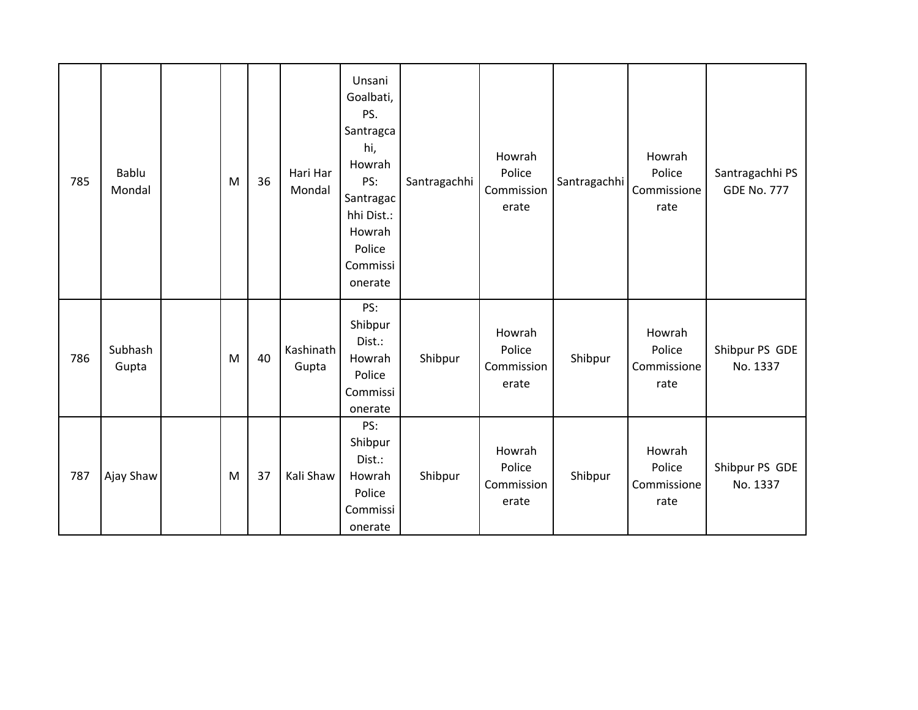| | | | | | | | | | | | |
|---|---|---|---|---|---|---|---|---|---|---|---|
| 785 | Bablu Mondal | | M | 36 | Hari Har Mondal | Unsani Goalbati, PS. Santragcahi, Howrah PS: Santragachhi Dist.: Howrah Police Commissionerate | Santragachhi | Howrah Police Commissionerate | Santragachhi | Howrah Police Commissionerate | Santragachhi PS GDE No. 777 |
| 786 | Subhash Gupta | | M | 40 | Kashinath Gupta | PS: Shibpur Dist.: Howrah Police Commissionerate | Shibpur | Howrah Police Commissionerate | Shibpur | Howrah Police Commissionerate | Shibpur PS GDE No. 1337 |
| 787 | Ajay Shaw | | M | 37 | Kali Shaw | PS: Shibpur Dist.: Howrah Police Commissionerate | Shibpur | Howrah Police Commissionerate | Shibpur | Howrah Police Commissionerate | Shibpur PS GDE No. 1337 |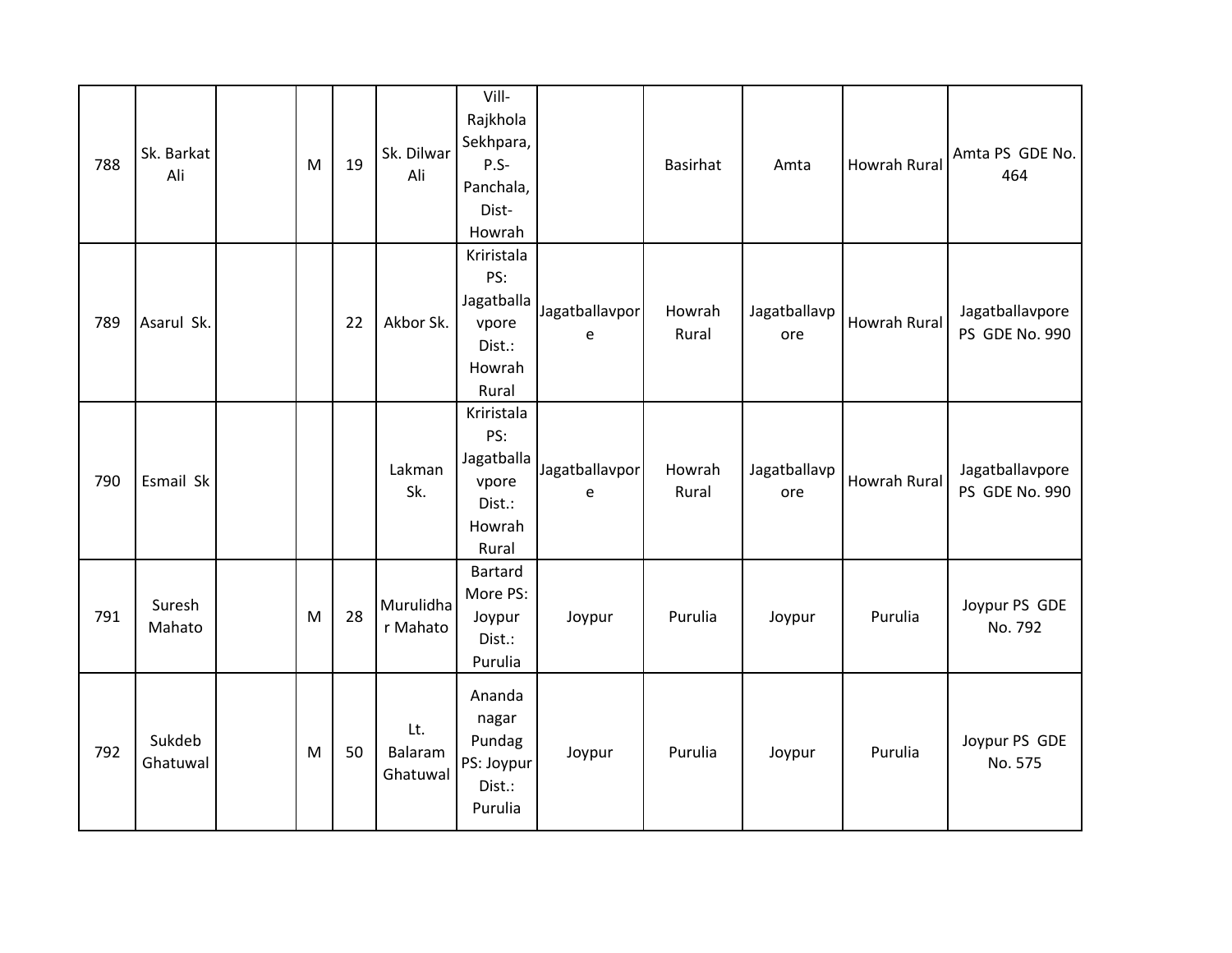| 788 | Sk. Barkat Ali | | M | 19 | Sk. Dilwar Ali | Vill-Rajkhola Sekhpara, P.S-Panchala, Dist-Howrah | | Basirhat | Amta | Howrah Rural | Amta PS GDE No. 464 |
|---|---|---|---|---|---|---|---|---|---|---|---|
| 789 | Asarul Sk. | | | 22 | Akbor Sk. | Kriristala PS: Jagatballavpore Dist.: Howrah Rural | Jagatballavpore | Howrah Rural | Jagatballavpore | Howrah Rural | Jagatballavpore PS GDE No. 990 |
| 790 | Esmail Sk | | | | Lakman Sk. | Kriristala PS: Jagatballavpore Dist.: Howrah Rural | Jagatballavpore | Howrah Rural | Jagatballavpore | Howrah Rural | Jagatballavpore PS GDE No. 990 |
| 791 | Suresh Mahato | | M | 28 | Murulidhar Mahato | Bartard More PS: Joypur Dist.: Purulia | Joypur | Purulia | Joypur | Purulia | Joypur PS GDE No. 792 |
| 792 | Sukdeb Ghatuwal | | M | 50 | Lt. Balaram Ghatuwal | Ananda nagar Pundag PS: Joypur Dist.: Purulia | Joypur | Purulia | Joypur | Purulia | Joypur PS GDE No. 575 |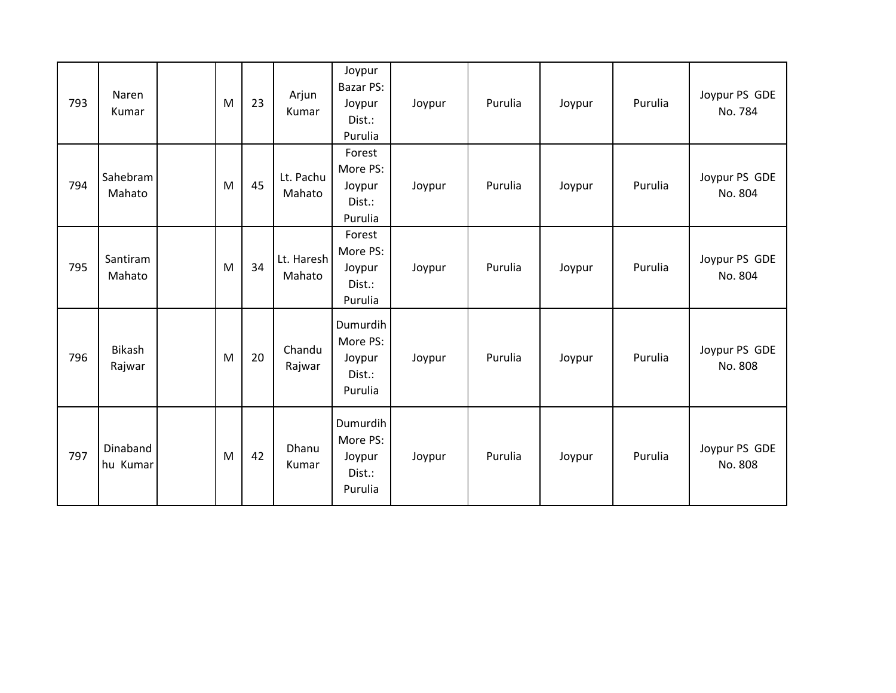| 793 | Naren Kumar | | M | 23 | Arjun Kumar | Joypur Bazar PS: Joypur Dist.: Purulia | Joypur | Purulia | Joypur | Purulia | Joypur PS GDE No. 784 |
|---|---|---|---|---|---|---|---|---|---|---|---|
| 794 | Sahebram Mahato | | M | 45 | Lt. Pachu Mahato | Forest More PS: Joypur Dist.: Purulia | Joypur | Purulia | Joypur | Purulia | Joypur PS GDE No. 804 |
| 795 | Santiram Mahato | | M | 34 | Lt. Haresh Mahato | Forest More PS: Joypur Dist.: Purulia | Joypur | Purulia | Joypur | Purulia | Joypur PS GDE No. 804 |
| 796 | Bikash Rajwar | | M | 20 | Chandu Rajwar | Dumurdih More PS: Joypur Dist.: Purulia | Joypur | Purulia | Joypur | Purulia | Joypur PS GDE No. 808 |
| 797 | Dinabandhu Kumar | | M | 42 | Dhanu Kumar | Dumurdih More PS: Joypur Dist.: Purulia | Joypur | Purulia | Joypur | Purulia | Joypur PS GDE No. 808 |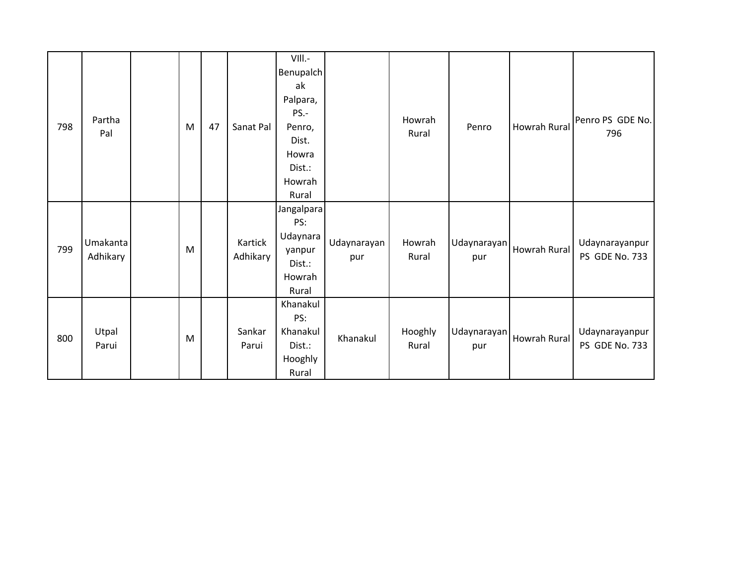| | | | | | | | | | | | | |
|---|---|---|---|---|---|---|---|---|---|---|---|---|
| 798 | Partha Pal | | M | 47 | Sanat Pal | Vill.-Benupalchak Palpara, PS.-Penro, Dist. Howra Dist.: Howrah Rural | | Howrah Rural | Penro | Howrah Rural | Penro PS GDE No. 796 |
| 799 | Umakanta Adhikary | | M | | Kartick Adhikary | Jangalpara PS: Udaynarayanpur Dist.: Howrah Rural | Udaynarayanpur | Howrah Rural | Udaynarayanpur | Howrah Rural | Udaynarayanpur PS GDE No. 733 |
| 800 | Utpal Parui | | M | | Sankar Parui | Khanakul PS: Khanakul Dist.: Hooghly Rural | Khanakul | Hooghly Rural | Udaynarayanpur | Howrah Rural | Udaynarayanpur PS GDE No. 733 |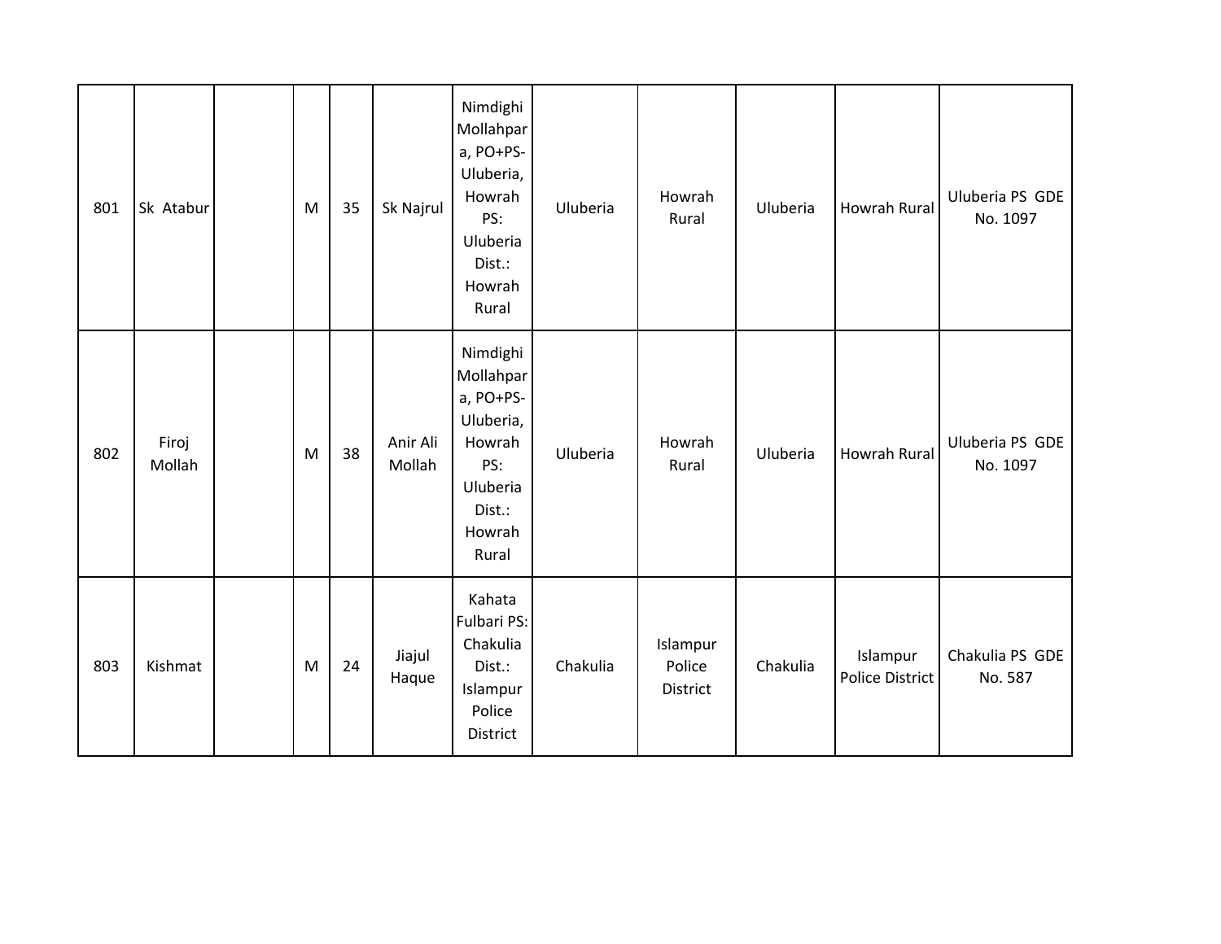| 801 | Sk Atabur | | M | 35 | Sk Najrul | Nimdighi Mollahpara, PO+PS- Uluberia, Howrah PS: Uluberia Dist.: Howrah Rural | Uluberia | Howrah Rural | Uluberia | Howrah Rural | Uluberia PS GDE No. 1097 |
|---|---|---|---|---|---|---|---|---|---|---|---|
| 802 | Firoj Mollah | | M | 38 | Anir Ali Mollah | Nimdighi Mollahpara, PO+PS- Uluberia, Howrah PS: Uluberia Dist.: Howrah Rural | Uluberia | Howrah Rural | Uluberia | Howrah Rural | Uluberia PS GDE No. 1097 |
| 803 | Kishmat | | M | 24 | Jiajul Haque | Kahata Fulbari PS: Chakulia Dist.: Islampur Police District | Chakulia | Islampur Police District | Chakulia | Islampur Police District | Chakulia PS GDE No. 587 |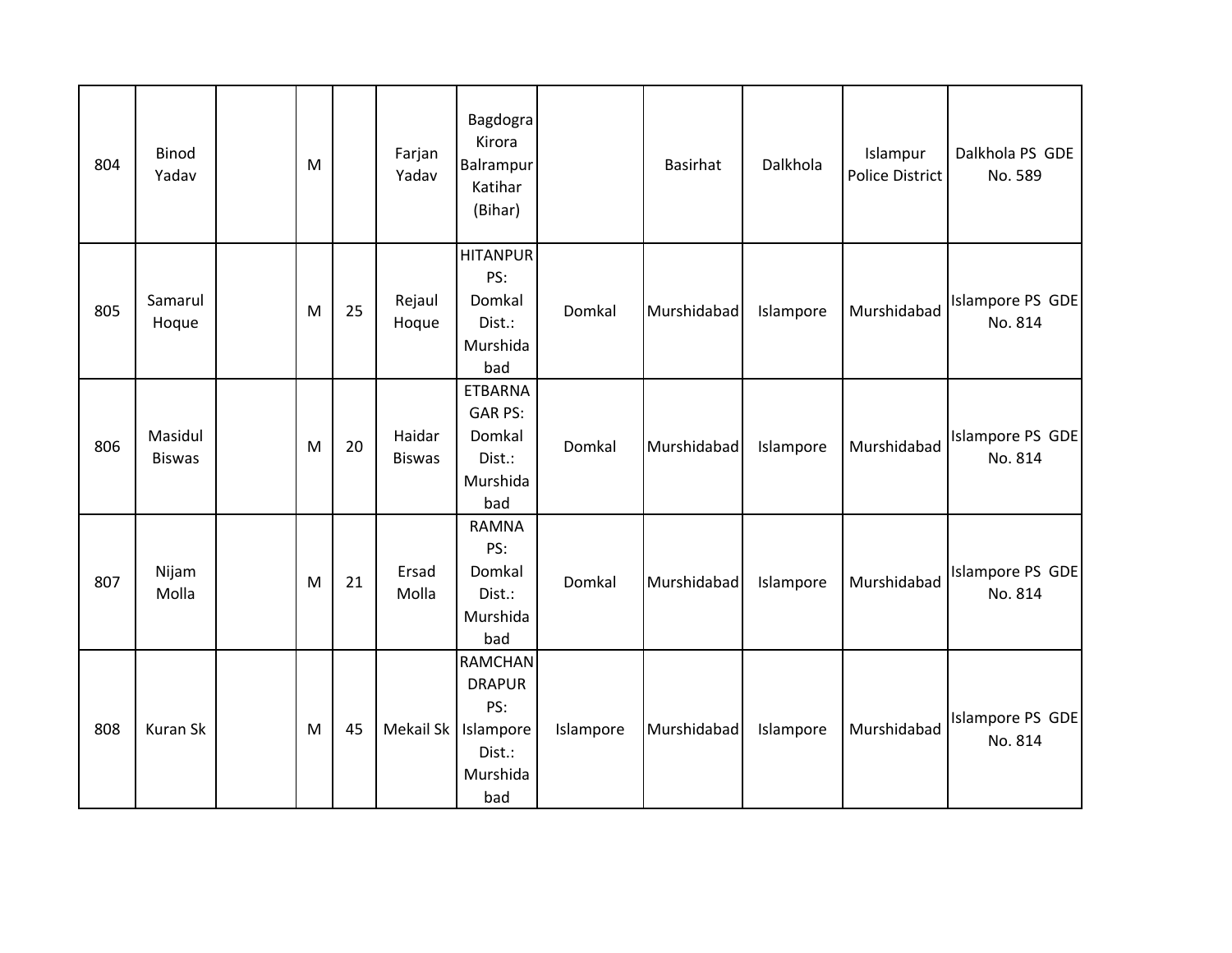| | | | | | | | | | | | |
|---|---|---|---|---|---|---|---|---|---|---|---|
| 804 | Binod Yadav | | M | | Farjan Yadav | Bagdogra Kirora Balrampur Katihar (Bihar) | | Basirhat | Dalkhola | Islampur Police District | Dalkhola PS GDE No. 589 |
| 805 | Samarul Hoque | | M | 25 | Rejaul Hoque | HITANPUR PS: Domkal Dist.: Murshidabad | Domkal | Murshidabad | Islampore | Murshidabad | Islampore PS GDE No. 814 |
| 806 | Masidul Biswas | | M | 20 | Haidar Biswas | ETBARNAGAR PS: Domkal Dist.: Murshidabad | Domkal | Murshidabad | Islampore | Murshidabad | Islampore PS GDE No. 814 |
| 807 | Nijam Molla | | M | 21 | Ersad Molla | RAMNA PS: Domkal Dist.: Murshidabad | Domkal | Murshidabad | Islampore | Murshidabad | Islampore PS GDE No. 814 |
| 808 | Kuran Sk | | M | 45 | Mekail Sk | RAMCHANDRAPUR PS: Islampore Dist.: Murshidabad | Islampore | Murshidabad | Islampore | Murshidabad | Islampore PS GDE No. 814 |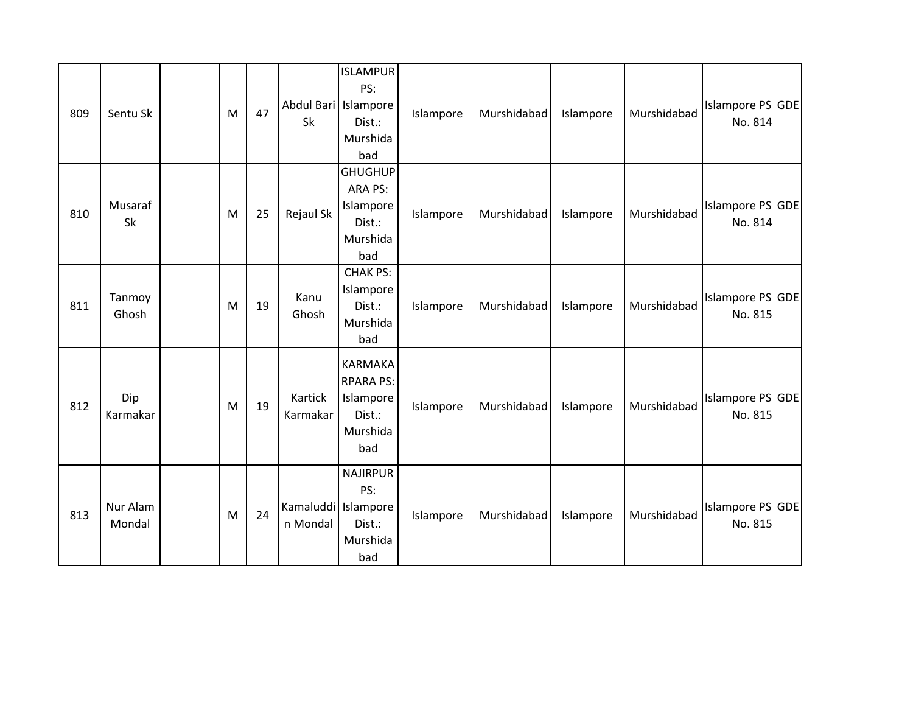| | | | | | | | | | | | |
|---|---|---|---|---|---|---|---|---|---|---|---|
| 809 | Sentu Sk | | M | 47 | Abdul Bari Sk | ISLAMPUR PS: Islampore Dist.: Murshidabad | Islampore | Murshidabad | Islampore | Murshidabad | Islampore PS GDE No. 814 |
| 810 | Musaraf Sk | | M | 25 | Rejaul Sk | GHUGHUPARA PS: Islampore Dist.: Murshidabad | Islampore | Murshidabad | Islampore | Murshidabad | Islampore PS GDE No. 814 |
| 811 | Tanmoy Ghosh | | M | 19 | Kanu Ghosh | CHAK PS: Islampore Dist.: Murshidabad | Islampore | Murshidabad | Islampore | Murshidabad | Islampore PS GDE No. 815 |
| 812 | Dip Karmakar | | M | 19 | Kartick Karmakar | KARMAKARPARA PS: Islampore Dist.: Murshidabad | Islampore | Murshidabad | Islampore | Murshidabad | Islampore PS GDE No. 815 |
| 813 | Nur Alam Mondal | | M | 24 | Kamaluddin Mondal | NAJIRPUR PS: Islampore Dist.: Murshidabad | Islampore | Murshidabad | Islampore | Murshidabad | Islampore PS GDE No. 815 |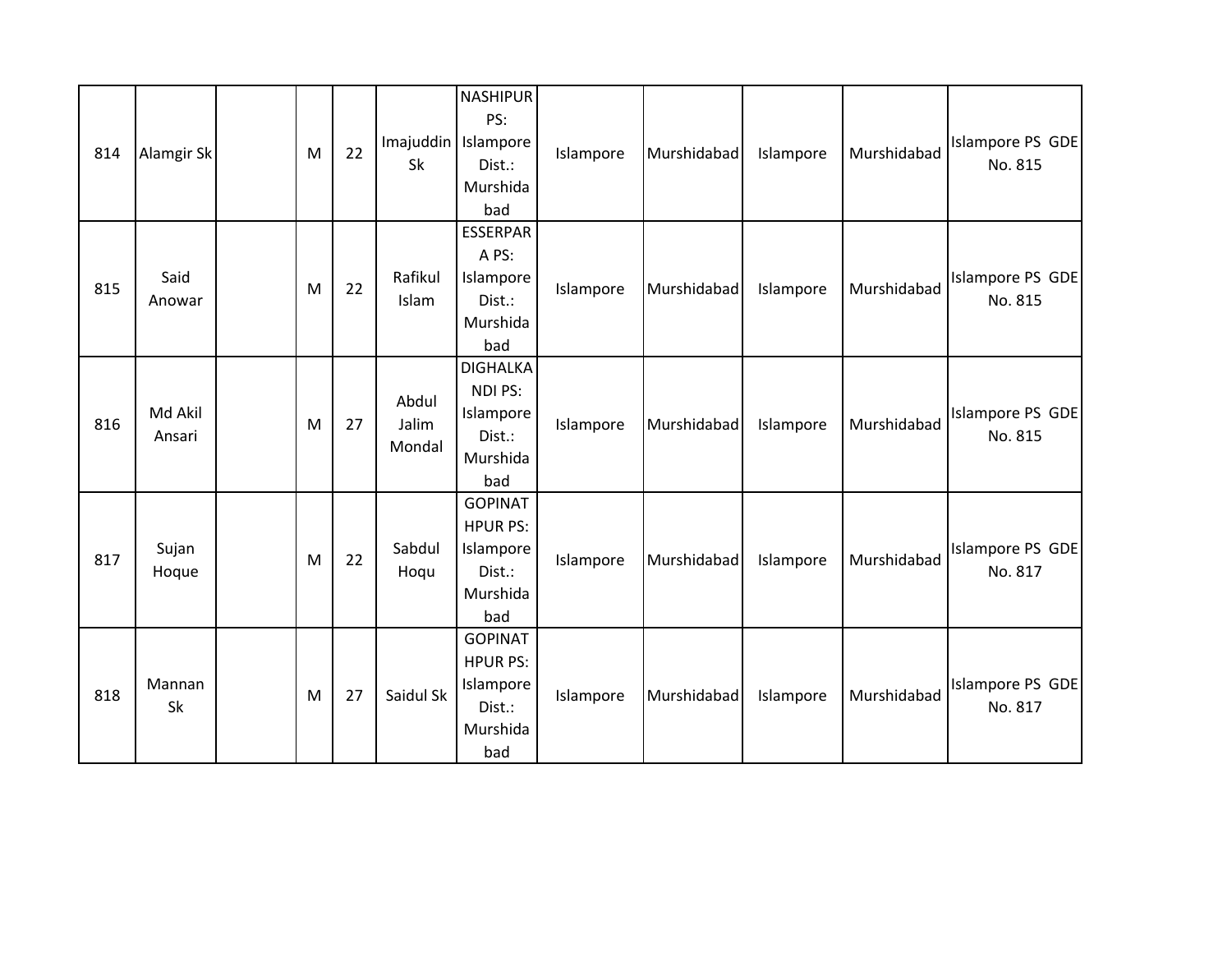| | | | | | | | | | | | |
|---|---|---|---|---|---|---|---|---|---|---|---|
| 814 | Alamgir Sk | | M | 22 | Imajuddin Sk | NASHIPUR PS: Islampore Dist.: Murshidabad | Islampore | Murshidabad | Islampore | Murshidabad | Islampore PS GDE No. 815 |
| 815 | Said Anowar | | M | 22 | Rafikul Islam | ESSERPARA PS: Islampore Dist.: Murshidabad | Islampore | Murshidabad | Islampore | Murshidabad | Islampore PS GDE No. 815 |
| 816 | Md Akil Ansari | | M | 27 | Abdul Jalim Mondal | DIGHALKANDI PS: Islampore Dist.: Murshidabad | Islampore | Murshidabad | Islampore | Murshidabad | Islampore PS GDE No. 815 |
| 817 | Sujan Hoque | | M | 22 | Sabdul Hoqu | GOPINATHPUR PS: Islampore Dist.: Murshidabad | Islampore | Murshidabad | Islampore | Murshidabad | Islampore PS GDE No. 817 |
| 818 | Mannan Sk | | M | 27 | Saidul Sk | GOPINATHPUR PS: Islampore Dist.: Murshidabad | Islampore | Murshidabad | Islampore | Murshidabad | Islampore PS GDE No. 817 |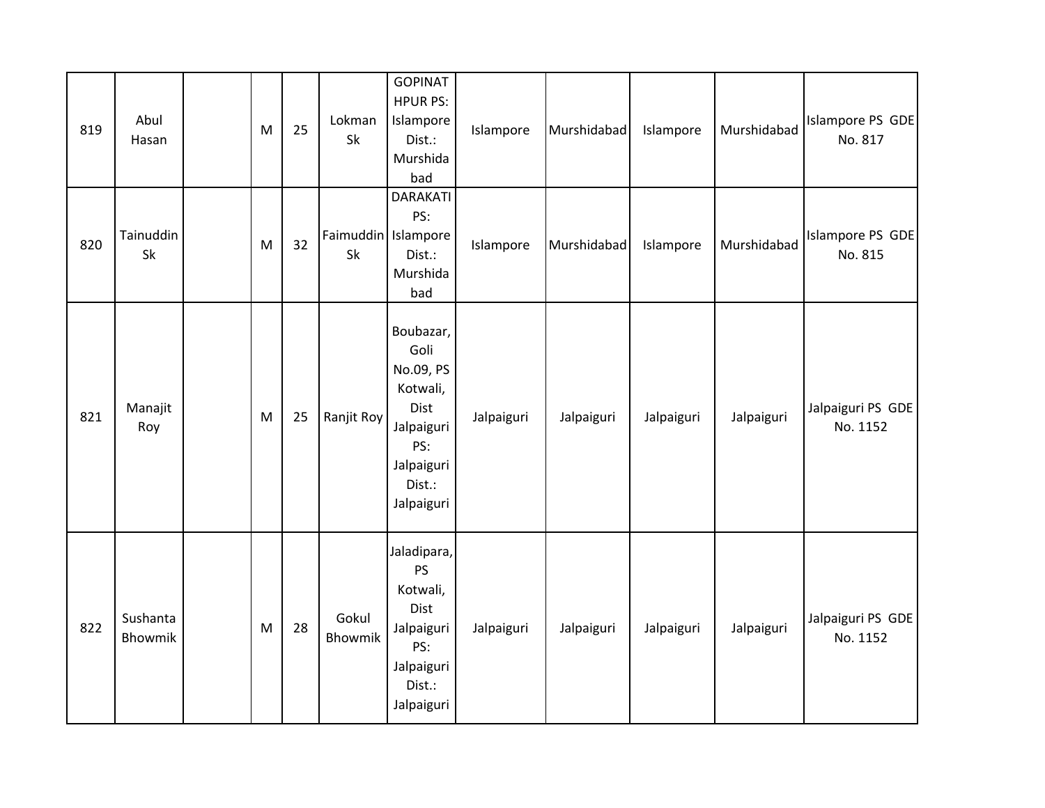| 819 | Abul Hasan | | M | 25 | Lokman Sk | GOPINATHPUR PS: Islampore Dist.: Murshidabad | Islampore | Murshidabad | Islampore | Murshidabad | Islampore PS GDE No. 817 |
|---|---|---|---|---|---|---|---|---|---|---|---|
| 820 | Tainuddin Sk | | M | 32 | Faimuddin Sk | DARAKATI PS: Islampore Dist.: Murshidabad | Islampore | Murshidabad | Islampore | Murshidabad | Islampore PS GDE No. 815 |
| 821 | Manajit Roy | | M | 25 | Ranjit Roy | Boubazar, Goli No.09, PS Kotwali, Dist Jalpaiguri PS: Jalpaiguri Dist.: Jalpaiguri | Jalpaiguri | Jalpaiguri | Jalpaiguri | Jalpaiguri | Jalpaiguri PS GDE No. 1152 |
| 822 | Sushanta Bhowmik | | M | 28 | Gokul Bhowmik | Jaladipara, PS Kotwali, Dist Jalpaiguri PS: Jalpaiguri Dist.: Jalpaiguri | Jalpaiguri | Jalpaiguri | Jalpaiguri | Jalpaiguri | Jalpaiguri PS GDE No. 1152 |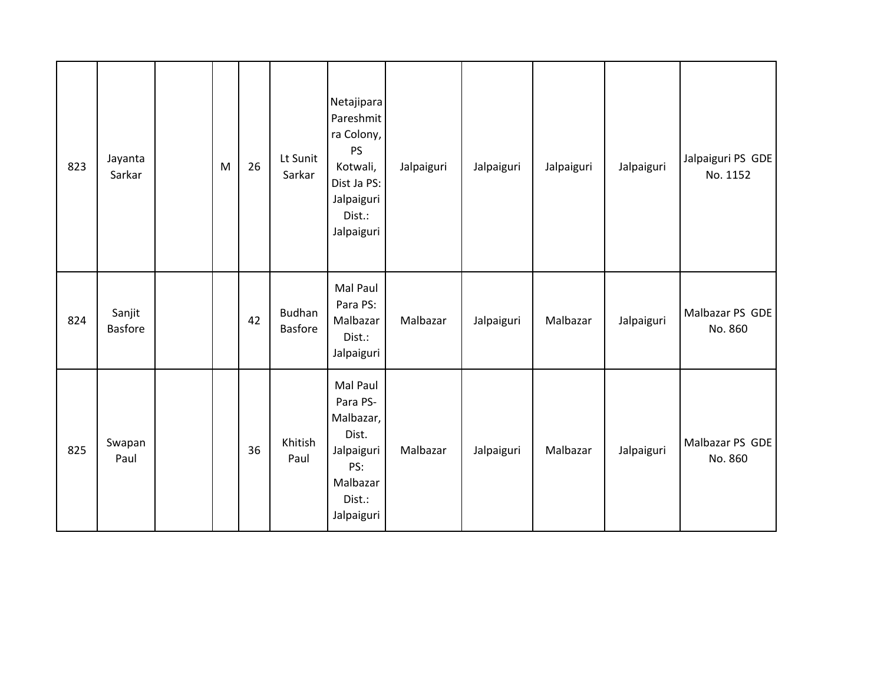| 823 | Jayanta Sarkar | | M | 26 | Lt Sunit Sarkar | Netajipara Pareshmitra Colony, PS Kotwali, Dist Ja PS: Jalpaiguri Dist.: Jalpaiguri | Jalpaiguri | Jalpaiguri | Jalpaiguri | Jalpaiguri | Jalpaiguri PS GDE No. 1152 |
|---|---|---|---|---|---|---|---|---|---|---|---|
| 824 | Sanjit Basfore | | | 42 | Budhan Basfore | Mal Paul Para PS: Malbazar Dist.: Jalpaiguri | Malbazar | Jalpaiguri | Malbazar | Jalpaiguri | Malbazar PS GDE No. 860 |
| 825 | Swapan Paul | | | 36 | Khitish Paul | Mal Paul Para PS-Malbazar, Dist. Jalpaiguri PS: Malbazar Dist.: Jalpaiguri | Malbazar | Jalpaiguri | Malbazar | Jalpaiguri | Malbazar PS GDE No. 860 |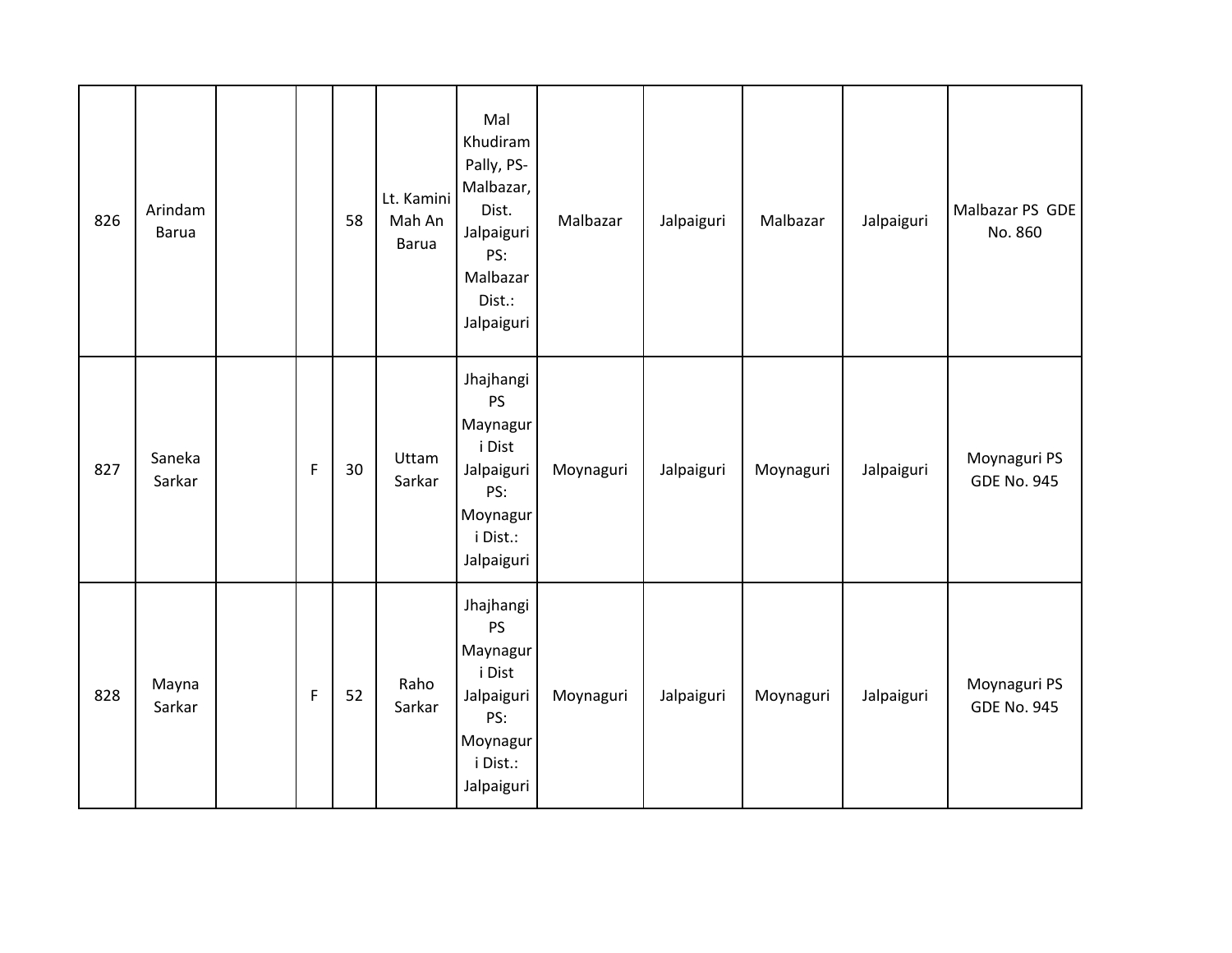| 826 | Arindam Barua | | | 58 | Lt. Kamini Mah An Barua | Mal Khudiram Pally, PS-Malbazar, Dist. Jalpaiguri PS: Malbazar Dist.: Jalpaiguri | Malbazar | Jalpaiguri | Malbazar | Jalpaiguri | Malbazar PS GDE No. 860 |
|---|---|---|---|---|---|---|---|---|---|---|---|
| 827 | Saneka Sarkar | | F | 30 | Uttam Sarkar | Jhajhangi PS Maynaguri Dist Jalpaiguri PS: Moynaguri Dist.: Jalpaiguri | Moynaguri | Jalpaiguri | Moynaguri | Jalpaiguri | Moynaguri PS GDE No. 945 |
| 828 | Mayna Sarkar | | F | 52 | Raho Sarkar | Jhajhangi PS Maynaguri Dist Jalpaiguri PS: Moynaguri Dist.: Jalpaiguri | Moynaguri | Jalpaiguri | Moynaguri | Jalpaiguri | Moynaguri PS GDE No. 945 |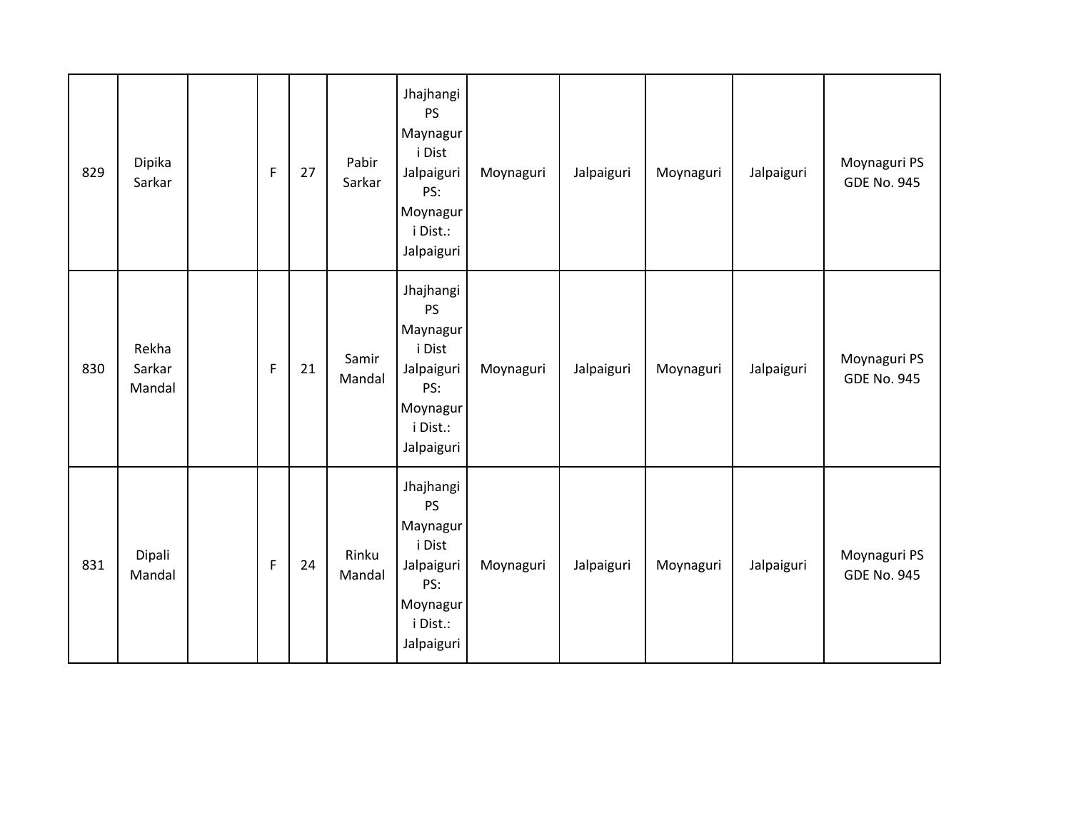| | | | | | | | | | | | |
|---|---|---|---|---|---|---|---|---|---|---|---|
| 829 | Dipika Sarkar | | F | 27 | Pabir Sarkar | Jhajhangi PS Maynaguri Dist Jalpaiguri PS: Moynaguri Dist.: Jalpaiguri | Moynaguri | Jalpaiguri | Moynaguri | Jalpaiguri | Moynaguri PS GDE No. 945 |
| 830 | Rekha Sarkar Mandal | | F | 21 | Samir Mandal | Jhajhangi PS Maynaguri Dist Jalpaiguri PS: Moynaguri Dist.: Jalpaiguri | Moynaguri | Jalpaiguri | Moynaguri | Jalpaiguri | Moynaguri PS GDE No. 945 |
| 831 | Dipali Mandal | | F | 24 | Rinku Mandal | Jhajhangi PS Maynaguri Dist Jalpaiguri PS: Moynaguri Dist.: Jalpaiguri | Moynaguri | Jalpaiguri | Moynaguri | Jalpaiguri | Moynaguri PS GDE No. 945 |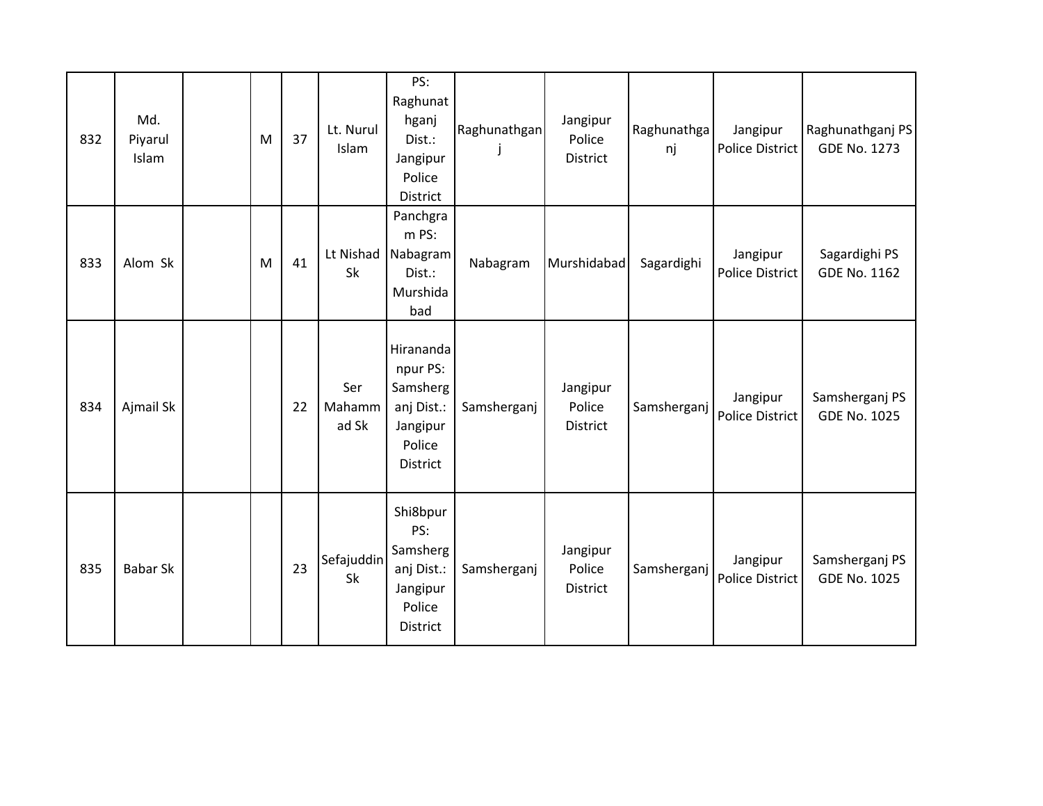| 832 | Md. Piyarul Islam | | M | 37 | Lt. Nurul Islam | PS: Raghunathganj Dist.: Jangipur Police District | Raghunathganj | Jangipur Police District | Raghunathganj | Jangipur Police District | Raghunathganj PS GDE No. 1273 |
|---|---|---|---|---|---|---|---|---|---|---|---|
| 833 | Alom Sk | | M | 41 | Lt Nishad Sk | Panchgram PS: Nabagram Dist.: Murshidabad | Nabagram | Murshidabad | Sagardighi | Jangipur Police District | Sagardighi PS GDE No. 1162 |
| 834 | Ajmail Sk | | | 22 | Ser Mahammad Sk | Hiranandanpur PS: Samsherganj Dist.: Jangipur Police District | Samsherganj | Jangipur Police District | Samsherganj | Jangipur Police District | Samsherganj PS GDE No. 1025 |
| 835 | Babar Sk | | | 23 | Sefajuddin Sk | Shi8bpur PS: Samsherganj Dist.: Jangipur Police District | Samsherganj | Jangipur Police District | Samsherganj | Jangipur Police District | Samsherganj PS GDE No. 1025 |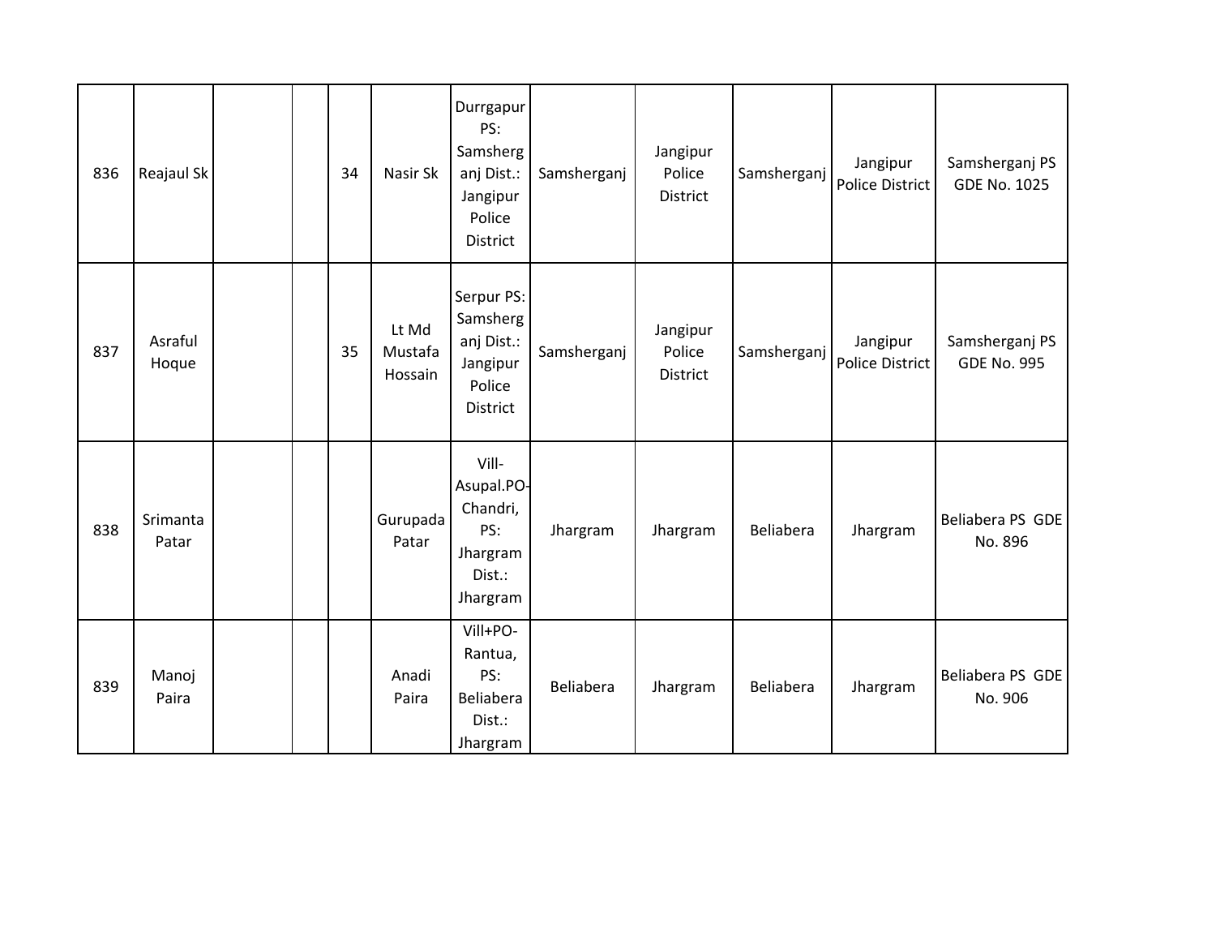| | | | | | | | | | | | |
|---|---|---|---|---|---|---|---|---|---|---|---|
| 836 | Reajaul Sk | | | 34 | Nasir Sk | Durrgapur PS: Samsherganj Dist.: Jangipur Police District | Samsherganj | Jangipur Police District | Samsherganj | Jangipur Police District | Samsherganj PS GDE No. 1025 |
| 837 | Asraful Hoque | | | 35 | Lt Md Mustafa Hossain | Serpur PS: Samsherganj Dist.: Jangipur Police District | Samsherganj | Jangipur Police District | Samsherganj | Jangipur Police District | Samsherganj PS GDE No. 995 |
| 838 | Srimanta Patar | | | | Gurupada Patar | Vill-Asupal.PO-Chandri, PS: Jhargram Dist.: Jhargram | Jhargram | Jhargram | Beliabera | Jhargram | Beliabera PS GDE No. 896 |
| 839 | Manoj Paira | | | | Anadi Paira | Vill+PO-Rantua, PS: Beliabera Dist.: Jhargram | Beliabera | Jhargram | Beliabera | Jhargram | Beliabera PS GDE No. 906 |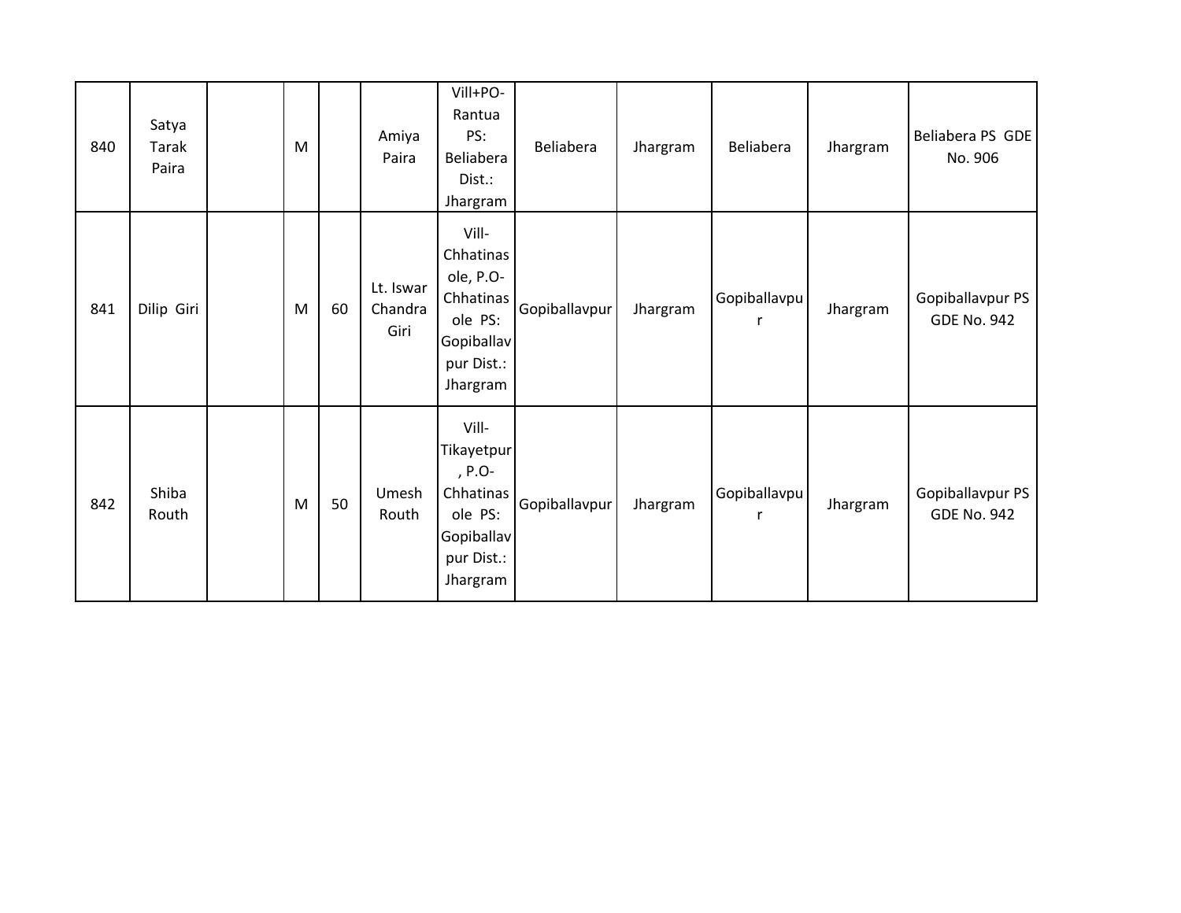| | | | | | | | | | | | |
|---|---|---|---|---|---|---|---|---|---|---|---|
| 840 | Satya Tarak Paira | | M | | Amiya Paira | Vill+PO-Rantua PS: Beliabera Dist.: Jhargram | Beliabera | Jhargram | Beliabera | Jhargram | Beliabera PS GDE No. 906 |
| 841 | Dilip Giri | | M | 60 | Lt. Iswar Chandra Giri | Vill-Chhatinasole, P.O-Chhatinasole PS: Gopiballavpur Dist.: Jhargram | Gopiballavpur | Jhargram | Gopiballavpur | Jhargram | Gopiballavpur PS GDE No. 942 |
| 842 | Shiba Routh | | M | 50 | Umesh Routh | Vill-Tikayetpur, P.O-Chhatinasole PS: Gopiballavpur Dist.: Jhargram | Gopiballavpur | Jhargram | Gopiballavpur | Jhargram | Gopiballavpur PS GDE No. 942 |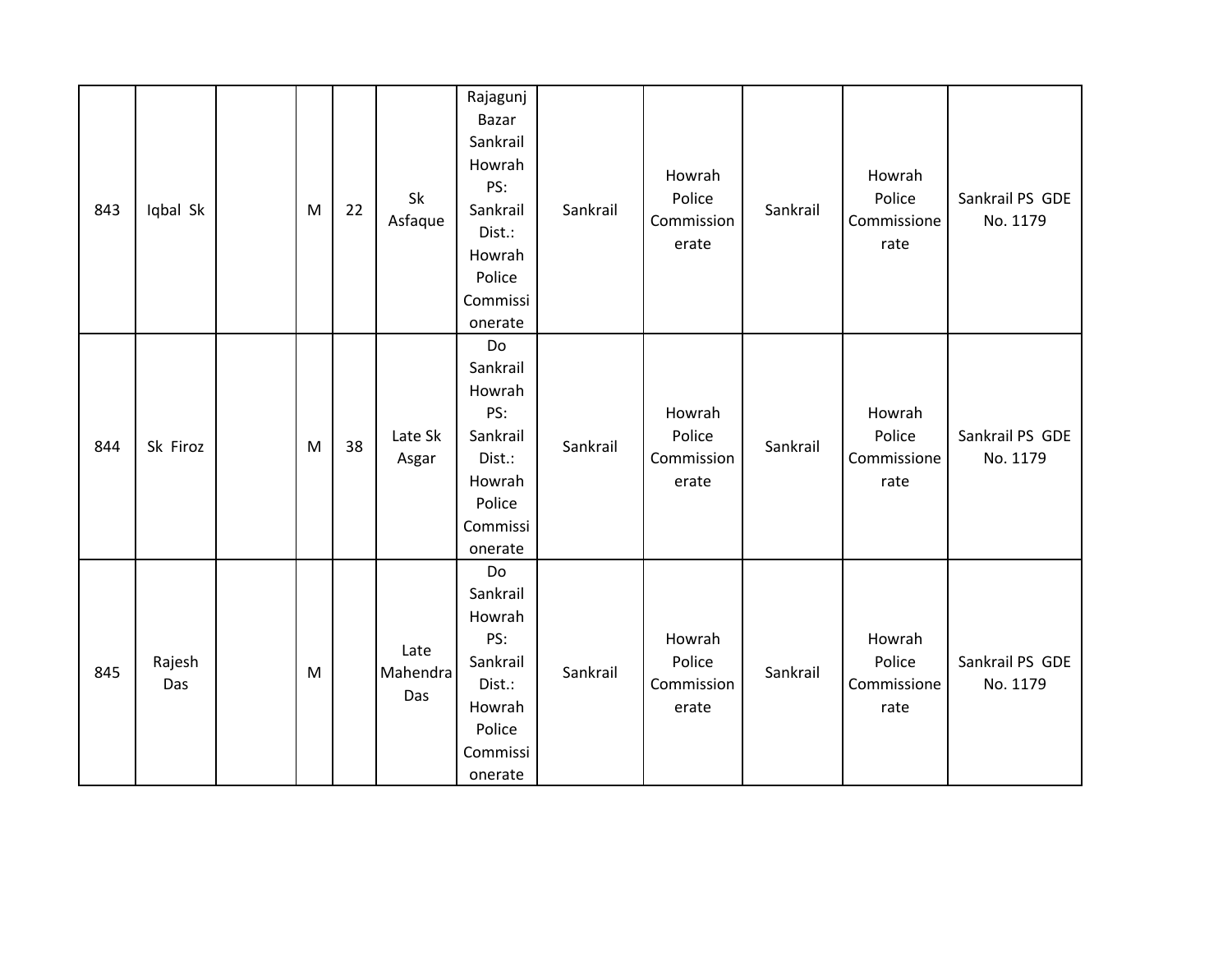| | | | | | | | | | | | |
|---|---|---|---|---|---|---|---|---|---|---|---|
| 843 | Iqbal Sk | | M | 22 | Sk Asfaque | Rajagunj Bazar Sankrail Howrah PS: Sankrail Dist.: Howrah Police Commissionerate | Sankrail | Howrah Police Commissionerate | Sankrail | Howrah Police Commissionerate | Sankrail PS GDE No. 1179 |
| 844 | Sk Firoz | | M | 38 | Late Sk Asgar | Do Sankrail Howrah PS: Sankrail Dist.: Howrah Police Commissionerate | Sankrail | Howrah Police Commissionerate | Sankrail | Howrah Police Commissionerate | Sankrail PS GDE No. 1179 |
| 845 | Rajesh Das | | M | | Late Mahendra Das | Do Sankrail Howrah PS: Sankrail Dist.: Howrah Police Commissionerate | Sankrail | Howrah Police Commissionerate | Sankrail | Howrah Police Commissionerate | Sankrail PS GDE No. 1179 |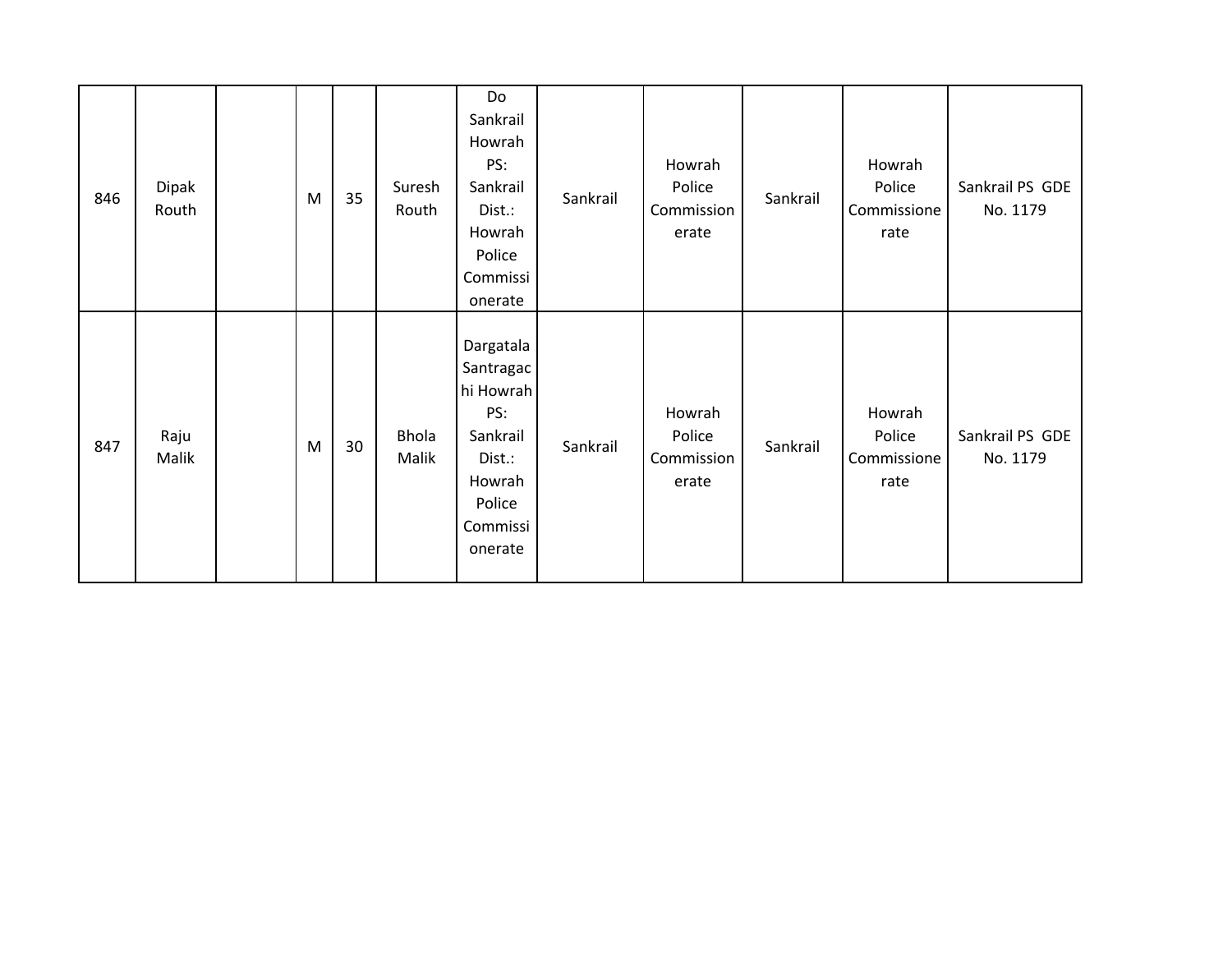| | | | | | | | | | | | |
|---|---|---|---|---|---|---|---|---|---|---|---|
| 846 | Dipak Routh | | M | 35 | Suresh Routh | Do Sankrail Howrah PS: Sankrail Dist.: Howrah Police Commissionerate | Sankrail | Howrah Police Commissionerate | Sankrail | Howrah Police Commissionerate | Sankrail PS GDE No. 1179 |
| 847 | Raju Malik | | M | 30 | Bhola Malik | Dargatala Santragachi Howrah PS: Sankrail Dist.: Howrah Police Commissionerate | Sankrail | Howrah Police Commissionerate | Sankrail | Howrah Police Commissionerate | Sankrail PS GDE No. 1179 |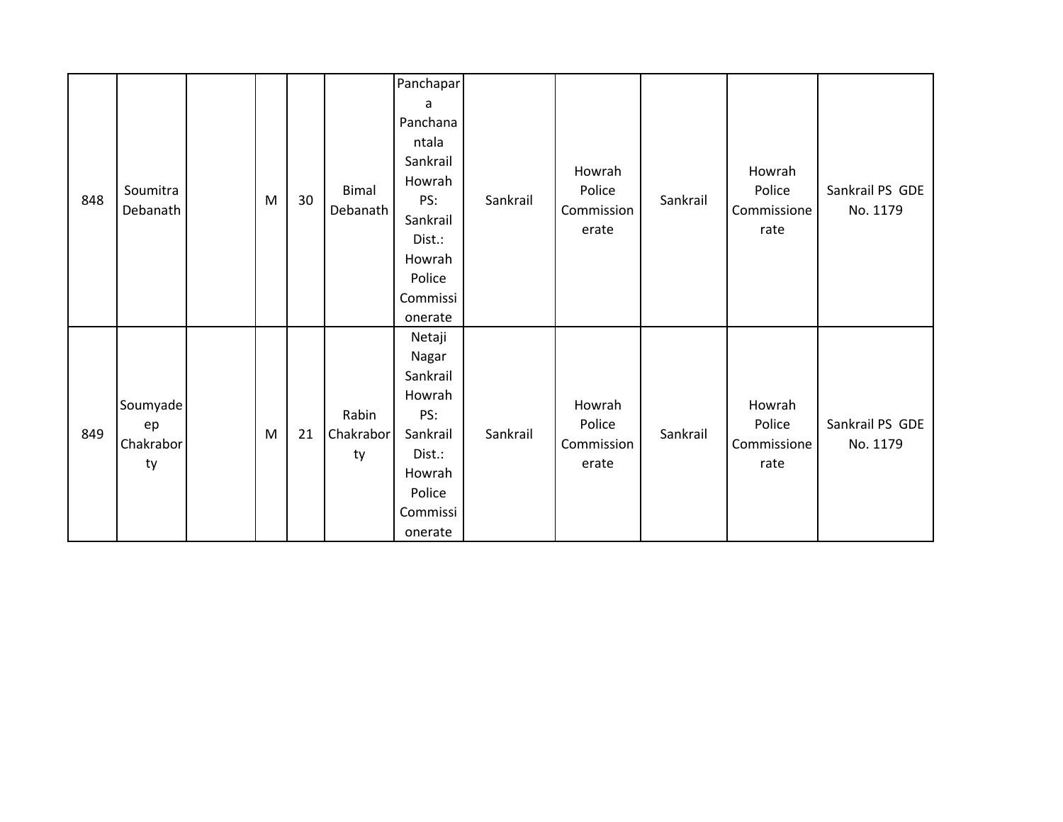| 848 | Soumitra Debanath | | M | 30 | Bimal Debanath | Panchapara Panchanantala Sankrail Howrah PS: Sankrail Dist.: Howrah Police Commissionerate | Sankrail | Howrah Police Commissionerate | Sankrail | Howrah Police Commissionerate | Sankrail PS GDE No. 1179 |
|---|---|---|---|---|---|---|---|---|---|---|---|
| 849 | Soumyadeep Chakraborty | | M | 21 | Rabin Chakraborty | Netaji Nagar Sankrail Howrah PS: Sankrail Dist.: Howrah Police Commissionerate | Sankrail | Howrah Police Commissionerate | Sankrail | Howrah Police Commissionerate | Sankrail PS GDE No. 1179 |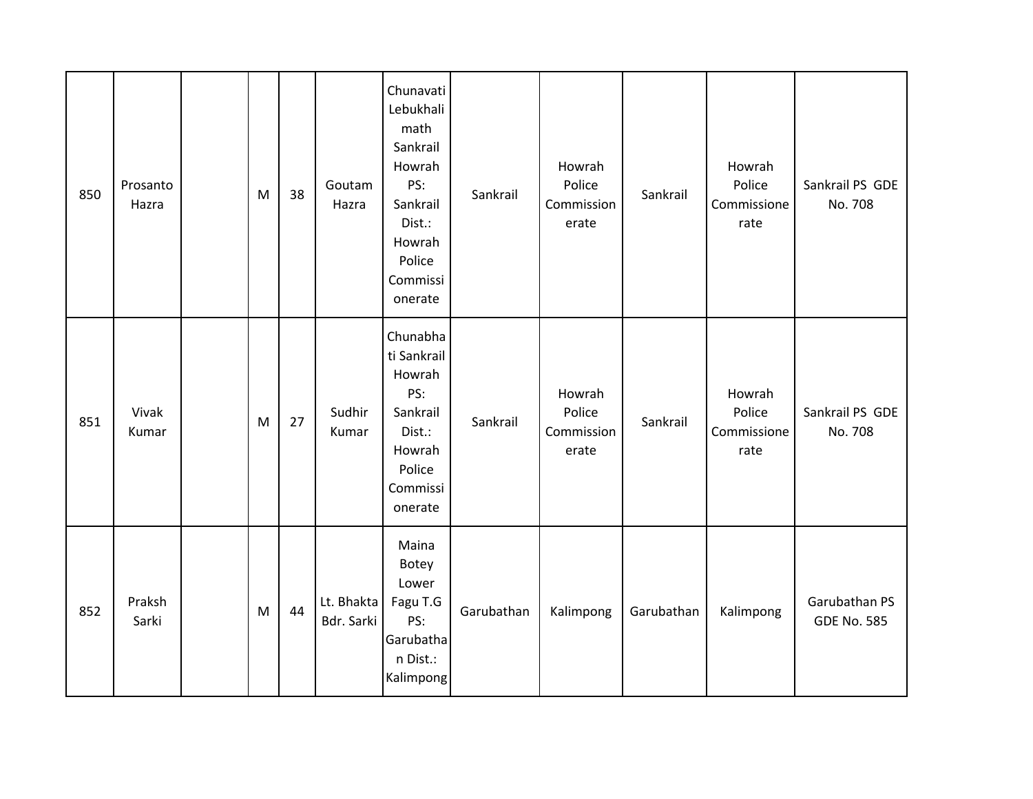| 850 | Prosanto Hazra | | M | 38 | Goutam Hazra | Chunavati Lebukhali math Sankrail Howrah PS: Sankrail Dist.: Howrah Police Commissionerate | Sankrail | Howrah Police Commissionerate | Sankrail | Howrah Police Commissionerate | Sankrail PS GDE No. 708 |
|---|---|---|---|---|---|---|---|---|---|---|---|
| 851 | Vivak Kumar | | M | 27 | Sudhir Kumar | Chunabhati Sankrail Howrah PS: Sankrail Dist.: Howrah Police Commissionerate | Sankrail | Howrah Police Commissionerate | Sankrail | Howrah Police Commissionerate | Sankrail PS GDE No. 708 |
| 852 | Praksh Sarki | | M | 44 | Lt. Bhakta Bdr. Sarki | Maina Botey Lower Fagu T.G PS: Garubathan Dist.: Kalimpong | Garubathan | Kalimpong | Garubathan | Kalimpong | Garubathan PS GDE No. 585 |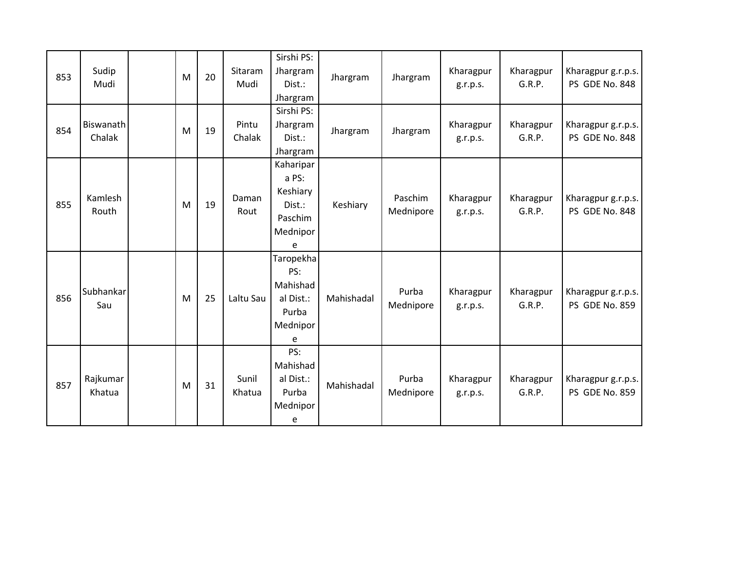| | | | | | | | | | | | |
|---|---|---|---|---|---|---|---|---|---|---|---|
| 853 | Sudip Mudi | | M | 20 | Sitaram Mudi | Sirshi PS: Jhargram Dist.: Jhargram | Jhargram | Jhargram | Kharagpur g.r.p.s. | Kharagpur G.R.P. | Kharagpur g.r.p.s. PS GDE No. 848 |
| 854 | Biswanath Chalak | | M | 19 | Pintu Chalak | Sirshi PS: Jhargram Dist.: Jhargram | Jhargram | Jhargram | Kharagpur g.r.p.s. | Kharagpur G.R.P. | Kharagpur g.r.p.s. PS GDE No. 848 |
| 855 | Kamlesh Routh | | M | 19 | Daman Rout | Kaharipara PS: Keshiary Dist.: Paschim Mednipore | Keshiary | Paschim Mednipore | Kharagpur g.r.p.s. | Kharagpur G.R.P. | Kharagpur g.r.p.s. PS GDE No. 848 |
| 856 | Subhankar Sau | | M | 25 | Laltu Sau | Taropekha PS: Mahishadal Dist.: Purba Mednipore | Mahishadal | Purba Mednipore | Kharagpur g.r.p.s. | Kharagpur G.R.P. | Kharagpur g.r.p.s. PS GDE No. 859 |
| 857 | Rajkumar Khatua | | M | 31 | Sunil Khatua | PS: Mahishadal Dist.: Purba Mednipore | Mahishadal | Purba Mednipore | Kharagpur g.r.p.s. | Kharagpur G.R.P. | Kharagpur g.r.p.s. PS GDE No. 859 |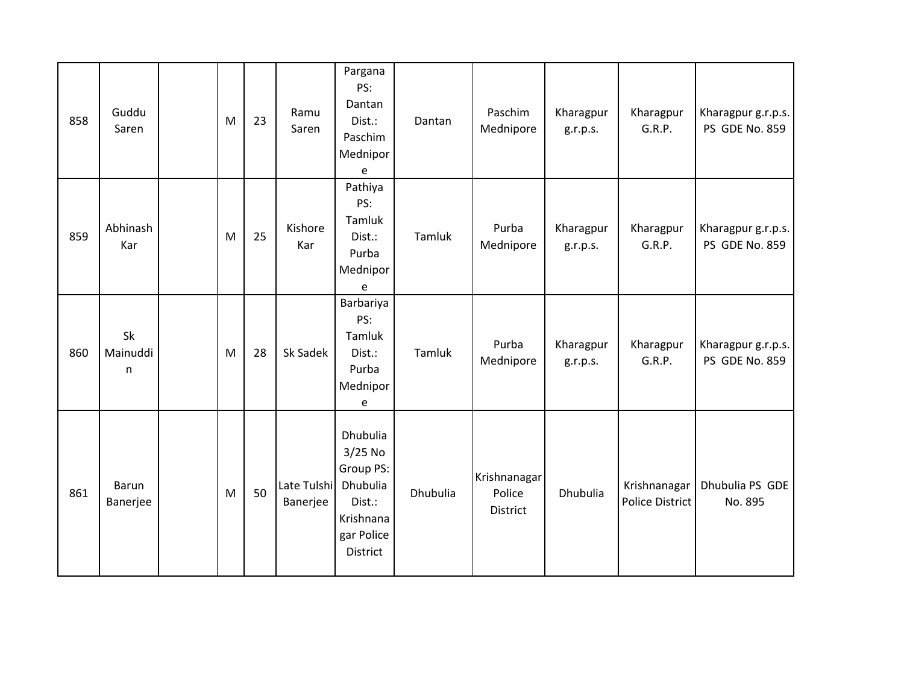| | | | | | | | | | | | |
|---|---|---|---|---|---|---|---|---|---|---|---|
| 858 | Guddu Saren | | M | 23 | Ramu Saren | Pargana PS: Dantan Dist.: Paschim Mednipore | Dantan | Paschim Mednipore | Kharagpur g.r.p.s. | Kharagpur G.R.P. | Kharagpur g.r.p.s. PS GDE No. 859 |
| 859 | Abhinash Kar | | M | 25 | Kishore Kar | Pathiya PS: Tamluk Dist.: Purba Mednipore | Tamluk | Purba Mednipore | Kharagpur g.r.p.s. | Kharagpur G.R.P. | Kharagpur g.r.p.s. PS GDE No. 859 |
| 860 | Sk Mainuddin | | M | 28 | Sk Sadek | Barbariya PS: Tamluk Dist.: Purba Mednipore | Tamluk | Purba Mednipore | Kharagpur g.r.p.s. | Kharagpur G.R.P. | Kharagpur g.r.p.s. PS GDE No. 859 |
| 861 | Barun Banerjee | | M | 50 | Late Tulshi Banerjee | Dhubulia 3/25 No Group PS: Dhubulia Dist.: Krishnanagar Police District | Dhubulia | Krishnanagar Police District | Dhubulia | Krishnanagar Police District | Dhubulia PS GDE No. 895 |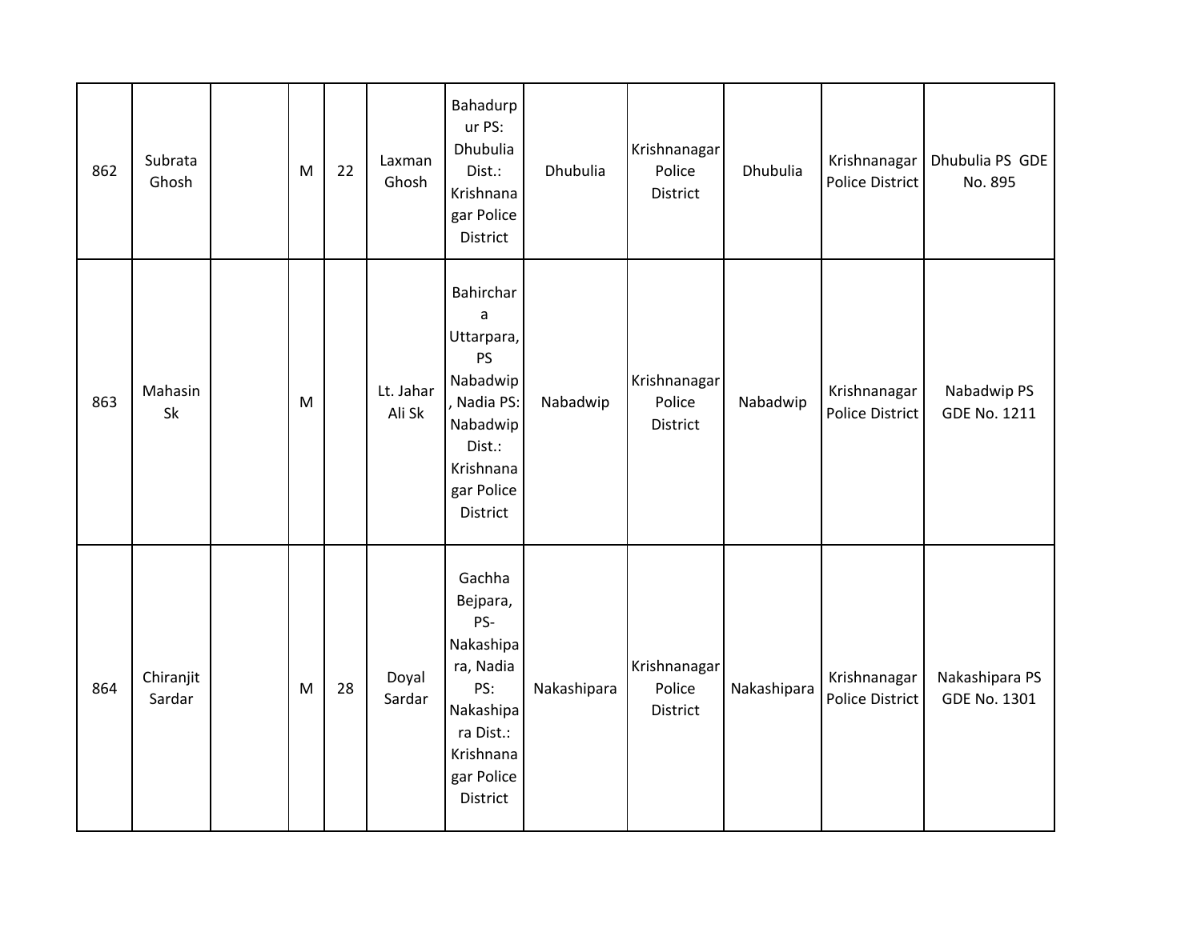| 862 | Subrata Ghosh | | M | 22 | Laxman Ghosh | Bahadurpur PS: Dhubulia Dist.: Krishnanagar Police District | Dhubulia | Krishnanagar Police District | Dhubulia | Krishnanagar Police District | Dhubulia PS GDE No. 895 |
|---|---|---|---|---|---|---|---|---|---|---|---|
| 863 | Mahasin Sk | | M | | Lt. Jahar Ali Sk | Bahirchara Uttarpara, PS Nabadwip, Nadia PS: Nabadwip Dist.: Krishnanagar Police District | Nabadwip | Krishnanagar Police District | Nabadwip | Krishnanagar Police District | Nabadwip PS GDE No. 1211 |
| 864 | Chiranjit Sardar | | M | 28 | Doyal Sardar | Gachha Bejpara, PS-Nakashipara, Nadia PS: Nakashipara Dist.: Krishnanagar Police District | Nakashipara | Krishnanagar Police District | Nakashipara | Krishnanagar Police District | Nakashipara PS GDE No. 1301 |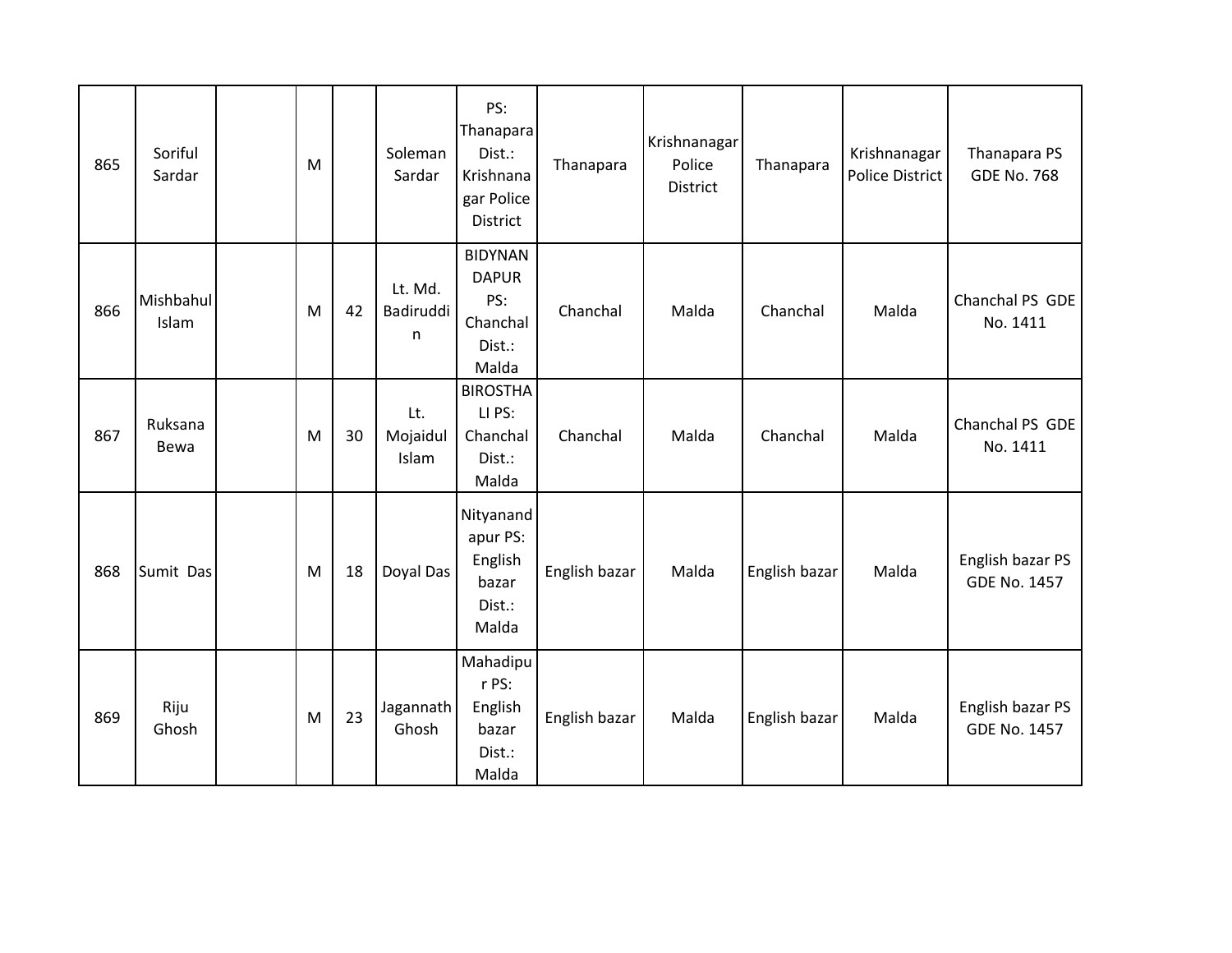| 865 | Soriful Sardar | | M | | Soleman Sardar | PS: Thanapara Dist.: Krishnanagar Police District | Thanapara | Krishnanagar Police District | Thanapara | Krishnanagar Police District | Thanapara PS GDE No. 768 |
|---|---|---|---|---|---|---|---|---|---|---|---|
| 866 | Mishbahul Islam | | M | 42 | Lt. Md. Badiruddin | BIDYNANDAPUR PS: Chanchal Dist.: Malda | Chanchal | Malda | Chanchal | Malda | Chanchal PS GDE No. 1411 |
| 867 | Ruksana Bewa | | M | 30 | Lt. Mojaidul Islam | BIROSTHALI PS: Chanchal Dist.: Malda | Chanchal | Malda | Chanchal | Malda | Chanchal PS GDE No. 1411 |
| 868 | Sumit Das | | M | 18 | Doyal Das | Nityanandapur PS: English bazar Dist.: Malda | English bazar | Malda | English bazar | Malda | English bazar PS GDE No. 1457 |
| 869 | Riju Ghosh | | M | 23 | Jagannath Ghosh | Mahadipur PS: English bazar Dist.: Malda | English bazar | Malda | English bazar | Malda | English bazar PS GDE No. 1457 |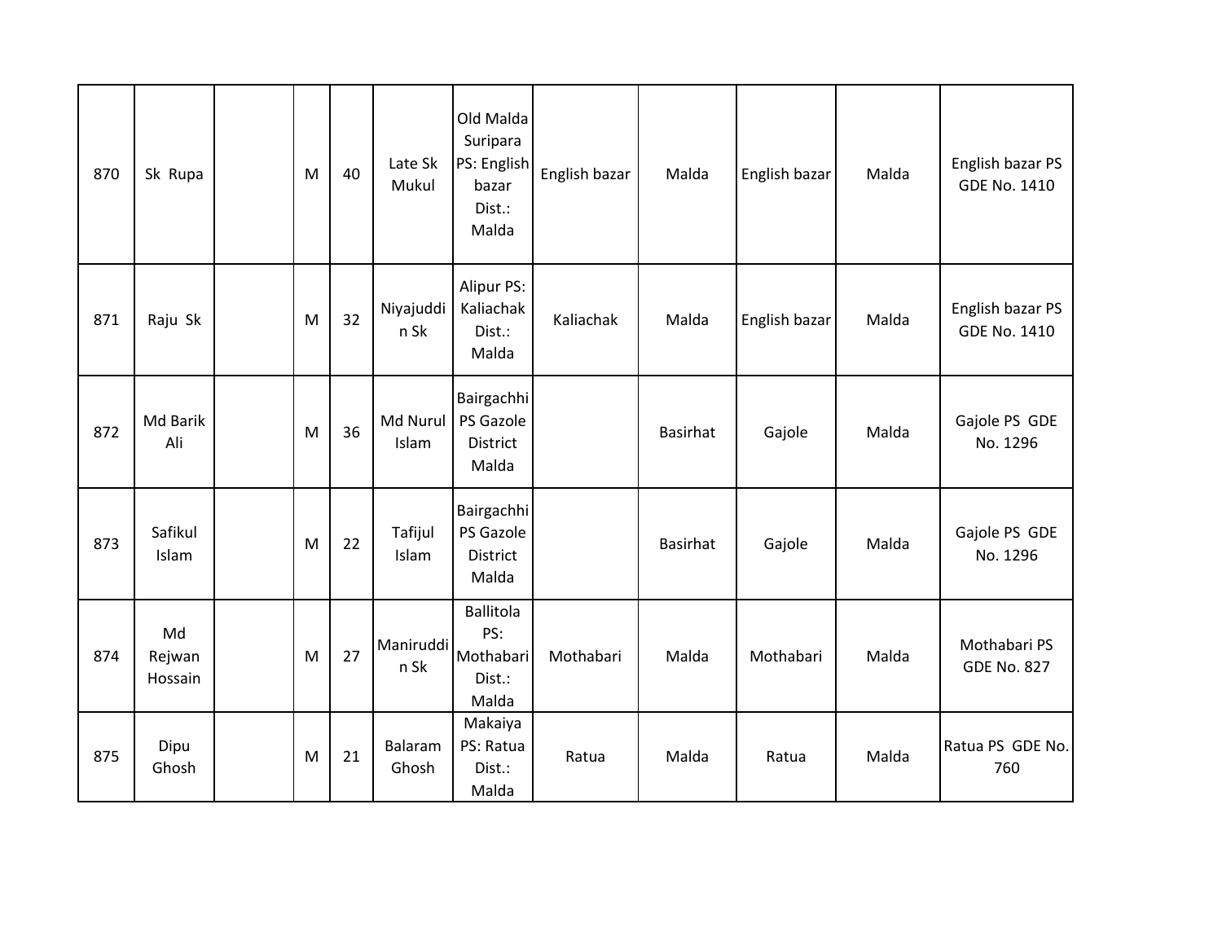| | | | | | | | | | | | |
|---|---|---|---|---|---|---|---|---|---|---|---|
| 870 | Sk Rupa | | M | 40 | Late Sk Mukul | Old Malda Suripara PS: English bazar Dist.: Malda | English bazar | Malda | English bazar | Malda | English bazar PS GDE No. 1410 |
| 871 | Raju Sk | | M | 32 | Niyajuddin Sk | Alipur PS: Kaliachak Dist.: Malda | Kaliachak | Malda | English bazar | Malda | English bazar PS GDE No. 1410 |
| 872 | Md Barik Ali | | M | 36 | Md Nurul Islam | Bairgachhi PS Gazole District Malda | | Basirhat | Gajole | Malda | Gajole PS GDE No. 1296 |
| 873 | Safikul Islam | | M | 22 | Tafijul Islam | Bairgachhi PS Gazole District Malda | | Basirhat | Gajole | Malda | Gajole PS GDE No. 1296 |
| 874 | Md Rejwan Hossain | | M | 27 | Maniruddin Sk | Ballitola PS: Mothabari Dist.: Malda | Mothabari | Malda | Mothabari | Malda | Mothabari PS GDE No. 827 |
| 875 | Dipu Ghosh | | M | 21 | Balaram Ghosh | Makaiya PS: Ratua Dist.: Malda | Ratua | Malda | Ratua | Malda | Ratua PS GDE No. 760 |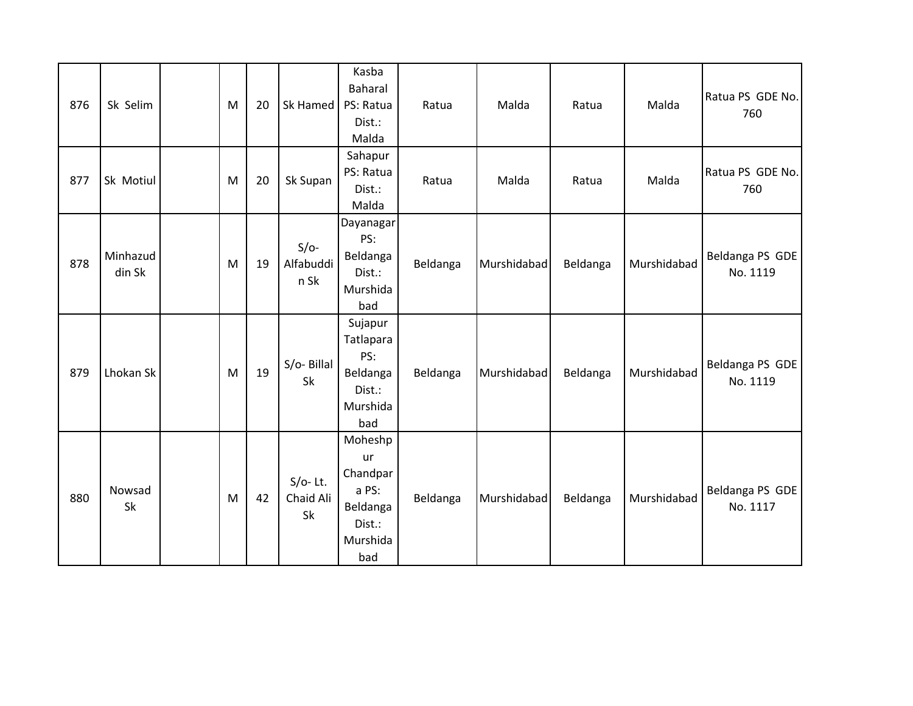| 876 | Sk Selim | | M | 20 | Sk Hamed | Kasba Baharal PS: Ratua Dist.: Malda | Ratua | Malda | Ratua | Malda | Ratua PS GDE No. 760 |
|---|---|---|---|---|---|---|---|---|---|---|---|
| 877 | Sk Motiul | | M | 20 | Sk Supan | Sahapur PS: Ratua Dist.: Malda | Ratua | Malda | Ratua | Malda | Ratua PS GDE No. 760 |
| 878 | Minhazuddin Sk | | M | 19 | S/o- Alfabuddin Sk | Dayanagar PS: Beldanga Dist.: Murshidabad | Beldanga | Murshidabad | Beldanga | Murshidabad | Beldanga PS GDE No. 1119 |
| 879 | Lhokan Sk | | M | 19 | S/o- Billal Sk | Sujapur Tatlapara PS: Beldanga Dist.: Murshidabad | Beldanga | Murshidabad | Beldanga | Murshidabad | Beldanga PS GDE No. 1119 |
| 880 | Nowsad Sk | | M | 42 | S/o- Lt. Chaid Ali Sk | Moheshpur Chandpara PS: Beldanga Dist.: Murshidabad | Beldanga | Murshidabad | Beldanga | Murshidabad | Beldanga PS GDE No. 1117 |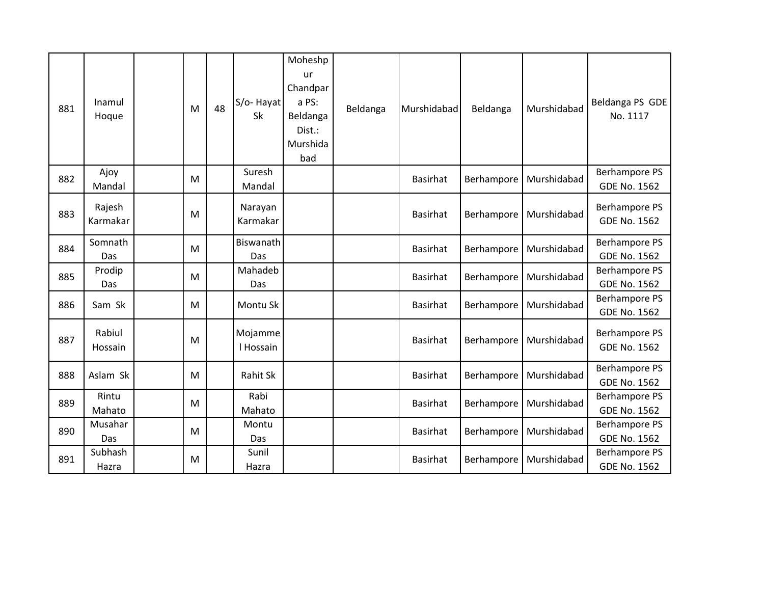| | | | | | | | | | | | |
|---|---|---|---|---|---|---|---|---|---|---|---|
| 881 | Inamul Hoque | | M | 48 | S/o- Hayat Sk | Moheshpur Chandpara PS: Beldanga Dist.: Murshidabad | Beldanga | Murshidabad | Beldanga | Murshidabad | Beldanga PS GDE No. 1117 |
| 882 | Ajoy Mandal | | M | | Suresh Mandal | | | Basirhat | Berhampore | Murshidabad | Berhampore PS GDE No. 1562 |
| 883 | Rajesh Karmakar | | M | | Narayan Karmakar | | | Basirhat | Berhampore | Murshidabad | Berhampore PS GDE No. 1562 |
| 884 | Somnath Das | | M | | Biswanath Das | | | Basirhat | Berhampore | Murshidabad | Berhampore PS GDE No. 1562 |
| 885 | Prodip Das | | M | | Mahadeb Das | | | Basirhat | Berhampore | Murshidabad | Berhampore PS GDE No. 1562 |
| 886 | Sam Sk | | M | | Montu Sk | | | Basirhat | Berhampore | Murshidabad | Berhampore PS GDE No. 1562 |
| 887 | Rabiul Hossain | | M | | Mojammel Hossain | | | Basirhat | Berhampore | Murshidabad | Berhampore PS GDE No. 1562 |
| 888 | Aslam Sk | | M | | Rahit Sk | | | Basirhat | Berhampore | Murshidabad | Berhampore PS GDE No. 1562 |
| 889 | Rintu Mahato | | M | | Rabi Mahato | | | Basirhat | Berhampore | Murshidabad | Berhampore PS GDE No. 1562 |
| 890 | Musahar Das | | M | | Montu Das | | | Basirhat | Berhampore | Murshidabad | Berhampore PS GDE No. 1562 |
| 891 | Subhash Hazra | | M | | Sunil Hazra | | | Basirhat | Berhampore | Murshidabad | Berhampore PS GDE No. 1562 |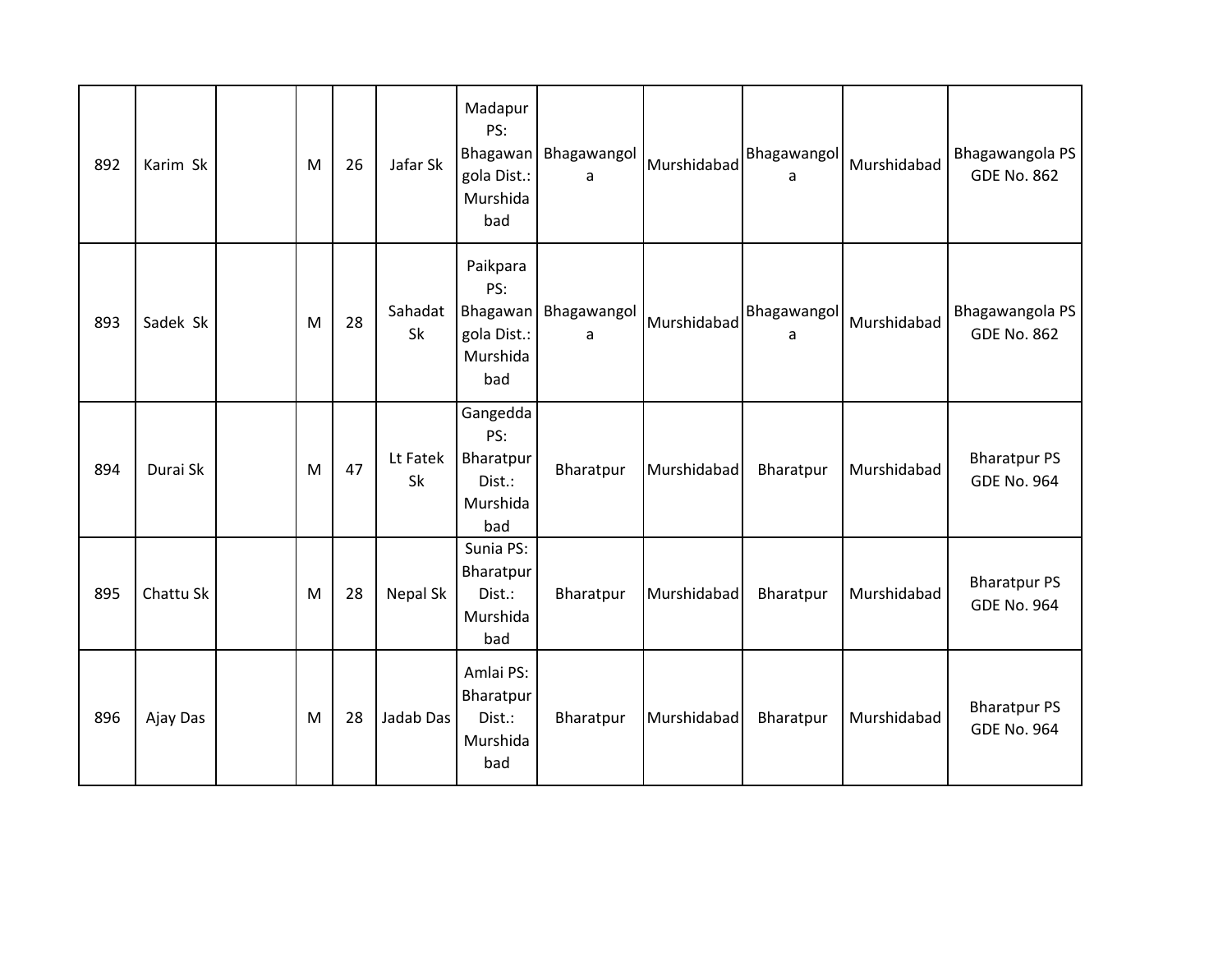| | | | | | | | | | | | |
|---|---|---|---|---|---|---|---|---|---|---|---|
| 892 | Karim Sk | | M | 26 | Jafar Sk | Madapur PS: Bhagawangola Dist.: Murshidabad | Bhagawangola | Murshidabad | Bhagawangola | Murshidabad | Bhagawangola PS GDE No. 862 |
| 893 | Sadek Sk | | M | 28 | Sahadat Sk | Paikpara PS: Bhagawangola Dist.: Murshidabad | Bhagawangola | Murshidabad | Bhagawangola | Murshidabad | Bhagawangola PS GDE No. 862 |
| 894 | Durai Sk | | M | 47 | Lt Fatek Sk | Gangedda PS: Bharatpur Dist.: Murshidabad | Bharatpur | Murshidabad | Bharatpur | Murshidabad | Bharatpur PS GDE No. 964 |
| 895 | Chattu Sk | | M | 28 | Nepal Sk | Sunia PS: Bharatpur Dist.: Murshidabad | Bharatpur | Murshidabad | Bharatpur | Murshidabad | Bharatpur PS GDE No. 964 |
| 896 | Ajay Das | | M | 28 | Jadab Das | Amlai PS: Bharatpur Dist.: Murshidabad | Bharatpur | Murshidabad | Bharatpur | Murshidabad | Bharatpur PS GDE No. 964 |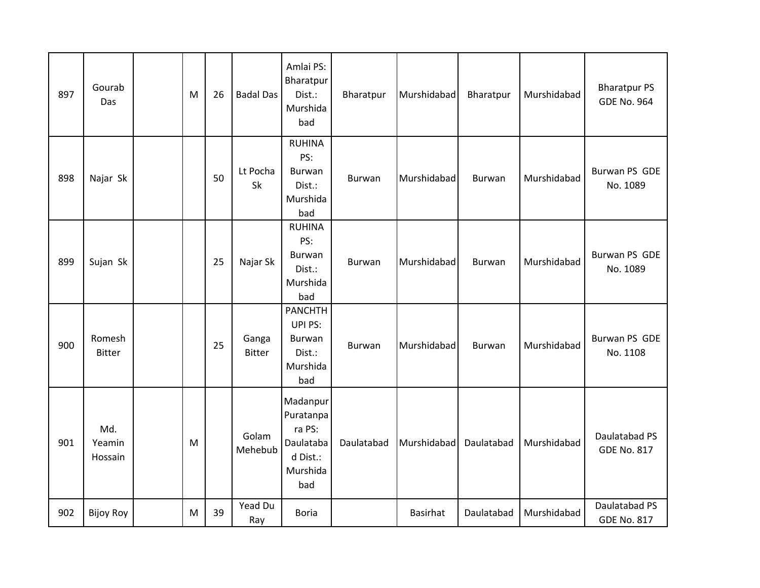| | | | | | | | | | | | |
|---|---|---|---|---|---|---|---|---|---|---|---|
| 897 | Gourab Das | | M | 26 | Badal Das | Amlai PS: Bharatpur Dist.: Murshidabad | Bharatpur | Murshidabad | Bharatpur | Murshidabad | Bharatpur PS GDE No. 964 |
| 898 | Najar Sk | | | 50 | Lt Pocha Sk | RUHINA PS: Burwan Dist.: Murshidabad | Burwan | Murshidabad | Burwan | Murshidabad | Burwan PS GDE No. 1089 |
| 899 | Sujan Sk | | | 25 | Najar Sk | RUHINA PS: Burwan Dist.: Murshidabad | Burwan | Murshidabad | Burwan | Murshidabad | Burwan PS GDE No. 1089 |
| 900 | Romesh Bitter | | | 25 | Ganga Bitter | PANCHTHUPI PS: Burwan Dist.: Murshidabad | Burwan | Murshidabad | Burwan | Murshidabad | Burwan PS GDE No. 1108 |
| 901 | Md. Yeamin Hossain | | M | | Golam Mehebub | Madanpur Puratanpara PS: Daulatabad Dist.: Murshidabad | Daulatabad | Murshidabad | Daulatabad | Murshidabad | Daulatabad PS GDE No. 817 |
| 902 | Bijoy Roy | | M | 39 | Yead Du Ray | Boria | | Basirhat | Daulatabad | Murshidabad | Daulatabad PS GDE No. 817 |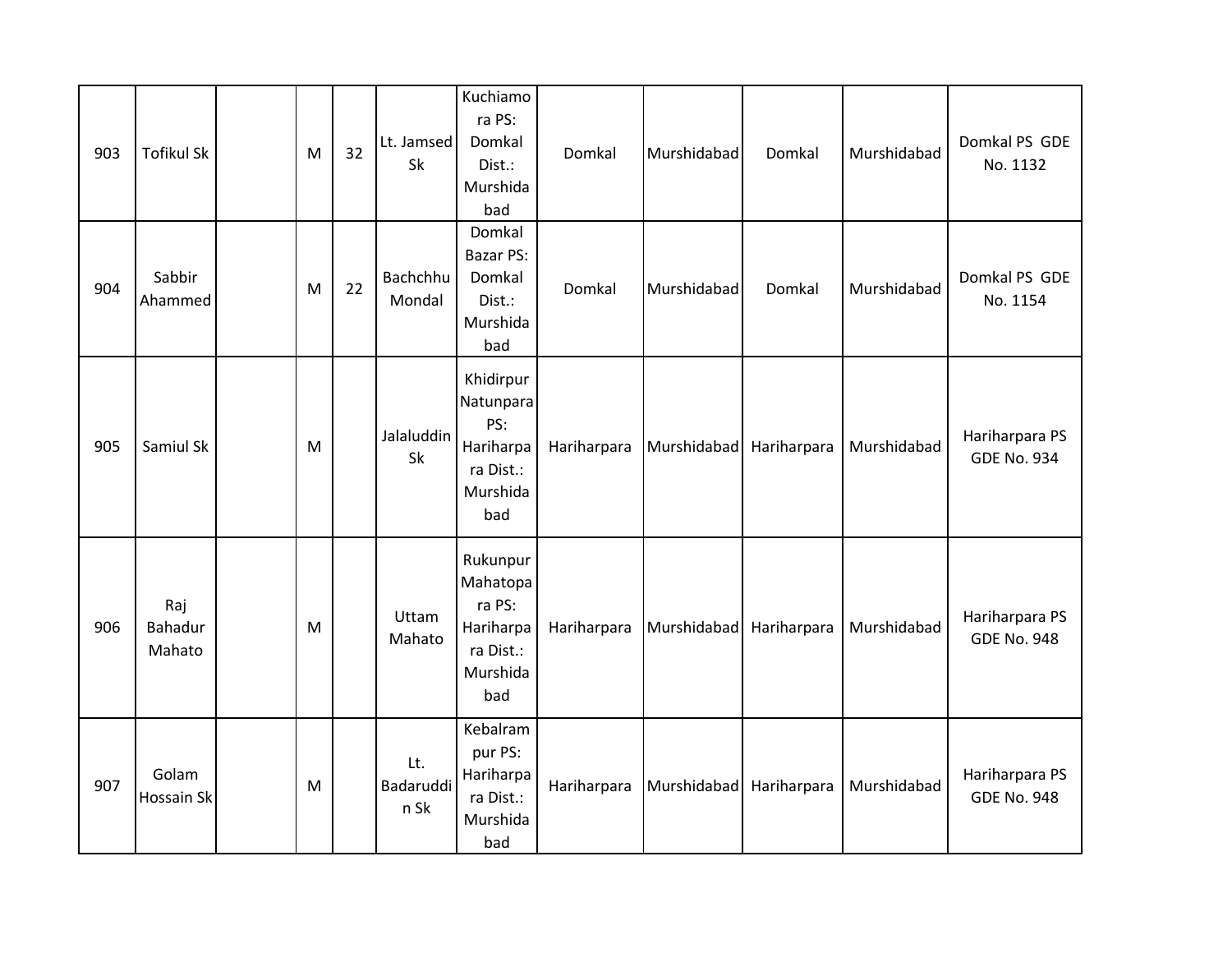| 903 | Tofikul Sk | | M | 32 | Lt. Jamsed Sk | Kuchiamora PS: Domkal Dist.: Murshidabad | Domkal | Murshidabad | Domkal | Murshidabad | Domkal PS GDE No. 1132 |
|---|---|---|---|---|---|---|---|---|---|---|---|
| 904 | Sabbir Ahammed | | M | 22 | Bachchhu Mondal | Domkal Bazar PS: Domkal Dist.: Murshidabad | Domkal | Murshidabad | Domkal | Murshidabad | Domkal PS GDE No. 1154 |
| 905 | Samiul Sk | | M | | Jalaluddin Sk | Khidirpur Natunpara PS: Hariharpara Dist.: Murshidabad | Hariharpara | Murshidabad | Hariharpara | Murshidabad | Hariharpara PS GDE No. 934 |
| 906 | Raj Bahadur Mahato | | M | | Uttam Mahato | Rukunpur Mahatopara PS: Hariharpara Dist.: Murshidabad | Hariharpara | Murshidabad | Hariharpara | Murshidabad | Hariharpara PS GDE No. 948 |
| 907 | Golam Hossain Sk | | M | | Lt. Badaruddin Sk | Kebalrampur PS: Hariharpara Dist.: Murshidabad | Hariharpara | Murshidabad | Hariharpara | Murshidabad | Hariharpara PS GDE No. 948 |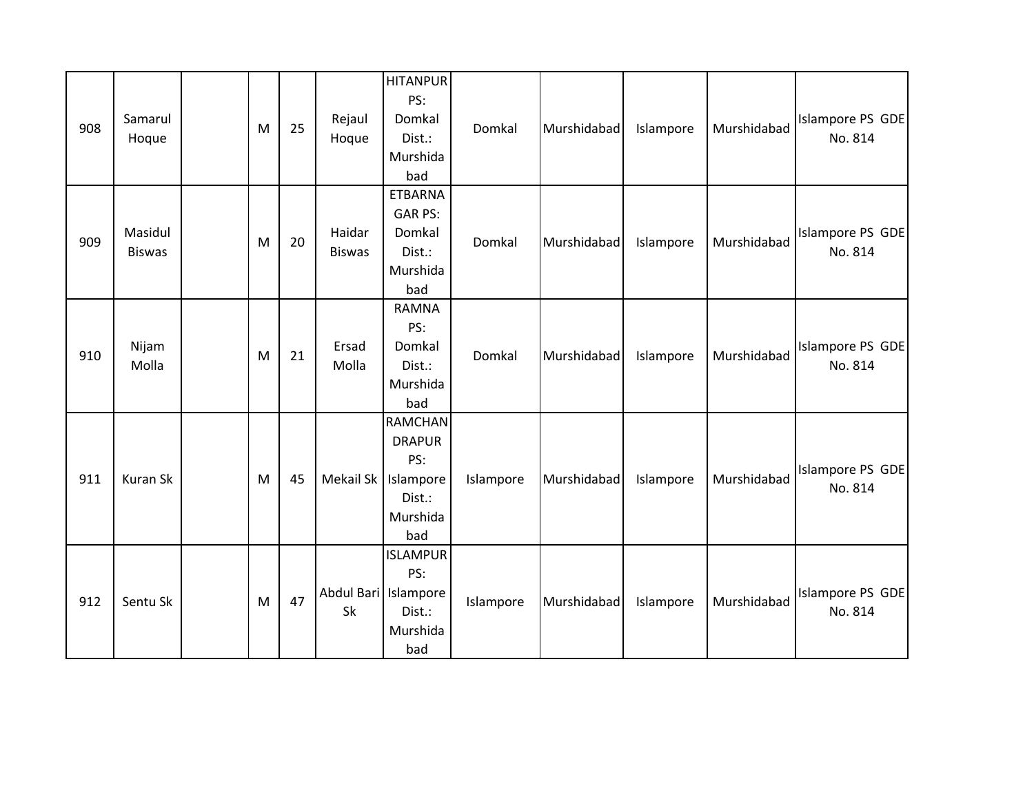| | | | | | | | | | | | |
|---|---|---|---|---|---|---|---|---|---|---|---|
| 908 | Samarul Hoque | | M | 25 | Rejaul Hoque | HITANPUR PS: Domkal Dist.: Murshidabad | Domkal | Murshidabad | Islampore | Murshidabad | Islampore PS GDE No. 814 |
| 909 | Masidul Biswas | | M | 20 | Haidar Biswas | ETBARNAGAR PS: Domkal Dist.: Murshidabad | Domkal | Murshidabad | Islampore | Murshidabad | Islampore PS GDE No. 814 |
| 910 | Nijam Molla | | M | 21 | Ersad Molla | RAMNA PS: Domkal Dist.: Murshidabad | Domkal | Murshidabad | Islampore | Murshidabad | Islampore PS GDE No. 814 |
| 911 | Kuran Sk | | M | 45 | Mekail Sk | RAMCHANDRAPUR PS: Islampore Dist.: Murshidabad | Islampore | Murshidabad | Islampore | Murshidabad | Islampore PS GDE No. 814 |
| 912 | Sentu Sk | | M | 47 | Abdul Bari Sk | ISLAMPUR PS: Islampore Dist.: Murshidabad | Islampore | Murshidabad | Islampore | Murshidabad | Islampore PS GDE No. 814 |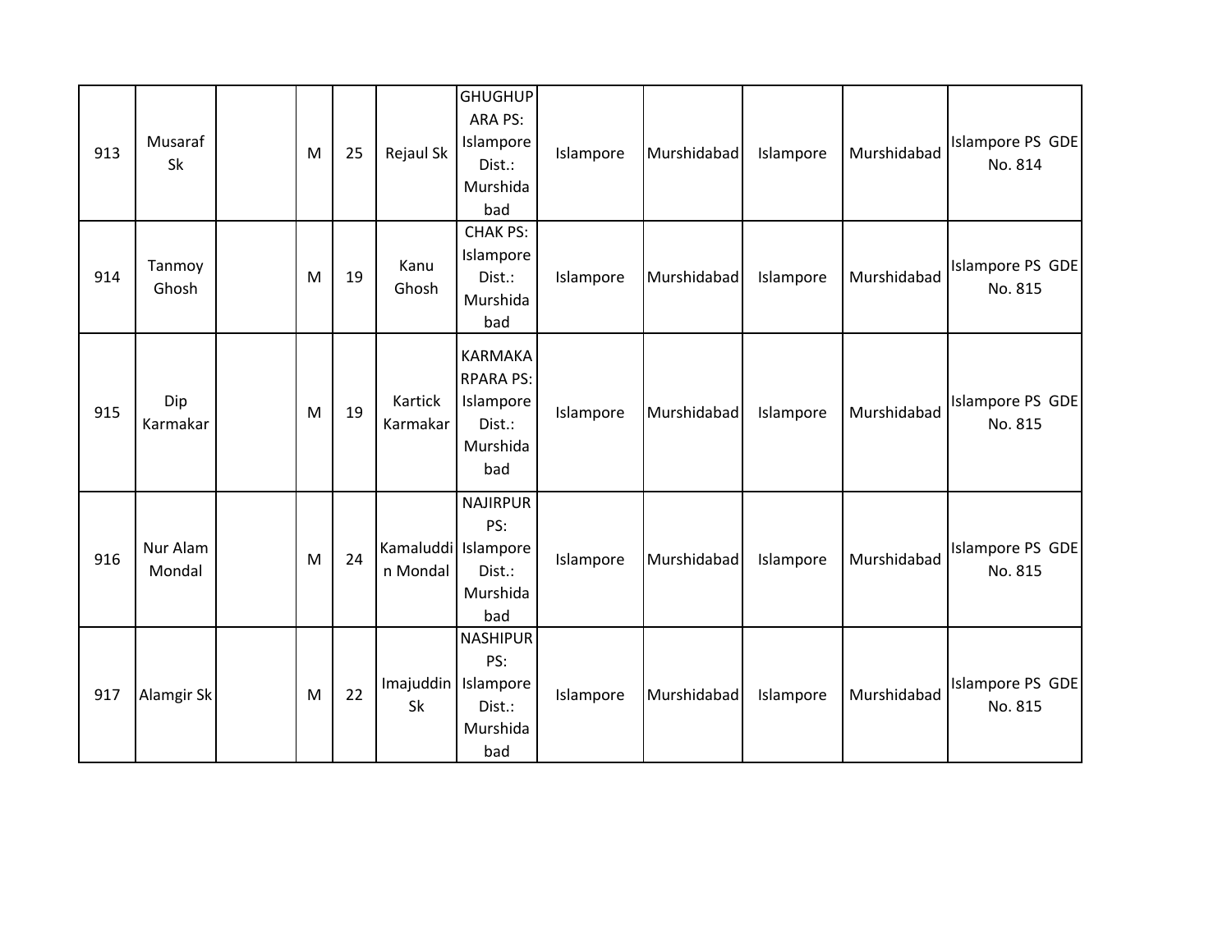| | | | | | | | | | | | |
|---|---|---|---|---|---|---|---|---|---|---|---|
| 913 | Musaraf Sk | | M | 25 | Rejaul Sk | GHUGHUPARA PS: Islampore Dist.: Murshidabad | Islampore | Murshidabad | Islampore | Murshidabad | Islampore PS GDE No. 814 |
| 914 | Tanmoy Ghosh | | M | 19 | Kanu Ghosh | CHAK PS: Islampore Dist.: Murshidabad | Islampore | Murshidabad | Islampore | Murshidabad | Islampore PS GDE No. 815 |
| 915 | Dip Karmakar | | M | 19 | Kartick Karmakar | KARMAKARPARA PS: Islampore Dist.: Murshidabad | Islampore | Murshidabad | Islampore | Murshidabad | Islampore PS GDE No. 815 |
| 916 | Nur Alam Mondal | | M | 24 | Kamaluddin Mondal | NAJIRPUR PS: Islampore Dist.: Murshidabad | Islampore | Murshidabad | Islampore | Murshidabad | Islampore PS GDE No. 815 |
| 917 | Alamgir Sk | | M | 22 | Imajuddin Sk | NASHIPUR PS: Islampore Dist.: Murshidabad | Islampore | Murshidabad | Islampore | Murshidabad | Islampore PS GDE No. 815 |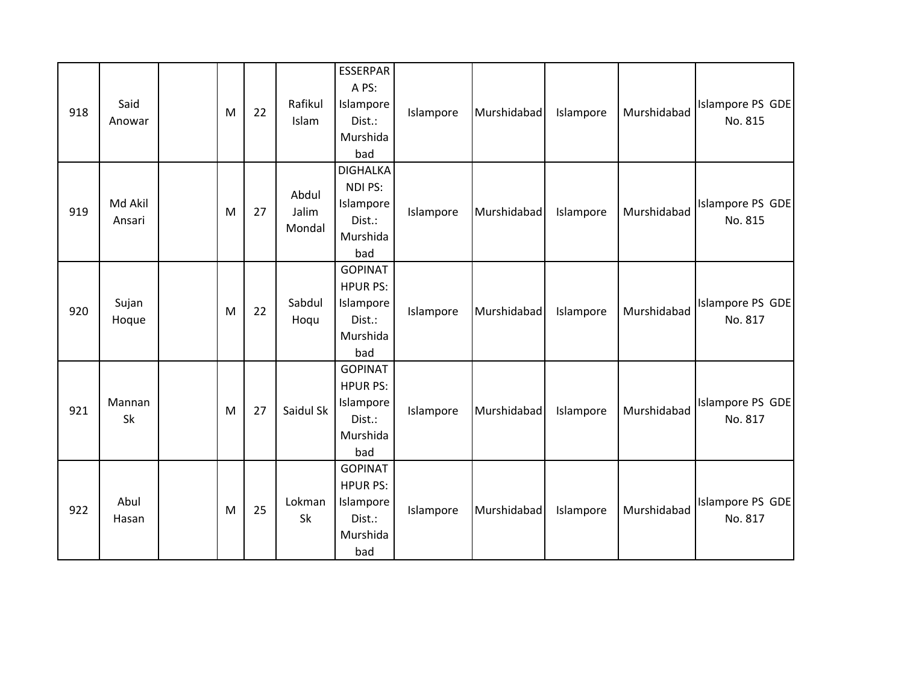| | | | | | | | | | | | |
|---|---|---|---|---|---|---|---|---|---|---|---|
| 918 | Said Anowar | | M | 22 | Rafikul Islam | ESSERPARA PS: Islampore Dist.: Murshidabad | Islampore | Murshidabad | Islampore | Murshidabad | Islampore PS GDE No. 815 |
| 919 | Md Akil Ansari | | M | 27 | Abdul Jalim Mondal | DIGHALKANDI PS: Islampore Dist.: Murshidabad | Islampore | Murshidabad | Islampore | Murshidabad | Islampore PS GDE No. 815 |
| 920 | Sujan Hoque | | M | 22 | Sabdul Hoqu | GOPINATHPUR PS: Islampore Dist.: Murshidabad | Islampore | Murshidabad | Islampore | Murshidabad | Islampore PS GDE No. 817 |
| 921 | Mannan Sk | | M | 27 | Saidul Sk | GOPINATHPUR PS: Islampore Dist.: Murshidabad | Islampore | Murshidabad | Islampore | Murshidabad | Islampore PS GDE No. 817 |
| 922 | Abul Hasan | | M | 25 | Lokman Sk | GOPINATHPUR PS: Islampore Dist.: Murshidabad | Islampore | Murshidabad | Islampore | Murshidabad | Islampore PS GDE No. 817 |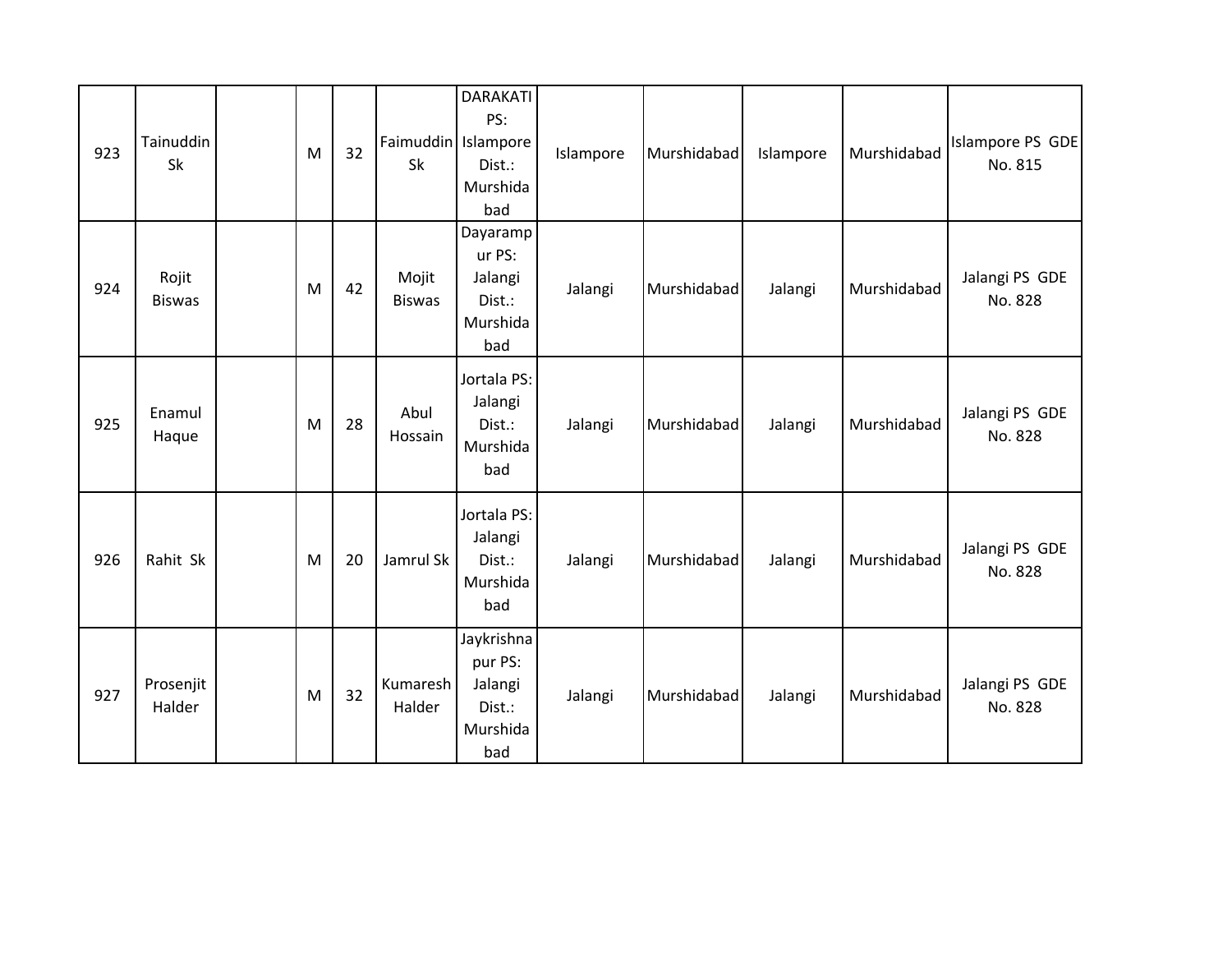| | | | | | | | | | | | |
|---|---|---|---|---|---|---|---|---|---|---|---|
| 923 | Tainuddin Sk | | M | 32 | Faimuddin Sk | DARAKATI PS: Islampore Dist.: Murshidabad | Islampore | Murshidabad | Islampore | Murshidabad | Islampore PS GDE No. 815 |
| 924 | Rojit Biswas | | M | 42 | Mojit Biswas | Dayarampur PS: Jalangi Dist.: Murshidabad | Jalangi | Murshidabad | Jalangi | Murshidabad | Jalangi PS GDE No. 828 |
| 925 | Enamul Haque | | M | 28 | Abul Hossain | Jortala PS: Jalangi Dist.: Murshidabad | Jalangi | Murshidabad | Jalangi | Murshidabad | Jalangi PS GDE No. 828 |
| 926 | Rahit Sk | | M | 20 | Jamrul Sk | Jortala PS: Jalangi Dist.: Murshidabad | Jalangi | Murshidabad | Jalangi | Murshidabad | Jalangi PS GDE No. 828 |
| 927 | Prosenjit Halder | | M | 32 | Kumaresh Halder | Jaykrishnapur PS: Jalangi Dist.: Murshidabad | Jalangi | Murshidabad | Jalangi | Murshidabad | Jalangi PS GDE No. 828 |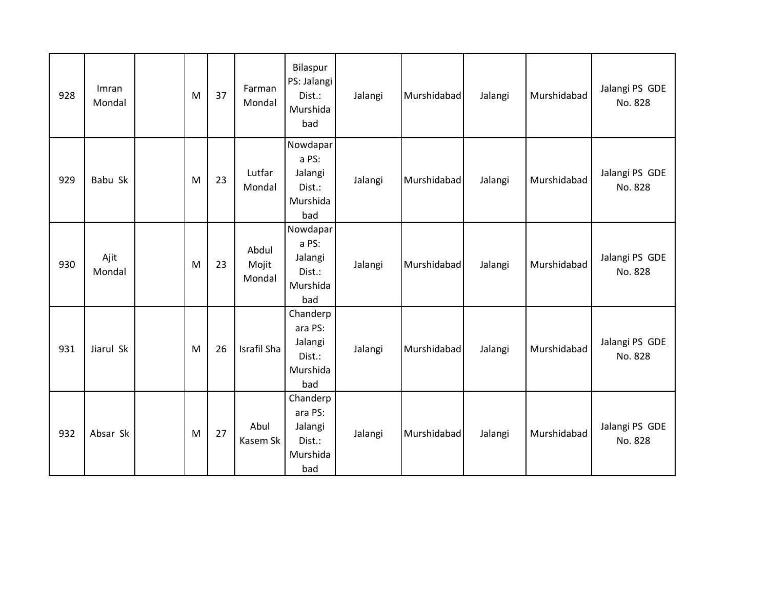| 928 | Imran Mondal | | M | 37 | Farman Mondal | Bilaspur PS: Jalangi Dist.: Murshidabad | Jalangi | Murshidabad | Jalangi | Murshidabad | Jalangi PS GDE No. 828 |
|---|---|---|---|---|---|---|---|---|---|---|---|
| 929 | Babu Sk | | M | 23 | Lutfar Mondal | Nowdapara PS: Jalangi Dist.: Murshidabad | Jalangi | Murshidabad | Jalangi | Murshidabad | Jalangi PS GDE No. 828 |
| 930 | Ajit Mondal | | M | 23 | Abdul Mojit Mondal | Nowdapara PS: Jalangi Dist.: Murshidabad | Jalangi | Murshidabad | Jalangi | Murshidabad | Jalangi PS GDE No. 828 |
| 931 | Jiarul Sk | | M | 26 | Israfil Sha | Chanderpara PS: Jalangi Dist.: Murshidabad | Jalangi | Murshidabad | Jalangi | Murshidabad | Jalangi PS GDE No. 828 |
| 932 | Absar Sk | | M | 27 | Abul Kasem Sk | Chanderpara PS: Jalangi Dist.: Murshidabad | Jalangi | Murshidabad | Jalangi | Murshidabad | Jalangi PS GDE No. 828 |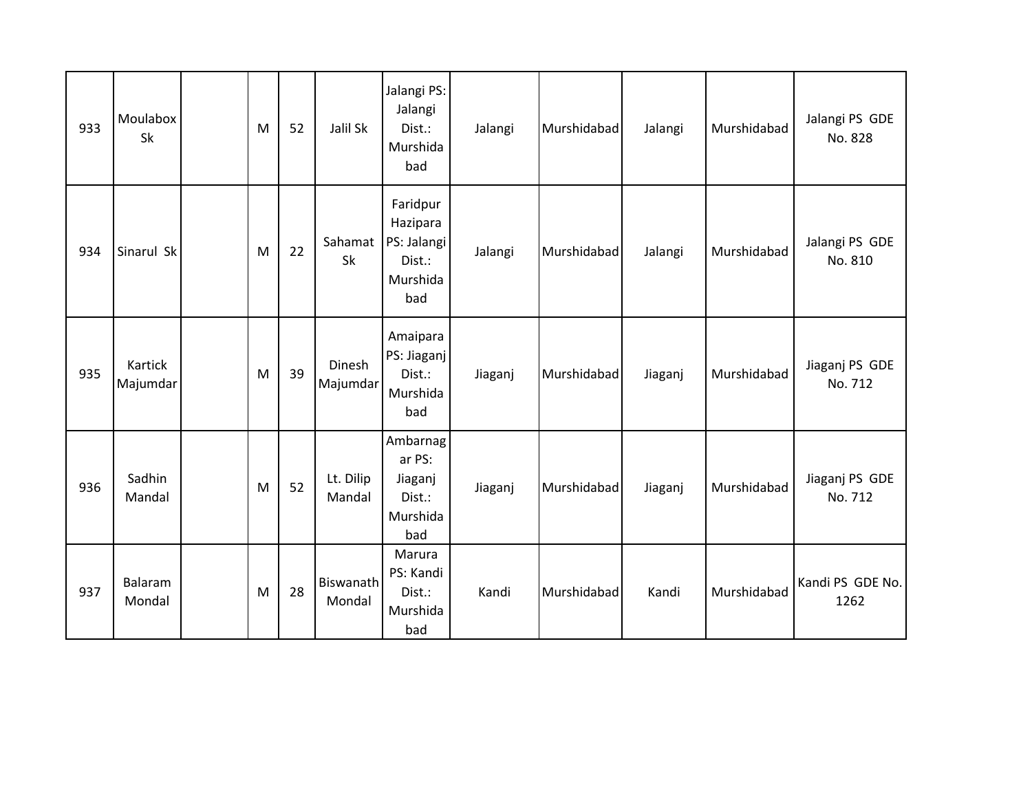| | | | | | | | | | | | |
|---|---|---|---|---|---|---|---|---|---|---|---|
| 933 | Moulabox Sk | | M | 52 | Jalil Sk | Jalangi PS: Jalangi Dist.: Murshidabad | Jalangi | Murshidabad | Jalangi | Murshidabad | Jalangi PS GDE No. 828 |
| 934 | Sinarul Sk | | M | 22 | Sahamat Sk | Faridpur Hazipara PS: Jalangi Dist.: Murshidabad | Jalangi | Murshidabad | Jalangi | Murshidabad | Jalangi PS GDE No. 810 |
| 935 | Kartick Majumdar | | M | 39 | Dinesh Majumdar | Amaipara PS: Jiaganj Dist.: Murshidabad | Jiaganj | Murshidabad | Jiaganj | Murshidabad | Jiaganj PS GDE No. 712 |
| 936 | Sadhin Mandal | | M | 52 | Lt. Dilip Mandal | Ambarnagar PS: Jiaganj Dist.: Murshidabad | Jiaganj | Murshidabad | Jiaganj | Murshidabad | Jiaganj PS GDE No. 712 |
| 937 | Balaram Mondal | | M | 28 | Biswanath Mondal | Marura PS: Kandi Dist.: Murshidabad | Kandi | Murshidabad | Kandi | Murshidabad | Kandi PS GDE No. 1262 |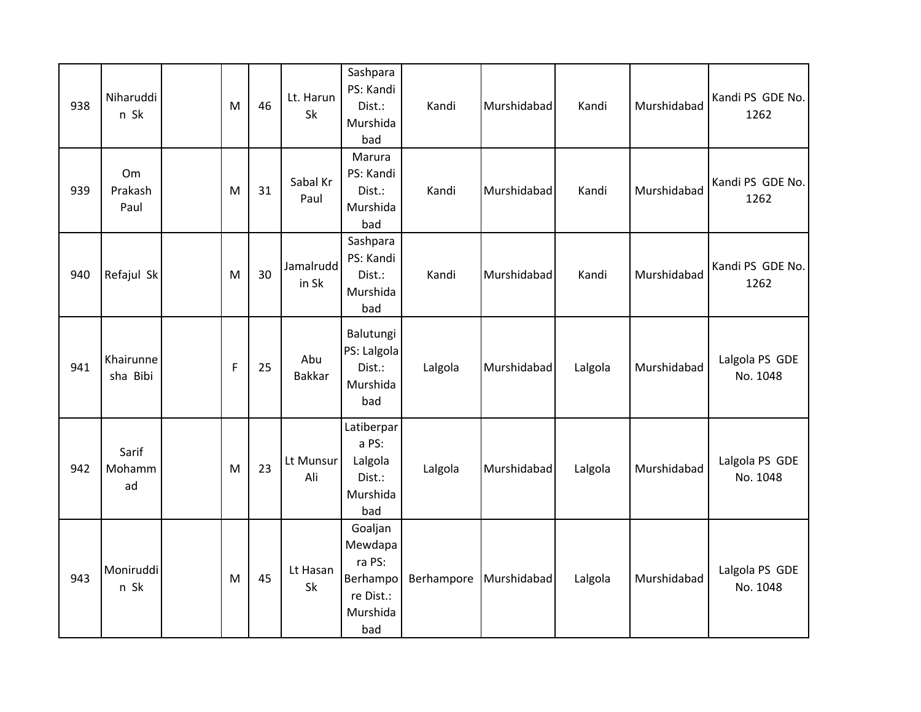| | | | | | | | | | | | |
|---|---|---|---|---|---|---|---|---|---|---|---|
| 938 | Niharuddin Sk | | M | 46 | Lt. Harun Sk | Sashpara PS: Kandi Dist.: Murshidabad | Kandi | Murshidabad | Kandi | Murshidabad | Kandi PS GDE No. 1262 |
| 939 | Om Prakash Paul | | M | 31 | Sabal Kr Paul | Marura PS: Kandi Dist.: Murshidabad | Kandi | Murshidabad | Kandi | Murshidabad | Kandi PS GDE No. 1262 |
| 940 | Refajul Sk | | M | 30 | Jamalruddin Sk | Sashpara PS: Kandi Dist.: Murshidabad | Kandi | Murshidabad | Kandi | Murshidabad | Kandi PS GDE No. 1262 |
| 941 | Khairunnesha Bibi | | F | 25 | Abu Bakkar | Balutungi PS: Lalgola Dist.: Murshidabad | Lalgola | Murshidabad | Lalgola | Murshidabad | Lalgola PS GDE No. 1048 |
| 942 | Sarif Mohammad | | M | 23 | Lt Munsur Ali | Latiberpara PS: Lalgola Dist.: Murshidabad | Lalgola | Murshidabad | Lalgola | Murshidabad | Lalgola PS GDE No. 1048 |
| 943 | Moniruddin Sk | | M | 45 | Lt Hasan Sk | Goaljan Mewdapara PS: Berhampore Dist.: Murshidabad | Berhampore | Murshidabad | Lalgola | Murshidabad | Lalgola PS GDE No. 1048 |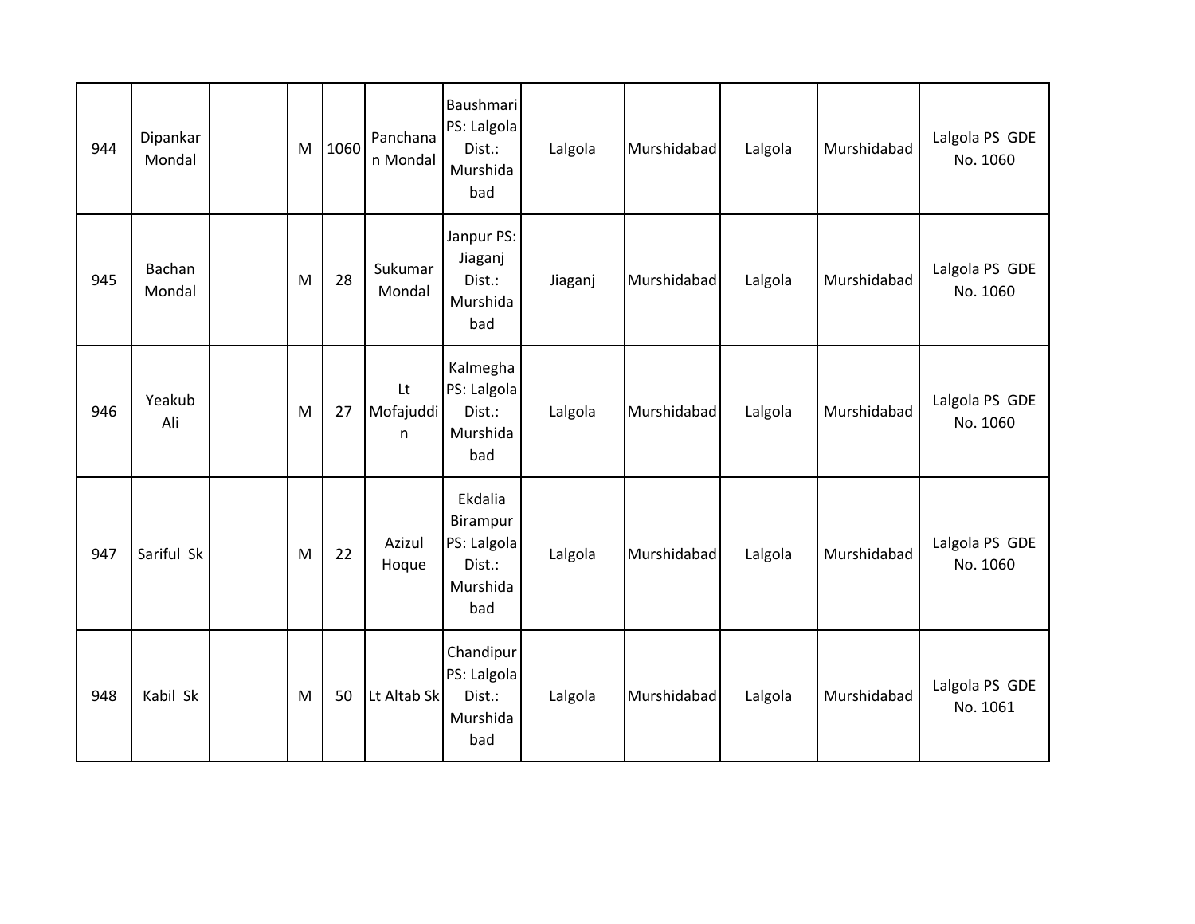| | | | | | | | | | | | |
|---|---|---|---|---|---|---|---|---|---|---|---|
| 944 | Dipankar Mondal | | M | 1060 | Panchanan Mondal | Baushmari PS: Lalgola Dist.: Murshidabad | Lalgola | Murshidabad | Lalgola | Murshidabad | Lalgola PS GDE No. 1060 |
| 945 | Bachan Mondal | | M | 28 | Sukumar Mondal | Janpur PS: Jiaganj Dist.: Murshidabad | Jiaganj | Murshidabad | Lalgola | Murshidabad | Lalgola PS GDE No. 1060 |
| 946 | Yeakub Ali | | M | 27 | Lt Mofajuddin | Kalmegha PS: Lalgola Dist.: Murshidabad | Lalgola | Murshidabad | Lalgola | Murshidabad | Lalgola PS GDE No. 1060 |
| 947 | Sariful Sk | | M | 22 | Azizul Hoque | Ekdalia Birampur PS: Lalgola Dist.: Murshidabad | Lalgola | Murshidabad | Lalgola | Murshidabad | Lalgola PS GDE No. 1060 |
| 948 | Kabil Sk | | M | 50 | Lt Altab Sk | Chandipur PS: Lalgola Dist.: Murshidabad | Lalgola | Murshidabad | Lalgola | Murshidabad | Lalgola PS GDE No. 1061 |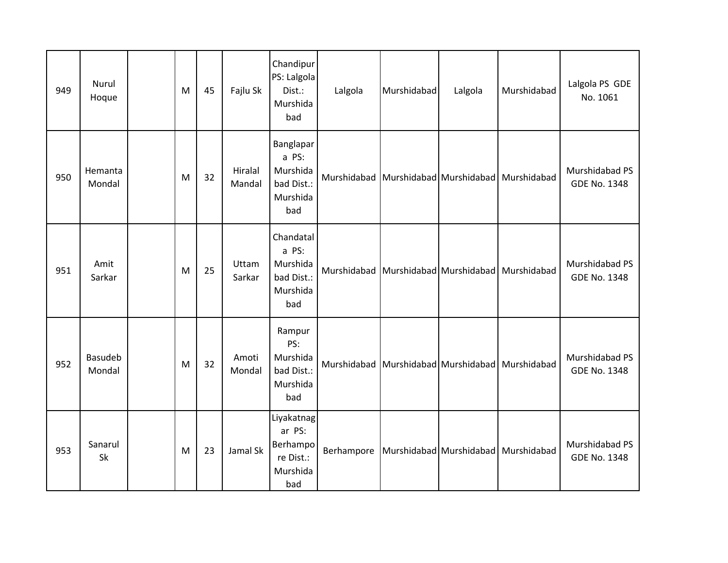| | | | | | | | | | | | |
|---|---|---|---|---|---|---|---|---|---|---|---|
| 949 | Nurul Hoque | | M | 45 | Fajlu Sk | Chandipur PS: Lalgola Dist.: Murshidabad | Lalgola | Murshidabad | Lalgola | Murshidabad | Lalgola PS GDE No. 1061 |
| 950 | Hemanta Mondal | | M | 32 | Hiralal Mandal | Banglapara PS: Murshidabad Dist.: Murshidabad | Murshidabad | Murshidabad | Murshidabad | Murshidabad | Murshidabad PS GDE No. 1348 |
| 951 | Amit Sarkar | | M | 25 | Uttam Sarkar | Chandatala PS: Murshidabad Dist.: Murshidabad | Murshidabad | Murshidabad | Murshidabad | Murshidabad | Murshidabad PS GDE No. 1348 |
| 952 | Basudeb Mondal | | M | 32 | Amoti Mondal | Rampur PS: Murshidabad Dist.: Murshidabad | Murshidabad | Murshidabad | Murshidabad | Murshidabad | Murshidabad PS GDE No. 1348 |
| 953 | Sanarul Sk | | M | 23 | Jamal Sk | Liyakatnagar PS: Berhampore Dist.: Murshidabad | Berhampore | Murshidabad | Murshidabad | Murshidabad | Murshidabad PS GDE No. 1348 |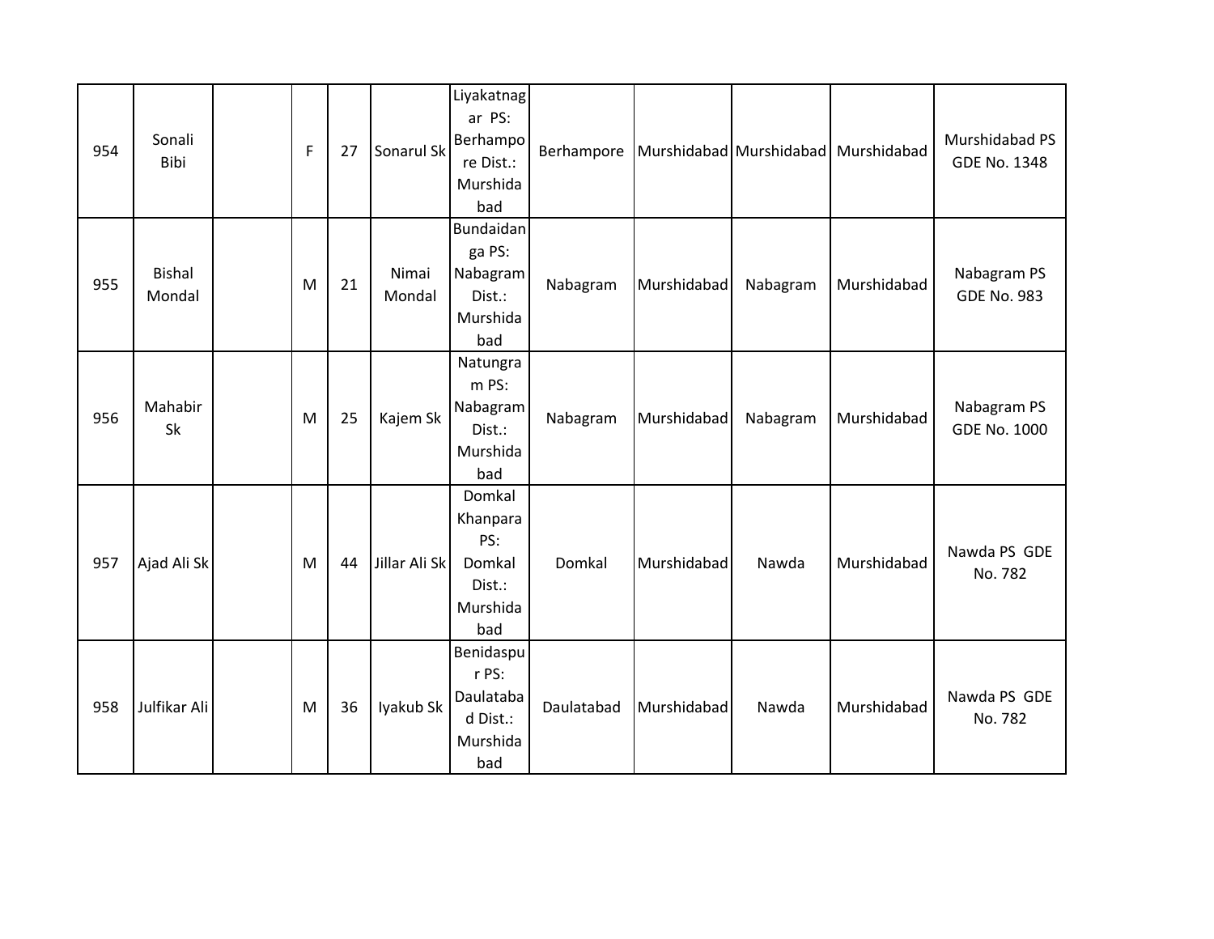| | | | | | | | | | | | |
|---|---|---|---|---|---|---|---|---|---|---|---|
| 954 | Sonali Bibi | | F | 27 | Sonarul Sk | Liyakatnagar PS: Berhampore Dist.: Murshidabad | Berhampore | Murshidabad | Murshidabad | Murshidabad | Murshidabad PS GDE No. 1348 |
| 955 | Bishal Mondal | | M | 21 | Nimai Mondal | Bundaidanga PS: Nabagram Dist.: Murshidabad | Nabagram | Murshidabad | Nabagram | Murshidabad | Nabagram PS GDE No. 983 |
| 956 | Mahabir Sk | | M | 25 | Kajem Sk | Natungram PS: Nabagram Dist.: Murshidabad | Nabagram | Murshidabad | Nabagram | Murshidabad | Nabagram PS GDE No. 1000 |
| 957 | Ajad Ali Sk | | M | 44 | Jillar Ali Sk | Domkal Khanpara PS: Domkal Dist.: Murshidabad | Domkal | Murshidabad | Nawda | Murshidabad | Nawda PS GDE No. 782 |
| 958 | Julfikar Ali | | M | 36 | Iyakub Sk | Benidaspur PS: Daulatabad Dist.: Murshidabad | Daulatabad | Murshidabad | Nawda | Murshidabad | Nawda PS GDE No. 782 |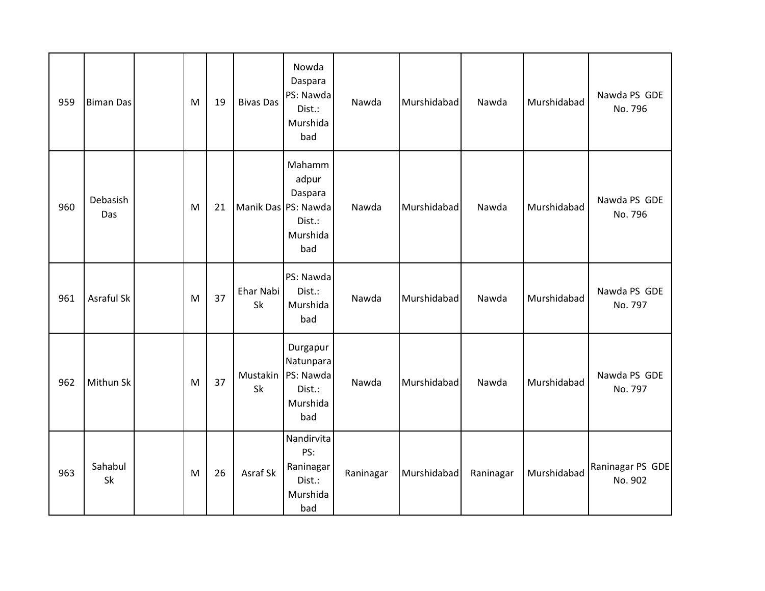| 959 | Biman Das | | M | 19 | Bivas Das | Nowda Daspara PS: Nawda Dist.: Murshidabad | Nawda | Murshidabad | Nawda | Murshidabad | Nawda PS GDE No. 796 |
|---|---|---|---|---|---|---|---|---|---|---|---|
| 960 | Debasish Das | | M | 21 | Manik Das | Mahammadpur Daspara PS: Nawda Dist.: Murshidabad | Nawda | Murshidabad | Nawda | Murshidabad | Nawda PS GDE No. 796 |
| 961 | Asraful Sk | | M | 37 | Ehar Nabi Sk | PS: Nawda Dist.: Murshidabad | Nawda | Murshidabad | Nawda | Murshidabad | Nawda PS GDE No. 797 |
| 962 | Mithun Sk | | M | 37 | Mustakin Sk | Durgapur Natunpara PS: Nawda Dist.: Murshidabad | Nawda | Murshidabad | Nawda | Murshidabad | Nawda PS GDE No. 797 |
| 963 | Sahabul Sk | | M | 26 | Asraf Sk | Nandirvita PS: Raninagar Dist.: Murshidabad | Raninagar | Murshidabad | Raninagar | Murshidabad | Raninagar PS GDE No. 902 |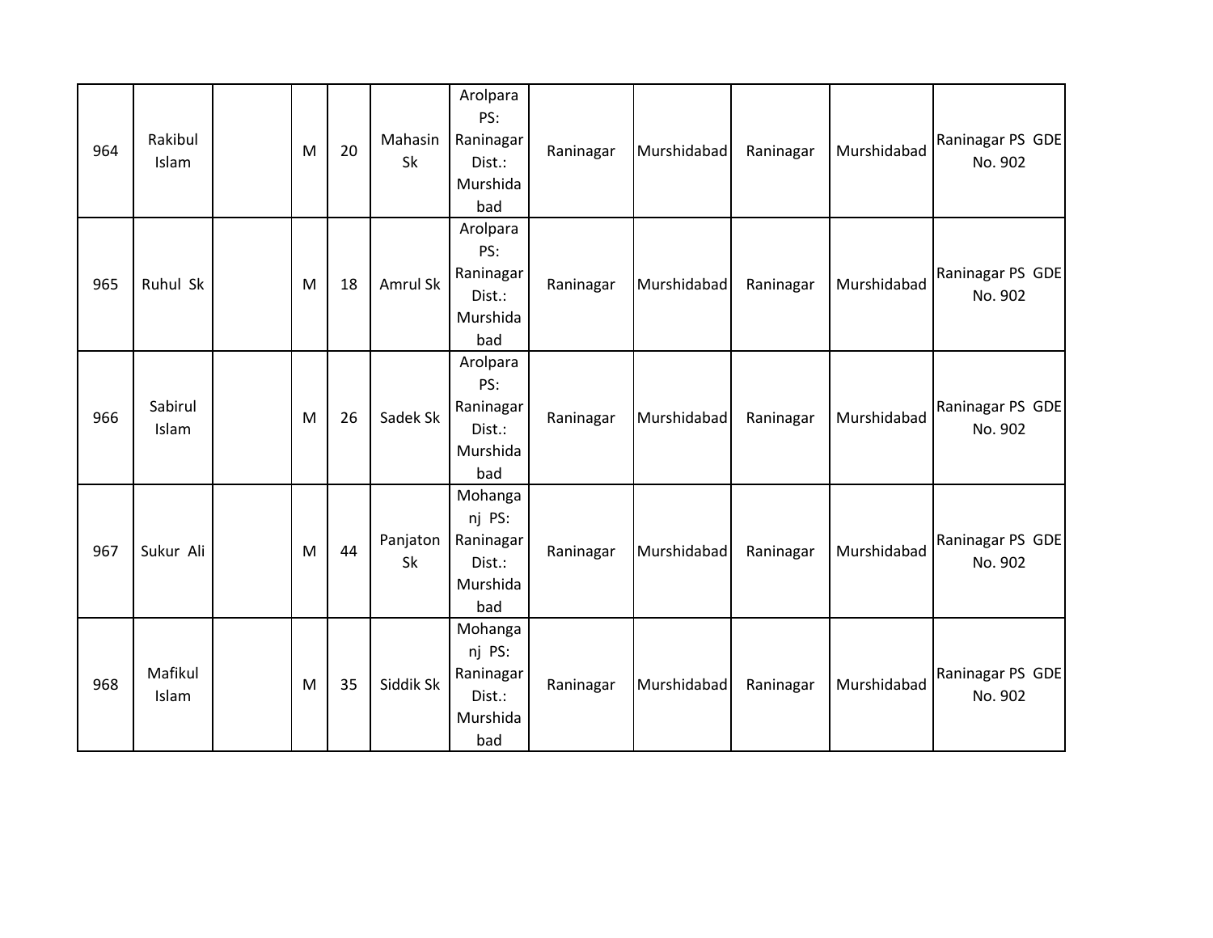| 964 | Rakibul Islam | | M | 20 | Mahasin Sk | Arolpara PS: Raninagar Dist.: Murshidabad | Raninagar | Murshidabad | Raninagar | Murshidabad | Raninagar PS GDE No. 902 |
|---|---|---|---|---|---|---|---|---|---|---|---|
| 965 | Ruhul Sk | | M | 18 | Amrul Sk | Arolpara PS: Raninagar Dist.: Murshidabad | Raninagar | Murshidabad | Raninagar | Murshidabad | Raninagar PS GDE No. 902 |
| 966 | Sabirul Islam | | M | 26 | Sadek Sk | Arolpara PS: Raninagar Dist.: Murshidabad | Raninagar | Murshidabad | Raninagar | Murshidabad | Raninagar PS GDE No. 902 |
| 967 | Sukur Ali | | M | 44 | Panjaton Sk | Mohanganj PS: Raninagar Dist.: Murshidabad | Raninagar | Murshidabad | Raninagar | Murshidabad | Raninagar PS GDE No. 902 |
| 968 | Mafikul Islam | | M | 35 | Siddik Sk | Mohanganj PS: Raninagar Dist.: Murshidabad | Raninagar | Murshidabad | Raninagar | Murshidabad | Raninagar PS GDE No. 902 |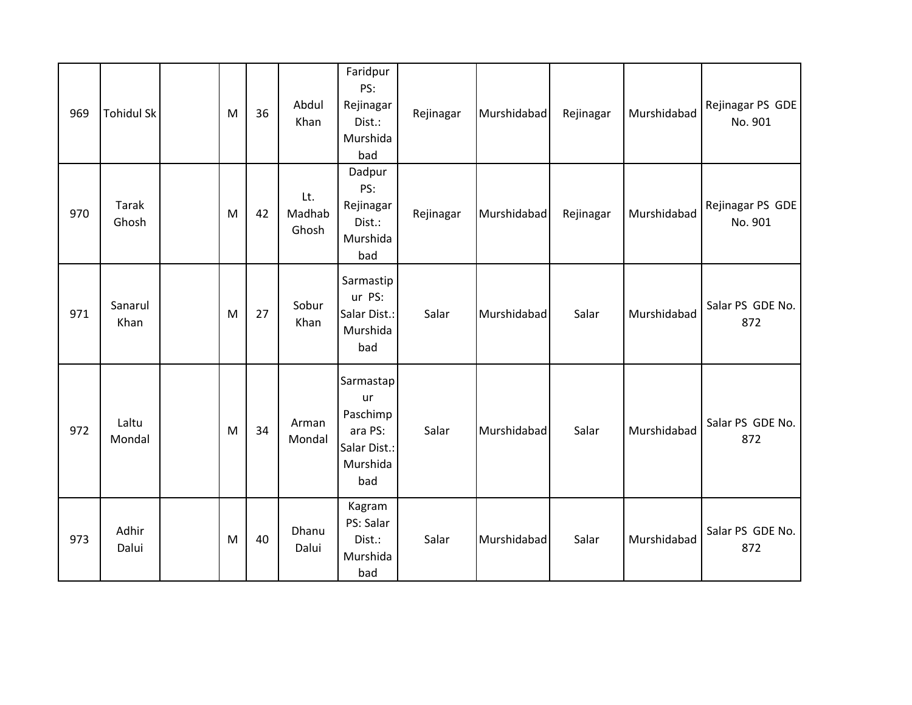| | | | | | | | | | | | |
|---|---|---|---|---|---|---|---|---|---|---|---|
| 969 | Tohidul Sk | | M | 36 | Abdul Khan | Faridpur PS: Rejinagar Dist.: Murshidabad | Rejinagar | Murshidabad | Rejinagar | Murshidabad | Rejinagar PS GDE No. 901 |
| 970 | Tarak Ghosh | | M | 42 | Lt. Madhab Ghosh | Dadpur PS: Rejinagar Dist.: Murshidabad | Rejinagar | Murshidabad | Rejinagar | Murshidabad | Rejinagar PS GDE No. 901 |
| 971 | Sanarul Khan | | M | 27 | Sobur Khan | Sarmastipur PS: Salar Dist.: Murshidabad | Salar | Murshidabad | Salar | Murshidabad | Salar PS GDE No. 872 |
| 972 | Laltu Mondal | | M | 34 | Arman Mondal | Sarmastapur Paschimpara PS: Salar Dist.: Murshidabad | Salar | Murshidabad | Salar | Murshidabad | Salar PS GDE No. 872 |
| 973 | Adhir Dalui | | M | 40 | Dhanu Dalui | Kagram PS: Salar Dist.: Murshidabad | Salar | Murshidabad | Salar | Murshidabad | Salar PS GDE No. 872 |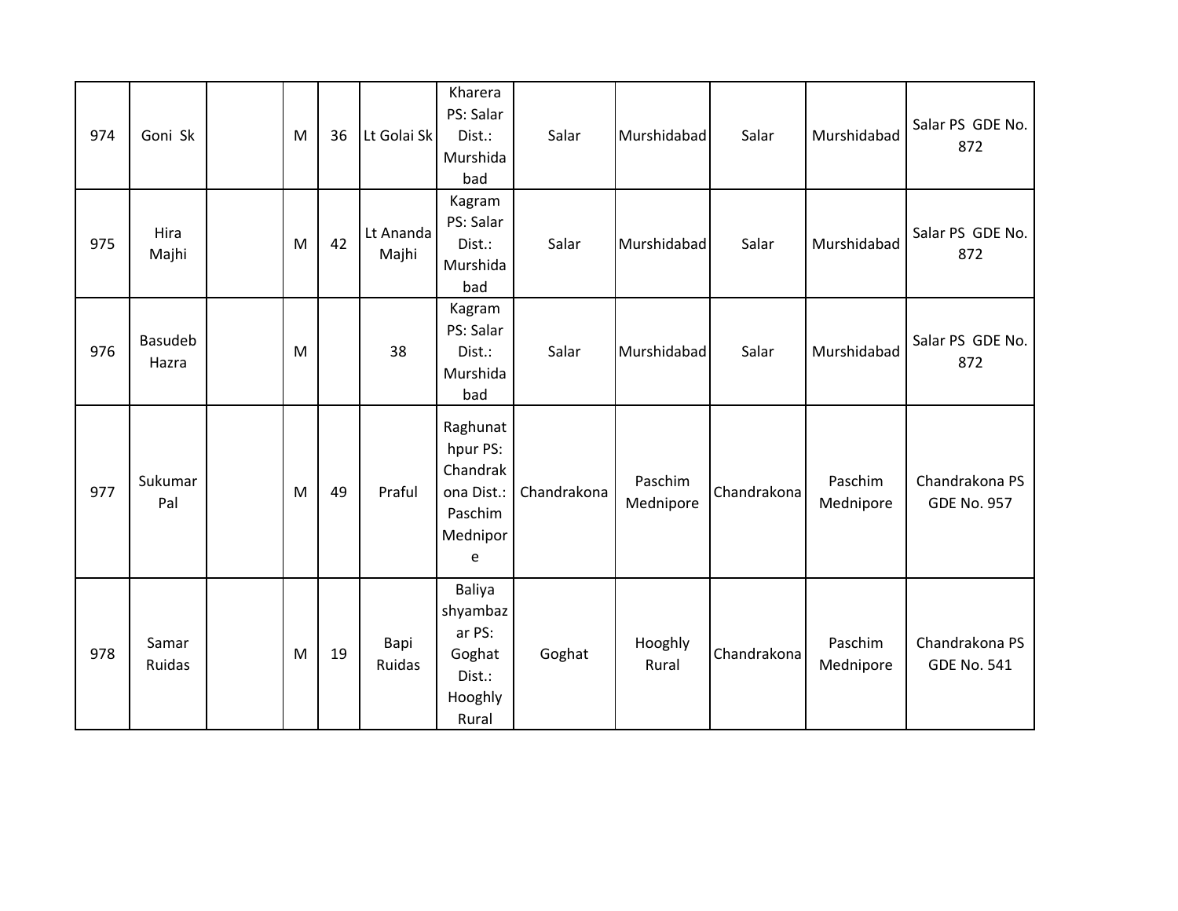| 974 | Goni Sk | | M | 36 | Lt Golai Sk | Kharera PS: Salar Dist.: Murshidabad | Salar | Murshidabad | Salar | Murshidabad | Salar PS GDE No. 872 |
|---|---|---|---|---|---|---|---|---|---|---|---|
| 975 | Hira Majhi | | M | 42 | Lt Ananda Majhi | Kagram PS: Salar Dist.: Murshidabad | Salar | Murshidabad | Salar | Murshidabad | Salar PS GDE No. 872 |
| 976 | Basudeb Hazra | | M | | 38 | Kagram PS: Salar Dist.: Murshidabad | Salar | Murshidabad | Salar | Murshidabad | Salar PS GDE No. 872 |
| 977 | Sukumar Pal | | M | 49 | Praful | Raghunathpur PS: Chandrakona Dist.: Paschim Mednipore | Chandrakona | Paschim Mednipore | Chandrakona | Paschim Mednipore | Chandrakona PS GDE No. 957 |
| 978 | Samar Ruidas | | M | 19 | Bapi Ruidas | Baliya shyambazar PS: Goghat Dist.: Hooghly Rural | Goghat | Hooghly Rural | Chandrakona | Paschim Mednipore | Chandrakona PS GDE No. 541 |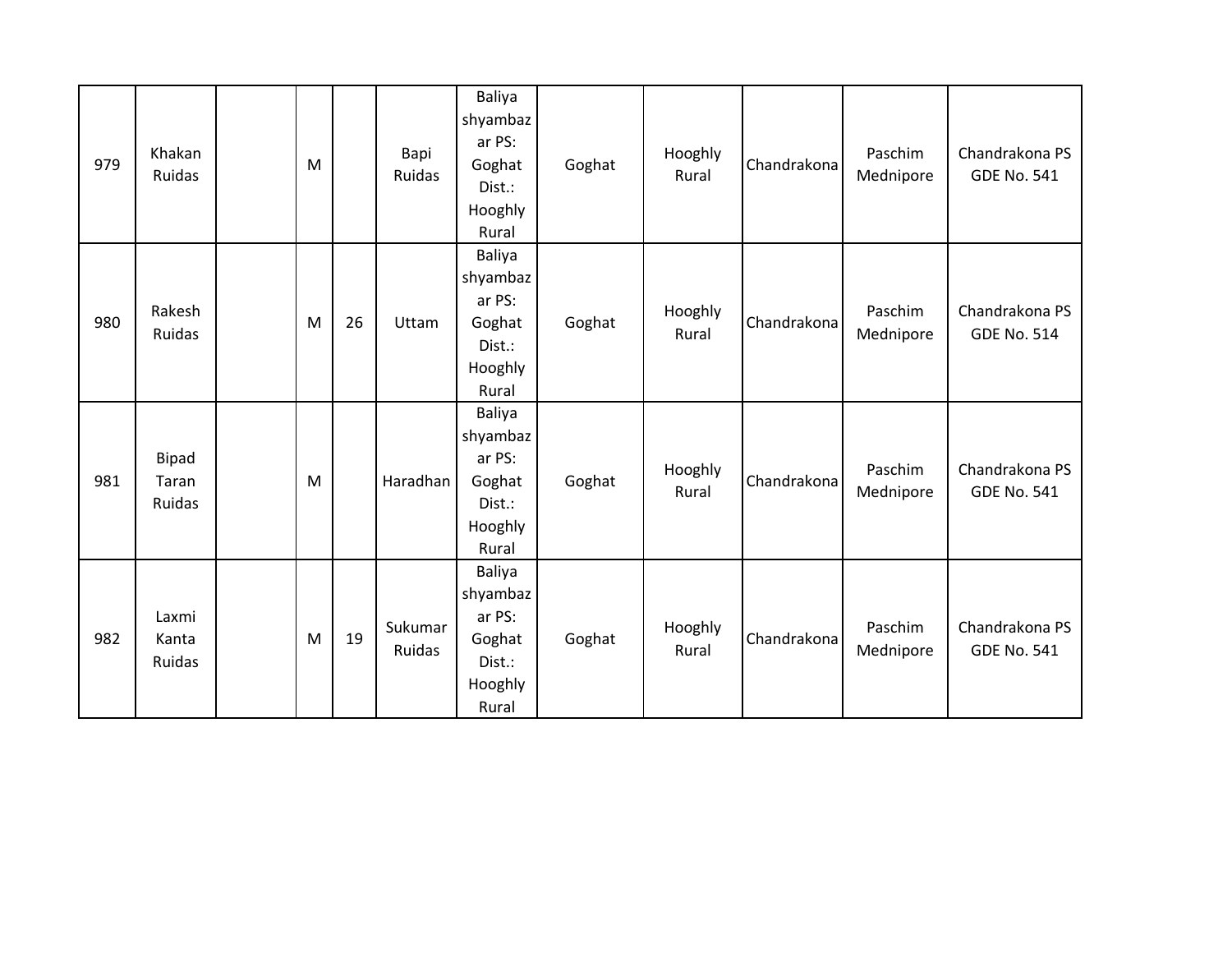| 979 | Khakan Ruidas | | M | | Bapi Ruidas | Baliya shyambazar PS: Goghat Dist.: Hooghly Rural | Goghat | Hooghly Rural | Chandrakona | Paschim Mednipore | Chandrakona PS GDE No. 541 |
|---|---|---|---|---|---|---|---|---|---|---|---|
| 980 | Rakesh Ruidas | | M | 26 | Uttam | Baliya shyambazar PS: Goghat Dist.: Hooghly Rural | Goghat | Hooghly Rural | Chandrakona | Paschim Mednipore | Chandrakona PS GDE No. 514 |
| 981 | Bipad Taran Ruidas | | M | | Haradhan | Baliya shyambazar PS: Goghat Dist.: Hooghly Rural | Goghat | Hooghly Rural | Chandrakona | Paschim Mednipore | Chandrakona PS GDE No. 541 |
| 982 | Laxmi Kanta Ruidas | | M | 19 | Sukumar Ruidas | Baliya shyambazar PS: Goghat Dist.: Hooghly Rural | Goghat | Hooghly Rural | Chandrakona | Paschim Mednipore | Chandrakona PS GDE No. 541 |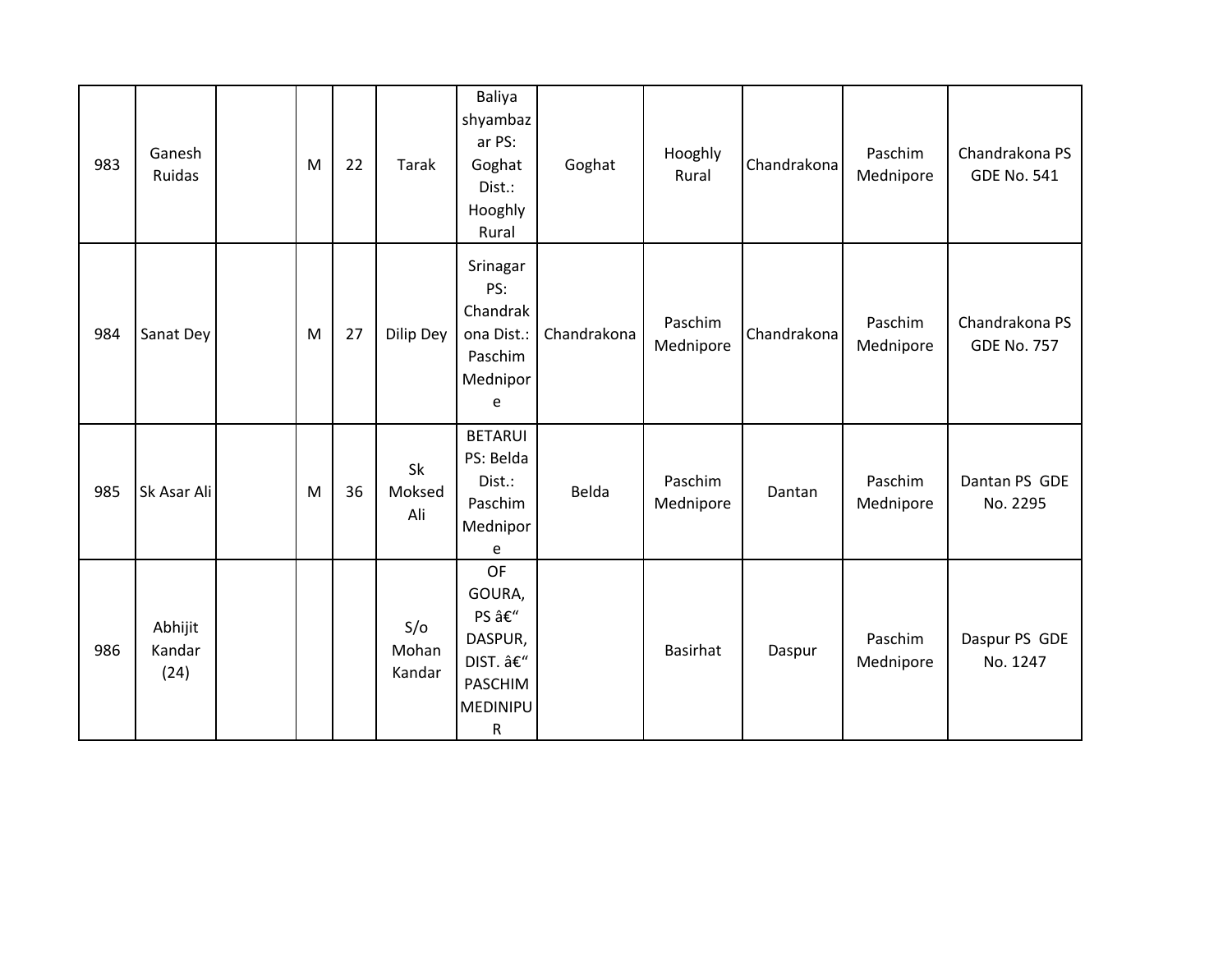| | | | | | | | | | | | |
|---|---|---|---|---|---|---|---|---|---|---|---|
| 983 | Ganesh Ruidas | | M | 22 | Tarak | Baliya shyambazar PS: Goghat Dist.: Hooghly Rural | Goghat | Hooghly Rural | Chandrakona | Paschim Mednipore | Chandrakona PS GDE No. 541 |
| 984 | Sanat Dey | | M | 27 | Dilip Dey | Srinagar PS: Chandrakona Dist.: Paschim Mednipore | Chandrakona | Paschim Mednipore | Chandrakona | Paschim Mednipore | Chandrakona PS GDE No. 757 |
| 985 | Sk Asar Ali | | M | 36 | Sk Moksed Ali | BETARUI PS: Belda Dist.: Paschim Mednipore | Belda | Paschim Mednipore | Dantan | Paschim Mednipore | Dantan PS GDE No. 2295 |
| 986 | Abhijit Kandar (24) | | | | S/o Mohan Kandar | OF GOURA, PS â€“ DASPUR, DIST. â€“ PASCHIM MEDINIPUR | | Basirhat | Daspur | Paschim Mednipore | Daspur PS GDE No. 1247 |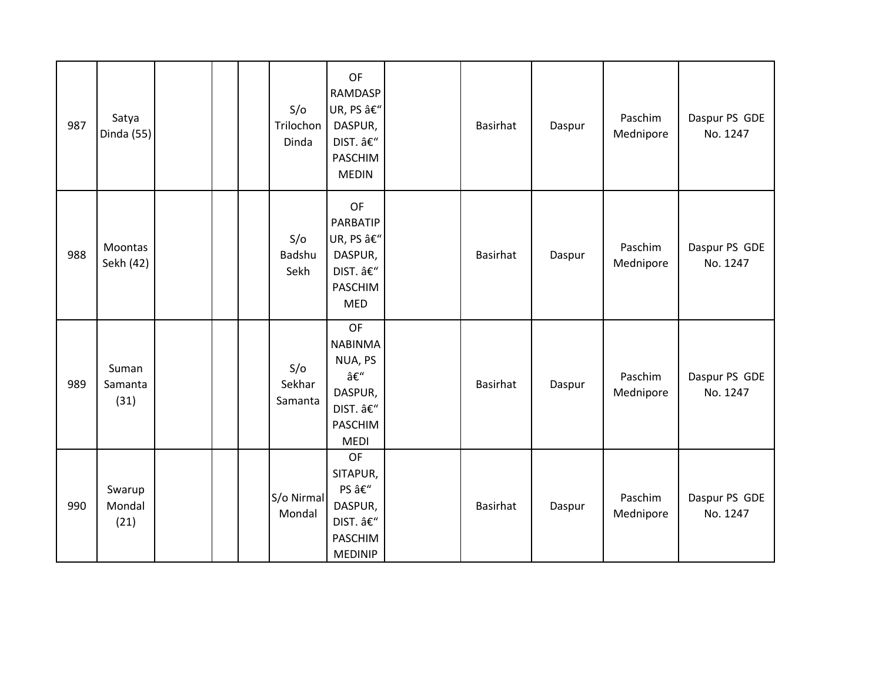| | | | | | | | | | | | |
|---|---|---|---|---|---|---|---|---|---|---|---|
| 987 | Satya Dinda (55) | | | | S/o Trilochon Dinda | OF RAMDASPUR, PS â€" DASPUR, DIST. â€" PASCHIM MEDIN | | Basirhat | Daspur | Paschim Mednipore | Daspur PS GDE No. 1247 |
| 988 | Moontas Sekh (42) | | | | S/o Badshu Sekh | OF PARBATIPUR, PS â€" DASPUR, DIST. â€" PASCHIM MED | | Basirhat | Daspur | Paschim Mednipore | Daspur PS GDE No. 1247 |
| 989 | Suman Samanta (31) | | | | S/o Sekhar Samanta | OF NABINMANUA, PS â€" DASPUR, DIST. â€" PASCHIM MEDI | | Basirhat | Daspur | Paschim Mednipore | Daspur PS GDE No. 1247 |
| 990 | Swarup Mondal (21) | | | | S/o Nirmal Mondal | OF SITAPUR, PS â€" DASPUR, DIST. â€" PASCHIM MEDINIP | | Basirhat | Daspur | Paschim Mednipore | Daspur PS GDE No. 1247 |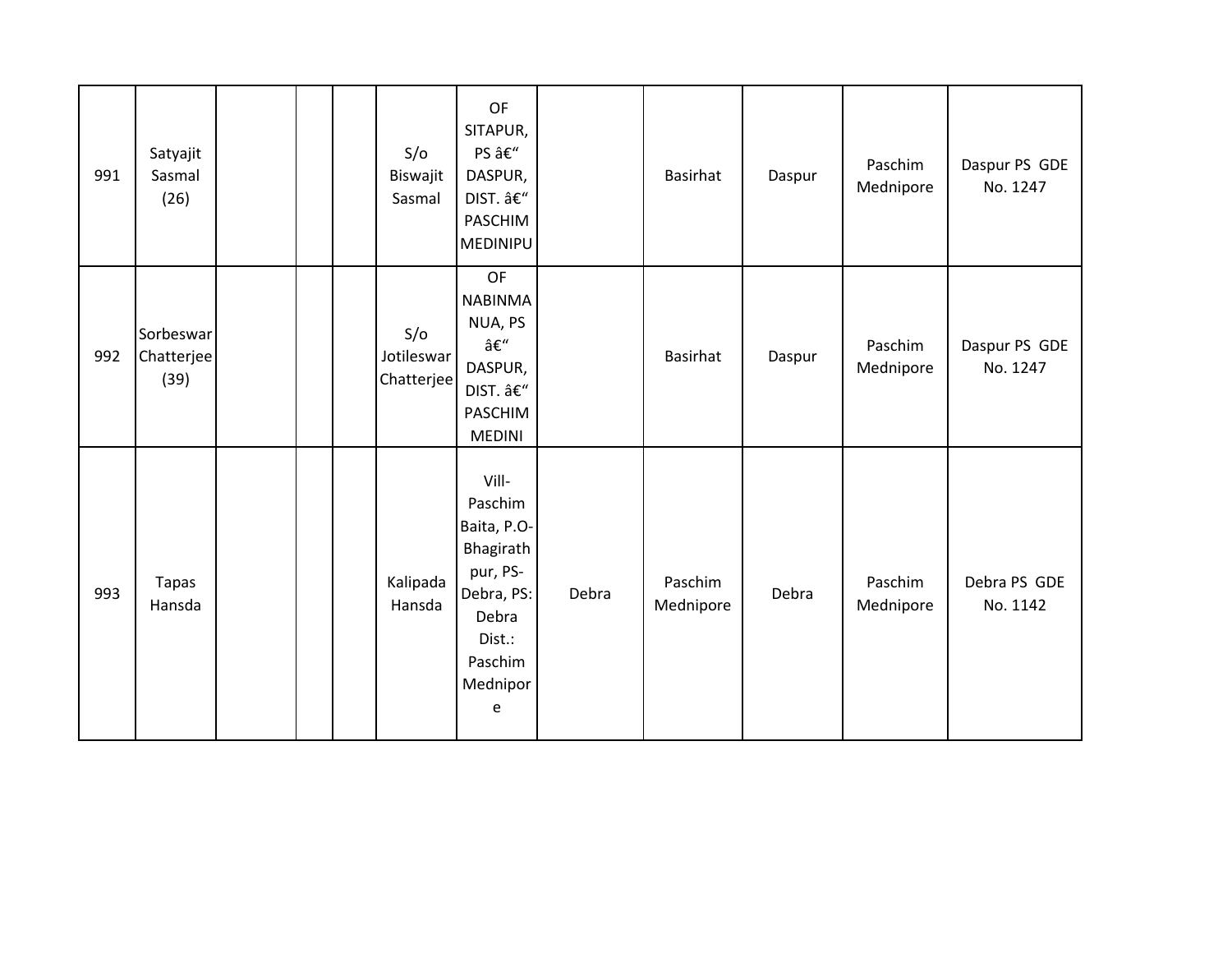| | | | | | | | | | | | |
|---|---|---|---|---|---|---|---|---|---|---|---|
| 991 | Satyajit Sasmal (26) | | | | S/o Biswajit Sasmal | OF SITAPUR, PS â€“ DASPUR, DIST. â€“ PASCHIM MEDINIPU | | Basirhat | Daspur | Paschim Mednipore | Daspur PS GDE No. 1247 |
| 992 | Sorbeswar Chatterjee (39) | | | | S/o Jotileswar Chatterjee | OF NABINMANUA, PS â€“ DASPUR, DIST. â€“ PASCHIM MEDINI | | Basirhat | Daspur | Paschim Mednipore | Daspur PS GDE No. 1247 |
| 993 | Tapas Hansda | | | | Kalipada Hansda | Vill- Paschim Baita, P.O- Bhagirathpur, PS- Debra, PS: Debra Dist.: Paschim Mednipore | Debra | Paschim Mednipore | Debra | Paschim Mednipore | Debra PS GDE No. 1142 |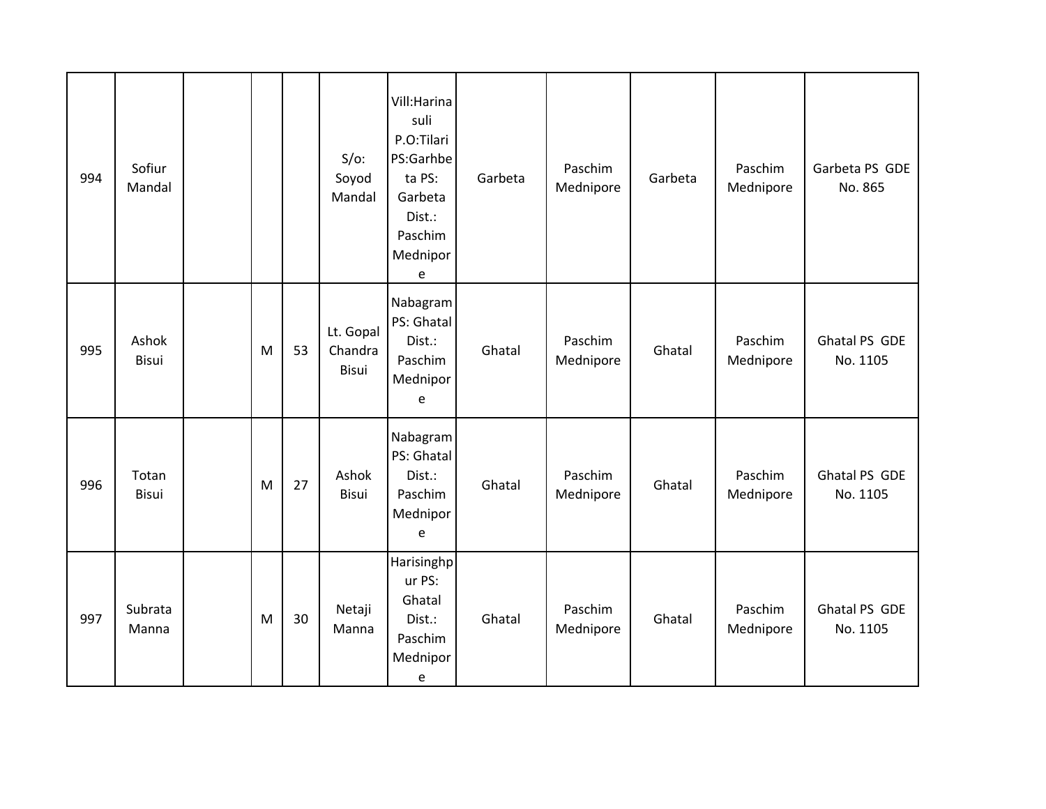| | | | | | | | | | | | |
|---|---|---|---|---|---|---|---|---|---|---|---|
| 994 | Sofiur Mandal | | | | S/o: Soyod Mandal | Vill:Harinasuli P.O:Tilari PS:Garhbeta PS: Garbeta Dist.: Paschim Mednipore | Garbeta | Paschim Mednipore | Garbeta | Paschim Mednipore | Garbeta PS GDE No. 865 |
| 995 | Ashok Bisui | | M | 53 | Lt. Gopal Chandra Bisui | Nabagram PS: Ghatal Dist.: Paschim Mednipore | Ghatal | Paschim Mednipore | Ghatal | Paschim Mednipore | Ghatal PS GDE No. 1105 |
| 996 | Totan Bisui | | M | 27 | Ashok Bisui | Nabagram PS: Ghatal Dist.: Paschim Mednipore | Ghatal | Paschim Mednipore | Ghatal | Paschim Mednipore | Ghatal PS GDE No. 1105 |
| 997 | Subrata Manna | | M | 30 | Netaji Manna | Harisinghpur PS: Ghatal Dist.: Paschim Mednipore | Ghatal | Paschim Mednipore | Ghatal | Paschim Mednipore | Ghatal PS GDE No. 1105 |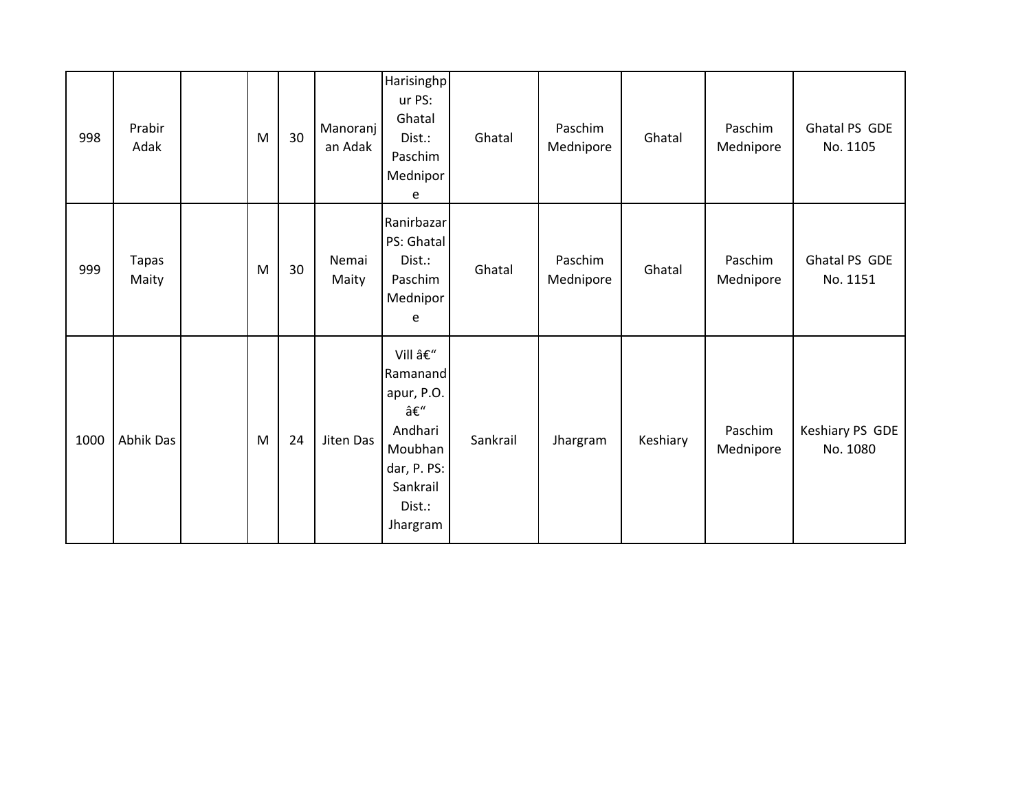| 998 | Prabir Adak | | M | 30 | Manoranjan Adak | Harisinghpur PS: Ghatal Dist.: Paschim Mednipore | Ghatal | Paschim Mednipore | Ghatal | Paschim Mednipore | Ghatal PS GDE No. 1105 |
|---|---|---|---|---|---|---|---|---|---|---|---|
| 999 | Tapas Maity | | M | 30 | Nemai Maity | Ranirbazar PS: Ghatal Dist.: Paschim Mednipore | Ghatal | Paschim Mednipore | Ghatal | Paschim Mednipore | Ghatal PS GDE No. 1151 |
| 1000 | Abhik Das | | M | 24 | Jiten Das | Vill â€“ Ramanandapur, P.O. â€“ Andhari Moubhandar, P. PS: Sankrail Dist.: Jhargram | Sankrail | Jhargram | Keshiary | Paschim Mednipore | Keshiary PS GDE No. 1080 |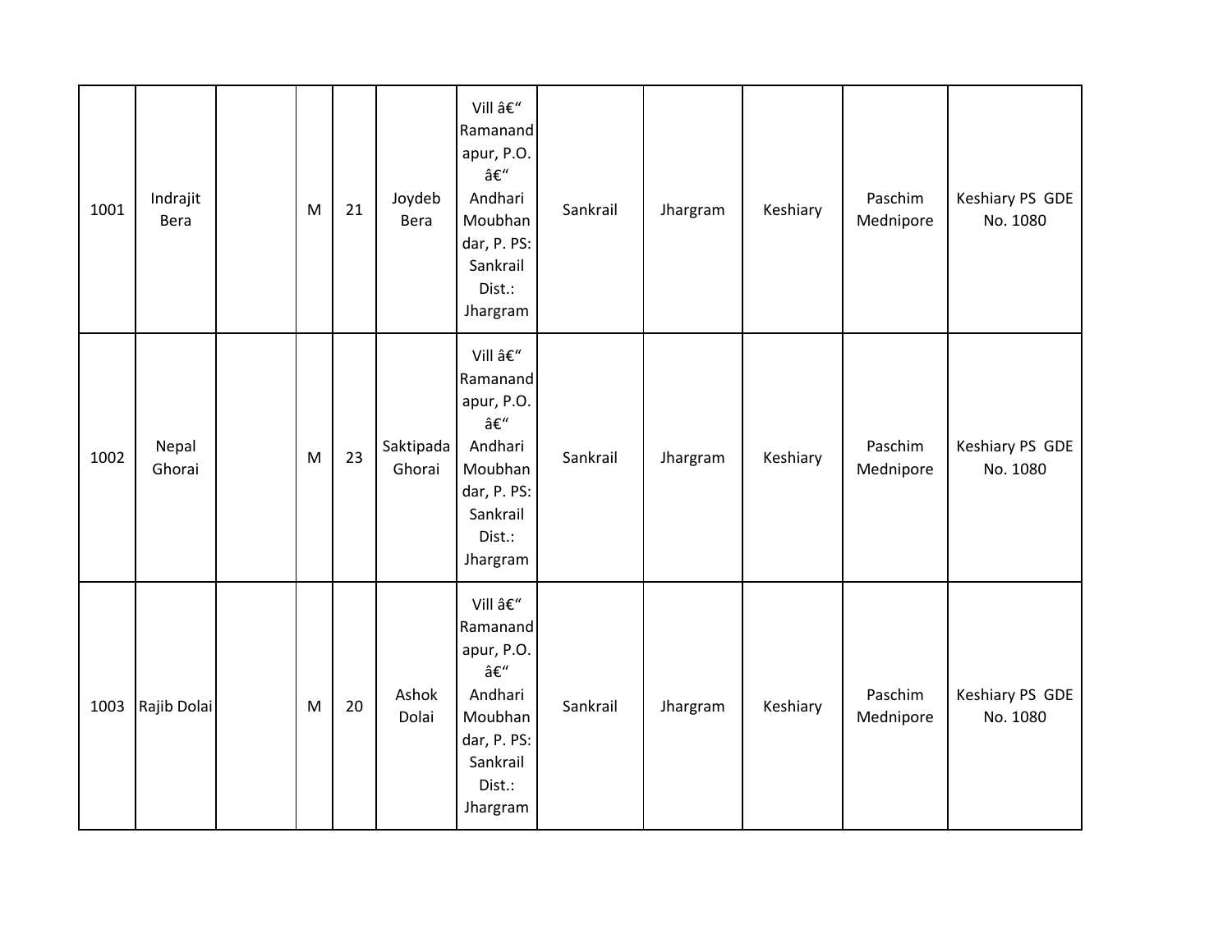| | | | | | | | | | | | |
|---|---|---|---|---|---|---|---|---|---|---|---|
| 1001 | Indrajit Bera | | M | 21 | Joydeb Bera | Vill â€“ Ramanandapur, P.O. â€“ Andhari Moubhandar, P. PS: Sankrail Dist.: Jhargram | Sankrail | Jhargram | Keshiary | Paschim Mednipore | Keshiary PS GDE No. 1080 |
| 1002 | Nepal Ghorai | | M | 23 | Saktipada Ghorai | Vill â€“ Ramanandapur, P.O. â€“ Andhari Moubhandar, P. PS: Sankrail Dist.: Jhargram | Sankrail | Jhargram | Keshiary | Paschim Mednipore | Keshiary PS GDE No. 1080 |
| 1003 | Rajib Dolai | | M | 20 | Ashok Dolai | Vill â€“ Ramanandapur, P.O. â€“ Andhari Moubhandar, P. PS: Sankrail Dist.: Jhargram | Sankrail | Jhargram | Keshiary | Paschim Mednipore | Keshiary PS GDE No. 1080 |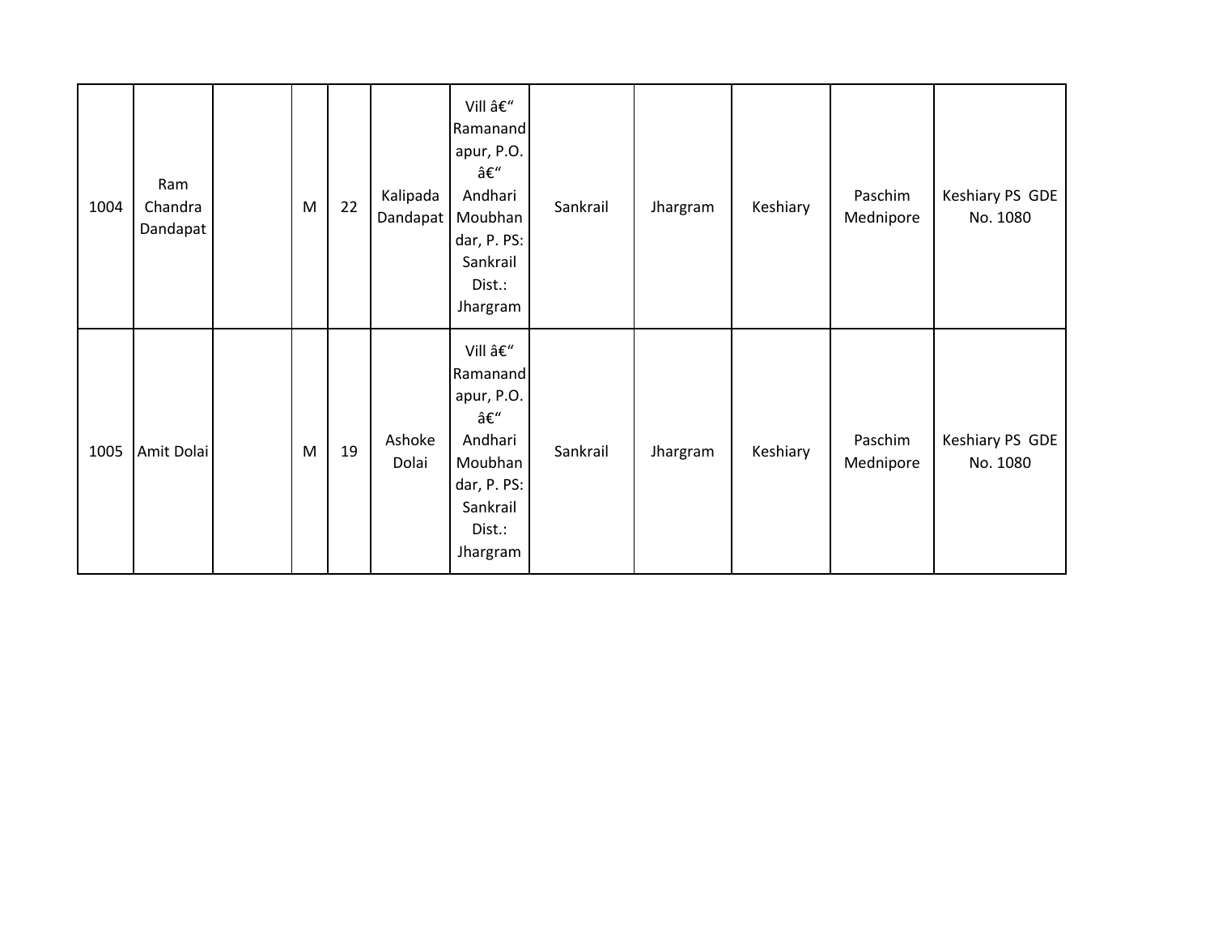| | | | | | | | | | | | |
|---|---|---|---|---|---|---|---|---|---|---|---|
| 1004 | Ram Chandra Dandapat | | M | 22 | Kalipada Dandapat | Vill â€“ Ramanandapur, P.O. â€“ Andhari Moubhandar, P. PS: Sankrail Dist.: Jhargram | Sankrail | Jhargram | Keshiary | Paschim Mednipore | Keshiary PS GDE No. 1080 |
| 1005 | Amit Dolai | | M | 19 | Ashoke Dolai | Vill â€“ Ramanandapur, P.O. â€“ Andhari Moubhandar, P. PS: Sankrail Dist.: Jhargram | Sankrail | Jhargram | Keshiary | Paschim Mednipore | Keshiary PS GDE No. 1080 |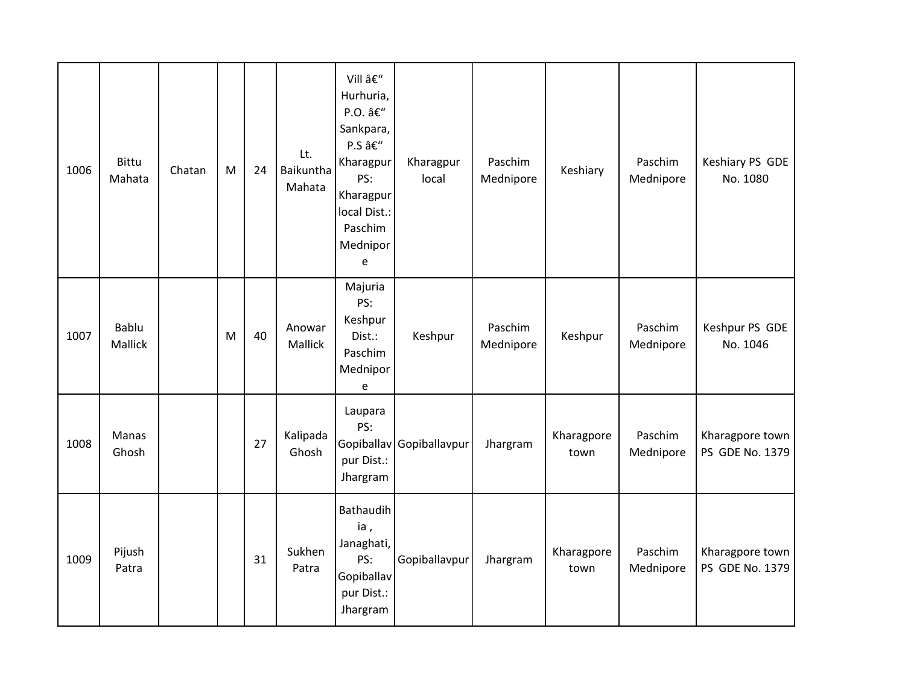| 1006 | Bittu Mahata | Chatan | M | 24 | Lt. Baikuntha Mahata | Vill â€“ Hurhuria, P.O. â€“ Sankpara, P.S â€“ Kharagpur PS: Kharagpur local Dist.: Paschim Mednipore | Kharagpur local | Paschim Mednipore | Keshiary | Paschim Mednipore | Keshiary PS GDE No. 1080 |
|---|---|---|---|---|---|---|---|---|---|---|---|
| 1007 | Bablu Mallick | | M | 40 | Anowar Mallick | Majuria PS: Keshpur Dist.: Paschim Mednipore | Keshpur | Paschim Mednipore | Keshpur | Paschim Mednipore | Keshpur PS GDE No. 1046 |
| 1008 | Manas Ghosh | | | 27 | Kalipada Ghosh | Laupara PS: Gopiballavpur Dist.: Jhargram | Gopiballavpur | Jhargram | Kharagpore town | Paschim Mednipore | Kharagpore town PS GDE No. 1379 |
| 1009 | Pijush Patra | | | 31 | Sukhen Patra | Bathaudihia , Janaghati, PS: Gopiballavpur Dist.: Jhargram | Gopiballavpur | Jhargram | Kharagpore town | Paschim Mednipore | Kharagpore town PS GDE No. 1379 |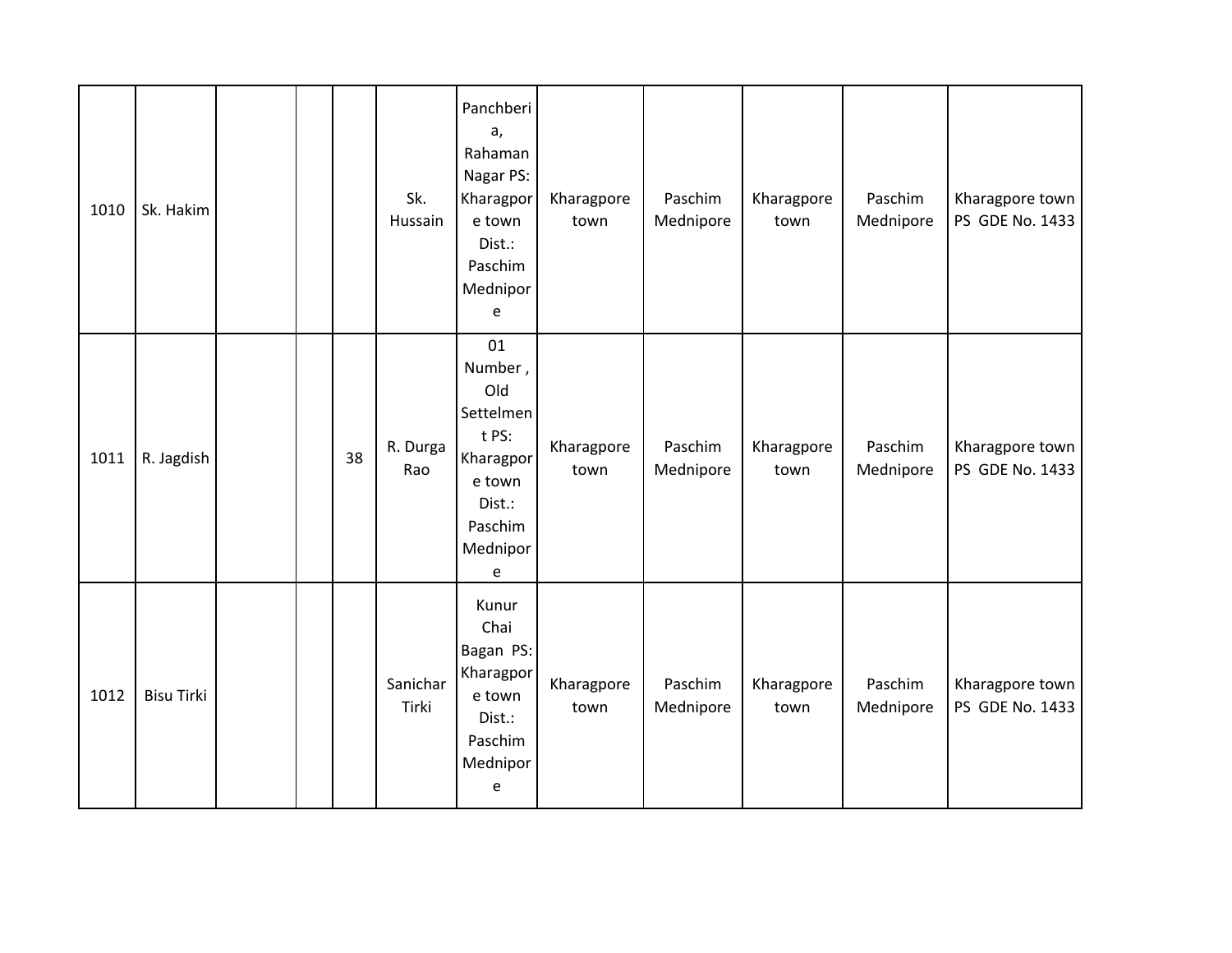| | | | | | | | | | | | |
|---|---|---|---|---|---|---|---|---|---|---|---|
| 1010 | Sk. Hakim | | | | Sk. Hussain | Panchberia, Rahaman Nagar PS: Kharagpore town Dist.: Paschim Mednipore | Kharagpore town | Paschim Mednipore | Kharagpore town | Paschim Mednipore | Kharagpore town PS GDE No. 1433 |
| 1011 | R. Jagdish | | | 38 | R. Durga Rao | 01 Number , Old Settelment PS: Kharagpore town Dist.: Paschim Mednipore | Kharagpore town | Paschim Mednipore | Kharagpore town | Paschim Mednipore | Kharagpore town PS GDE No. 1433 |
| 1012 | Bisu Tirki | | | | Sanichar Tirki | Kunur Chai Bagan PS: Kharagpore town Dist.: Paschim Mednipore | Kharagpore town | Paschim Mednipore | Kharagpore town | Paschim Mednipore | Kharagpore town PS GDE No. 1433 |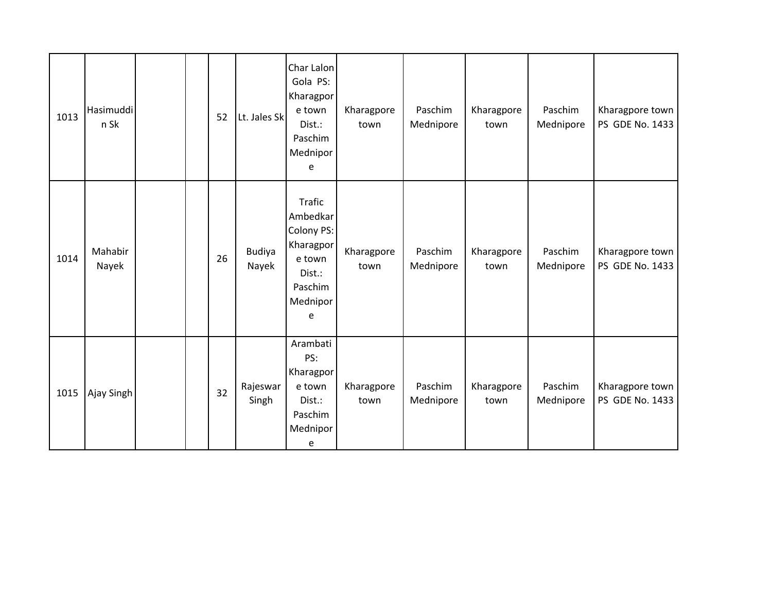| | | | | | | | | | | | |
|---|---|---|---|---|---|---|---|---|---|---|---|
| 1013 | Hasimuddin Sk | | | 52 | Lt. Jales Sk | Char Lalon Gola PS: Kharagpore town Dist.: Paschim Mednipore | Kharagpore town | Paschim Mednipore | Kharagpore town | Paschim Mednipore | Kharagpore town PS GDE No. 1433 |
| 1014 | Mahabir Nayek | | | 26 | Budiya Nayek | Trafic Ambedkar Colony PS: Kharagpore town Dist.: Paschim Mednipore | Kharagpore town | Paschim Mednipore | Kharagpore town | Paschim Mednipore | Kharagpore town PS GDE No. 1433 |
| 1015 | Ajay Singh | | | 32 | Rajeswar Singh | Arambati PS: Kharagpore town Dist.: Paschim Mednipore | Kharagpore town | Paschim Mednipore | Kharagpore town | Paschim Mednipore | Kharagpore town PS GDE No. 1433 |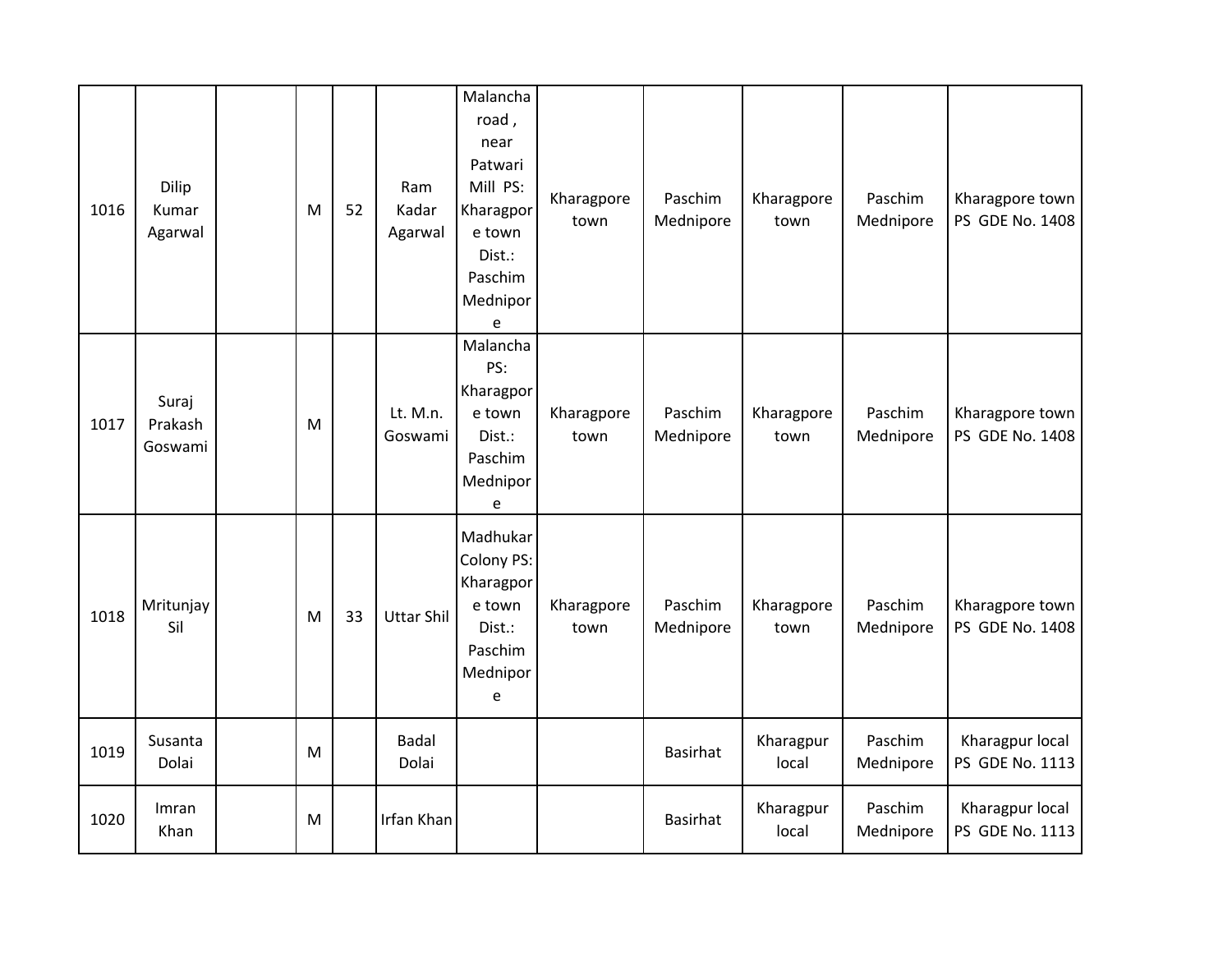| | | | | | | | | | | | |
|---|---|---|---|---|---|---|---|---|---|---|---|
| 1016 | Dilip Kumar Agarwal | | M | 52 | Ram Kadar Agarwal | Malancha road , near Patwari Mill PS: Kharagpore town Dist.: Paschim Mednipore | Kharagpore town | Paschim Mednipore | Kharagpore town | Paschim Mednipore | Kharagpore town PS GDE No. 1408 |
| 1017 | Suraj Prakash Goswami | | M | | Lt. M.n. Goswami | Malancha PS: Kharagpore town Dist.: Paschim Mednipore | Kharagpore town | Paschim Mednipore | Kharagpore town | Paschim Mednipore | Kharagpore town PS GDE No. 1408 |
| 1018 | Mritunjay Sil | | M | 33 | Uttar Shil | Madhukar Colony PS: Kharagpore town Dist.: Paschim Mednipore | Kharagpore town | Paschim Mednipore | Kharagpore town | Paschim Mednipore | Kharagpore town PS GDE No. 1408 |
| 1019 | Susanta Dolai | | M | | Badal Dolai | | | Basirhat | Kharagpur local | Paschim Mednipore | Kharagpur local PS GDE No. 1113 |
| 1020 | Imran Khan | | M | | Irfan Khan | | | Basirhat | Kharagpur local | Paschim Mednipore | Kharagpur local PS GDE No. 1113 |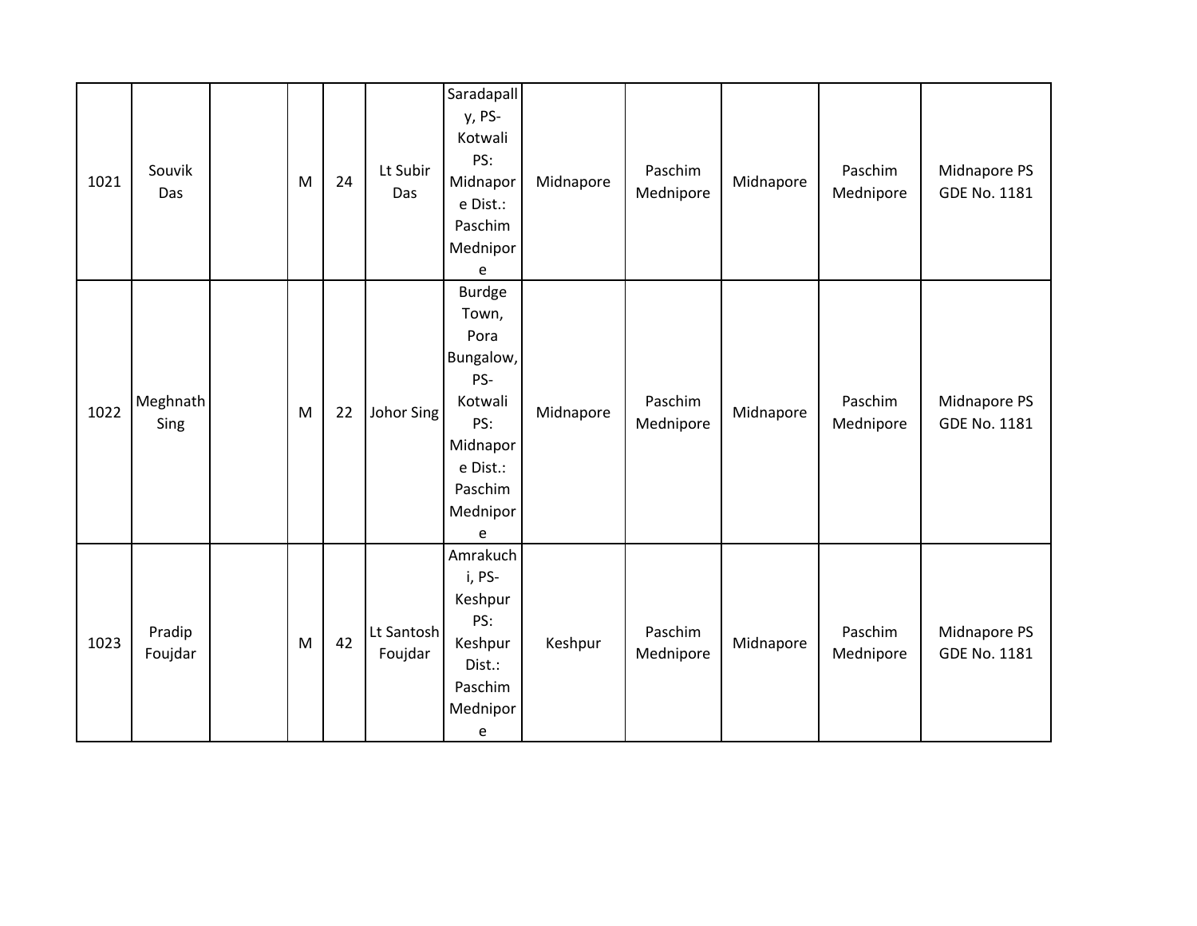| | | | | | | | | | | | |
|---|---|---|---|---|---|---|---|---|---|---|---|
| 1021 | Souvik Das | | M | 24 | Lt Subir Das | Saradapally, PS- Kotwali PS: Midnapore Dist.: Paschim Mednipore | Midnapore | Paschim Mednipore | Midnapore | Paschim Mednipore | Midnapore PS GDE No. 1181 |
| 1022 | Meghnath Sing | | M | 22 | Johor Sing | Burdge Town, Pora Bungalow, PS- Kotwali PS: Midnapore Dist.: Paschim Mednipore | Midnapore | Paschim Mednipore | Midnapore | Paschim Mednipore | Midnapore PS GDE No. 1181 |
| 1023 | Pradip Foujdar | | M | 42 | Lt Santosh Foujdar | Amrakuchi, PS- Keshpur PS: Keshpur Dist.: Paschim Mednipore | Keshpur | Paschim Mednipore | Midnapore | Paschim Mednipore | Midnapore PS GDE No. 1181 |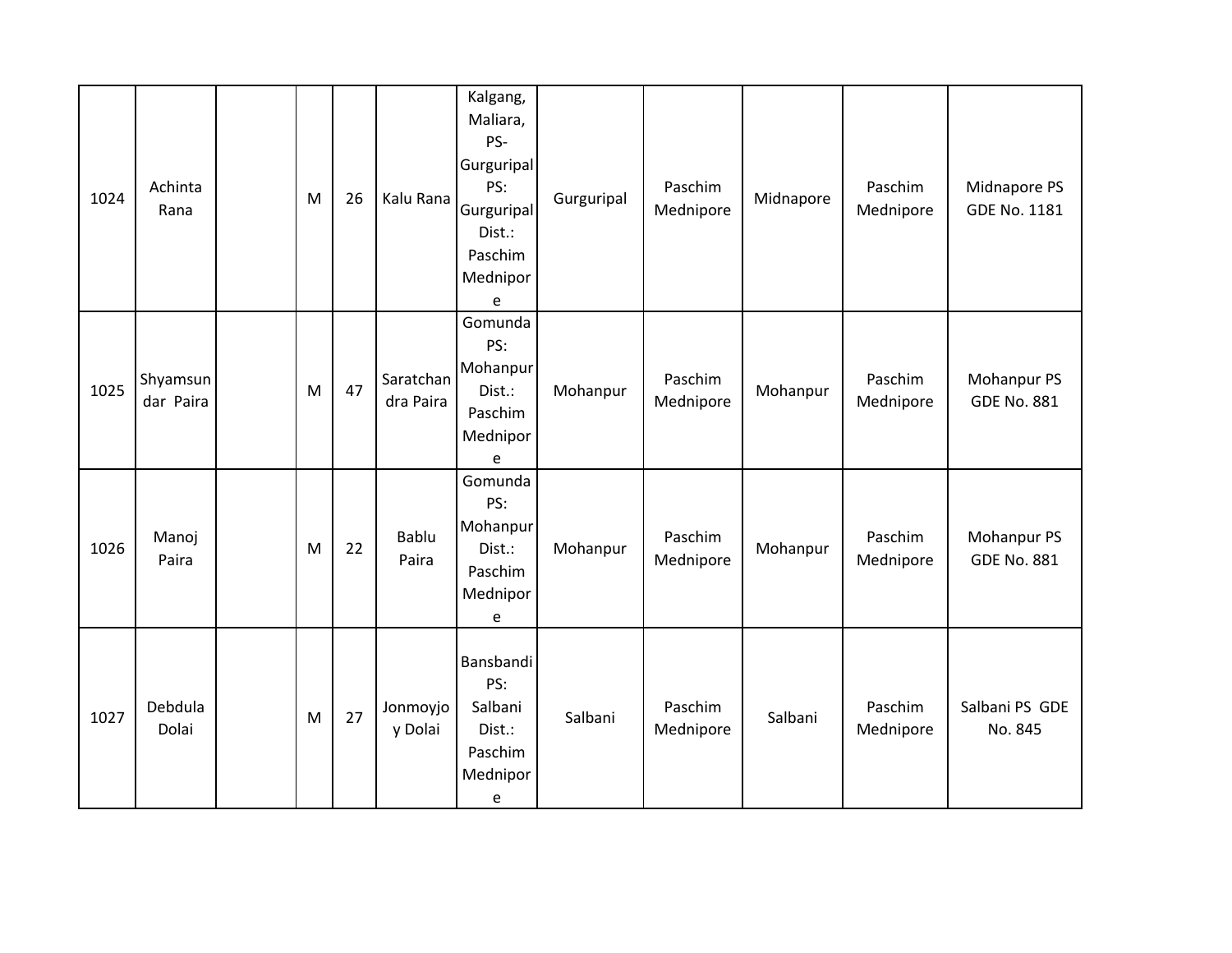| 1024 | Achinta Rana | | M | 26 | Kalu Rana | Kalgang, Maliara, PS-Gurguripal PS: Gurguripal Dist.: Paschim Mednipore | Gurguripal | Paschim Mednipore | Midnapore | Paschim Mednipore | Midnapore PS GDE No. 1181 |
|---|---|---|---|---|---|---|---|---|---|---|---|
| 1025 | Shyamsundar Paira | | M | 47 | Saratchandra Paira | Gomunda PS: Mohanpur Dist.: Paschim Mednipore | Mohanpur | Paschim Mednipore | Mohanpur | Paschim Mednipore | Mohanpur PS GDE No. 881 |
| 1026 | Manoj Paira | | M | 22 | Bablu Paira | Gomunda PS: Mohanpur Dist.: Paschim Mednipore | Mohanpur | Paschim Mednipore | Mohanpur | Paschim Mednipore | Mohanpur PS GDE No. 881 |
| 1027 | Debdula Dolai | | M | 27 | Jonmoyjoy Dolai | Bansbandi PS: Salbani Dist.: Paschim Mednipore | Salbani | Paschim Mednipore | Salbani | Paschim Mednipore | Salbani PS GDE No. 845 |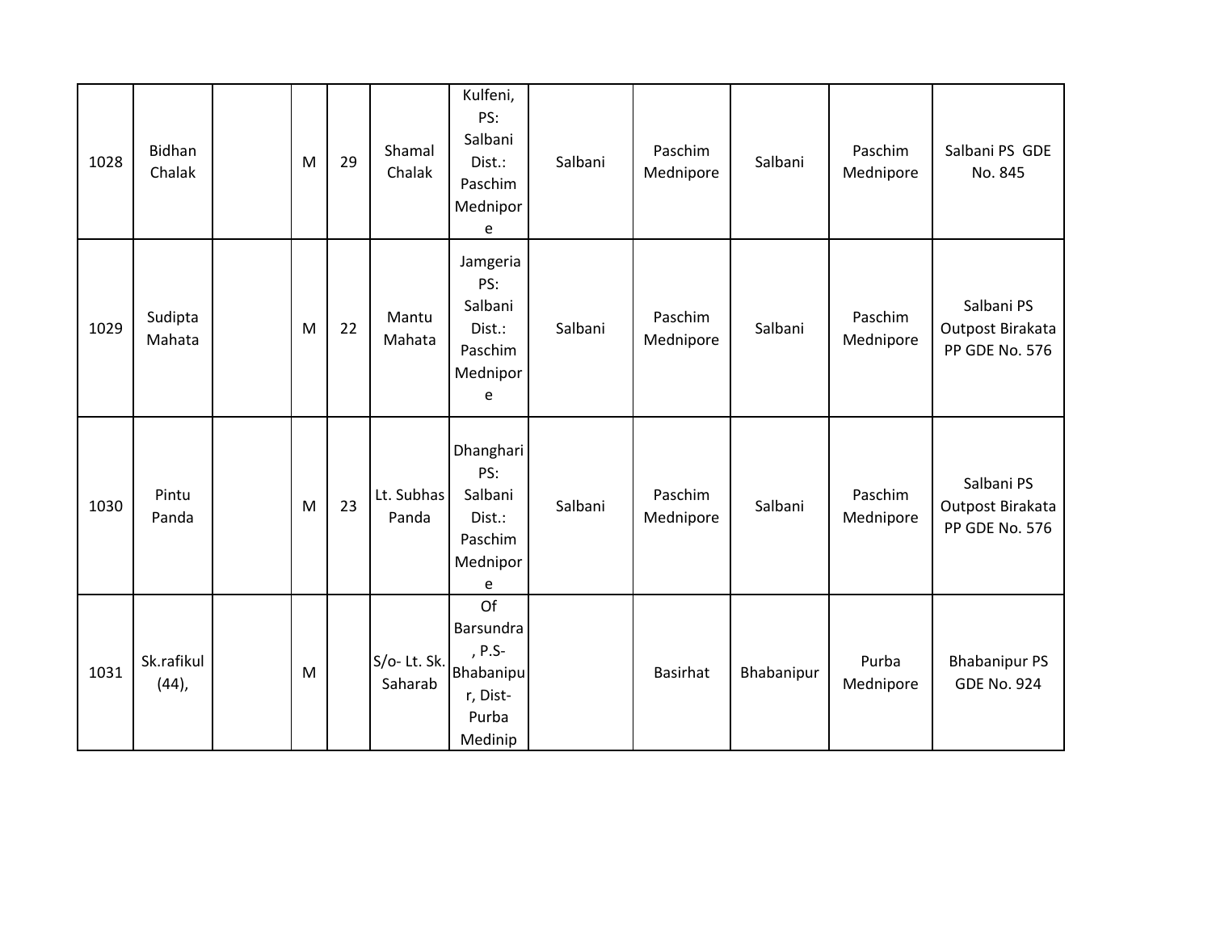| | | | | | | | | | | | |
|---|---|---|---|---|---|---|---|---|---|---|---|
| 1028 | Bidhan Chalak | | M | 29 | Shamal Chalak | Kulfeni, PS: Salbani Dist.: Paschim Mednipore | Salbani | Paschim Mednipore | Salbani | Paschim Mednipore | Salbani PS GDE No. 845 |
| 1029 | Sudipta Mahata | | M | 22 | Mantu Mahata | Jamgeria PS: Salbani Dist.: Paschim Mednipore | Salbani | Paschim Mednipore | Salbani | Paschim Mednipore | Salbani PS Outpost Birakata PP GDE No. 576 |
| 1030 | Pintu Panda | | M | 23 | Lt. Subhas Panda | Dhanghari PS: Salbani Dist.: Paschim Mednipore | Salbani | Paschim Mednipore | Salbani | Paschim Mednipore | Salbani PS Outpost Birakata PP GDE No. 576 |
| 1031 | Sk.rafikul (44), | | M | | S/o- Lt. Sk. Saharab | Of Barsundra, P.S- Bhabanipur, Dist- Purba Medinip | | Basirhat | Bhabanipur | Purba Mednipore | Bhabanipur PS GDE No. 924 |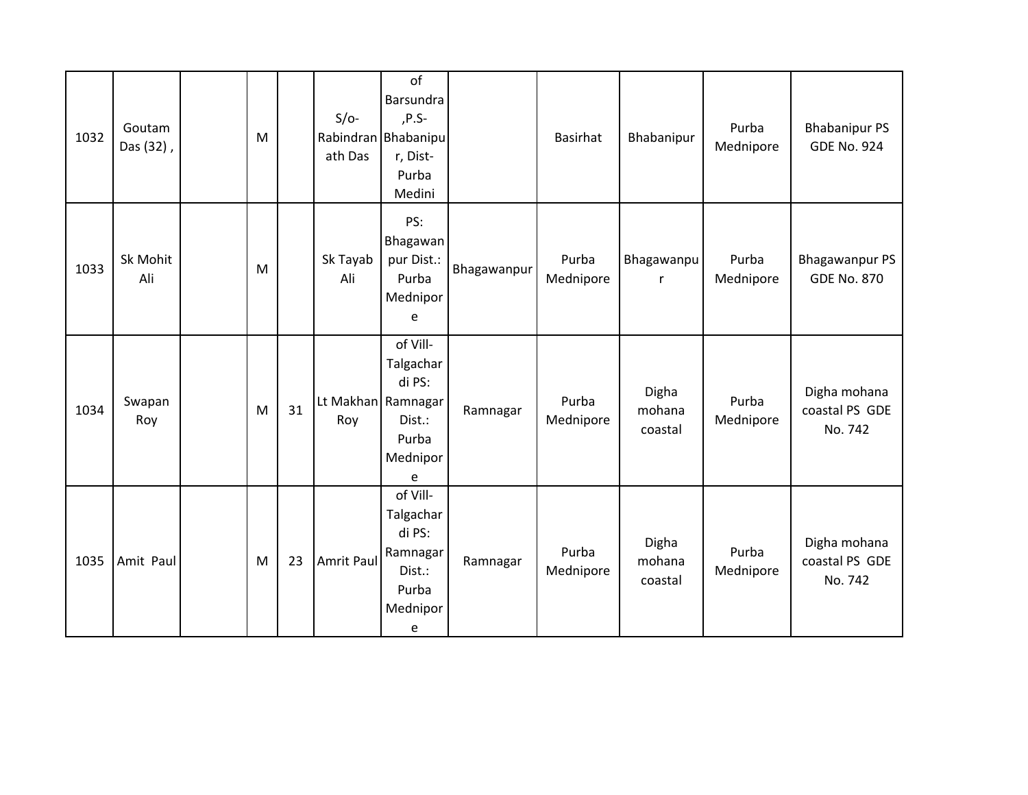| 1032 | Goutam Das (32) , | | M | | S/o- Rabindranath Das | of Barsundra ,P.S- Bhabanipur, Dist- Purba Medini | | Basirhat | Bhabanipur | Purba Mednipore | Bhabanipur PS GDE No. 924 |
|---|---|---|---|---|---|---|---|---|---|---|---|
| 1033 | Sk Mohit Ali | | M | | Sk Tayab Ali | PS: Bhagawanpur Dist.: Purba Mednipore | Bhagawanpur | Purba Mednipore | Bhagawanpur | Purba Mednipore | Bhagawanpur PS GDE No. 870 |
| 1034 | Swapan Roy | | M | 31 | Lt Makhan Roy | of Vill- Talgachardi PS: Ramnagar Dist.: Purba Mednipore | Ramnagar | Purba Mednipore | Digha mohana coastal | Purba Mednipore | Digha mohana coastal PS GDE No. 742 |
| 1035 | Amit Paul | | M | 23 | Amrit Paul | of Vill- Talgachardi PS: Ramnagar Dist.: Purba Mednipore | Ramnagar | Purba Mednipore | Digha mohana coastal | Purba Mednipore | Digha mohana coastal PS GDE No. 742 |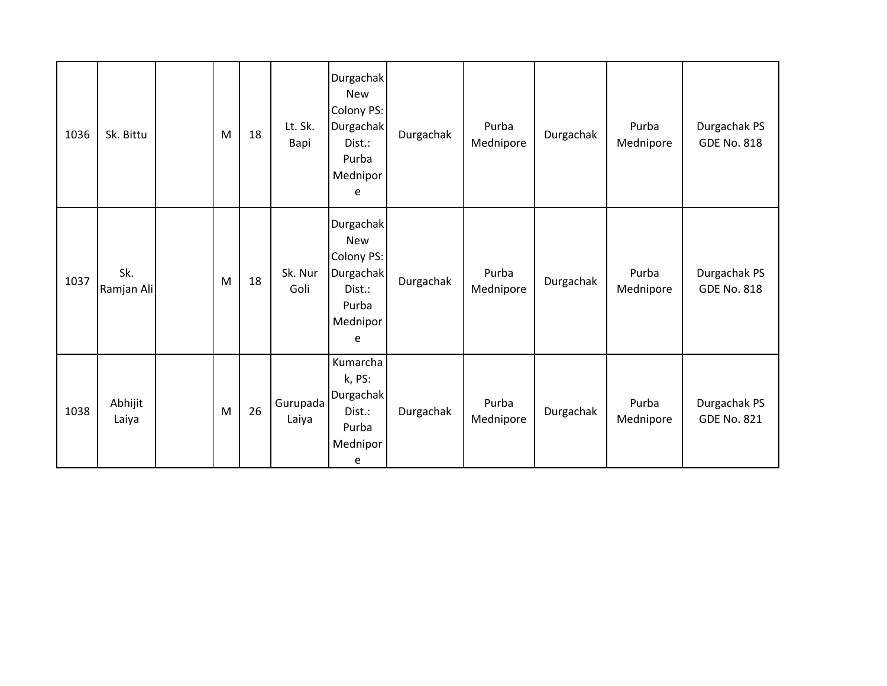| | | | | | | | | | | | |
|---|---|---|---|---|---|---|---|---|---|---|---|
| 1036 | Sk. Bittu | | M | 18 | Lt. Sk. Bapi | Durgachak New Colony PS: Durgachak Dist.: Purba Mednipore | Durgachak | Purba Mednipore | Durgachak | Purba Mednipore | Durgachak PS GDE No. 818 |
| 1037 | Sk. Ramjan Ali | | M | 18 | Sk. Nur Goli | Durgachak New Colony PS: Durgachak Dist.: Purba Mednipore | Durgachak | Purba Mednipore | Durgachak | Purba Mednipore | Durgachak PS GDE No. 818 |
| 1038 | Abhijit Laiya | | M | 26 | Gurupada Laiya | Kumarchak, PS: Durgachak Dist.: Purba Mednipore | Durgachak | Purba Mednipore | Durgachak | Purba Mednipore | Durgachak PS GDE No. 821 |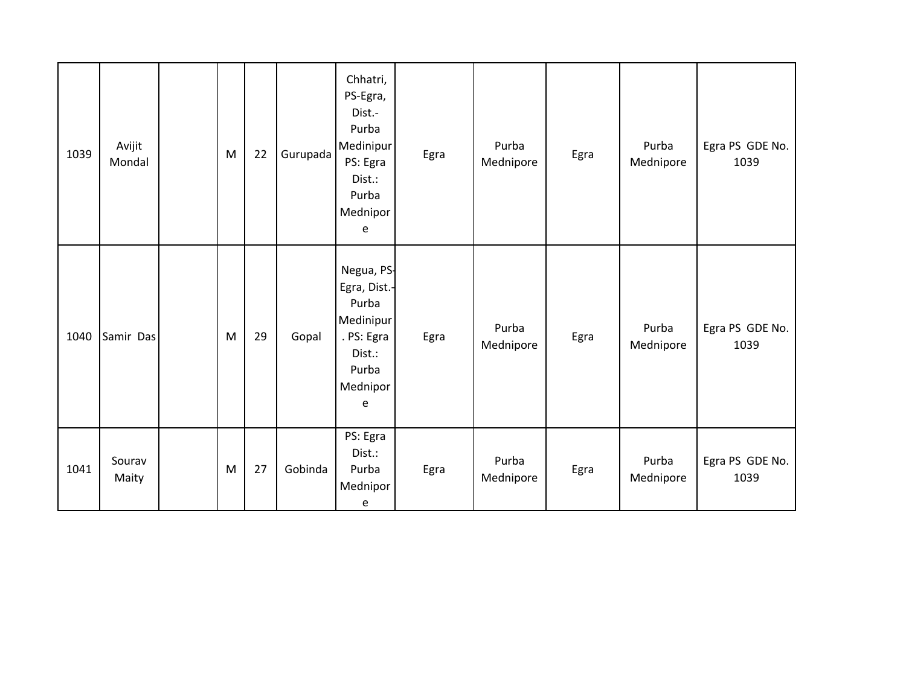| | | | | | | | | | | | |
|---|---|---|---|---|---|---|---|---|---|---|---|
| 1039 | Avijit Mondal | | M | 22 | Gurupada | Chhatri, PS-Egra, Dist.-Purba Medinipur PS: Egra Dist.: Purba Mednipore | Egra | Purba Mednipore | Egra | Purba Mednipore | Egra PS GDE No. 1039 |
| 1040 | Samir Das | | M | 29 | Gopal | Negua, PS-Egra, Dist.-Purba Medinipur. PS: Egra Dist.: Purba Mednipore | Egra | Purba Mednipore | Egra | Purba Mednipore | Egra PS GDE No. 1039 |
| 1041 | Sourav Maity | | M | 27 | Gobinda | PS: Egra Dist.: Purba Mednipore | Egra | Purba Mednipore | Egra | Purba Mednipore | Egra PS GDE No. 1039 |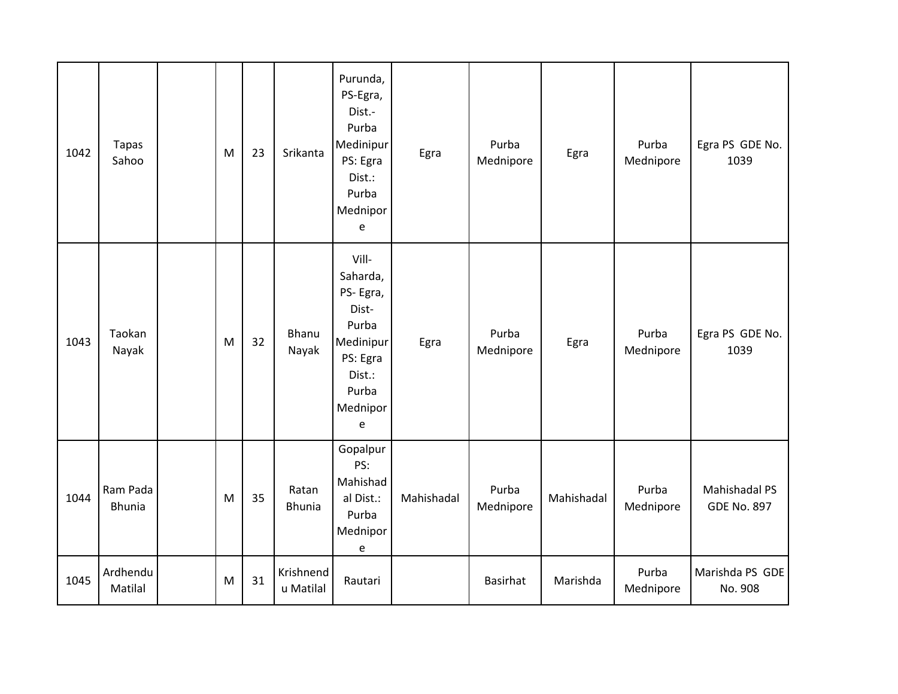| 1042 | Tapas Sahoo | | M | 23 | Srikanta | Purunda, PS-Egra, Dist.-Purba Medinipur PS: Egra Dist.: Purba Mednipore | Egra | Purba Mednipore | Egra | Purba Mednipore | Egra PS GDE No. 1039 |
|---|---|---|---|---|---|---|---|---|---|---|---|
| 1043 | Taokan Nayak | | M | 32 | Bhanu Nayak | Vill-Saharda, PS- Egra, Dist-Purba Medinipur PS: Egra Dist.: Purba Mednipore | Egra | Purba Mednipore | Egra | Purba Mednipore | Egra PS GDE No. 1039 |
| 1044 | Ram Pada Bhunia | | M | 35 | Ratan Bhunia | Gopalpur PS: Mahishadal Dist.: Purba Mednipore | Mahishadal | Purba Mednipore | Mahishadal | Purba Mednipore | Mahishadal PS GDE No. 897 |
| 1045 | Ardhendu Matilal | | M | 31 | Krishnendu Matilal | Rautari | | Basirhat | Marishda | Purba Mednipore | Marishda PS GDE No. 908 |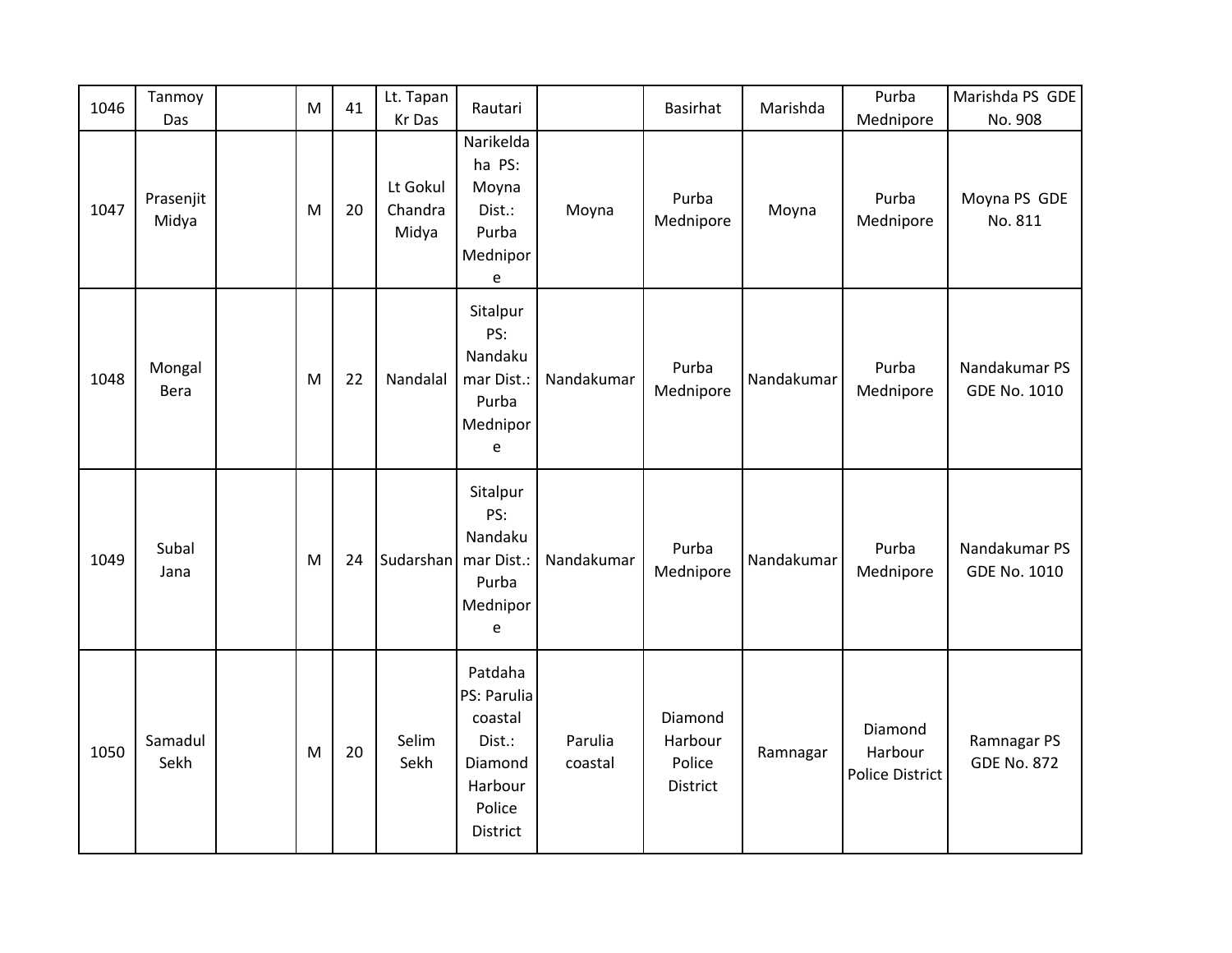| | | | | | | | | | | | |
|---|---|---|---|---|---|---|---|---|---|---|---|
| 1046 | Tanmoy Das | | M | 41 | Lt. Tapan Kr Das | Rautari | | Basirhat | Marishda | Purba Mednipore | Marishda PS GDE No. 908 |
| 1047 | Prasenjit Midya | | M | 20 | Lt Gokul Chandra Midya | Narikeldaha PS: Moyna Dist.: Purba Mednipore | Moyna | Purba Mednipore | Moyna | Purba Mednipore | Moyna PS GDE No. 811 |
| 1048 | Mongal Bera | | M | 22 | Nandalal | Sitalpur PS: Nandakumar Dist.: Purba Mednipore | Nandakumar | Purba Mednipore | Nandakumar | Purba Mednipore | Nandakumar PS GDE No. 1010 |
| 1049 | Subal Jana | | M | 24 | Sudarshan | Sitalpur PS: Nandakumar Dist.: Purba Mednipore | Nandakumar | Purba Mednipore | Nandakumar | Purba Mednipore | Nandakumar PS GDE No. 1010 |
| 1050 | Samadul Sekh | | M | 20 | Selim Sekh | Patdaha PS: Parulia coastal Dist.: Diamond Harbour Police District | Parulia coastal | Diamond Harbour Police District | Ramnagar | Diamond Harbour Police District | Ramnagar PS GDE No. 872 |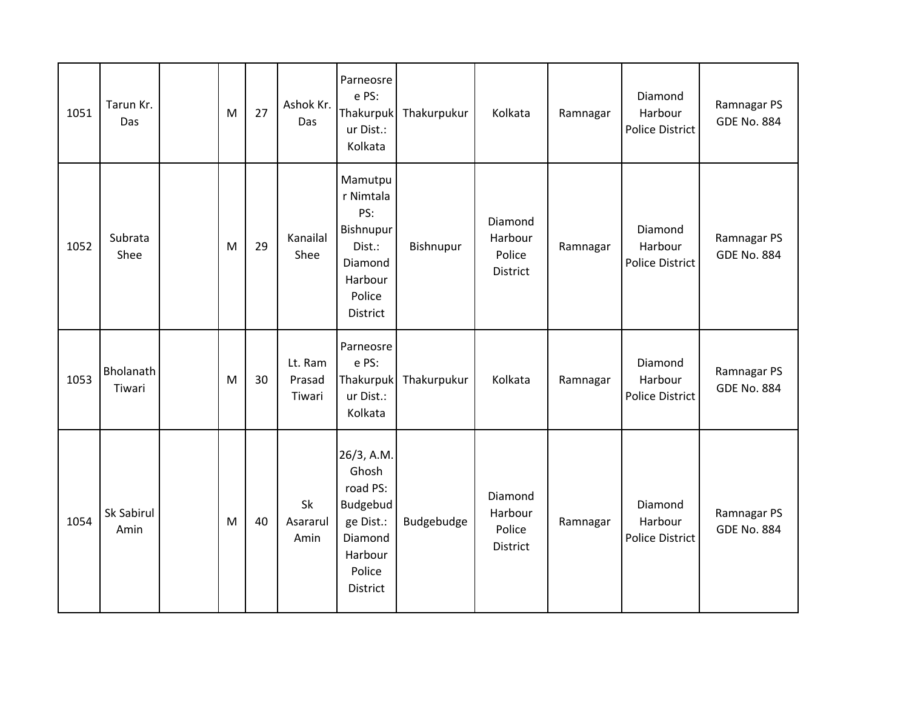| | | | | | | | | | | | |
|---|---|---|---|---|---|---|---|---|---|---|---|
| 1051 | Tarun Kr. Das | | M | 27 | Ashok Kr. Das | Parneosree PS: Thakurpukur Dist.: Kolkata | Thakurpukur | Kolkata | Ramnagar | Diamond Harbour Police District | Ramnagar PS GDE No. 884 |
| 1052 | Subrata Shee | | M | 29 | Kanailal Shee | Mamutpur Nimtala PS: Bishnupur Dist.: Diamond Harbour Police District | Bishnupur | Diamond Harbour Police District | Ramnagar | Diamond Harbour Police District | Ramnagar PS GDE No. 884 |
| 1053 | Bholanath Tiwari | | M | 30 | Lt. Ram Prasad Tiwari | Parneosree PS: Thakurpukur Dist.: Kolkata | Thakurpukur | Kolkata | Ramnagar | Diamond Harbour Police District | Ramnagar PS GDE No. 884 |
| 1054 | Sk Sabirul Amin | | M | 40 | Sk Asararul Amin | 26/3, A.M. Ghosh road PS: Budgebudge Dist.: Diamond Harbour Police District | Budgebudge | Diamond Harbour Police District | Ramnagar | Diamond Harbour Police District | Ramnagar PS GDE No. 884 |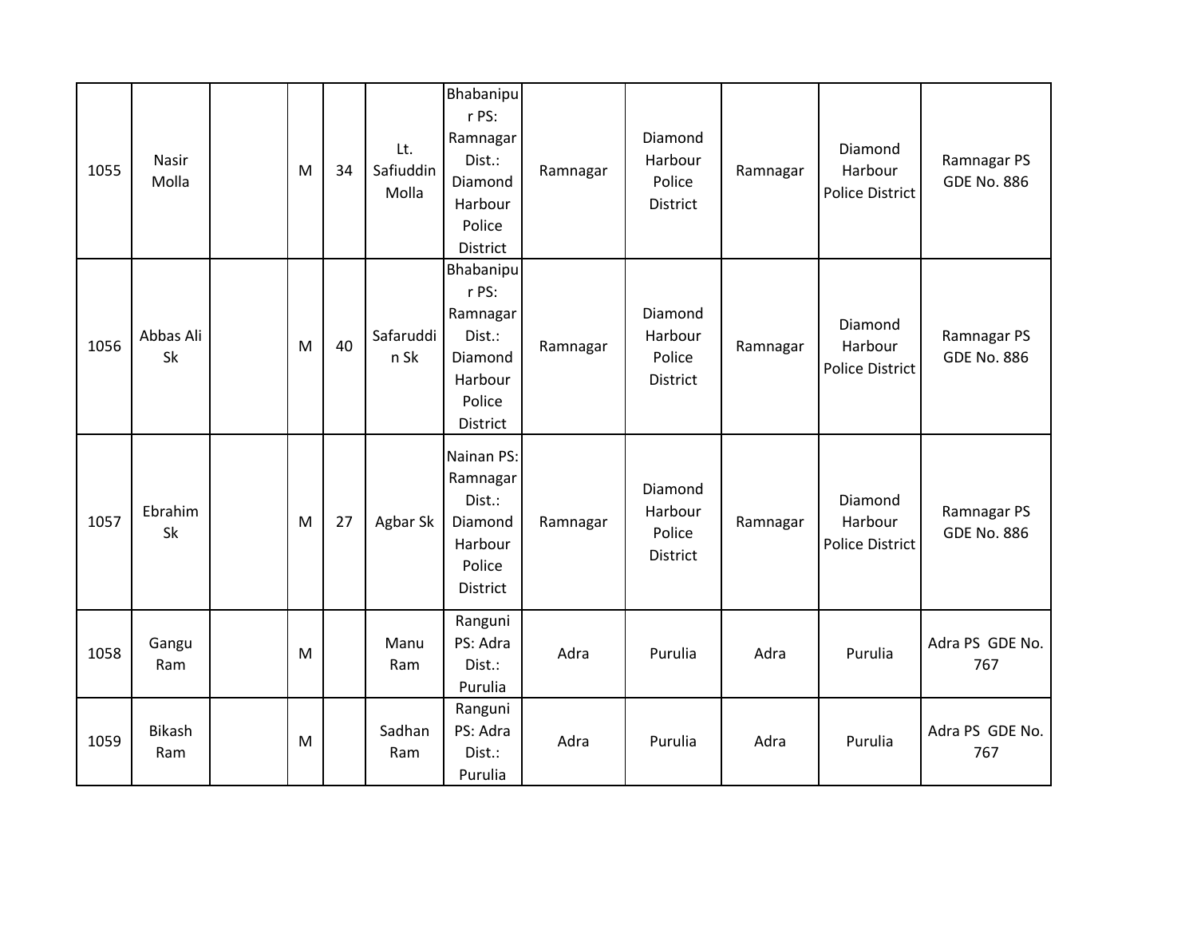| 1055 | Nasir Molla | | M | 34 | Lt. Safiuddin Molla | Bhabanipur PS: Ramnagar Dist.: Diamond Harbour Police District | Ramnagar | Diamond Harbour Police District | Ramnagar | Diamond Harbour Police District | Ramnagar PS GDE No. 886 |
|---|---|---|---|---|---|---|---|---|---|---|---|
| 1056 | Abbas Ali Sk | | M | 40 | Safaruddin Sk | Bhabanipur PS: Ramnagar Dist.: Diamond Harbour Police District | Ramnagar | Diamond Harbour Police District | Ramnagar | Diamond Harbour Police District | Ramnagar PS GDE No. 886 |
| 1057 | Ebrahim Sk | | M | 27 | Agbar Sk | Nainan PS: Ramnagar Dist.: Diamond Harbour Police District | Ramnagar | Diamond Harbour Police District | Ramnagar | Diamond Harbour Police District | Ramnagar PS GDE No. 886 |
| 1058 | Gangu Ram | | M | | Manu Ram | Ranguni PS: Adra Dist.: Purulia | Adra | Purulia | Adra | Purulia | Adra PS GDE No. 767 |
| 1059 | Bikash Ram | | M | | Sadhan Ram | Ranguni PS: Adra Dist.: Purulia | Adra | Purulia | Adra | Purulia | Adra PS GDE No. 767 |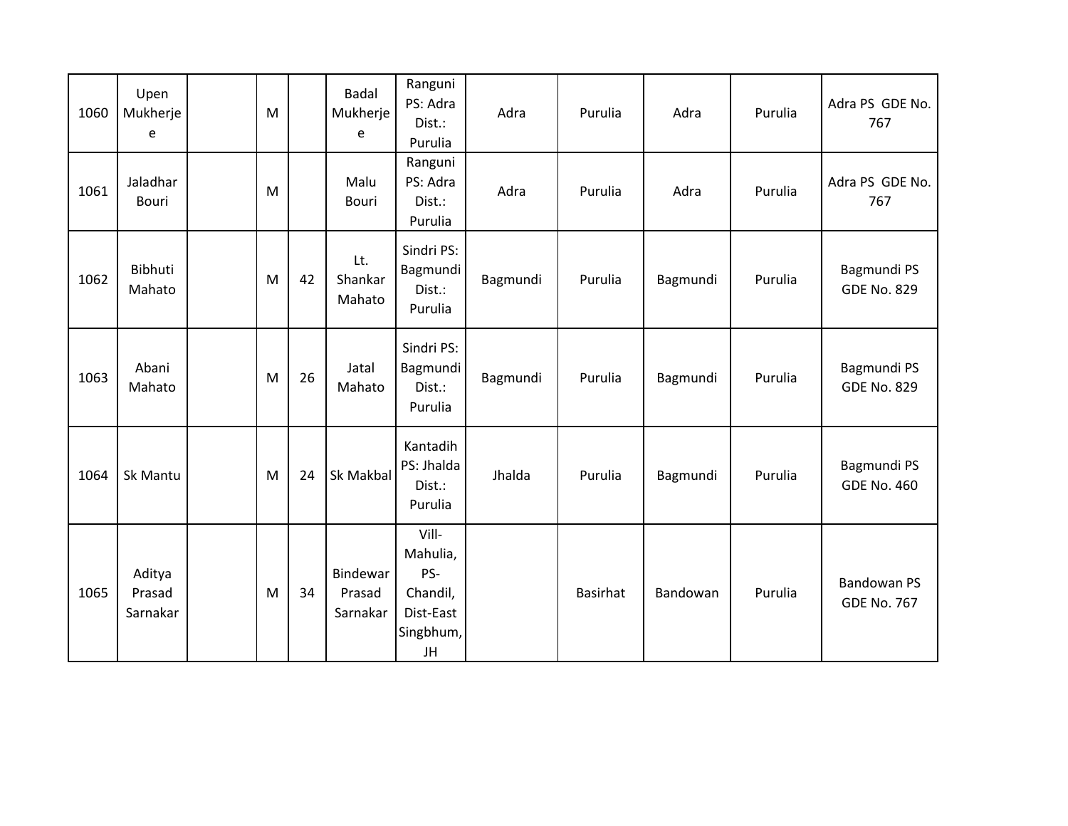| | | | | | | | | | | | |
|---|---|---|---|---|---|---|---|---|---|---|---|
| 1060 | Upen Mukherjee | | M | | Badal Mukherjee | Ranguni PS: Adra Dist.: Purulia | Adra | Purulia | Adra | Purulia | Adra PS GDE No. 767 |
| 1061 | Jaladhar Bouri | | M | | Malu Bouri | Ranguni PS: Adra Dist.: Purulia | Adra | Purulia | Adra | Purulia | Adra PS GDE No. 767 |
| 1062 | Bibhuti Mahato | | M | 42 | Lt. Shankar Mahato | Sindri PS: Bagmundi Dist.: Purulia | Bagmundi | Purulia | Bagmundi | Purulia | Bagmundi PS GDE No. 829 |
| 1063 | Abani Mahato | | M | 26 | Jatal Mahato | Sindri PS: Bagmundi Dist.: Purulia | Bagmundi | Purulia | Bagmundi | Purulia | Bagmundi PS GDE No. 829 |
| 1064 | Sk Mantu | | M | 24 | Sk Makbal | Kantadih PS: Jhalda Dist.: Purulia | Jhalda | Purulia | Bagmundi | Purulia | Bagmundi PS GDE No. 460 |
| 1065 | Aditya Prasad Sarnakar | | M | 34 | Bindewar Prasad Sarnakar | Vill-Mahulia, PS-Chandil, Dist-East Singbhum, JH | | Basirhat | Bandowan | Purulia | Bandowan PS GDE No. 767 |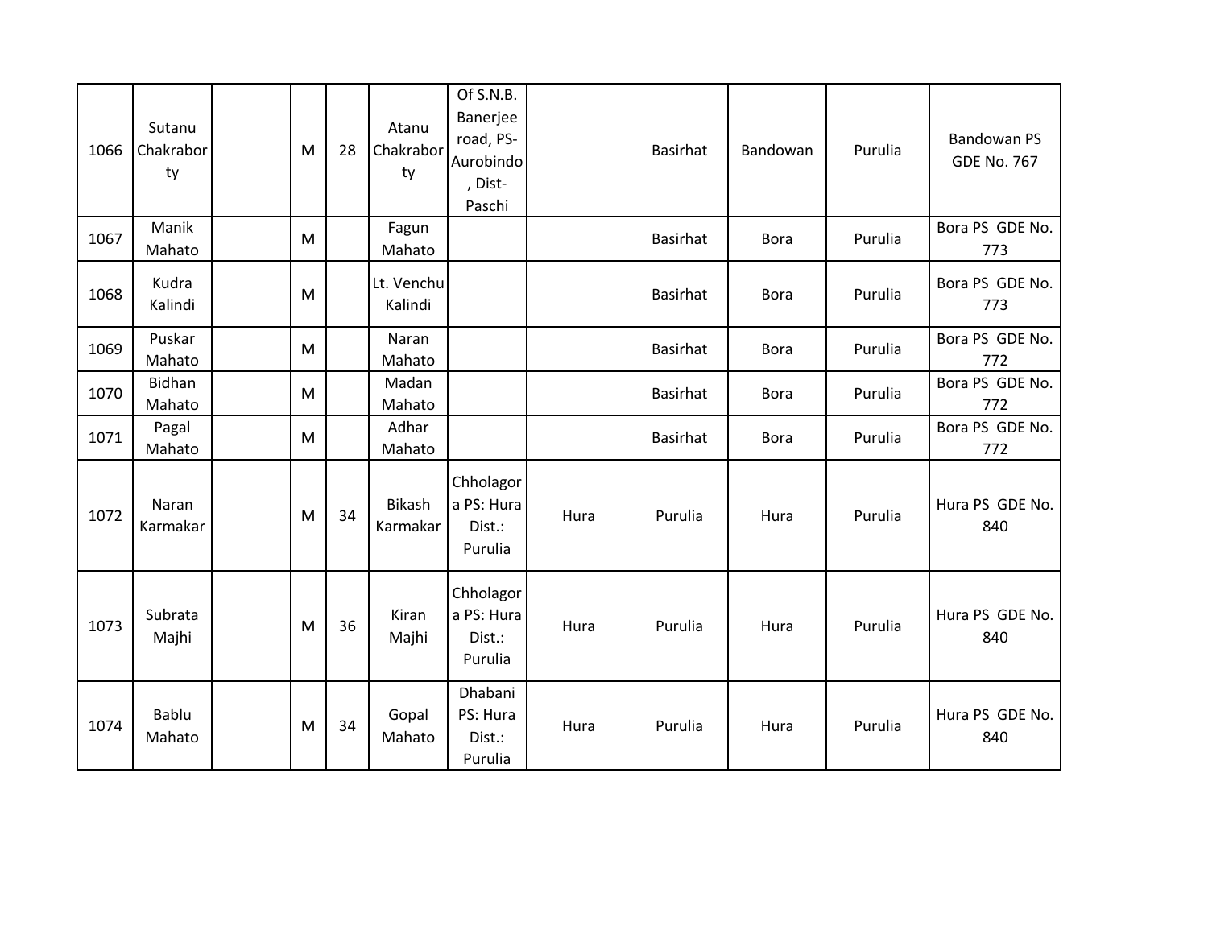| | | | | | | | | | | | |
|---|---|---|---|---|---|---|---|---|---|---|---|
| 1066 | Sutanu Chakraborty | | M | 28 | Atanu Chakraborty | Of S.N.B. Banerjee road, PS-Aurobindo, Dist-Paschi | | Basirhat | Bandowan | Purulia | Bandowan PS GDE No. 767 |
| 1067 | Manik Mahato | | M | | Fagun Mahato | | | Basirhat | Bora | Purulia | Bora PS GDE No. 773 |
| 1068 | Kudra Kalindi | | M | | Lt. Venchu Kalindi | | | Basirhat | Bora | Purulia | Bora PS GDE No. 773 |
| 1069 | Puskar Mahato | | M | | Naran Mahato | | | Basirhat | Bora | Purulia | Bora PS GDE No. 772 |
| 1070 | Bidhan Mahato | | M | | Madan Mahato | | | Basirhat | Bora | Purulia | Bora PS GDE No. 772 |
| 1071 | Pagal Mahato | | M | | Adhar Mahato | | | Basirhat | Bora | Purulia | Bora PS GDE No. 772 |
| 1072 | Naran Karmakar | | M | 34 | Bikash Karmakar | Chholagora PS: Hura Dist.: Purulia | Hura | Purulia | Hura | Purulia | Hura PS GDE No. 840 |
| 1073 | Subrata Majhi | | M | 36 | Kiran Majhi | Chholagora PS: Hura Dist.: Purulia | Hura | Purulia | Hura | Purulia | Hura PS GDE No. 840 |
| 1074 | Bablu Mahato | | M | 34 | Gopal Mahato | Dhabani PS: Hura Dist.: Purulia | Hura | Purulia | Hura | Purulia | Hura PS GDE No. 840 |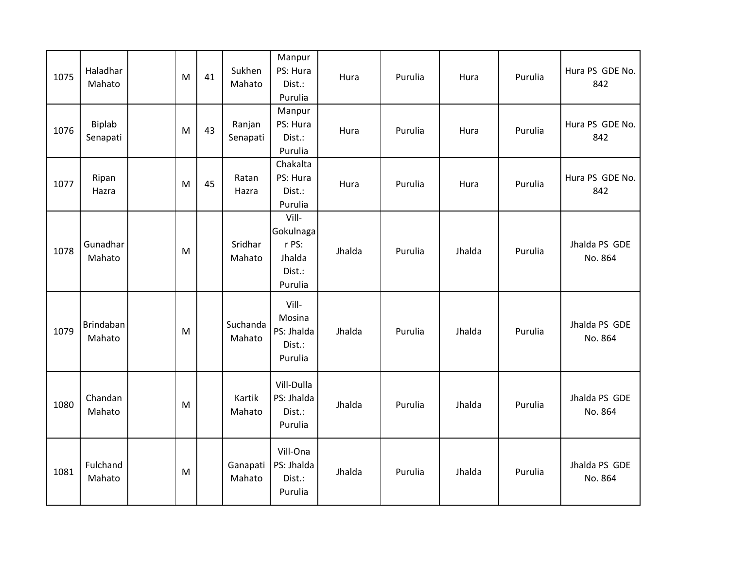| 1075 | Haladhar Mahato | | M | 41 | Sukhen Mahato | Manpur PS: Hura Dist.: Purulia | Hura | Purulia | Hura | Purulia | Hura PS GDE No. 842 |
|---|---|---|---|---|---|---|---|---|---|---|---|
| 1076 | Biplab Senapati | | M | 43 | Ranjan Senapati | Manpur PS: Hura Dist.: Purulia | Hura | Purulia | Hura | Purulia | Hura PS GDE No. 842 |
| 1077 | Ripan Hazra | | M | 45 | Ratan Hazra | Chakalta PS: Hura Dist.: Purulia | Hura | Purulia | Hura | Purulia | Hura PS GDE No. 842 |
| 1078 | Gunadhar Mahato | | M | | Sridhar Mahato | Vill-Gokulnagar PS: Jhalda Dist.: Purulia | Jhalda | Purulia | Jhalda | Purulia | Jhalda PS GDE No. 864 |
| 1079 | Brindaban Mahato | | M | | Suchanda Mahato | Vill-Mosina PS: Jhalda Dist.: Purulia | Jhalda | Purulia | Jhalda | Purulia | Jhalda PS GDE No. 864 |
| 1080 | Chandan Mahato | | M | | Kartik Mahato | Vill-Dulla PS: Jhalda Dist.: Purulia | Jhalda | Purulia | Jhalda | Purulia | Jhalda PS GDE No. 864 |
| 1081 | Fulchand Mahato | | M | | Ganapati Mahato | Vill-Ona PS: Jhalda Dist.: Purulia | Jhalda | Purulia | Jhalda | Purulia | Jhalda PS GDE No. 864 |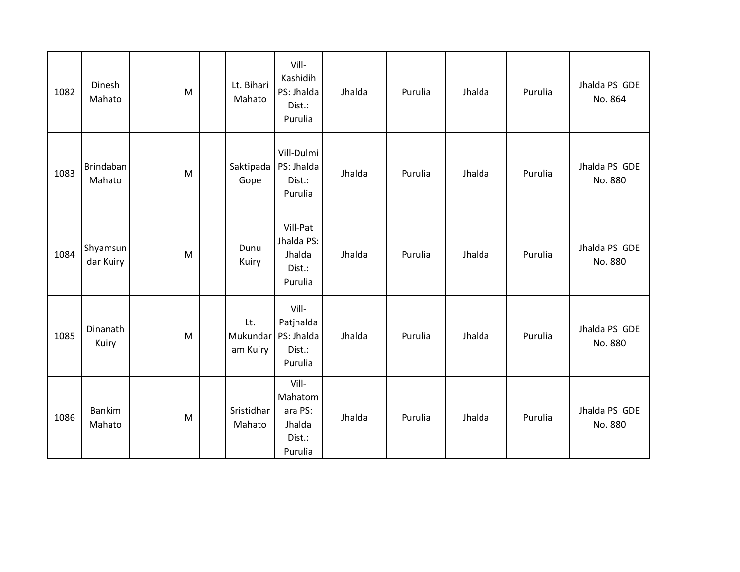| | | | | | | | | | | | |
|---|---|---|---|---|---|---|---|---|---|---|---|
| 1082 | Dinesh Mahato | | M | | Lt. Bihari Mahato | Vill-Kashidih PS: Jhalda Dist.: Purulia | Jhalda | Purulia | Jhalda | Purulia | Jhalda PS GDE No. 864 |
| 1083 | Brindaban Mahato | | M | | Saktipada Gope | Vill-Dulmi PS: Jhalda Dist.: Purulia | Jhalda | Purulia | Jhalda | Purulia | Jhalda PS GDE No. 880 |
| 1084 | Shyamsundar Kuiry | | M | | Dunu Kuiry | Vill-Pat Jhalda PS: Jhalda Dist.: Purulia | Jhalda | Purulia | Jhalda | Purulia | Jhalda PS GDE No. 880 |
| 1085 | Dinanath Kuiry | | M | | Lt. Mukundaram Kuiry | Vill-Patjhalda PS: Jhalda Dist.: Purulia | Jhalda | Purulia | Jhalda | Purulia | Jhalda PS GDE No. 880 |
| 1086 | Bankim Mahato | | M | | Sristidhar Mahato | Vill-Mahatomara PS: Jhalda Dist.: Purulia | Jhalda | Purulia | Jhalda | Purulia | Jhalda PS GDE No. 880 |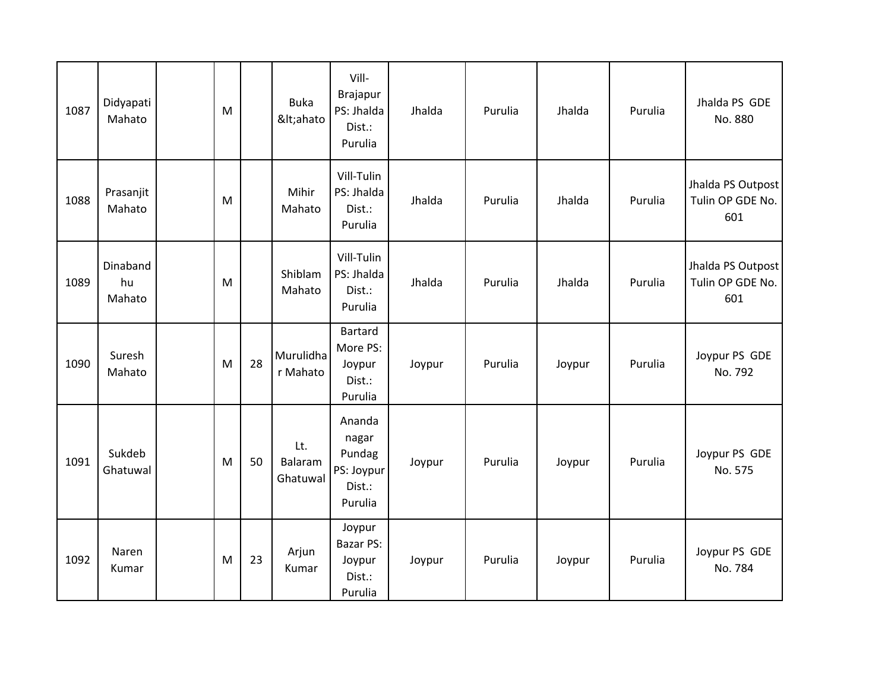| 1087 | Didyapati Mahato | | M | | Buka &lt;ahato | Vill-Brajapur PS: Jhalda Dist.: Purulia | Jhalda | Purulia | Jhalda | Purulia | Jhalda PS GDE No. 880 |
|---|---|---|---|---|---|---|---|---|---|---|---|
| 1088 | Prasanjit Mahato | | M | | Mihir Mahato | Vill-Tulin PS: Jhalda Dist.: Purulia | Jhalda | Purulia | Jhalda | Purulia | Jhalda PS Outpost Tulin OP GDE No. 601 |
| 1089 | Dinabandhu Mahato | | M | | Shiblam Mahato | Vill-Tulin PS: Jhalda Dist.: Purulia | Jhalda | Purulia | Jhalda | Purulia | Jhalda PS Outpost Tulin OP GDE No. 601 |
| 1090 | Suresh Mahato | | M | 28 | Murulidhar Mahato | Bartard More PS: Joypur Dist.: Purulia | Joypur | Purulia | Joypur | Purulia | Joypur PS GDE No. 792 |
| 1091 | Sukdeb Ghatuwal | | M | 50 | Lt. Balaram Ghatuwal | Ananda nagar Pundag PS: Joypur Dist.: Purulia | Joypur | Purulia | Joypur | Purulia | Joypur PS GDE No. 575 |
| 1092 | Naren Kumar | | M | 23 | Arjun Kumar | Joypur Bazar PS: Joypur Dist.: Purulia | Joypur | Purulia | Joypur | Purulia | Joypur PS GDE No. 784 |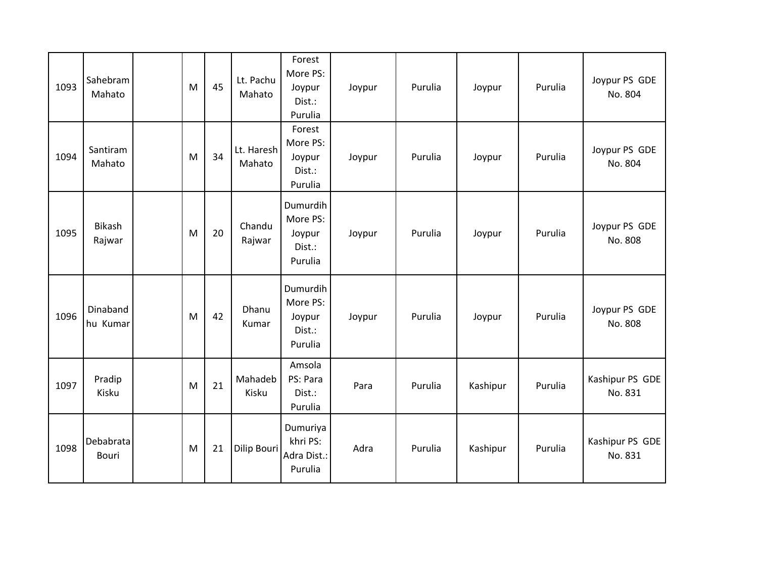| | | | | | | | | | | | |
|---|---|---|---|---|---|---|---|---|---|---|---|
| 1093 | Sahebram Mahato | | M | 45 | Lt. Pachu Mahato | Forest More PS: Joypur Dist.: Purulia | Joypur | Purulia | Joypur | Purulia | Joypur PS GDE No. 804 |
| 1094 | Santiram Mahato | | M | 34 | Lt. Haresh Mahato | Forest More PS: Joypur Dist.: Purulia | Joypur | Purulia | Joypur | Purulia | Joypur PS GDE No. 804 |
| 1095 | Bikash Rajwar | | M | 20 | Chandu Rajwar | Dumurdih More PS: Joypur Dist.: Purulia | Joypur | Purulia | Joypur | Purulia | Joypur PS GDE No. 808 |
| 1096 | Dinabandhu Kumar | | M | 42 | Dhanu Kumar | Dumurdih More PS: Joypur Dist.: Purulia | Joypur | Purulia | Joypur | Purulia | Joypur PS GDE No. 808 |
| 1097 | Pradip Kisku | | M | 21 | Mahadeb Kisku | Amsola PS: Para Dist.: Purulia | Para | Purulia | Kashipur | Purulia | Kashipur PS GDE No. 831 |
| 1098 | Debabrata Bouri | | M | 21 | Dilip Bouri | Dumuriyakhri PS: Adra Dist.: Purulia | Adra | Purulia | Kashipur | Purulia | Kashipur PS GDE No. 831 |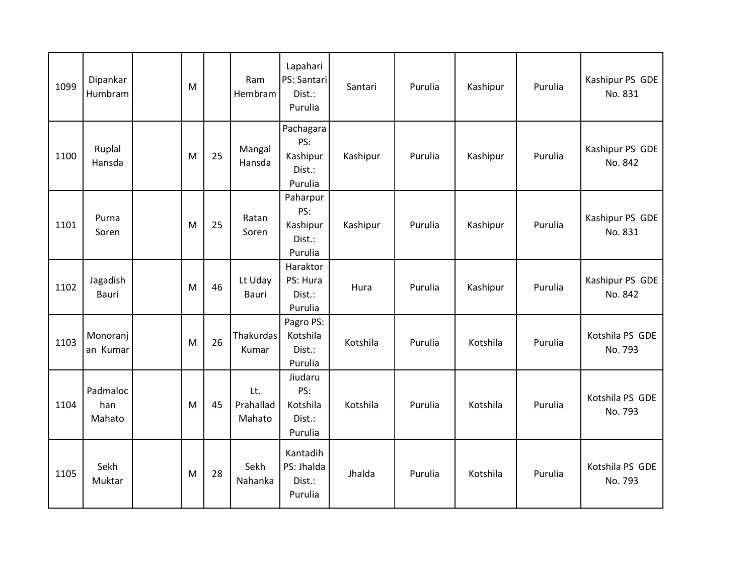| | | | | | | | | | | | |
|---|---|---|---|---|---|---|---|---|---|---|---|
| 1099 | Dipankar Humbram | | M | | Ram Hembram | Lapahari PS: Santari Dist.: Purulia | Santari | Purulia | Kashipur | Purulia | Kashipur PS GDE No. 831 |
| 1100 | Ruplal Hansda | | M | 25 | Mangal Hansda | Pachagara PS: Kashipur Dist.: Purulia | Kashipur | Purulia | Kashipur | Purulia | Kashipur PS GDE No. 842 |
| 1101 | Purna Soren | | M | 25 | Ratan Soren | Paharpur PS: Kashipur Dist.: Purulia | Kashipur | Purulia | Kashipur | Purulia | Kashipur PS GDE No. 831 |
| 1102 | Jagadish Bauri | | M | 46 | Lt Uday Bauri | Haraktor PS: Hura Dist.: Purulia | Hura | Purulia | Kashipur | Purulia | Kashipur PS GDE No. 842 |
| 1103 | Monoranjan Kumar | | M | 26 | Thakurdas Kumar | Pagro PS: Kotshila Dist.: Purulia | Kotshila | Purulia | Kotshila | Purulia | Kotshila PS GDE No. 793 |
| 1104 | Padmalochan Mahato | | M | 45 | Lt. Prahallad Mahato | Jiudaru PS: Kotshila Dist.: Purulia | Kotshila | Purulia | Kotshila | Purulia | Kotshila PS GDE No. 793 |
| 1105 | Sekh Muktar | | M | 28 | Sekh Nahanka | Kantadih PS: Jhalda Dist.: Purulia | Jhalda | Purulia | Kotshila | Purulia | Kotshila PS GDE No. 793 |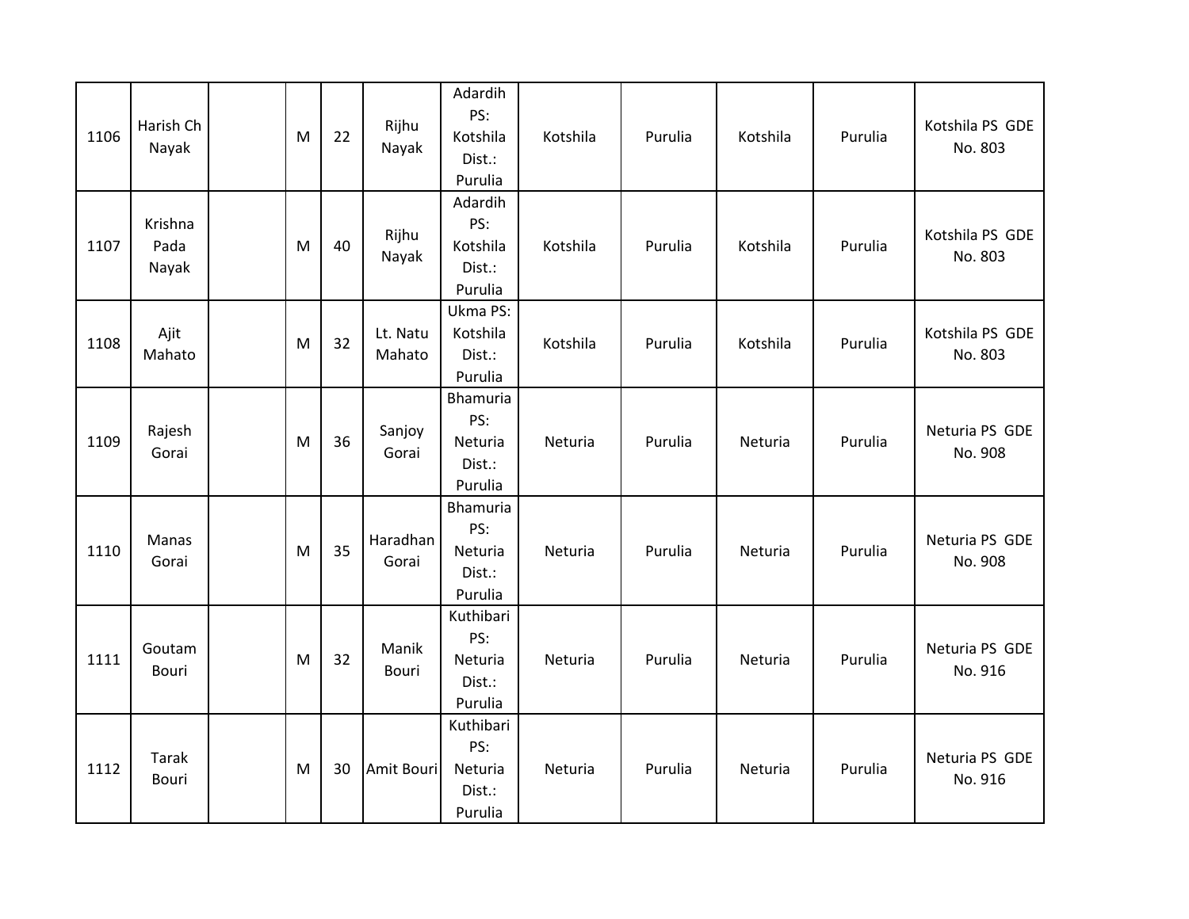| 1106 | Harish Ch Nayak | | M | 22 | Rijhu Nayak | Adardih PS: Kotshila Dist.: Purulia | Kotshila | Purulia | Kotshila | Purulia | Kotshila PS GDE No. 803 |
|---|---|---|---|---|---|---|---|---|---|---|---|
| 1107 | Krishna Pada Nayak | | M | 40 | Rijhu Nayak | Adardih PS: Kotshila Dist.: Purulia | Kotshila | Purulia | Kotshila | Purulia | Kotshila PS GDE No. 803 |
| 1108 | Ajit Mahato | | M | 32 | Lt. Natu Mahato | Ukma PS: Kotshila Dist.: Purulia | Kotshila | Purulia | Kotshila | Purulia | Kotshila PS GDE No. 803 |
| 1109 | Rajesh Gorai | | M | 36 | Sanjoy Gorai | Bhamuria PS: Neturia Dist.: Purulia | Neturia | Purulia | Neturia | Purulia | Neturia PS GDE No. 908 |
| 1110 | Manas Gorai | | M | 35 | Haradhan Gorai | Bhamuria PS: Neturia Dist.: Purulia | Neturia | Purulia | Neturia | Purulia | Neturia PS GDE No. 908 |
| 1111 | Goutam Bouri | | M | 32 | Manik Bouri | Kuthibari PS: Neturia Dist.: Purulia | Neturia | Purulia | Neturia | Purulia | Neturia PS GDE No. 916 |
| 1112 | Tarak Bouri | | M | 30 | Amit Bouri | Kuthibari PS: Neturia Dist.: Purulia | Neturia | Purulia | Neturia | Purulia | Neturia PS GDE No. 916 |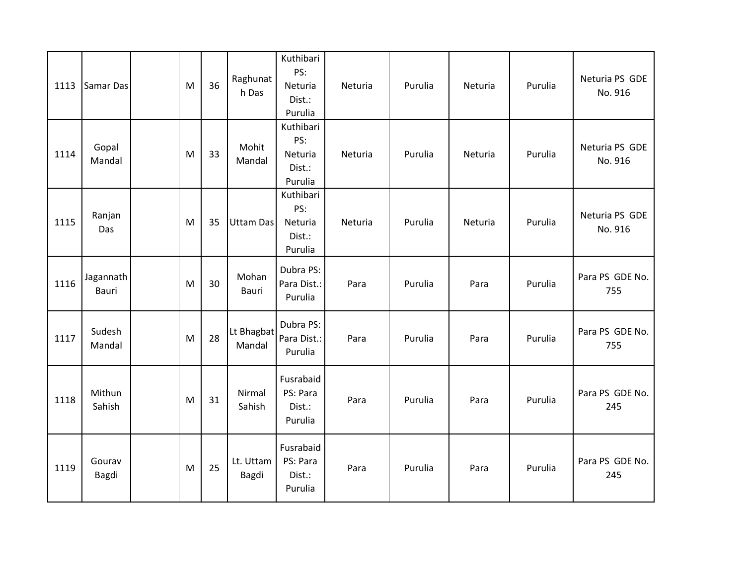| 1113 | Samar Das | | M | 36 | Raghunath Das | Kuthibari PS: Neturia Dist.: Purulia | Neturia | Purulia | Neturia | Purulia | Neturia PS GDE No. 916 |
|---|---|---|---|---|---|---|---|---|---|---|---|
| 1114 | Gopal Mandal | | M | 33 | Mohit Mandal | Kuthibari PS: Neturia Dist.: Purulia | Neturia | Purulia | Neturia | Purulia | Neturia PS GDE No. 916 |
| 1115 | Ranjan Das | | M | 35 | Uttam Das | Kuthibari PS: Neturia Dist.: Purulia | Neturia | Purulia | Neturia | Purulia | Neturia PS GDE No. 916 |
| 1116 | Jagannath Bauri | | M | 30 | Mohan Bauri | Dubra PS: Para Dist.: Purulia | Para | Purulia | Para | Purulia | Para PS GDE No. 755 |
| 1117 | Sudesh Mandal | | M | 28 | Lt Bhagbat Mandal | Dubra PS: Para Dist.: Purulia | Para | Purulia | Para | Purulia | Para PS GDE No. 755 |
| 1118 | Mithun Sahish | | M | 31 | Nirmal Sahish | Fusrabaid PS: Para Dist.: Purulia | Para | Purulia | Para | Purulia | Para PS GDE No. 245 |
| 1119 | Gourav Bagdi | | M | 25 | Lt. Uttam Bagdi | Fusrabaid PS: Para Dist.: Purulia | Para | Purulia | Para | Purulia | Para PS GDE No. 245 |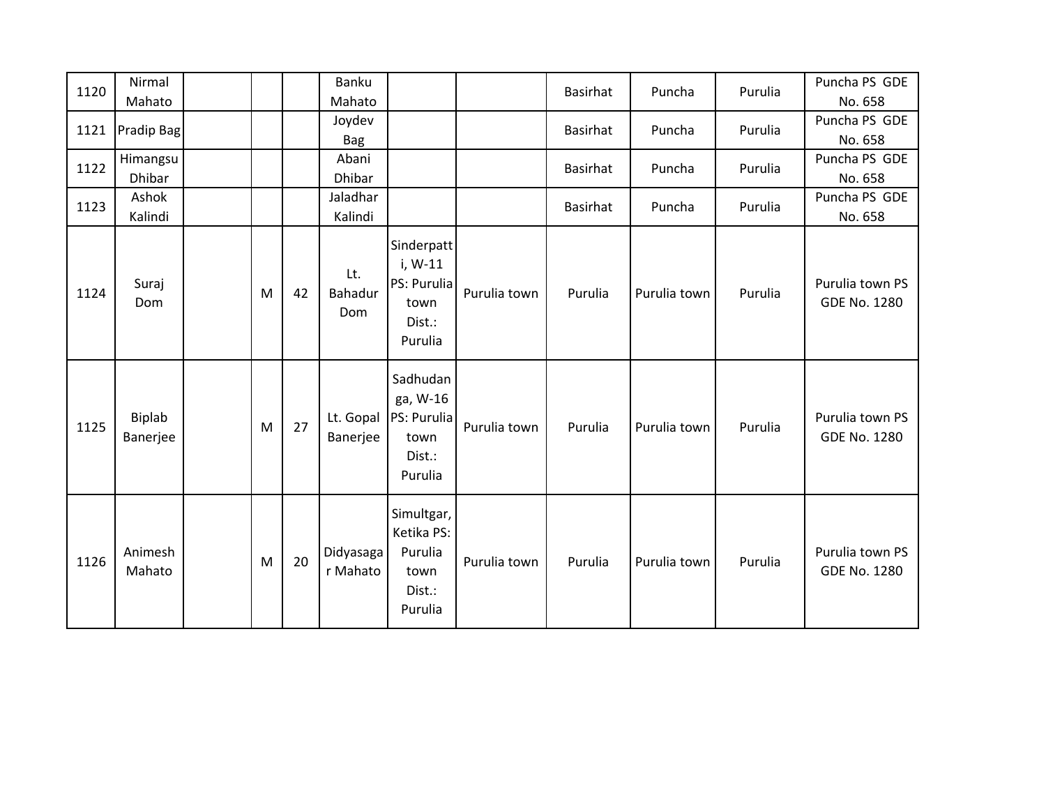| | | | | | | | | | | | |
|---|---|---|---|---|---|---|---|---|---|---|---|
| 1120 | Nirmal Mahato | | | | Banku Mahato | | | Basirhat | Puncha | Purulia | Puncha PS GDE No. 658 |
| 1121 | Pradip Bag | | | | Joydev Bag | | | Basirhat | Puncha | Purulia | Puncha PS GDE No. 658 |
| 1122 | Himangsu Dhibar | | | | Abani Dhibar | | | Basirhat | Puncha | Purulia | Puncha PS GDE No. 658 |
| 1123 | Ashok Kalindi | | | | Jaladhar Kalindi | | | Basirhat | Puncha | Purulia | Puncha PS GDE No. 658 |
| 1124 | Suraj Dom | | M | 42 | Lt. Bahadur Dom | Sinderpatti, W-11 PS: Purulia town Dist.: Purulia | Purulia town | Purulia | Purulia town | Purulia | Purulia town PS GDE No. 1280 |
| 1125 | Biplab Banerjee | | M | 27 | Lt. Gopal Banerjee | Sadhudanga, W-16 PS: Purulia town Dist.: Purulia | Purulia town | Purulia | Purulia town | Purulia | Purulia town PS GDE No. 1280 |
| 1126 | Animesh Mahato | | M | 20 | Didyasagar Mahato | Simultgar, Ketika PS: Purulia town Dist.: Purulia | Purulia town | Purulia | Purulia town | Purulia | Purulia town PS GDE No. 1280 |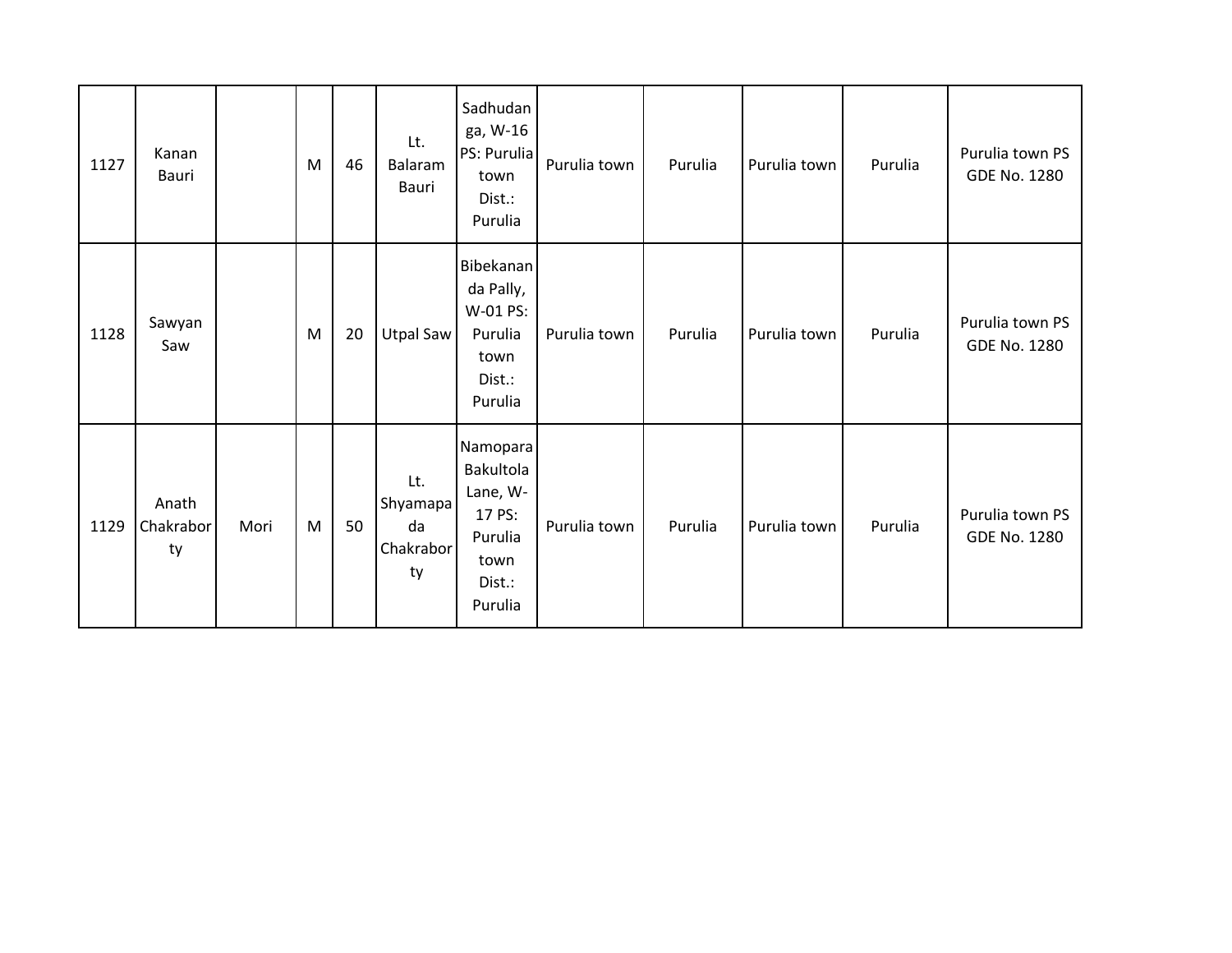| 1127 | Kanan Bauri | | M | 46 | Lt. Balaram Bauri | Sadhudanga, W-16 PS: Purulia town Dist.: Purulia | Purulia town | Purulia | Purulia town | Purulia | Purulia town PS GDE No. 1280 |
|---|---|---|---|---|---|---|---|---|---|---|---|
| 1128 | Sawyan Saw | | M | 20 | Utpal Saw | Bibekananda Pally, W-01 PS: Purulia town Dist.: Purulia | Purulia town | Purulia | Purulia town | Purulia | Purulia town PS GDE No. 1280 |
| 1129 | Anath Chakraborty | Mori | M | 50 | Lt. Shyamapada Chakraborty | Namopara Bakultola Lane, W-17 PS: Purulia town Dist.: Purulia | Purulia town | Purulia | Purulia town | Purulia | Purulia town PS GDE No. 1280 |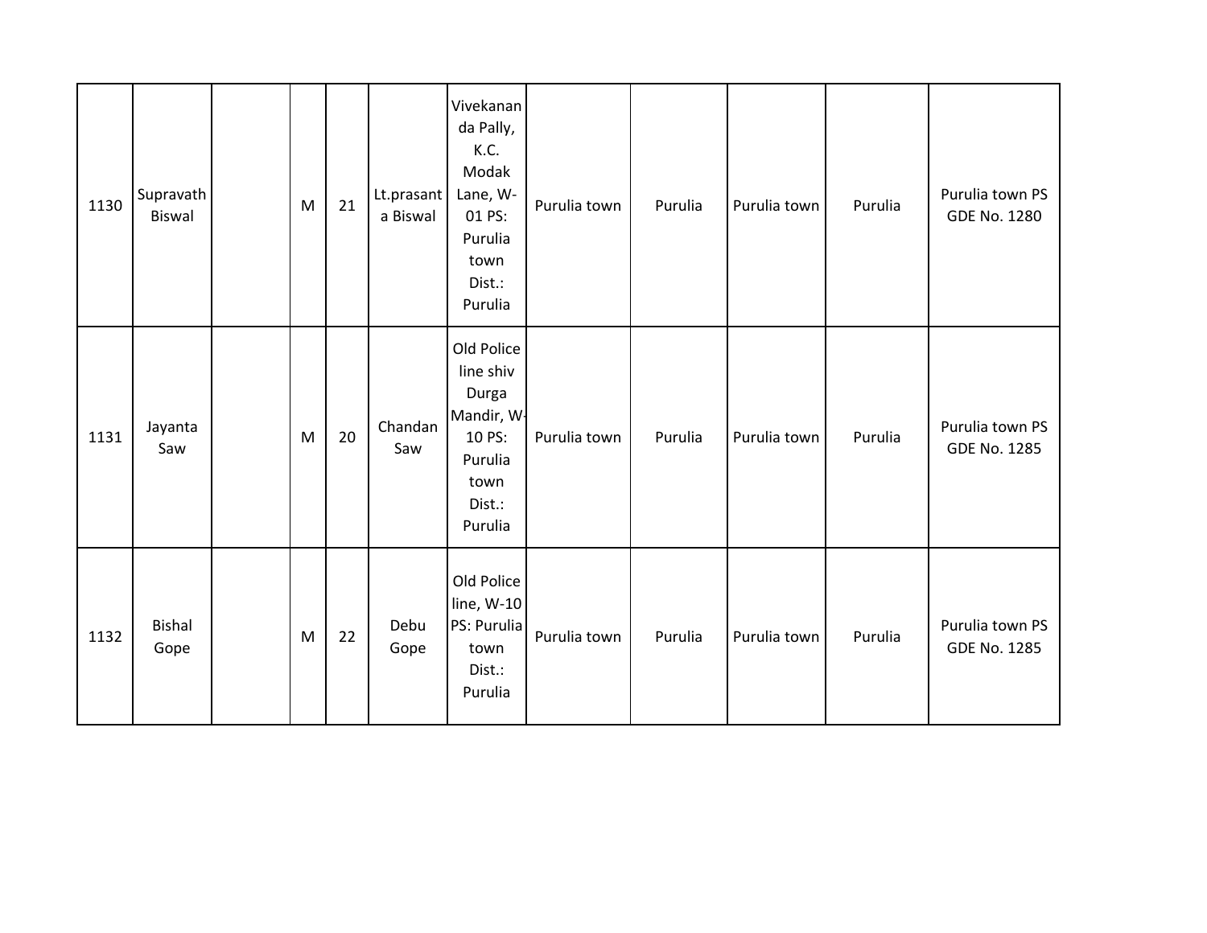| 1130 | Supravath Biswal | | M | 21 | Lt.prasanta Biswal | Vivekananda Pally, K.C. Modak Lane, W-01 PS: Purulia town Dist.: Purulia | Purulia town | Purulia | Purulia town | Purulia | Purulia town PS GDE No. 1280 |
|---|---|---|---|---|---|---|---|---|---|---|---|
| 1131 | Jayanta Saw | | M | 20 | Chandan Saw | Old Police line shiv Durga Mandir, W-10 PS: Purulia town Dist.: Purulia | Purulia town | Purulia | Purulia town | Purulia | Purulia town PS GDE No. 1285 |
| 1132 | Bishal Gope | | M | 22 | Debu Gope | Old Police line, W-10 PS: Purulia town Dist.: Purulia | Purulia town | Purulia | Purulia town | Purulia | Purulia town PS GDE No. 1285 |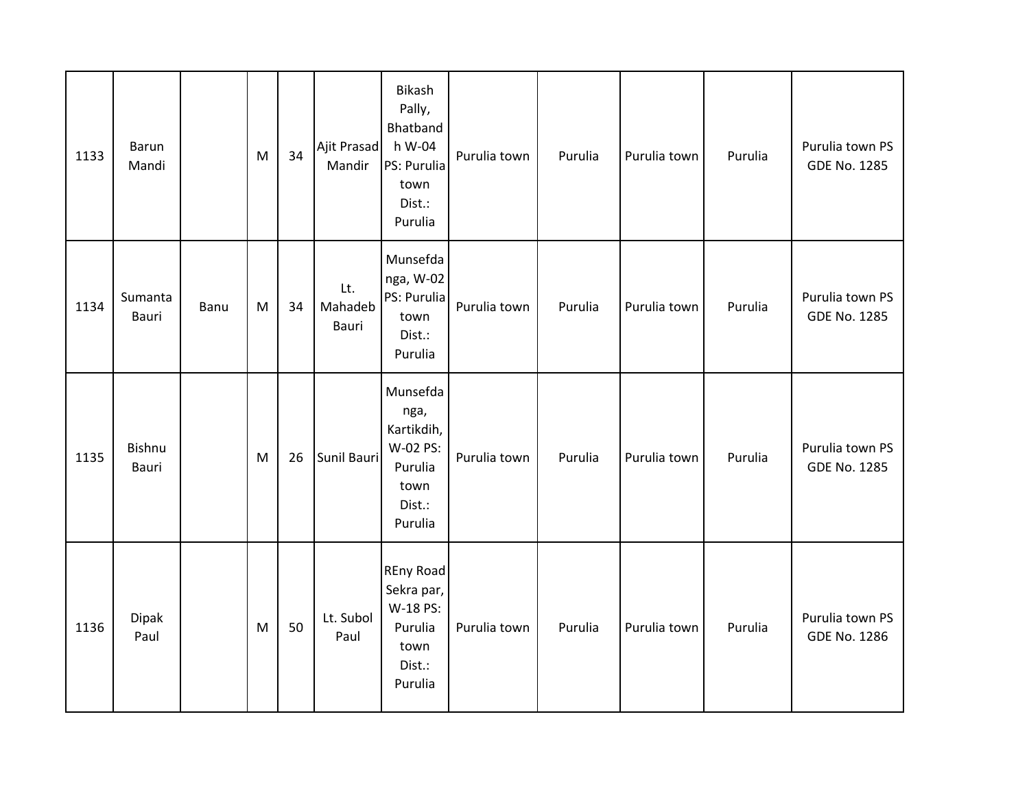| 1133 | Barun Mandi | | M | 34 | Ajit Prasad Mandir | Bikash Pally, Bhatbandh W-04 PS: Purulia town Dist.: Purulia | Purulia town | Purulia | Purulia town | Purulia | Purulia town PS GDE No. 1285 |
|---|---|---|---|---|---|---|---|---|---|---|---|
| 1134 | Sumanta Bauri | Banu | M | 34 | Lt. Mahadeb Bauri | Munsefdanga, W-02 PS: Purulia town Dist.: Purulia | Purulia town | Purulia | Purulia town | Purulia | Purulia town PS GDE No. 1285 |
| 1135 | Bishnu Bauri | | M | 26 | Sunil Bauri | Munsefdanga, Kartikdih, W-02 PS: Purulia town Dist.: Purulia | Purulia town | Purulia | Purulia town | Purulia | Purulia town PS GDE No. 1285 |
| 1136 | Dipak Paul | | M | 50 | Lt. Subol Paul | REny Road Sekra par, W-18 PS: Purulia town Dist.: Purulia | Purulia town | Purulia | Purulia town | Purulia | Purulia town PS GDE No. 1286 |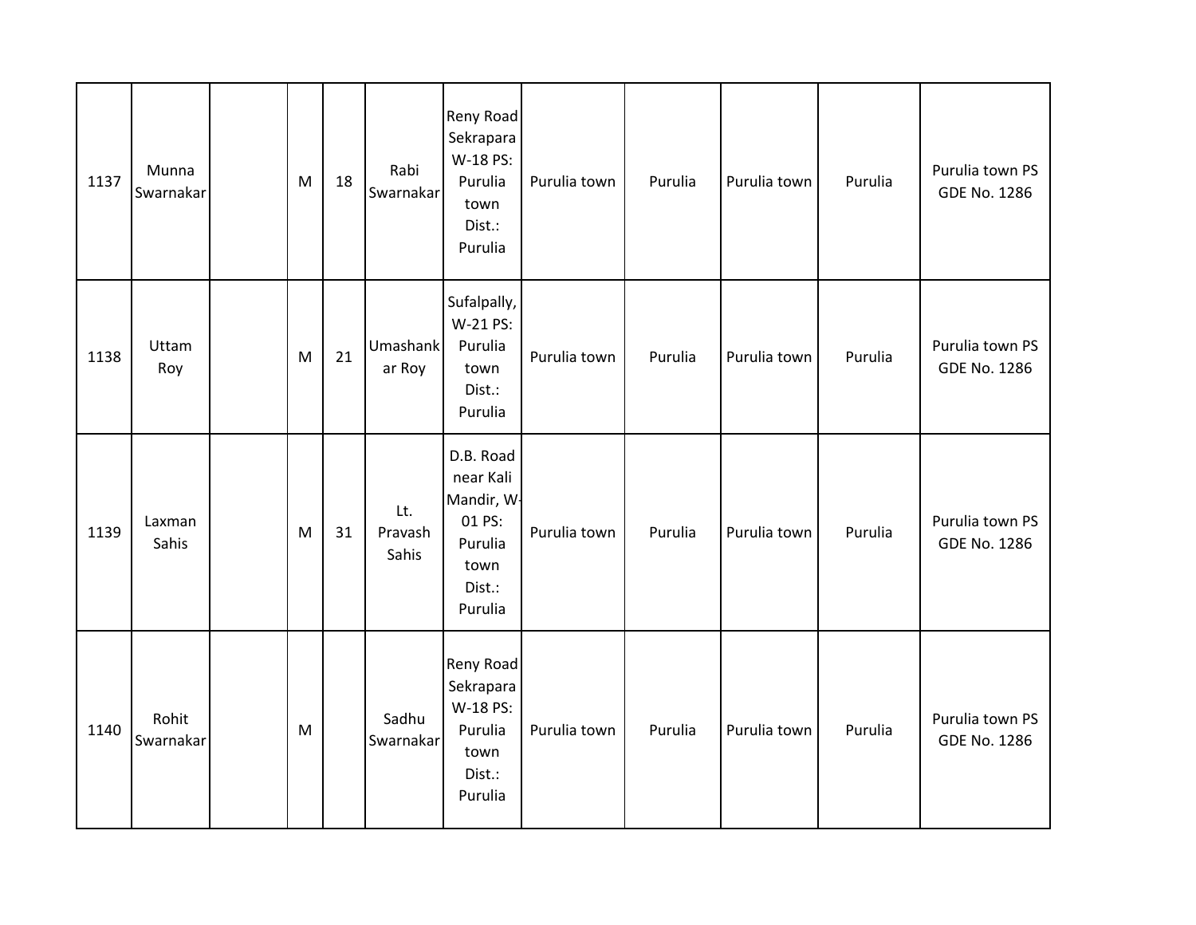| | | | | | | | | | | | |
|---|---|---|---|---|---|---|---|---|---|---|---|
| 1137 | Munna Swarnakar | | M | 18 | Rabi Swarnakar | Reny Road Sekrapara W-18 PS: Purulia town Dist.: Purulia | Purulia town | Purulia | Purulia town | Purulia | Purulia town PS GDE No. 1286 |
| 1138 | Uttam Roy | | M | 21 | Umashankar Roy | Sufalpally, W-21 PS: Purulia town Dist.: Purulia | Purulia town | Purulia | Purulia town | Purulia | Purulia town PS GDE No. 1286 |
| 1139 | Laxman Sahis | | M | 31 | Lt. Pravash Sahis | D.B. Road near Kali Mandir, W-01 PS: Purulia town Dist.: Purulia | Purulia town | Purulia | Purulia town | Purulia | Purulia town PS GDE No. 1286 |
| 1140 | Rohit Swarnakar | | M | | Sadhu Swarnakar | Reny Road Sekrapara W-18 PS: Purulia town Dist.: Purulia | Purulia town | Purulia | Purulia town | Purulia | Purulia town PS GDE No. 1286 |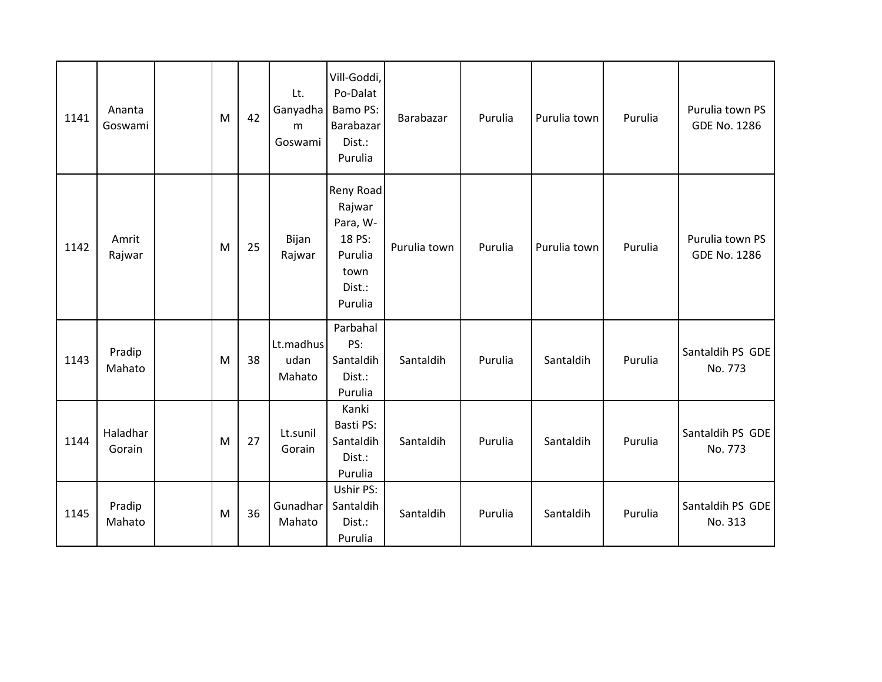| | | | | | | | | | | | |
|---|---|---|---|---|---|---|---|---|---|---|---|
| 1141 | Ananta Goswami | | M | 42 | Lt. Ganyadham Goswami | Vill-Goddi, Po-Dalat Bamo PS: Barabazar Dist.: Purulia | Barabazar | Purulia | Purulia town | Purulia | Purulia town PS GDE No. 1286 |
| 1142 | Amrit Rajwar | | M | 25 | Bijan Rajwar | Reny Road Rajwar Para, W-18 PS: Purulia town Dist.: Purulia | Purulia town | Purulia | Purulia town | Purulia | Purulia town PS GDE No. 1286 |
| 1143 | Pradip Mahato | | M | 38 | Lt.madhusudan Mahato | Parbahal PS: Santaldih Dist.: Purulia | Santaldih | Purulia | Santaldih | Purulia | Santaldih PS GDE No. 773 |
| 1144 | Haladhar Gorain | | M | 27 | Lt.sunil Gorain | Kanki Basti PS: Santaldih Dist.: Purulia | Santaldih | Purulia | Santaldih | Purulia | Santaldih PS GDE No. 773 |
| 1145 | Pradip Mahato | | M | 36 | Gunadhar Mahato | Ushir PS: Santaldih Dist.: Purulia | Santaldih | Purulia | Santaldih | Purulia | Santaldih PS GDE No. 313 |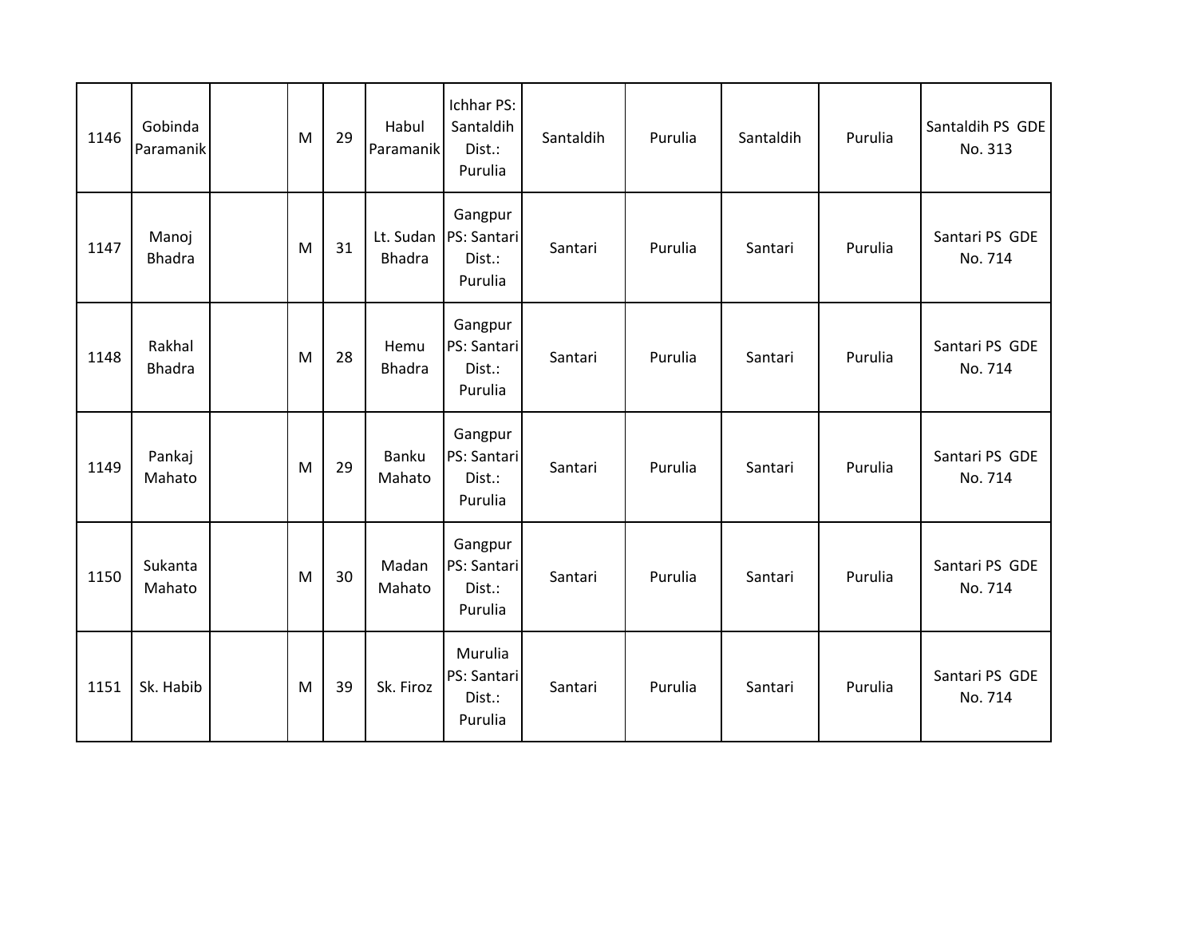| 1146 | Gobinda Paramanik | | M | 29 | Habul Paramanik | Ichhar PS: Santaldih Dist.: Purulia | Santaldih | Purulia | Santaldih | Purulia | Santaldih PS GDE No. 313 |
|---|---|---|---|---|---|---|---|---|---|---|---|
| 1147 | Manoj Bhadra | | M | 31 | Lt. Sudan Bhadra | Gangpur PS: Santari Dist.: Purulia | Santari | Purulia | Santari | Purulia | Santari PS GDE No. 714 |
| 1148 | Rakhal Bhadra | | M | 28 | Hemu Bhadra | Gangpur PS: Santari Dist.: Purulia | Santari | Purulia | Santari | Purulia | Santari PS GDE No. 714 |
| 1149 | Pankaj Mahato | | M | 29 | Banku Mahato | Gangpur PS: Santari Dist.: Purulia | Santari | Purulia | Santari | Purulia | Santari PS GDE No. 714 |
| 1150 | Sukanta Mahato | | M | 30 | Madan Mahato | Gangpur PS: Santari Dist.: Purulia | Santari | Purulia | Santari | Purulia | Santari PS GDE No. 714 |
| 1151 | Sk. Habib | | M | 39 | Sk. Firoz | Murulia PS: Santari Dist.: Purulia | Santari | Purulia | Santari | Purulia | Santari PS GDE No. 714 |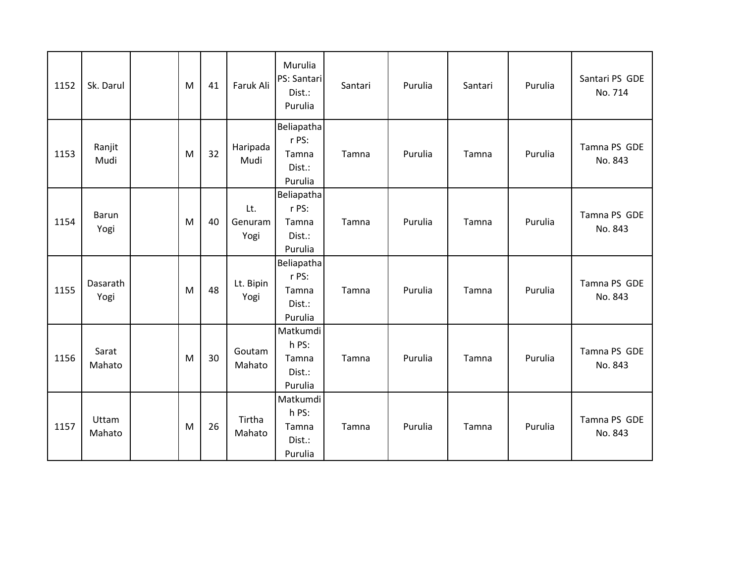| 1152 | Sk. Darul | | M | 41 | Faruk Ali | Murulia PS: Santari Dist.: Purulia | Santari | Purulia | Santari | Purulia | Santari PS GDE No. 714 |
|---|---|---|---|---|---|---|---|---|---|---|---|
| 1153 | Ranjit Mudi | | M | 32 | Haripada Mudi | Beliapathar PS: Tamna Dist.: Purulia | Tamna | Purulia | Tamna | Purulia | Tamna PS GDE No. 843 |
| 1154 | Barun Yogi | | M | 40 | Lt. Genuram Yogi | Beliapathar PS: Tamna Dist.: Purulia | Tamna | Purulia | Tamna | Purulia | Tamna PS GDE No. 843 |
| 1155 | Dasarath Yogi | | M | 48 | Lt. Bipin Yogi | Beliapathar PS: Tamna Dist.: Purulia | Tamna | Purulia | Tamna | Purulia | Tamna PS GDE No. 843 |
| 1156 | Sarat Mahato | | M | 30 | Goutam Mahato | Matkumdih PS: Tamna Dist.: Purulia | Tamna | Purulia | Tamna | Purulia | Tamna PS GDE No. 843 |
| 1157 | Uttam Mahato | | M | 26 | Tirtha Mahato | Matkumdih PS: Tamna Dist.: Purulia | Tamna | Purulia | Tamna | Purulia | Tamna PS GDE No. 843 |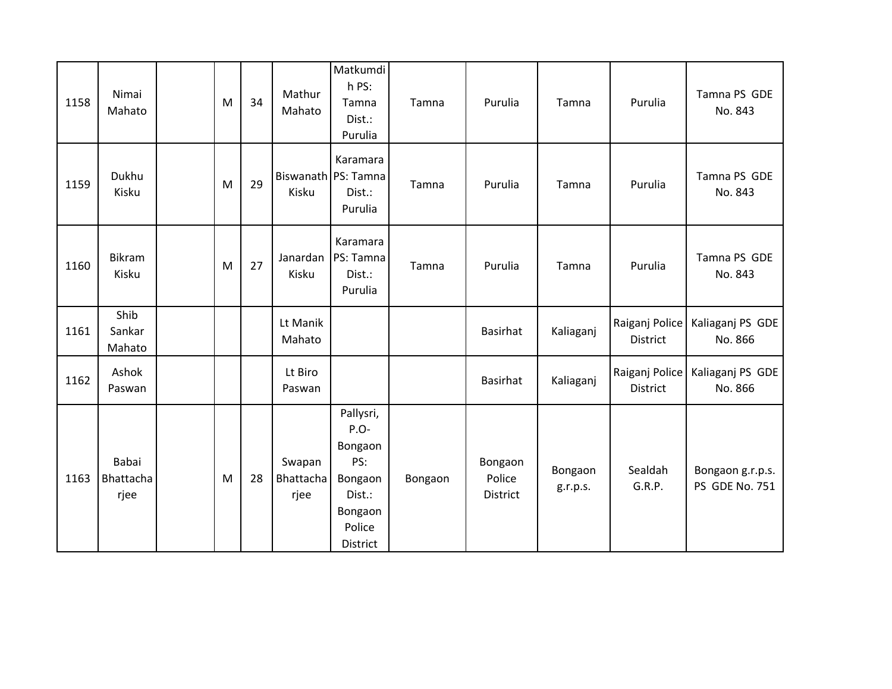| | | | | | | | | | | | |
|---|---|---|---|---|---|---|---|---|---|---|---|
| 1158 | Nimai Mahato | | M | 34 | Mathur Mahato | Matkumdih PS: Tamna Dist.: Purulia | Tamna | Purulia | Tamna | Purulia | Tamna PS GDE No. 843 |
| 1159 | Dukhu Kisku | | M | 29 | Biswanath Kisku | Karamara PS: Tamna Dist.: Purulia | Tamna | Purulia | Tamna | Purulia | Tamna PS GDE No. 843 |
| 1160 | Bikram Kisku | | M | 27 | Janardan Kisku | Karamara PS: Tamna Dist.: Purulia | Tamna | Purulia | Tamna | Purulia | Tamna PS GDE No. 843 |
| 1161 | Shib Sankar Mahato | | | | Lt Manik Mahato | | | Basirhat | Kaliaganj | Raiganj Police District | Kaliaganj PS GDE No. 866 |
| 1162 | Ashok Paswan | | | | Lt Biro Paswan | | | Basirhat | Kaliaganj | Raiganj Police District | Kaliaganj PS GDE No. 866 |
| 1163 | Babai Bhattacharjee | | M | 28 | Swapan Bhattacharjee | Pallysri, P.O- Bongaon PS: Bongaon Dist.: Bongaon Police District | Bongaon | Bongaon Police District | Bongaon g.r.p.s. | Sealdah G.R.P. | Bongaon g.r.p.s. PS GDE No. 751 |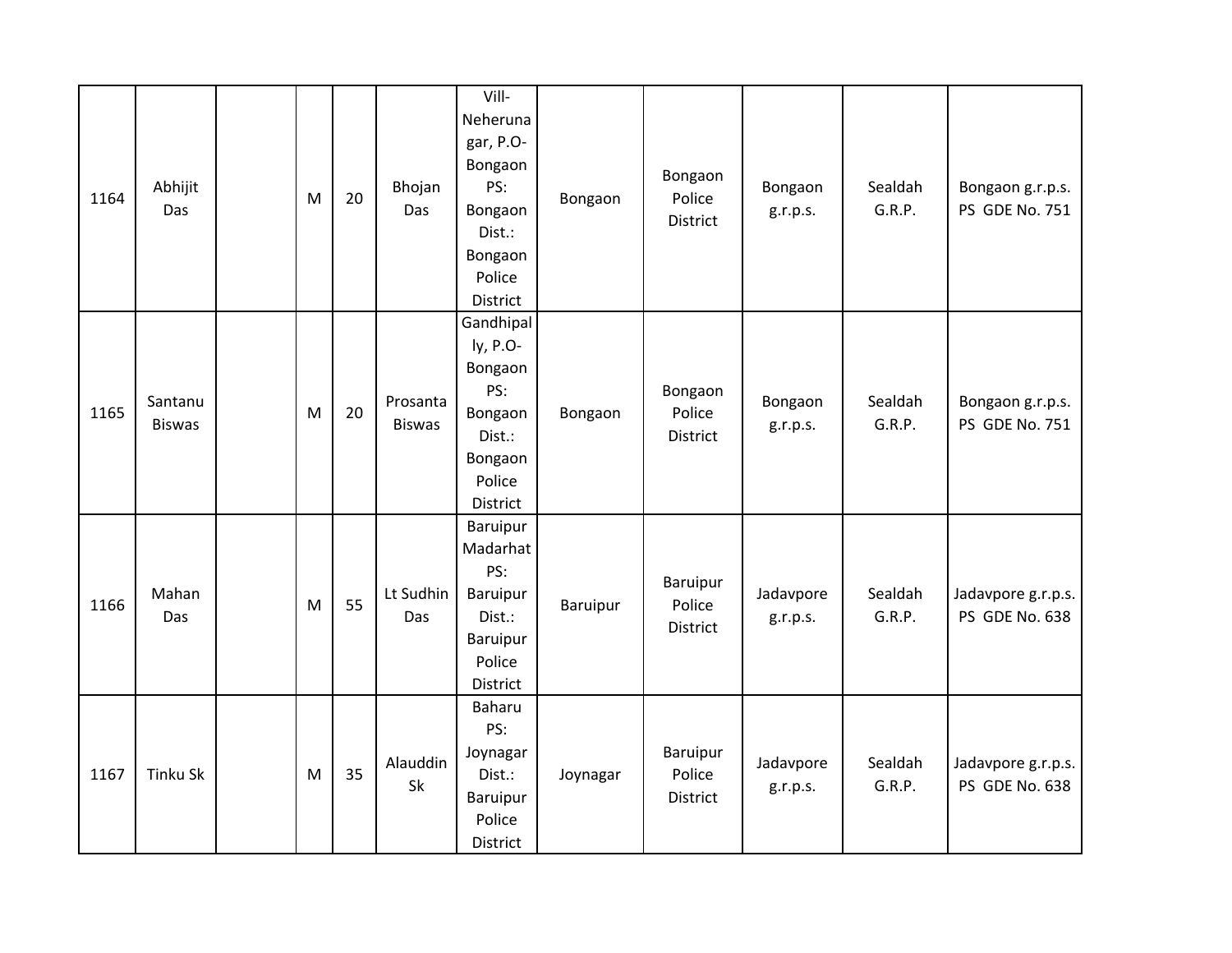| 1164 | Abhijit Das | | M | 20 | Bhojan Das | Vill-Neherunagar, P.O-Bongaon PS: Bongaon Dist.: Bongaon Police District | Bongaon | Bongaon Police District | Bongaon g.r.p.s. | Sealdah G.R.P. | Bongaon g.r.p.s. PS GDE No. 751 |
|---|---|---|---|---|---|---|---|---|---|---|---|
| 1165 | Santanu Biswas | | M | 20 | Prosanta Biswas | Gandhipally, P.O-Bongaon PS: Bongaon Dist.: Bongaon Police District | Bongaon | Bongaon Police District | Bongaon g.r.p.s. | Sealdah G.R.P. | Bongaon g.r.p.s. PS GDE No. 751 |
| 1166 | Mahan Das | | M | 55 | Lt Sudhin Das | Baruipur Madarhat PS: Baruipur Dist.: Baruipur Police District | Baruipur | Baruipur Police District | Jadavpore g.r.p.s. | Sealdah G.R.P. | Jadavpore g.r.p.s. PS GDE No. 638 |
| 1167 | Tinku Sk | | M | 35 | Alauddin Sk | Baharu PS: Joynagar Dist.: Baruipur Police District | Joynagar | Baruipur Police District | Jadavpore g.r.p.s. | Sealdah G.R.P. | Jadavpore g.r.p.s. PS GDE No. 638 |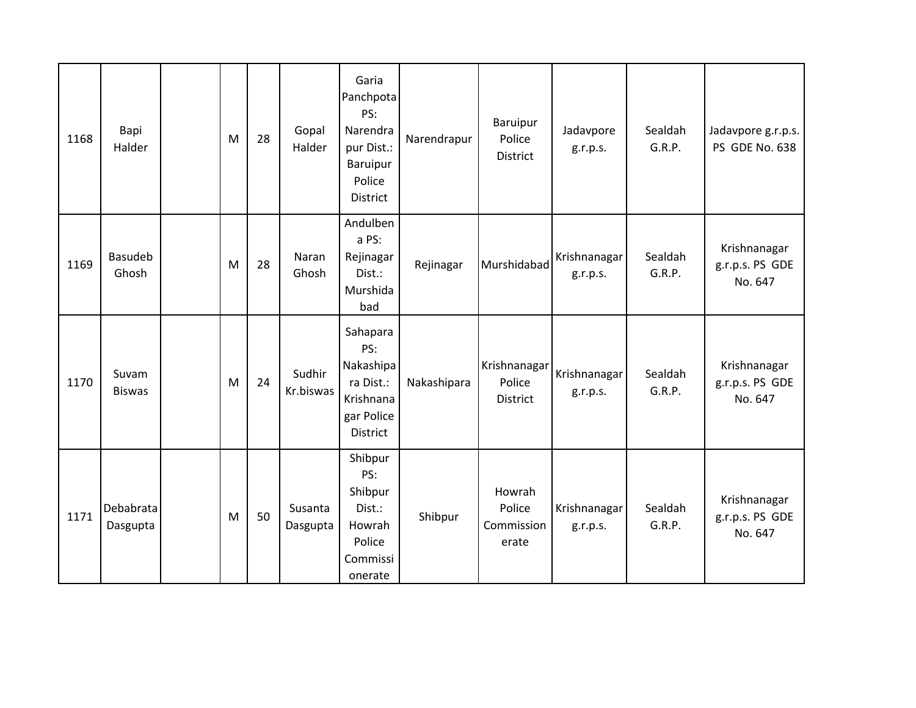| | | | | | | | | | | | |
|---|---|---|---|---|---|---|---|---|---|---|---|
| 1168 | Bapi Halder | | M | 28 | Gopal Halder | Garia Panchpota PS: Narendrapur Dist.: Baruipur Police District | Narendrapur | Baruipur Police District | Jadavpore g.r.p.s. | Sealdah G.R.P. | Jadavpore g.r.p.s. PS GDE No. 638 |
| 1169 | Basudeb Ghosh | | M | 28 | Naran Ghosh | Andulbena PS: Rejinagar Dist.: Murshidabad | Rejinagar | Murshidabad | Krishnanagar g.r.p.s. | Sealdah G.R.P. | Krishnanagar g.r.p.s. PS GDE No. 647 |
| 1170 | Suvam Biswas | | M | 24 | Sudhir Kr.biswas | Sahapara PS: Nakashipara Dist.: Krishnanagar Police District | Nakashipara | Krishnanagar Police District | Krishnanagar g.r.p.s. | Sealdah G.R.P. | Krishnanagar g.r.p.s. PS GDE No. 647 |
| 1171 | Debabrata Dasgupta | | M | 50 | Susanta Dasgupta | Shibpur PS: Shibpur Dist.: Howrah Police Commissionerate | Shibpur | Howrah Police Commissionerate | Krishnanagar g.r.p.s. | Sealdah G.R.P. | Krishnanagar g.r.p.s. PS GDE No. 647 |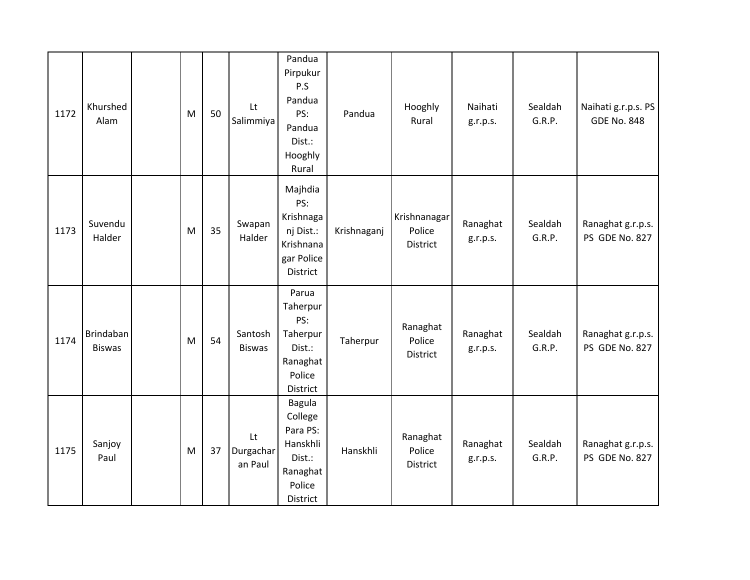| | | | | | | | | | | | |
|---|---|---|---|---|---|---|---|---|---|---|---|
| 1172 | Khurshed Alam | | M | 50 | Lt Salimmiya | Pandua Pirpukur P.S Pandua PS: Pandua Dist.: Hooghly Rural | Pandua | Hooghly Rural | Naihati g.r.p.s. | Sealdah G.R.P. | Naihati g.r.p.s. PS GDE No. 848 |
| 1173 | Suvendu Halder | | M | 35 | Swapan Halder | Majhdia PS: Krishnaganj Dist.: Krishnanagar Police District | Krishnaganj | Krishnanagar Police District | Ranaghat g.r.p.s. | Sealdah G.R.P. | Ranaghat g.r.p.s. PS GDE No. 827 |
| 1174 | Brindaban Biswas | | M | 54 | Santosh Biswas | Parua Taherpur PS: Taherpur Dist.: Ranaghat Police District | Taherpur | Ranaghat Police District | Ranaghat g.r.p.s. | Sealdah G.R.P. | Ranaghat g.r.p.s. PS GDE No. 827 |
| 1175 | Sanjoy Paul | | M | 37 | Lt Durgacharan Paul | Bagula College Para PS: Hanskhli Dist.: Ranaghat Police District | Hanskhli | Ranaghat Police District | Ranaghat g.r.p.s. | Sealdah G.R.P. | Ranaghat g.r.p.s. PS GDE No. 827 |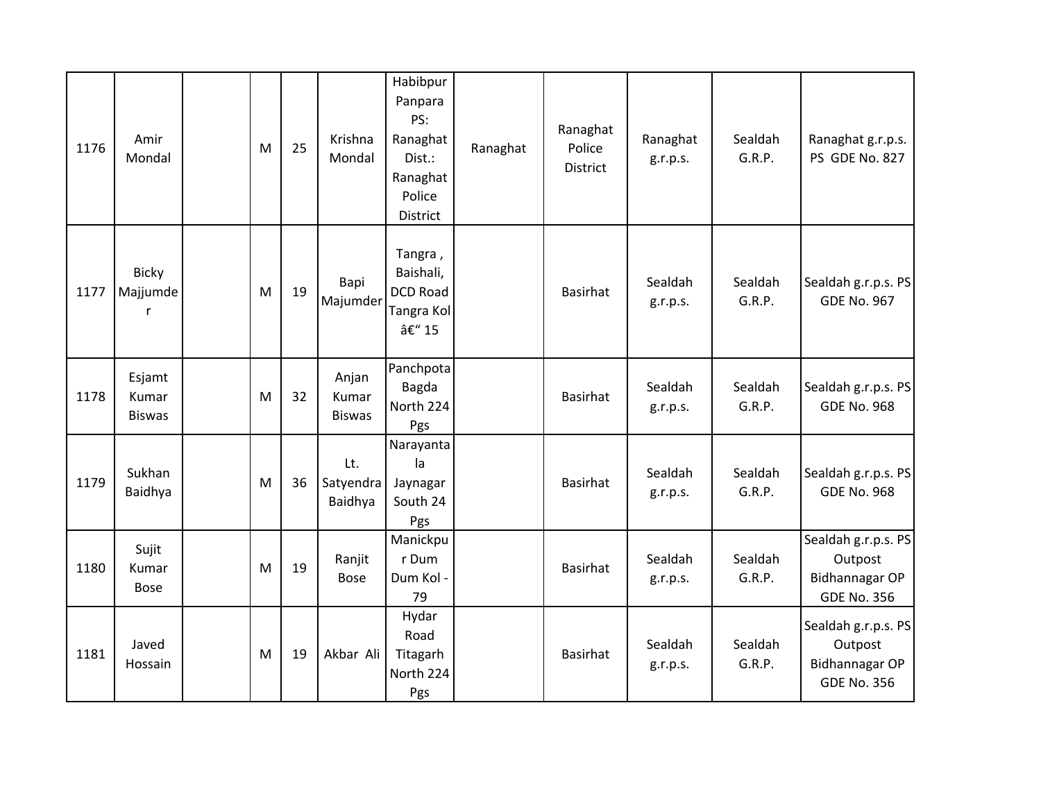| 1176 | Amir Mondal | | M | 25 | Krishna Mondal | Habibpur Panpara PS: Ranaghat Dist.: Ranaghat Police District | Ranaghat | Ranaghat Police District | Ranaghat g.r.p.s. | Sealdah G.R.P. | Ranaghat g.r.p.s. PS GDE No. 827 |
|---|---|---|---|---|---|---|---|---|---|---|---|
| 1177 | Bicky Majjumder | | M | 19 | Bapi Majumder | Tangra , Baishali, DCD Road Tangra Kol â€“ 15 | | Basirhat | Sealdah g.r.p.s. | Sealdah G.R.P. | Sealdah g.r.p.s. PS GDE No. 967 |
| 1178 | Esjamt Kumar Biswas | | M | 32 | Anjan Kumar Biswas | Panchpota Bagda North 224 Pgs | | Basirhat | Sealdah g.r.p.s. | Sealdah G.R.P. | Sealdah g.r.p.s. PS GDE No. 968 |
| 1179 | Sukhan Baidhya | | M | 36 | Lt. Satyendra Baidhya | Narayantala Jaynagar South 24 Pgs | | Basirhat | Sealdah g.r.p.s. | Sealdah G.R.P. | Sealdah g.r.p.s. PS GDE No. 968 |
| 1180 | Sujit Kumar Bose | | M | 19 | Ranjit Bose | Manickpur Dum Dum Kol - 79 | | Basirhat | Sealdah g.r.p.s. | Sealdah G.R.P. | Sealdah g.r.p.s. PS Outpost Bidhannagar OP GDE No. 356 |
| 1181 | Javed Hossain | | M | 19 | Akbar Ali | Hydar Road Titagarh North 224 Pgs | | Basirhat | Sealdah g.r.p.s. | Sealdah G.R.P. | Sealdah g.r.p.s. PS Outpost Bidhannagar OP GDE No. 356 |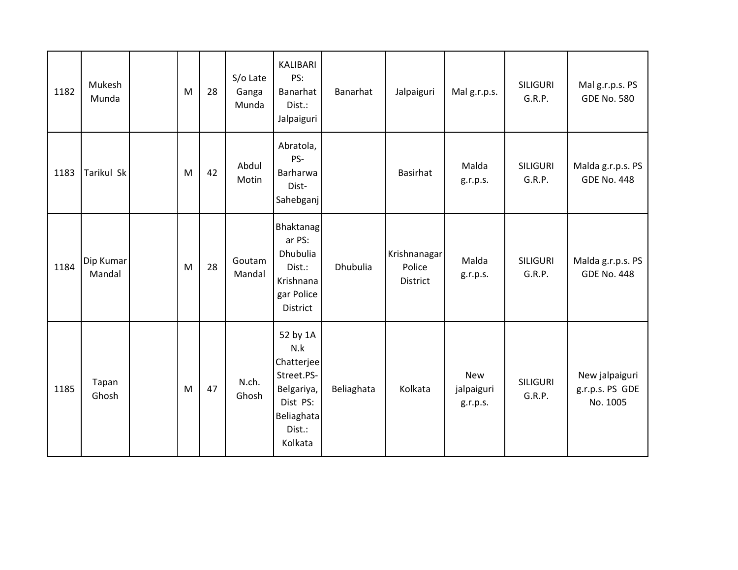| | | | | | | | | | | | |
|---|---|---|---|---|---|---|---|---|---|---|---|
| 1182 | Mukesh Munda | | M | 28 | S/o Late Ganga Munda | KALIBARI PS: Banarhat Dist.: Jalpaiguri | Banarhat | Jalpaiguri | Mal g.r.p.s. | SILIGURI G.R.P. | Mal g.r.p.s. PS GDE No. 580 |
| 1183 | Tarikul Sk | | M | 42 | Abdul Motin | Abratola, PS- Barharwa Dist- Sahebganj | | Basirhat | Malda g.r.p.s. | SILIGURI G.R.P. | Malda g.r.p.s. PS GDE No. 448 |
| 1184 | Dip Kumar Mandal | | M | 28 | Goutam Mandal | Bhaktanagar PS: Dhubulia Dist.: Krishnanagar Police District | Dhubulia | Krishnanagar Police District | Malda g.r.p.s. | SILIGURI G.R.P. | Malda g.r.p.s. PS GDE No. 448 |
| 1185 | Tapan Ghosh | | M | 47 | N.ch. Ghosh | 52 by 1A N.k Chatterjee Street.PS- Belgariya, Dist PS: Beliaghata Dist.: Kolkata | Beliaghata | Kolkata | New jalpaiguri g.r.p.s. | SILIGURI G.R.P. | New jalpaiguri g.r.p.s. PS GDE No. 1005 |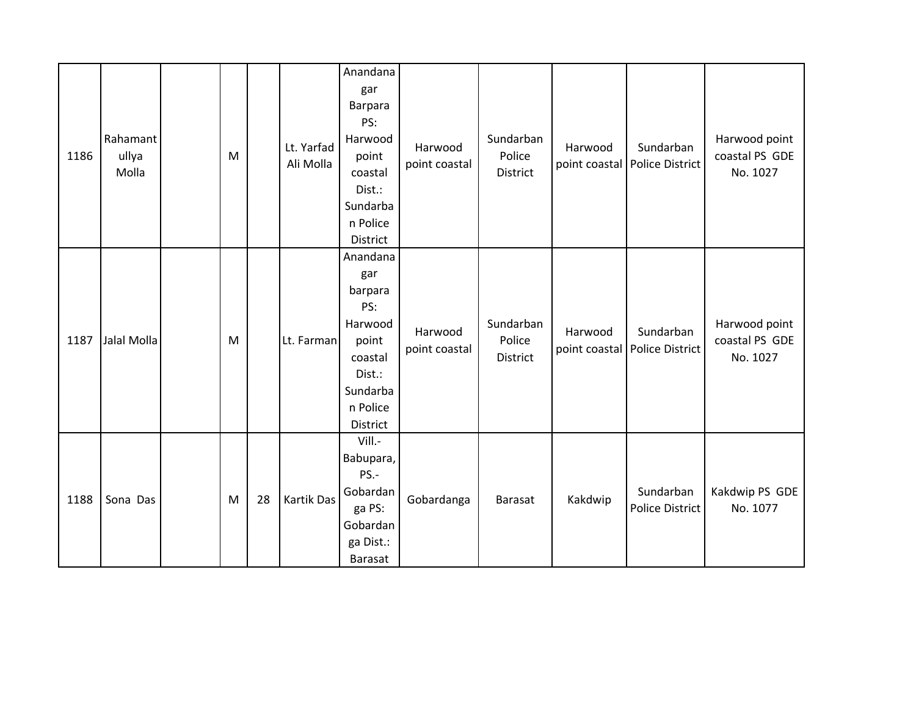| | | | | | | | | | | | |
|---|---|---|---|---|---|---|---|---|---|---|---|
| 1186 | Rahamantullya Molla | | M | | Lt. Yarfad Ali Molla | Anandanagar Barpara PS: Harwood point coastal Dist.: Sundarban Police District | Harwood point coastal | Sundarban Police District | Harwood point coastal | Sundarban Police District | Harwood point coastal PS GDE No. 1027 |
| 1187 | Jalal Molla | | M | | Lt. Farman | Anandanagar barpara PS: Harwood point coastal Dist.: Sundarban Police District | Harwood point coastal | Sundarban Police District | Harwood point coastal | Sundarban Police District | Harwood point coastal PS GDE No. 1027 |
| 1188 | Sona Das | | M | 28 | Kartik Das | Vill.-Babupara, PS.-Gobardanga PS: Gobardanga Dist.: Barasat | Gobardanga | Barasat | Kakdwip | Sundarban Police District | Kakdwip PS GDE No. 1077 |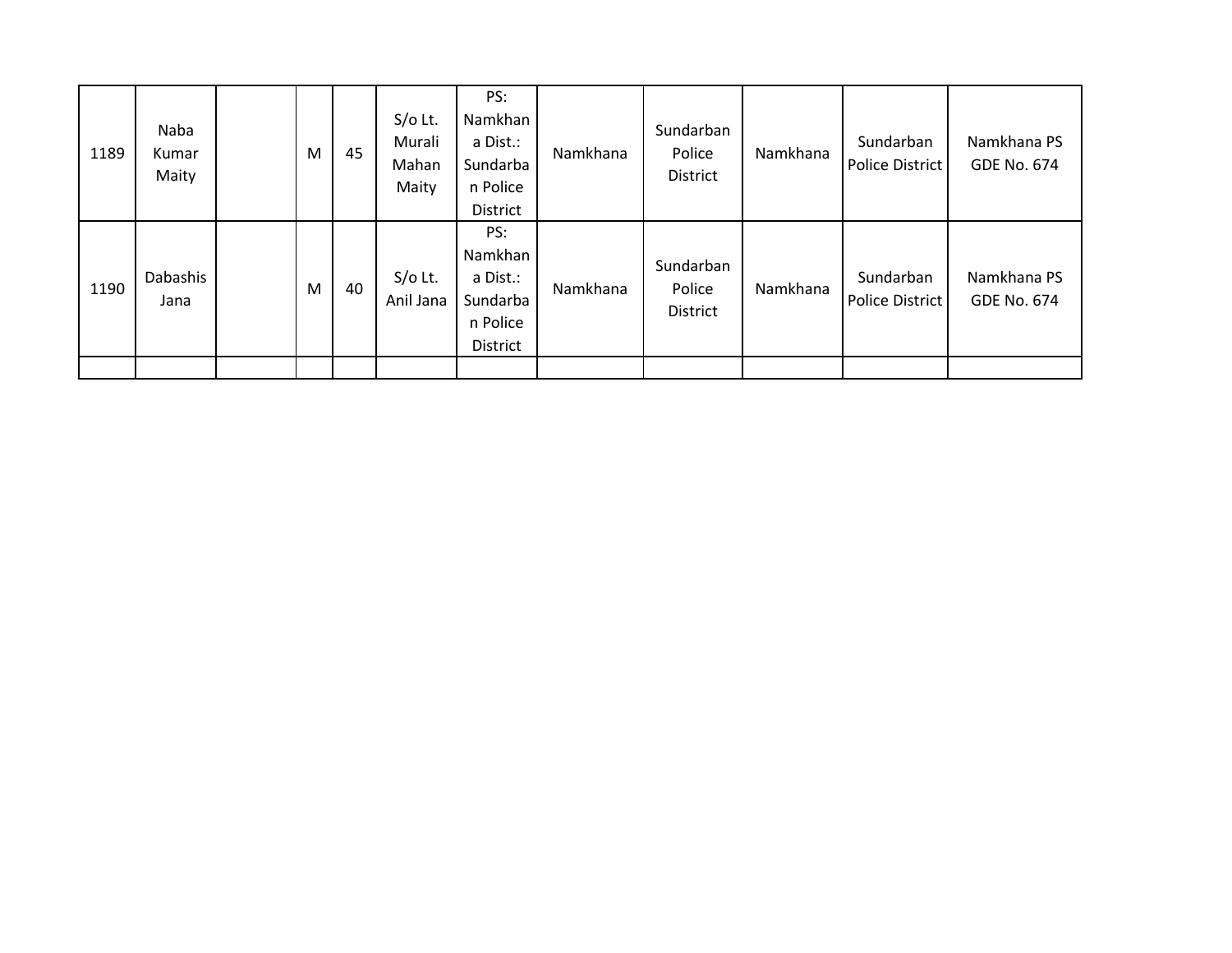| | | | | | | | | | | | |
|---|---|---|---|---|---|---|---|---|---|---|---|
| 1189 | Naba Kumar Maity | | M | 45 | S/o Lt. Murali Mahan Maity | PS: Namkhana Dist.: Sundarban Police District | Namkhana | Sundarban Police District | Namkhana | Sundarban Police District | Namkhana PS GDE No. 674 |
| 1190 | Dabashis Jana | | M | 40 | S/o Lt. Anil Jana | PS: Namkhana Dist.: Sundarban Police District | Namkhana | Sundarban Police District | Namkhana | Sundarban Police District | Namkhana PS GDE No. 674 |
| | | | | | | | | | | | |